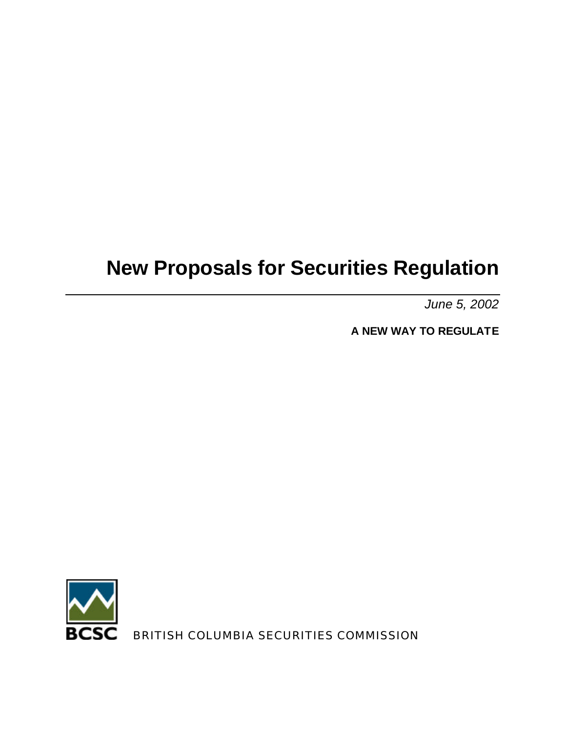# New Proposals for Securities Regulation

*June 5, 2002*

**A NEW WAY TO REGULATE**

BCSC BRITISH COLUMBIA SECURITIES COMMISSION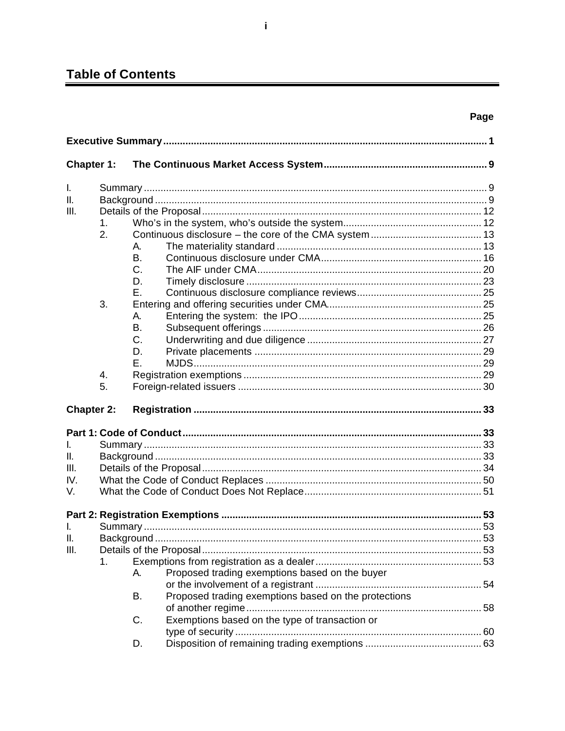# Table of Contents

| | Page |
|---|---|
| **Executive Summary** | **1** |
| **Chapter 1: The Continuous Market Access System** | **9** |
| I. Summary | 9 |
| II. Background | 9 |
| III. Details of the Proposal | 12 |
| 1. Who's in the system, who's outside the system | 12 |
| 2. Continuous disclosure – the core of the CMA system | 13 |
| A. The materiality standard | 13 |
| B. Continuous disclosure under CMA | 16 |
| C. The AIF under CMA | 20 |
| D. Timely disclosure | 23 |
| E. Continuous disclosure compliance reviews | 25 |
| 3. Entering and offering securities under CMA | 25 |
| A. Entering the system: the IPO | 25 |
| B. Subsequent offerings | 26 |
| C. Underwriting and due diligence | 27 |
| D. Private placements | 29 |
| E. MJDS | 29 |
| 4. Registration exemptions | 29 |
| 5. Foreign-related issuers | 30 |
| **Chapter 2: Registration** | **33** |
| **Part 1: Code of Conduct** | **33** |
| I. Summary | 33 |
| II. Background | 33 |
| III. Details of the Proposal | 34 |
| IV. What the Code of Conduct Replaces | 50 |
| V. What the Code of Conduct Does Not Replace | 51 |
| **Part 2: Registration Exemptions** | **53** |
| I. Summary | 53 |
| II. Background | 53 |
| III. Details of the Proposal | 53 |
| 1. Exemptions from registration as a dealer | 53 |
| A. Proposed trading exemptions based on the buyer or the involvement of a registrant | 54 |
| B. Proposed trading exemptions based on the protections of another regime | 58 |
| C. Exemptions based on the type of transaction or type of security | 60 |
| D. Disposition of remaining trading exemptions | 63 |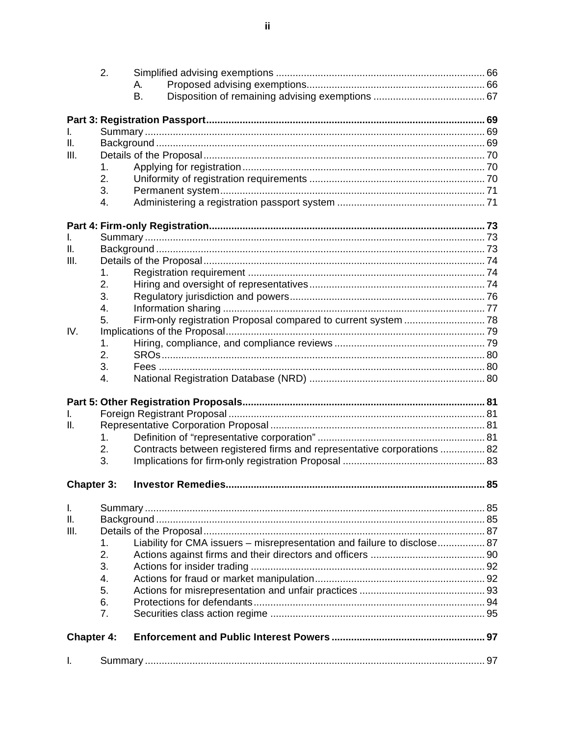2. Simplified advising exemptions ..... 66

A. Proposed advising exemptions..... 66

B. Disposition of remaining advising exemptions ..... 67

**Part 3: Registration Passport..... 69**

I. Summary ..... 69

II. Background ..... 69

III. Details of the Proposal ..... 70

1. Applying for registration ..... 70
2. Uniformity of registration requirements ..... 70
3. Permanent system ..... 71
4. Administering a registration passport system ..... 71

**Part 4: Firm-only Registration..... 73**

I. Summary ..... 73

II. Background ..... 73

III. Details of the Proposal ..... 74

1. Registration requirement ..... 74
2. Hiring and oversight of representatives ..... 74
3. Regulatory jurisdiction and powers ..... 76
4. Information sharing ..... 77
5. Firm-only registration Proposal compared to current system ..... 78

IV. Implications of the Proposal ..... 79

1. Hiring, compliance, and compliance reviews ..... 79
2. SROs ..... 80
3. Fees ..... 80
4. National Registration Database (NRD) ..... 80

**Part 5: Other Registration Proposals..... 81**

I. Foreign Registrant Proposal ..... 81

II. Representative Corporation Proposal ..... 81

1. Definition of "representative corporation" ..... 81
2. Contracts between registered firms and representative corporations ..... 82
3. Implications for firm-only registration Proposal ..... 83

**Chapter 3: Investor Remedies..... 85**

I. Summary ..... 85

II. Background ..... 85

III. Details of the Proposal ..... 87

1. Liability for CMA issuers – misrepresentation and failure to disclose ..... 87
2. Actions against firms and their directors and officers ..... 90
3. Actions for insider trading ..... 92
4. Actions for fraud or market manipulation ..... 92
5. Actions for misrepresentation and unfair practices ..... 93
6. Protections for defendants ..... 94
7. Securities class action regime ..... 95

**Chapter 4: Enforcement and Public Interest Powers ..... 97**

I. Summary ..... 97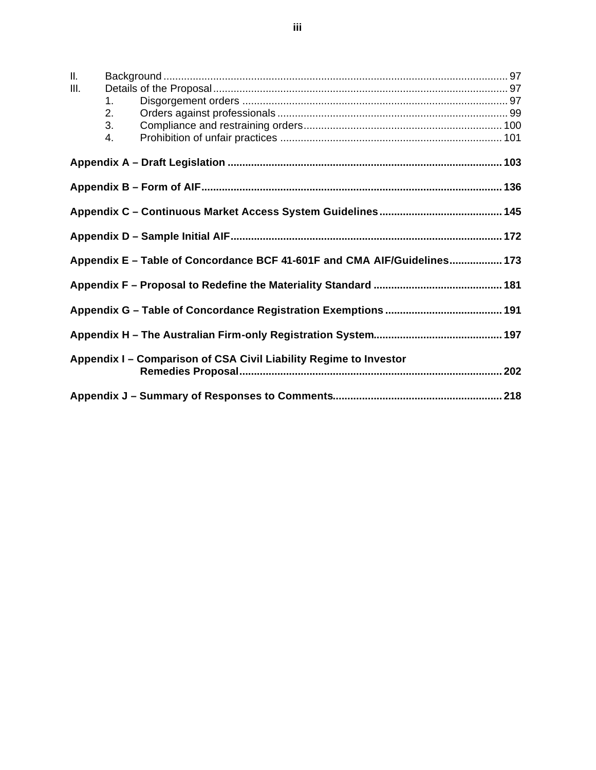II. Background ..... 97

III. Details of the Proposal ..... 97

1. Disgorgement orders ..... 97
2. Orders against professionals ..... 99
3. Compliance and restraining orders ..... 100
4. Prohibition of unfair practices ..... 101

**Appendix A – Draft Legislation ..... 103**

**Appendix B – Form of AIF ..... 136**

**Appendix C – Continuous Market Access System Guidelines ..... 145**

**Appendix D – Sample Initial AIF ..... 172**

**Appendix E – Table of Concordance BCF 41-601F and CMA AIF/Guidelines ..... 173**

**Appendix F – Proposal to Redefine the Materiality Standard ..... 181**

**Appendix G – Table of Concordance Registration Exemptions ..... 191**

**Appendix H – The Australian Firm-only Registration System ..... 197**

**Appendix I – Comparison of CSA Civil Liability Regime to Investor Remedies Proposal ..... 202**

**Appendix J – Summary of Responses to Comments ..... 218**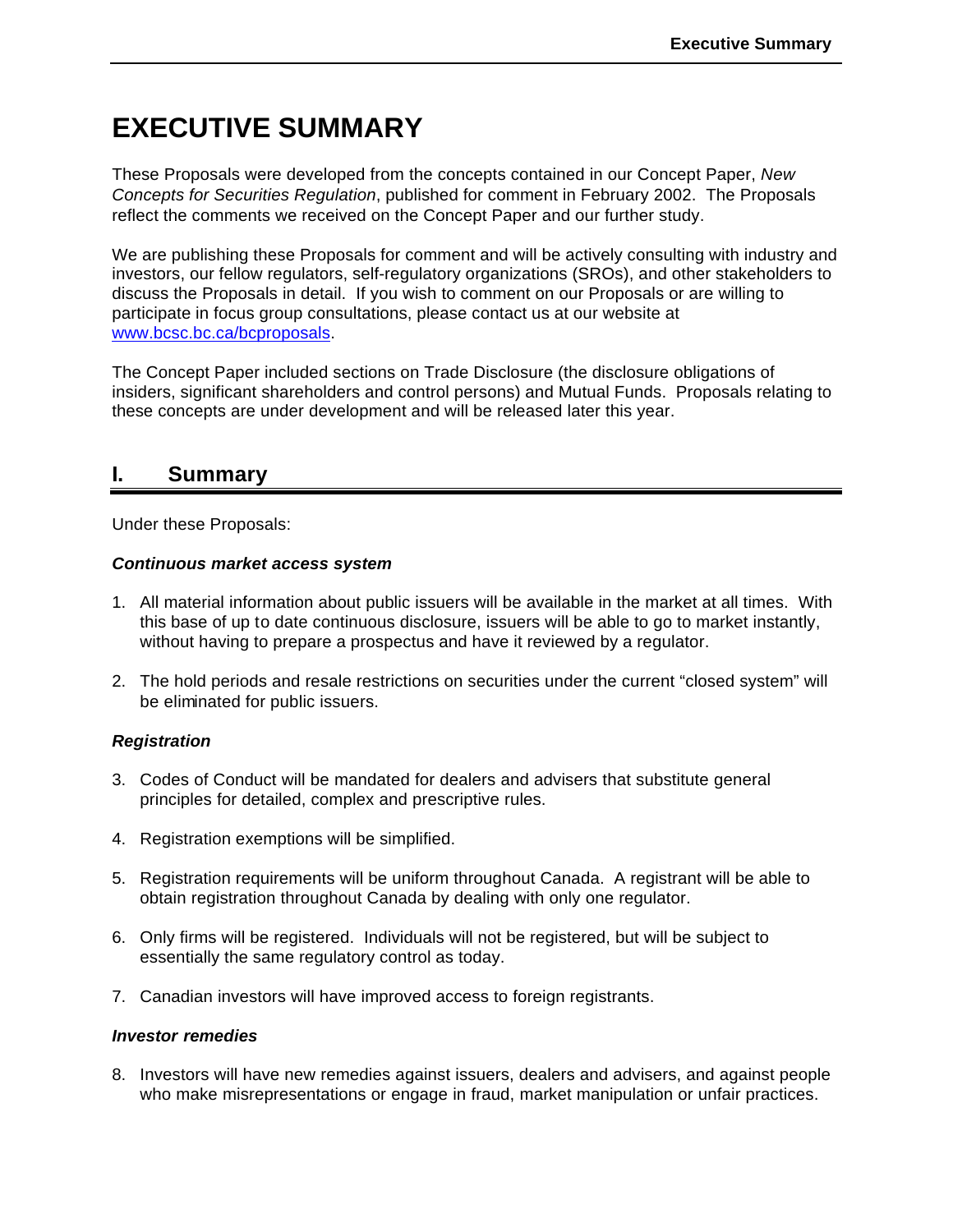# EXECUTIVE SUMMARY

These Proposals were developed from the concepts contained in our Concept Paper, *New Concepts for Securities Regulation*, published for comment in February 2002. The Proposals reflect the comments we received on the Concept Paper and our further study.

We are publishing these Proposals for comment and will be actively consulting with industry and investors, our fellow regulators, self-regulatory organizations (SROs), and other stakeholders to discuss the Proposals in detail. If you wish to comment on our Proposals or are willing to participate in focus group consultations, please contact us at our website at [www.bcsc.bc.ca/bcproposals](www.bcsc.bc.ca/bcproposals).

The Concept Paper included sections on Trade Disclosure (the disclosure obligations of insiders, significant shareholders and control persons) and Mutual Funds. Proposals relating to these concepts are under development and will be released later this year.

## I. Summary

Under these Proposals:

***Continuous market access system***

1. All material information about public issuers will be available in the market at all times. With this base of up to date continuous disclosure, issuers will be able to go to market instantly, without having to prepare a prospectus and have it reviewed by a regulator.

2. The hold periods and resale restrictions on securities under the current "closed system" will be eliminated for public issuers.

***Registration***

3. Codes of Conduct will be mandated for dealers and advisers that substitute general principles for detailed, complex and prescriptive rules.

4. Registration exemptions will be simplified.

5. Registration requirements will be uniform throughout Canada. A registrant will be able to obtain registration throughout Canada by dealing with only one regulator.

6. Only firms will be registered. Individuals will not be registered, but will be subject to essentially the same regulatory control as today.

7. Canadian investors will have improved access to foreign registrants.

***Investor remedies***

8. Investors will have new remedies against issuers, dealers and advisers, and against people who make misrepresentations or engage in fraud, market manipulation or unfair practices.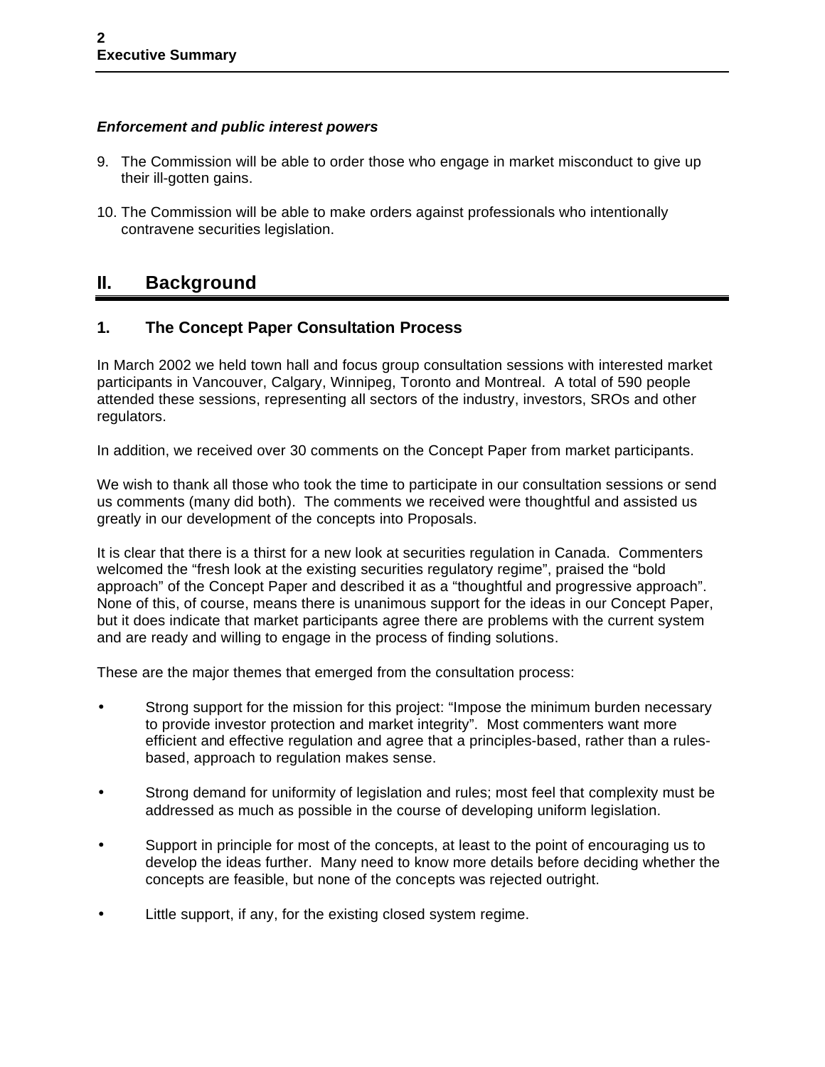***Enforcement and public interest powers***

9. The Commission will be able to order those who engage in market misconduct to give up their ill-gotten gains.

10. The Commission will be able to make orders against professionals who intentionally contravene securities legislation.

## II. Background

### 1. The Concept Paper Consultation Process

In March 2002 we held town hall and focus group consultation sessions with interested market participants in Vancouver, Calgary, Winnipeg, Toronto and Montreal. A total of 590 people attended these sessions, representing all sectors of the industry, investors, SROs and other regulators.

In addition, we received over 30 comments on the Concept Paper from market participants.

We wish to thank all those who took the time to participate in our consultation sessions or send us comments (many did both). The comments we received were thoughtful and assisted us greatly in our development of the concepts into Proposals.

It is clear that there is a thirst for a new look at securities regulation in Canada. Commenters welcomed the "fresh look at the existing securities regulatory regime", praised the "bold approach" of the Concept Paper and described it as a "thoughtful and progressive approach". None of this, of course, means there is unanimous support for the ideas in our Concept Paper, but it does indicate that market participants agree there are problems with the current system and are ready and willing to engage in the process of finding solutions.

These are the major themes that emerged from the consultation process:

- Strong support for the mission for this project: "Impose the minimum burden necessary to provide investor protection and market integrity". Most commenters want more efficient and effective regulation and agree that a principles-based, rather than a rules-based, approach to regulation makes sense.

- Strong demand for uniformity of legislation and rules; most feel that complexity must be addressed as much as possible in the course of developing uniform legislation.

- Support in principle for most of the concepts, at least to the point of encouraging us to develop the ideas further. Many need to know more details before deciding whether the concepts are feasible, but none of the concepts was rejected outright.

- Little support, if any, for the existing closed system regime.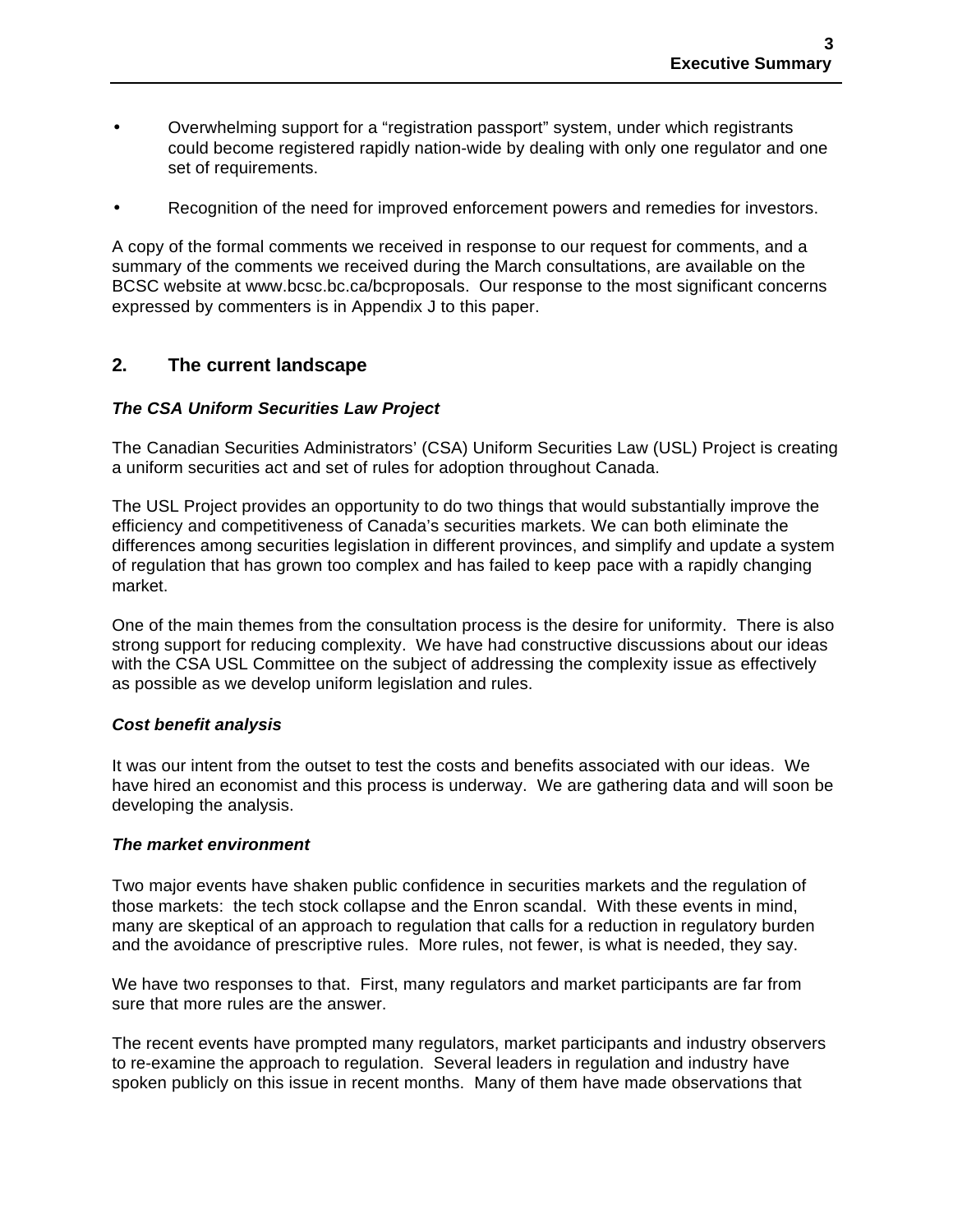- Overwhelming support for a “registration passport” system, under which registrants could become registered rapidly nation-wide by dealing with only one regulator and one set of requirements.

- Recognition of the need for improved enforcement powers and remedies for investors.

A copy of the formal comments we received in response to our request for comments, and a summary of the comments we received during the March consultations, are available on the BCSC website at www.bcsc.bc.ca/bcproposals. Our response to the most significant concerns expressed by commenters is in Appendix J to this paper.

## 2. The current landscape

### *The CSA Uniform Securities Law Project*

The Canadian Securities Administrators’ (CSA) Uniform Securities Law (USL) Project is creating a uniform securities act and set of rules for adoption throughout Canada.

The USL Project provides an opportunity to do two things that would substantially improve the efficiency and competitiveness of Canada’s securities markets. We can both eliminate the differences among securities legislation in different provinces, and simplify and update a system of regulation that has grown too complex and has failed to keep pace with a rapidly changing market.

One of the main themes from the consultation process is the desire for uniformity. There is also strong support for reducing complexity. We have had constructive discussions about our ideas with the CSA USL Committee on the subject of addressing the complexity issue as effectively as possible as we develop uniform legislation and rules.

### *Cost benefit analysis*

It was our intent from the outset to test the costs and benefits associated with our ideas. We have hired an economist and this process is underway. We are gathering data and will soon be developing the analysis.

### *The market environment*

Two major events have shaken public confidence in securities markets and the regulation of those markets: the tech stock collapse and the Enron scandal. With these events in mind, many are skeptical of an approach to regulation that calls for a reduction in regulatory burden and the avoidance of prescriptive rules. More rules, not fewer, is what is needed, they say.

We have two responses to that. First, many regulators and market participants are far from sure that more rules are the answer.

The recent events have prompted many regulators, market participants and industry observers to re-examine the approach to regulation. Several leaders in regulation and industry have spoken publicly on this issue in recent months. Many of them have made observations that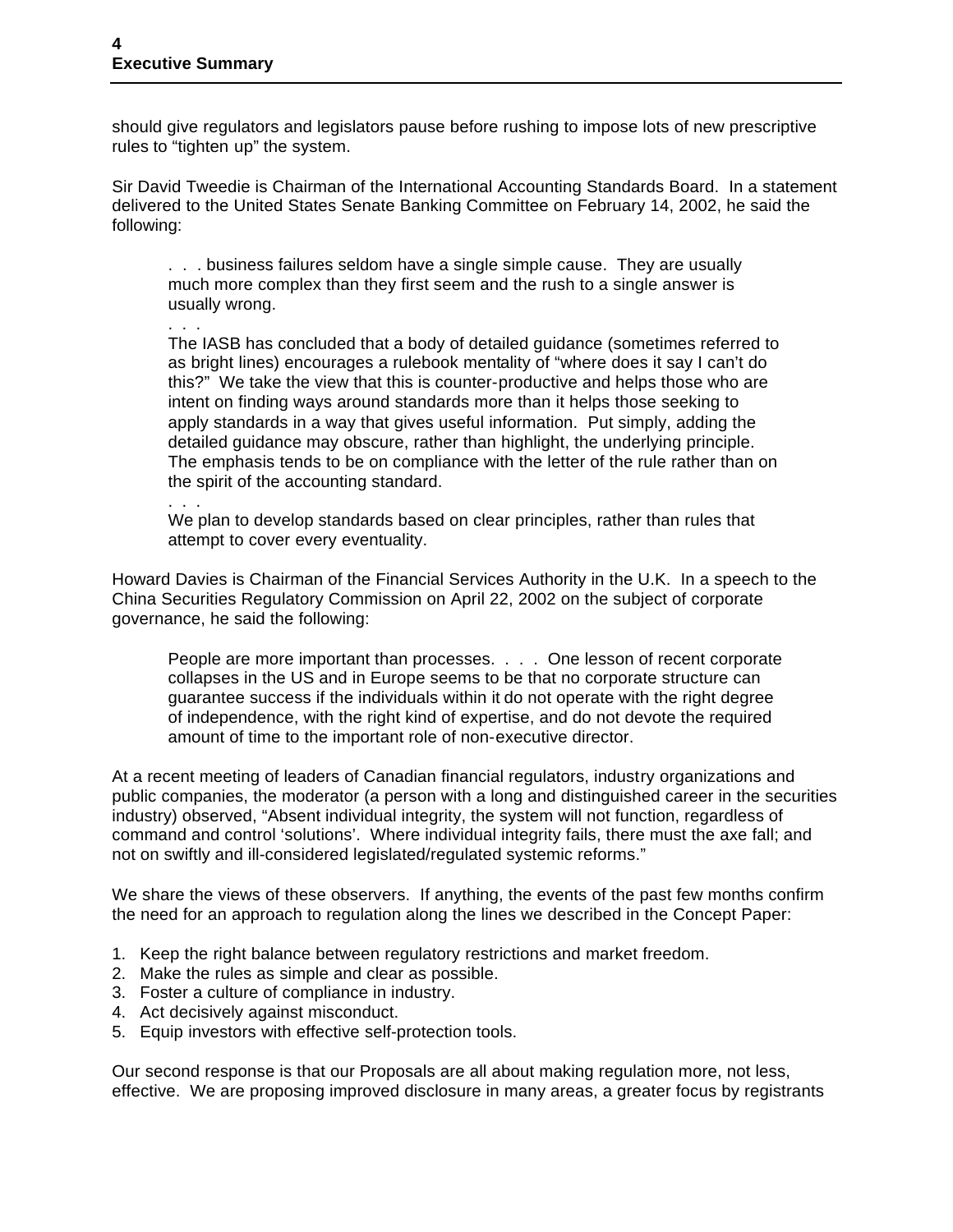should give regulators and legislators pause before rushing to impose lots of new prescriptive rules to "tighten up" the system.

Sir David Tweedie is Chairman of the International Accounting Standards Board. In a statement delivered to the United States Senate Banking Committee on February 14, 2002, he said the following:

> . . . business failures seldom have a single simple cause. They are usually much more complex than they first seem and the rush to a single answer is usually wrong.
>
> . . .
>
> The IASB has concluded that a body of detailed guidance (sometimes referred to as bright lines) encourages a rulebook mentality of "where does it say I can't do this?" We take the view that this is counter-productive and helps those who are intent on finding ways around standards more than it helps those seeking to apply standards in a way that gives useful information. Put simply, adding the detailed guidance may obscure, rather than highlight, the underlying principle. The emphasis tends to be on compliance with the letter of the rule rather than on the spirit of the accounting standard.
>
> . . .
>
> We plan to develop standards based on clear principles, rather than rules that attempt to cover every eventuality.

Howard Davies is Chairman of the Financial Services Authority in the U.K. In a speech to the China Securities Regulatory Commission on April 22, 2002 on the subject of corporate governance, he said the following:

> People are more important than processes. . . . One lesson of recent corporate collapses in the US and in Europe seems to be that no corporate structure can guarantee success if the individuals within it do not operate with the right degree of independence, with the right kind of expertise, and do not devote the required amount of time to the important role of non-executive director.

At a recent meeting of leaders of Canadian financial regulators, industry organizations and public companies, the moderator (a person with a long and distinguished career in the securities industry) observed, "Absent individual integrity, the system will not function, regardless of command and control 'solutions'. Where individual integrity fails, there must the axe fall; and not on swiftly and ill-considered legislated/regulated systemic reforms."

We share the views of these observers. If anything, the events of the past few months confirm the need for an approach to regulation along the lines we described in the Concept Paper:

1. Keep the right balance between regulatory restrictions and market freedom.
2. Make the rules as simple and clear as possible.
3. Foster a culture of compliance in industry.
4. Act decisively against misconduct.
5. Equip investors with effective self-protection tools.

Our second response is that our Proposals are all about making regulation more, not less, effective. We are proposing improved disclosure in many areas, a greater focus by registrants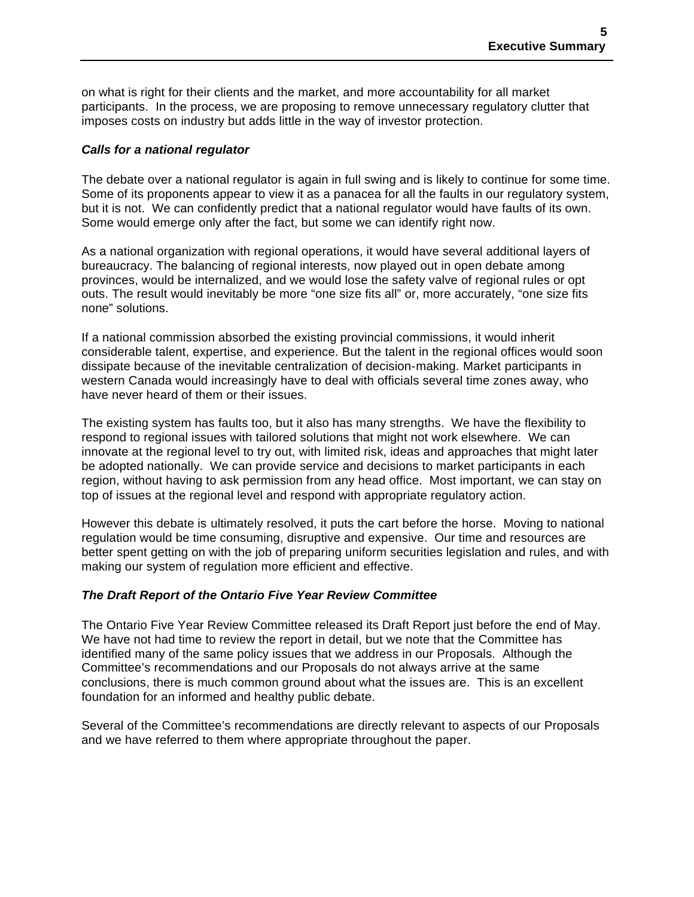on what is right for their clients and the market, and more accountability for all market participants. In the process, we are proposing to remove unnecessary regulatory clutter that imposes costs on industry but adds little in the way of investor protection.

### *Calls for a national regulator*

The debate over a national regulator is again in full swing and is likely to continue for some time. Some of its proponents appear to view it as a panacea for all the faults in our regulatory system, but it is not. We can confidently predict that a national regulator would have faults of its own. Some would emerge only after the fact, but some we can identify right now.

As a national organization with regional operations, it would have several additional layers of bureaucracy. The balancing of regional interests, now played out in open debate among provinces, would be internalized, and we would lose the safety valve of regional rules or opt outs. The result would inevitably be more "one size fits all" or, more accurately, "one size fits none" solutions.

If a national commission absorbed the existing provincial commissions, it would inherit considerable talent, expertise, and experience. But the talent in the regional offices would soon dissipate because of the inevitable centralization of decision-making. Market participants in western Canada would increasingly have to deal with officials several time zones away, who have never heard of them or their issues.

The existing system has faults too, but it also has many strengths. We have the flexibility to respond to regional issues with tailored solutions that might not work elsewhere. We can innovate at the regional level to try out, with limited risk, ideas and approaches that might later be adopted nationally. We can provide service and decisions to market participants in each region, without having to ask permission from any head office. Most important, we can stay on top of issues at the regional level and respond with appropriate regulatory action.

However this debate is ultimately resolved, it puts the cart before the horse. Moving to national regulation would be time consuming, disruptive and expensive. Our time and resources are better spent getting on with the job of preparing uniform securities legislation and rules, and with making our system of regulation more efficient and effective.

### *The Draft Report of the Ontario Five Year Review Committee*

The Ontario Five Year Review Committee released its Draft Report just before the end of May. We have not had time to review the report in detail, but we note that the Committee has identified many of the same policy issues that we address in our Proposals. Although the Committee's recommendations and our Proposals do not always arrive at the same conclusions, there is much common ground about what the issues are. This is an excellent foundation for an informed and healthy public debate.

Several of the Committee's recommendations are directly relevant to aspects of our Proposals and we have referred to them where appropriate throughout the paper.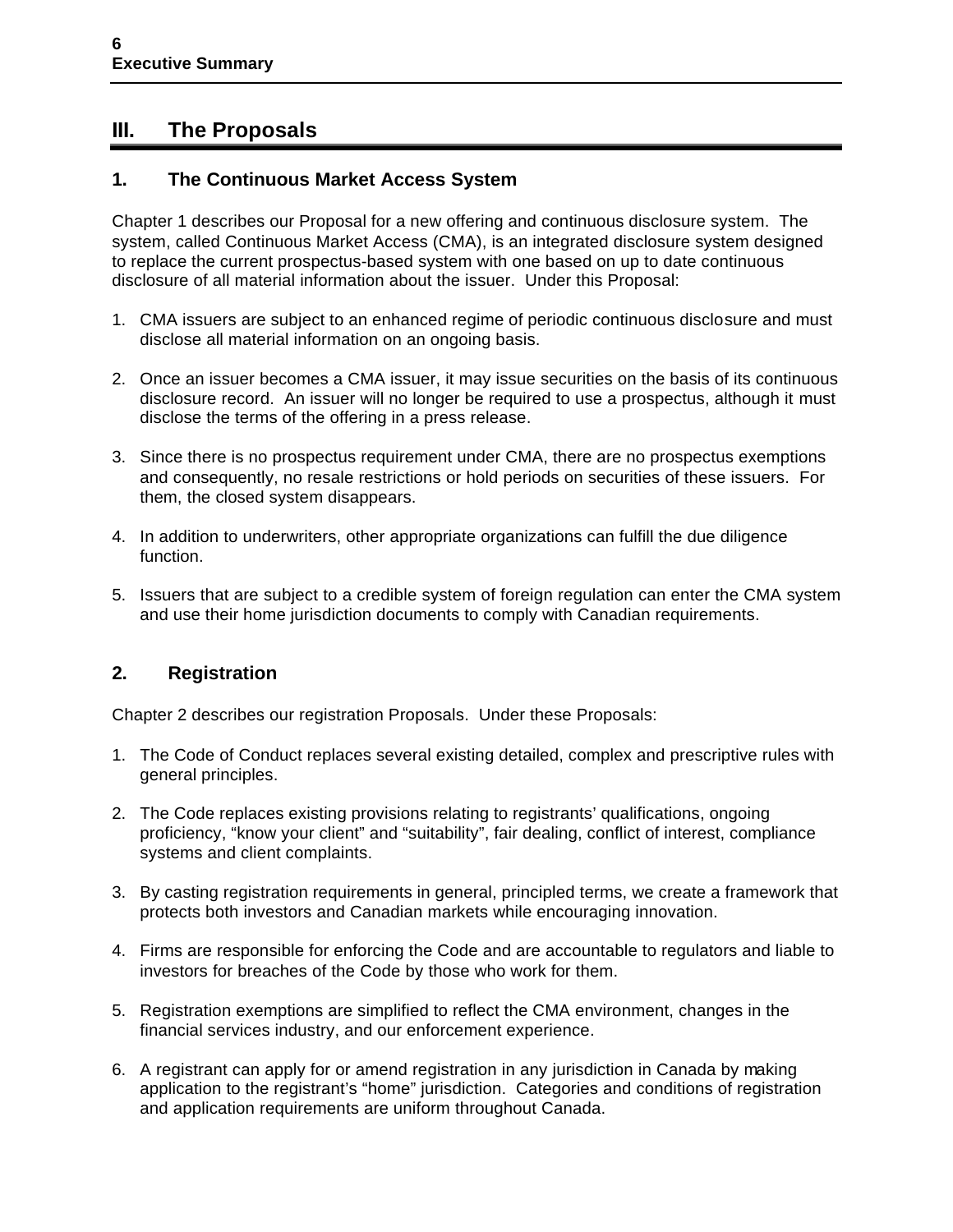## III. The Proposals

### 1. The Continuous Market Access System

Chapter 1 describes our Proposal for a new offering and continuous disclosure system. The system, called Continuous Market Access (CMA), is an integrated disclosure system designed to replace the current prospectus-based system with one based on up to date continuous disclosure of all material information about the issuer. Under this Proposal:

1. CMA issuers are subject to an enhanced regime of periodic continuous disclosure and must disclose all material information on an ongoing basis.

2. Once an issuer becomes a CMA issuer, it may issue securities on the basis of its continuous disclosure record. An issuer will no longer be required to use a prospectus, although it must disclose the terms of the offering in a press release.

3. Since there is no prospectus requirement under CMA, there are no prospectus exemptions and consequently, no resale restrictions or hold periods on securities of these issuers. For them, the closed system disappears.

4. In addition to underwriters, other appropriate organizations can fulfill the due diligence function.

5. Issuers that are subject to a credible system of foreign regulation can enter the CMA system and use their home jurisdiction documents to comply with Canadian requirements.

### 2. Registration

Chapter 2 describes our registration Proposals. Under these Proposals:

1. The Code of Conduct replaces several existing detailed, complex and prescriptive rules with general principles.

2. The Code replaces existing provisions relating to registrants' qualifications, ongoing proficiency, "know your client" and "suitability", fair dealing, conflict of interest, compliance systems and client complaints.

3. By casting registration requirements in general, principled terms, we create a framework that protects both investors and Canadian markets while encouraging innovation.

4. Firms are responsible for enforcing the Code and are accountable to regulators and liable to investors for breaches of the Code by those who work for them.

5. Registration exemptions are simplified to reflect the CMA environment, changes in the financial services industry, and our enforcement experience.

6. A registrant can apply for or amend registration in any jurisdiction in Canada by making application to the registrant's "home" jurisdiction. Categories and conditions of registration and application requirements are uniform throughout Canada.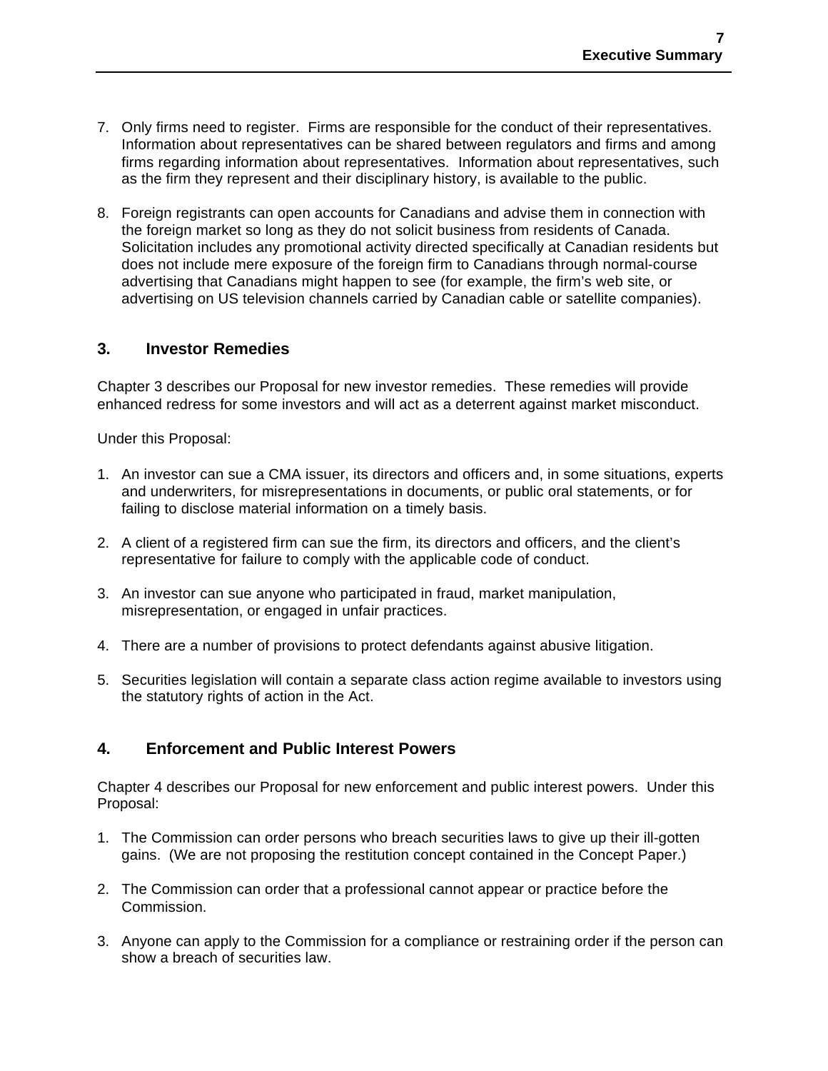7. Only firms need to register. Firms are responsible for the conduct of their representatives. Information about representatives can be shared between regulators and firms and among firms regarding information about representatives. Information about representatives, such as the firm they represent and their disciplinary history, is available to the public.

8. Foreign registrants can open accounts for Canadians and advise them in connection with the foreign market so long as they do not solicit business from residents of Canada. Solicitation includes any promotional activity directed specifically at Canadian residents but does not include mere exposure of the foreign firm to Canadians through normal-course advertising that Canadians might happen to see (for example, the firm's web site, or advertising on US television channels carried by Canadian cable or satellite companies).

## 3. Investor Remedies

Chapter 3 describes our Proposal for new investor remedies. These remedies will provide enhanced redress for some investors and will act as a deterrent against market misconduct.

Under this Proposal:

1. An investor can sue a CMA issuer, its directors and officers and, in some situations, experts and underwriters, for misrepresentations in documents, or public oral statements, or for failing to disclose material information on a timely basis.

2. A client of a registered firm can sue the firm, its directors and officers, and the client's representative for failure to comply with the applicable code of conduct.

3. An investor can sue anyone who participated in fraud, market manipulation, misrepresentation, or engaged in unfair practices.

4. There are a number of provisions to protect defendants against abusive litigation.

5. Securities legislation will contain a separate class action regime available to investors using the statutory rights of action in the Act.

## 4. Enforcement and Public Interest Powers

Chapter 4 describes our Proposal for new enforcement and public interest powers. Under this Proposal:

1. The Commission can order persons who breach securities laws to give up their ill-gotten gains. (We are not proposing the restitution concept contained in the Concept Paper.)

2. The Commission can order that a professional cannot appear or practice before the Commission.

3. Anyone can apply to the Commission for a compliance or restraining order if the person can show a breach of securities law.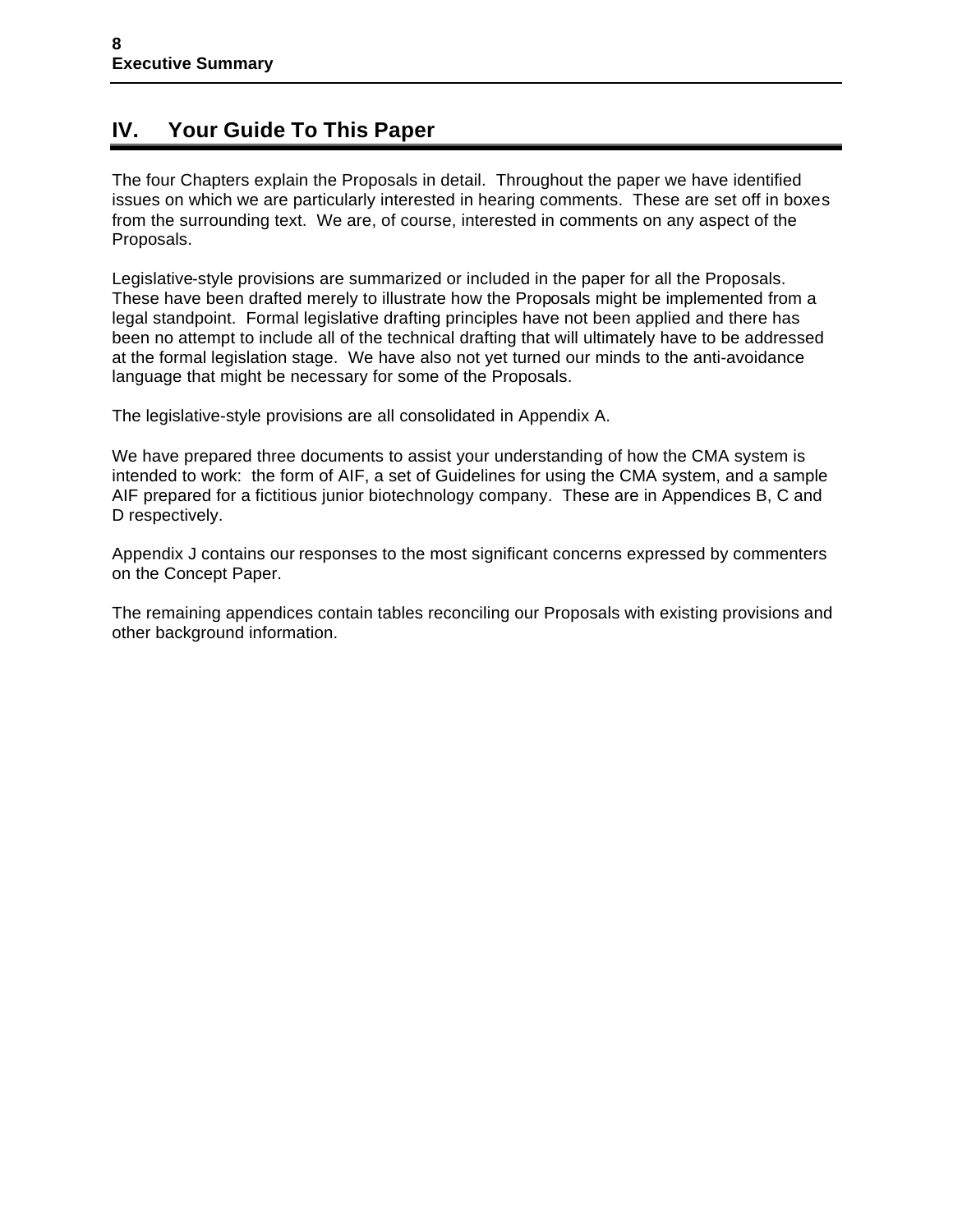## IV. Your Guide To This Paper

The four Chapters explain the Proposals in detail. Throughout the paper we have identified issues on which we are particularly interested in hearing comments. These are set off in boxes from the surrounding text. We are, of course, interested in comments on any aspect of the Proposals.

Legislative-style provisions are summarized or included in the paper for all the Proposals. These have been drafted merely to illustrate how the Proposals might be implemented from a legal standpoint. Formal legislative drafting principles have not been applied and there has been no attempt to include all of the technical drafting that will ultimately have to be addressed at the formal legislation stage. We have also not yet turned our minds to the anti-avoidance language that might be necessary for some of the Proposals.

The legislative-style provisions are all consolidated in Appendix A.

We have prepared three documents to assist your understanding of how the CMA system is intended to work: the form of AIF, a set of Guidelines for using the CMA system, and a sample AIF prepared for a fictitious junior biotechnology company. These are in Appendices B, C and D respectively.

Appendix J contains our responses to the most significant concerns expressed by commenters on the Concept Paper.

The remaining appendices contain tables reconciling our Proposals with existing provisions and other background information.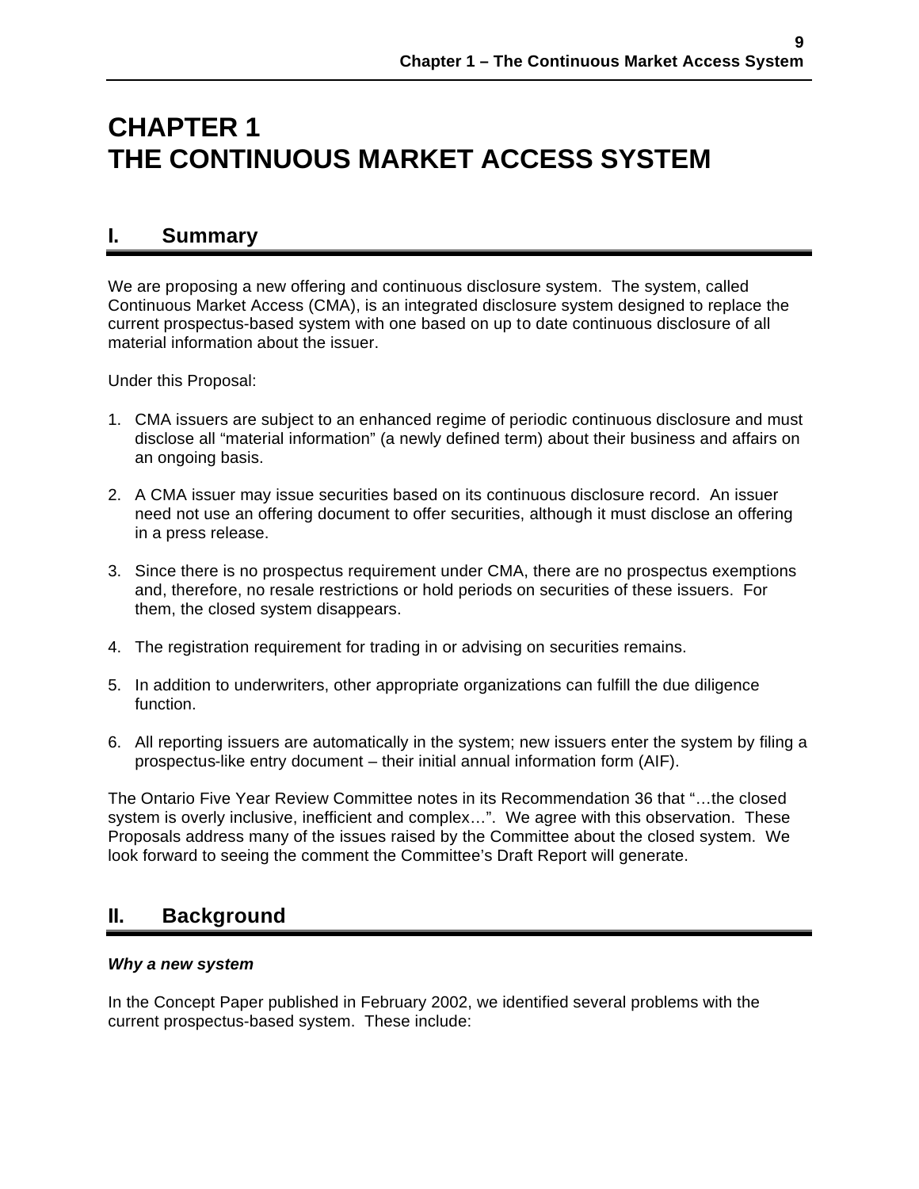# CHAPTER 1
# THE CONTINUOUS MARKET ACCESS SYSTEM

## I. Summary

We are proposing a new offering and continuous disclosure system. The system, called Continuous Market Access (CMA), is an integrated disclosure system designed to replace the current prospectus-based system with one based on up to date continuous disclosure of all material information about the issuer.

Under this Proposal:

1. CMA issuers are subject to an enhanced regime of periodic continuous disclosure and must disclose all "material information" (a newly defined term) about their business and affairs on an ongoing basis.

2. A CMA issuer may issue securities based on its continuous disclosure record. An issuer need not use an offering document to offer securities, although it must disclose an offering in a press release.

3. Since there is no prospectus requirement under CMA, there are no prospectus exemptions and, therefore, no resale restrictions or hold periods on securities of these issuers. For them, the closed system disappears.

4. The registration requirement for trading in or advising on securities remains.

5. In addition to underwriters, other appropriate organizations can fulfill the due diligence function.

6. All reporting issuers are automatically in the system; new issuers enter the system by filing a prospectus-like entry document – their initial annual information form (AIF).

The Ontario Five Year Review Committee notes in its Recommendation 36 that "…the closed system is overly inclusive, inefficient and complex…". We agree with this observation. These Proposals address many of the issues raised by the Committee about the closed system. We look forward to seeing the comment the Committee's Draft Report will generate.

## II. Background

***Why a new system***

In the Concept Paper published in February 2002, we identified several problems with the current prospectus-based system. These include: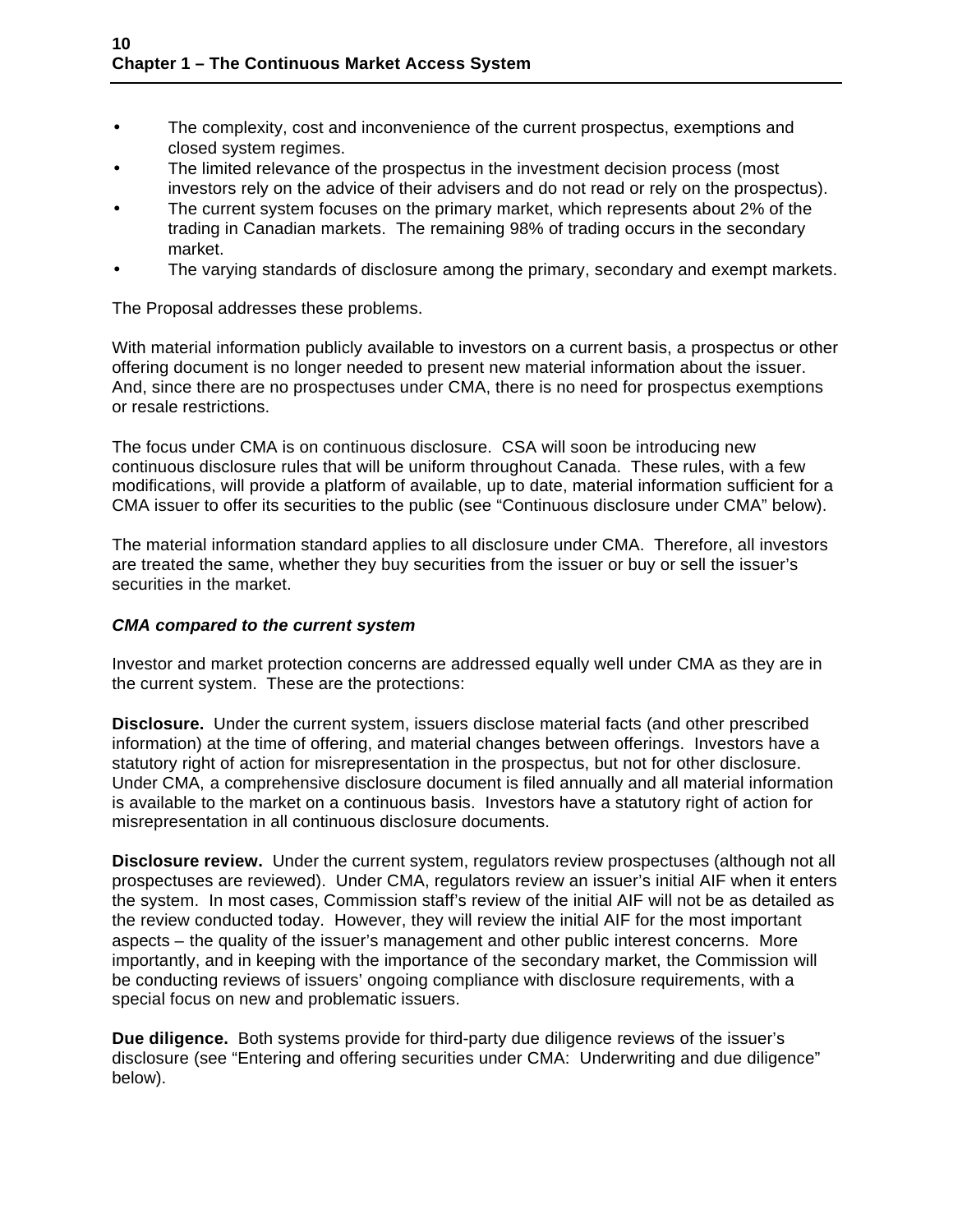- The complexity, cost and inconvenience of the current prospectus, exemptions and closed system regimes.
- The limited relevance of the prospectus in the investment decision process (most investors rely on the advice of their advisers and do not read or rely on the prospectus).
- The current system focuses on the primary market, which represents about 2% of the trading in Canadian markets. The remaining 98% of trading occurs in the secondary market.
- The varying standards of disclosure among the primary, secondary and exempt markets.

The Proposal addresses these problems.

With material information publicly available to investors on a current basis, a prospectus or other offering document is no longer needed to present new material information about the issuer. And, since there are no prospectuses under CMA, there is no need for prospectus exemptions or resale restrictions.

The focus under CMA is on continuous disclosure. CSA will soon be introducing new continuous disclosure rules that will be uniform throughout Canada. These rules, with a few modifications, will provide a platform of available, up to date, material information sufficient for a CMA issuer to offer its securities to the public (see "Continuous disclosure under CMA" below).

The material information standard applies to all disclosure under CMA. Therefore, all investors are treated the same, whether they buy securities from the issuer or buy or sell the issuer's securities in the market.

***CMA compared to the current system***

Investor and market protection concerns are addressed equally well under CMA as they are in the current system. These are the protections:

**Disclosure.** Under the current system, issuers disclose material facts (and other prescribed information) at the time of offering, and material changes between offerings. Investors have a statutory right of action for misrepresentation in the prospectus, but not for other disclosure. Under CMA, a comprehensive disclosure document is filed annually and all material information is available to the market on a continuous basis. Investors have a statutory right of action for misrepresentation in all continuous disclosure documents.

**Disclosure review.** Under the current system, regulators review prospectuses (although not all prospectuses are reviewed). Under CMA, regulators review an issuer's initial AIF when it enters the system. In most cases, Commission staff's review of the initial AIF will not be as detailed as the review conducted today. However, they will review the initial AIF for the most important aspects – the quality of the issuer's management and other public interest concerns. More importantly, and in keeping with the importance of the secondary market, the Commission will be conducting reviews of issuers' ongoing compliance with disclosure requirements, with a special focus on new and problematic issuers.

**Due diligence.** Both systems provide for third-party due diligence reviews of the issuer's disclosure (see "Entering and offering securities under CMA: Underwriting and due diligence" below).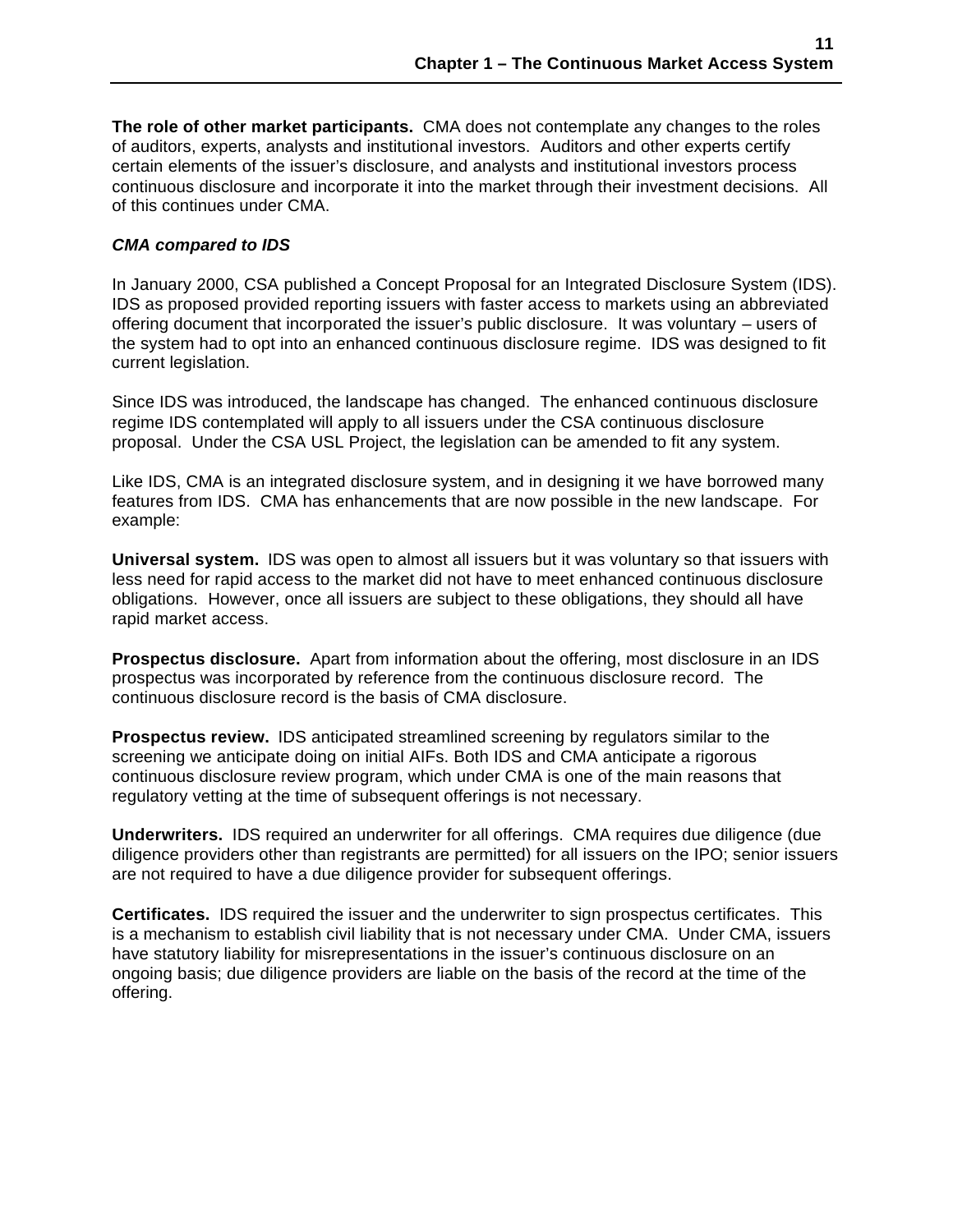**The role of other market participants.** CMA does not contemplate any changes to the roles of auditors, experts, analysts and institutional investors. Auditors and other experts certify certain elements of the issuer's disclosure, and analysts and institutional investors process continuous disclosure and incorporate it into the market through their investment decisions. All of this continues under CMA.

***CMA compared to IDS***

In January 2000, CSA published a Concept Proposal for an Integrated Disclosure System (IDS). IDS as proposed provided reporting issuers with faster access to markets using an abbreviated offering document that incorporated the issuer's public disclosure. It was voluntary – users of the system had to opt into an enhanced continuous disclosure regime. IDS was designed to fit current legislation.

Since IDS was introduced, the landscape has changed. The enhanced continuous disclosure regime IDS contemplated will apply to all issuers under the CSA continuous disclosure proposal. Under the CSA USL Project, the legislation can be amended to fit any system.

Like IDS, CMA is an integrated disclosure system, and in designing it we have borrowed many features from IDS. CMA has enhancements that are now possible in the new landscape. For example:

**Universal system.** IDS was open to almost all issuers but it was voluntary so that issuers with less need for rapid access to the market did not have to meet enhanced continuous disclosure obligations. However, once all issuers are subject to these obligations, they should all have rapid market access.

**Prospectus disclosure.** Apart from information about the offering, most disclosure in an IDS prospectus was incorporated by reference from the continuous disclosure record. The continuous disclosure record is the basis of CMA disclosure.

**Prospectus review.** IDS anticipated streamlined screening by regulators similar to the screening we anticipate doing on initial AIFs. Both IDS and CMA anticipate a rigorous continuous disclosure review program, which under CMA is one of the main reasons that regulatory vetting at the time of subsequent offerings is not necessary.

**Underwriters.** IDS required an underwriter for all offerings. CMA requires due diligence (due diligence providers other than registrants are permitted) for all issuers on the IPO; senior issuers are not required to have a due diligence provider for subsequent offerings.

**Certificates.** IDS required the issuer and the underwriter to sign prospectus certificates. This is a mechanism to establish civil liability that is not necessary under CMA. Under CMA, issuers have statutory liability for misrepresentations in the issuer's continuous disclosure on an ongoing basis; due diligence providers are liable on the basis of the record at the time of the offering.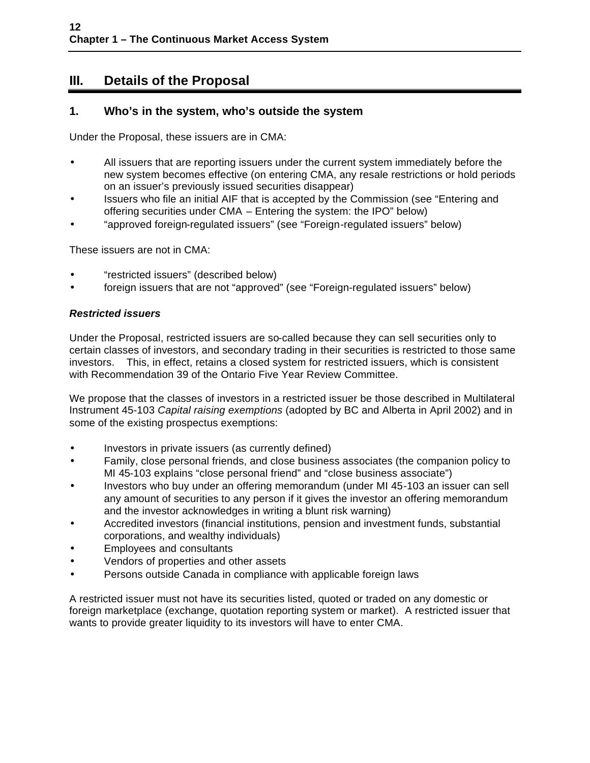## III. Details of the Proposal

### 1. Who's in the system, who's outside the system

Under the Proposal, these issuers are in CMA:

- All issuers that are reporting issuers under the current system immediately before the new system becomes effective (on entering CMA, any resale restrictions or hold periods on an issuer's previously issued securities disappear)
- Issuers who file an initial AIF that is accepted by the Commission (see "Entering and offering securities under CMA – Entering the system: the IPO" below)
- "approved foreign-regulated issuers" (see "Foreign-regulated issuers" below)

These issuers are not in CMA:

- "restricted issuers" (described below)
- foreign issuers that are not "approved" (see "Foreign-regulated issuers" below)

***Restricted issuers***

Under the Proposal, restricted issuers are so-called because they can sell securities only to certain classes of investors, and secondary trading in their securities is restricted to those same investors. This, in effect, retains a closed system for restricted issuers, which is consistent with Recommendation 39 of the Ontario Five Year Review Committee.

We propose that the classes of investors in a restricted issuer be those described in Multilateral Instrument 45-103 *Capital raising exemptions* (adopted by BC and Alberta in April 2002) and in some of the existing prospectus exemptions:

- Investors in private issuers (as currently defined)
- Family, close personal friends, and close business associates (the companion policy to MI 45-103 explains "close personal friend" and "close business associate")
- Investors who buy under an offering memorandum (under MI 45-103 an issuer can sell any amount of securities to any person if it gives the investor an offering memorandum and the investor acknowledges in writing a blunt risk warning)
- Accredited investors (financial institutions, pension and investment funds, substantial corporations, and wealthy individuals)
- Employees and consultants
- Vendors of properties and other assets
- Persons outside Canada in compliance with applicable foreign laws

A restricted issuer must not have its securities listed, quoted or traded on any domestic or foreign marketplace (exchange, quotation reporting system or market). A restricted issuer that wants to provide greater liquidity to its investors will have to enter CMA.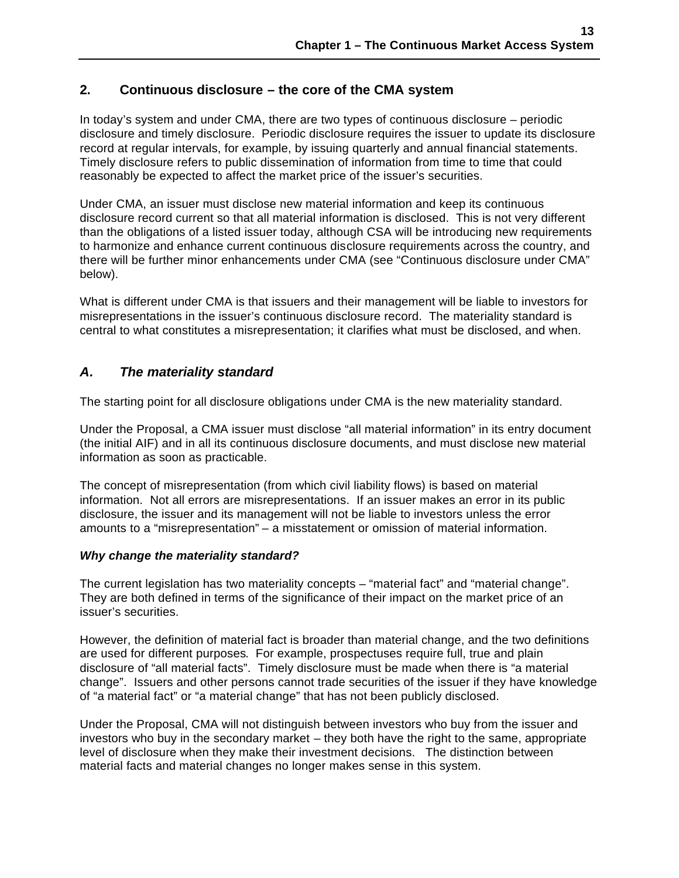## 2. Continuous disclosure – the core of the CMA system

In today's system and under CMA, there are two types of continuous disclosure – periodic disclosure and timely disclosure. Periodic disclosure requires the issuer to update its disclosure record at regular intervals, for example, by issuing quarterly and annual financial statements. Timely disclosure refers to public dissemination of information from time to time that could reasonably be expected to affect the market price of the issuer's securities.

Under CMA, an issuer must disclose new material information and keep its continuous disclosure record current so that all material information is disclosed. This is not very different than the obligations of a listed issuer today, although CSA will be introducing new requirements to harmonize and enhance current continuous disclosure requirements across the country, and there will be further minor enhancements under CMA (see "Continuous disclosure under CMA" below).

What is different under CMA is that issuers and their management will be liable to investors for misrepresentations in the issuer's continuous disclosure record. The materiality standard is central to what constitutes a misrepresentation; it clarifies what must be disclosed, and when.

### *A. The materiality standard*

The starting point for all disclosure obligations under CMA is the new materiality standard.

Under the Proposal, a CMA issuer must disclose "all material information" in its entry document (the initial AIF) and in all its continuous disclosure documents, and must disclose new material information as soon as practicable.

The concept of misrepresentation (from which civil liability flows) is based on material information. Not all errors are misrepresentations. If an issuer makes an error in its public disclosure, the issuer and its management will not be liable to investors unless the error amounts to a "misrepresentation" – a misstatement or omission of material information.

#### ***Why change the materiality standard?***

The current legislation has two materiality concepts – "material fact" and "material change". They are both defined in terms of the significance of their impact on the market price of an issuer's securities.

However, the definition of material fact is broader than material change, and the two definitions are used for different purposes. For example, prospectuses require full, true and plain disclosure of "all material facts". Timely disclosure must be made when there is "a material change". Issuers and other persons cannot trade securities of the issuer if they have knowledge of "a material fact" or "a material change" that has not been publicly disclosed.

Under the Proposal, CMA will not distinguish between investors who buy from the issuer and investors who buy in the secondary market – they both have the right to the same, appropriate level of disclosure when they make their investment decisions. The distinction between material facts and material changes no longer makes sense in this system.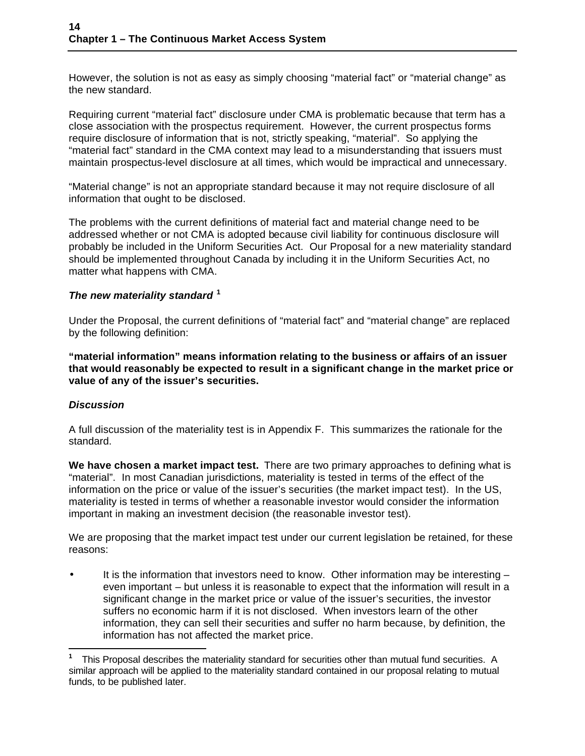However, the solution is not as easy as simply choosing "material fact" or "material change" as the new standard.

Requiring current "material fact" disclosure under CMA is problematic because that term has a close association with the prospectus requirement. However, the current prospectus forms require disclosure of information that is not, strictly speaking, "material". So applying the "material fact" standard in the CMA context may lead to a misunderstanding that issuers must maintain prospectus-level disclosure at all times, which would be impractical and unnecessary.

"Material change" is not an appropriate standard because it may not require disclosure of all information that ought to be disclosed.

The problems with the current definitions of material fact and material change need to be addressed whether or not CMA is adopted because civil liability for continuous disclosure will probably be included in the Uniform Securities Act. Our Proposal for a new materiality standard should be implemented throughout Canada by including it in the Uniform Securities Act, no matter what happens with CMA.

### *The new materiality standard* [1]

Under the Proposal, the current definitions of "material fact" and "material change" are replaced by the following definition:

**"material information" means information relating to the business or affairs of an issuer that would reasonably be expected to result in a significant change in the market price or value of any of the issuer's securities.**

### *Discussion*

A full discussion of the materiality test is in Appendix F. This summarizes the rationale for the standard.

**We have chosen a market impact test.** There are two primary approaches to defining what is "material". In most Canadian jurisdictions, materiality is tested in terms of the effect of the information on the price or value of the issuer's securities (the market impact test). In the US, materiality is tested in terms of whether a reasonable investor would consider the information important in making an investment decision (the reasonable investor test).

We are proposing that the market impact test under our current legislation be retained, for these reasons:

- It is the information that investors need to know. Other information may be interesting – even important – but unless it is reasonable to expect that the information will result in a significant change in the market price or value of the issuer's securities, the investor suffers no economic harm if it is not disclosed. When investors learn of the other information, they can sell their securities and suffer no harm because, by definition, the information has not affected the market price.

---

[1] This Proposal describes the materiality standard for securities other than mutual fund securities. A similar approach will be applied to the materiality standard contained in our proposal relating to mutual funds, to be published later.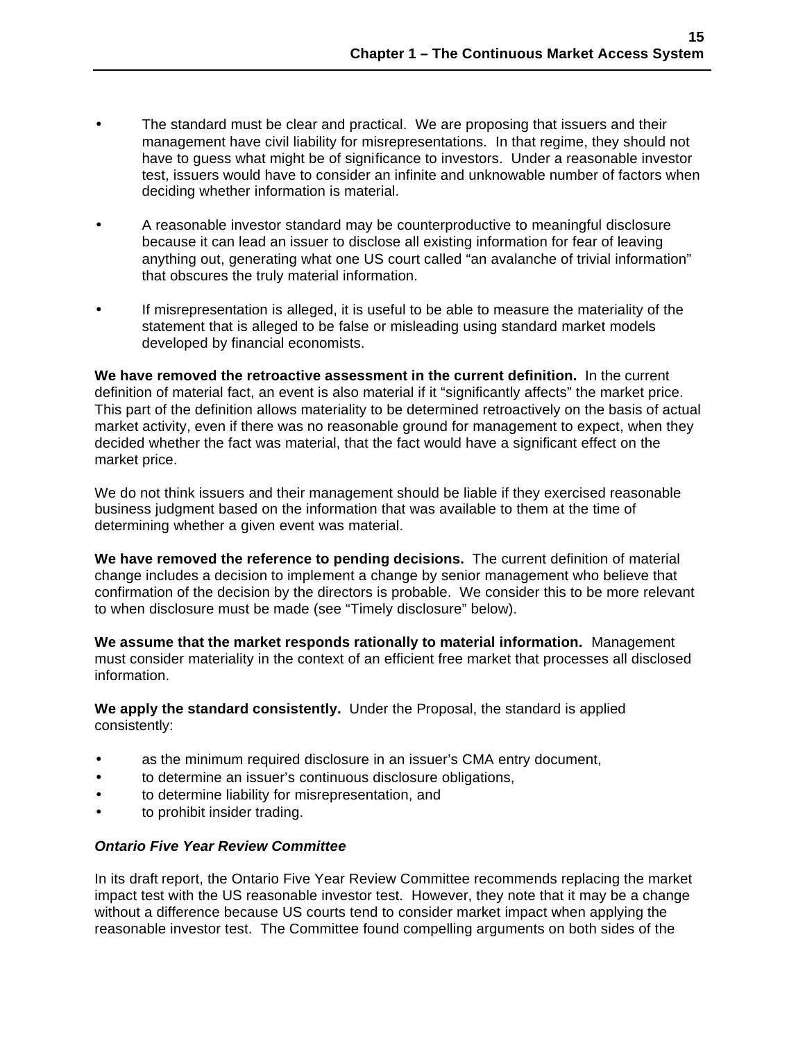- The standard must be clear and practical. We are proposing that issuers and their management have civil liability for misrepresentations. In that regime, they should not have to guess what might be of significance to investors. Under a reasonable investor test, issuers would have to consider an infinite and unknowable number of factors when deciding whether information is material.

- A reasonable investor standard may be counterproductive to meaningful disclosure because it can lead an issuer to disclose all existing information for fear of leaving anything out, generating what one US court called "an avalanche of trivial information" that obscures the truly material information.

- If misrepresentation is alleged, it is useful to be able to measure the materiality of the statement that is alleged to be false or misleading using standard market models developed by financial economists.

**We have removed the retroactive assessment in the current definition.** In the current definition of material fact, an event is also material if it "significantly affects" the market price. This part of the definition allows materiality to be determined retroactively on the basis of actual market activity, even if there was no reasonable ground for management to expect, when they decided whether the fact was material, that the fact would have a significant effect on the market price.

We do not think issuers and their management should be liable if they exercised reasonable business judgment based on the information that was available to them at the time of determining whether a given event was material.

**We have removed the reference to pending decisions.** The current definition of material change includes a decision to implement a change by senior management who believe that confirmation of the decision by the directors is probable. We consider this to be more relevant to when disclosure must be made (see "Timely disclosure" below).

**We assume that the market responds rationally to material information.** Management must consider materiality in the context of an efficient free market that processes all disclosed information.

**We apply the standard consistently.** Under the Proposal, the standard is applied consistently:

- as the minimum required disclosure in an issuer's CMA entry document,
- to determine an issuer's continuous disclosure obligations,
- to determine liability for misrepresentation, and
- to prohibit insider trading.

### *Ontario Five Year Review Committee*

In its draft report, the Ontario Five Year Review Committee recommends replacing the market impact test with the US reasonable investor test. However, they note that it may be a change without a difference because US courts tend to consider market impact when applying the reasonable investor test. The Committee found compelling arguments on both sides of the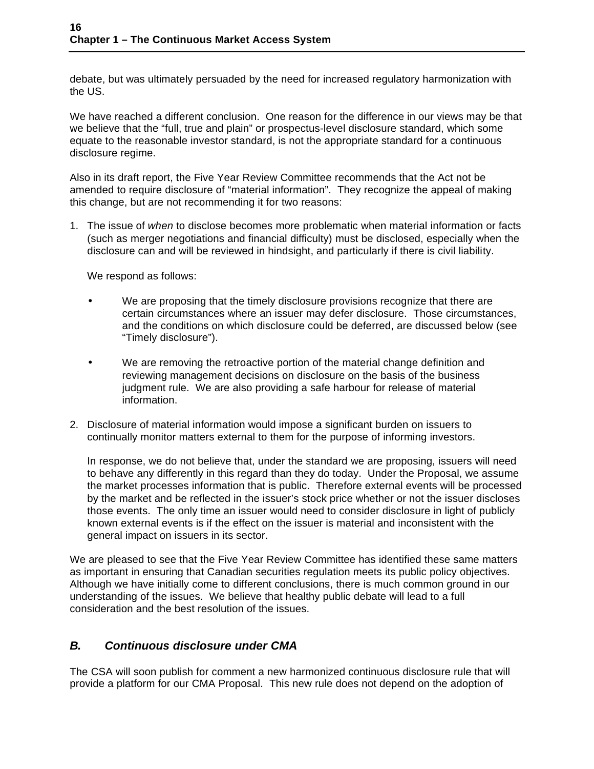debate, but was ultimately persuaded by the need for increased regulatory harmonization with the US.

We have reached a different conclusion. One reason for the difference in our views may be that we believe that the "full, true and plain" or prospectus-level disclosure standard, which some equate to the reasonable investor standard, is not the appropriate standard for a continuous disclosure regime.

Also in its draft report, the Five Year Review Committee recommends that the Act not be amended to require disclosure of "material information". They recognize the appeal of making this change, but are not recommending it for two reasons:

1. The issue of *when* to disclose becomes more problematic when material information or facts (such as merger negotiations and financial difficulty) must be disclosed, especially when the disclosure can and will be reviewed in hindsight, and particularly if there is civil liability.

   We respond as follows:

   - We are proposing that the timely disclosure provisions recognize that there are certain circumstances where an issuer may defer disclosure. Those circumstances, and the conditions on which disclosure could be deferred, are discussed below (see "Timely disclosure").

   - We are removing the retroactive portion of the material change definition and reviewing management decisions on disclosure on the basis of the business judgment rule. We are also providing a safe harbour for release of material information.

2. Disclosure of material information would impose a significant burden on issuers to continually monitor matters external to them for the purpose of informing investors.

   In response, we do not believe that, under the standard we are proposing, issuers will need to behave any differently in this regard than they do today. Under the Proposal, we assume the market processes information that is public. Therefore external events will be processed by the market and be reflected in the issuer's stock price whether or not the issuer discloses those events. The only time an issuer would need to consider disclosure in light of publicly known external events is if the effect on the issuer is material and inconsistent with the general impact on issuers in its sector.

We are pleased to see that the Five Year Review Committee has identified these same matters as important in ensuring that Canadian securities regulation meets its public policy objectives. Although we have initially come to different conclusions, there is much common ground in our understanding of the issues. We believe that healthy public debate will lead to a full consideration and the best resolution of the issues.

## *B. Continuous disclosure under CMA*

The CSA will soon publish for comment a new harmonized continuous disclosure rule that will provide a platform for our CMA Proposal. This new rule does not depend on the adoption of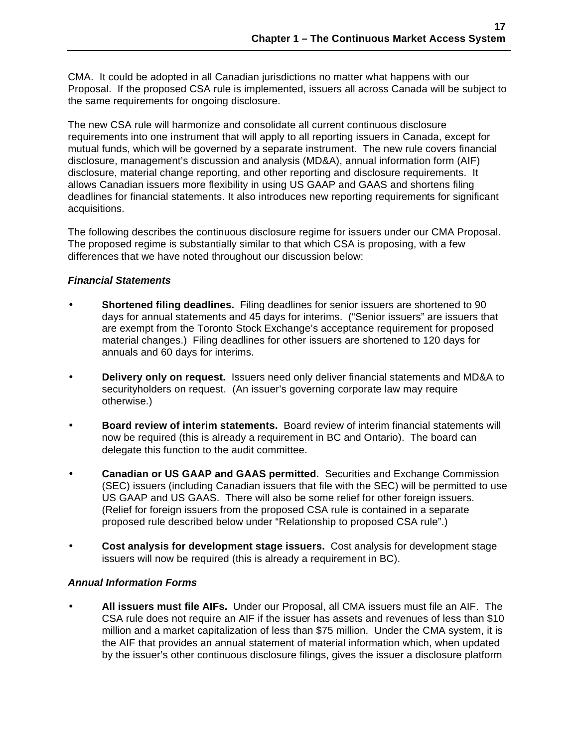CMA. It could be adopted in all Canadian jurisdictions no matter what happens with our Proposal. If the proposed CSA rule is implemented, issuers all across Canada will be subject to the same requirements for ongoing disclosure.

The new CSA rule will harmonize and consolidate all current continuous disclosure requirements into one instrument that will apply to all reporting issuers in Canada, except for mutual funds, which will be governed by a separate instrument. The new rule covers financial disclosure, management's discussion and analysis (MD&A), annual information form (AIF) disclosure, material change reporting, and other reporting and disclosure requirements. It allows Canadian issuers more flexibility in using US GAAP and GAAS and shortens filing deadlines for financial statements. It also introduces new reporting requirements for significant acquisitions.

The following describes the continuous disclosure regime for issuers under our CMA Proposal. The proposed regime is substantially similar to that which CSA is proposing, with a few differences that we have noted throughout our discussion below:

***Financial Statements***

- **Shortened filing deadlines.** Filing deadlines for senior issuers are shortened to 90 days for annual statements and 45 days for interims. ("Senior issuers" are issuers that are exempt from the Toronto Stock Exchange's acceptance requirement for proposed material changes.) Filing deadlines for other issuers are shortened to 120 days for annuals and 60 days for interims.

- **Delivery only on request.** Issuers need only deliver financial statements and MD&A to securityholders on request. (An issuer's governing corporate law may require otherwise.)

- **Board review of interim statements.** Board review of interim financial statements will now be required (this is already a requirement in BC and Ontario). The board can delegate this function to the audit committee.

- **Canadian or US GAAP and GAAS permitted.** Securities and Exchange Commission (SEC) issuers (including Canadian issuers that file with the SEC) will be permitted to use US GAAP and US GAAS. There will also be some relief for other foreign issuers. (Relief for foreign issuers from the proposed CSA rule is contained in a separate proposed rule described below under "Relationship to proposed CSA rule".)

- **Cost analysis for development stage issuers.** Cost analysis for development stage issuers will now be required (this is already a requirement in BC).

***Annual Information Forms***

- **All issuers must file AIFs.** Under our Proposal, all CMA issuers must file an AIF. The CSA rule does not require an AIF if the issuer has assets and revenues of less than $10 million and a market capitalization of less than $75 million. Under the CMA system, it is the AIF that provides an annual statement of material information which, when updated by the issuer's other continuous disclosure filings, gives the issuer a disclosure platform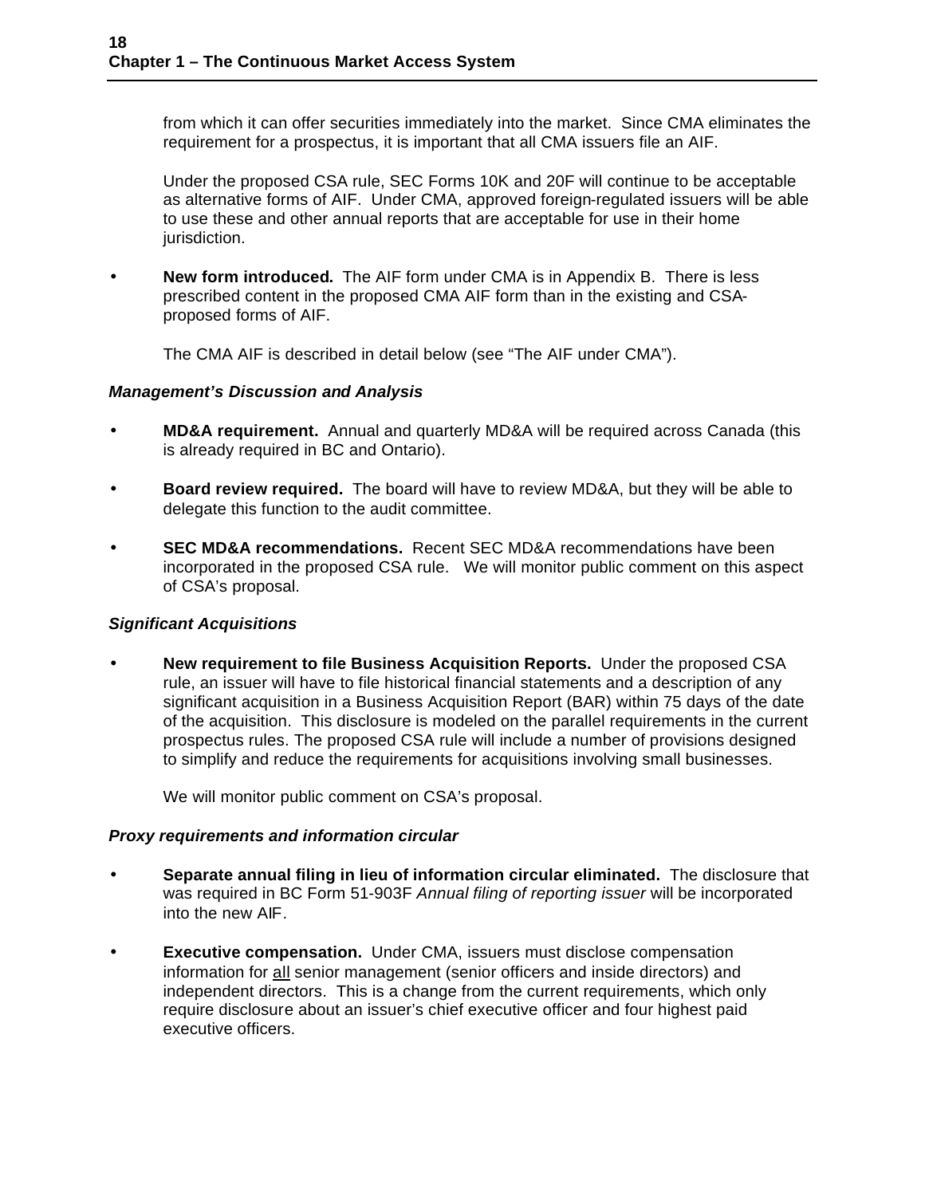from which it can offer securities immediately into the market. Since CMA eliminates the requirement for a prospectus, it is important that all CMA issuers file an AIF.

Under the proposed CSA rule, SEC Forms 10K and 20F will continue to be acceptable as alternative forms of AIF. Under CMA, approved foreign-regulated issuers will be able to use these and other annual reports that are acceptable for use in their home jurisdiction.

- **New form introduced.** The AIF form under CMA is in Appendix B. There is less prescribed content in the proposed CMA AIF form than in the existing and CSA-proposed forms of AIF.

  The CMA AIF is described in detail below (see "The AIF under CMA").

***Management's Discussion and Analysis***

- **MD&A requirement.** Annual and quarterly MD&A will be required across Canada (this is already required in BC and Ontario).

- **Board review required.** The board will have to review MD&A, but they will be able to delegate this function to the audit committee.

- **SEC MD&A recommendations.** Recent SEC MD&A recommendations have been incorporated in the proposed CSA rule. We will monitor public comment on this aspect of CSA's proposal.

***Significant Acquisitions***

- **New requirement to file Business Acquisition Reports.** Under the proposed CSA rule, an issuer will have to file historical financial statements and a description of any significant acquisition in a Business Acquisition Report (BAR) within 75 days of the date of the acquisition. This disclosure is modeled on the parallel requirements in the current prospectus rules. The proposed CSA rule will include a number of provisions designed to simplify and reduce the requirements for acquisitions involving small businesses.

  We will monitor public comment on CSA's proposal.

***Proxy requirements and information circular***

- **Separate annual filing in lieu of information circular eliminated.** The disclosure that was required in BC Form 51-903F *Annual filing of reporting issuer* will be incorporated into the new AIF.

- **Executive compensation.** Under CMA, issuers must disclose compensation information for <u>all</u> senior management (senior officers and inside directors) and independent directors. This is a change from the current requirements, which only require disclosure about an issuer's chief executive officer and four highest paid executive officers.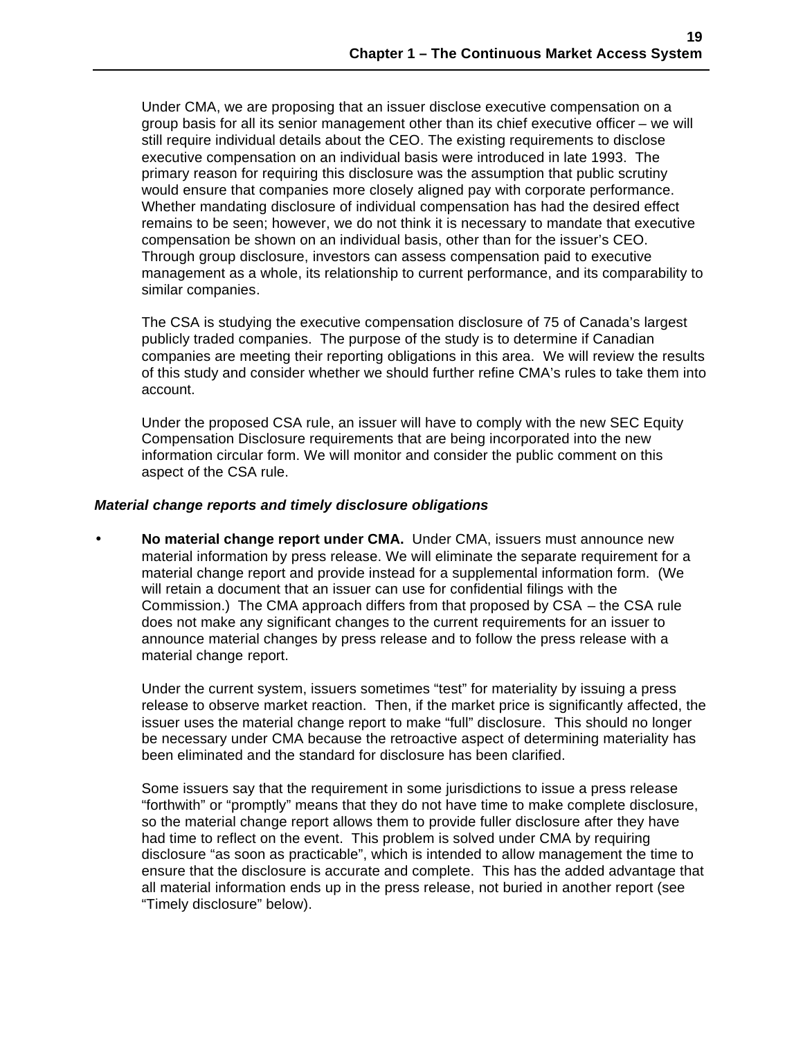Under CMA, we are proposing that an issuer disclose executive compensation on a group basis for all its senior management other than its chief executive officer – we will still require individual details about the CEO. The existing requirements to disclose executive compensation on an individual basis were introduced in late 1993. The primary reason for requiring this disclosure was the assumption that public scrutiny would ensure that companies more closely aligned pay with corporate performance. Whether mandating disclosure of individual compensation has had the desired effect remains to be seen; however, we do not think it is necessary to mandate that executive compensation be shown on an individual basis, other than for the issuer's CEO. Through group disclosure, investors can assess compensation paid to executive management as a whole, its relationship to current performance, and its comparability to similar companies.

The CSA is studying the executive compensation disclosure of 75 of Canada's largest publicly traded companies. The purpose of the study is to determine if Canadian companies are meeting their reporting obligations in this area. We will review the results of this study and consider whether we should further refine CMA's rules to take them into account.

Under the proposed CSA rule, an issuer will have to comply with the new SEC Equity Compensation Disclosure requirements that are being incorporated into the new information circular form. We will monitor and consider the public comment on this aspect of the CSA rule.

***Material change reports and timely disclosure obligations***

- **No material change report under CMA.** Under CMA, issuers must announce new material information by press release. We will eliminate the separate requirement for a material change report and provide instead for a supplemental information form. (We will retain a document that an issuer can use for confidential filings with the Commission.) The CMA approach differs from that proposed by CSA – the CSA rule does not make any significant changes to the current requirements for an issuer to announce material changes by press release and to follow the press release with a material change report.

  Under the current system, issuers sometimes "test" for materiality by issuing a press release to observe market reaction. Then, if the market price is significantly affected, the issuer uses the material change report to make "full" disclosure. This should no longer be necessary under CMA because the retroactive aspect of determining materiality has been eliminated and the standard for disclosure has been clarified.

  Some issuers say that the requirement in some jurisdictions to issue a press release "forthwith" or "promptly" means that they do not have time to make complete disclosure, so the material change report allows them to provide fuller disclosure after they have had time to reflect on the event. This problem is solved under CMA by requiring disclosure "as soon as practicable", which is intended to allow management the time to ensure that the disclosure is accurate and complete. This has the added advantage that all material information ends up in the press release, not buried in another report (see "Timely disclosure" below).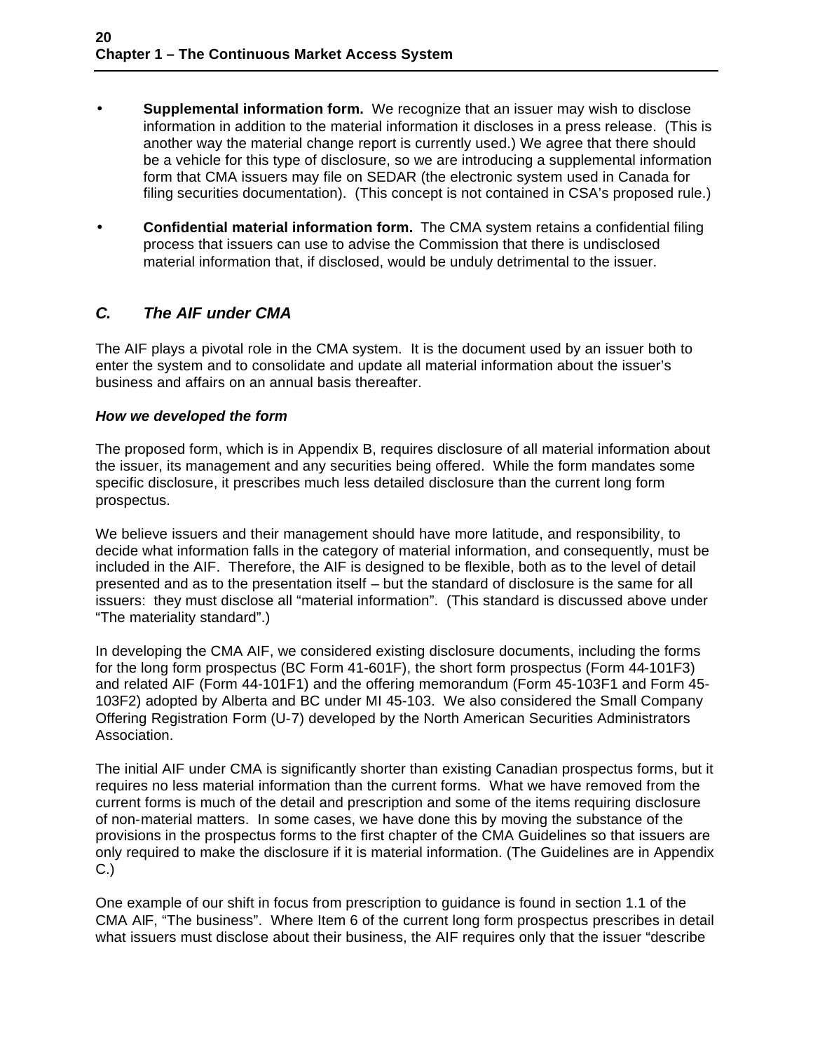- **Supplemental information form.** We recognize that an issuer may wish to disclose information in addition to the material information it discloses in a press release. (This is another way the material change report is currently used.) We agree that there should be a vehicle for this type of disclosure, so we are introducing a supplemental information form that CMA issuers may file on SEDAR (the electronic system used in Canada for filing securities documentation). (This concept is not contained in CSA's proposed rule.)

- **Confidential material information form.** The CMA system retains a confidential filing process that issuers can use to advise the Commission that there is undisclosed material information that, if disclosed, would be unduly detrimental to the issuer.

## *C. The AIF under CMA*

The AIF plays a pivotal role in the CMA system. It is the document used by an issuer both to enter the system and to consolidate and update all material information about the issuer's business and affairs on an annual basis thereafter.

### *How we developed the form*

The proposed form, which is in Appendix B, requires disclosure of all material information about the issuer, its management and any securities being offered. While the form mandates some specific disclosure, it prescribes much less detailed disclosure than the current long form prospectus.

We believe issuers and their management should have more latitude, and responsibility, to decide what information falls in the category of material information, and consequently, must be included in the AIF. Therefore, the AIF is designed to be flexible, both as to the level of detail presented and as to the presentation itself – but the standard of disclosure is the same for all issuers: they must disclose all "material information". (This standard is discussed above under "The materiality standard".)

In developing the CMA AIF, we considered existing disclosure documents, including the forms for the long form prospectus (BC Form 41-601F), the short form prospectus (Form 44-101F3) and related AIF (Form 44-101F1) and the offering memorandum (Form 45-103F1 and Form 45-103F2) adopted by Alberta and BC under MI 45-103. We also considered the Small Company Offering Registration Form (U-7) developed by the North American Securities Administrators Association.

The initial AIF under CMA is significantly shorter than existing Canadian prospectus forms, but it requires no less material information than the current forms. What we have removed from the current forms is much of the detail and prescription and some of the items requiring disclosure of non-material matters. In some cases, we have done this by moving the substance of the provisions in the prospectus forms to the first chapter of the CMA Guidelines so that issuers are only required to make the disclosure if it is material information. (The Guidelines are in Appendix C.)

One example of our shift in focus from prescription to guidance is found in section 1.1 of the CMA AIF, "The business". Where Item 6 of the current long form prospectus prescribes in detail what issuers must disclose about their business, the AIF requires only that the issuer "describe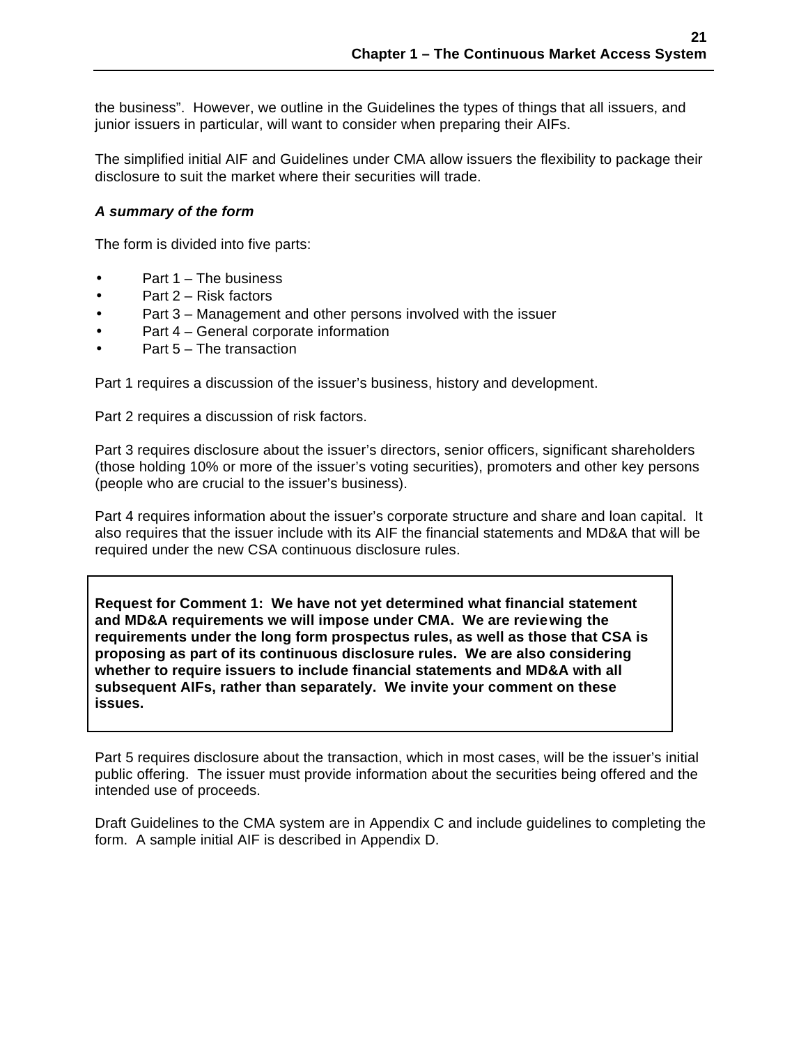the business". However, we outline in the Guidelines the types of things that all issuers, and junior issuers in particular, will want to consider when preparing their AIFs.

The simplified initial AIF and Guidelines under CMA allow issuers the flexibility to package their disclosure to suit the market where their securities will trade.

***A summary of the form***

The form is divided into five parts:

- Part 1 – The business
- Part 2 – Risk factors
- Part 3 – Management and other persons involved with the issuer
- Part 4 – General corporate information
- Part 5 – The transaction

Part 1 requires a discussion of the issuer's business, history and development.

Part 2 requires a discussion of risk factors.

Part 3 requires disclosure about the issuer's directors, senior officers, significant shareholders (those holding 10% or more of the issuer's voting securities), promoters and other key persons (people who are crucial to the issuer's business).

Part 4 requires information about the issuer's corporate structure and share and loan capital. It also requires that the issuer include with its AIF the financial statements and MD&A that will be required under the new CSA continuous disclosure rules.

**Request for Comment 1: We have not yet determined what financial statement and MD&A requirements we will impose under CMA. We are reviewing the requirements under the long form prospectus rules, as well as those that CSA is proposing as part of its continuous disclosure rules. We are also considering whether to require issuers to include financial statements and MD&A with all subsequent AIFs, rather than separately. We invite your comment on these issues.**

Part 5 requires disclosure about the transaction, which in most cases, will be the issuer's initial public offering. The issuer must provide information about the securities being offered and the intended use of proceeds.

Draft Guidelines to the CMA system are in Appendix C and include guidelines to completing the form. A sample initial AIF is described in Appendix D.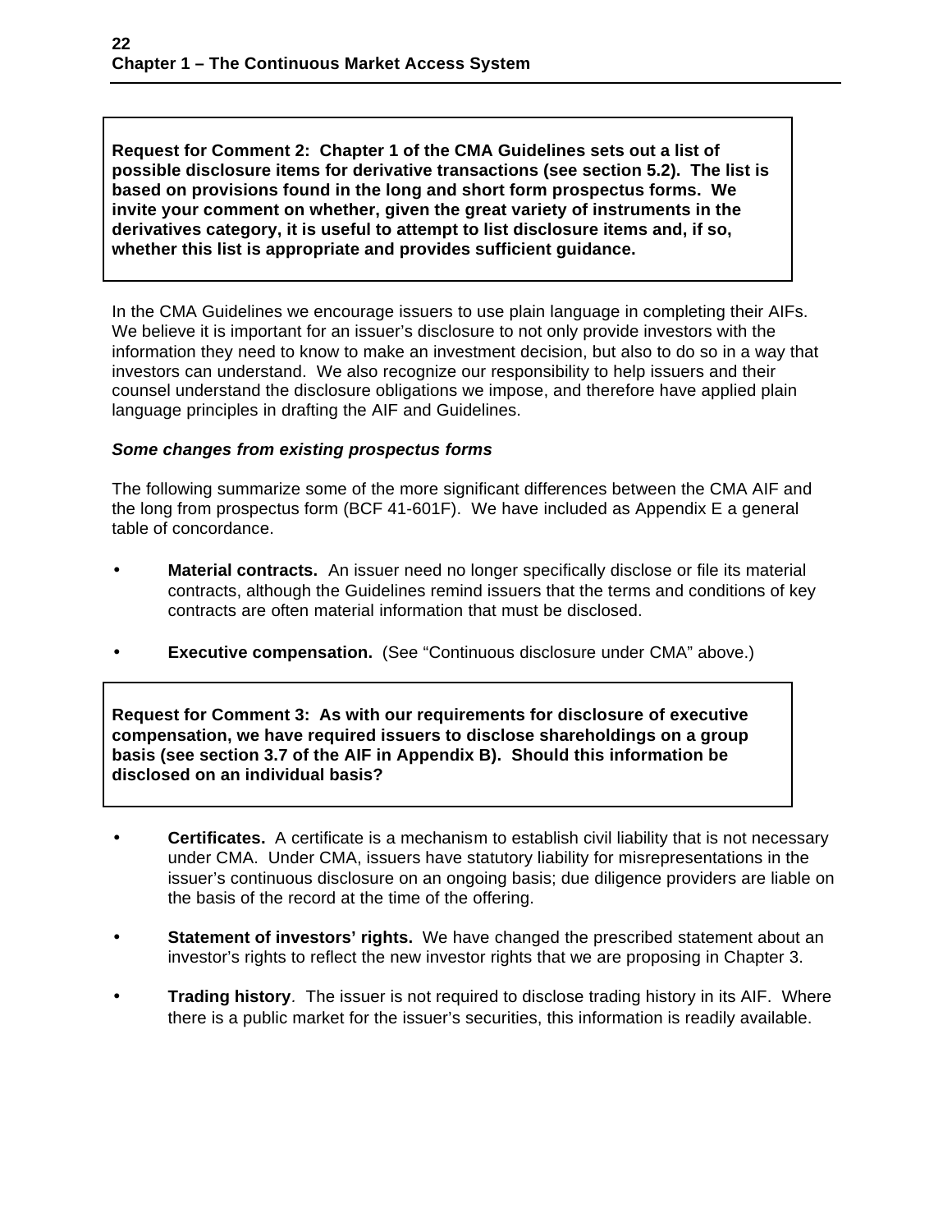**Request for Comment 2: Chapter 1 of the CMA Guidelines sets out a list of possible disclosure items for derivative transactions (see section 5.2). The list is based on provisions found in the long and short form prospectus forms. We invite your comment on whether, given the great variety of instruments in the derivatives category, it is useful to attempt to list disclosure items and, if so, whether this list is appropriate and provides sufficient guidance.**

In the CMA Guidelines we encourage issuers to use plain language in completing their AIFs. We believe it is important for an issuer's disclosure to not only provide investors with the information they need to know to make an investment decision, but also to do so in a way that investors can understand. We also recognize our responsibility to help issuers and their counsel understand the disclosure obligations we impose, and therefore have applied plain language principles in drafting the AIF and Guidelines.

***Some changes from existing prospectus forms***

The following summarize some of the more significant differences between the CMA AIF and the long from prospectus form (BCF 41-601F). We have included as Appendix E a general table of concordance.

- **Material contracts.** An issuer need no longer specifically disclose or file its material contracts, although the Guidelines remind issuers that the terms and conditions of key contracts are often material information that must be disclosed.

- **Executive compensation.** (See "Continuous disclosure under CMA" above.)

**Request for Comment 3: As with our requirements for disclosure of executive compensation, we have required issuers to disclose shareholdings on a group basis (see section 3.7 of the AIF in Appendix B). Should this information be disclosed on an individual basis?**

- **Certificates.** A certificate is a mechanism to establish civil liability that is not necessary under CMA. Under CMA, issuers have statutory liability for misrepresentations in the issuer's continuous disclosure on an ongoing basis; due diligence providers are liable on the basis of the record at the time of the offering.

- **Statement of investors' rights.** We have changed the prescribed statement about an investor's rights to reflect the new investor rights that we are proposing in Chapter 3.

- **Trading history**. The issuer is not required to disclose trading history in its AIF. Where there is a public market for the issuer's securities, this information is readily available.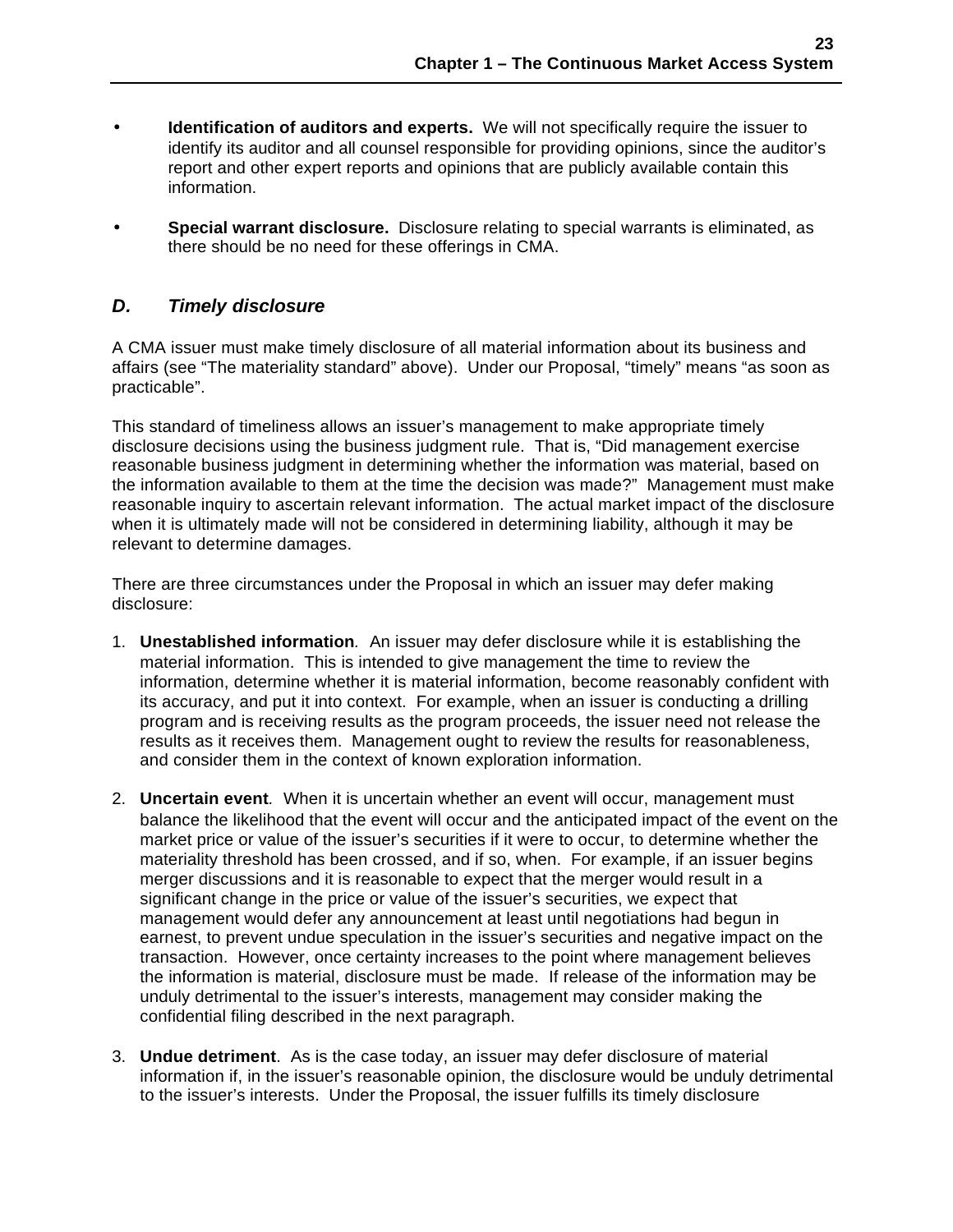- **Identification of auditors and experts.** We will not specifically require the issuer to identify its auditor and all counsel responsible for providing opinions, since the auditor's report and other expert reports and opinions that are publicly available contain this information.

- **Special warrant disclosure.** Disclosure relating to special warrants is eliminated, as there should be no need for these offerings in CMA.

### *D. Timely disclosure*

A CMA issuer must make timely disclosure of all material information about its business and affairs (see "The materiality standard" above). Under our Proposal, "timely" means "as soon as practicable".

This standard of timeliness allows an issuer's management to make appropriate timely disclosure decisions using the business judgment rule. That is, "Did management exercise reasonable business judgment in determining whether the information was material, based on the information available to them at the time the decision was made?" Management must make reasonable inquiry to ascertain relevant information. The actual market impact of the disclosure when it is ultimately made will not be considered in determining liability, although it may be relevant to determine damages.

There are three circumstances under the Proposal in which an issuer may defer making disclosure:

1. **Unestablished information**. An issuer may defer disclosure while it is establishing the material information. This is intended to give management the time to review the information, determine whether it is material information, become reasonably confident with its accuracy, and put it into context. For example, when an issuer is conducting a drilling program and is receiving results as the program proceeds, the issuer need not release the results as it receives them. Management ought to review the results for reasonableness, and consider them in the context of known exploration information.

2. **Uncertain event**. When it is uncertain whether an event will occur, management must balance the likelihood that the event will occur and the anticipated impact of the event on the market price or value of the issuer's securities if it were to occur, to determine whether the materiality threshold has been crossed, and if so, when. For example, if an issuer begins merger discussions and it is reasonable to expect that the merger would result in a significant change in the price or value of the issuer's securities, we expect that management would defer any announcement at least until negotiations had begun in earnest, to prevent undue speculation in the issuer's securities and negative impact on the transaction. However, once certainty increases to the point where management believes the information is material, disclosure must be made. If release of the information may be unduly detrimental to the issuer's interests, management may consider making the confidential filing described in the next paragraph.

3. **Undue detriment**. As is the case today, an issuer may defer disclosure of material information if, in the issuer's reasonable opinion, the disclosure would be unduly detrimental to the issuer's interests. Under the Proposal, the issuer fulfills its timely disclosure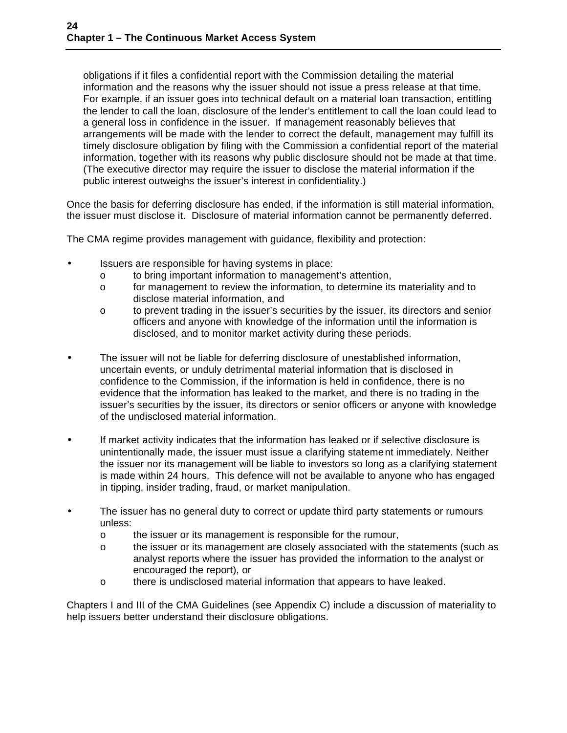obligations if it files a confidential report with the Commission detailing the material information and the reasons why the issuer should not issue a press release at that time. For example, if an issuer goes into technical default on a material loan transaction, entitling the lender to call the loan, disclosure of the lender's entitlement to call the loan could lead to a general loss in confidence in the issuer. If management reasonably believes that arrangements will be made with the lender to correct the default, management may fulfill its timely disclosure obligation by filing with the Commission a confidential report of the material information, together with its reasons why public disclosure should not be made at that time. (The executive director may require the issuer to disclose the material information if the public interest outweighs the issuer's interest in confidentiality.)

Once the basis for deferring disclosure has ended, if the information is still material information, the issuer must disclose it. Disclosure of material information cannot be permanently deferred.

The CMA regime provides management with guidance, flexibility and protection:

- Issuers are responsible for having systems in place:
  - to bring important information to management's attention,
  - for management to review the information, to determine its materiality and to disclose material information, and
  - to prevent trading in the issuer's securities by the issuer, its directors and senior officers and anyone with knowledge of the information until the information is disclosed, and to monitor market activity during these periods.

- The issuer will not be liable for deferring disclosure of unestablished information, uncertain events, or unduly detrimental material information that is disclosed in confidence to the Commission, if the information is held in confidence, there is no evidence that the information has leaked to the market, and there is no trading in the issuer's securities by the issuer, its directors or senior officers or anyone with knowledge of the undisclosed material information.

- If market activity indicates that the information has leaked or if selective disclosure is unintentionally made, the issuer must issue a clarifying statement immediately. Neither the issuer nor its management will be liable to investors so long as a clarifying statement is made within 24 hours. This defence will not be available to anyone who has engaged in tipping, insider trading, fraud, or market manipulation.

- The issuer has no general duty to correct or update third party statements or rumours unless:
  - the issuer or its management is responsible for the rumour,
  - the issuer or its management are closely associated with the statements (such as analyst reports where the issuer has provided the information to the analyst or encouraged the report), or
  - there is undisclosed material information that appears to have leaked.

Chapters I and III of the CMA Guidelines (see Appendix C) include a discussion of materiality to help issuers better understand their disclosure obligations.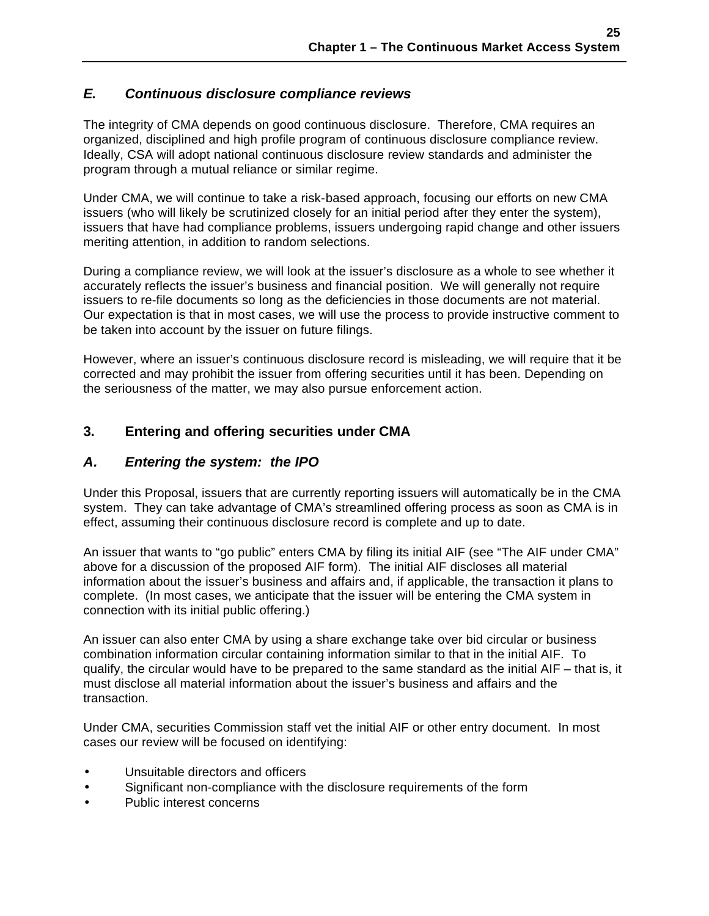### *E. Continuous disclosure compliance reviews*

The integrity of CMA depends on good continuous disclosure. Therefore, CMA requires an organized, disciplined and high profile program of continuous disclosure compliance review. Ideally, CSA will adopt national continuous disclosure review standards and administer the program through a mutual reliance or similar regime.

Under CMA, we will continue to take a risk-based approach, focusing our efforts on new CMA issuers (who will likely be scrutinized closely for an initial period after they enter the system), issuers that have had compliance problems, issuers undergoing rapid change and other issuers meriting attention, in addition to random selections.

During a compliance review, we will look at the issuer's disclosure as a whole to see whether it accurately reflects the issuer's business and financial position. We will generally not require issuers to re-file documents so long as the deficiencies in those documents are not material. Our expectation is that in most cases, we will use the process to provide instructive comment to be taken into account by the issuer on future filings.

However, where an issuer's continuous disclosure record is misleading, we will require that it be corrected and may prohibit the issuer from offering securities until it has been. Depending on the seriousness of the matter, we may also pursue enforcement action.

## 3. Entering and offering securities under CMA

### *A. Entering the system: the IPO*

Under this Proposal, issuers that are currently reporting issuers will automatically be in the CMA system. They can take advantage of CMA's streamlined offering process as soon as CMA is in effect, assuming their continuous disclosure record is complete and up to date.

An issuer that wants to "go public" enters CMA by filing its initial AIF (see "The AIF under CMA" above for a discussion of the proposed AIF form). The initial AIF discloses all material information about the issuer's business and affairs and, if applicable, the transaction it plans to complete. (In most cases, we anticipate that the issuer will be entering the CMA system in connection with its initial public offering.)

An issuer can also enter CMA by using a share exchange take over bid circular or business combination information circular containing information similar to that in the initial AIF. To qualify, the circular would have to be prepared to the same standard as the initial AIF – that is, it must disclose all material information about the issuer's business and affairs and the transaction.

Under CMA, securities Commission staff vet the initial AIF or other entry document. In most cases our review will be focused on identifying:

- Unsuitable directors and officers
- Significant non-compliance with the disclosure requirements of the form
- Public interest concerns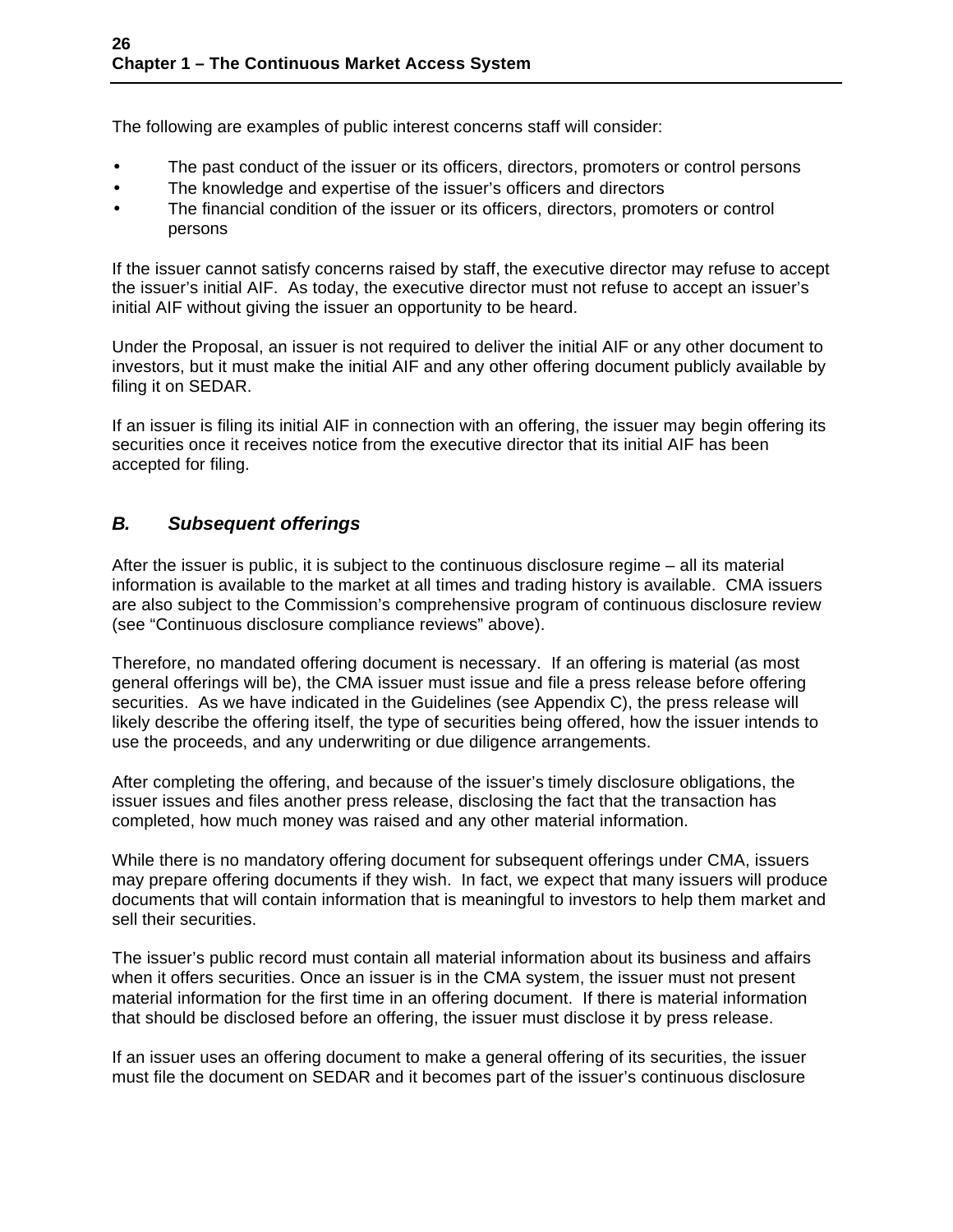The following are examples of public interest concerns staff will consider:

- The past conduct of the issuer or its officers, directors, promoters or control persons
- The knowledge and expertise of the issuer's officers and directors
- The financial condition of the issuer or its officers, directors, promoters or control persons

If the issuer cannot satisfy concerns raised by staff, the executive director may refuse to accept the issuer's initial AIF. As today, the executive director must not refuse to accept an issuer's initial AIF without giving the issuer an opportunity to be heard.

Under the Proposal, an issuer is not required to deliver the initial AIF or any other document to investors, but it must make the initial AIF and any other offering document publicly available by filing it on SEDAR.

If an issuer is filing its initial AIF in connection with an offering, the issuer may begin offering its securities once it receives notice from the executive director that its initial AIF has been accepted for filing.

## *B. Subsequent offerings*

After the issuer is public, it is subject to the continuous disclosure regime – all its material information is available to the market at all times and trading history is available. CMA issuers are also subject to the Commission's comprehensive program of continuous disclosure review (see "Continuous disclosure compliance reviews" above).

Therefore, no mandated offering document is necessary. If an offering is material (as most general offerings will be), the CMA issuer must issue and file a press release before offering securities. As we have indicated in the Guidelines (see Appendix C), the press release will likely describe the offering itself, the type of securities being offered, how the issuer intends to use the proceeds, and any underwriting or due diligence arrangements.

After completing the offering, and because of the issuer's timely disclosure obligations, the issuer issues and files another press release, disclosing the fact that the transaction has completed, how much money was raised and any other material information.

While there is no mandatory offering document for subsequent offerings under CMA, issuers may prepare offering documents if they wish. In fact, we expect that many issuers will produce documents that will contain information that is meaningful to investors to help them market and sell their securities.

The issuer's public record must contain all material information about its business and affairs when it offers securities. Once an issuer is in the CMA system, the issuer must not present material information for the first time in an offering document. If there is material information that should be disclosed before an offering, the issuer must disclose it by press release.

If an issuer uses an offering document to make a general offering of its securities, the issuer must file the document on SEDAR and it becomes part of the issuer's continuous disclosure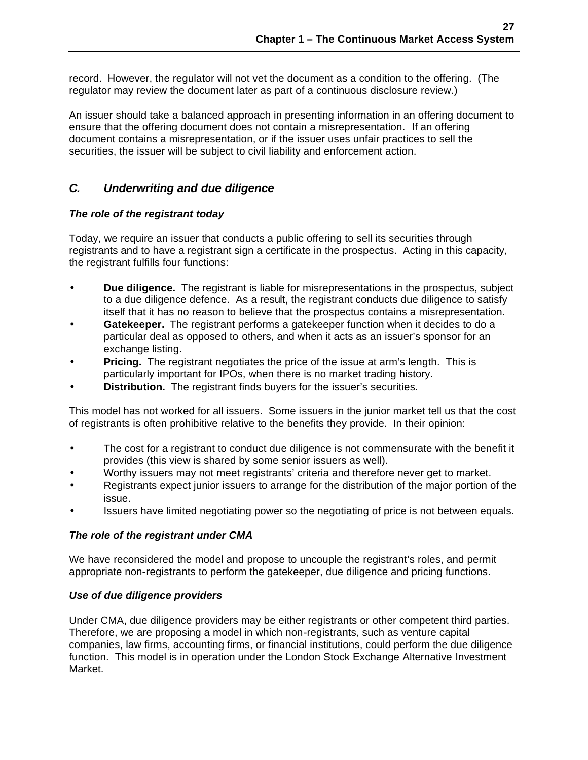record. However, the regulator will not vet the document as a condition to the offering. (The regulator may review the document later as part of a continuous disclosure review.)

An issuer should take a balanced approach in presenting information in an offering document to ensure that the offering document does not contain a misrepresentation. If an offering document contains a misrepresentation, or if the issuer uses unfair practices to sell the securities, the issuer will be subject to civil liability and enforcement action.

## *C. Underwriting and due diligence*

### *The role of the registrant today*

Today, we require an issuer that conducts a public offering to sell its securities through registrants and to have a registrant sign a certificate in the prospectus. Acting in this capacity, the registrant fulfills four functions:

- **Due diligence.** The registrant is liable for misrepresentations in the prospectus, subject to a due diligence defence. As a result, the registrant conducts due diligence to satisfy itself that it has no reason to believe that the prospectus contains a misrepresentation.
- **Gatekeeper.** The registrant performs a gatekeeper function when it decides to do a particular deal as opposed to others, and when it acts as an issuer's sponsor for an exchange listing.
- **Pricing.** The registrant negotiates the price of the issue at arm's length. This is particularly important for IPOs, when there is no market trading history.
- **Distribution.** The registrant finds buyers for the issuer's securities.

This model has not worked for all issuers. Some issuers in the junior market tell us that the cost of registrants is often prohibitive relative to the benefits they provide. In their opinion:

- The cost for a registrant to conduct due diligence is not commensurate with the benefit it provides (this view is shared by some senior issuers as well).
- Worthy issuers may not meet registrants' criteria and therefore never get to market.
- Registrants expect junior issuers to arrange for the distribution of the major portion of the issue.
- Issuers have limited negotiating power so the negotiating of price is not between equals.

### *The role of the registrant under CMA*

We have reconsidered the model and propose to uncouple the registrant's roles, and permit appropriate non-registrants to perform the gatekeeper, due diligence and pricing functions.

### *Use of due diligence providers*

Under CMA, due diligence providers may be either registrants or other competent third parties. Therefore, we are proposing a model in which non-registrants, such as venture capital companies, law firms, accounting firms, or financial institutions, could perform the due diligence function. This model is in operation under the London Stock Exchange Alternative Investment Market.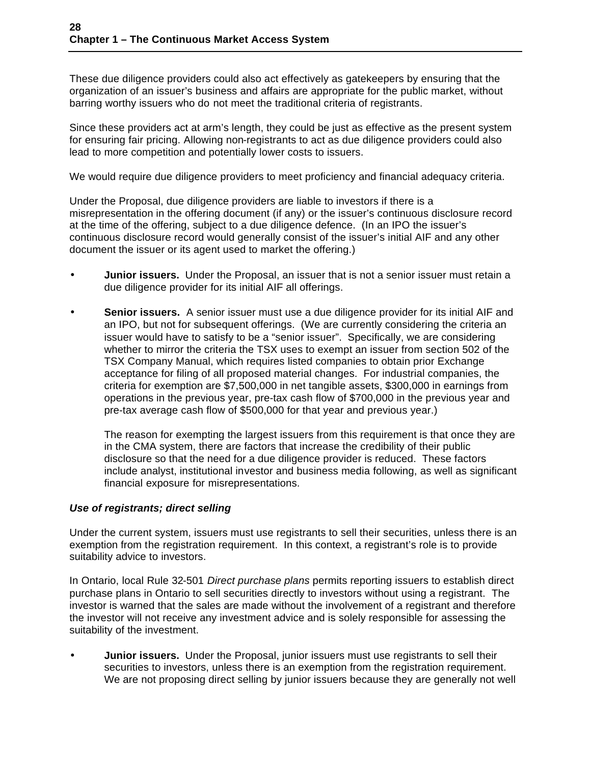These due diligence providers could also act effectively as gatekeepers by ensuring that the organization of an issuer's business and affairs are appropriate for the public market, without barring worthy issuers who do not meet the traditional criteria of registrants.

Since these providers act at arm's length, they could be just as effective as the present system for ensuring fair pricing. Allowing non-registrants to act as due diligence providers could also lead to more competition and potentially lower costs to issuers.

We would require due diligence providers to meet proficiency and financial adequacy criteria.

Under the Proposal, due diligence providers are liable to investors if there is a misrepresentation in the offering document (if any) or the issuer's continuous disclosure record at the time of the offering, subject to a due diligence defence. (In an IPO the issuer's continuous disclosure record would generally consist of the issuer's initial AIF and any other document the issuer or its agent used to market the offering.)

- **Junior issuers.** Under the Proposal, an issuer that is not a senior issuer must retain a due diligence provider for its initial AIF all offerings.

- **Senior issuers.** A senior issuer must use a due diligence provider for its initial AIF and an IPO, but not for subsequent offerings. (We are currently considering the criteria an issuer would have to satisfy to be a "senior issuer". Specifically, we are considering whether to mirror the criteria the TSX uses to exempt an issuer from section 502 of the TSX Company Manual, which requires listed companies to obtain prior Exchange acceptance for filing of all proposed material changes. For industrial companies, the criteria for exemption are $7,500,000 in net tangible assets, $300,000 in earnings from operations in the previous year, pre-tax cash flow of $700,000 in the previous year and pre-tax average cash flow of $500,000 for that year and previous year.)

  The reason for exempting the largest issuers from this requirement is that once they are in the CMA system, there are factors that increase the credibility of their public disclosure so that the need for a due diligence provider is reduced. These factors include analyst, institutional investor and business media following, as well as significant financial exposure for misrepresentations.

### *Use of registrants; direct selling*

Under the current system, issuers must use registrants to sell their securities, unless there is an exemption from the registration requirement. In this context, a registrant's role is to provide suitability advice to investors.

In Ontario, local Rule 32-501 *Direct purchase plans* permits reporting issuers to establish direct purchase plans in Ontario to sell securities directly to investors without using a registrant. The investor is warned that the sales are made without the involvement of a registrant and therefore the investor will not receive any investment advice and is solely responsible for assessing the suitability of the investment.

- **Junior issuers.** Under the Proposal, junior issuers must use registrants to sell their securities to investors, unless there is an exemption from the registration requirement. We are not proposing direct selling by junior issuers because they are generally not well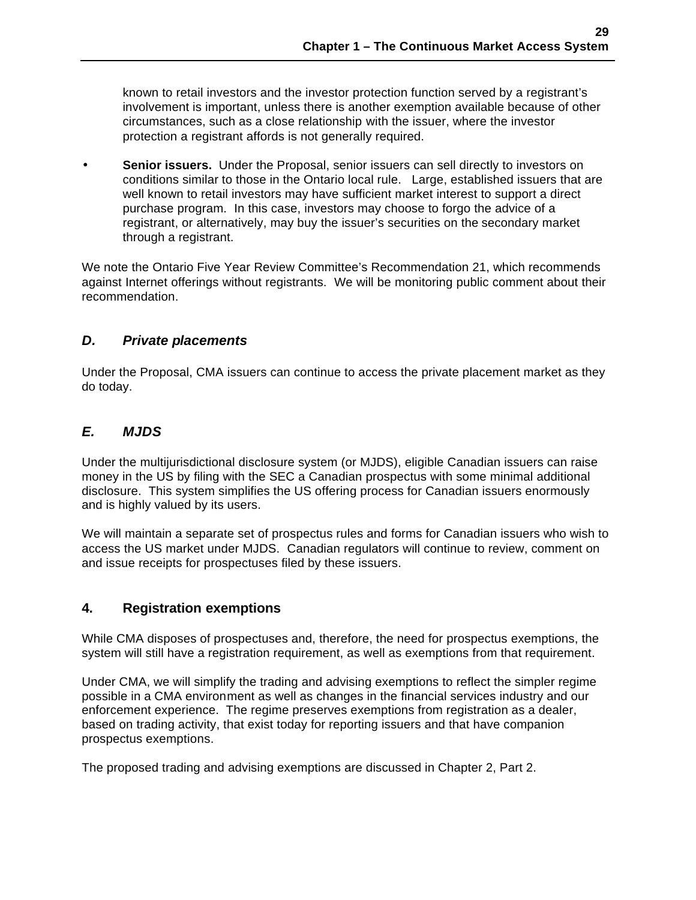known to retail investors and the investor protection function served by a registrant's involvement is important, unless there is another exemption available because of other circumstances, such as a close relationship with the issuer, where the investor protection a registrant affords is not generally required.

- **Senior issuers.** Under the Proposal, senior issuers can sell directly to investors on conditions similar to those in the Ontario local rule. Large, established issuers that are well known to retail investors may have sufficient market interest to support a direct purchase program. In this case, investors may choose to forgo the advice of a registrant, or alternatively, may buy the issuer's securities on the secondary market through a registrant.

We note the Ontario Five Year Review Committee's Recommendation 21, which recommends against Internet offerings without registrants. We will be monitoring public comment about their recommendation.

### *D. Private placements*

Under the Proposal, CMA issuers can continue to access the private placement market as they do today.

### *E. MJDS*

Under the multijurisdictional disclosure system (or MJDS), eligible Canadian issuers can raise money in the US by filing with the SEC a Canadian prospectus with some minimal additional disclosure. This system simplifies the US offering process for Canadian issuers enormously and is highly valued by its users.

We will maintain a separate set of prospectus rules and forms for Canadian issuers who wish to access the US market under MJDS. Canadian regulators will continue to review, comment on and issue receipts for prospectuses filed by these issuers.

## 4. Registration exemptions

While CMA disposes of prospectuses and, therefore, the need for prospectus exemptions, the system will still have a registration requirement, as well as exemptions from that requirement.

Under CMA, we will simplify the trading and advising exemptions to reflect the simpler regime possible in a CMA environment as well as changes in the financial services industry and our enforcement experience. The regime preserves exemptions from registration as a dealer, based on trading activity, that exist today for reporting issuers and that have companion prospectus exemptions.

The proposed trading and advising exemptions are discussed in Chapter 2, Part 2.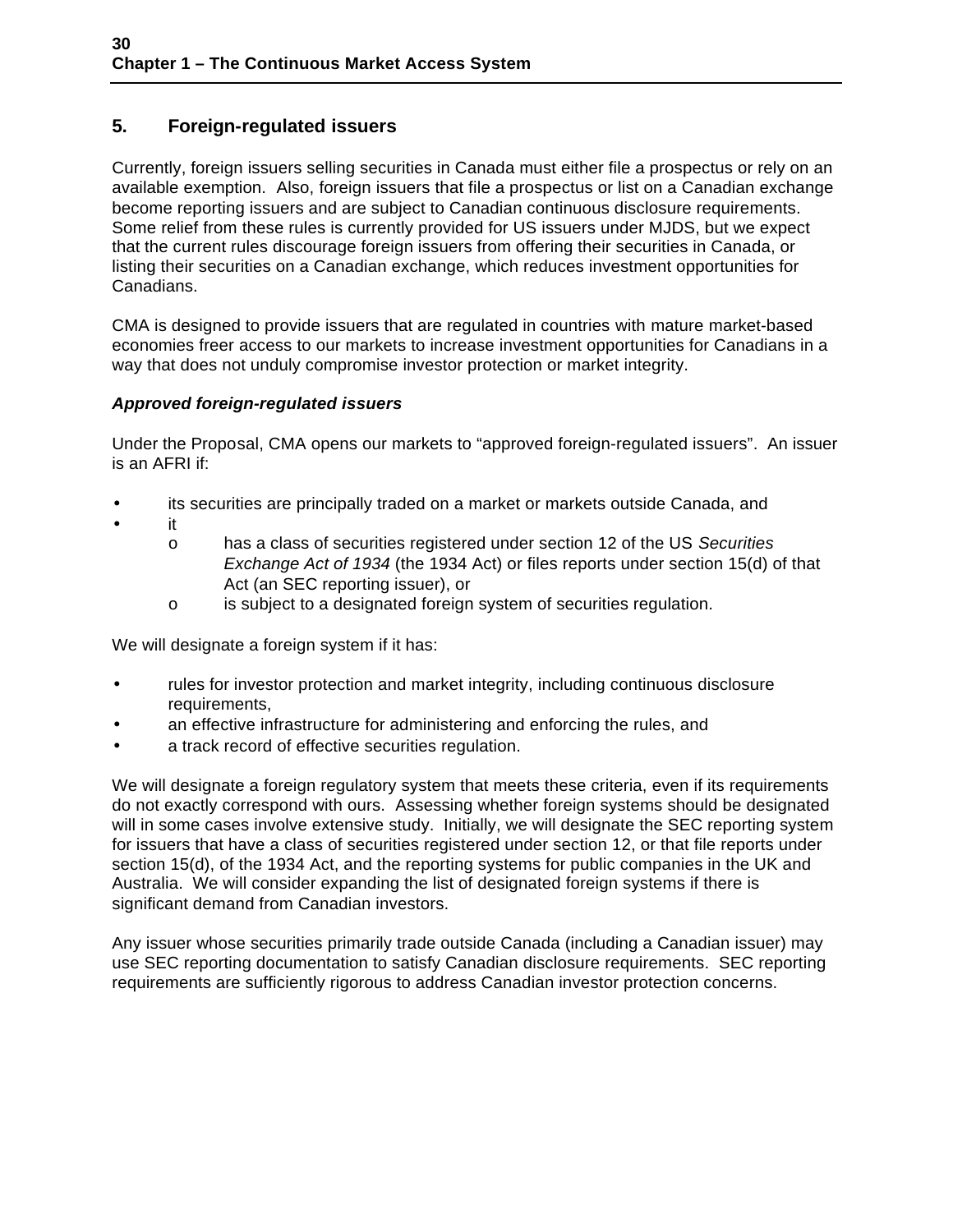## 5. Foreign-regulated issuers

Currently, foreign issuers selling securities in Canada must either file a prospectus or rely on an available exemption. Also, foreign issuers that file a prospectus or list on a Canadian exchange become reporting issuers and are subject to Canadian continuous disclosure requirements. Some relief from these rules is currently provided for US issuers under MJDS, but we expect that the current rules discourage foreign issuers from offering their securities in Canada, or listing their securities on a Canadian exchange, which reduces investment opportunities for Canadians.

CMA is designed to provide issuers that are regulated in countries with mature market-based economies freer access to our markets to increase investment opportunities for Canadians in a way that does not unduly compromise investor protection or market integrity.

### *Approved foreign-regulated issuers*

Under the Proposal, CMA opens our markets to "approved foreign-regulated issuers". An issuer is an AFRI if:

- its securities are principally traded on a market or markets outside Canada, and
- it
  - has a class of securities registered under section 12 of the US *Securities Exchange Act of 1934* (the 1934 Act) or files reports under section 15(d) of that Act (an SEC reporting issuer), or
  - is subject to a designated foreign system of securities regulation.

We will designate a foreign system if it has:

- rules for investor protection and market integrity, including continuous disclosure requirements,
- an effective infrastructure for administering and enforcing the rules, and
- a track record of effective securities regulation.

We will designate a foreign regulatory system that meets these criteria, even if its requirements do not exactly correspond with ours. Assessing whether foreign systems should be designated will in some cases involve extensive study. Initially, we will designate the SEC reporting system for issuers that have a class of securities registered under section 12, or that file reports under section 15(d), of the 1934 Act, and the reporting systems for public companies in the UK and Australia. We will consider expanding the list of designated foreign systems if there is significant demand from Canadian investors.

Any issuer whose securities primarily trade outside Canada (including a Canadian issuer) may use SEC reporting documentation to satisfy Canadian disclosure requirements. SEC reporting requirements are sufficiently rigorous to address Canadian investor protection concerns.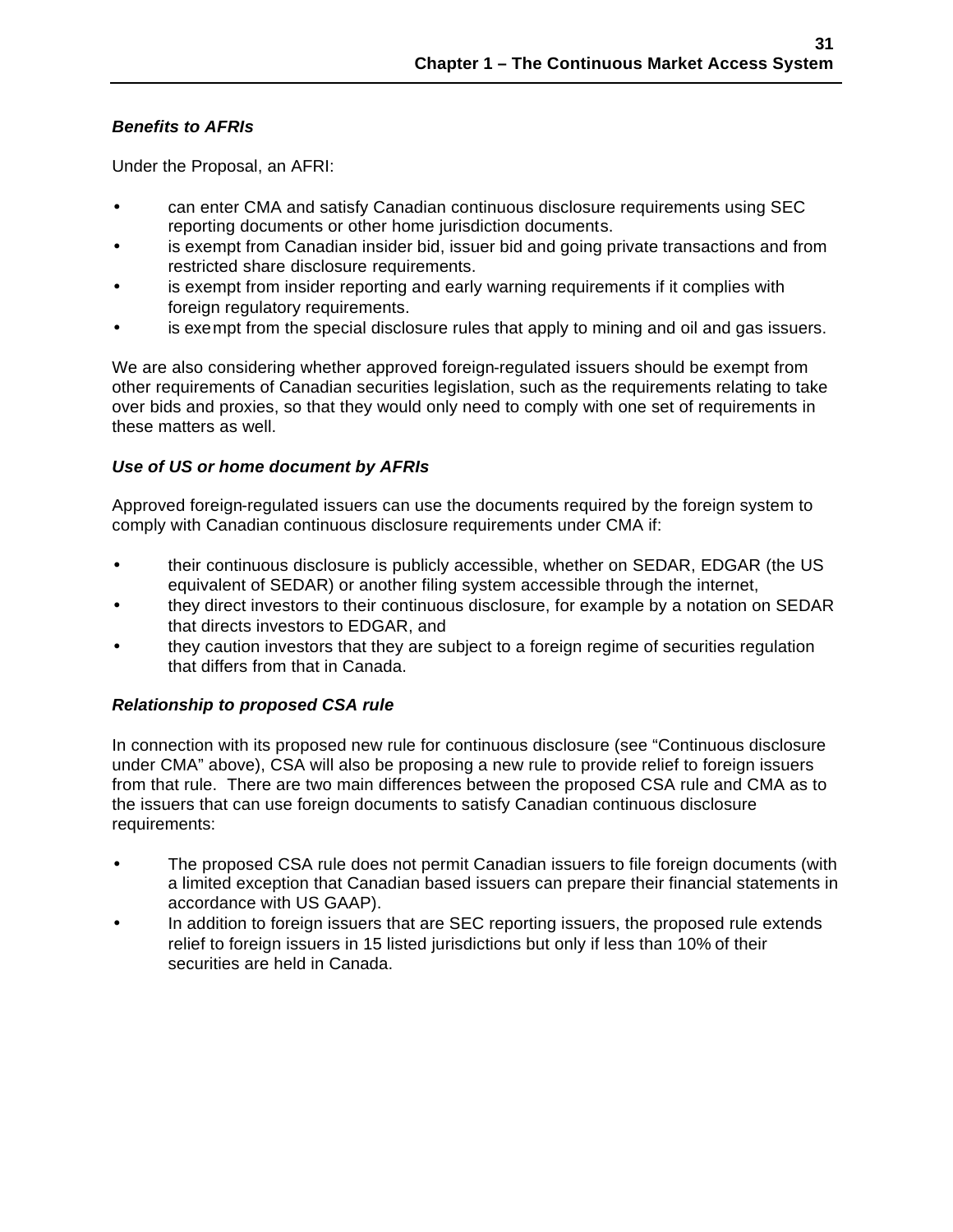***Benefits to AFRIs***

Under the Proposal, an AFRI:

- can enter CMA and satisfy Canadian continuous disclosure requirements using SEC reporting documents or other home jurisdiction documents.
- is exempt from Canadian insider bid, issuer bid and going private transactions and from restricted share disclosure requirements.
- is exempt from insider reporting and early warning requirements if it complies with foreign regulatory requirements.
- is exempt from the special disclosure rules that apply to mining and oil and gas issuers.

We are also considering whether approved foreign-regulated issuers should be exempt from other requirements of Canadian securities legislation, such as the requirements relating to take over bids and proxies, so that they would only need to comply with one set of requirements in these matters as well.

***Use of US or home document by AFRIs***

Approved foreign-regulated issuers can use the documents required by the foreign system to comply with Canadian continuous disclosure requirements under CMA if:

- their continuous disclosure is publicly accessible, whether on SEDAR, EDGAR (the US equivalent of SEDAR) or another filing system accessible through the internet,
- they direct investors to their continuous disclosure, for example by a notation on SEDAR that directs investors to EDGAR, and
- they caution investors that they are subject to a foreign regime of securities regulation that differs from that in Canada.

***Relationship to proposed CSA rule***

In connection with its proposed new rule for continuous disclosure (see "Continuous disclosure under CMA" above), CSA will also be proposing a new rule to provide relief to foreign issuers from that rule. There are two main differences between the proposed CSA rule and CMA as to the issuers that can use foreign documents to satisfy Canadian continuous disclosure requirements:

- The proposed CSA rule does not permit Canadian issuers to file foreign documents (with a limited exception that Canadian based issuers can prepare their financial statements in accordance with US GAAP).
- In addition to foreign issuers that are SEC reporting issuers, the proposed rule extends relief to foreign issuers in 15 listed jurisdictions but only if less than 10% of their securities are held in Canada.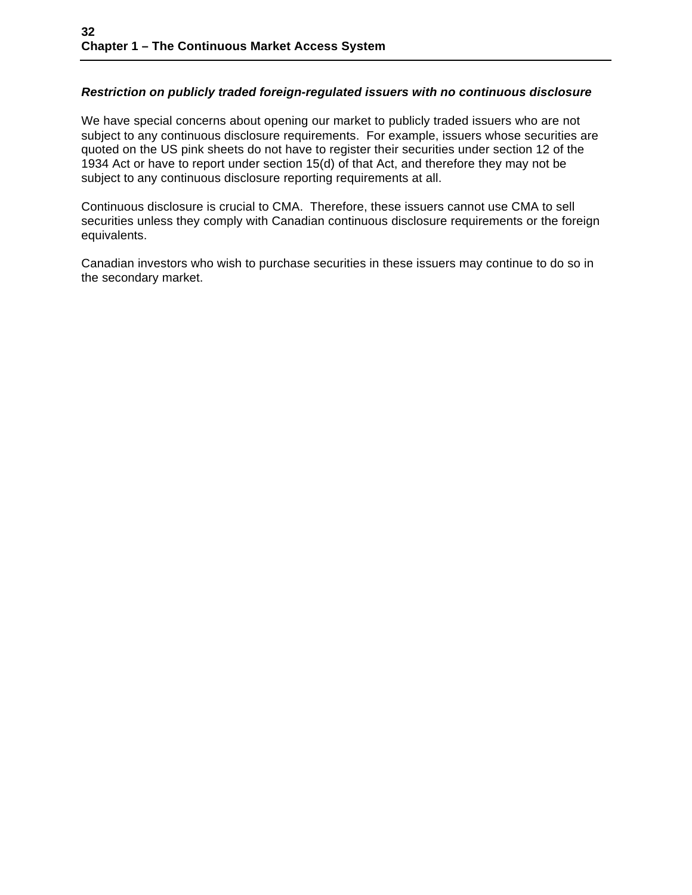### *Restriction on publicly traded foreign-regulated issuers with no continuous disclosure*

We have special concerns about opening our market to publicly traded issuers who are not subject to any continuous disclosure requirements. For example, issuers whose securities are quoted on the US pink sheets do not have to register their securities under section 12 of the 1934 Act or have to report under section 15(d) of that Act, and therefore they may not be subject to any continuous disclosure reporting requirements at all.

Continuous disclosure is crucial to CMA. Therefore, these issuers cannot use CMA to sell securities unless they comply with Canadian continuous disclosure requirements or the foreign equivalents.

Canadian investors who wish to purchase securities in these issuers may continue to do so in the secondary market.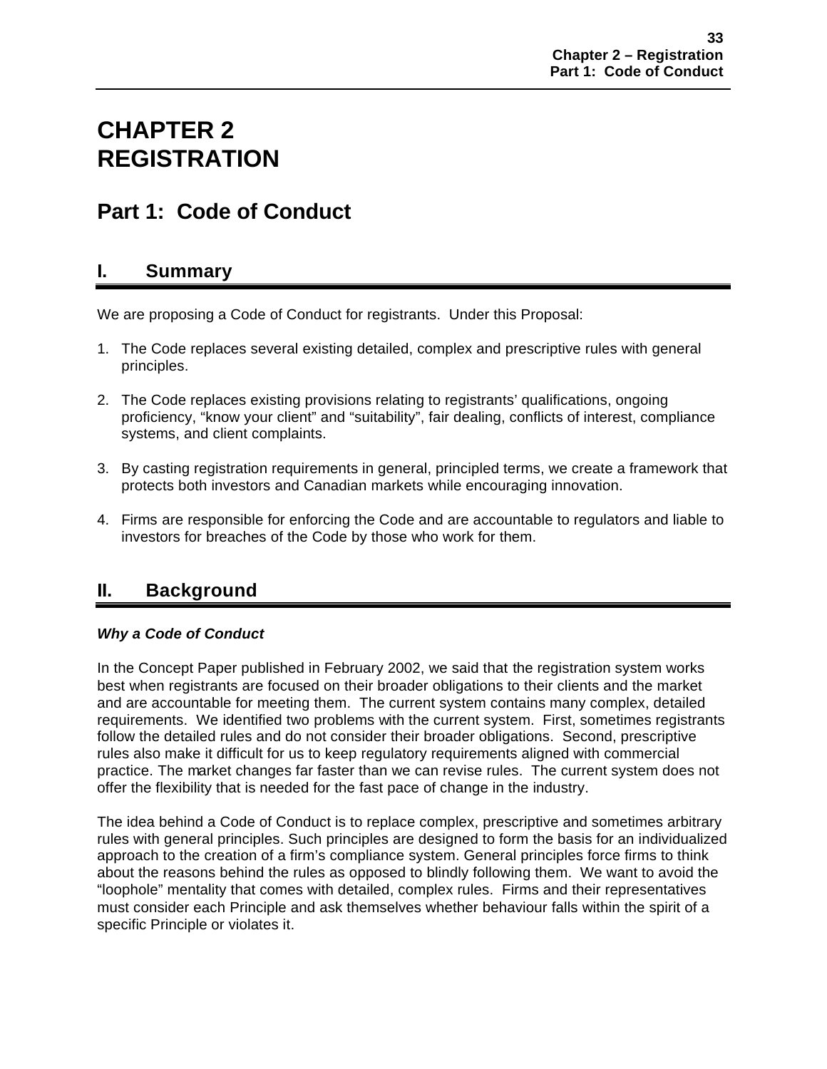# CHAPTER 2
# REGISTRATION

## Part 1: Code of Conduct

### I. Summary

We are proposing a Code of Conduct for registrants. Under this Proposal:

1. The Code replaces several existing detailed, complex and prescriptive rules with general principles.

2. The Code replaces existing provisions relating to registrants' qualifications, ongoing proficiency, "know your client" and "suitability", fair dealing, conflicts of interest, compliance systems, and client complaints.

3. By casting registration requirements in general, principled terms, we create a framework that protects both investors and Canadian markets while encouraging innovation.

4. Firms are responsible for enforcing the Code and are accountable to regulators and liable to investors for breaches of the Code by those who work for them.

### II. Background

***Why a Code of Conduct***

In the Concept Paper published in February 2002, we said that the registration system works best when registrants are focused on their broader obligations to their clients and the market and are accountable for meeting them. The current system contains many complex, detailed requirements. We identified two problems with the current system. First, sometimes registrants follow the detailed rules and do not consider their broader obligations. Second, prescriptive rules also make it difficult for us to keep regulatory requirements aligned with commercial practice. The market changes far faster than we can revise rules. The current system does not offer the flexibility that is needed for the fast pace of change in the industry.

The idea behind a Code of Conduct is to replace complex, prescriptive and sometimes arbitrary rules with general principles. Such principles are designed to form the basis for an individualized approach to the creation of a firm's compliance system. General principles force firms to think about the reasons behind the rules as opposed to blindly following them. We want to avoid the "loophole" mentality that comes with detailed, complex rules. Firms and their representatives must consider each Principle and ask themselves whether behaviour falls within the spirit of a specific Principle or violates it.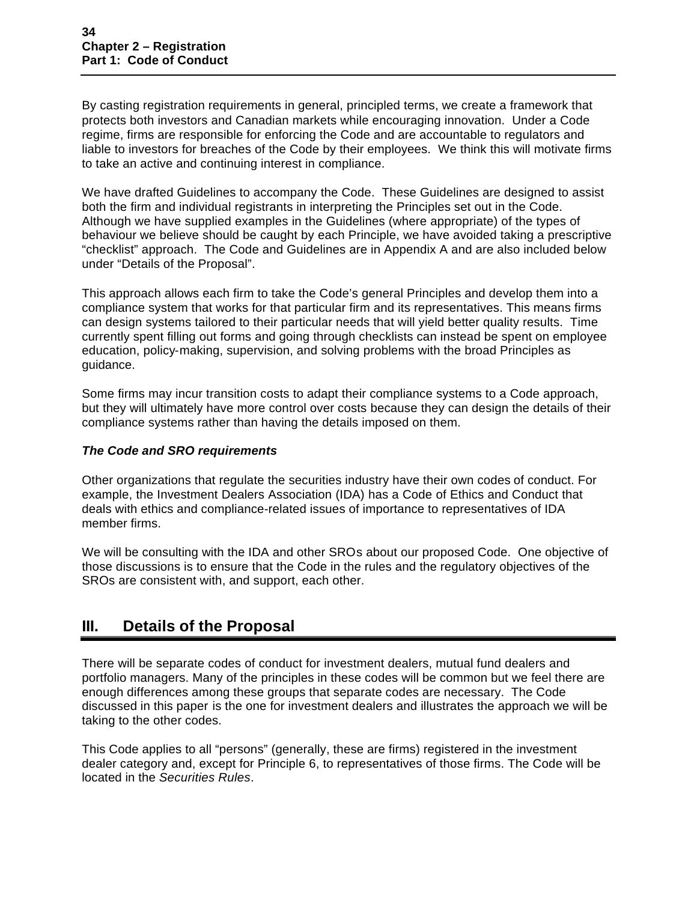By casting registration requirements in general, principled terms, we create a framework that protects both investors and Canadian markets while encouraging innovation. Under a Code regime, firms are responsible for enforcing the Code and are accountable to regulators and liable to investors for breaches of the Code by their employees. We think this will motivate firms to take an active and continuing interest in compliance.

We have drafted Guidelines to accompany the Code. These Guidelines are designed to assist both the firm and individual registrants in interpreting the Principles set out in the Code. Although we have supplied examples in the Guidelines (where appropriate) of the types of behaviour we believe should be caught by each Principle, we have avoided taking a prescriptive "checklist" approach. The Code and Guidelines are in Appendix A and are also included below under "Details of the Proposal".

This approach allows each firm to take the Code's general Principles and develop them into a compliance system that works for that particular firm and its representatives. This means firms can design systems tailored to their particular needs that will yield better quality results. Time currently spent filling out forms and going through checklists can instead be spent on employee education, policy-making, supervision, and solving problems with the broad Principles as guidance.

Some firms may incur transition costs to adapt their compliance systems to a Code approach, but they will ultimately have more control over costs because they can design the details of their compliance systems rather than having the details imposed on them.

***The Code and SRO requirements***

Other organizations that regulate the securities industry have their own codes of conduct. For example, the Investment Dealers Association (IDA) has a Code of Ethics and Conduct that deals with ethics and compliance-related issues of importance to representatives of IDA member firms.

We will be consulting with the IDA and other SROs about our proposed Code. One objective of those discussions is to ensure that the Code in the rules and the regulatory objectives of the SROs are consistent with, and support, each other.

## III. Details of the Proposal

There will be separate codes of conduct for investment dealers, mutual fund dealers and portfolio managers. Many of the principles in these codes will be common but we feel there are enough differences among these groups that separate codes are necessary. The Code discussed in this paper is the one for investment dealers and illustrates the approach we will be taking to the other codes.

This Code applies to all "persons" (generally, these are firms) registered in the investment dealer category and, except for Principle 6, to representatives of those firms. The Code will be located in the *Securities Rules*.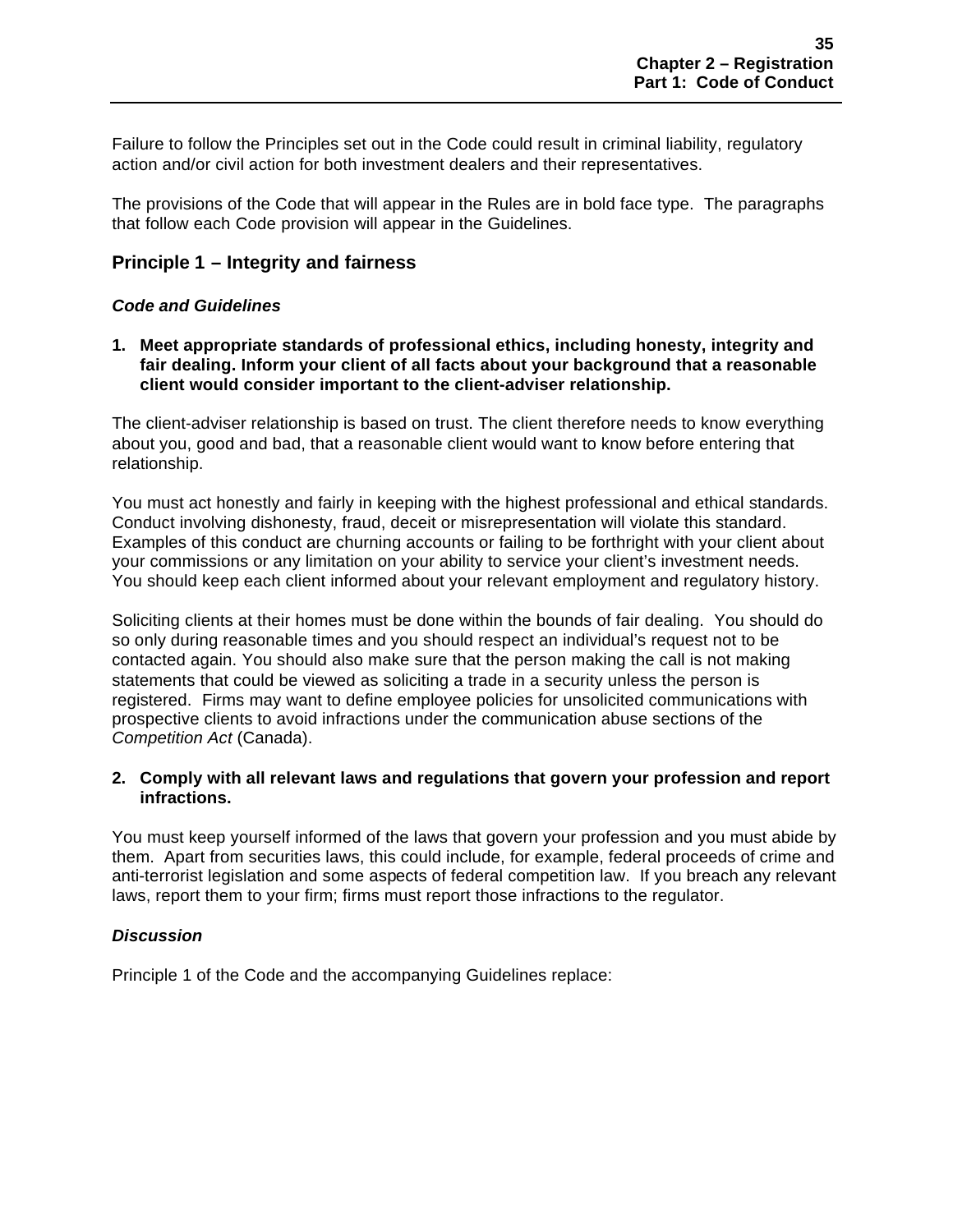Failure to follow the Principles set out in the Code could result in criminal liability, regulatory action and/or civil action for both investment dealers and their representatives.

The provisions of the Code that will appear in the Rules are in bold face type. The paragraphs that follow each Code provision will appear in the Guidelines.

## Principle 1 – Integrity and fairness

### *Code and Guidelines*

**1. Meet appropriate standards of professional ethics, including honesty, integrity and fair dealing. Inform your client of all facts about your background that a reasonable client would consider important to the client-adviser relationship.**

The client-adviser relationship is based on trust. The client therefore needs to know everything about you, good and bad, that a reasonable client would want to know before entering that relationship.

You must act honestly and fairly in keeping with the highest professional and ethical standards. Conduct involving dishonesty, fraud, deceit or misrepresentation will violate this standard. Examples of this conduct are churning accounts or failing to be forthright with your client about your commissions or any limitation on your ability to service your client's investment needs. You should keep each client informed about your relevant employment and regulatory history.

Soliciting clients at their homes must be done within the bounds of fair dealing. You should do so only during reasonable times and you should respect an individual's request not to be contacted again. You should also make sure that the person making the call is not making statements that could be viewed as soliciting a trade in a security unless the person is registered. Firms may want to define employee policies for unsolicited communications with prospective clients to avoid infractions under the communication abuse sections of the *Competition Act* (Canada).

**2. Comply with all relevant laws and regulations that govern your profession and report infractions.**

You must keep yourself informed of the laws that govern your profession and you must abide by them. Apart from securities laws, this could include, for example, federal proceeds of crime and anti-terrorist legislation and some aspects of federal competition law. If you breach any relevant laws, report them to your firm; firms must report those infractions to the regulator.

### *Discussion*

Principle 1 of the Code and the accompanying Guidelines replace: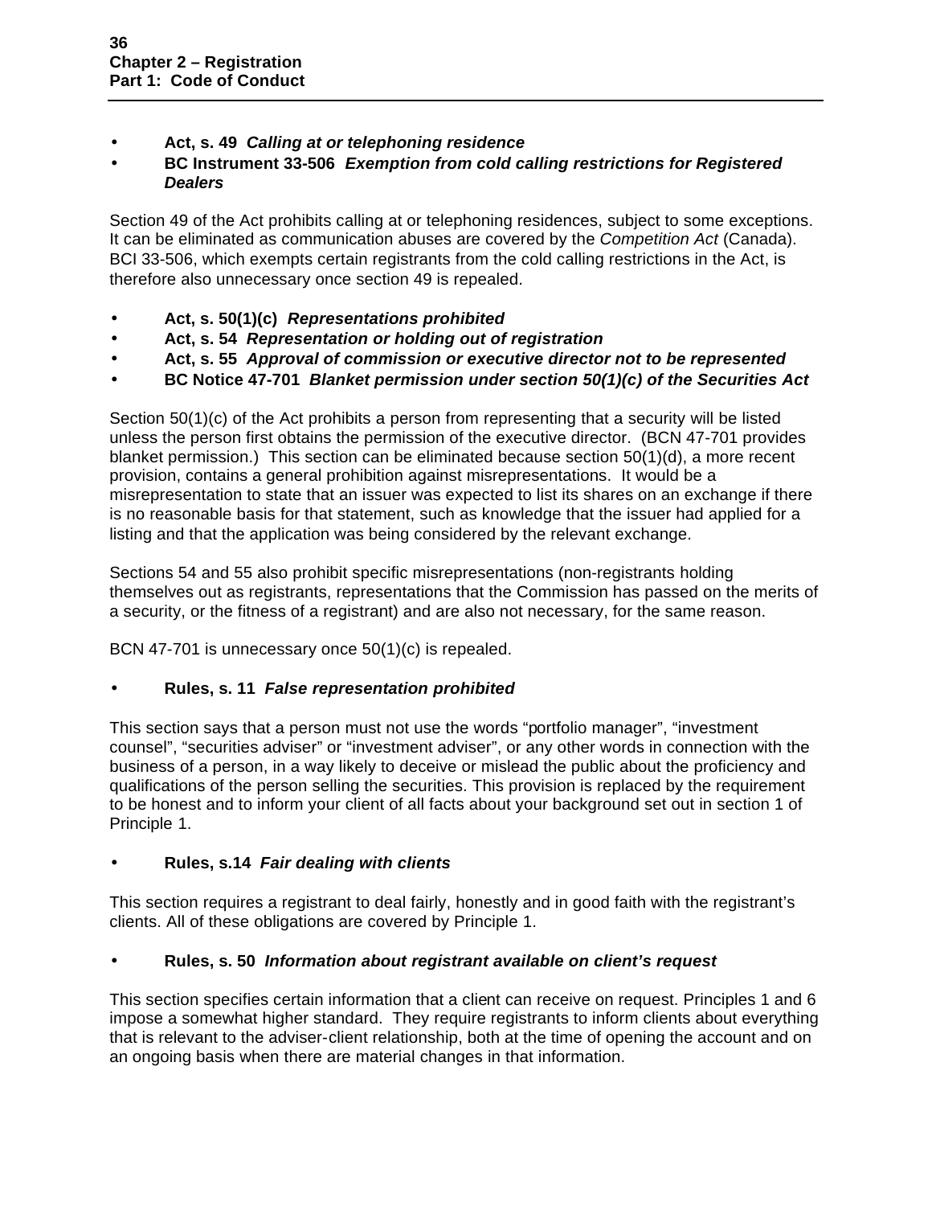- **Act, s. 49** ***Calling at or telephoning residence***
- **BC Instrument 33-506** ***Exemption from cold calling restrictions for Registered Dealers***

Section 49 of the Act prohibits calling at or telephoning residences, subject to some exceptions. It can be eliminated as communication abuses are covered by the *Competition Act* (Canada). BCI 33-506, which exempts certain registrants from the cold calling restrictions in the Act, is therefore also unnecessary once section 49 is repealed.

- **Act, s. 50(1)(c)** ***Representations prohibited***
- **Act, s. 54** ***Representation or holding out of registration***
- **Act, s. 55** ***Approval of commission or executive director not to be represented***
- **BC Notice 47-701** ***Blanket permission under section 50(1)(c) of the Securities Act***

Section 50(1)(c) of the Act prohibits a person from representing that a security will be listed unless the person first obtains the permission of the executive director. (BCN 47-701 provides blanket permission.) This section can be eliminated because section 50(1)(d), a more recent provision, contains a general prohibition against misrepresentations. It would be a misrepresentation to state that an issuer was expected to list its shares on an exchange if there is no reasonable basis for that statement, such as knowledge that the issuer had applied for a listing and that the application was being considered by the relevant exchange.

Sections 54 and 55 also prohibit specific misrepresentations (non-registrants holding themselves out as registrants, representations that the Commission has passed on the merits of a security, or the fitness of a registrant) and are also not necessary, for the same reason.

BCN 47-701 is unnecessary once 50(1)(c) is repealed.

- **Rules, s. 11** ***False representation prohibited***

This section says that a person must not use the words "portfolio manager", "investment counsel", "securities adviser" or "investment adviser", or any other words in connection with the business of a person, in a way likely to deceive or mislead the public about the proficiency and qualifications of the person selling the securities. This provision is replaced by the requirement to be honest and to inform your client of all facts about your background set out in section 1 of Principle 1.

- **Rules, s.14** ***Fair dealing with clients***

This section requires a registrant to deal fairly, honestly and in good faith with the registrant's clients. All of these obligations are covered by Principle 1.

- **Rules, s. 50** ***Information about registrant available on client's request***

This section specifies certain information that a client can receive on request. Principles 1 and 6 impose a somewhat higher standard. They require registrants to inform clients about everything that is relevant to the adviser-client relationship, both at the time of opening the account and on an ongoing basis when there are material changes in that information.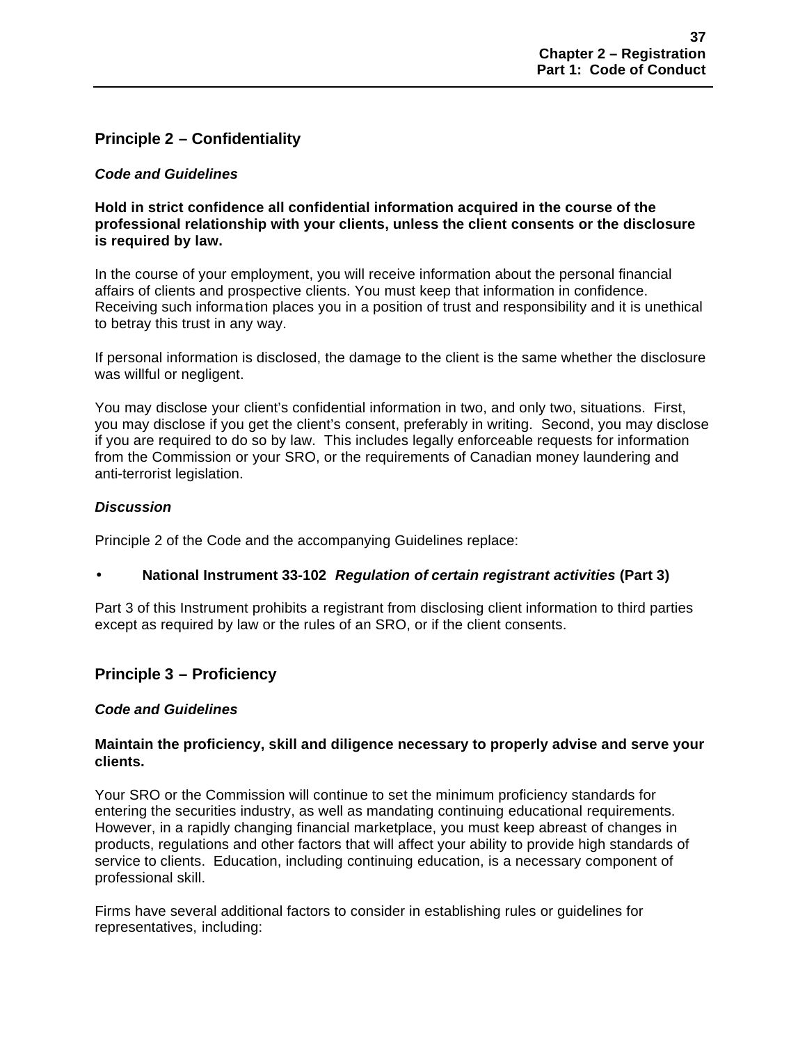## Principle 2 – Confidentiality

### *Code and Guidelines*

**Hold in strict confidence all confidential information acquired in the course of the professional relationship with your clients, unless the client consents or the disclosure is required by law.**

In the course of your employment, you will receive information about the personal financial affairs of clients and prospective clients. You must keep that information in confidence. Receiving such information places you in a position of trust and responsibility and it is unethical to betray this trust in any way.

If personal information is disclosed, the damage to the client is the same whether the disclosure was willful or negligent.

You may disclose your client's confidential information in two, and only two, situations. First, you may disclose if you get the client's consent, preferably in writing. Second, you may disclose if you are required to do so by law. This includes legally enforceable requests for information from the Commission or your SRO, or the requirements of Canadian money laundering and anti-terrorist legislation.

### *Discussion*

Principle 2 of the Code and the accompanying Guidelines replace:

- **National Instrument 33-102** ***Regulation of certain registrant activities*** **(Part 3)**

Part 3 of this Instrument prohibits a registrant from disclosing client information to third parties except as required by law or the rules of an SRO, or if the client consents.

## Principle 3 – Proficiency

### *Code and Guidelines*

**Maintain the proficiency, skill and diligence necessary to properly advise and serve your clients.**

Your SRO or the Commission will continue to set the minimum proficiency standards for entering the securities industry, as well as mandating continuing educational requirements. However, in a rapidly changing financial marketplace, you must keep abreast of changes in products, regulations and other factors that will affect your ability to provide high standards of service to clients. Education, including continuing education, is a necessary component of professional skill.

Firms have several additional factors to consider in establishing rules or guidelines for representatives, including: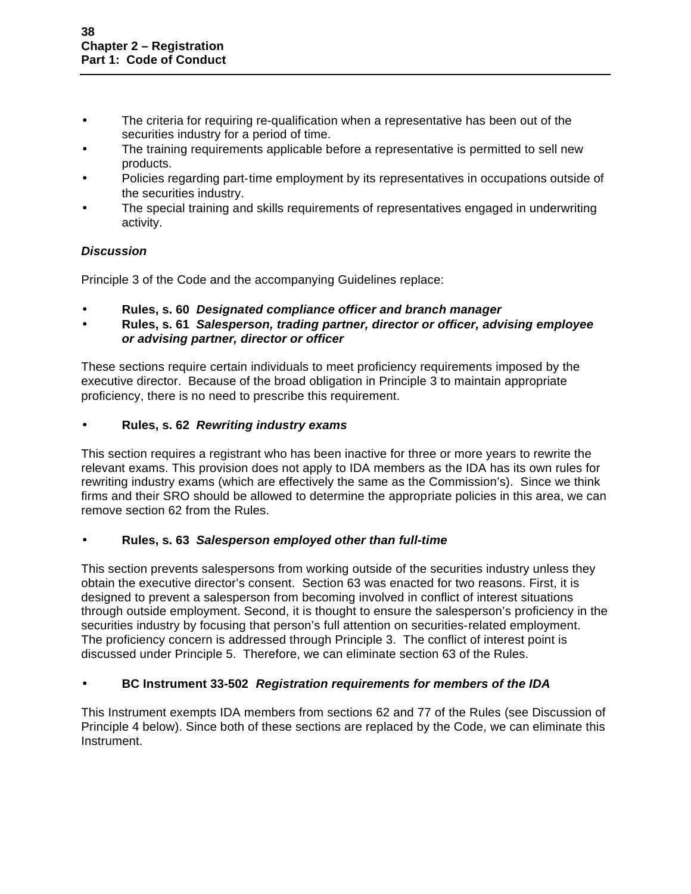- The criteria for requiring re-qualification when a representative has been out of the securities industry for a period of time.
- The training requirements applicable before a representative is permitted to sell new products.
- Policies regarding part-time employment by its representatives in occupations outside of the securities industry.
- The special training and skills requirements of representatives engaged in underwriting activity.

***Discussion***

Principle 3 of the Code and the accompanying Guidelines replace:

- **Rules, s. 60** ***Designated compliance officer and branch manager***
- **Rules, s. 61** ***Salesperson, trading partner, director or officer, advising employee or advising partner, director or officer***

These sections require certain individuals to meet proficiency requirements imposed by the executive director. Because of the broad obligation in Principle 3 to maintain appropriate proficiency, there is no need to prescribe this requirement.

- **Rules, s. 62** ***Rewriting industry exams***

This section requires a registrant who has been inactive for three or more years to rewrite the relevant exams. This provision does not apply to IDA members as the IDA has its own rules for rewriting industry exams (which are effectively the same as the Commission's). Since we think firms and their SRO should be allowed to determine the appropriate policies in this area, we can remove section 62 from the Rules.

- **Rules, s. 63** ***Salesperson employed other than full-time***

This section prevents salespersons from working outside of the securities industry unless they obtain the executive director's consent. Section 63 was enacted for two reasons. First, it is designed to prevent a salesperson from becoming involved in conflict of interest situations through outside employment. Second, it is thought to ensure the salesperson's proficiency in the securities industry by focusing that person's full attention on securities-related employment. The proficiency concern is addressed through Principle 3. The conflict of interest point is discussed under Principle 5. Therefore, we can eliminate section 63 of the Rules.

- **BC Instrument 33-502** ***Registration requirements for members of the IDA***

This Instrument exempts IDA members from sections 62 and 77 of the Rules (see Discussion of Principle 4 below). Since both of these sections are replaced by the Code, we can eliminate this Instrument.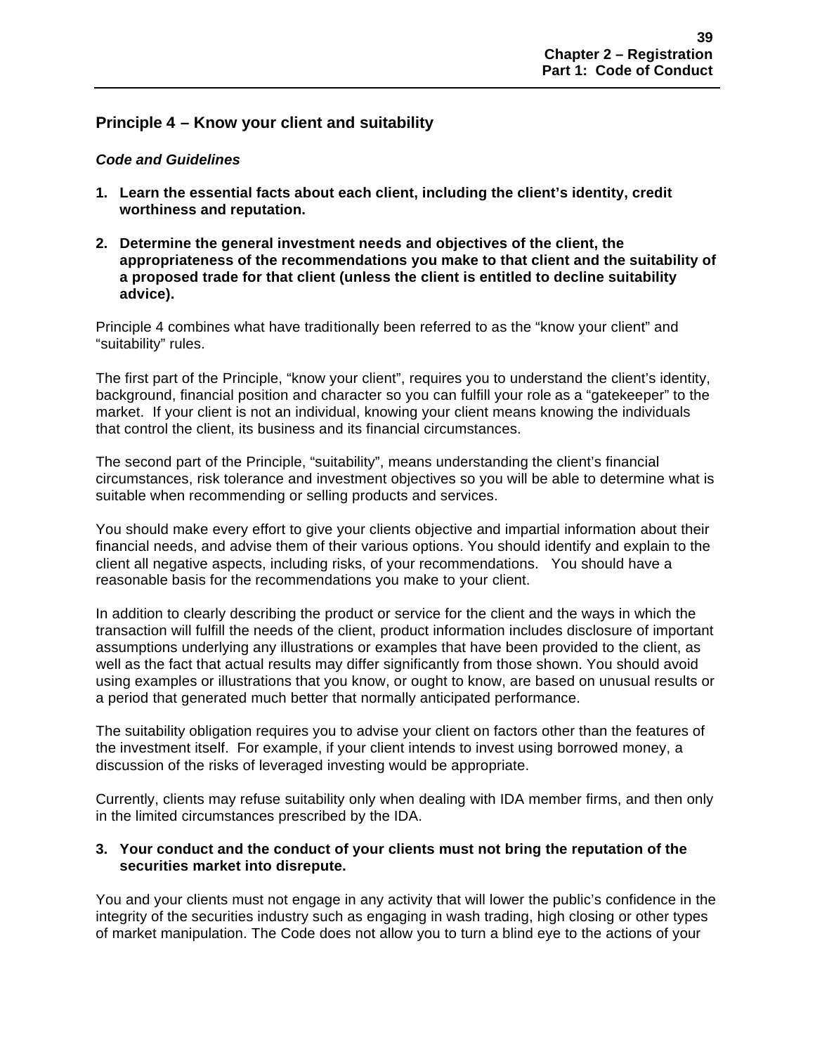## Principle 4 – Know your client and suitability

### *Code and Guidelines*

1. **Learn the essential facts about each client, including the client's identity, credit worthiness and reputation.**

2. **Determine the general investment needs and objectives of the client, the appropriateness of the recommendations you make to that client and the suitability of a proposed trade for that client (unless the client is entitled to decline suitability advice).**

Principle 4 combines what have traditionally been referred to as the "know your client" and "suitability" rules.

The first part of the Principle, "know your client", requires you to understand the client's identity, background, financial position and character so you can fulfill your role as a "gatekeeper" to the market. If your client is not an individual, knowing your client means knowing the individuals that control the client, its business and its financial circumstances.

The second part of the Principle, "suitability", means understanding the client's financial circumstances, risk tolerance and investment objectives so you will be able to determine what is suitable when recommending or selling products and services.

You should make every effort to give your clients objective and impartial information about their financial needs, and advise them of their various options. You should identify and explain to the client all negative aspects, including risks, of your recommendations. You should have a reasonable basis for the recommendations you make to your client.

In addition to clearly describing the product or service for the client and the ways in which the transaction will fulfill the needs of the client, product information includes disclosure of important assumptions underlying any illustrations or examples that have been provided to the client, as well as the fact that actual results may differ significantly from those shown. You should avoid using examples or illustrations that you know, or ought to know, are based on unusual results or a period that generated much better that normally anticipated performance.

The suitability obligation requires you to advise your client on factors other than the features of the investment itself. For example, if your client intends to invest using borrowed money, a discussion of the risks of leveraged investing would be appropriate.

Currently, clients may refuse suitability only when dealing with IDA member firms, and then only in the limited circumstances prescribed by the IDA.

3. **Your conduct and the conduct of your clients must not bring the reputation of the securities market into disrepute.**

You and your clients must not engage in any activity that will lower the public's confidence in the integrity of the securities industry such as engaging in wash trading, high closing or other types of market manipulation. The Code does not allow you to turn a blind eye to the actions of your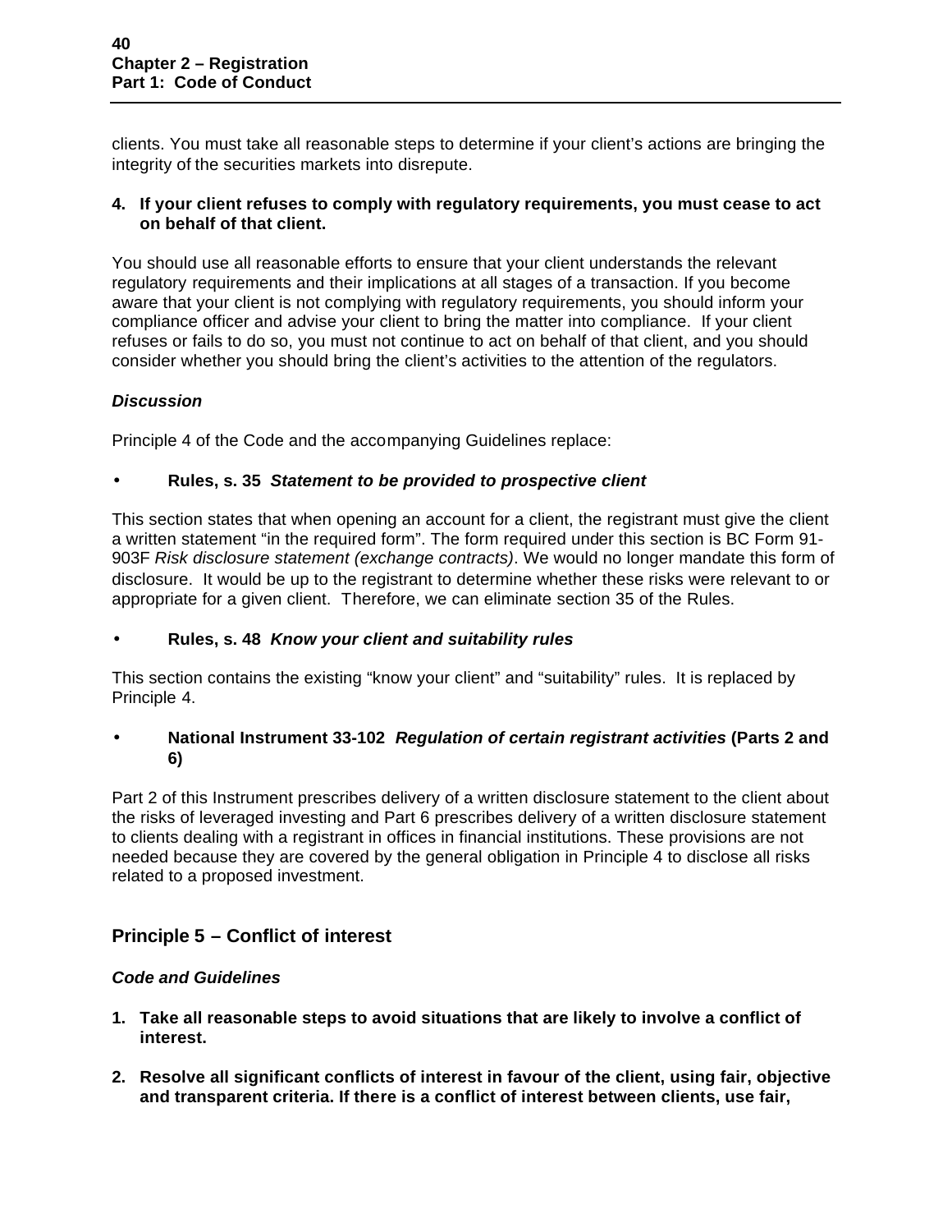clients. You must take all reasonable steps to determine if your client's actions are bringing the integrity of the securities markets into disrepute.

**4. If your client refuses to comply with regulatory requirements, you must cease to act on behalf of that client.**

You should use all reasonable efforts to ensure that your client understands the relevant regulatory requirements and their implications at all stages of a transaction. If you become aware that your client is not complying with regulatory requirements, you should inform your compliance officer and advise your client to bring the matter into compliance. If your client refuses or fails to do so, you must not continue to act on behalf of that client, and you should consider whether you should bring the client's activities to the attention of the regulators.

***Discussion***

Principle 4 of the Code and the accompanying Guidelines replace:

- **Rules, s. 35** ***Statement to be provided to prospective client***

This section states that when opening an account for a client, the registrant must give the client a written statement "in the required form". The form required under this section is BC Form 91-903F *Risk disclosure statement (exchange contracts)*. We would no longer mandate this form of disclosure. It would be up to the registrant to determine whether these risks were relevant to or appropriate for a given client. Therefore, we can eliminate section 35 of the Rules.

- **Rules, s. 48** ***Know your client and suitability rules***

This section contains the existing "know your client" and "suitability" rules. It is replaced by Principle 4.

- **National Instrument 33-102** ***Regulation of certain registrant activities*** **(Parts 2 and 6)**

Part 2 of this Instrument prescribes delivery of a written disclosure statement to the client about the risks of leveraged investing and Part 6 prescribes delivery of a written disclosure statement to clients dealing with a registrant in offices in financial institutions. These provisions are not needed because they are covered by the general obligation in Principle 4 to disclose all risks related to a proposed investment.

## Principle 5 – Conflict of interest

***Code and Guidelines***

**1. Take all reasonable steps to avoid situations that are likely to involve a conflict of interest.**

**2. Resolve all significant conflicts of interest in favour of the client, using fair, objective and transparent criteria. If there is a conflict of interest between clients, use fair,**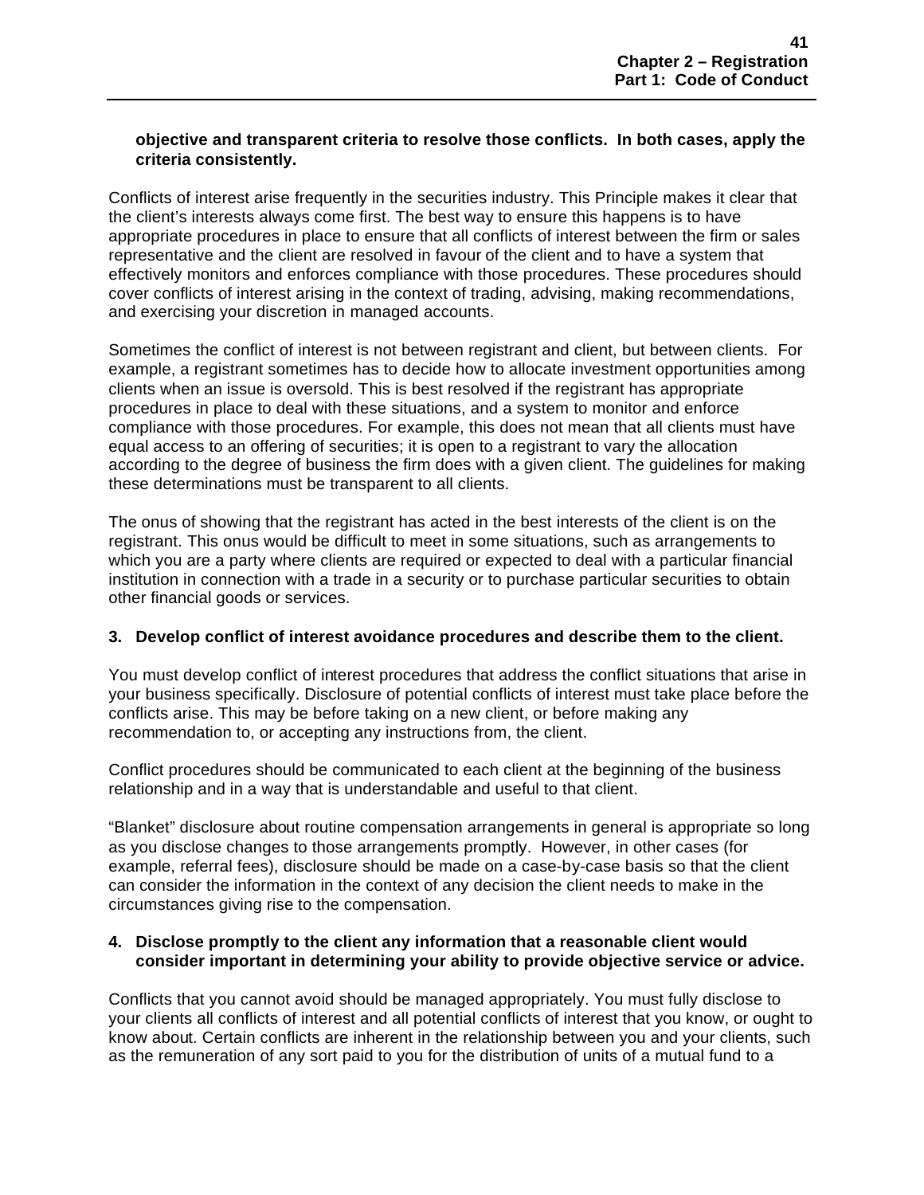**objective and transparent criteria to resolve those conflicts. In both cases, apply the criteria consistently.**

Conflicts of interest arise frequently in the securities industry. This Principle makes it clear that the client's interests always come first. The best way to ensure this happens is to have appropriate procedures in place to ensure that all conflicts of interest between the firm or sales representative and the client are resolved in favour of the client and to have a system that effectively monitors and enforces compliance with those procedures. These procedures should cover conflicts of interest arising in the context of trading, advising, making recommendations, and exercising your discretion in managed accounts.

Sometimes the conflict of interest is not between registrant and client, but between clients. For example, a registrant sometimes has to decide how to allocate investment opportunities among clients when an issue is oversold. This is best resolved if the registrant has appropriate procedures in place to deal with these situations, and a system to monitor and enforce compliance with those procedures. For example, this does not mean that all clients must have equal access to an offering of securities; it is open to a registrant to vary the allocation according to the degree of business the firm does with a given client. The guidelines for making these determinations must be transparent to all clients.

The onus of showing that the registrant has acted in the best interests of the client is on the registrant. This onus would be difficult to meet in some situations, such as arrangements to which you are a party where clients are required or expected to deal with a particular financial institution in connection with a trade in a security or to purchase particular securities to obtain other financial goods or services.

**3. Develop conflict of interest avoidance procedures and describe them to the client.**

You must develop conflict of interest procedures that address the conflict situations that arise in your business specifically. Disclosure of potential conflicts of interest must take place before the conflicts arise. This may be before taking on a new client, or before making any recommendation to, or accepting any instructions from, the client.

Conflict procedures should be communicated to each client at the beginning of the business relationship and in a way that is understandable and useful to that client.

"Blanket" disclosure about routine compensation arrangements in general is appropriate so long as you disclose changes to those arrangements promptly. However, in other cases (for example, referral fees), disclosure should be made on a case-by-case basis so that the client can consider the information in the context of any decision the client needs to make in the circumstances giving rise to the compensation.

**4. Disclose promptly to the client any information that a reasonable client would consider important in determining your ability to provide objective service or advice.**

Conflicts that you cannot avoid should be managed appropriately. You must fully disclose to your clients all conflicts of interest and all potential conflicts of interest that you know, or ought to know about. Certain conflicts are inherent in the relationship between you and your clients, such as the remuneration of any sort paid to you for the distribution of units of a mutual fund to a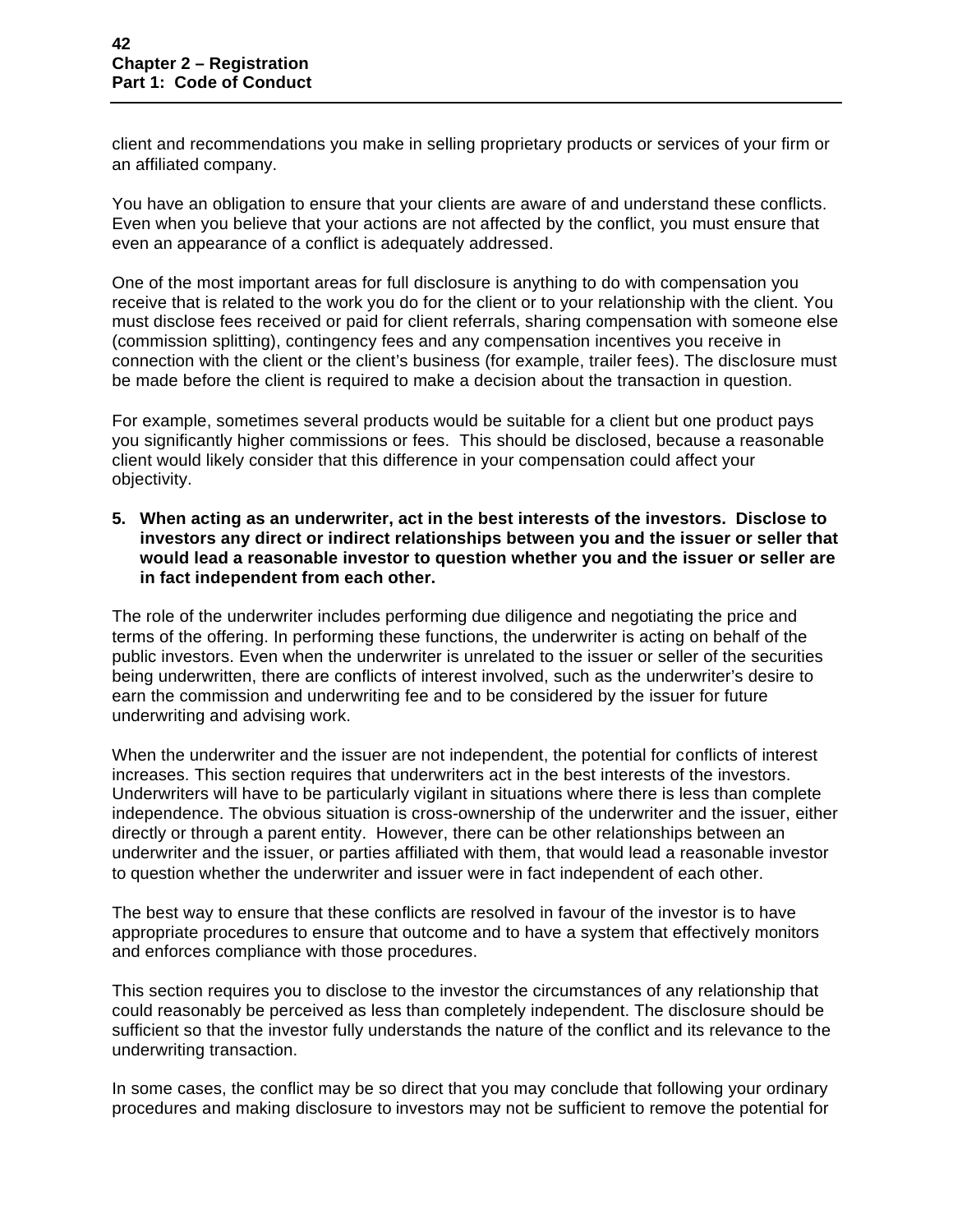client and recommendations you make in selling proprietary products or services of your firm or an affiliated company.

You have an obligation to ensure that your clients are aware of and understand these conflicts. Even when you believe that your actions are not affected by the conflict, you must ensure that even an appearance of a conflict is adequately addressed.

One of the most important areas for full disclosure is anything to do with compensation you receive that is related to the work you do for the client or to your relationship with the client. You must disclose fees received or paid for client referrals, sharing compensation with someone else (commission splitting), contingency fees and any compensation incentives you receive in connection with the client or the client's business (for example, trailer fees). The disclosure must be made before the client is required to make a decision about the transaction in question.

For example, sometimes several products would be suitable for a client but one product pays you significantly higher commissions or fees. This should be disclosed, because a reasonable client would likely consider that this difference in your compensation could affect your objectivity.

**5. When acting as an underwriter, act in the best interests of the investors. Disclose to investors any direct or indirect relationships between you and the issuer or seller that would lead a reasonable investor to question whether you and the issuer or seller are in fact independent from each other.**

The role of the underwriter includes performing due diligence and negotiating the price and terms of the offering. In performing these functions, the underwriter is acting on behalf of the public investors. Even when the underwriter is unrelated to the issuer or seller of the securities being underwritten, there are conflicts of interest involved, such as the underwriter's desire to earn the commission and underwriting fee and to be considered by the issuer for future underwriting and advising work.

When the underwriter and the issuer are not independent, the potential for conflicts of interest increases. This section requires that underwriters act in the best interests of the investors. Underwriters will have to be particularly vigilant in situations where there is less than complete independence. The obvious situation is cross-ownership of the underwriter and the issuer, either directly or through a parent entity. However, there can be other relationships between an underwriter and the issuer, or parties affiliated with them, that would lead a reasonable investor to question whether the underwriter and issuer were in fact independent of each other.

The best way to ensure that these conflicts are resolved in favour of the investor is to have appropriate procedures to ensure that outcome and to have a system that effectively monitors and enforces compliance with those procedures.

This section requires you to disclose to the investor the circumstances of any relationship that could reasonably be perceived as less than completely independent. The disclosure should be sufficient so that the investor fully understands the nature of the conflict and its relevance to the underwriting transaction.

In some cases, the conflict may be so direct that you may conclude that following your ordinary procedures and making disclosure to investors may not be sufficient to remove the potential for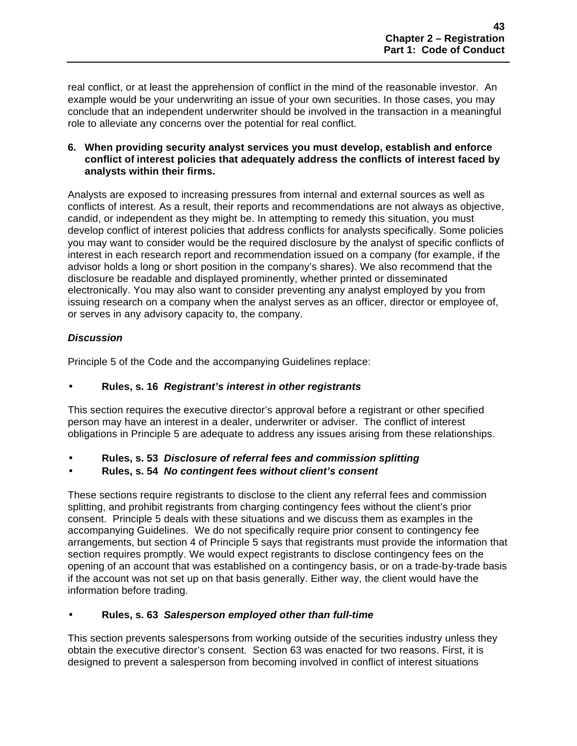real conflict, or at least the apprehension of conflict in the mind of the reasonable investor. An example would be your underwriting an issue of your own securities. In those cases, you may conclude that an independent underwriter should be involved in the transaction in a meaningful role to alleviate any concerns over the potential for real conflict.

**6. When providing security analyst services you must develop, establish and enforce conflict of interest policies that adequately address the conflicts of interest faced by analysts within their firms.**

Analysts are exposed to increasing pressures from internal and external sources as well as conflicts of interest. As a result, their reports and recommendations are not always as objective, candid, or independent as they might be. In attempting to remedy this situation, you must develop conflict of interest policies that address conflicts for analysts specifically. Some policies you may want to consider would be the required disclosure by the analyst of specific conflicts of interest in each research report and recommendation issued on a company (for example, if the advisor holds a long or short position in the company's shares). We also recommend that the disclosure be readable and displayed prominently, whether printed or disseminated electronically. You may also want to consider preventing any analyst employed by you from issuing research on a company when the analyst serves as an officer, director or employee of, or serves in any advisory capacity to, the company.

***Discussion***

Principle 5 of the Code and the accompanying Guidelines replace:

- **Rules, s. 16 *Registrant's interest in other registrants***

This section requires the executive director's approval before a registrant or other specified person may have an interest in a dealer, underwriter or adviser. The conflict of interest obligations in Principle 5 are adequate to address any issues arising from these relationships.

- **Rules, s. 53 *Disclosure of referral fees and commission splitting***
- **Rules, s. 54 *No contingent fees without client's consent***

These sections require registrants to disclose to the client any referral fees and commission splitting, and prohibit registrants from charging contingency fees without the client's prior consent. Principle 5 deals with these situations and we discuss them as examples in the accompanying Guidelines. We do not specifically require prior consent to contingency fee arrangements, but section 4 of Principle 5 says that registrants must provide the information that section requires promptly. We would expect registrants to disclose contingency fees on the opening of an account that was established on a contingency basis, or on a trade-by-trade basis if the account was not set up on that basis generally. Either way, the client would have the information before trading.

- **Rules, s. 63 *Salesperson employed other than full-time***

This section prevents salespersons from working outside of the securities industry unless they obtain the executive director's consent. Section 63 was enacted for two reasons. First, it is designed to prevent a salesperson from becoming involved in conflict of interest situations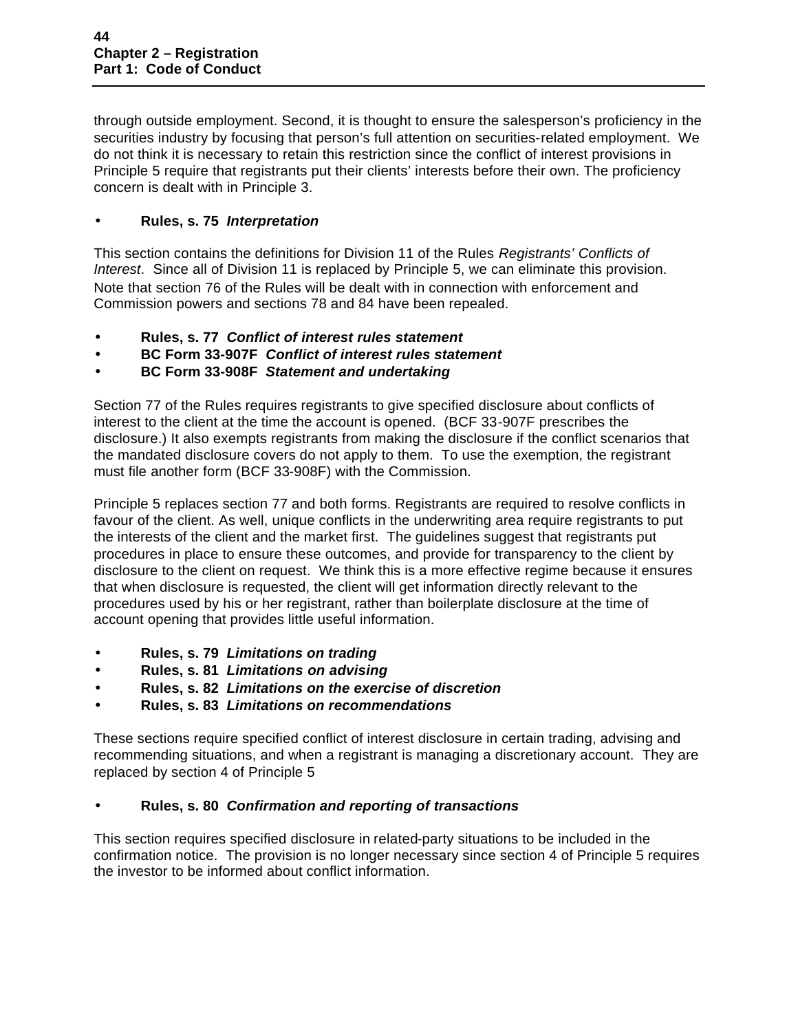through outside employment. Second, it is thought to ensure the salesperson's proficiency in the securities industry by focusing that person's full attention on securities-related employment. We do not think it is necessary to retain this restriction since the conflict of interest provisions in Principle 5 require that registrants put their clients' interests before their own. The proficiency concern is dealt with in Principle 3.

- **Rules, s. 75** ***Interpretation***

This section contains the definitions for Division 11 of the Rules *Registrants' Conflicts of Interest*. Since all of Division 11 is replaced by Principle 5, we can eliminate this provision. Note that section 76 of the Rules will be dealt with in connection with enforcement and Commission powers and sections 78 and 84 have been repealed.

- **Rules, s. 77** ***Conflict of interest rules statement***
- **BC Form 33-907F** ***Conflict of interest rules statement***
- **BC Form 33-908F** ***Statement and undertaking***

Section 77 of the Rules requires registrants to give specified disclosure about conflicts of interest to the client at the time the account is opened. (BCF 33-907F prescribes the disclosure.) It also exempts registrants from making the disclosure if the conflict scenarios that the mandated disclosure covers do not apply to them. To use the exemption, the registrant must file another form (BCF 33-908F) with the Commission.

Principle 5 replaces section 77 and both forms. Registrants are required to resolve conflicts in favour of the client. As well, unique conflicts in the underwriting area require registrants to put the interests of the client and the market first. The guidelines suggest that registrants put procedures in place to ensure these outcomes, and provide for transparency to the client by disclosure to the client on request. We think this is a more effective regime because it ensures that when disclosure is requested, the client will get information directly relevant to the procedures used by his or her registrant, rather than boilerplate disclosure at the time of account opening that provides little useful information.

- **Rules, s. 79** ***Limitations on trading***
- **Rules, s. 81** ***Limitations on advising***
- **Rules, s. 82** ***Limitations on the exercise of discretion***
- **Rules, s. 83** ***Limitations on recommendations***

These sections require specified conflict of interest disclosure in certain trading, advising and recommending situations, and when a registrant is managing a discretionary account. They are replaced by section 4 of Principle 5

- **Rules, s. 80** ***Confirmation and reporting of transactions***

This section requires specified disclosure in related-party situations to be included in the confirmation notice. The provision is no longer necessary since section 4 of Principle 5 requires the investor to be informed about conflict information.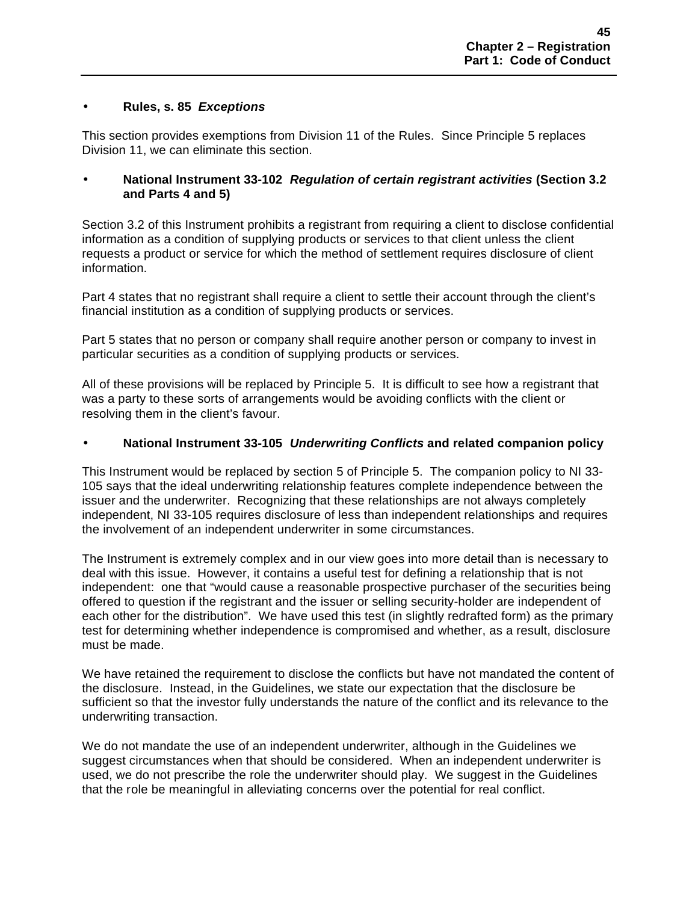- **Rules, s. 85** ***Exceptions***

This section provides exemptions from Division 11 of the Rules. Since Principle 5 replaces Division 11, we can eliminate this section.

- **National Instrument 33-102** ***Regulation of certain registrant activities*** **(Section 3.2 and Parts 4 and 5)**

Section 3.2 of this Instrument prohibits a registrant from requiring a client to disclose confidential information as a condition of supplying products or services to that client unless the client requests a product or service for which the method of settlement requires disclosure of client information.

Part 4 states that no registrant shall require a client to settle their account through the client's financial institution as a condition of supplying products or services.

Part 5 states that no person or company shall require another person or company to invest in particular securities as a condition of supplying products or services.

All of these provisions will be replaced by Principle 5. It is difficult to see how a registrant that was a party to these sorts of arrangements would be avoiding conflicts with the client or resolving them in the client's favour.

- **National Instrument 33-105** ***Underwriting Conflicts*** **and related companion policy**

This Instrument would be replaced by section 5 of Principle 5. The companion policy to NI 33-105 says that the ideal underwriting relationship features complete independence between the issuer and the underwriter. Recognizing that these relationships are not always completely independent, NI 33-105 requires disclosure of less than independent relationships and requires the involvement of an independent underwriter in some circumstances.

The Instrument is extremely complex and in our view goes into more detail than is necessary to deal with this issue. However, it contains a useful test for defining a relationship that is not independent: one that "would cause a reasonable prospective purchaser of the securities being offered to question if the registrant and the issuer or selling security-holder are independent of each other for the distribution". We have used this test (in slightly redrafted form) as the primary test for determining whether independence is compromised and whether, as a result, disclosure must be made.

We have retained the requirement to disclose the conflicts but have not mandated the content of the disclosure. Instead, in the Guidelines, we state our expectation that the disclosure be sufficient so that the investor fully understands the nature of the conflict and its relevance to the underwriting transaction.

We do not mandate the use of an independent underwriter, although in the Guidelines we suggest circumstances when that should be considered. When an independent underwriter is used, we do not prescribe the role the underwriter should play. We suggest in the Guidelines that the role be meaningful in alleviating concerns over the potential for real conflict.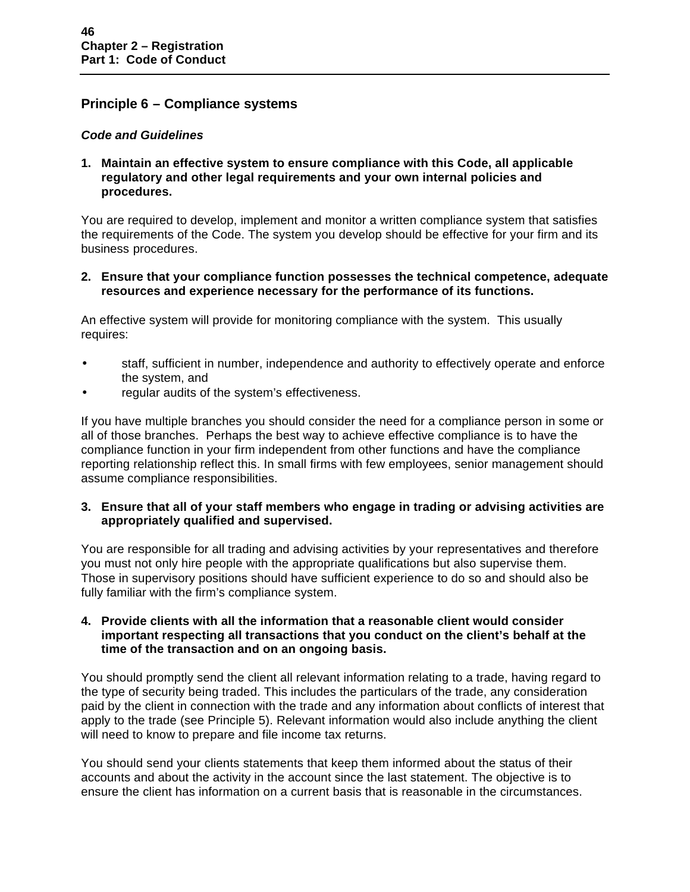## Principle 6 – Compliance systems

### *Code and Guidelines*

**1. Maintain an effective system to ensure compliance with this Code, all applicable regulatory and other legal requirements and your own internal policies and procedures.**

You are required to develop, implement and monitor a written compliance system that satisfies the requirements of the Code. The system you develop should be effective for your firm and its business procedures.

**2. Ensure that your compliance function possesses the technical competence, adequate resources and experience necessary for the performance of its functions.**

An effective system will provide for monitoring compliance with the system. This usually requires:

- staff, sufficient in number, independence and authority to effectively operate and enforce the system, and
- regular audits of the system's effectiveness.

If you have multiple branches you should consider the need for a compliance person in some or all of those branches. Perhaps the best way to achieve effective compliance is to have the compliance function in your firm independent from other functions and have the compliance reporting relationship reflect this. In small firms with few employees, senior management should assume compliance responsibilities.

**3. Ensure that all of your staff members who engage in trading or advising activities are appropriately qualified and supervised.**

You are responsible for all trading and advising activities by your representatives and therefore you must not only hire people with the appropriate qualifications but also supervise them. Those in supervisory positions should have sufficient experience to do so and should also be fully familiar with the firm's compliance system.

**4. Provide clients with all the information that a reasonable client would consider important respecting all transactions that you conduct on the client's behalf at the time of the transaction and on an ongoing basis.**

You should promptly send the client all relevant information relating to a trade, having regard to the type of security being traded. This includes the particulars of the trade, any consideration paid by the client in connection with the trade and any information about conflicts of interest that apply to the trade (see Principle 5). Relevant information would also include anything the client will need to know to prepare and file income tax returns.

You should send your clients statements that keep them informed about the status of their accounts and about the activity in the account since the last statement. The objective is to ensure the client has information on a current basis that is reasonable in the circumstances.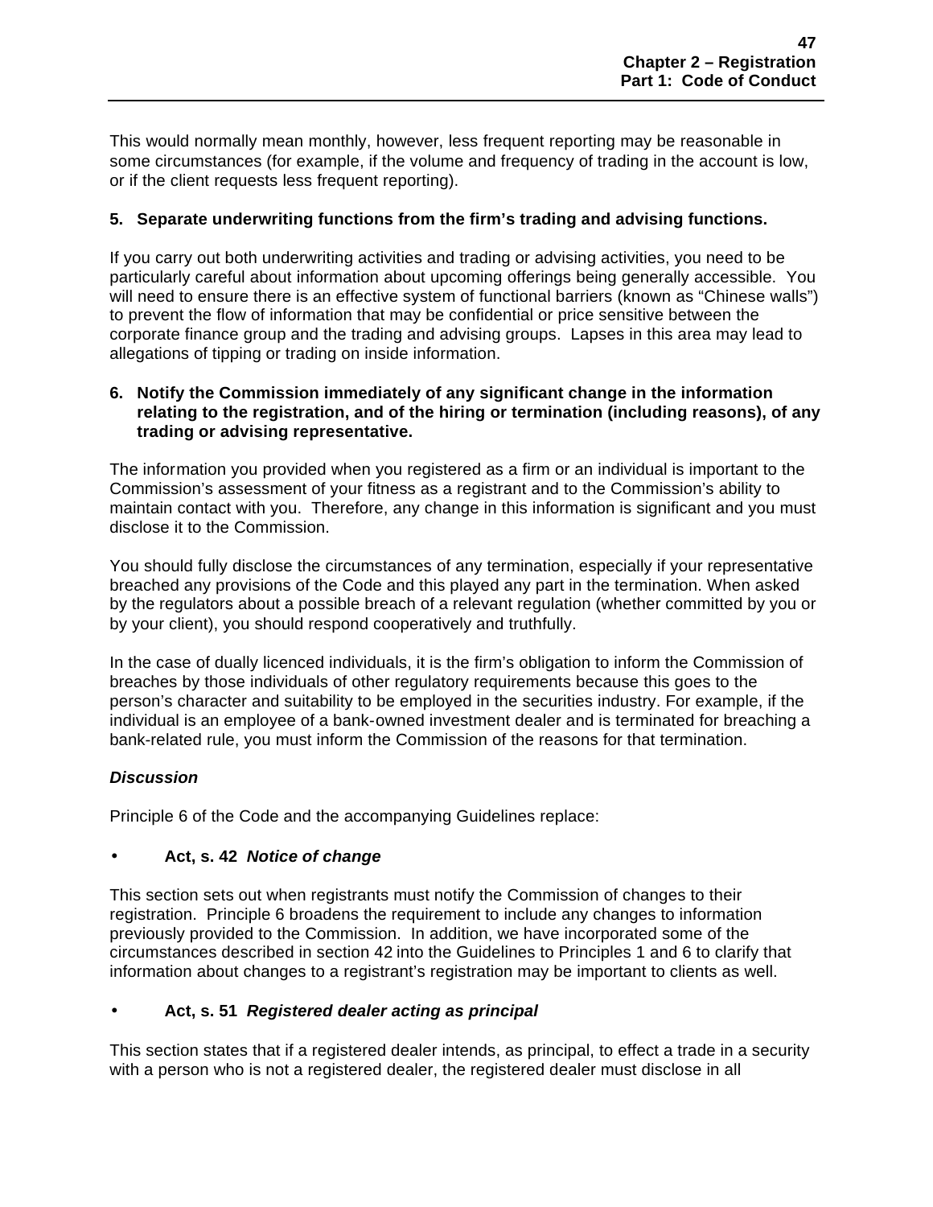This would normally mean monthly, however, less frequent reporting may be reasonable in some circumstances (for example, if the volume and frequency of trading in the account is low, or if the client requests less frequent reporting).

**5. Separate underwriting functions from the firm's trading and advising functions.**

If you carry out both underwriting activities and trading or advising activities, you need to be particularly careful about information about upcoming offerings being generally accessible. You will need to ensure there is an effective system of functional barriers (known as "Chinese walls") to prevent the flow of information that may be confidential or price sensitive between the corporate finance group and the trading and advising groups. Lapses in this area may lead to allegations of tipping or trading on inside information.

**6. Notify the Commission immediately of any significant change in the information relating to the registration, and of the hiring or termination (including reasons), of any trading or advising representative.**

The information you provided when you registered as a firm or an individual is important to the Commission's assessment of your fitness as a registrant and to the Commission's ability to maintain contact with you. Therefore, any change in this information is significant and you must disclose it to the Commission.

You should fully disclose the circumstances of any termination, especially if your representative breached any provisions of the Code and this played any part in the termination. When asked by the regulators about a possible breach of a relevant regulation (whether committed by you or by your client), you should respond cooperatively and truthfully.

In the case of dually licenced individuals, it is the firm's obligation to inform the Commission of breaches by those individuals of other regulatory requirements because this goes to the person's character and suitability to be employed in the securities industry. For example, if the individual is an employee of a bank-owned investment dealer and is terminated for breaching a bank-related rule, you must inform the Commission of the reasons for that termination.

***Discussion***

Principle 6 of the Code and the accompanying Guidelines replace:

- **Act, s. 42** ***Notice of change***

This section sets out when registrants must notify the Commission of changes to their registration. Principle 6 broadens the requirement to include any changes to information previously provided to the Commission. In addition, we have incorporated some of the circumstances described in section 42 into the Guidelines to Principles 1 and 6 to clarify that information about changes to a registrant's registration may be important to clients as well.

- **Act, s. 51** ***Registered dealer acting as principal***

This section states that if a registered dealer intends, as principal, to effect a trade in a security with a person who is not a registered dealer, the registered dealer must disclose in all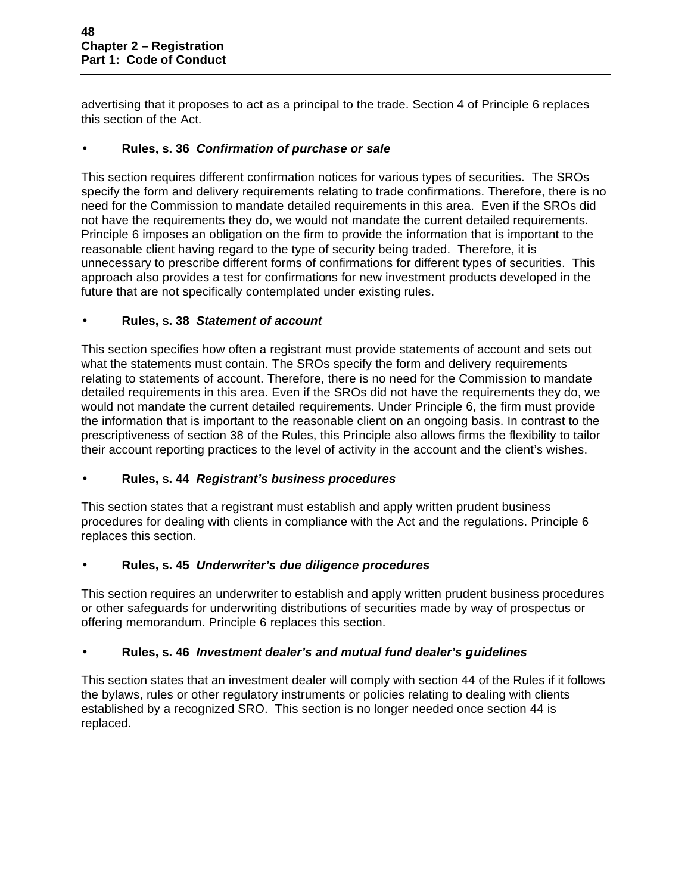advertising that it proposes to act as a principal to the trade. Section 4 of Principle 6 replaces this section of the Act.

- **Rules, s. 36** ***Confirmation of purchase or sale***

This section requires different confirmation notices for various types of securities. The SROs specify the form and delivery requirements relating to trade confirmations. Therefore, there is no need for the Commission to mandate detailed requirements in this area. Even if the SROs did not have the requirements they do, we would not mandate the current detailed requirements. Principle 6 imposes an obligation on the firm to provide the information that is important to the reasonable client having regard to the type of security being traded. Therefore, it is unnecessary to prescribe different forms of confirmations for different types of securities. This approach also provides a test for confirmations for new investment products developed in the future that are not specifically contemplated under existing rules.

- **Rules, s. 38** ***Statement of account***

This section specifies how often a registrant must provide statements of account and sets out what the statements must contain. The SROs specify the form and delivery requirements relating to statements of account. Therefore, there is no need for the Commission to mandate detailed requirements in this area. Even if the SROs did not have the requirements they do, we would not mandate the current detailed requirements. Under Principle 6, the firm must provide the information that is important to the reasonable client on an ongoing basis. In contrast to the prescriptiveness of section 38 of the Rules, this Principle also allows firms the flexibility to tailor their account reporting practices to the level of activity in the account and the client's wishes.

- **Rules, s. 44** ***Registrant's business procedures***

This section states that a registrant must establish and apply written prudent business procedures for dealing with clients in compliance with the Act and the regulations. Principle 6 replaces this section.

- **Rules, s. 45** ***Underwriter's due diligence procedures***

This section requires an underwriter to establish and apply written prudent business procedures or other safeguards for underwriting distributions of securities made by way of prospectus or offering memorandum. Principle 6 replaces this section.

- **Rules, s. 46** ***Investment dealer's and mutual fund dealer's guidelines***

This section states that an investment dealer will comply with section 44 of the Rules if it follows the bylaws, rules or other regulatory instruments or policies relating to dealing with clients established by a recognized SRO. This section is no longer needed once section 44 is replaced.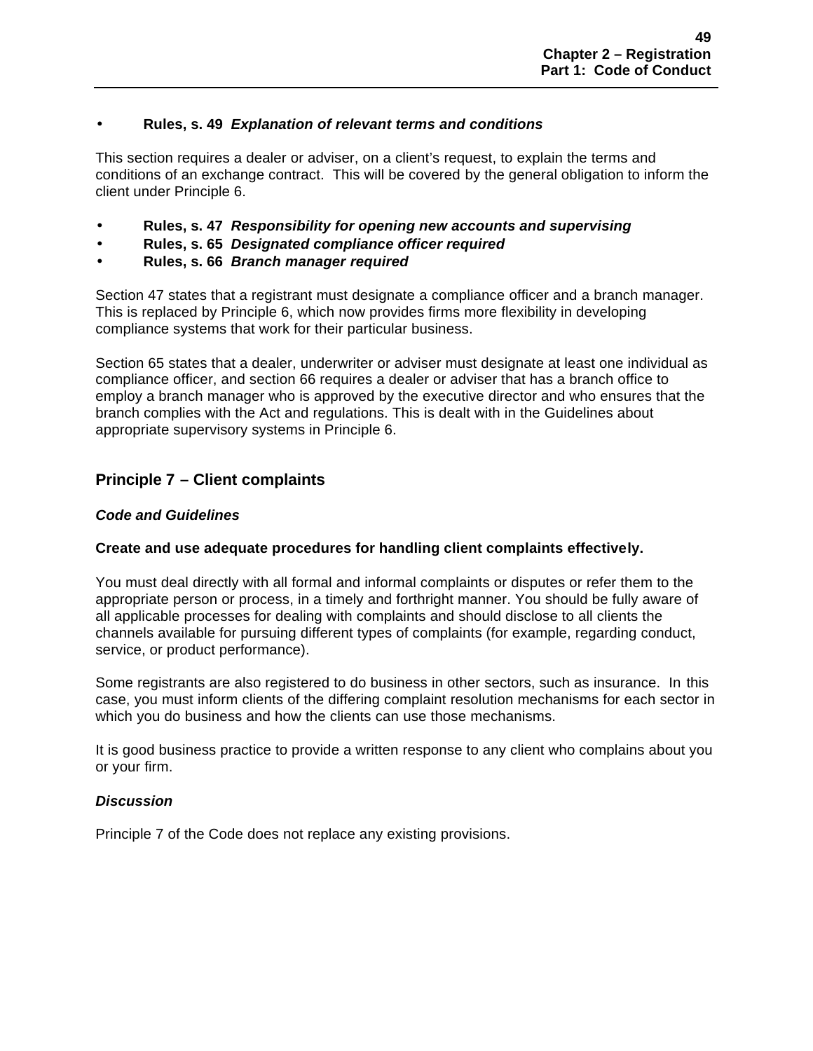- **Rules, s. 49** ***Explanation of relevant terms and conditions***

This section requires a dealer or adviser, on a client's request, to explain the terms and conditions of an exchange contract. This will be covered by the general obligation to inform the client under Principle 6.

- **Rules, s. 47** ***Responsibility for opening new accounts and supervising***
- **Rules, s. 65** ***Designated compliance officer required***
- **Rules, s. 66** ***Branch manager required***

Section 47 states that a registrant must designate a compliance officer and a branch manager. This is replaced by Principle 6, which now provides firms more flexibility in developing compliance systems that work for their particular business.

Section 65 states that a dealer, underwriter or adviser must designate at least one individual as compliance officer, and section 66 requires a dealer or adviser that has a branch office to employ a branch manager who is approved by the executive director and who ensures that the branch complies with the Act and regulations. This is dealt with in the Guidelines about appropriate supervisory systems in Principle 6.

## Principle 7 – Client complaints

### *Code and Guidelines*

**Create and use adequate procedures for handling client complaints effectively.**

You must deal directly with all formal and informal complaints or disputes or refer them to the appropriate person or process, in a timely and forthright manner. You should be fully aware of all applicable processes for dealing with complaints and should disclose to all clients the channels available for pursuing different types of complaints (for example, regarding conduct, service, or product performance).

Some registrants are also registered to do business in other sectors, such as insurance. In this case, you must inform clients of the differing complaint resolution mechanisms for each sector in which you do business and how the clients can use those mechanisms.

It is good business practice to provide a written response to any client who complains about you or your firm.

### *Discussion*

Principle 7 of the Code does not replace any existing provisions.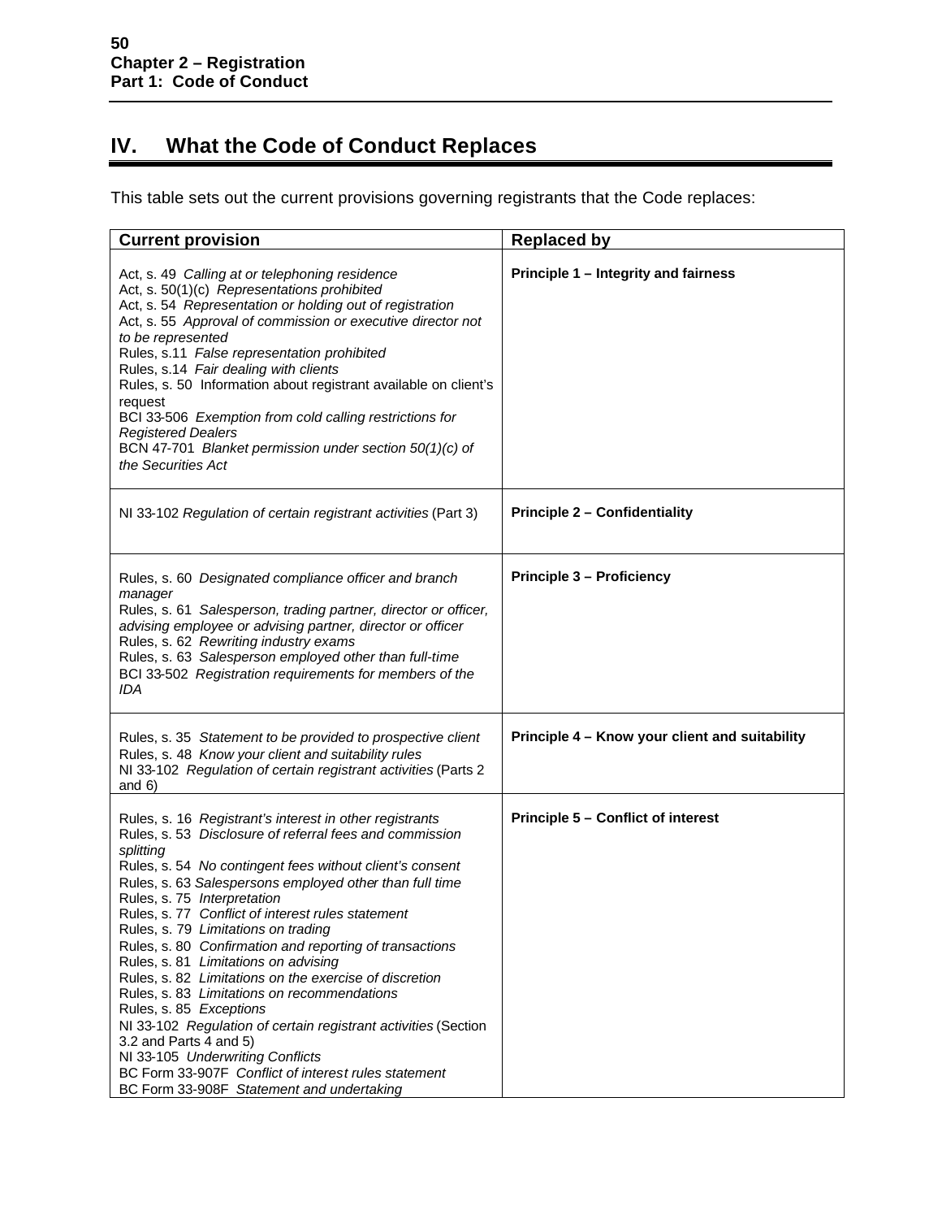## IV. What the Code of Conduct Replaces

This table sets out the current provisions governing registrants that the Code replaces:

| Current provision | Replaced by |
|---|---|
| Act, s. 49 *Calling at or telephoning residence*<br>Act, s. 50(1)(c) *Representations prohibited*<br>Act, s. 54 *Representation or holding out of registration*<br>Act, s. 55 *Approval of commission or executive director not to be represented*<br>Rules, s.11 *False representation prohibited*<br>Rules, s.14 *Fair dealing with clients*<br>Rules, s. 50 Information about registrant available on client's request<br>BCI 33-506 *Exemption from cold calling restrictions for Registered Dealers*<br>BCN 47-701 *Blanket permission under section 50(1)(c) of the Securities Act* | **Principle 1 – Integrity and fairness** |
| NI 33-102 *Regulation of certain registrant activities* (Part 3) | **Principle 2 – Confidentiality** |
| Rules, s. 60 *Designated compliance officer and branch manager*<br>Rules, s. 61 *Salesperson, trading partner, director or officer, advising employee or advising partner, director or officer*<br>Rules, s. 62 *Rewriting industry exams*<br>Rules, s. 63 *Salesperson employed other than full-time*<br>BCI 33-502 *Registration requirements for members of the IDA* | **Principle 3 – Proficiency** |
| Rules, s. 35 *Statement to be provided to prospective client*<br>Rules, s. 48 *Know your client and suitability rules*<br>NI 33-102 *Regulation of certain registrant activities* (Parts 2 and 6) | **Principle 4 – Know your client and suitability** |
| Rules, s. 16 *Registrant's interest in other registrants*<br>Rules, s. 53 *Disclosure of referral fees and commission splitting*<br>Rules, s. 54 *No contingent fees without client's consent*<br>Rules, s. 63 *Salespersons employed other than full time*<br>Rules, s. 75 *Interpretation*<br>Rules, s. 77 *Conflict of interest rules statement*<br>Rules, s. 79 *Limitations on trading*<br>Rules, s. 80 *Confirmation and reporting of transactions*<br>Rules, s. 81 *Limitations on advising*<br>Rules, s. 82 *Limitations on the exercise of discretion*<br>Rules, s. 83 *Limitations on recommendations*<br>Rules, s. 85 *Exceptions*<br>NI 33-102 *Regulation of certain registrant activities* (Section 3.2 and Parts 4 and 5)<br>NI 33-105 *Underwriting Conflicts*<br>BC Form 33-907F *Conflict of interest rules statement*<br>BC Form 33-908F *Statement and undertaking* | **Principle 5 – Conflict of interest** |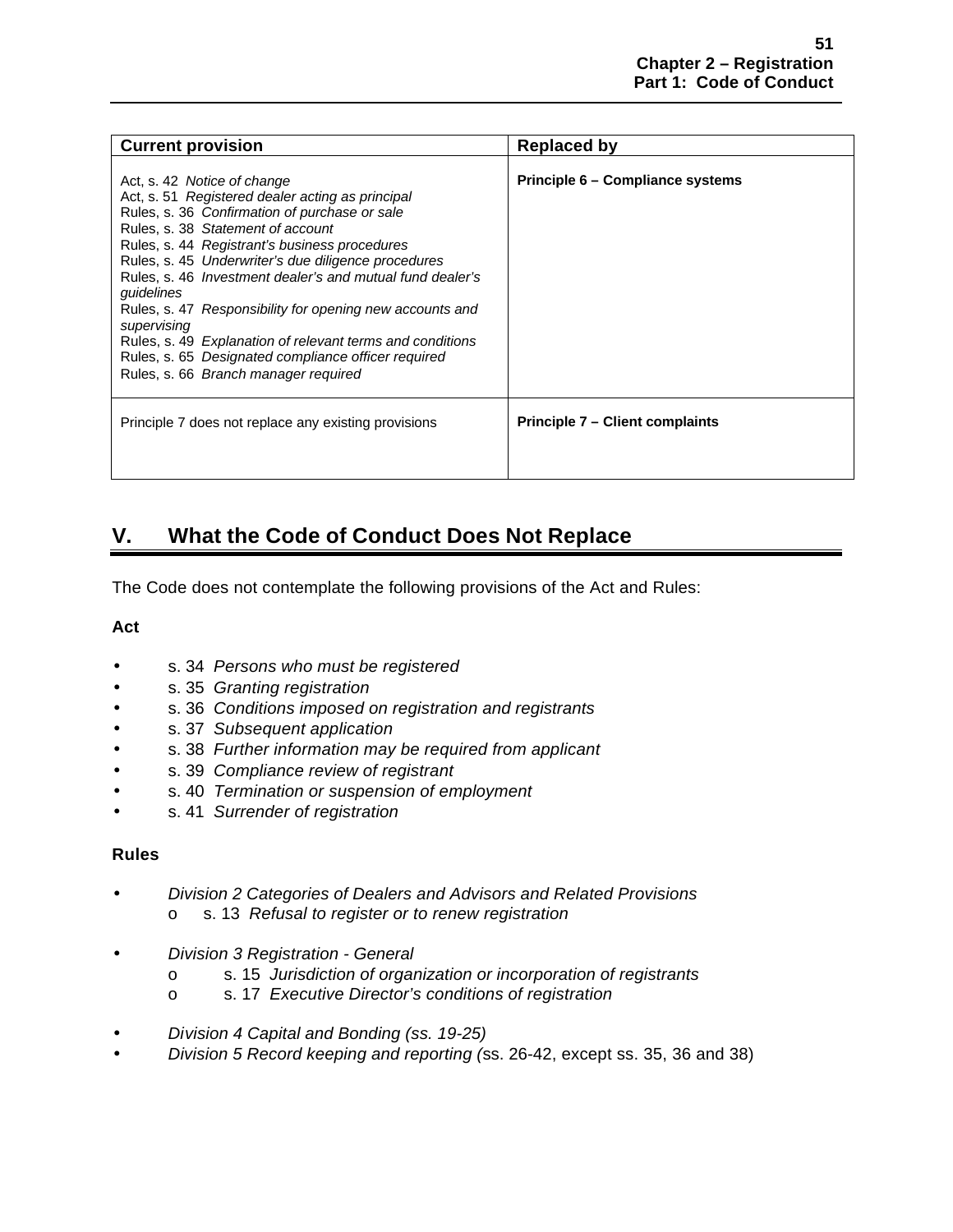| Current provision | Replaced by |
|---|---|
| Act, s. 42 *Notice of change*<br>Act, s. 51 *Registered dealer acting as principal*<br>Rules, s. 36 *Confirmation of purchase or sale*<br>Rules, s. 38 *Statement of account*<br>Rules, s. 44 *Registrant's business procedures*<br>Rules, s. 45 *Underwriter's due diligence procedures*<br>Rules, s. 46 *Investment dealer's and mutual fund dealer's guidelines*<br>Rules, s. 47 *Responsibility for opening new accounts and supervising*<br>Rules, s. 49 *Explanation of relevant terms and conditions*<br>Rules, s. 65 *Designated compliance officer required*<br>Rules, s. 66 *Branch manager required* | **Principle 6 – Compliance systems** |
| Principle 7 does not replace any existing provisions | **Principle 7 – Client complaints** |

## V. What the Code of Conduct Does Not Replace

The Code does not contemplate the following provisions of the Act and Rules:

**Act**

- s. 34 *Persons who must be registered*
- s. 35 *Granting registration*
- s. 36 *Conditions imposed on registration and registrants*
- s. 37 *Subsequent application*
- s. 38 *Further information may be required from applicant*
- s. 39 *Compliance review of registrant*
- s. 40 *Termination or suspension of employment*
- s. 41 *Surrender of registration*

**Rules**

- *Division 2 Categories of Dealers and Advisors and Related Provisions*
  - s. 13 *Refusal to register or to renew registration*
- *Division 3 Registration - General*
  - s. 15 *Jurisdiction of organization or incorporation of registrants*
  - s. 17 *Executive Director's conditions of registration*
- *Division 4 Capital and Bonding (ss. 19-25)*
- *Division 5 Record keeping and reporting (*ss. 26-42, except ss. 35, 36 and 38)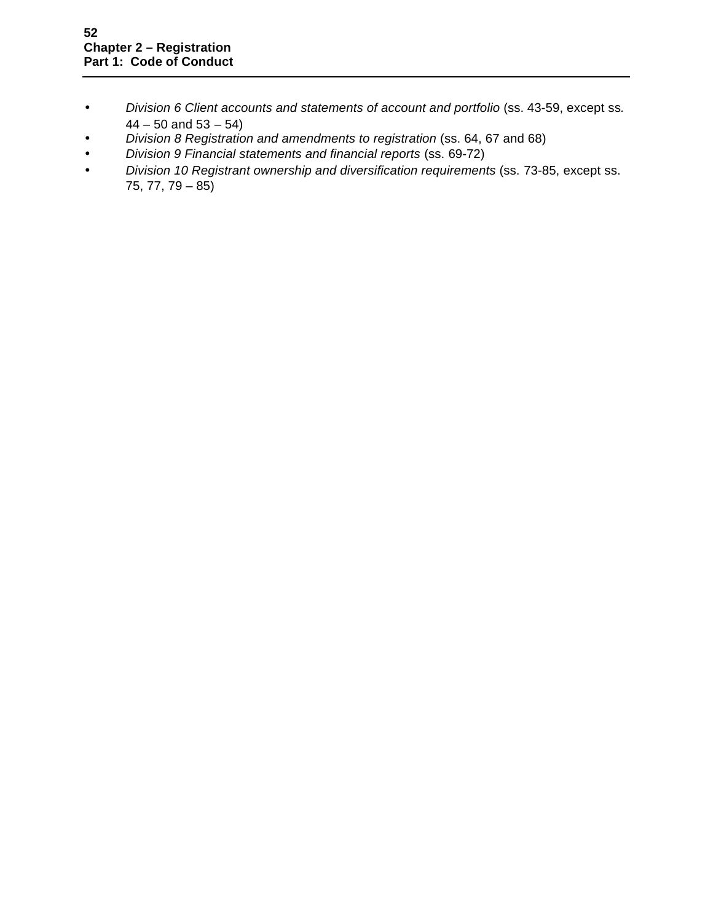- *Division 6 Client accounts and statements of account and portfolio* (ss. 43-59, except ss. 44 – 50 and 53 – 54)
- *Division 8 Registration and amendments to registration* (ss. 64, 67 and 68)
- *Division 9 Financial statements and financial reports* (ss. 69-72)
- *Division 10 Registrant ownership and diversification requirements* (ss. 73-85, except ss. 75, 77, 79 – 85)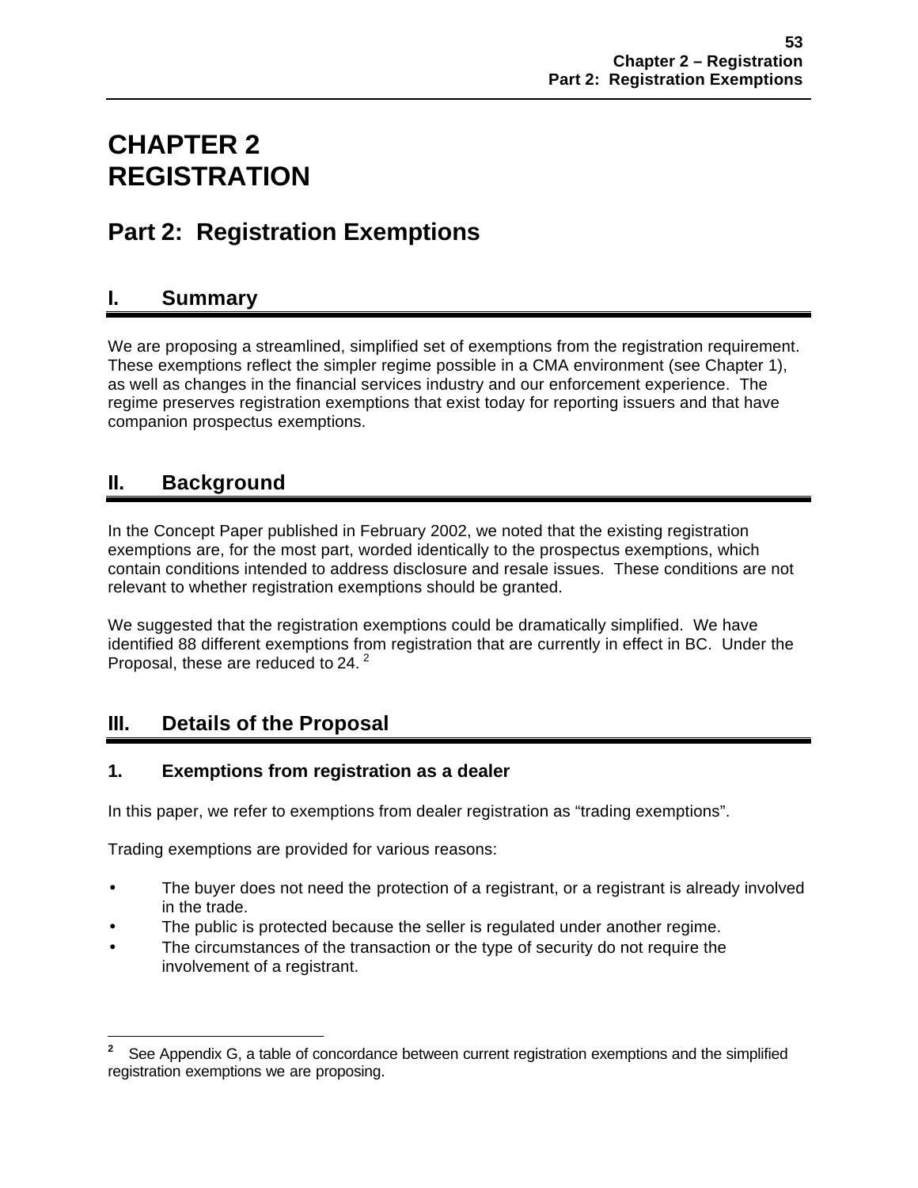# CHAPTER 2
# REGISTRATION

## Part 2: Registration Exemptions

## I. Summary

We are proposing a streamlined, simplified set of exemptions from the registration requirement. These exemptions reflect the simpler regime possible in a CMA environment (see Chapter 1), as well as changes in the financial services industry and our enforcement experience. The regime preserves registration exemptions that exist today for reporting issuers and that have companion prospectus exemptions.

## II. Background

In the Concept Paper published in February 2002, we noted that the existing registration exemptions are, for the most part, worded identically to the prospectus exemptions, which contain conditions intended to address disclosure and resale issues. These conditions are not relevant to whether registration exemptions should be granted.

We suggested that the registration exemptions could be dramatically simplified. We have identified 88 different exemptions from registration that are currently in effect in BC. Under the Proposal, these are reduced to 24. [2]

## III. Details of the Proposal

### 1. Exemptions from registration as a dealer

In this paper, we refer to exemptions from dealer registration as "trading exemptions".

Trading exemptions are provided for various reasons:

- The buyer does not need the protection of a registrant, or a registrant is already involved in the trade.
- The public is protected because the seller is regulated under another regime.
- The circumstances of the transaction or the type of security do not require the involvement of a registrant.

---

[2] See Appendix G, a table of concordance between current registration exemptions and the simplified registration exemptions we are proposing.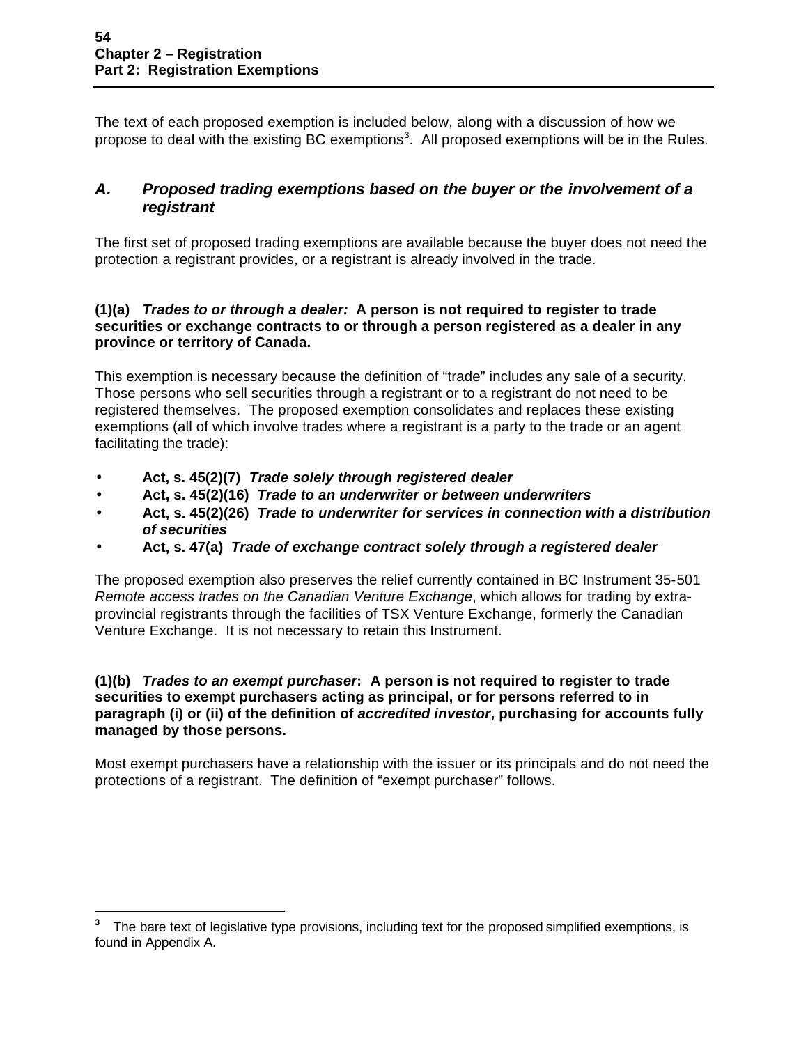The text of each proposed exemption is included below, along with a discussion of how we propose to deal with the existing BC exemptions[3]. All proposed exemptions will be in the Rules.

## *A. Proposed trading exemptions based on the buyer or the involvement of a registrant*

The first set of proposed trading exemptions are available because the buyer does not need the protection a registrant provides, or a registrant is already involved in the trade.

**(1)(a)** ***Trades to or through a dealer:*** **A person is not required to register to trade securities or exchange contracts to or through a person registered as a dealer in any province or territory of Canada.**

This exemption is necessary because the definition of "trade" includes any sale of a security. Those persons who sell securities through a registrant or to a registrant do not need to be registered themselves. The proposed exemption consolidates and replaces these existing exemptions (all of which involve trades where a registrant is a party to the trade or an agent facilitating the trade):

- **Act, s. 45(2)(7)** ***Trade solely through registered dealer***
- **Act, s. 45(2)(16)** ***Trade to an underwriter or between underwriters***
- **Act, s. 45(2)(26)** ***Trade to underwriter for services in connection with a distribution of securities***
- **Act, s. 47(a)** ***Trade of exchange contract solely through a registered dealer***

The proposed exemption also preserves the relief currently contained in BC Instrument 35-501 *Remote access trades on the Canadian Venture Exchange*, which allows for trading by extra-provincial registrants through the facilities of TSX Venture Exchange, formerly the Canadian Venture Exchange. It is not necessary to retain this Instrument.

**(1)(b)** ***Trades to an exempt purchaser*****: A person is not required to register to trade securities to exempt purchasers acting as principal, or for persons referred to in paragraph (i) or (ii) of the definition of *accredited investor*, purchasing for accounts fully managed by those persons.**

Most exempt purchasers have a relationship with the issuer or its principals and do not need the protections of a registrant. The definition of "exempt purchaser" follows.

---

[3] The bare text of legislative type provisions, including text for the proposed simplified exemptions, is found in Appendix A.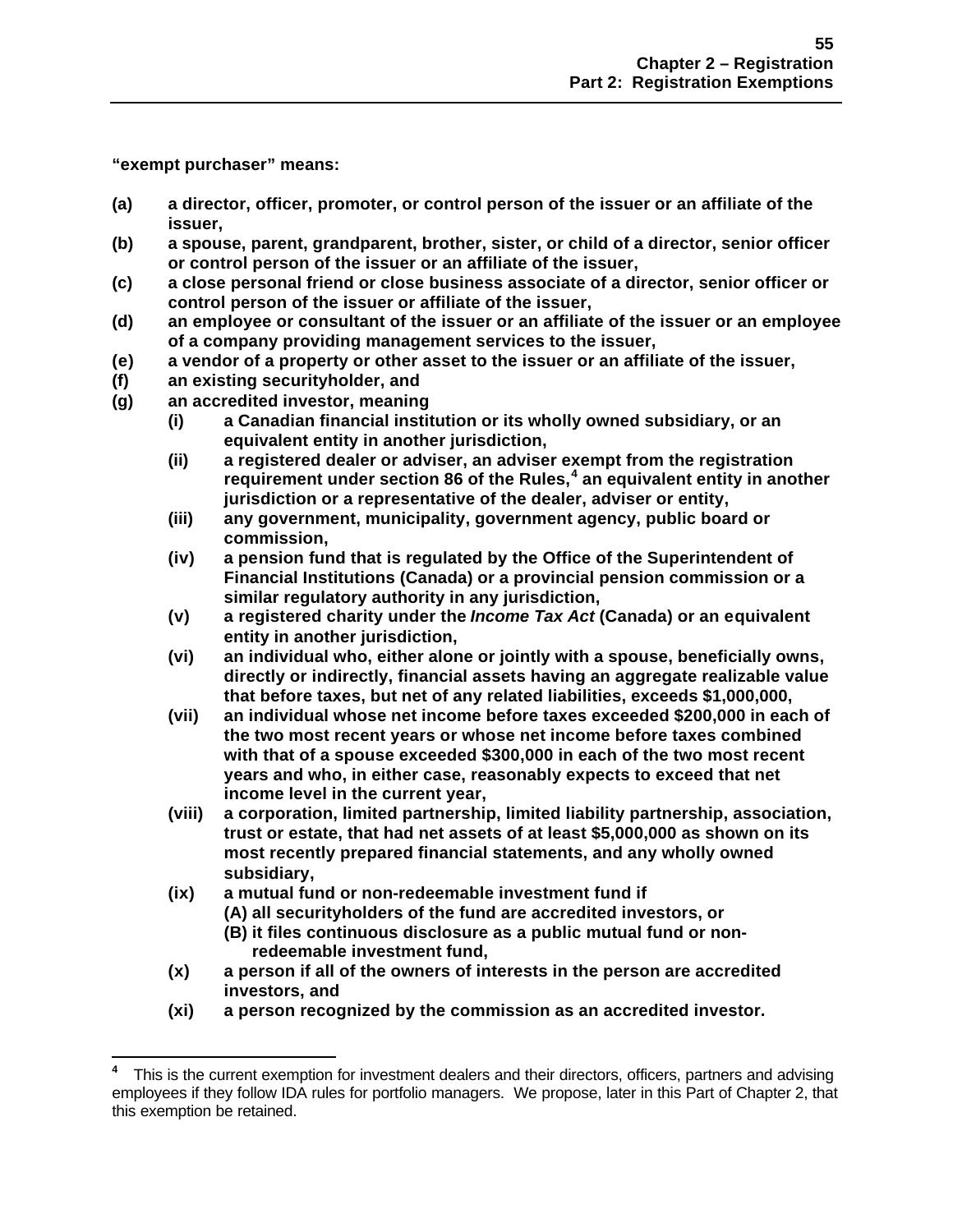**"exempt purchaser" means:**

**(a)** **a director, officer, promoter, or control person of the issuer or an affiliate of the issuer,**

**(b)** **a spouse, parent, grandparent, brother, sister, or child of a director, senior officer or control person of the issuer or an affiliate of the issuer,**

**(c)** **a close personal friend or close business associate of a director, senior officer or control person of the issuer or affiliate of the issuer,**

**(d)** **an employee or consultant of the issuer or an affiliate of the issuer or an employee of a company providing management services to the issuer,**

**(e)** **a vendor of a property or other asset to the issuer or an affiliate of the issuer,**

**(f)** **an existing securityholder, and**

**(g)** **an accredited investor, meaning**

- **(i)** **a Canadian financial institution or its wholly owned subsidiary, or an equivalent entity in another jurisdiction,**
- **(ii)** **a registered dealer or adviser, an adviser exempt from the registration requirement under section 86 of the Rules,[4] an equivalent entity in another jurisdiction or a representative of the dealer, adviser or entity,**
- **(iii)** **any government, municipality, government agency, public board or commission,**
- **(iv)** **a pension fund that is regulated by the Office of the Superintendent of Financial Institutions (Canada) or a provincial pension commission or a similar regulatory authority in any jurisdiction,**
- **(v)** **a registered charity under the *Income Tax Act* (Canada) or an equivalent entity in another jurisdiction,**
- **(vi)** **an individual who, either alone or jointly with a spouse, beneficially owns, directly or indirectly, financial assets having an aggregate realizable value that before taxes, but net of any related liabilities, exceeds $1,000,000,**
- **(vii)** **an individual whose net income before taxes exceeded $200,000 in each of the two most recent years or whose net income before taxes combined with that of a spouse exceeded $300,000 in each of the two most recent years and who, in either case, reasonably expects to exceed that net income level in the current year,**
- **(viii)** **a corporation, limited partnership, limited liability partnership, association, trust or estate, that had net assets of at least $5,000,000 as shown on its most recently prepared financial statements, and any wholly owned subsidiary,**
- **(ix)** **a mutual fund or non-redeemable investment fund if**
  - **(A) all securityholders of the fund are accredited investors, or**
  - **(B) it files continuous disclosure as a public mutual fund or non-redeemable investment fund,**
- **(x)** **a person if all of the owners of interests in the person are accredited investors, and**
- **(xi)** **a person recognized by the commission as an accredited investor.**

---

[4] This is the current exemption for investment dealers and their directors, officers, partners and advising employees if they follow IDA rules for portfolio managers. We propose, later in this Part of Chapter 2, that this exemption be retained.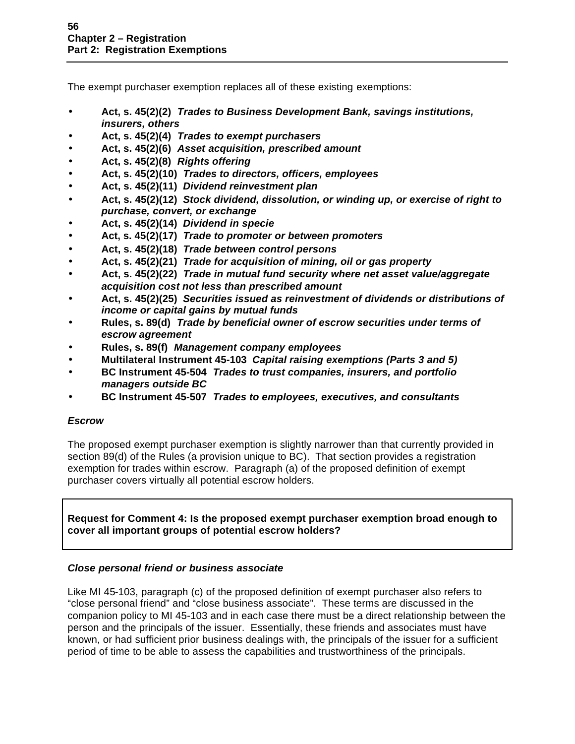The exempt purchaser exemption replaces all of these existing exemptions:

- **Act, s. 45(2)(2)** ***Trades to Business Development Bank, savings institutions, insurers, others***
- **Act, s. 45(2)(4)** ***Trades to exempt purchasers***
- **Act, s. 45(2)(6)** ***Asset acquisition, prescribed amount***
- **Act, s. 45(2)(8)** ***Rights offering***
- **Act, s. 45(2)(10)** ***Trades to directors, officers, employees***
- **Act, s. 45(2)(11)** ***Dividend reinvestment plan***
- **Act, s. 45(2)(12)** ***Stock dividend, dissolution, or winding up, or exercise of right to purchase, convert, or exchange***
- **Act, s. 45(2)(14)** ***Dividend in specie***
- **Act, s. 45(2)(17)** ***Trade to promoter or between promoters***
- **Act, s. 45(2)(18)** ***Trade between control persons***
- **Act, s. 45(2)(21)** ***Trade for acquisition of mining, oil or gas property***
- **Act, s. 45(2)(22)** ***Trade in mutual fund security where net asset value/aggregate acquisition cost not less than prescribed amount***
- **Act, s. 45(2)(25)** ***Securities issued as reinvestment of dividends or distributions of income or capital gains by mutual funds***
- **Rules, s. 89(d)** ***Trade by beneficial owner of escrow securities under terms of escrow agreement***
- **Rules, s. 89(f)** ***Management company employees***
- **Multilateral Instrument 45-103** ***Capital raising exemptions (Parts 3 and 5)***
- **BC Instrument 45-504** ***Trades to trust companies, insurers, and portfolio managers outside BC***
- **BC Instrument 45-507** ***Trades to employees, executives, and consultants***

***Escrow***

The proposed exempt purchaser exemption is slightly narrower than that currently provided in section 89(d) of the Rules (a provision unique to BC). That section provides a registration exemption for trades within escrow. Paragraph (a) of the proposed definition of exempt purchaser covers virtually all potential escrow holders.

**Request for Comment 4: Is the proposed exempt purchaser exemption broad enough to cover all important groups of potential escrow holders?**

***Close personal friend or business associate***

Like MI 45-103, paragraph (c) of the proposed definition of exempt purchaser also refers to "close personal friend" and "close business associate". These terms are discussed in the companion policy to MI 45-103 and in each case there must be a direct relationship between the person and the principals of the issuer. Essentially, these friends and associates must have known, or had sufficient prior business dealings with, the principals of the issuer for a sufficient period of time to be able to assess the capabilities and trustworthiness of the principals.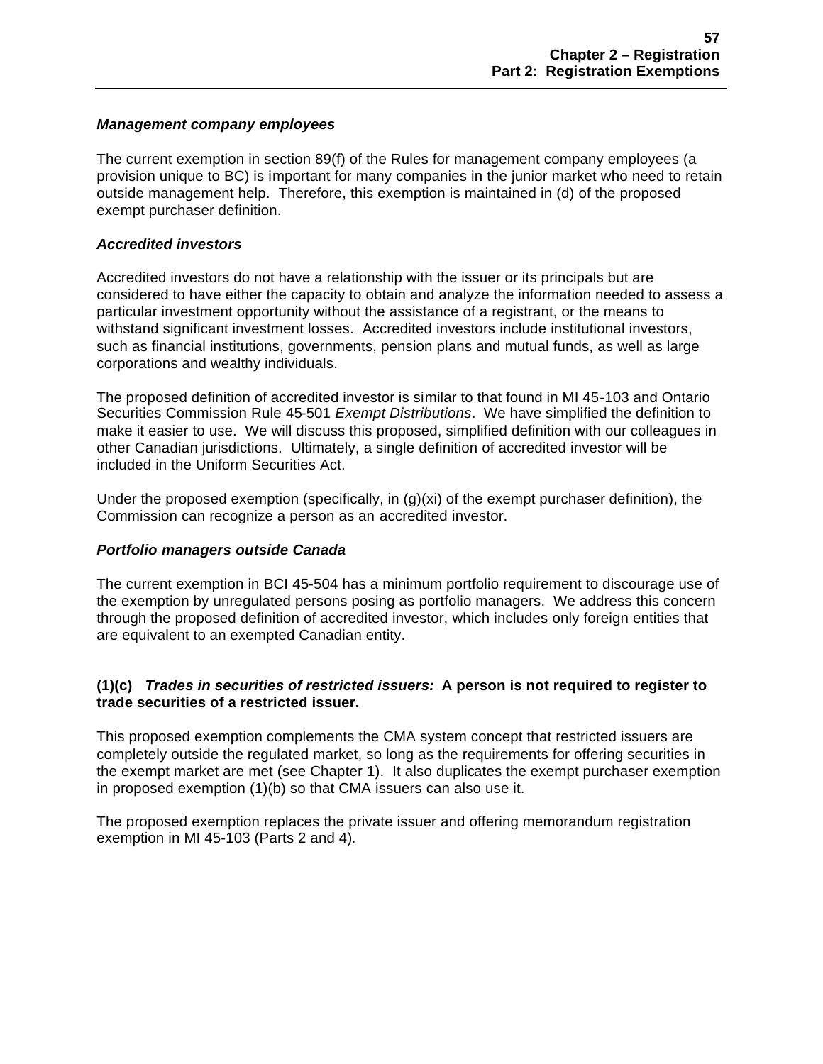### *Management company employees*

The current exemption in section 89(f) of the Rules for management company employees (a provision unique to BC) is important for many companies in the junior market who need to retain outside management help. Therefore, this exemption is maintained in (d) of the proposed exempt purchaser definition.

### *Accredited investors*

Accredited investors do not have a relationship with the issuer or its principals but are considered to have either the capacity to obtain and analyze the information needed to assess a particular investment opportunity without the assistance of a registrant, or the means to withstand significant investment losses. Accredited investors include institutional investors, such as financial institutions, governments, pension plans and mutual funds, as well as large corporations and wealthy individuals.

The proposed definition of accredited investor is similar to that found in MI 45-103 and Ontario Securities Commission Rule 45-501 *Exempt Distributions*. We have simplified the definition to make it easier to use. We will discuss this proposed, simplified definition with our colleagues in other Canadian jurisdictions. Ultimately, a single definition of accredited investor will be included in the Uniform Securities Act.

Under the proposed exemption (specifically, in (g)(xi) of the exempt purchaser definition), the Commission can recognize a person as an accredited investor.

### *Portfolio managers outside Canada*

The current exemption in BCI 45-504 has a minimum portfolio requirement to discourage use of the exemption by unregulated persons posing as portfolio managers. We address this concern through the proposed definition of accredited investor, which includes only foreign entities that are equivalent to an exempted Canadian entity.

### (1)(c) *Trades in securities of restricted issuers:* A person is not required to register to trade securities of a restricted issuer.

This proposed exemption complements the CMA system concept that restricted issuers are completely outside the regulated market, so long as the requirements for offering securities in the exempt market are met (see Chapter 1). It also duplicates the exempt purchaser exemption in proposed exemption (1)(b) so that CMA issuers can also use it.

The proposed exemption replaces the private issuer and offering memorandum registration exemption in MI 45-103 (Parts 2 and 4).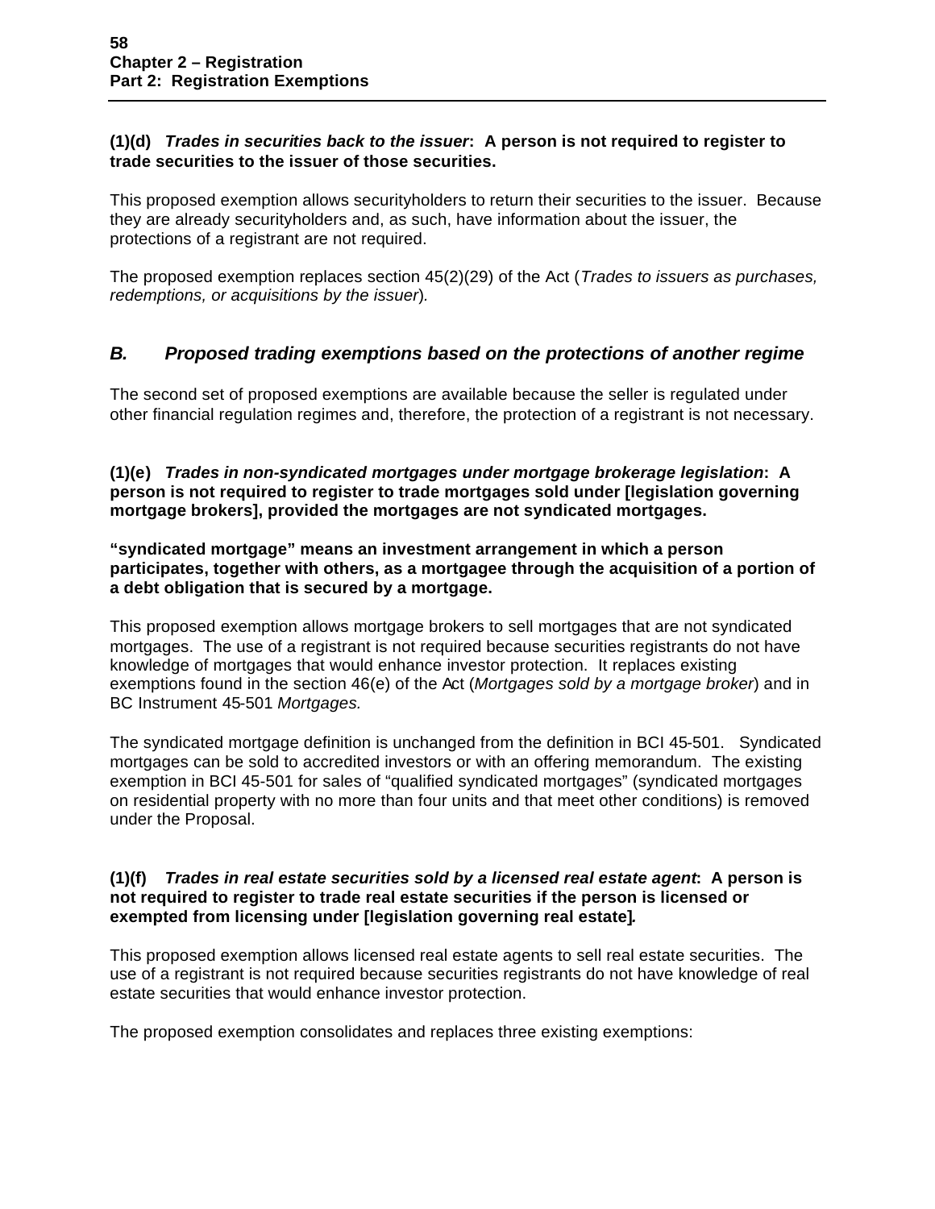**(1)(d)** ***Trades in securities back to the issuer*****: A person is not required to register to trade securities to the issuer of those securities.**

This proposed exemption allows securityholders to return their securities to the issuer. Because they are already securityholders and, as such, have information about the issuer, the protections of a registrant are not required.

The proposed exemption replaces section 45(2)(29) of the Act (*Trades to issuers as purchases, redemptions, or acquisitions by the issuer*).

## *B. Proposed trading exemptions based on the protections of another regime*

The second set of proposed exemptions are available because the seller is regulated under other financial regulation regimes and, therefore, the protection of a registrant is not necessary.

**(1)(e)** ***Trades in non-syndicated mortgages under mortgage brokerage legislation*****: A person is not required to register to trade mortgages sold under [legislation governing mortgage brokers], provided the mortgages are not syndicated mortgages.**

**"syndicated mortgage" means an investment arrangement in which a person participates, together with others, as a mortgagee through the acquisition of a portion of a debt obligation that is secured by a mortgage.**

This proposed exemption allows mortgage brokers to sell mortgages that are not syndicated mortgages. The use of a registrant is not required because securities registrants do not have knowledge of mortgages that would enhance investor protection. It replaces existing exemptions found in the section 46(e) of the Act (*Mortgages sold by a mortgage broker*) and in BC Instrument 45-501 *Mortgages.*

The syndicated mortgage definition is unchanged from the definition in BCI 45-501. Syndicated mortgages can be sold to accredited investors or with an offering memorandum. The existing exemption in BCI 45-501 for sales of "qualified syndicated mortgages" (syndicated mortgages on residential property with no more than four units and that meet other conditions) is removed under the Proposal.

**(1)(f)** ***Trades in real estate securities sold by a licensed real estate agent*****: A person is not required to register to trade real estate securities if the person is licensed or exempted from licensing under [legislation governing real estate].**

This proposed exemption allows licensed real estate agents to sell real estate securities. The use of a registrant is not required because securities registrants do not have knowledge of real estate securities that would enhance investor protection.

The proposed exemption consolidates and replaces three existing exemptions: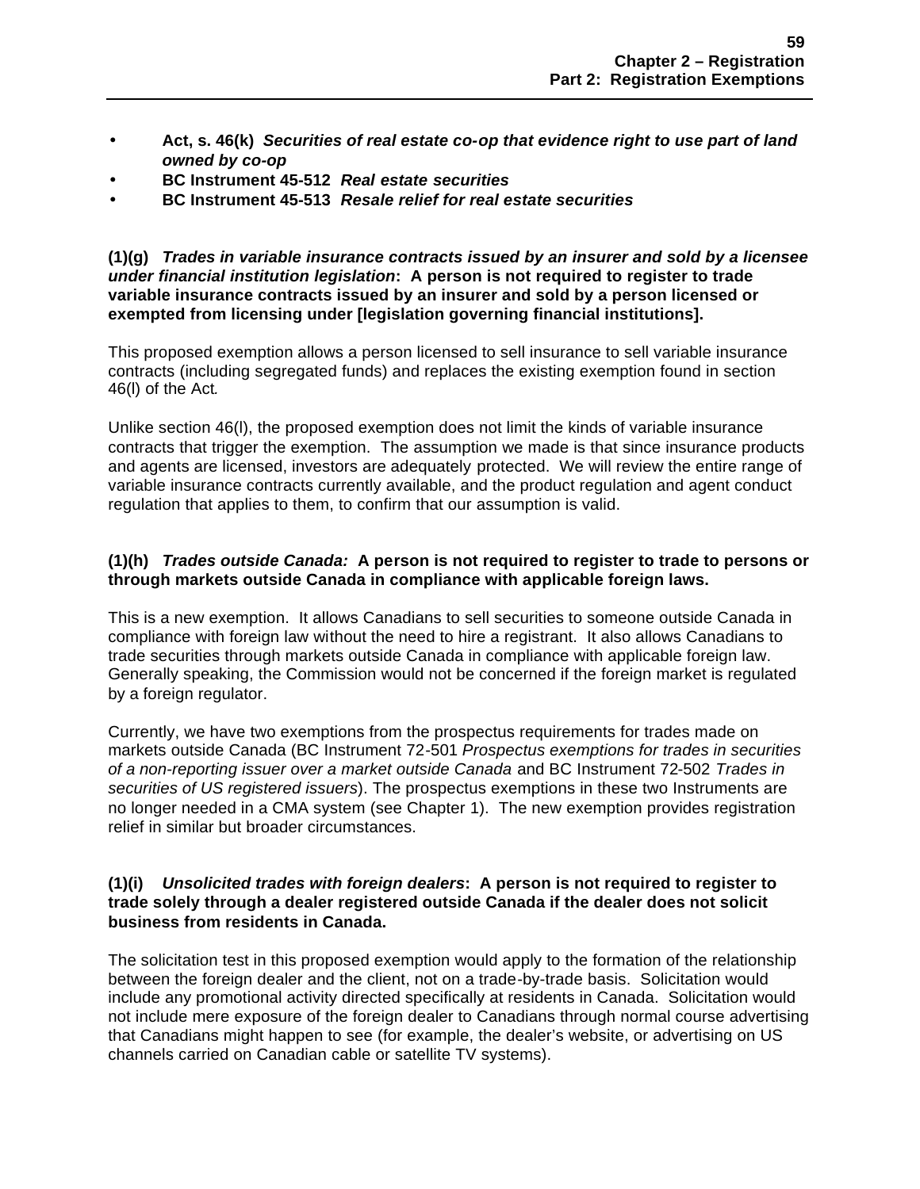- **Act, s. 46(k)** ***Securities of real estate co-op that evidence right to use part of land owned by co-op***
- **BC Instrument 45-512** ***Real estate securities***
- **BC Instrument 45-513** ***Resale relief for real estate securities***

**(1)(g)** ***Trades in variable insurance contracts issued by an insurer and sold by a licensee under financial institution legislation*****: A person is not required to register to trade variable insurance contracts issued by an insurer and sold by a person licensed or exempted from licensing under [legislation governing financial institutions].**

This proposed exemption allows a person licensed to sell insurance to sell variable insurance contracts (including segregated funds) and replaces the existing exemption found in section 46(l) of the Act*.*

Unlike section 46(l), the proposed exemption does not limit the kinds of variable insurance contracts that trigger the exemption. The assumption we made is that since insurance products and agents are licensed, investors are adequately protected. We will review the entire range of variable insurance contracts currently available, and the product regulation and agent conduct regulation that applies to them, to confirm that our assumption is valid.

**(1)(h)** ***Trades outside Canada:*** **A person is not required to register to trade to persons or through markets outside Canada in compliance with applicable foreign laws.**

This is a new exemption. It allows Canadians to sell securities to someone outside Canada in compliance with foreign law without the need to hire a registrant. It also allows Canadians to trade securities through markets outside Canada in compliance with applicable foreign law. Generally speaking, the Commission would not be concerned if the foreign market is regulated by a foreign regulator.

Currently, we have two exemptions from the prospectus requirements for trades made on markets outside Canada (BC Instrument 72-501 *Prospectus exemptions for trades in securities of a non-reporting issuer over a market outside Canada* and BC Instrument 72-502 *Trades in securities of US registered issuers*). The prospectus exemptions in these two Instruments are no longer needed in a CMA system (see Chapter 1). The new exemption provides registration relief in similar but broader circumstances.

**(1)(i)** ***Unsolicited trades with foreign dealers*****: A person is not required to register to trade solely through a dealer registered outside Canada if the dealer does not solicit business from residents in Canada.**

The solicitation test in this proposed exemption would apply to the formation of the relationship between the foreign dealer and the client, not on a trade-by-trade basis. Solicitation would include any promotional activity directed specifically at residents in Canada. Solicitation would not include mere exposure of the foreign dealer to Canadians through normal course advertising that Canadians might happen to see (for example, the dealer's website, or advertising on US channels carried on Canadian cable or satellite TV systems).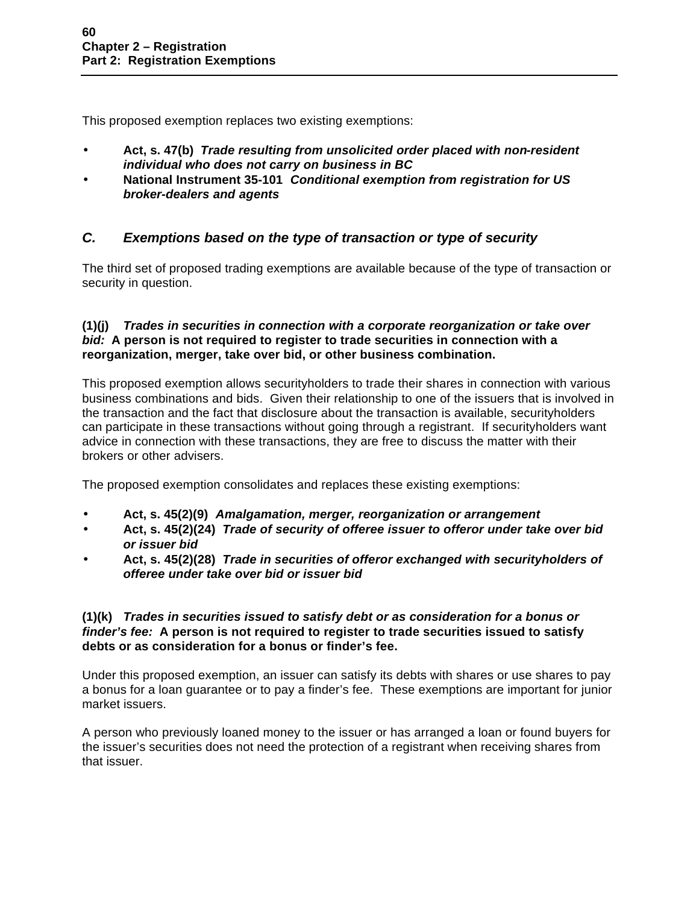This proposed exemption replaces two existing exemptions:

- **Act, s. 47(b)** ***Trade resulting from unsolicited order placed with non-resident individual who does not carry on business in BC***
- **National Instrument 35-101** ***Conditional exemption from registration for US broker-dealers and agents***

### *C. Exemptions based on the type of transaction or type of security*

The third set of proposed trading exemptions are available because of the type of transaction or security in question.

**(1)(j)** ***Trades in securities in connection with a corporate reorganization or take over bid:*** **A person is not required to register to trade securities in connection with a reorganization, merger, take over bid, or other business combination.**

This proposed exemption allows securityholders to trade their shares in connection with various business combinations and bids. Given their relationship to one of the issuers that is involved in the transaction and the fact that disclosure about the transaction is available, securityholders can participate in these transactions without going through a registrant. If securityholders want advice in connection with these transactions, they are free to discuss the matter with their brokers or other advisers.

The proposed exemption consolidates and replaces these existing exemptions:

- **Act, s. 45(2)(9)** ***Amalgamation, merger, reorganization or arrangement***
- **Act, s. 45(2)(24)** ***Trade of security of offeree issuer to offeror under take over bid or issuer bid***
- **Act, s. 45(2)(28)** ***Trade in securities of offeror exchanged with securityholders of offeree under take over bid or issuer bid***

**(1)(k)** ***Trades in securities issued to satisfy debt or as consideration for a bonus or finder's fee:*** **A person is not required to register to trade securities issued to satisfy debts or as consideration for a bonus or finder's fee.**

Under this proposed exemption, an issuer can satisfy its debts with shares or use shares to pay a bonus for a loan guarantee or to pay a finder's fee. These exemptions are important for junior market issuers.

A person who previously loaned money to the issuer or has arranged a loan or found buyers for the issuer's securities does not need the protection of a registrant when receiving shares from that issuer.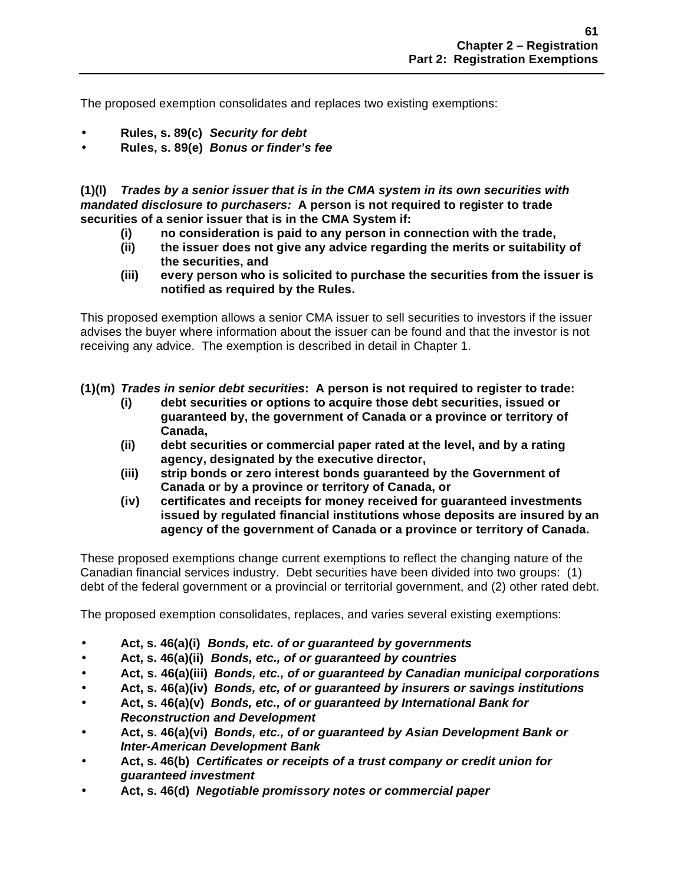The proposed exemption consolidates and replaces two existing exemptions:

- **Rules, s. 89(c)** ***Security for debt***
- **Rules, s. 89(e)** ***Bonus or finder's fee***

**(1)(l)** ***Trades by a senior issuer that is in the CMA system in its own securities with mandated disclosure to purchasers:*** **A person is not required to register to trade securities of a senior issuer that is in the CMA System if:**

- **(i)** **no consideration is paid to any person in connection with the trade,**
- **(ii)** **the issuer does not give any advice regarding the merits or suitability of the securities, and**
- **(iii)** **every person who is solicited to purchase the securities from the issuer is notified as required by the Rules.**

This proposed exemption allows a senior CMA issuer to sell securities to investors if the issuer advises the buyer where information about the issuer can be found and that the investor is not receiving any advice. The exemption is described in detail in Chapter 1.

**(1)(m)** ***Trades in senior debt securities*****: A person is not required to register to trade:**

- **(i)** **debt securities or options to acquire those debt securities, issued or guaranteed by, the government of Canada or a province or territory of Canada,**
- **(ii)** **debt securities or commercial paper rated at the level, and by a rating agency, designated by the executive director,**
- **(iii)** **strip bonds or zero interest bonds guaranteed by the Government of Canada or by a province or territory of Canada, or**
- **(iv)** **certificates and receipts for money received for guaranteed investments issued by regulated financial institutions whose deposits are insured by an agency of the government of Canada or a province or territory of Canada.**

These proposed exemptions change current exemptions to reflect the changing nature of the Canadian financial services industry. Debt securities have been divided into two groups: (1) debt of the federal government or a provincial or territorial government, and (2) other rated debt.

The proposed exemption consolidates, replaces, and varies several existing exemptions:

- **Act, s. 46(a)(i)** ***Bonds, etc. of or guaranteed by governments***
- **Act, s. 46(a)(ii)** ***Bonds, etc., of or guaranteed by countries***
- **Act, s. 46(a)(iii)** ***Bonds, etc., of or guaranteed by Canadian municipal corporations***
- **Act, s. 46(a)(iv)** ***Bonds, etc, of or guaranteed by insurers or savings institutions***
- **Act, s. 46(a)(v)** ***Bonds, etc., of or guaranteed by International Bank for Reconstruction and Development***
- **Act, s. 46(a)(vi)** ***Bonds, etc., of or guaranteed by Asian Development Bank or Inter-American Development Bank***
- **Act, s. 46(b)** ***Certificates or receipts of a trust company or credit union for guaranteed investment***
- **Act, s. 46(d)** ***Negotiable promissory notes or commercial paper***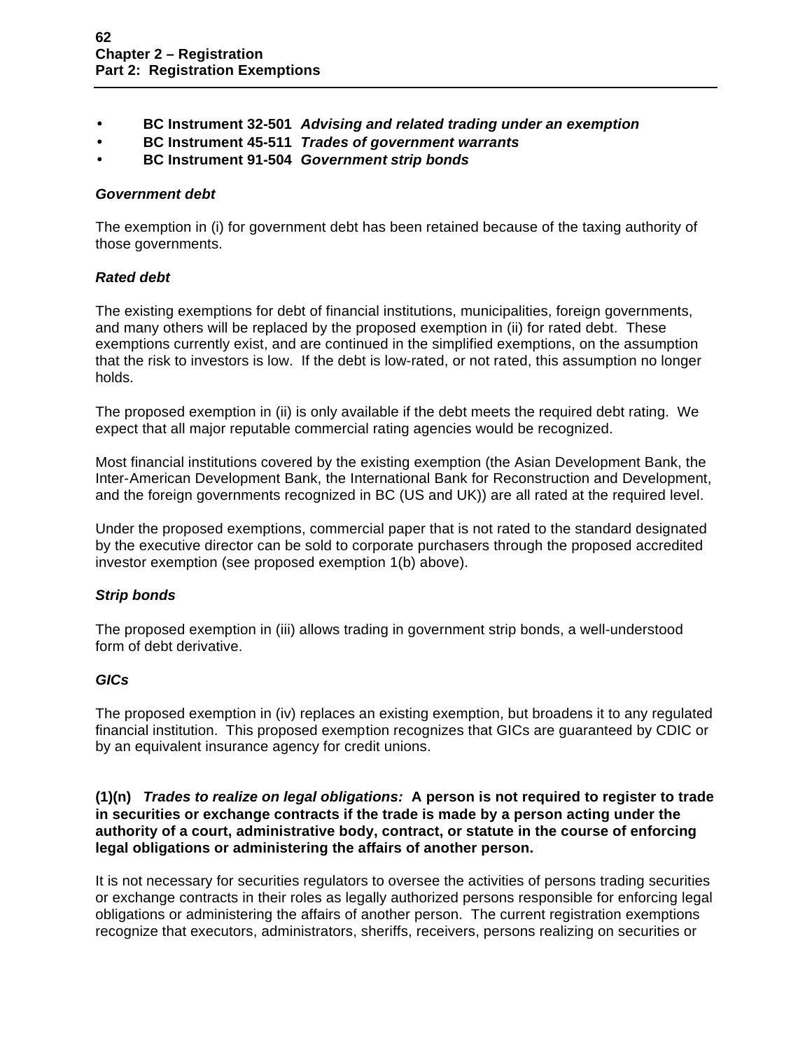- **BC Instrument 32-501** ***Advising and related trading under an exemption***
- **BC Instrument 45-511** ***Trades of government warrants***
- **BC Instrument 91-504** ***Government strip bonds***

***Government debt***

The exemption in (i) for government debt has been retained because of the taxing authority of those governments.

***Rated debt***

The existing exemptions for debt of financial institutions, municipalities, foreign governments, and many others will be replaced by the proposed exemption in (ii) for rated debt. These exemptions currently exist, and are continued in the simplified exemptions, on the assumption that the risk to investors is low. If the debt is low-rated, or not rated, this assumption no longer holds.

The proposed exemption in (ii) is only available if the debt meets the required debt rating. We expect that all major reputable commercial rating agencies would be recognized.

Most financial institutions covered by the existing exemption (the Asian Development Bank, the Inter-American Development Bank, the International Bank for Reconstruction and Development, and the foreign governments recognized in BC (US and UK)) are all rated at the required level.

Under the proposed exemptions, commercial paper that is not rated to the standard designated by the executive director can be sold to corporate purchasers through the proposed accredited investor exemption (see proposed exemption 1(b) above).

***Strip bonds***

The proposed exemption in (iii) allows trading in government strip bonds, a well-understood form of debt derivative.

***GICs***

The proposed exemption in (iv) replaces an existing exemption, but broadens it to any regulated financial institution. This proposed exemption recognizes that GICs are guaranteed by CDIC or by an equivalent insurance agency for credit unions.

**(1)(n)** ***Trades to realize on legal obligations:*** **A person is not required to register to trade in securities or exchange contracts if the trade is made by a person acting under the authority of a court, administrative body, contract, or statute in the course of enforcing legal obligations or administering the affairs of another person.**

It is not necessary for securities regulators to oversee the activities of persons trading securities or exchange contracts in their roles as legally authorized persons responsible for enforcing legal obligations or administering the affairs of another person. The current registration exemptions recognize that executors, administrators, sheriffs, receivers, persons realizing on securities or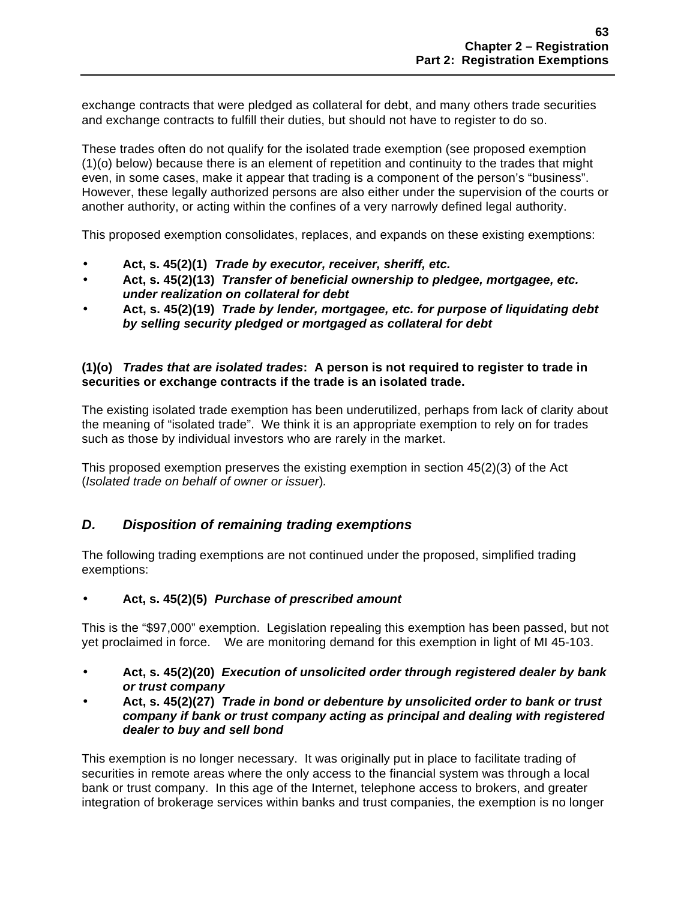exchange contracts that were pledged as collateral for debt, and many others trade securities and exchange contracts to fulfill their duties, but should not have to register to do so.

These trades often do not qualify for the isolated trade exemption (see proposed exemption (1)(o) below) because there is an element of repetition and continuity to the trades that might even, in some cases, make it appear that trading is a component of the person's "business". However, these legally authorized persons are also either under the supervision of the courts or another authority, or acting within the confines of a very narrowly defined legal authority.

This proposed exemption consolidates, replaces, and expands on these existing exemptions:

- **Act, s. 45(2)(1)** ***Trade by executor, receiver, sheriff, etc.***
- **Act, s. 45(2)(13)** ***Transfer of beneficial ownership to pledgee, mortgagee, etc. under realization on collateral for debt***
- **Act, s. 45(2)(19)** ***Trade by lender, mortgagee, etc. for purpose of liquidating debt by selling security pledged or mortgaged as collateral for debt***

**(1)(o)** ***Trades that are isolated trades*****: A person is not required to register to trade in securities or exchange contracts if the trade is an isolated trade.**

The existing isolated trade exemption has been underutilized, perhaps from lack of clarity about the meaning of "isolated trade". We think it is an appropriate exemption to rely on for trades such as those by individual investors who are rarely in the market.

This proposed exemption preserves the existing exemption in section 45(2)(3) of the Act (*Isolated trade on behalf of owner or issuer*).

## *D. Disposition of remaining trading exemptions*

The following trading exemptions are not continued under the proposed, simplified trading exemptions:

- **Act, s. 45(2)(5)** ***Purchase of prescribed amount***

This is the "$97,000" exemption. Legislation repealing this exemption has been passed, but not yet proclaimed in force. We are monitoring demand for this exemption in light of MI 45-103.

- **Act, s. 45(2)(20)** ***Execution of unsolicited order through registered dealer by bank or trust company***
- **Act, s. 45(2)(27)** ***Trade in bond or debenture by unsolicited order to bank or trust company if bank or trust company acting as principal and dealing with registered dealer to buy and sell bond***

This exemption is no longer necessary. It was originally put in place to facilitate trading of securities in remote areas where the only access to the financial system was through a local bank or trust company. In this age of the Internet, telephone access to brokers, and greater integration of brokerage services within banks and trust companies, the exemption is no longer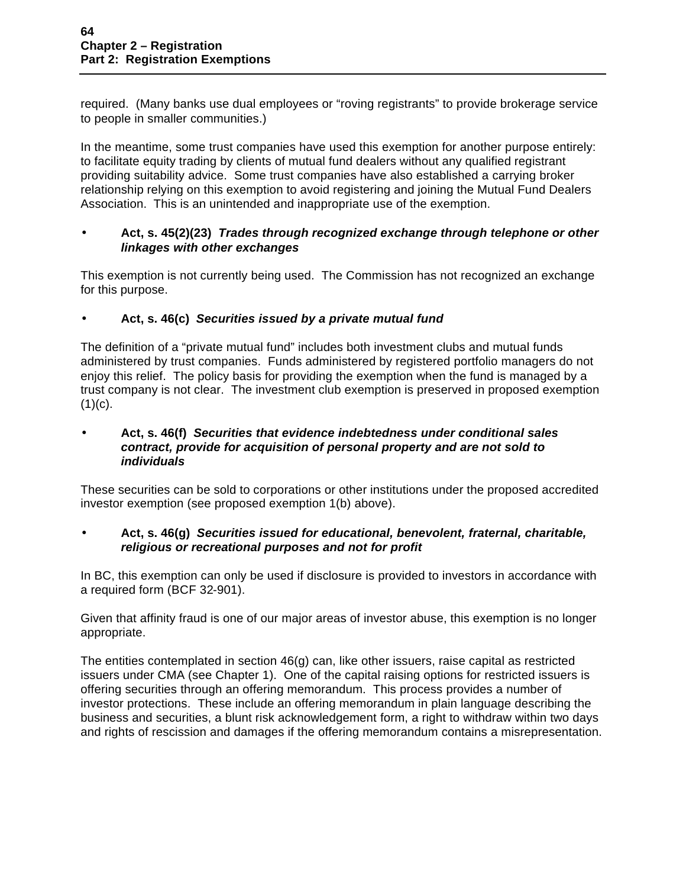required. (Many banks use dual employees or “roving registrants” to provide brokerage service to people in smaller communities.)

In the meantime, some trust companies have used this exemption for another purpose entirely: to facilitate equity trading by clients of mutual fund dealers without any qualified registrant providing suitability advice. Some trust companies have also established a carrying broker relationship relying on this exemption to avoid registering and joining the Mutual Fund Dealers Association. This is an unintended and inappropriate use of the exemption.

- **Act, s. 45(2)(23)** ***Trades through recognized exchange through telephone or other linkages with other exchanges***

This exemption is not currently being used. The Commission has not recognized an exchange for this purpose.

- **Act, s. 46(c)** ***Securities issued by a private mutual fund***

The definition of a “private mutual fund” includes both investment clubs and mutual funds administered by trust companies. Funds administered by registered portfolio managers do not enjoy this relief. The policy basis for providing the exemption when the fund is managed by a trust company is not clear. The investment club exemption is preserved in proposed exemption (1)(c).

- **Act, s. 46(f)** ***Securities that evidence indebtedness under conditional sales contract, provide for acquisition of personal property and are not sold to individuals***

These securities can be sold to corporations or other institutions under the proposed accredited investor exemption (see proposed exemption 1(b) above).

- **Act, s. 46(g)** ***Securities issued for educational, benevolent, fraternal, charitable, religious or recreational purposes and not for profit***

In BC, this exemption can only be used if disclosure is provided to investors in accordance with a required form (BCF 32-901).

Given that affinity fraud is one of our major areas of investor abuse, this exemption is no longer appropriate.

The entities contemplated in section 46(g) can, like other issuers, raise capital as restricted issuers under CMA (see Chapter 1). One of the capital raising options for restricted issuers is offering securities through an offering memorandum. This process provides a number of investor protections. These include an offering memorandum in plain language describing the business and securities, a blunt risk acknowledgement form, a right to withdraw within two days and rights of rescission and damages if the offering memorandum contains a misrepresentation.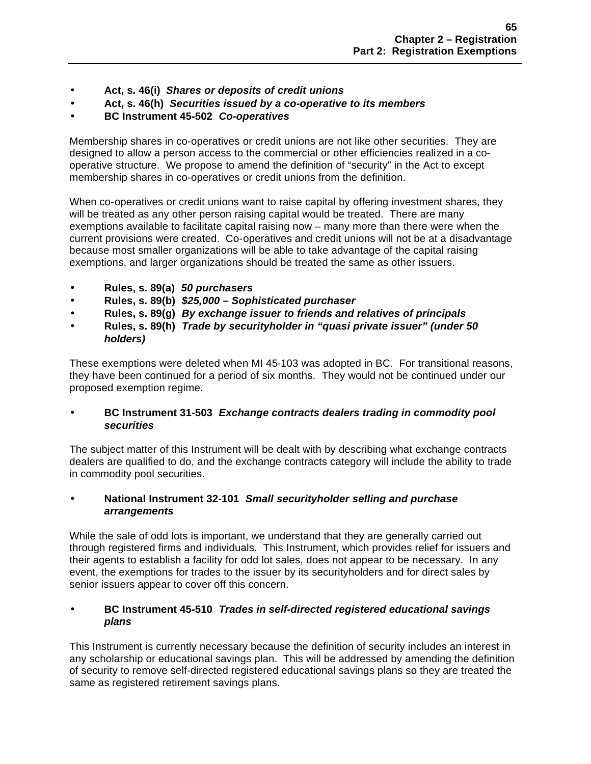- **Act, s. 46(i)** ***Shares or deposits of credit unions***
- **Act, s. 46(h)** ***Securities issued by a co-operative to its members***
- **BC Instrument 45-502** ***Co-operatives***

Membership shares in co-operatives or credit unions are not like other securities. They are designed to allow a person access to the commercial or other efficiencies realized in a co-operative structure. We propose to amend the definition of "security" in the Act to except membership shares in co-operatives or credit unions from the definition.

When co-operatives or credit unions want to raise capital by offering investment shares, they will be treated as any other person raising capital would be treated. There are many exemptions available to facilitate capital raising now – many more than there were when the current provisions were created. Co-operatives and credit unions will not be at a disadvantage because most smaller organizations will be able to take advantage of the capital raising exemptions, and larger organizations should be treated the same as other issuers.

- **Rules, s. 89(a)** ***50 purchasers***
- **Rules, s. 89(b)** ***$25,000 – Sophisticated purchaser***
- **Rules, s. 89(g)** ***By exchange issuer to friends and relatives of principals***
- **Rules, s. 89(h)** ***Trade by securityholder in "quasi private issuer" (under 50 holders)***

These exemptions were deleted when MI 45-103 was adopted in BC. For transitional reasons, they have been continued for a period of six months. They would not be continued under our proposed exemption regime.

- **BC Instrument 31-503** ***Exchange contracts dealers trading in commodity pool securities***

The subject matter of this Instrument will be dealt with by describing what exchange contracts dealers are qualified to do, and the exchange contracts category will include the ability to trade in commodity pool securities.

- **National Instrument 32-101** ***Small securityholder selling and purchase arrangements***

While the sale of odd lots is important, we understand that they are generally carried out through registered firms and individuals. This Instrument, which provides relief for issuers and their agents to establish a facility for odd lot sales, does not appear to be necessary. In any event, the exemptions for trades to the issuer by its securityholders and for direct sales by senior issuers appear to cover off this concern.

- **BC Instrument 45-510** ***Trades in self-directed registered educational savings plans***

This Instrument is currently necessary because the definition of security includes an interest in any scholarship or educational savings plan. This will be addressed by amending the definition of security to remove self-directed registered educational savings plans so they are treated the same as registered retirement savings plans.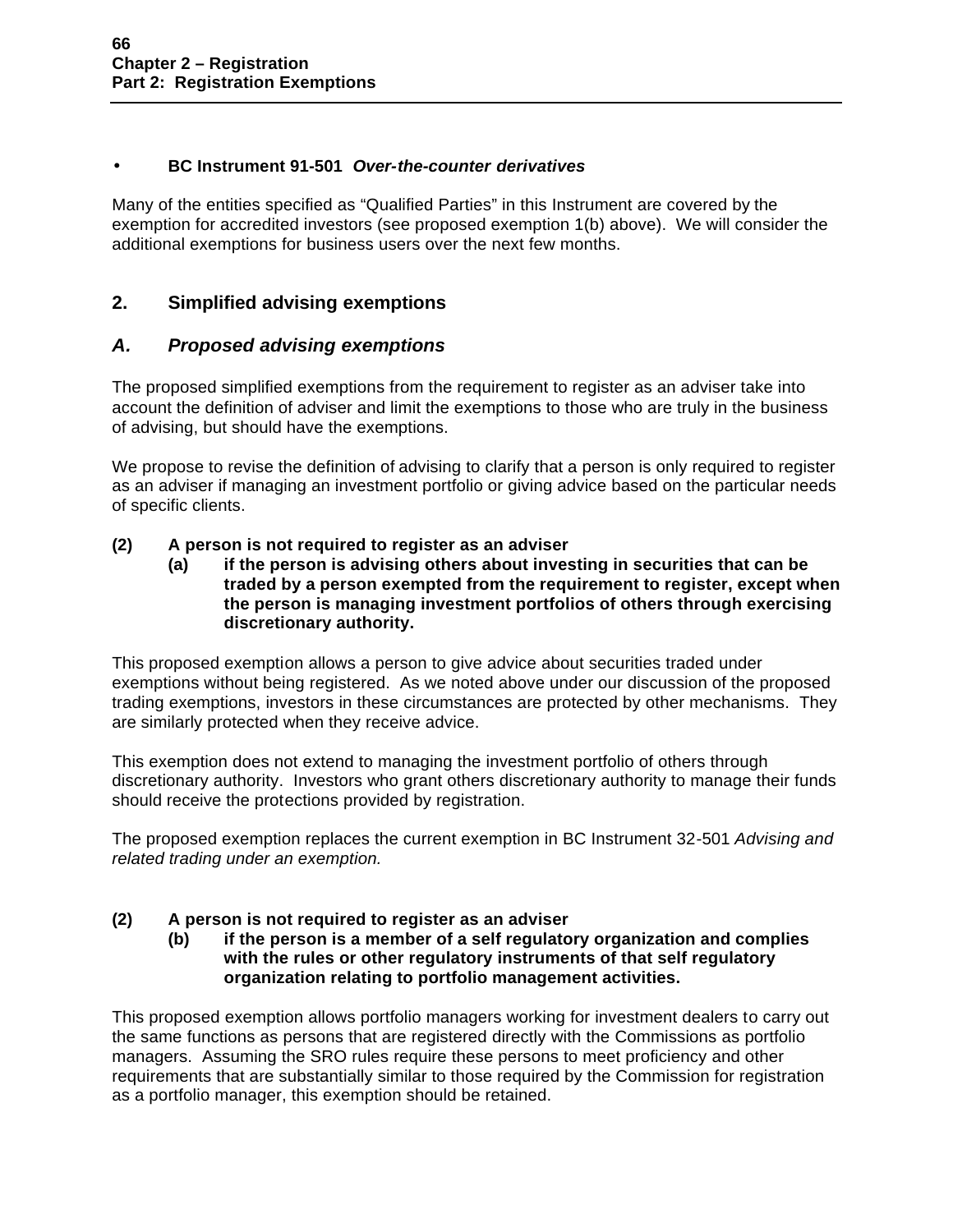- **BC Instrument 91-501** ***Over-the-counter derivatives***

Many of the entities specified as "Qualified Parties" in this Instrument are covered by the exemption for accredited investors (see proposed exemption 1(b) above). We will consider the additional exemptions for business users over the next few months.

## 2. Simplified advising exemptions

### *A. Proposed advising exemptions*

The proposed simplified exemptions from the requirement to register as an adviser take into account the definition of adviser and limit the exemptions to those who are truly in the business of advising, but should have the exemptions.

We propose to revise the definition of advising to clarify that a person is only required to register as an adviser if managing an investment portfolio or giving advice based on the particular needs of specific clients.

**(2) A person is not required to register as an adviser**

**(a) if the person is advising others about investing in securities that can be traded by a person exempted from the requirement to register, except when the person is managing investment portfolios of others through exercising discretionary authority.**

This proposed exemption allows a person to give advice about securities traded under exemptions without being registered. As we noted above under our discussion of the proposed trading exemptions, investors in these circumstances are protected by other mechanisms. They are similarly protected when they receive advice.

This exemption does not extend to managing the investment portfolio of others through discretionary authority. Investors who grant others discretionary authority to manage their funds should receive the protections provided by registration.

The proposed exemption replaces the current exemption in BC Instrument 32-501 *Advising and related trading under an exemption.*

**(2) A person is not required to register as an adviser**

**(b) if the person is a member of a self regulatory organization and complies with the rules or other regulatory instruments of that self regulatory organization relating to portfolio management activities.**

This proposed exemption allows portfolio managers working for investment dealers to carry out the same functions as persons that are registered directly with the Commissions as portfolio managers. Assuming the SRO rules require these persons to meet proficiency and other requirements that are substantially similar to those required by the Commission for registration as a portfolio manager, this exemption should be retained.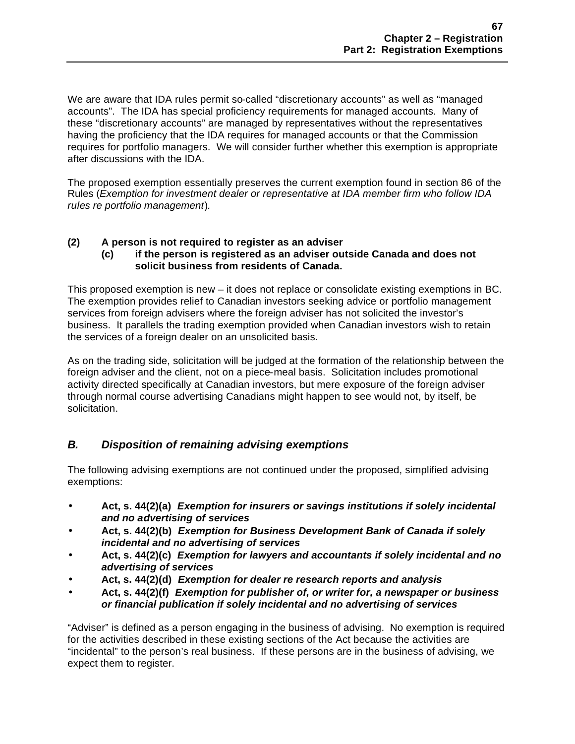We are aware that IDA rules permit so-called “discretionary accounts” as well as “managed accounts”. The IDA has special proficiency requirements for managed accounts. Many of these “discretionary accounts” are managed by representatives without the representatives having the proficiency that the IDA requires for managed accounts or that the Commission requires for portfolio managers. We will consider further whether this exemption is appropriate after discussions with the IDA.

The proposed exemption essentially preserves the current exemption found in section 86 of the Rules (*Exemption for investment dealer or representative at IDA member firm who follow IDA rules re portfolio management*).

**(2) A person is not required to register as an adviser**
**(c) if the person is registered as an adviser outside Canada and does not solicit business from residents of Canada.**

This proposed exemption is new – it does not replace or consolidate existing exemptions in BC. The exemption provides relief to Canadian investors seeking advice or portfolio management services from foreign advisers where the foreign adviser has not solicited the investor’s business. It parallels the trading exemption provided when Canadian investors wish to retain the services of a foreign dealer on an unsolicited basis.

As on the trading side, solicitation will be judged at the formation of the relationship between the foreign adviser and the client, not on a piece-meal basis. Solicitation includes promotional activity directed specifically at Canadian investors, but mere exposure of the foreign adviser through normal course advertising Canadians might happen to see would not, by itself, be solicitation.

## *B. Disposition of remaining advising exemptions*

The following advising exemptions are not continued under the proposed, simplified advising exemptions:

- **Act, s. 44(2)(a)** ***Exemption for insurers or savings institutions if solely incidental and no advertising of services***
- **Act, s. 44(2)(b)** ***Exemption for Business Development Bank of Canada if solely incidental and no advertising of services***
- **Act, s. 44(2)(c)** ***Exemption for lawyers and accountants if solely incidental and no advertising of services***
- **Act, s. 44(2)(d)** ***Exemption for dealer re research reports and analysis***
- **Act, s. 44(2)(f)** ***Exemption for publisher of, or writer for, a newspaper or business or financial publication if solely incidental and no advertising of services***

“Adviser” is defined as a person engaging in the business of advising. No exemption is required for the activities described in these existing sections of the Act because the activities are “incidental” to the person’s real business. If these persons are in the business of advising, we expect them to register.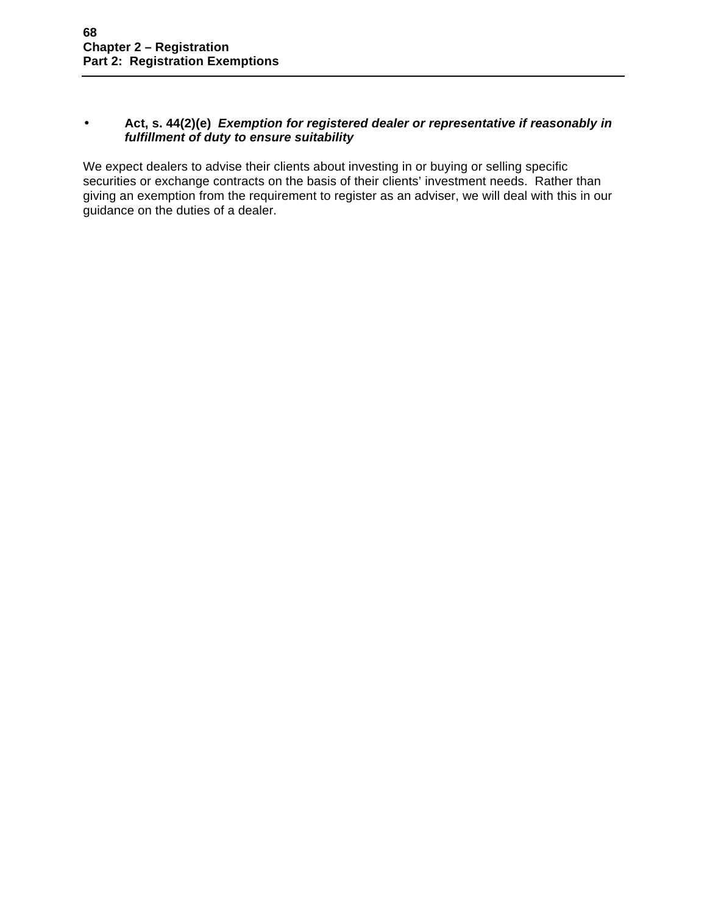- **Act, s. 44(2)(e)** ***Exemption for registered dealer or representative if reasonably in fulfillment of duty to ensure suitability***

We expect dealers to advise their clients about investing in or buying or selling specific securities or exchange contracts on the basis of their clients' investment needs. Rather than giving an exemption from the requirement to register as an adviser, we will deal with this in our guidance on the duties of a dealer.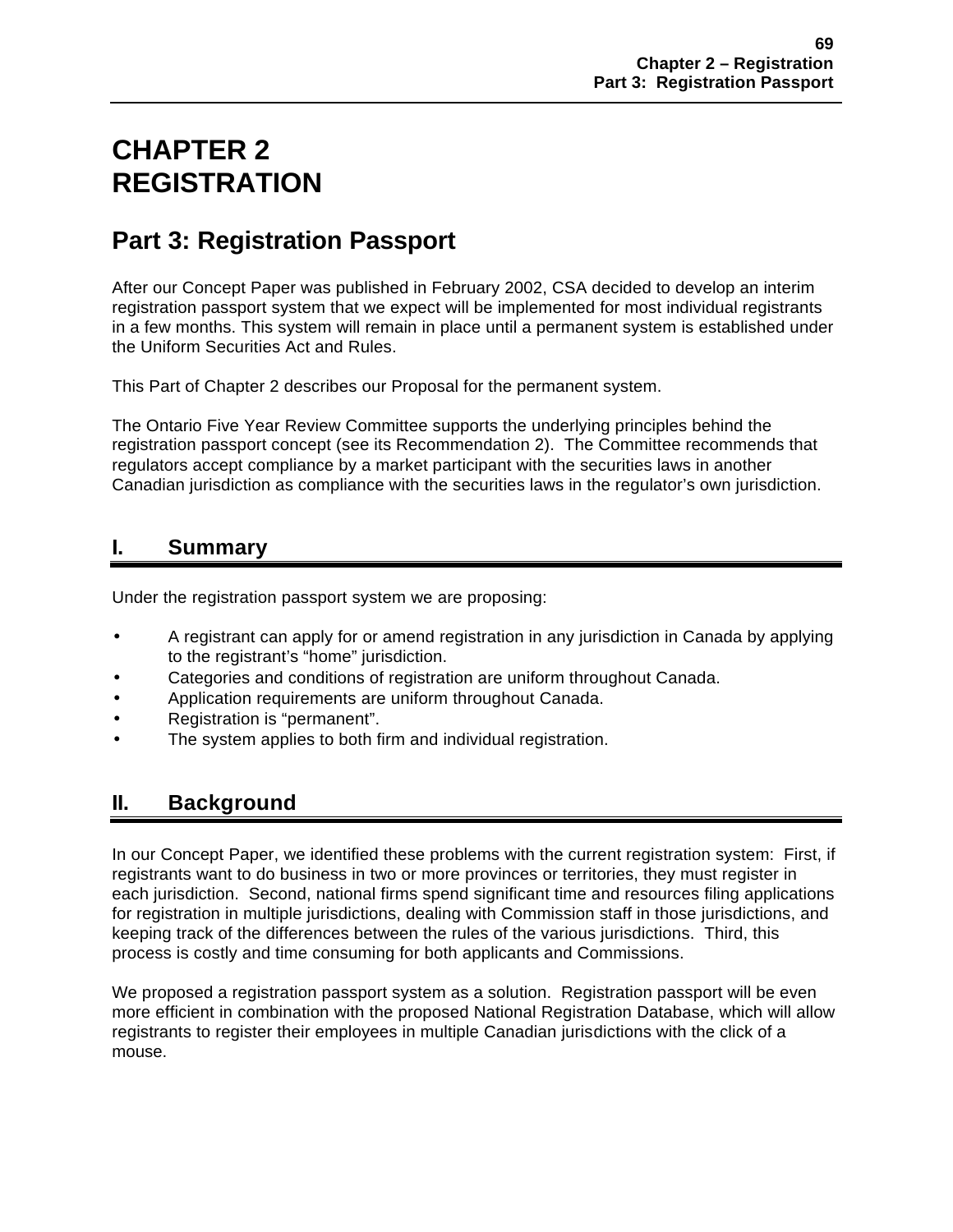# CHAPTER 2 REGISTRATION

## Part 3: Registration Passport

After our Concept Paper was published in February 2002, CSA decided to develop an interim registration passport system that we expect will be implemented for most individual registrants in a few months. This system will remain in place until a permanent system is established under the Uniform Securities Act and Rules.

This Part of Chapter 2 describes our Proposal for the permanent system.

The Ontario Five Year Review Committee supports the underlying principles behind the registration passport concept (see its Recommendation 2). The Committee recommends that regulators accept compliance by a market participant with the securities laws in another Canadian jurisdiction as compliance with the securities laws in the regulator's own jurisdiction.

## I. Summary

Under the registration passport system we are proposing:

- A registrant can apply for or amend registration in any jurisdiction in Canada by applying to the registrant's "home" jurisdiction.
- Categories and conditions of registration are uniform throughout Canada.
- Application requirements are uniform throughout Canada.
- Registration is "permanent".
- The system applies to both firm and individual registration.

## II. Background

In our Concept Paper, we identified these problems with the current registration system: First, if registrants want to do business in two or more provinces or territories, they must register in each jurisdiction. Second, national firms spend significant time and resources filing applications for registration in multiple jurisdictions, dealing with Commission staff in those jurisdictions, and keeping track of the differences between the rules of the various jurisdictions. Third, this process is costly and time consuming for both applicants and Commissions.

We proposed a registration passport system as a solution. Registration passport will be even more efficient in combination with the proposed National Registration Database, which will allow registrants to register their employees in multiple Canadian jurisdictions with the click of a mouse.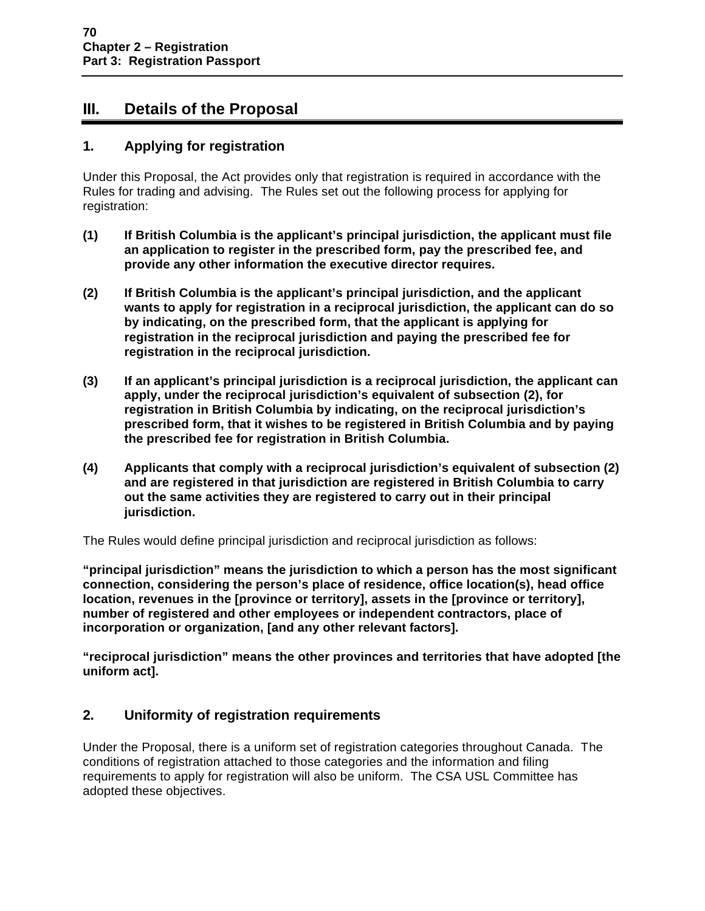## III. Details of the Proposal

### 1. Applying for registration

Under this Proposal, the Act provides only that registration is required in accordance with the Rules for trading and advising. The Rules set out the following process for applying for registration:

**(1) If British Columbia is the applicant's principal jurisdiction, the applicant must file an application to register in the prescribed form, pay the prescribed fee, and provide any other information the executive director requires.**

**(2) If British Columbia is the applicant's principal jurisdiction, and the applicant wants to apply for registration in a reciprocal jurisdiction, the applicant can do so by indicating, on the prescribed form, that the applicant is applying for registration in the reciprocal jurisdiction and paying the prescribed fee for registration in the reciprocal jurisdiction.**

**(3) If an applicant's principal jurisdiction is a reciprocal jurisdiction, the applicant can apply, under the reciprocal jurisdiction's equivalent of subsection (2), for registration in British Columbia by indicating, on the reciprocal jurisdiction's prescribed form, that it wishes to be registered in British Columbia and by paying the prescribed fee for registration in British Columbia.**

**(4) Applicants that comply with a reciprocal jurisdiction's equivalent of subsection (2) and are registered in that jurisdiction are registered in British Columbia to carry out the same activities they are registered to carry out in their principal jurisdiction.**

The Rules would define principal jurisdiction and reciprocal jurisdiction as follows:

**"principal jurisdiction" means the jurisdiction to which a person has the most significant connection, considering the person's place of residence, office location(s), head office location, revenues in the [province or territory], assets in the [province or territory], number of registered and other employees or independent contractors, place of incorporation or organization, [and any other relevant factors].**

**"reciprocal jurisdiction" means the other provinces and territories that have adopted [the uniform act].**

### 2. Uniformity of registration requirements

Under the Proposal, there is a uniform set of registration categories throughout Canada. The conditions of registration attached to those categories and the information and filing requirements to apply for registration will also be uniform. The CSA USL Committee has adopted these objectives.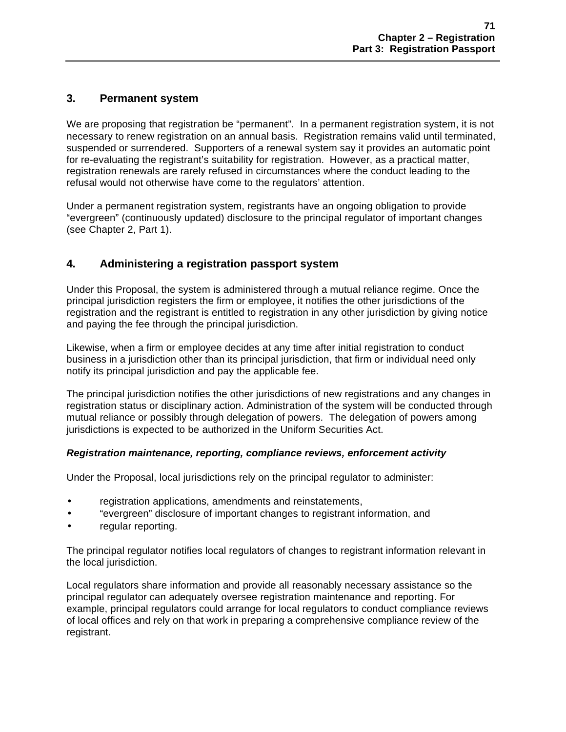## 3. Permanent system

We are proposing that registration be "permanent". In a permanent registration system, it is not necessary to renew registration on an annual basis. Registration remains valid until terminated, suspended or surrendered. Supporters of a renewal system say it provides an automatic point for re-evaluating the registrant's suitability for registration. However, as a practical matter, registration renewals are rarely refused in circumstances where the conduct leading to the refusal would not otherwise have come to the regulators' attention.

Under a permanent registration system, registrants have an ongoing obligation to provide "evergreen" (continuously updated) disclosure to the principal regulator of important changes (see Chapter 2, Part 1).

## 4. Administering a registration passport system

Under this Proposal, the system is administered through a mutual reliance regime. Once the principal jurisdiction registers the firm or employee, it notifies the other jurisdictions of the registration and the registrant is entitled to registration in any other jurisdiction by giving notice and paying the fee through the principal jurisdiction.

Likewise, when a firm or employee decides at any time after initial registration to conduct business in a jurisdiction other than its principal jurisdiction, that firm or individual need only notify its principal jurisdiction and pay the applicable fee.

The principal jurisdiction notifies the other jurisdictions of new registrations and any changes in registration status or disciplinary action. Administration of the system will be conducted through mutual reliance or possibly through delegation of powers. The delegation of powers among jurisdictions is expected to be authorized in the Uniform Securities Act.

***Registration maintenance, reporting, compliance reviews, enforcement activity***

Under the Proposal, local jurisdictions rely on the principal regulator to administer:

- registration applications, amendments and reinstatements,
- "evergreen" disclosure of important changes to registrant information, and
- regular reporting.

The principal regulator notifies local regulators of changes to registrant information relevant in the local jurisdiction.

Local regulators share information and provide all reasonably necessary assistance so the principal regulator can adequately oversee registration maintenance and reporting. For example, principal regulators could arrange for local regulators to conduct compliance reviews of local offices and rely on that work in preparing a comprehensive compliance review of the registrant.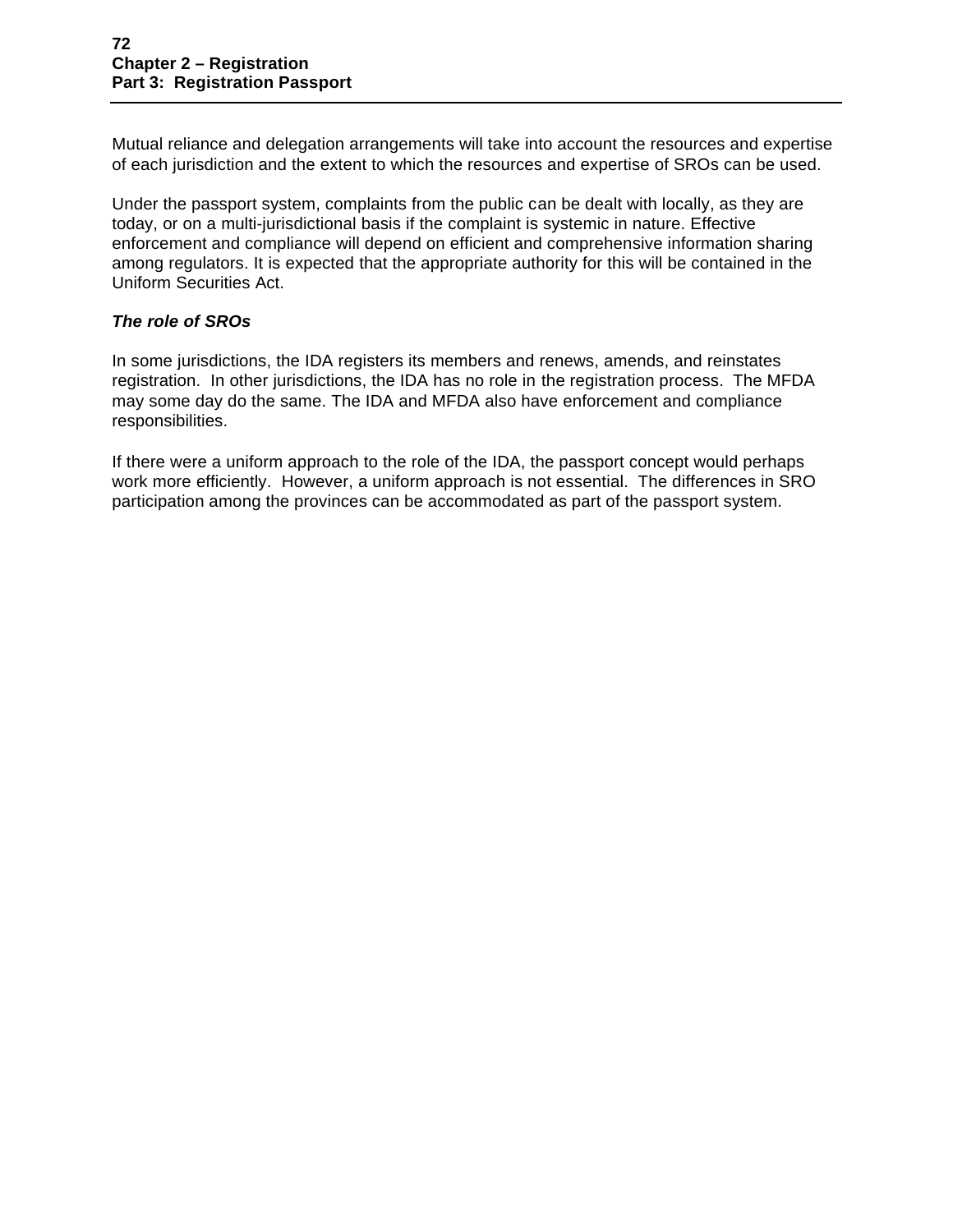Mutual reliance and delegation arrangements will take into account the resources and expertise of each jurisdiction and the extent to which the resources and expertise of SROs can be used.

Under the passport system, complaints from the public can be dealt with locally, as they are today, or on a multi-jurisdictional basis if the complaint is systemic in nature. Effective enforcement and compliance will depend on efficient and comprehensive information sharing among regulators. It is expected that the appropriate authority for this will be contained in the Uniform Securities Act.

***The role of SROs***

In some jurisdictions, the IDA registers its members and renews, amends, and reinstates registration. In other jurisdictions, the IDA has no role in the registration process. The MFDA may some day do the same. The IDA and MFDA also have enforcement and compliance responsibilities.

If there were a uniform approach to the role of the IDA, the passport concept would perhaps work more efficiently. However, a uniform approach is not essential. The differences in SRO participation among the provinces can be accommodated as part of the passport system.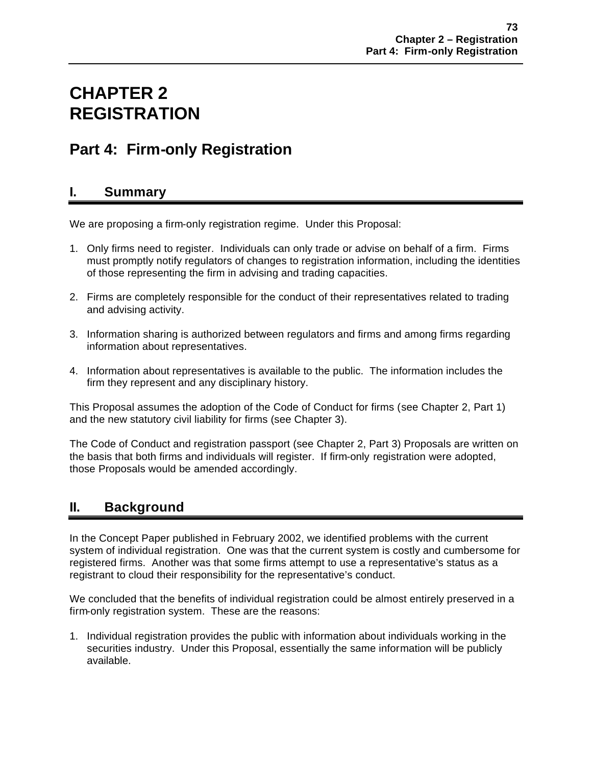# CHAPTER 2 REGISTRATION

## Part 4: Firm-only Registration

### I. Summary

We are proposing a firm-only registration regime. Under this Proposal:

1. Only firms need to register. Individuals can only trade or advise on behalf of a firm. Firms must promptly notify regulators of changes to registration information, including the identities of those representing the firm in advising and trading capacities.

2. Firms are completely responsible for the conduct of their representatives related to trading and advising activity.

3. Information sharing is authorized between regulators and firms and among firms regarding information about representatives.

4. Information about representatives is available to the public. The information includes the firm they represent and any disciplinary history.

This Proposal assumes the adoption of the Code of Conduct for firms (see Chapter 2, Part 1) and the new statutory civil liability for firms (see Chapter 3).

The Code of Conduct and registration passport (see Chapter 2, Part 3) Proposals are written on the basis that both firms and individuals will register. If firm-only registration were adopted, those Proposals would be amended accordingly.

### II. Background

In the Concept Paper published in February 2002, we identified problems with the current system of individual registration. One was that the current system is costly and cumbersome for registered firms. Another was that some firms attempt to use a representative's status as a registrant to cloud their responsibility for the representative's conduct.

We concluded that the benefits of individual registration could be almost entirely preserved in a firm-only registration system. These are the reasons:

1. Individual registration provides the public with information about individuals working in the securities industry. Under this Proposal, essentially the same information will be publicly available.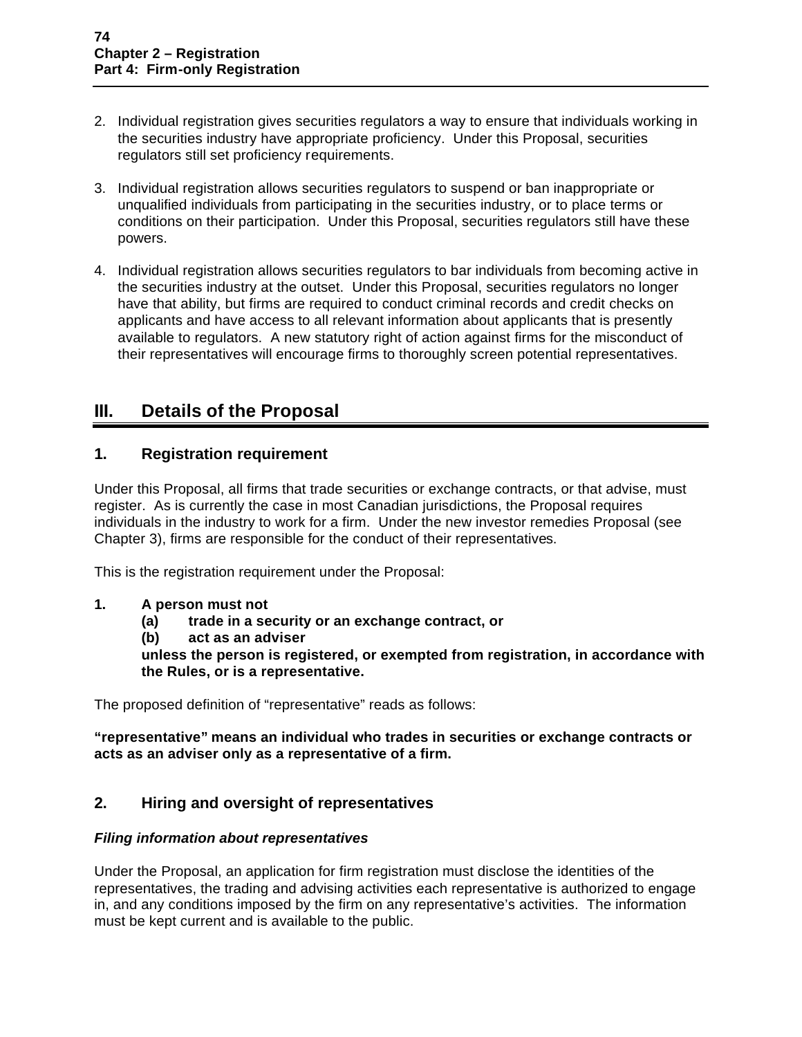2. Individual registration gives securities regulators a way to ensure that individuals working in the securities industry have appropriate proficiency. Under this Proposal, securities regulators still set proficiency requirements.

3. Individual registration allows securities regulators to suspend or ban inappropriate or unqualified individuals from participating in the securities industry, or to place terms or conditions on their participation. Under this Proposal, securities regulators still have these powers.

4. Individual registration allows securities regulators to bar individuals from becoming active in the securities industry at the outset. Under this Proposal, securities regulators no longer have that ability, but firms are required to conduct criminal records and credit checks on applicants and have access to all relevant information about applicants that is presently available to regulators. A new statutory right of action against firms for the misconduct of their representatives will encourage firms to thoroughly screen potential representatives.

# III. Details of the Proposal

## 1. Registration requirement

Under this Proposal, all firms that trade securities or exchange contracts, or that advise, must register. As is currently the case in most Canadian jurisdictions, the Proposal requires individuals in the industry to work for a firm. Under the new investor remedies Proposal (see Chapter 3), firms are responsible for the conduct of their representatives.

This is the registration requirement under the Proposal:

**1. A person must not**
**(a) trade in a security or an exchange contract, or**
**(b) act as an adviser**
**unless the person is registered, or exempted from registration, in accordance with the Rules, or is a representative.**

The proposed definition of "representative" reads as follows:

**"representative" means an individual who trades in securities or exchange contracts or acts as an adviser only as a representative of a firm.**

## 2. Hiring and oversight of representatives

### *Filing information about representatives*

Under the Proposal, an application for firm registration must disclose the identities of the representatives, the trading and advising activities each representative is authorized to engage in, and any conditions imposed by the firm on any representative's activities. The information must be kept current and is available to the public.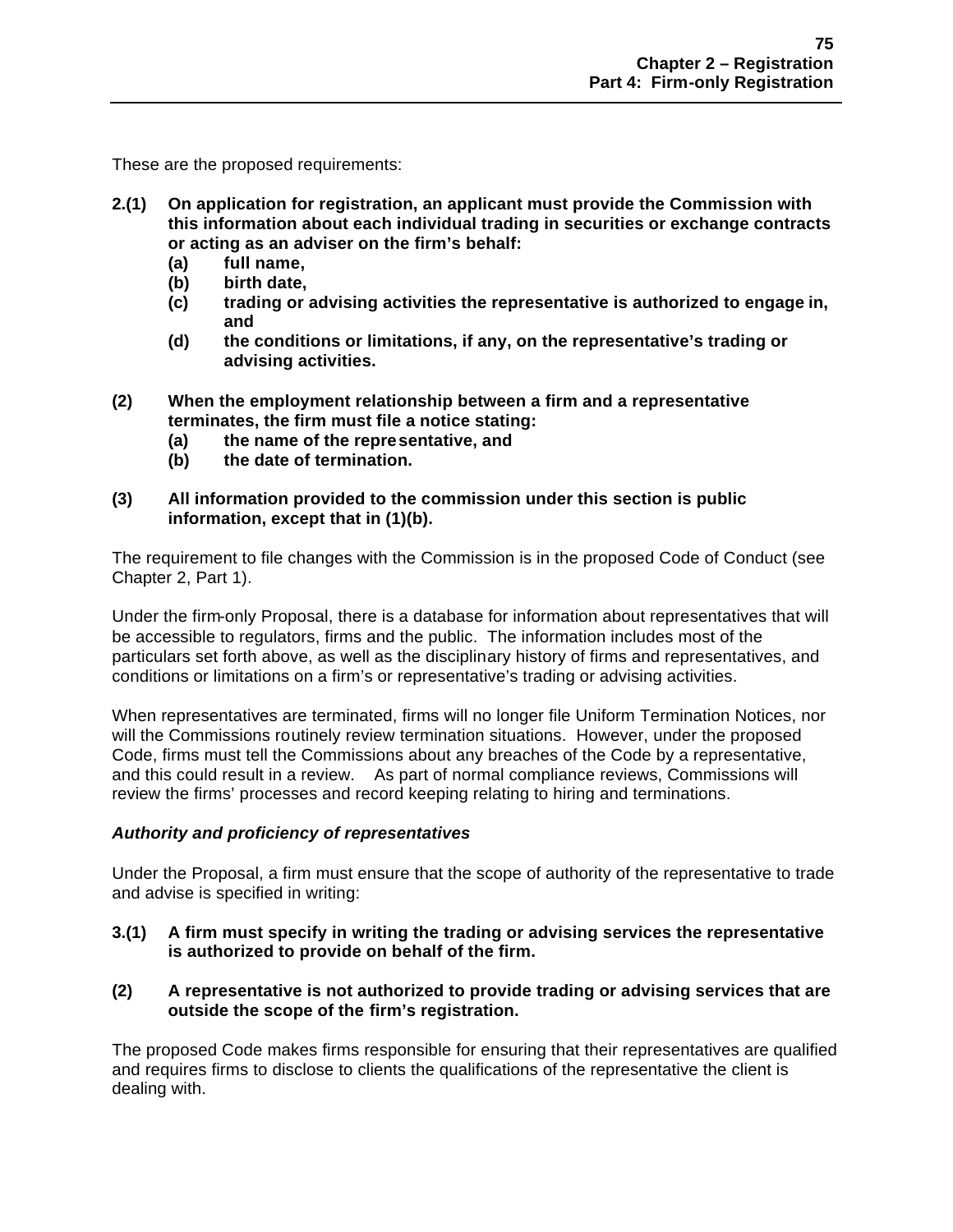These are the proposed requirements:

**2.(1) On application for registration, an applicant must provide the Commission with this information about each individual trading in securities or exchange contracts or acting as an adviser on the firm's behalf:**

**(a) full name,**

**(b) birth date,**

**(c) trading or advising activities the representative is authorized to engage in, and**

**(d) the conditions or limitations, if any, on the representative's trading or advising activities.**

**(2) When the employment relationship between a firm and a representative terminates, the firm must file a notice stating:**

**(a) the name of the representative, and**

**(b) the date of termination.**

**(3) All information provided to the commission under this section is public information, except that in (1)(b).**

The requirement to file changes with the Commission is in the proposed Code of Conduct (see Chapter 2, Part 1).

Under the firm-only Proposal, there is a database for information about representatives that will be accessible to regulators, firms and the public. The information includes most of the particulars set forth above, as well as the disciplinary history of firms and representatives, and conditions or limitations on a firm's or representative's trading or advising activities.

When representatives are terminated, firms will no longer file Uniform Termination Notices, nor will the Commissions routinely review termination situations. However, under the proposed Code, firms must tell the Commissions about any breaches of the Code by a representative, and this could result in a review. As part of normal compliance reviews, Commissions will review the firms' processes and record keeping relating to hiring and terminations.

***Authority and proficiency of representatives***

Under the Proposal, a firm must ensure that the scope of authority of the representative to trade and advise is specified in writing:

**3.(1) A firm must specify in writing the trading or advising services the representative is authorized to provide on behalf of the firm.**

**(2) A representative is not authorized to provide trading or advising services that are outside the scope of the firm's registration.**

The proposed Code makes firms responsible for ensuring that their representatives are qualified and requires firms to disclose to clients the qualifications of the representative the client is dealing with.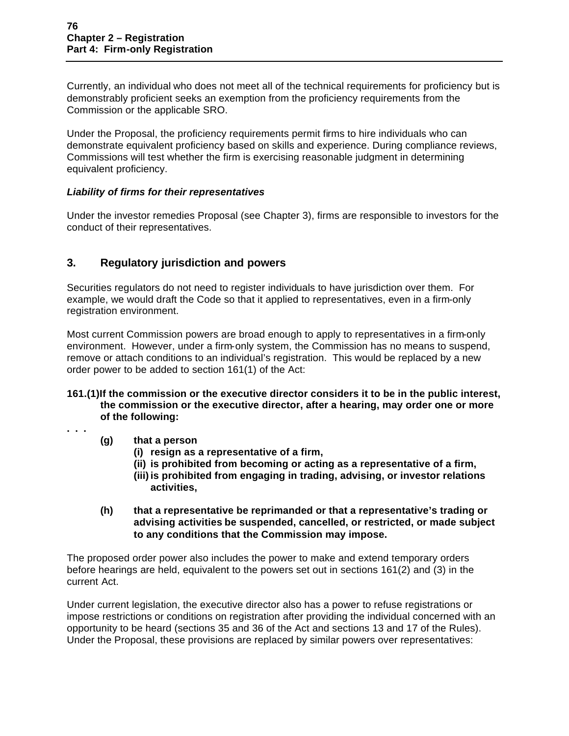Currently, an individual who does not meet all of the technical requirements for proficiency but is demonstrably proficient seeks an exemption from the proficiency requirements from the Commission or the applicable SRO.

Under the Proposal, the proficiency requirements permit firms to hire individuals who can demonstrate equivalent proficiency based on skills and experience. During compliance reviews, Commissions will test whether the firm is exercising reasonable judgment in determining equivalent proficiency.

***Liability of firms for their representatives***

Under the investor remedies Proposal (see Chapter 3), firms are responsible to investors for the conduct of their representatives.

## 3. Regulatory jurisdiction and powers

Securities regulators do not need to register individuals to have jurisdiction over them. For example, we would draft the Code so that it applied to representatives, even in a firm-only registration environment.

Most current Commission powers are broad enough to apply to representatives in a firm-only environment. However, under a firm-only system, the Commission has no means to suspend, remove or attach conditions to an individual's registration. This would be replaced by a new order power to be added to section 161(1) of the Act:

**161.(1) If the commission or the executive director considers it to be in the public interest, the commission or the executive director, after a hearing, may order one or more of the following:**

**. . .**

**(g) that a person**

**(i) resign as a representative of a firm,**

**(ii) is prohibited from becoming or acting as a representative of a firm,**

**(iii) is prohibited from engaging in trading, advising, or investor relations activities,**

**(h) that a representative be reprimanded or that a representative's trading or advising activities be suspended, cancelled, or restricted, or made subject to any conditions that the Commission may impose.**

The proposed order power also includes the power to make and extend temporary orders before hearings are held, equivalent to the powers set out in sections 161(2) and (3) in the current Act.

Under current legislation, the executive director also has a power to refuse registrations or impose restrictions or conditions on registration after providing the individual concerned with an opportunity to be heard (sections 35 and 36 of the Act and sections 13 and 17 of the Rules). Under the Proposal, these provisions are replaced by similar powers over representatives: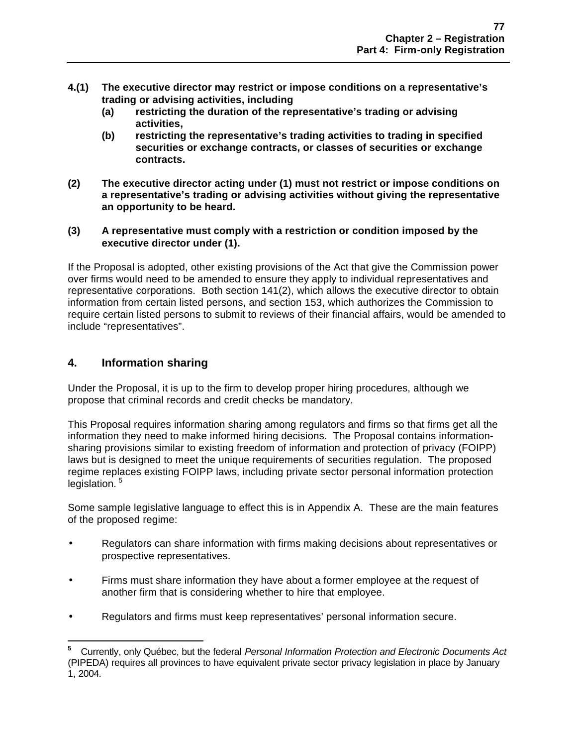**4.(1) The executive director may restrict or impose conditions on a representative's trading or advising activities, including**

**(a) restricting the duration of the representative's trading or advising activities,**

**(b) restricting the representative's trading activities to trading in specified securities or exchange contracts, or classes of securities or exchange contracts.**

**(2) The executive director acting under (1) must not restrict or impose conditions on a representative's trading or advising activities without giving the representative an opportunity to be heard.**

**(3) A representative must comply with a restriction or condition imposed by the executive director under (1).**

If the Proposal is adopted, other existing provisions of the Act that give the Commission power over firms would need to be amended to ensure they apply to individual representatives and representative corporations. Both section 141(2), which allows the executive director to obtain information from certain listed persons, and section 153, which authorizes the Commission to require certain listed persons to submit to reviews of their financial affairs, would be amended to include "representatives".

## 4. Information sharing

Under the Proposal, it is up to the firm to develop proper hiring procedures, although we propose that criminal records and credit checks be mandatory.

This Proposal requires information sharing among regulators and firms so that firms get all the information they need to make informed hiring decisions. The Proposal contains information-sharing provisions similar to existing freedom of information and protection of privacy (FOIPP) laws but is designed to meet the unique requirements of securities regulation. The proposed regime replaces existing FOIPP laws, including private sector personal information protection legislation. [5]

Some sample legislative language to effect this is in Appendix A. These are the main features of the proposed regime:

- Regulators can share information with firms making decisions about representatives or prospective representatives.
- Firms must share information they have about a former employee at the request of another firm that is considering whether to hire that employee.
- Regulators and firms must keep representatives' personal information secure.

---

[5] Currently, only Québec, but the federal *Personal Information Protection and Electronic Documents Act* (PIPEDA) requires all provinces to have equivalent private sector privacy legislation in place by January 1, 2004.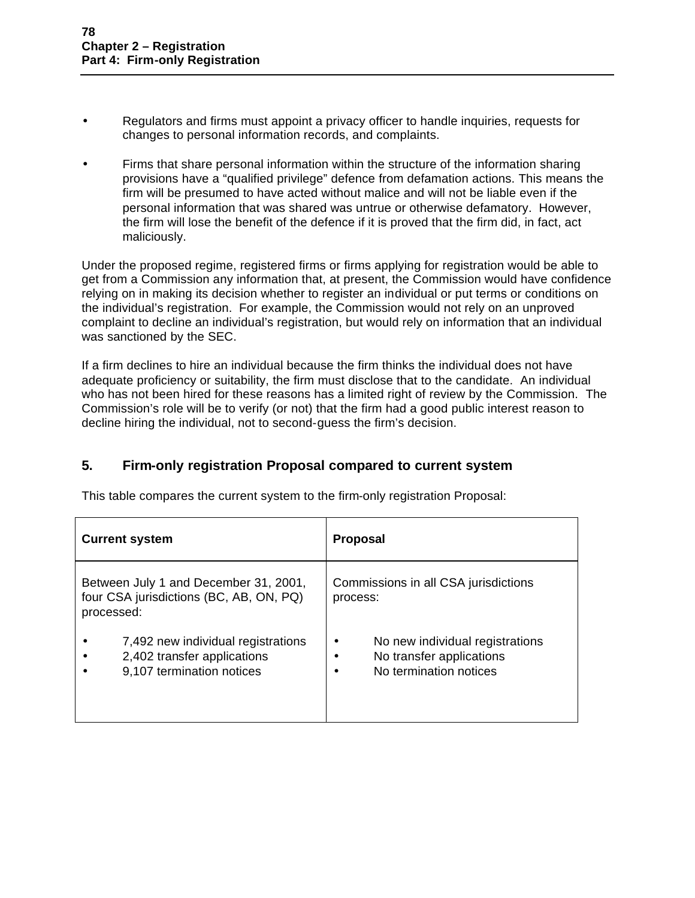- Regulators and firms must appoint a privacy officer to handle inquiries, requests for changes to personal information records, and complaints.
- Firms that share personal information within the structure of the information sharing provisions have a "qualified privilege" defence from defamation actions. This means the firm will be presumed to have acted without malice and will not be liable even if the personal information that was shared was untrue or otherwise defamatory. However, the firm will lose the benefit of the defence if it is proved that the firm did, in fact, act maliciously.

Under the proposed regime, registered firms or firms applying for registration would be able to get from a Commission any information that, at present, the Commission would have confidence relying on in making its decision whether to register an individual or put terms or conditions on the individual's registration. For example, the Commission would not rely on an unproved complaint to decline an individual's registration, but would rely on information that an individual was sanctioned by the SEC.

If a firm declines to hire an individual because the firm thinks the individual does not have adequate proficiency or suitability, the firm must disclose that to the candidate. An individual who has not been hired for these reasons has a limited right of review by the Commission. The Commission's role will be to verify (or not) that the firm had a good public interest reason to decline hiring the individual, not to second-guess the firm's decision.

## 5. Firm-only registration Proposal compared to current system

This table compares the current system to the firm-only registration Proposal:

| Current system | Proposal |
|---|---|
| Between July 1 and December 31, 2001, four CSA jurisdictions (BC, AB, ON, PQ) processed:<br>• 7,492 new individual registrations<br>• 2,402 transfer applications<br>• 9,107 termination notices | Commissions in all CSA jurisdictions process:<br>• No new individual registrations<br>• No transfer applications<br>• No termination notices |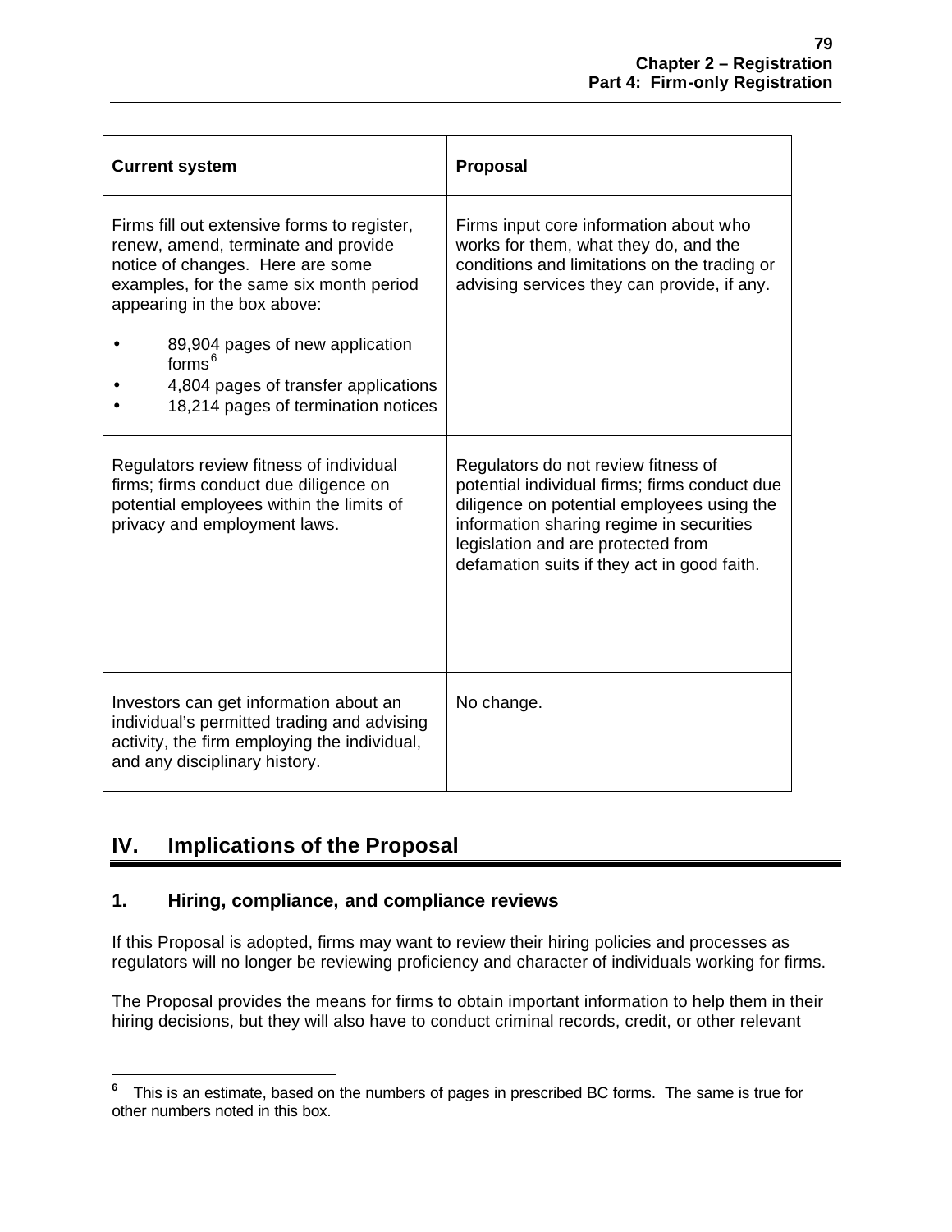| Current system | Proposal |
| --- | --- |
| Firms fill out extensive forms to register, renew, amend, terminate and provide notice of changes. Here are some examples, for the same six month period appearing in the box above:<br>• 89,904 pages of new application forms[6]<br>• 4,804 pages of transfer applications<br>• 18,214 pages of termination notices | Firms input core information about who works for them, what they do, and the conditions and limitations on the trading or advising services they can provide, if any. |
| Regulators review fitness of individual firms; firms conduct due diligence on potential employees within the limits of privacy and employment laws. | Regulators do not review fitness of potential individual firms; firms conduct due diligence on potential employees using the information sharing regime in securities legislation and are protected from defamation suits if they act in good faith. |
| Investors can get information about an individual's permitted trading and advising activity, the firm employing the individual, and any disciplinary history. | No change. |

## IV. Implications of the Proposal

### 1. Hiring, compliance, and compliance reviews

If this Proposal is adopted, firms may want to review their hiring policies and processes as regulators will no longer be reviewing proficiency and character of individuals working for firms.

The Proposal provides the means for firms to obtain important information to help them in their hiring decisions, but they will also have to conduct criminal records, credit, or other relevant

---

[6] This is an estimate, based on the numbers of pages in prescribed BC forms. The same is true for other numbers noted in this box.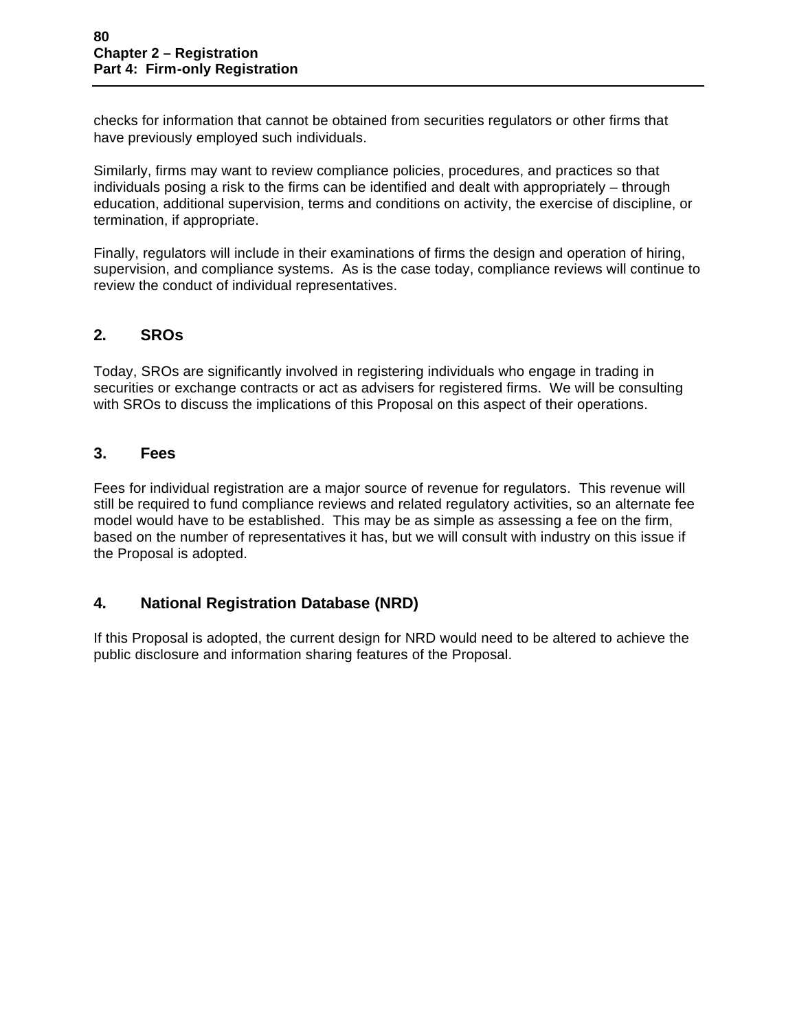checks for information that cannot be obtained from securities regulators or other firms that have previously employed such individuals.

Similarly, firms may want to review compliance policies, procedures, and practices so that individuals posing a risk to the firms can be identified and dealt with appropriately – through education, additional supervision, terms and conditions on activity, the exercise of discipline, or termination, if appropriate.

Finally, regulators will include in their examinations of firms the design and operation of hiring, supervision, and compliance systems. As is the case today, compliance reviews will continue to review the conduct of individual representatives.

## 2. SROs

Today, SROs are significantly involved in registering individuals who engage in trading in securities or exchange contracts or act as advisers for registered firms. We will be consulting with SROs to discuss the implications of this Proposal on this aspect of their operations.

## 3. Fees

Fees for individual registration are a major source of revenue for regulators. This revenue will still be required to fund compliance reviews and related regulatory activities, so an alternate fee model would have to be established. This may be as simple as assessing a fee on the firm, based on the number of representatives it has, but we will consult with industry on this issue if the Proposal is adopted.

## 4. National Registration Database (NRD)

If this Proposal is adopted, the current design for NRD would need to be altered to achieve the public disclosure and information sharing features of the Proposal.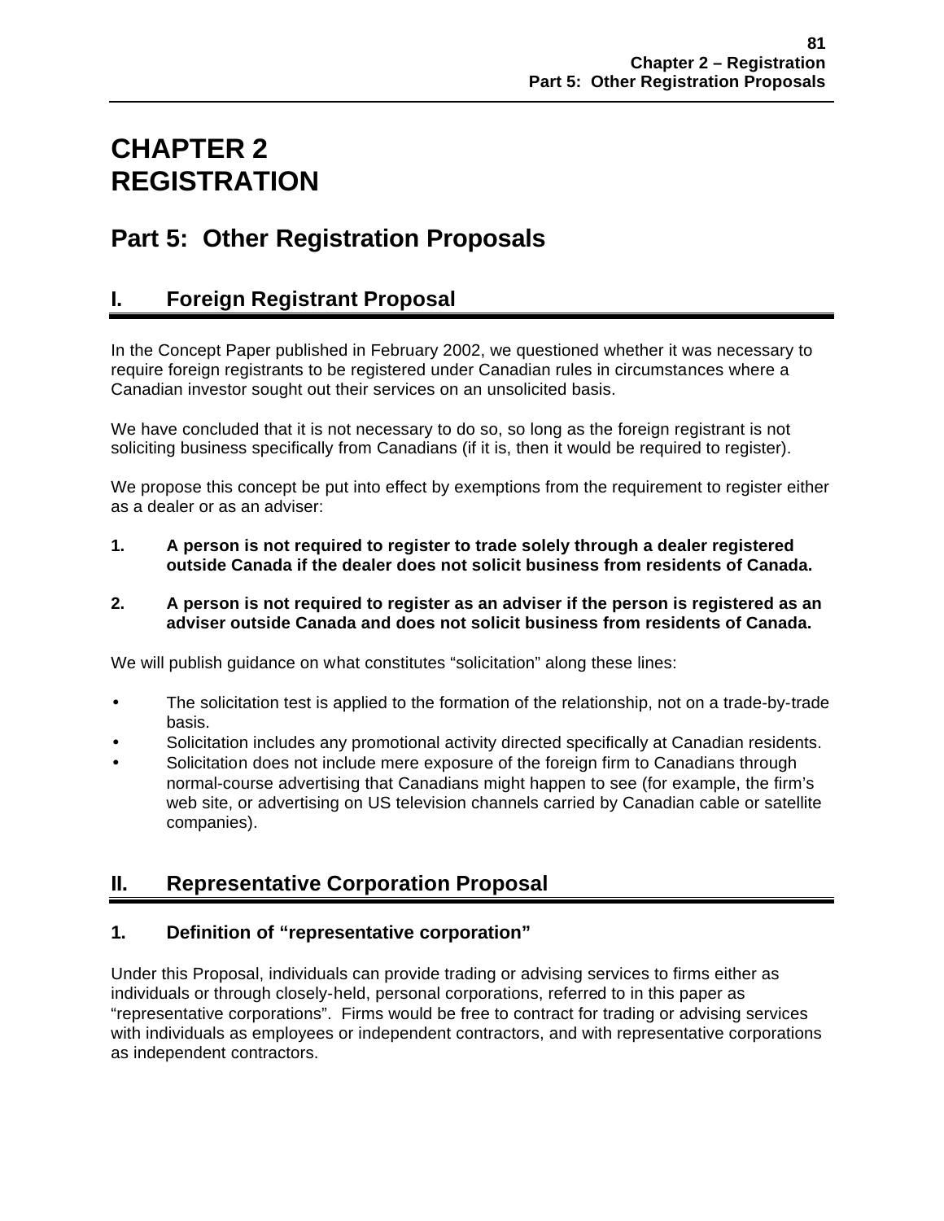# CHAPTER 2
# REGISTRATION

## Part 5: Other Registration Proposals

### I. Foreign Registrant Proposal

In the Concept Paper published in February 2002, we questioned whether it was necessary to require foreign registrants to be registered under Canadian rules in circumstances where a Canadian investor sought out their services on an unsolicited basis.

We have concluded that it is not necessary to do so, so long as the foreign registrant is not soliciting business specifically from Canadians (if it is, then it would be required to register).

We propose this concept be put into effect by exemptions from the requirement to register either as a dealer or as an adviser:

1. **A person is not required to register to trade solely through a dealer registered outside Canada if the dealer does not solicit business from residents of Canada.**

2. **A person is not required to register as an adviser if the person is registered as an adviser outside Canada and does not solicit business from residents of Canada.**

We will publish guidance on what constitutes "solicitation" along these lines:

- The solicitation test is applied to the formation of the relationship, not on a trade-by-trade basis.
- Solicitation includes any promotional activity directed specifically at Canadian residents.
- Solicitation does not include mere exposure of the foreign firm to Canadians through normal-course advertising that Canadians might happen to see (for example, the firm's web site, or advertising on US television channels carried by Canadian cable or satellite companies).

### II. Representative Corporation Proposal

#### 1. Definition of "representative corporation"

Under this Proposal, individuals can provide trading or advising services to firms either as individuals or through closely-held, personal corporations, referred to in this paper as "representative corporations". Firms would be free to contract for trading or advising services with individuals as employees or independent contractors, and with representative corporations as independent contractors.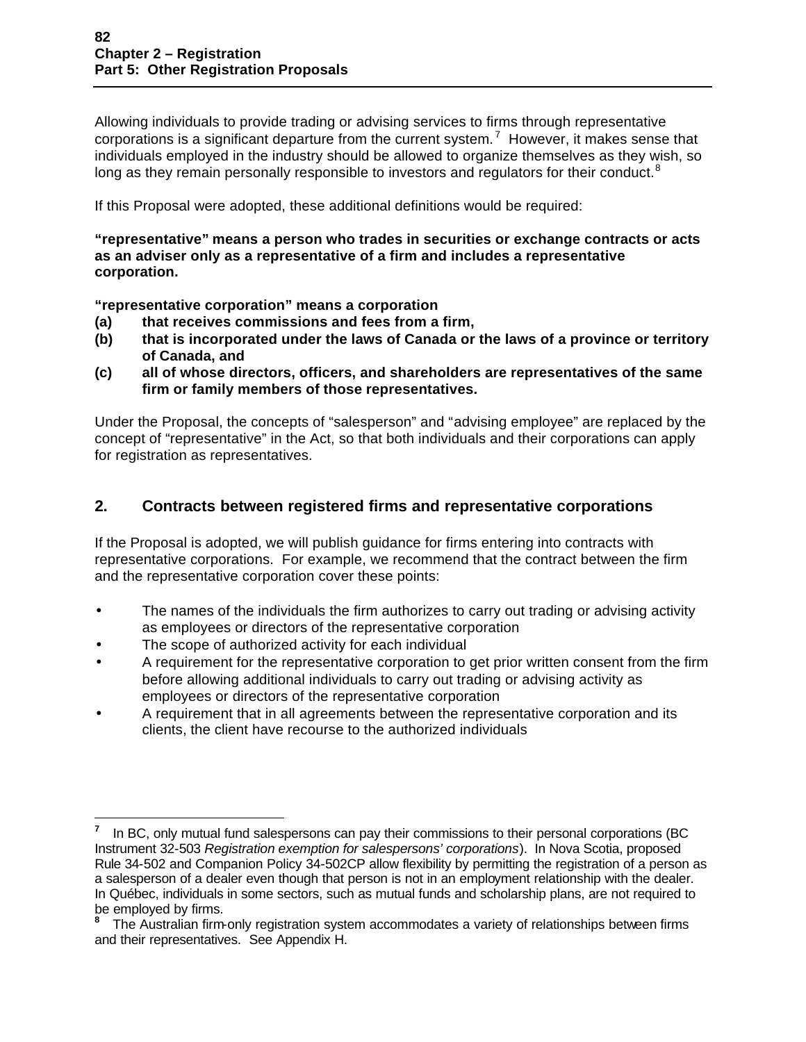Allowing individuals to provide trading or advising services to firms through representative corporations is a significant departure from the current system.[7] However, it makes sense that individuals employed in the industry should be allowed to organize themselves as they wish, so long as they remain personally responsible to investors and regulators for their conduct.[8]

If this Proposal were adopted, these additional definitions would be required:

**"representative" means a person who trades in securities or exchange contracts or acts as an adviser only as a representative of a firm and includes a representative corporation.**

**"representative corporation" means a corporation**
**(a) that receives commissions and fees from a firm,**
**(b) that is incorporated under the laws of Canada or the laws of a province or territory of Canada, and**
**(c) all of whose directors, officers, and shareholders are representatives of the same firm or family members of those representatives.**

Under the Proposal, the concepts of "salesperson" and "advising employee" are replaced by the concept of "representative" in the Act, so that both individuals and their corporations can apply for registration as representatives.

## 2. Contracts between registered firms and representative corporations

If the Proposal is adopted, we will publish guidance for firms entering into contracts with representative corporations. For example, we recommend that the contract between the firm and the representative corporation cover these points:

- The names of the individuals the firm authorizes to carry out trading or advising activity as employees or directors of the representative corporation
- The scope of authorized activity for each individual
- A requirement for the representative corporation to get prior written consent from the firm before allowing additional individuals to carry out trading or advising activity as employees or directors of the representative corporation
- A requirement that in all agreements between the representative corporation and its clients, the client have recourse to the authorized individuals

---

[7] In BC, only mutual fund salespersons can pay their commissions to their personal corporations (BC Instrument 32-503 *Registration exemption for salespersons' corporations*). In Nova Scotia, proposed Rule 34-502 and Companion Policy 34-502CP allow flexibility by permitting the registration of a person as a salesperson of a dealer even though that person is not in an employment relationship with the dealer. In Québec, individuals in some sectors, such as mutual funds and scholarship plans, are not required to be employed by firms.

[8] The Australian firm-only registration system accommodates a variety of relationships between firms and their representatives. See Appendix H.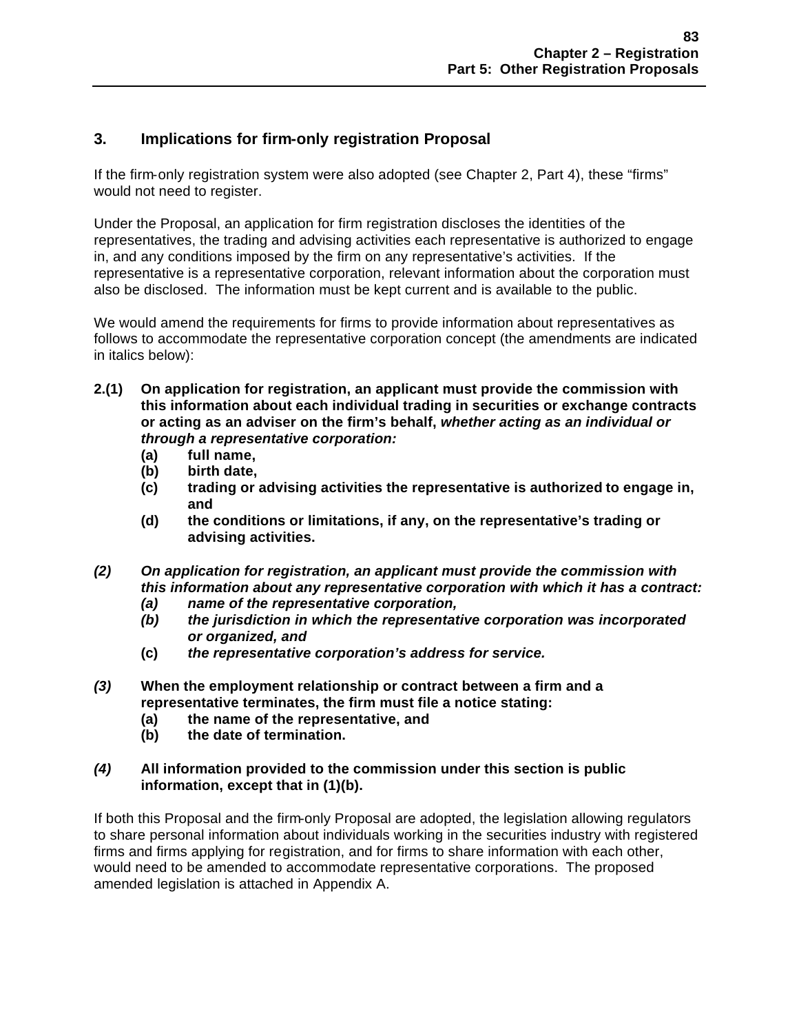## 3. Implications for firm-only registration Proposal

If the firm-only registration system were also adopted (see Chapter 2, Part 4), these "firms" would not need to register.

Under the Proposal, an application for firm registration discloses the identities of the representatives, the trading and advising activities each representative is authorized to engage in, and any conditions imposed by the firm on any representative's activities. If the representative is a representative corporation, relevant information about the corporation must also be disclosed. The information must be kept current and is available to the public.

We would amend the requirements for firms to provide information about representatives as follows to accommodate the representative corporation concept (the amendments are indicated in italics below):

**2.(1) On application for registration, an applicant must provide the commission with this information about each individual trading in securities or exchange contracts or acting as an adviser on the firm's behalf, *whether acting as an individual or through a representative corporation:***

- **(a) full name,**
- **(b) birth date,**
- **(c) trading or advising activities the representative is authorized to engage in, and**
- **(d) the conditions or limitations, if any, on the representative's trading or advising activities.**

***(2) On application for registration, an applicant must provide the commission with this information about any representative corporation with which it has a contract:***

- ***(a) name of the representative corporation,***
- ***(b) the jurisdiction in which the representative corporation was incorporated or organized, and***
- **(c)** ***the representative corporation's address for service.***

***(3)*** **When the employment relationship or contract between a firm and a representative terminates, the firm must file a notice stating:**

- **(a) the name of the representative, and**
- **(b) the date of termination.**

***(4)*** **All information provided to the commission under this section is public information, except that in (1)(b).**

If both this Proposal and the firm-only Proposal are adopted, the legislation allowing regulators to share personal information about individuals working in the securities industry with registered firms and firms applying for registration, and for firms to share information with each other, would need to be amended to accommodate representative corporations. The proposed amended legislation is attached in Appendix A.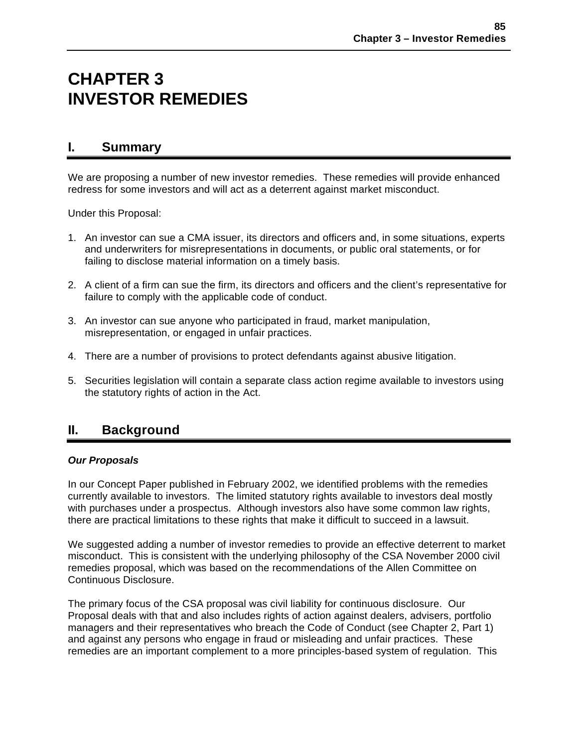# CHAPTER 3
# INVESTOR REMEDIES

## I. Summary

We are proposing a number of new investor remedies. These remedies will provide enhanced redress for some investors and will act as a deterrent against market misconduct.

Under this Proposal:

1. An investor can sue a CMA issuer, its directors and officers and, in some situations, experts and underwriters for misrepresentations in documents, or public oral statements, or for failing to disclose material information on a timely basis.

2. A client of a firm can sue the firm, its directors and officers and the client's representative for failure to comply with the applicable code of conduct.

3. An investor can sue anyone who participated in fraud, market manipulation, misrepresentation, or engaged in unfair practices.

4. There are a number of provisions to protect defendants against abusive litigation.

5. Securities legislation will contain a separate class action regime available to investors using the statutory rights of action in the Act.

## II. Background

***Our Proposals***

In our Concept Paper published in February 2002, we identified problems with the remedies currently available to investors. The limited statutory rights available to investors deal mostly with purchases under a prospectus. Although investors also have some common law rights, there are practical limitations to these rights that make it difficult to succeed in a lawsuit.

We suggested adding a number of investor remedies to provide an effective deterrent to market misconduct. This is consistent with the underlying philosophy of the CSA November 2000 civil remedies proposal, which was based on the recommendations of the Allen Committee on Continuous Disclosure.

The primary focus of the CSA proposal was civil liability for continuous disclosure. Our Proposal deals with that and also includes rights of action against dealers, advisers, portfolio managers and their representatives who breach the Code of Conduct (see Chapter 2, Part 1) and against any persons who engage in fraud or misleading and unfair practices. These remedies are an important complement to a more principles-based system of regulation. This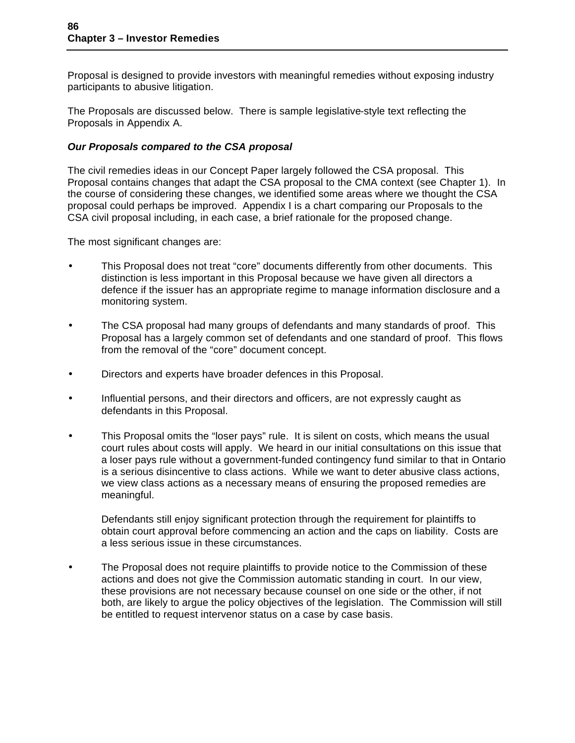Proposal is designed to provide investors with meaningful remedies without exposing industry participants to abusive litigation.

The Proposals are discussed below. There is sample legislative-style text reflecting the Proposals in Appendix A.

***Our Proposals compared to the CSA proposal***

The civil remedies ideas in our Concept Paper largely followed the CSA proposal. This Proposal contains changes that adapt the CSA proposal to the CMA context (see Chapter 1). In the course of considering these changes, we identified some areas where we thought the CSA proposal could perhaps be improved. Appendix I is a chart comparing our Proposals to the CSA civil proposal including, in each case, a brief rationale for the proposed change.

The most significant changes are:

- This Proposal does not treat "core" documents differently from other documents. This distinction is less important in this Proposal because we have given all directors a defence if the issuer has an appropriate regime to manage information disclosure and a monitoring system.

- The CSA proposal had many groups of defendants and many standards of proof. This Proposal has a largely common set of defendants and one standard of proof. This flows from the removal of the "core" document concept.

- Directors and experts have broader defences in this Proposal.

- Influential persons, and their directors and officers, are not expressly caught as defendants in this Proposal.

- This Proposal omits the "loser pays" rule. It is silent on costs, which means the usual court rules about costs will apply. We heard in our initial consultations on this issue that a loser pays rule without a government-funded contingency fund similar to that in Ontario is a serious disincentive to class actions. While we want to deter abusive class actions, we view class actions as a necessary means of ensuring the proposed remedies are meaningful.

  Defendants still enjoy significant protection through the requirement for plaintiffs to obtain court approval before commencing an action and the caps on liability. Costs are a less serious issue in these circumstances.

- The Proposal does not require plaintiffs to provide notice to the Commission of these actions and does not give the Commission automatic standing in court. In our view, these provisions are not necessary because counsel on one side or the other, if not both, are likely to argue the policy objectives of the legislation. The Commission will still be entitled to request intervenor status on a case by case basis.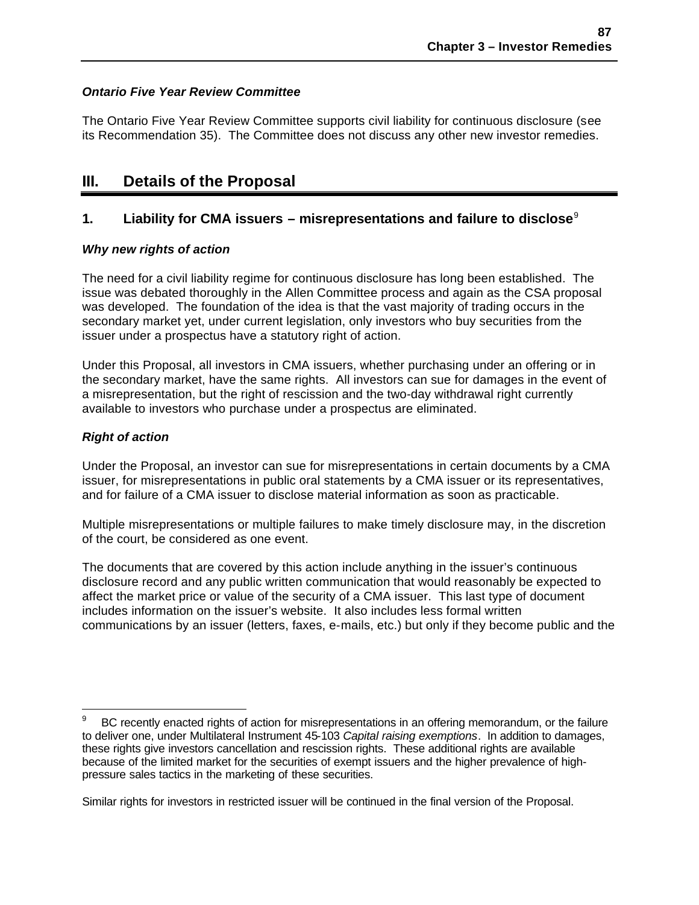### *Ontario Five Year Review Committee*

The Ontario Five Year Review Committee supports civil liability for continuous disclosure (see its Recommendation 35). The Committee does not discuss any other new investor remedies.

# III. Details of the Proposal

## 1. Liability for CMA issuers – misrepresentations and failure to disclose[9]

### *Why new rights of action*

The need for a civil liability regime for continuous disclosure has long been established. The issue was debated thoroughly in the Allen Committee process and again as the CSA proposal was developed. The foundation of the idea is that the vast majority of trading occurs in the secondary market yet, under current legislation, only investors who buy securities from the issuer under a prospectus have a statutory right of action.

Under this Proposal, all investors in CMA issuers, whether purchasing under an offering or in the secondary market, have the same rights. All investors can sue for damages in the event of a misrepresentation, but the right of rescission and the two-day withdrawal right currently available to investors who purchase under a prospectus are eliminated.

### *Right of action*

Under the Proposal, an investor can sue for misrepresentations in certain documents by a CMA issuer, for misrepresentations in public oral statements by a CMA issuer or its representatives, and for failure of a CMA issuer to disclose material information as soon as practicable.

Multiple misrepresentations or multiple failures to make timely disclosure may, in the discretion of the court, be considered as one event.

The documents that are covered by this action include anything in the issuer's continuous disclosure record and any public written communication that would reasonably be expected to affect the market price or value of the security of a CMA issuer. This last type of document includes information on the issuer's website. It also includes less formal written communications by an issuer (letters, faxes, e-mails, etc.) but only if they become public and the

---

[9] BC recently enacted rights of action for misrepresentations in an offering memorandum, or the failure to deliver one, under Multilateral Instrument 45-103 *Capital raising exemptions*. In addition to damages, these rights give investors cancellation and rescission rights. These additional rights are available because of the limited market for the securities of exempt issuers and the higher prevalence of high-pressure sales tactics in the marketing of these securities.

Similar rights for investors in restricted issuer will be continued in the final version of the Proposal.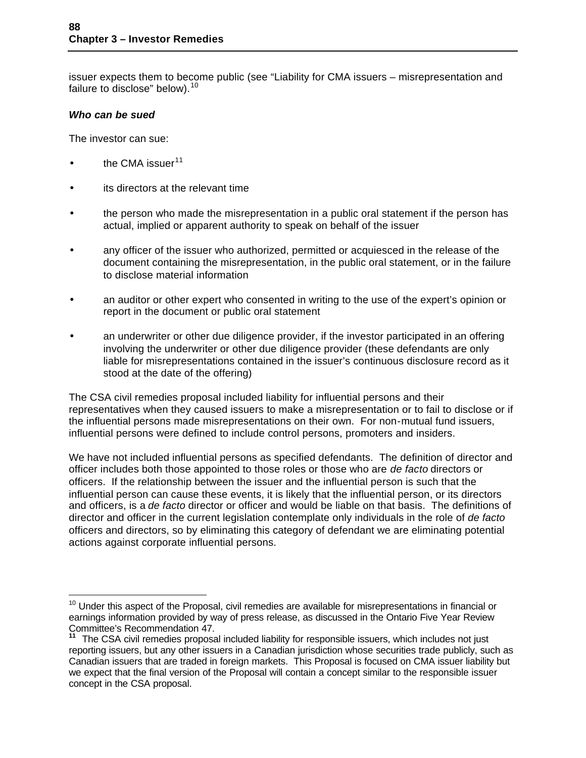issuer expects them to become public (see "Liability for CMA issuers – misrepresentation and failure to disclose" below).[10]

***Who can be sued***

The investor can sue:

- the CMA issuer[11]
- its directors at the relevant time
- the person who made the misrepresentation in a public oral statement if the person has actual, implied or apparent authority to speak on behalf of the issuer
- any officer of the issuer who authorized, permitted or acquiesced in the release of the document containing the misrepresentation, in the public oral statement, or in the failure to disclose material information
- an auditor or other expert who consented in writing to the use of the expert's opinion or report in the document or public oral statement
- an underwriter or other due diligence provider, if the investor participated in an offering involving the underwriter or other due diligence provider (these defendants are only liable for misrepresentations contained in the issuer's continuous disclosure record as it stood at the date of the offering)

The CSA civil remedies proposal included liability for influential persons and their representatives when they caused issuers to make a misrepresentation or to fail to disclose or if the influential persons made misrepresentations on their own. For non-mutual fund issuers, influential persons were defined to include control persons, promoters and insiders.

We have not included influential persons as specified defendants. The definition of director and officer includes both those appointed to those roles or those who are *de facto* directors or officers. If the relationship between the issuer and the influential person is such that the influential person can cause these events, it is likely that the influential person, or its directors and officers, is a *de facto* director or officer and would be liable on that basis. The definitions of director and officer in the current legislation contemplate only individuals in the role of *de facto* officers and directors, so by eliminating this category of defendant we are eliminating potential actions against corporate influential persons.

---

[10] Under this aspect of the Proposal, civil remedies are available for misrepresentations in financial or earnings information provided by way of press release, as discussed in the Ontario Five Year Review Committee's Recommendation 47.

[11] The CSA civil remedies proposal included liability for responsible issuers, which includes not just reporting issuers, but any other issuers in a Canadian jurisdiction whose securities trade publicly, such as Canadian issuers that are traded in foreign markets. This Proposal is focused on CMA issuer liability but we expect that the final version of the Proposal will contain a concept similar to the responsible issuer concept in the CSA proposal.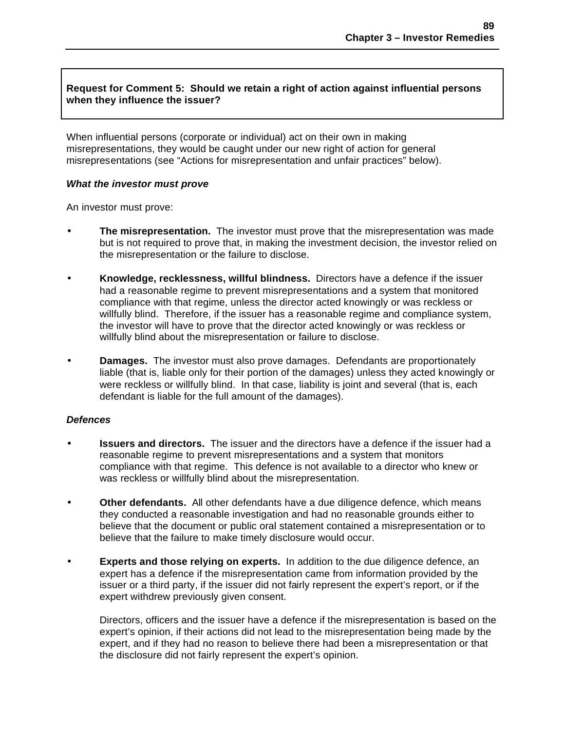**Request for Comment 5: Should we retain a right of action against influential persons when they influence the issuer?**

When influential persons (corporate or individual) act on their own in making misrepresentations, they would be caught under our new right of action for general misrepresentations (see "Actions for misrepresentation and unfair practices" below).

***What the investor must prove***

An investor must prove:

- **The misrepresentation.** The investor must prove that the misrepresentation was made but is not required to prove that, in making the investment decision, the investor relied on the misrepresentation or the failure to disclose.
- **Knowledge, recklessness, willful blindness.** Directors have a defence if the issuer had a reasonable regime to prevent misrepresentations and a system that monitored compliance with that regime, unless the director acted knowingly or was reckless or willfully blind. Therefore, if the issuer has a reasonable regime and compliance system, the investor will have to prove that the director acted knowingly or was reckless or willfully blind about the misrepresentation or failure to disclose.
- **Damages.** The investor must also prove damages. Defendants are proportionately liable (that is, liable only for their portion of the damages) unless they acted knowingly or were reckless or willfully blind. In that case, liability is joint and several (that is, each defendant is liable for the full amount of the damages).

***Defences***

- **Issuers and directors.** The issuer and the directors have a defence if the issuer had a reasonable regime to prevent misrepresentations and a system that monitors compliance with that regime. This defence is not available to a director who knew or was reckless or willfully blind about the misrepresentation.
- **Other defendants.** All other defendants have a due diligence defence, which means they conducted a reasonable investigation and had no reasonable grounds either to believe that the document or public oral statement contained a misrepresentation or to believe that the failure to make timely disclosure would occur.
- **Experts and those relying on experts.** In addition to the due diligence defence, an expert has a defence if the misrepresentation came from information provided by the issuer or a third party, if the issuer did not fairly represent the expert's report, or if the expert withdrew previously given consent.

  Directors, officers and the issuer have a defence if the misrepresentation is based on the expert's opinion, if their actions did not lead to the misrepresentation being made by the expert, and if they had no reason to believe there had been a misrepresentation or that the disclosure did not fairly represent the expert's opinion.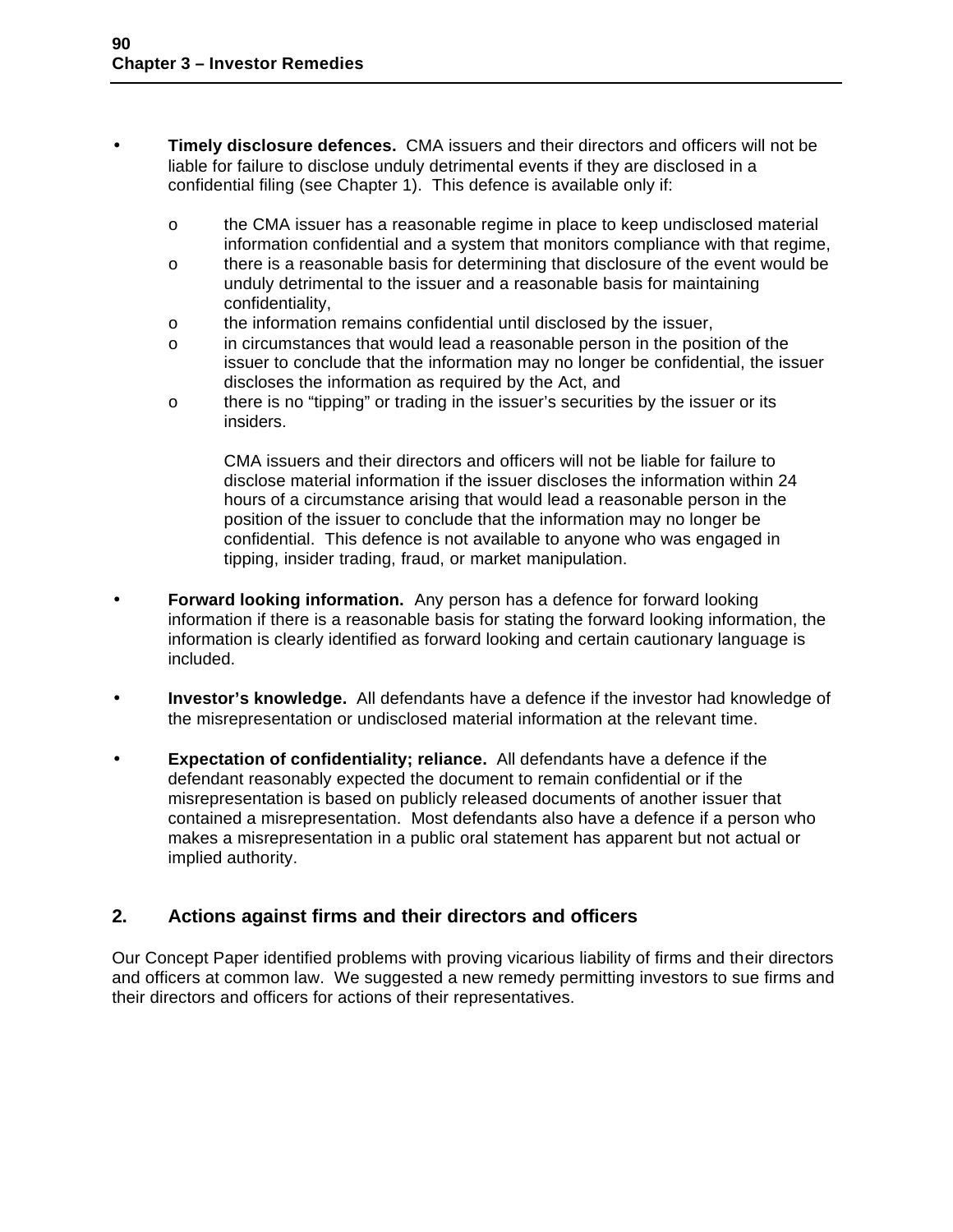- **Timely disclosure defences.** CMA issuers and their directors and officers will not be liable for failure to disclose unduly detrimental events if they are disclosed in a confidential filing (see Chapter 1). This defence is available only if:

  - the CMA issuer has a reasonable regime in place to keep undisclosed material information confidential and a system that monitors compliance with that regime,
  - there is a reasonable basis for determining that disclosure of the event would be unduly detrimental to the issuer and a reasonable basis for maintaining confidentiality,
  - the information remains confidential until disclosed by the issuer,
  - in circumstances that would lead a reasonable person in the position of the issuer to conclude that the information may no longer be confidential, the issuer discloses the information as required by the Act, and
  - there is no "tipping" or trading in the issuer's securities by the issuer or its insiders.

    CMA issuers and their directors and officers will not be liable for failure to disclose material information if the issuer discloses the information within 24 hours of a circumstance arising that would lead a reasonable person in the position of the issuer to conclude that the information may no longer be confidential. This defence is not available to anyone who was engaged in tipping, insider trading, fraud, or market manipulation.

- **Forward looking information.** Any person has a defence for forward looking information if there is a reasonable basis for stating the forward looking information, the information is clearly identified as forward looking and certain cautionary language is included.

- **Investor's knowledge.** All defendants have a defence if the investor had knowledge of the misrepresentation or undisclosed material information at the relevant time.

- **Expectation of confidentiality; reliance.** All defendants have a defence if the defendant reasonably expected the document to remain confidential or if the misrepresentation is based on publicly released documents of another issuer that contained a misrepresentation. Most defendants also have a defence if a person who makes a misrepresentation in a public oral statement has apparent but not actual or implied authority.

## 2. Actions against firms and their directors and officers

Our Concept Paper identified problems with proving vicarious liability of firms and their directors and officers at common law. We suggested a new remedy permitting investors to sue firms and their directors and officers for actions of their representatives.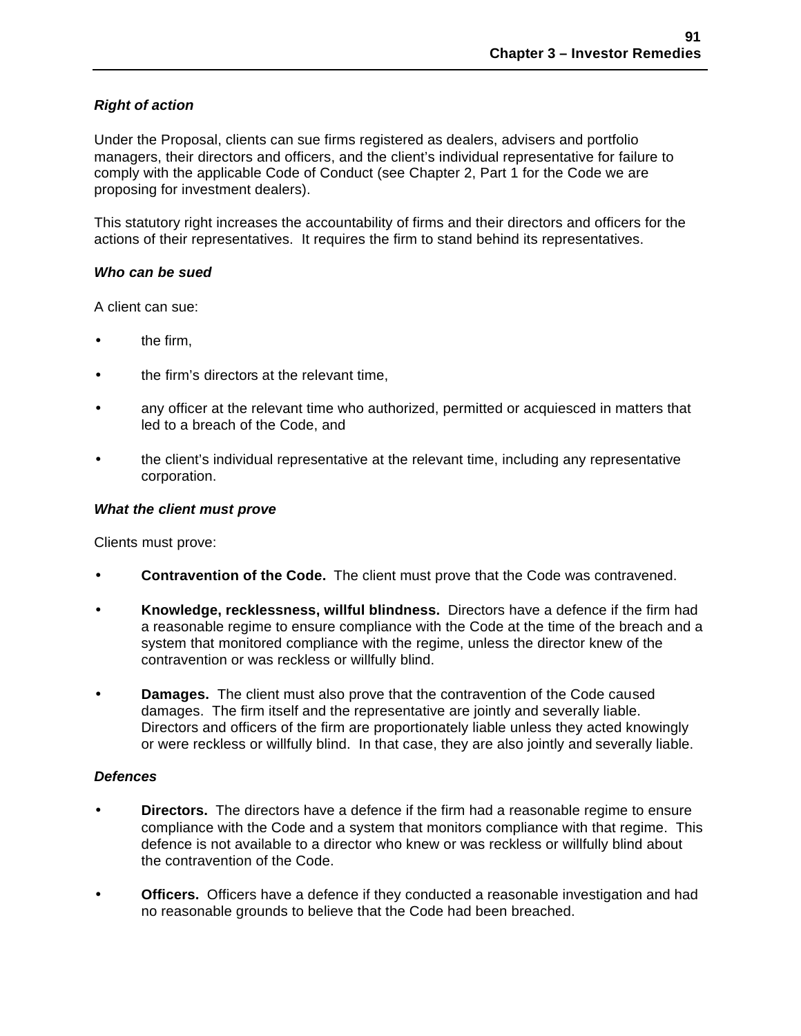### *Right of action*

Under the Proposal, clients can sue firms registered as dealers, advisers and portfolio managers, their directors and officers, and the client's individual representative for failure to comply with the applicable Code of Conduct (see Chapter 2, Part 1 for the Code we are proposing for investment dealers).

This statutory right increases the accountability of firms and their directors and officers for the actions of their representatives. It requires the firm to stand behind its representatives.

### *Who can be sued*

A client can sue:

- the firm,
- the firm's directors at the relevant time,
- any officer at the relevant time who authorized, permitted or acquiesced in matters that led to a breach of the Code, and
- the client's individual representative at the relevant time, including any representative corporation.

### *What the client must prove*

Clients must prove:

- **Contravention of the Code.** The client must prove that the Code was contravened.
- **Knowledge, recklessness, willful blindness.** Directors have a defence if the firm had a reasonable regime to ensure compliance with the Code at the time of the breach and a system that monitored compliance with the regime, unless the director knew of the contravention or was reckless or willfully blind.
- **Damages.** The client must also prove that the contravention of the Code caused damages. The firm itself and the representative are jointly and severally liable. Directors and officers of the firm are proportionately liable unless they acted knowingly or were reckless or willfully blind. In that case, they are also jointly and severally liable.

### *Defences*

- **Directors.** The directors have a defence if the firm had a reasonable regime to ensure compliance with the Code and a system that monitors compliance with that regime. This defence is not available to a director who knew or was reckless or willfully blind about the contravention of the Code.
- **Officers.** Officers have a defence if they conducted a reasonable investigation and had no reasonable grounds to believe that the Code had been breached.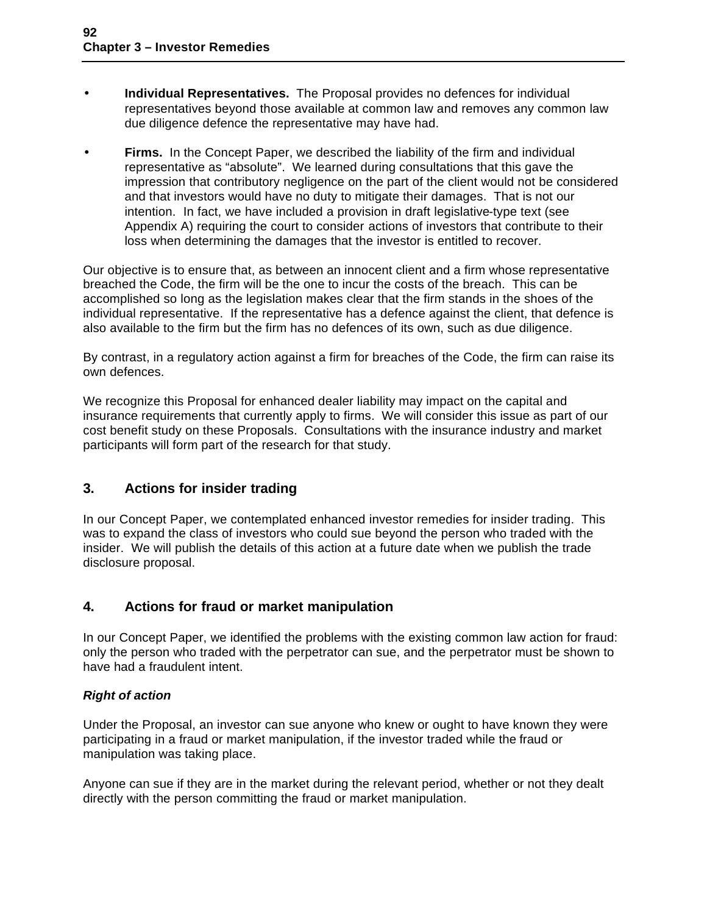- **Individual Representatives.** The Proposal provides no defences for individual representatives beyond those available at common law and removes any common law due diligence defence the representative may have had.

- **Firms.** In the Concept Paper, we described the liability of the firm and individual representative as "absolute". We learned during consultations that this gave the impression that contributory negligence on the part of the client would not be considered and that investors would have no duty to mitigate their damages. That is not our intention. In fact, we have included a provision in draft legislative-type text (see Appendix A) requiring the court to consider actions of investors that contribute to their loss when determining the damages that the investor is entitled to recover.

Our objective is to ensure that, as between an innocent client and a firm whose representative breached the Code, the firm will be the one to incur the costs of the breach. This can be accomplished so long as the legislation makes clear that the firm stands in the shoes of the individual representative. If the representative has a defence against the client, that defence is also available to the firm but the firm has no defences of its own, such as due diligence.

By contrast, in a regulatory action against a firm for breaches of the Code, the firm can raise its own defences.

We recognize this Proposal for enhanced dealer liability may impact on the capital and insurance requirements that currently apply to firms. We will consider this issue as part of our cost benefit study on these Proposals. Consultations with the insurance industry and market participants will form part of the research for that study.

## 3. Actions for insider trading

In our Concept Paper, we contemplated enhanced investor remedies for insider trading. This was to expand the class of investors who could sue beyond the person who traded with the insider. We will publish the details of this action at a future date when we publish the trade disclosure proposal.

## 4. Actions for fraud or market manipulation

In our Concept Paper, we identified the problems with the existing common law action for fraud: only the person who traded with the perpetrator can sue, and the perpetrator must be shown to have had a fraudulent intent.

***Right of action***

Under the Proposal, an investor can sue anyone who knew or ought to have known they were participating in a fraud or market manipulation, if the investor traded while the fraud or manipulation was taking place.

Anyone can sue if they are in the market during the relevant period, whether or not they dealt directly with the person committing the fraud or market manipulation.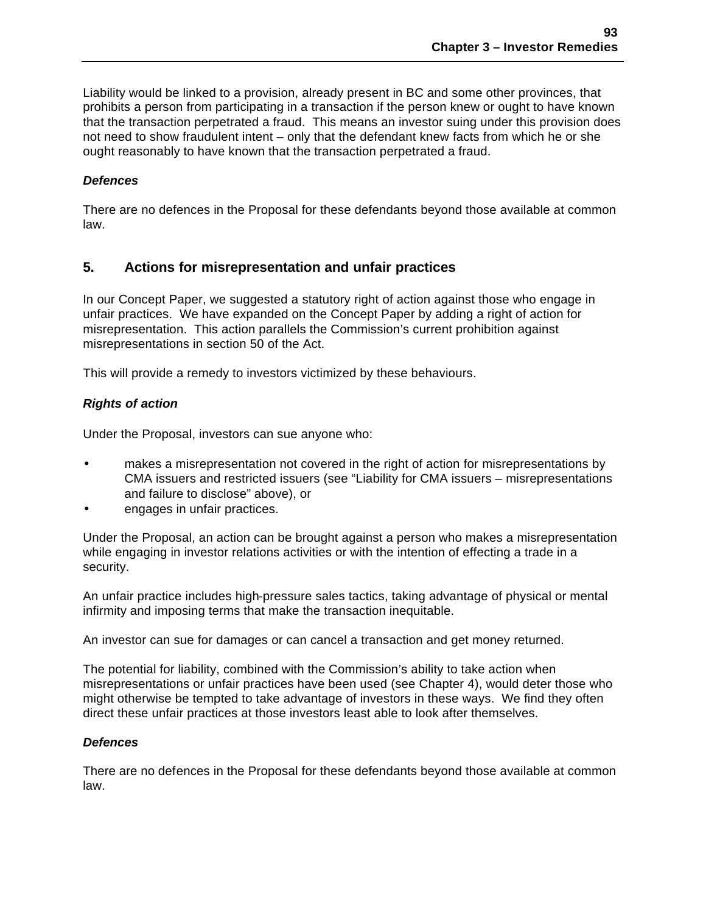Liability would be linked to a provision, already present in BC and some other provinces, that prohibits a person from participating in a transaction if the person knew or ought to have known that the transaction perpetrated a fraud. This means an investor suing under this provision does not need to show fraudulent intent – only that the defendant knew facts from which he or she ought reasonably to have known that the transaction perpetrated a fraud.

***Defences***

There are no defences in the Proposal for these defendants beyond those available at common law.

## 5. Actions for misrepresentation and unfair practices

In our Concept Paper, we suggested a statutory right of action against those who engage in unfair practices. We have expanded on the Concept Paper by adding a right of action for misrepresentation. This action parallels the Commission's current prohibition against misrepresentations in section 50 of the Act.

This will provide a remedy to investors victimized by these behaviours.

***Rights of action***

Under the Proposal, investors can sue anyone who:

- makes a misrepresentation not covered in the right of action for misrepresentations by CMA issuers and restricted issuers (see "Liability for CMA issuers – misrepresentations and failure to disclose" above), or
- engages in unfair practices.

Under the Proposal, an action can be brought against a person who makes a misrepresentation while engaging in investor relations activities or with the intention of effecting a trade in a security.

An unfair practice includes high-pressure sales tactics, taking advantage of physical or mental infirmity and imposing terms that make the transaction inequitable.

An investor can sue for damages or can cancel a transaction and get money returned.

The potential for liability, combined with the Commission's ability to take action when misrepresentations or unfair practices have been used (see Chapter 4), would deter those who might otherwise be tempted to take advantage of investors in these ways. We find they often direct these unfair practices at those investors least able to look after themselves.

***Defences***

There are no defences in the Proposal for these defendants beyond those available at common law.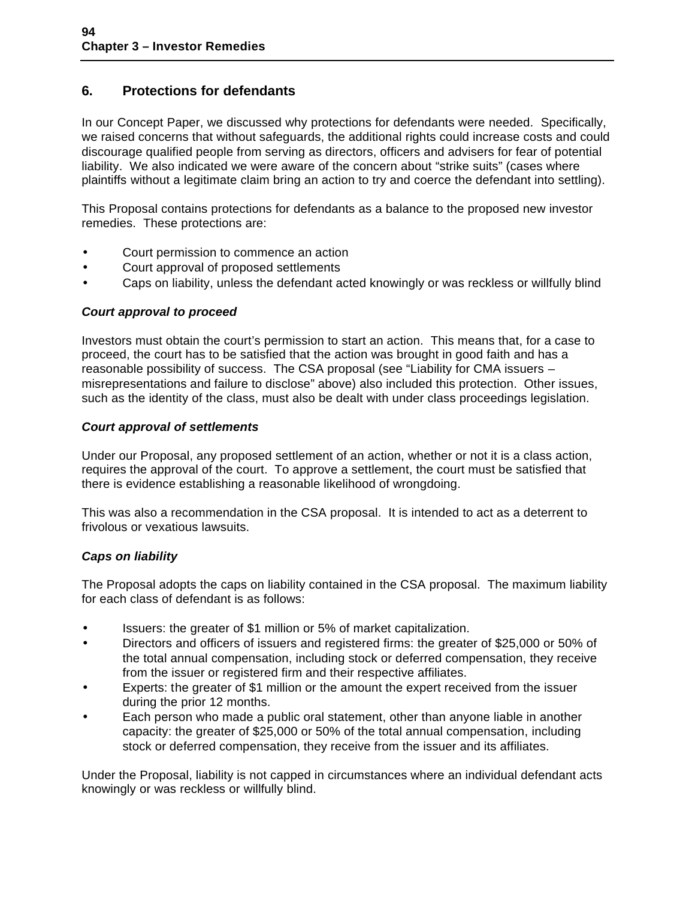## 6. Protections for defendants

In our Concept Paper, we discussed why protections for defendants were needed. Specifically, we raised concerns that without safeguards, the additional rights could increase costs and could discourage qualified people from serving as directors, officers and advisers for fear of potential liability. We also indicated we were aware of the concern about "strike suits" (cases where plaintiffs without a legitimate claim bring an action to try and coerce the defendant into settling).

This Proposal contains protections for defendants as a balance to the proposed new investor remedies. These protections are:

- Court permission to commence an action
- Court approval of proposed settlements
- Caps on liability, unless the defendant acted knowingly or was reckless or willfully blind

### *Court approval to proceed*

Investors must obtain the court's permission to start an action. This means that, for a case to proceed, the court has to be satisfied that the action was brought in good faith and has a reasonable possibility of success. The CSA proposal (see "Liability for CMA issuers – misrepresentations and failure to disclose" above) also included this protection. Other issues, such as the identity of the class, must also be dealt with under class proceedings legislation.

### *Court approval of settlements*

Under our Proposal, any proposed settlement of an action, whether or not it is a class action, requires the approval of the court. To approve a settlement, the court must be satisfied that there is evidence establishing a reasonable likelihood of wrongdoing.

This was also a recommendation in the CSA proposal. It is intended to act as a deterrent to frivolous or vexatious lawsuits.

### *Caps on liability*

The Proposal adopts the caps on liability contained in the CSA proposal. The maximum liability for each class of defendant is as follows:

- Issuers: the greater of $1 million or 5% of market capitalization.
- Directors and officers of issuers and registered firms: the greater of $25,000 or 50% of the total annual compensation, including stock or deferred compensation, they receive from the issuer or registered firm and their respective affiliates.
- Experts: the greater of $1 million or the amount the expert received from the issuer during the prior 12 months.
- Each person who made a public oral statement, other than anyone liable in another capacity: the greater of $25,000 or 50% of the total annual compensation, including stock or deferred compensation, they receive from the issuer and its affiliates.

Under the Proposal, liability is not capped in circumstances where an individual defendant acts knowingly or was reckless or willfully blind.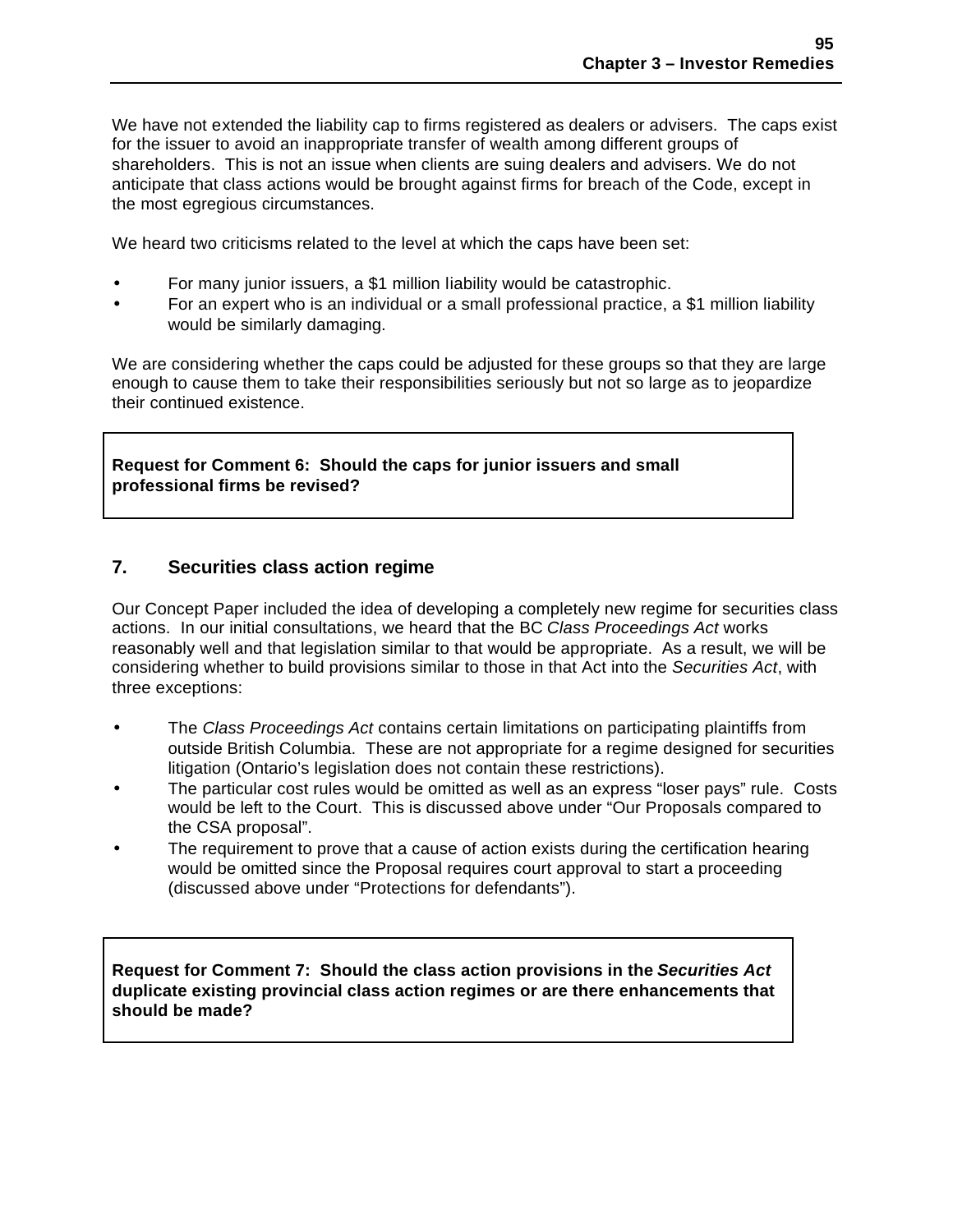We have not extended the liability cap to firms registered as dealers or advisers. The caps exist for the issuer to avoid an inappropriate transfer of wealth among different groups of shareholders. This is not an issue when clients are suing dealers and advisers. We do not anticipate that class actions would be brought against firms for breach of the Code, except in the most egregious circumstances.

We heard two criticisms related to the level at which the caps have been set:

- For many junior issuers, a $1 million liability would be catastrophic.
- For an expert who is an individual or a small professional practice, a $1 million liability would be similarly damaging.

We are considering whether the caps could be adjusted for these groups so that they are large enough to cause them to take their responsibilities seriously but not so large as to jeopardize their continued existence.

**Request for Comment 6: Should the caps for junior issuers and small professional firms be revised?**

## 7. Securities class action regime

Our Concept Paper included the idea of developing a completely new regime for securities class actions. In our initial consultations, we heard that the BC *Class Proceedings Act* works reasonably well and that legislation similar to that would be appropriate. As a result, we will be considering whether to build provisions similar to those in that Act into the *Securities Act*, with three exceptions:

- The *Class Proceedings Act* contains certain limitations on participating plaintiffs from outside British Columbia. These are not appropriate for a regime designed for securities litigation (Ontario's legislation does not contain these restrictions).
- The particular cost rules would be omitted as well as an express "loser pays" rule. Costs would be left to the Court. This is discussed above under "Our Proposals compared to the CSA proposal".
- The requirement to prove that a cause of action exists during the certification hearing would be omitted since the Proposal requires court approval to start a proceeding (discussed above under "Protections for defendants").

**Request for Comment 7: Should the class action provisions in the *Securities Act* duplicate existing provincial class action regimes or are there enhancements that should be made?**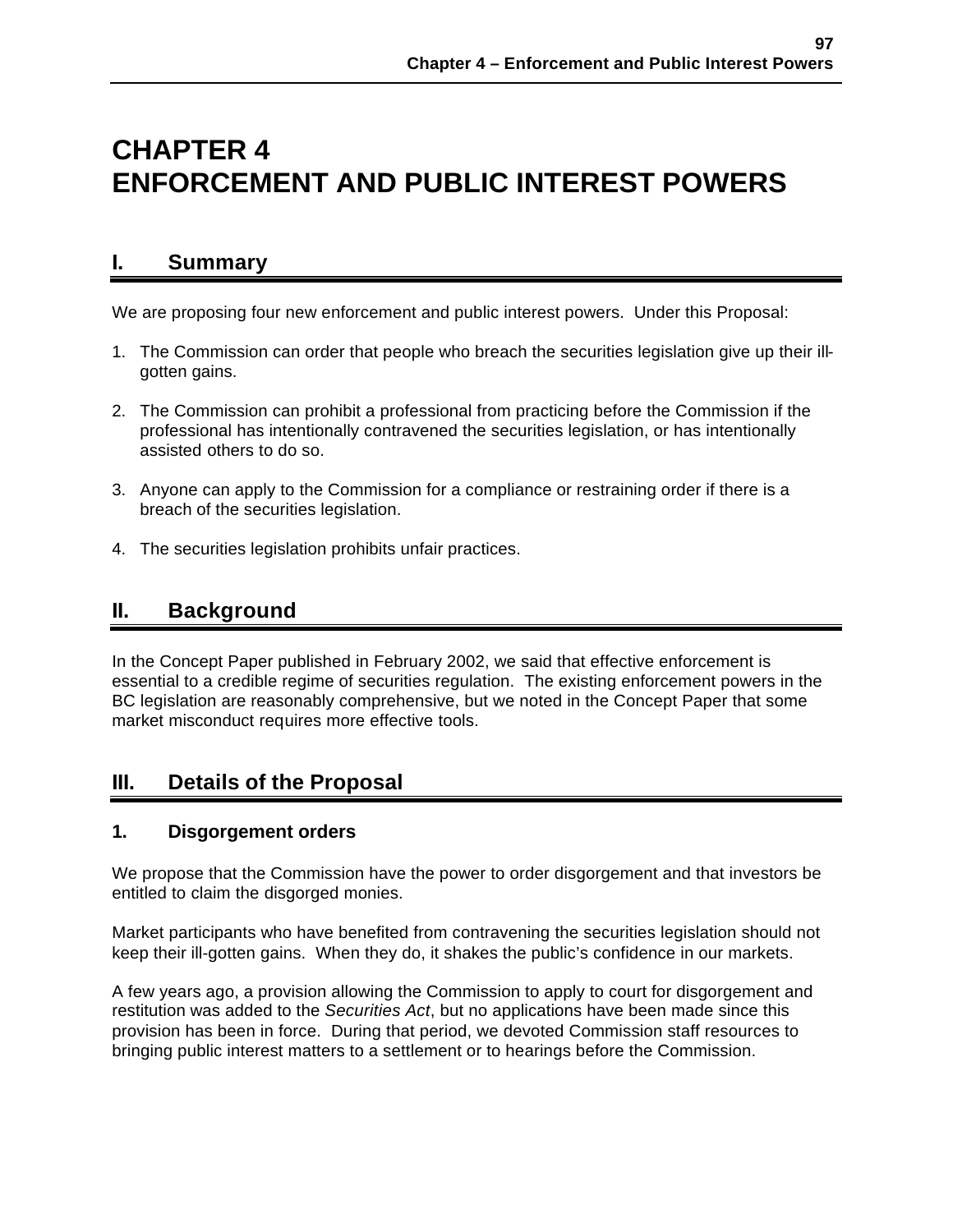# CHAPTER 4
# ENFORCEMENT AND PUBLIC INTEREST POWERS

## I. Summary

We are proposing four new enforcement and public interest powers. Under this Proposal:

1. The Commission can order that people who breach the securities legislation give up their ill-gotten gains.
2. The Commission can prohibit a professional from practicing before the Commission if the professional has intentionally contravened the securities legislation, or has intentionally assisted others to do so.
3. Anyone can apply to the Commission for a compliance or restraining order if there is a breach of the securities legislation.
4. The securities legislation prohibits unfair practices.

## II. Background

In the Concept Paper published in February 2002, we said that effective enforcement is essential to a credible regime of securities regulation. The existing enforcement powers in the BC legislation are reasonably comprehensive, but we noted in the Concept Paper that some market misconduct requires more effective tools.

## III. Details of the Proposal

### 1. Disgorgement orders

We propose that the Commission have the power to order disgorgement and that investors be entitled to claim the disgorged monies.

Market participants who have benefited from contravening the securities legislation should not keep their ill-gotten gains. When they do, it shakes the public's confidence in our markets.

A few years ago, a provision allowing the Commission to apply to court for disgorgement and restitution was added to the *Securities Act*, but no applications have been made since this provision has been in force. During that period, we devoted Commission staff resources to bringing public interest matters to a settlement or to hearings before the Commission.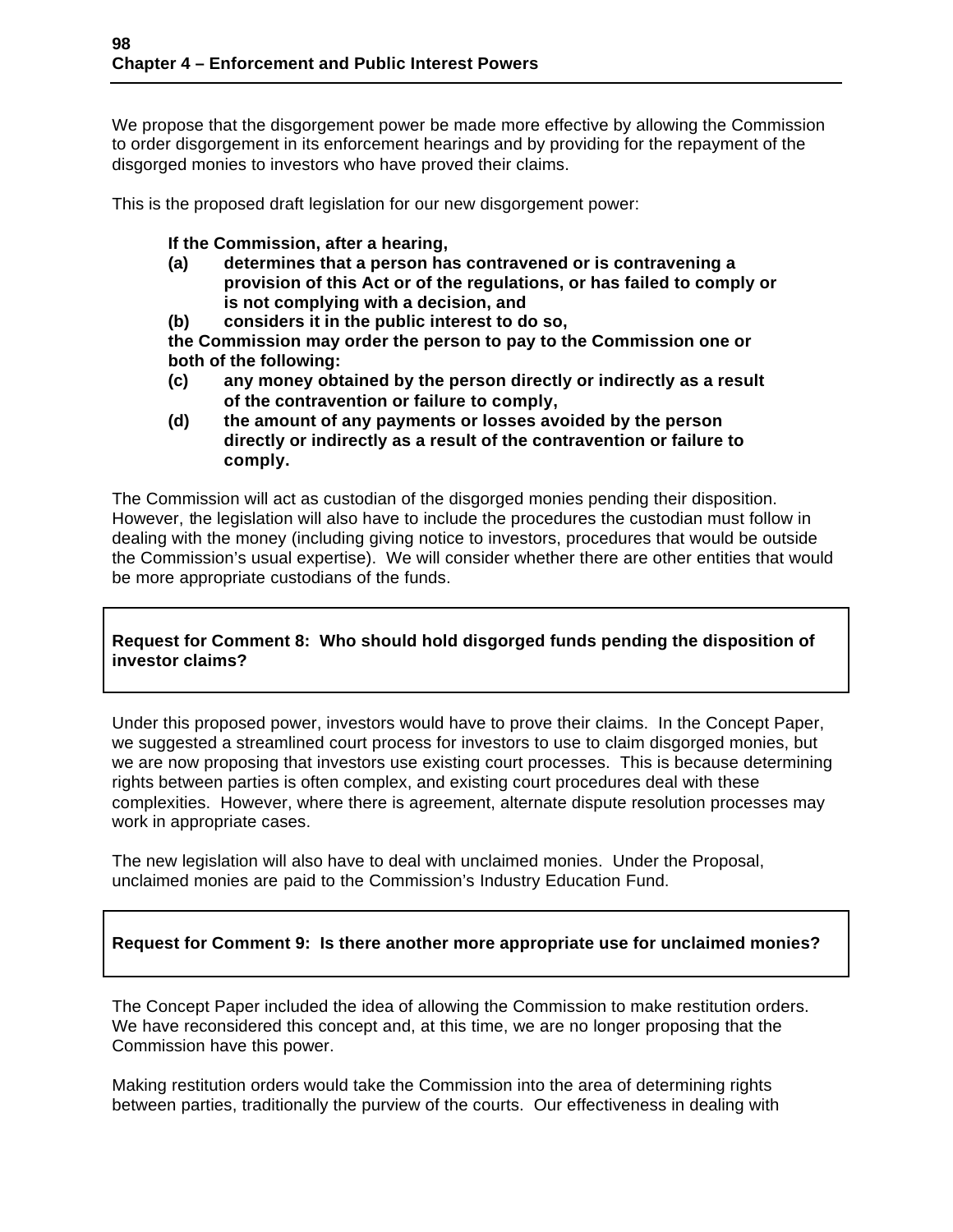We propose that the disgorgement power be made more effective by allowing the Commission to order disgorgement in its enforcement hearings and by providing for the repayment of the disgorged monies to investors who have proved their claims.

This is the proposed draft legislation for our new disgorgement power:

> **If the Commission, after a hearing,**
>
> **(a) determines that a person has contravened or is contravening a provision of this Act or of the regulations, or has failed to comply or is not complying with a decision, and**
>
> **(b) considers it in the public interest to do so,**
>
> **the Commission may order the person to pay to the Commission one or both of the following:**
>
> **(c) any money obtained by the person directly or indirectly as a result of the contravention or failure to comply,**
>
> **(d) the amount of any payments or losses avoided by the person directly or indirectly as a result of the contravention or failure to comply.**

The Commission will act as custodian of the disgorged monies pending their disposition. However, the legislation will also have to include the procedures the custodian must follow in dealing with the money (including giving notice to investors, procedures that would be outside the Commission's usual expertise). We will consider whether there are other entities that would be more appropriate custodians of the funds.

**Request for Comment 8: Who should hold disgorged funds pending the disposition of investor claims?**

Under this proposed power, investors would have to prove their claims. In the Concept Paper, we suggested a streamlined court process for investors to use to claim disgorged monies, but we are now proposing that investors use existing court processes. This is because determining rights between parties is often complex, and existing court procedures deal with these complexities. However, where there is agreement, alternate dispute resolution processes may work in appropriate cases.

The new legislation will also have to deal with unclaimed monies. Under the Proposal, unclaimed monies are paid to the Commission's Industry Education Fund.

**Request for Comment 9: Is there another more appropriate use for unclaimed monies?**

The Concept Paper included the idea of allowing the Commission to make restitution orders. We have reconsidered this concept and, at this time, we are no longer proposing that the Commission have this power.

Making restitution orders would take the Commission into the area of determining rights between parties, traditionally the purview of the courts. Our effectiveness in dealing with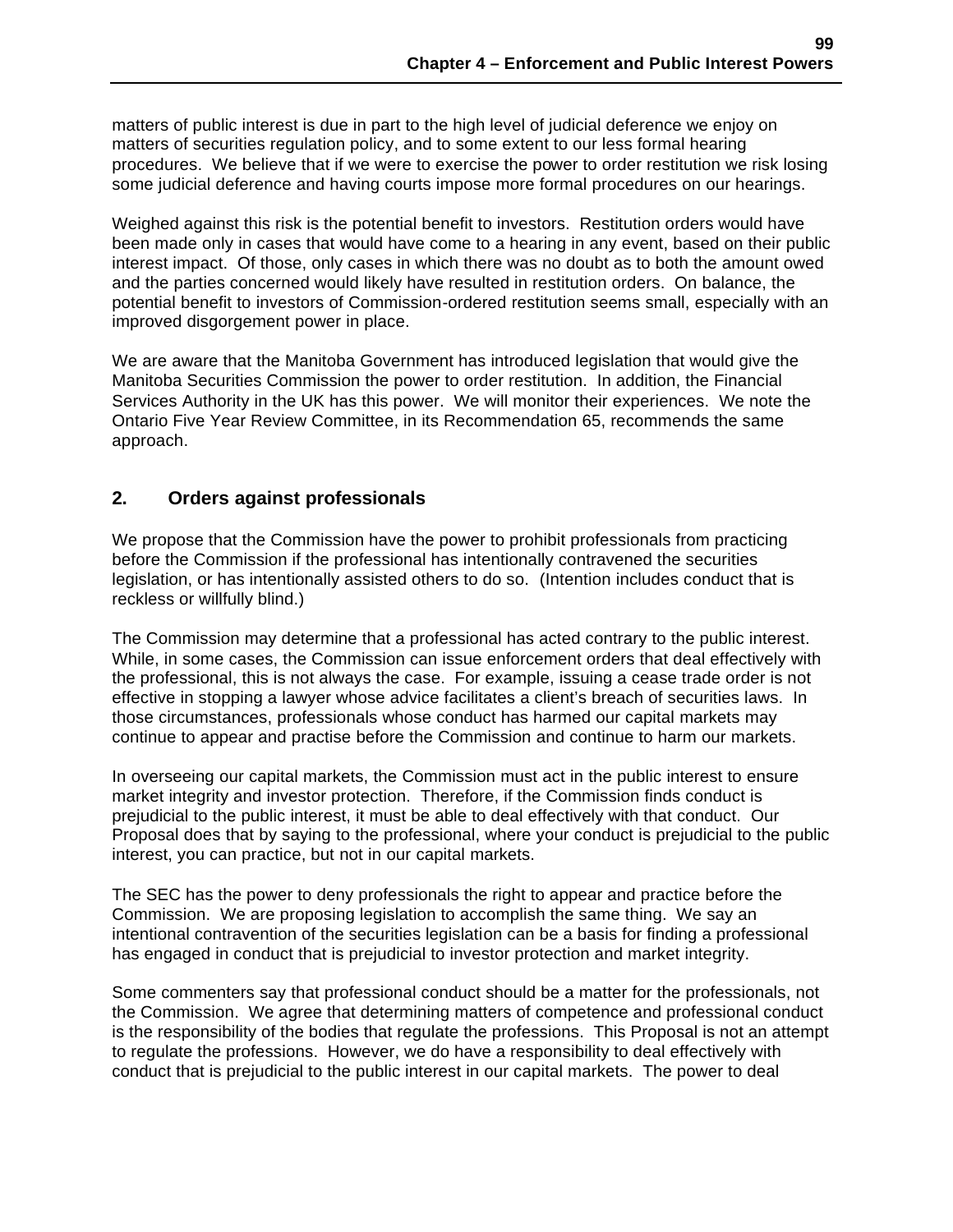matters of public interest is due in part to the high level of judicial deference we enjoy on matters of securities regulation policy, and to some extent to our less formal hearing procedures. We believe that if we were to exercise the power to order restitution we risk losing some judicial deference and having courts impose more formal procedures on our hearings.

Weighed against this risk is the potential benefit to investors. Restitution orders would have been made only in cases that would have come to a hearing in any event, based on their public interest impact. Of those, only cases in which there was no doubt as to both the amount owed and the parties concerned would likely have resulted in restitution orders. On balance, the potential benefit to investors of Commission-ordered restitution seems small, especially with an improved disgorgement power in place.

We are aware that the Manitoba Government has introduced legislation that would give the Manitoba Securities Commission the power to order restitution. In addition, the Financial Services Authority in the UK has this power. We will monitor their experiences. We note the Ontario Five Year Review Committee, in its Recommendation 65, recommends the same approach.

## 2. Orders against professionals

We propose that the Commission have the power to prohibit professionals from practicing before the Commission if the professional has intentionally contravened the securities legislation, or has intentionally assisted others to do so. (Intention includes conduct that is reckless or willfully blind.)

The Commission may determine that a professional has acted contrary to the public interest. While, in some cases, the Commission can issue enforcement orders that deal effectively with the professional, this is not always the case. For example, issuing a cease trade order is not effective in stopping a lawyer whose advice facilitates a client's breach of securities laws. In those circumstances, professionals whose conduct has harmed our capital markets may continue to appear and practise before the Commission and continue to harm our markets.

In overseeing our capital markets, the Commission must act in the public interest to ensure market integrity and investor protection. Therefore, if the Commission finds conduct is prejudicial to the public interest, it must be able to deal effectively with that conduct. Our Proposal does that by saying to the professional, where your conduct is prejudicial to the public interest, you can practice, but not in our capital markets.

The SEC has the power to deny professionals the right to appear and practice before the Commission. We are proposing legislation to accomplish the same thing. We say an intentional contravention of the securities legislation can be a basis for finding a professional has engaged in conduct that is prejudicial to investor protection and market integrity.

Some commenters say that professional conduct should be a matter for the professionals, not the Commission. We agree that determining matters of competence and professional conduct is the responsibility of the bodies that regulate the professions. This Proposal is not an attempt to regulate the professions. However, we do have a responsibility to deal effectively with conduct that is prejudicial to the public interest in our capital markets. The power to deal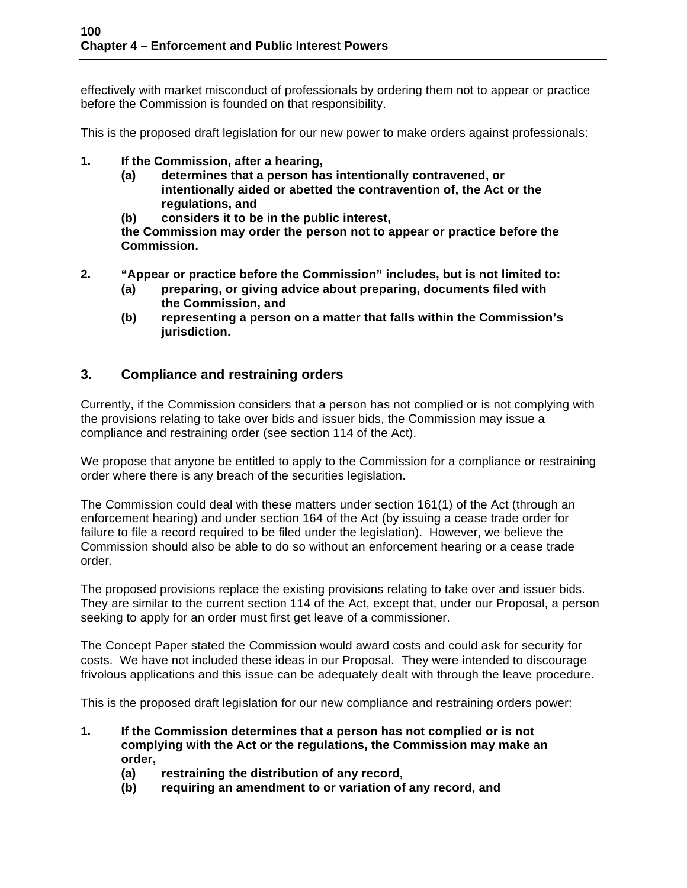effectively with market misconduct of professionals by ordering them not to appear or practice before the Commission is founded on that responsibility.

This is the proposed draft legislation for our new power to make orders against professionals:

**1. If the Commission, after a hearing,**

**(a) determines that a person has intentionally contravened, or intentionally aided or abetted the contravention of, the Act or the regulations, and**

**(b) considers it to be in the public interest,**

**the Commission may order the person not to appear or practice before the Commission.**

**2. "Appear or practice before the Commission" includes, but is not limited to:**

**(a) preparing, or giving advice about preparing, documents filed with the Commission, and**

**(b) representing a person on a matter that falls within the Commission's jurisdiction.**

## 3. Compliance and restraining orders

Currently, if the Commission considers that a person has not complied or is not complying with the provisions relating to take over bids and issuer bids, the Commission may issue a compliance and restraining order (see section 114 of the Act).

We propose that anyone be entitled to apply to the Commission for a compliance or restraining order where there is any breach of the securities legislation.

The Commission could deal with these matters under section 161(1) of the Act (through an enforcement hearing) and under section 164 of the Act (by issuing a cease trade order for failure to file a record required to be filed under the legislation). However, we believe the Commission should also be able to do so without an enforcement hearing or a cease trade order.

The proposed provisions replace the existing provisions relating to take over and issuer bids. They are similar to the current section 114 of the Act, except that, under our Proposal, a person seeking to apply for an order must first get leave of a commissioner.

The Concept Paper stated the Commission would award costs and could ask for security for costs. We have not included these ideas in our Proposal. They were intended to discourage frivolous applications and this issue can be adequately dealt with through the leave procedure.

This is the proposed draft legislation for our new compliance and restraining orders power:

**1. If the Commission determines that a person has not complied or is not complying with the Act or the regulations, the Commission may make an order,**

**(a) restraining the distribution of any record,**

**(b) requiring an amendment to or variation of any record, and**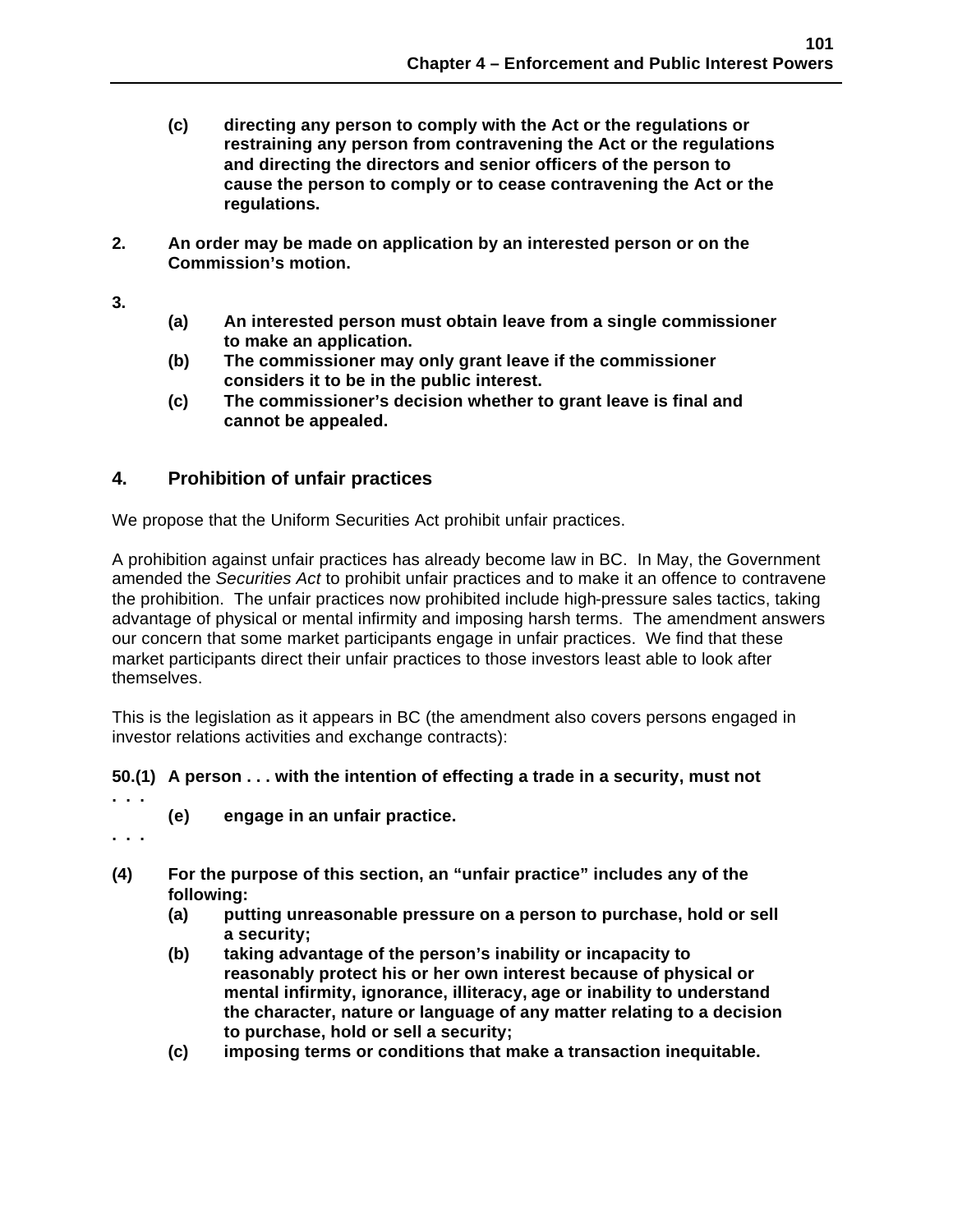**(c) directing any person to comply with the Act or the regulations or restraining any person from contravening the Act or the regulations and directing the directors and senior officers of the person to cause the person to comply or to cease contravening the Act or the regulations.**

**2. An order may be made on application by an interested person or on the Commission's motion.**

**3.**

**(a) An interested person must obtain leave from a single commissioner to make an application.**

**(b) The commissioner may only grant leave if the commissioner considers it to be in the public interest.**

**(c) The commissioner's decision whether to grant leave is final and cannot be appealed.**

## 4. Prohibition of unfair practices

We propose that the Uniform Securities Act prohibit unfair practices.

A prohibition against unfair practices has already become law in BC. In May, the Government amended the *Securities Act* to prohibit unfair practices and to make it an offence to contravene the prohibition. The unfair practices now prohibited include high-pressure sales tactics, taking advantage of physical or mental infirmity and imposing harsh terms. The amendment answers our concern that some market participants engage in unfair practices. We find that these market participants direct their unfair practices to those investors least able to look after themselves.

This is the legislation as it appears in BC (the amendment also covers persons engaged in investor relations activities and exchange contracts):

**50.(1) A person . . . with the intention of effecting a trade in a security, must not**

**. . .**

**(e) engage in an unfair practice.**

**. . .**

**(4) For the purpose of this section, an "unfair practice" includes any of the following:**

**(a) putting unreasonable pressure on a person to purchase, hold or sell a security;**

**(b) taking advantage of the person's inability or incapacity to reasonably protect his or her own interest because of physical or mental infirmity, ignorance, illiteracy, age or inability to understand the character, nature or language of any matter relating to a decision to purchase, hold or sell a security;**

**(c) imposing terms or conditions that make a transaction inequitable.**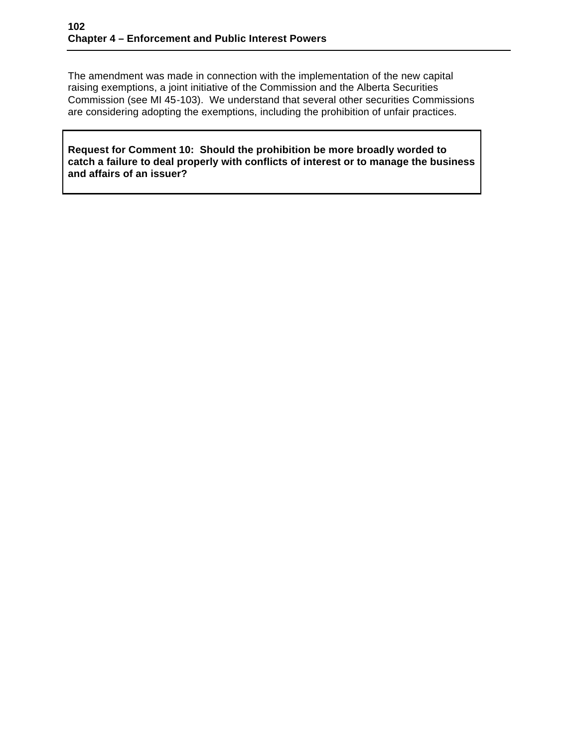The amendment was made in connection with the implementation of the new capital raising exemptions, a joint initiative of the Commission and the Alberta Securities Commission (see MI 45-103). We understand that several other securities Commissions are considering adopting the exemptions, including the prohibition of unfair practices.

**Request for Comment 10: Should the prohibition be more broadly worded to catch a failure to deal properly with conflicts of interest or to manage the business and affairs of an issuer?**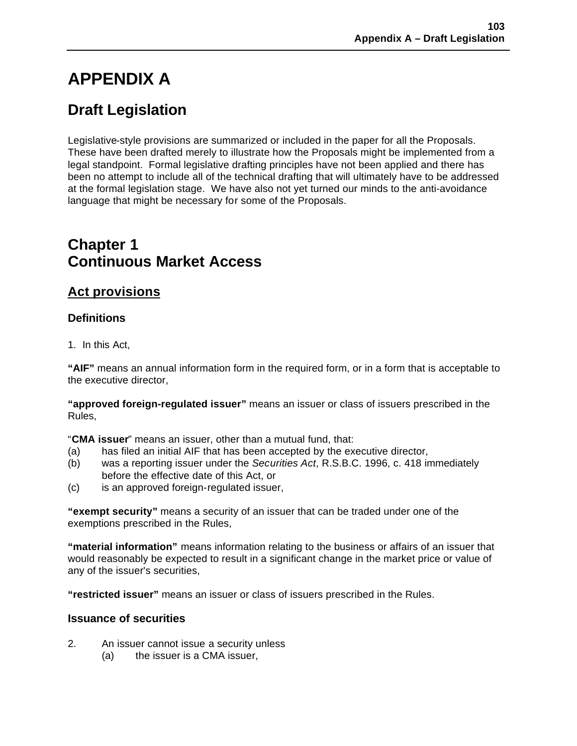# APPENDIX A

## Draft Legislation

Legislative-style provisions are summarized or included in the paper for all the Proposals. These have been drafted merely to illustrate how the Proposals might be implemented from a legal standpoint. Formal legislative drafting principles have not been applied and there has been no attempt to include all of the technical drafting that will ultimately have to be addressed at the formal legislation stage. We have also not yet turned our minds to the anti-avoidance language that might be necessary for some of the Proposals.

## Chapter 1
## Continuous Market Access

### Act provisions

#### Definitions

1. In this Act,

**"AIF"** means an annual information form in the required form, or in a form that is acceptable to the executive director,

**"approved foreign-regulated issuer"** means an issuer or class of issuers prescribed in the Rules,

"**CMA issuer**" means an issuer, other than a mutual fund, that:
(a) has filed an initial AIF that has been accepted by the executive director,
(b) was a reporting issuer under the *Securities Act*, R.S.B.C. 1996, c. 418 immediately before the effective date of this Act, or
(c) is an approved foreign-regulated issuer,

**"exempt security"** means a security of an issuer that can be traded under one of the exemptions prescribed in the Rules,

**"material information"** means information relating to the business or affairs of an issuer that would reasonably be expected to result in a significant change in the market price or value of any of the issuer's securities,

**"restricted issuer"** means an issuer or class of issuers prescribed in the Rules.

#### Issuance of securities

2. An issuer cannot issue a security unless
   (a) the issuer is a CMA issuer,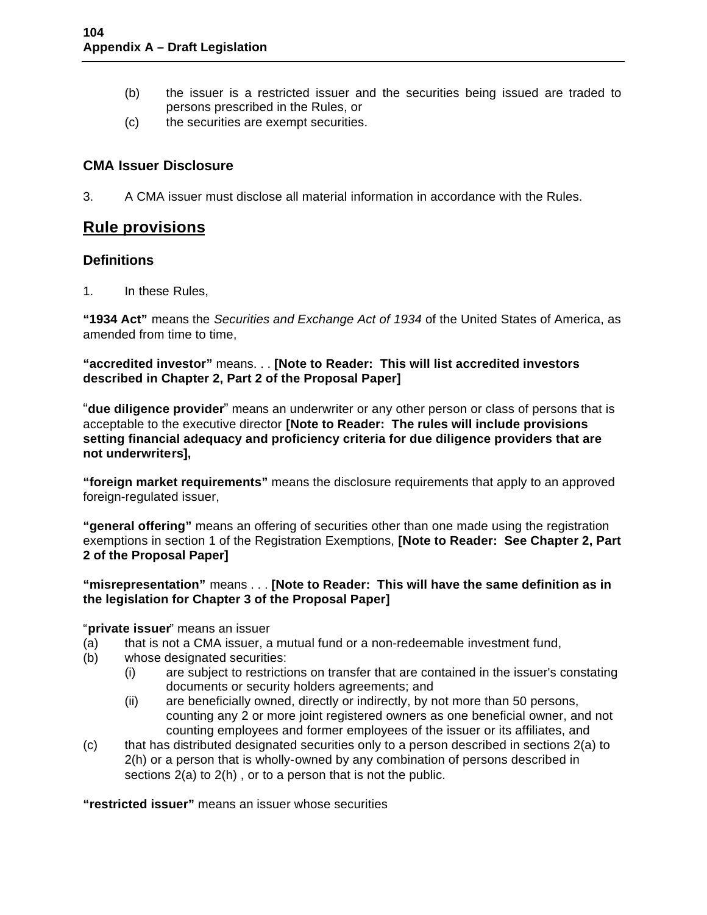(b) the issuer is a restricted issuer and the securities being issued are traded to persons prescribed in the Rules, or

(c) the securities are exempt securities.

### CMA Issuer Disclosure

3. A CMA issuer must disclose all material information in accordance with the Rules.

## Rule provisions

### Definitions

1. In these Rules,

**"1934 Act"** means the *Securities and Exchange Act of 1934* of the United States of America, as amended from time to time,

**"accredited investor"** means. . . **[Note to Reader: This will list accredited investors described in Chapter 2, Part 2 of the Proposal Paper]**

"**due diligence provider**" means an underwriter or any other person or class of persons that is acceptable to the executive director **[Note to Reader: The rules will include provisions setting financial adequacy and proficiency criteria for due diligence providers that are not underwriters],**

**"foreign market requirements"** means the disclosure requirements that apply to an approved foreign-regulated issuer,

**"general offering"** means an offering of securities other than one made using the registration exemptions in section 1 of the Registration Exemptions, **[Note to Reader: See Chapter 2, Part 2 of the Proposal Paper]**

**"misrepresentation"** means . . . **[Note to Reader: This will have the same definition as in the legislation for Chapter 3 of the Proposal Paper]**

"**private issuer**" means an issuer

(a) that is not a CMA issuer, a mutual fund or a non-redeemable investment fund,

(b) whose designated securities:

   (i) are subject to restrictions on transfer that are contained in the issuer's constating documents or security holders agreements; and

   (ii) are beneficially owned, directly or indirectly, by not more than 50 persons, counting any 2 or more joint registered owners as one beneficial owner, and not counting employees and former employees of the issuer or its affiliates, and

(c) that has distributed designated securities only to a person described in sections 2(a) to 2(h) or a person that is wholly-owned by any combination of persons described in sections 2(a) to 2(h) , or to a person that is not the public.

**"restricted issuer"** means an issuer whose securities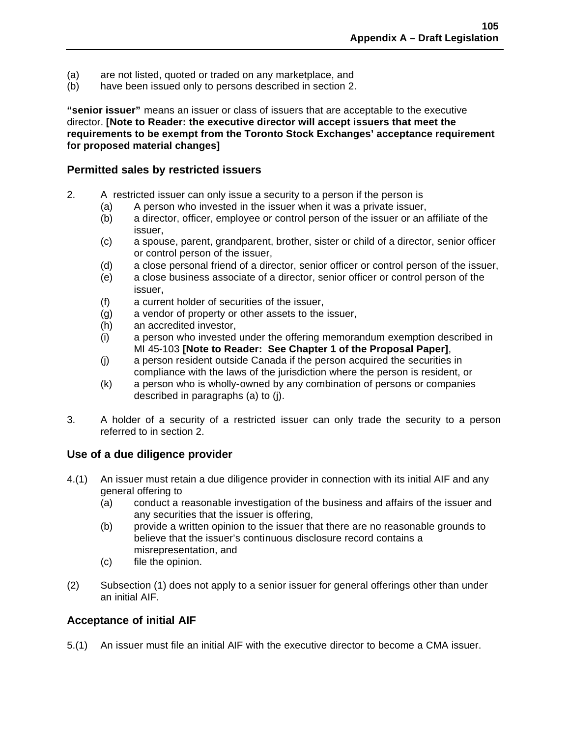(a) are not listed, quoted or traded on any marketplace, and
(b) have been issued only to persons described in section 2.

**"senior issuer"** means an issuer or class of issuers that are acceptable to the executive director. **[Note to Reader: the executive director will accept issuers that meet the requirements to be exempt from the Toronto Stock Exchanges' acceptance requirement for proposed material changes]**

### Permitted sales by restricted issuers

2. A restricted issuer can only issue a security to a person if the person is
   (a) A person who invested in the issuer when it was a private issuer,
   (b) a director, officer, employee or control person of the issuer or an affiliate of the issuer,
   (c) a spouse, parent, grandparent, brother, sister or child of a director, senior officer or control person of the issuer,
   (d) a close personal friend of a director, senior officer or control person of the issuer,
   (e) a close business associate of a director, senior officer or control person of the issuer,
   (f) a current holder of securities of the issuer,
   (g) a vendor of property or other assets to the issuer,
   (h) an accredited investor,
   (i) a person who invested under the offering memorandum exemption described in MI 45-103 **[Note to Reader: See Chapter 1 of the Proposal Paper]**,
   (j) a person resident outside Canada if the person acquired the securities in compliance with the laws of the jurisdiction where the person is resident, or
   (k) a person who is wholly-owned by any combination of persons or companies described in paragraphs (a) to (j).

3. A holder of a security of a restricted issuer can only trade the security to a person referred to in section 2.

### Use of a due diligence provider

4.(1) An issuer must retain a due diligence provider in connection with its initial AIF and any general offering to
   (a) conduct a reasonable investigation of the business and affairs of the issuer and any securities that the issuer is offering,
   (b) provide a written opinion to the issuer that there are no reasonable grounds to believe that the issuer's continuous disclosure record contains a misrepresentation, and
   (c) file the opinion.

(2) Subsection (1) does not apply to a senior issuer for general offerings other than under an initial AIF.

### Acceptance of initial AIF

5.(1) An issuer must file an initial AIF with the executive director to become a CMA issuer.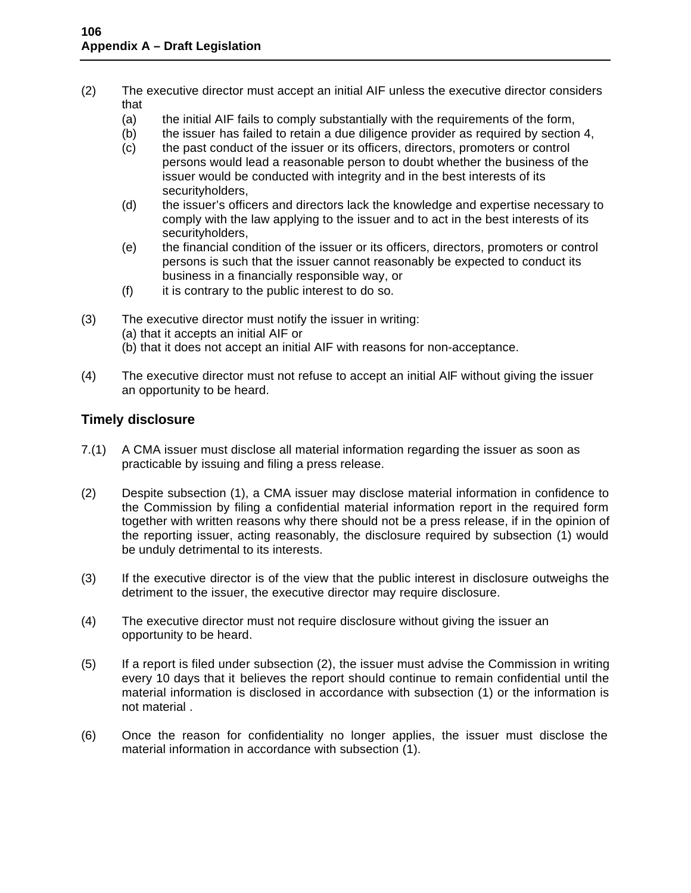(2) The executive director must accept an initial AIF unless the executive director considers that

(a) the initial AIF fails to comply substantially with the requirements of the form,

(b) the issuer has failed to retain a due diligence provider as required by section 4,

(c) the past conduct of the issuer or its officers, directors, promoters or control persons would lead a reasonable person to doubt whether the business of the issuer would be conducted with integrity and in the best interests of its securityholders,

(d) the issuer's officers and directors lack the knowledge and expertise necessary to comply with the law applying to the issuer and to act in the best interests of its securityholders,

(e) the financial condition of the issuer or its officers, directors, promoters or control persons is such that the issuer cannot reasonably be expected to conduct its business in a financially responsible way, or

(f) it is contrary to the public interest to do so.

(3) The executive director must notify the issuer in writing:
(a) that it accepts an initial AIF or
(b) that it does not accept an initial AIF with reasons for non-acceptance.

(4) The executive director must not refuse to accept an initial AIF without giving the issuer an opportunity to be heard.

### Timely disclosure

7.(1) A CMA issuer must disclose all material information regarding the issuer as soon as practicable by issuing and filing a press release.

(2) Despite subsection (1), a CMA issuer may disclose material information in confidence to the Commission by filing a confidential material information report in the required form together with written reasons why there should not be a press release, if in the opinion of the reporting issuer, acting reasonably, the disclosure required by subsection (1) would be unduly detrimental to its interests.

(3) If the executive director is of the view that the public interest in disclosure outweighs the detriment to the issuer, the executive director may require disclosure.

(4) The executive director must not require disclosure without giving the issuer an opportunity to be heard.

(5) If a report is filed under subsection (2), the issuer must advise the Commission in writing every 10 days that it believes the report should continue to remain confidential until the material information is disclosed in accordance with subsection (1) or the information is not material .

(6) Once the reason for confidentiality no longer applies, the issuer must disclose the material information in accordance with subsection (1).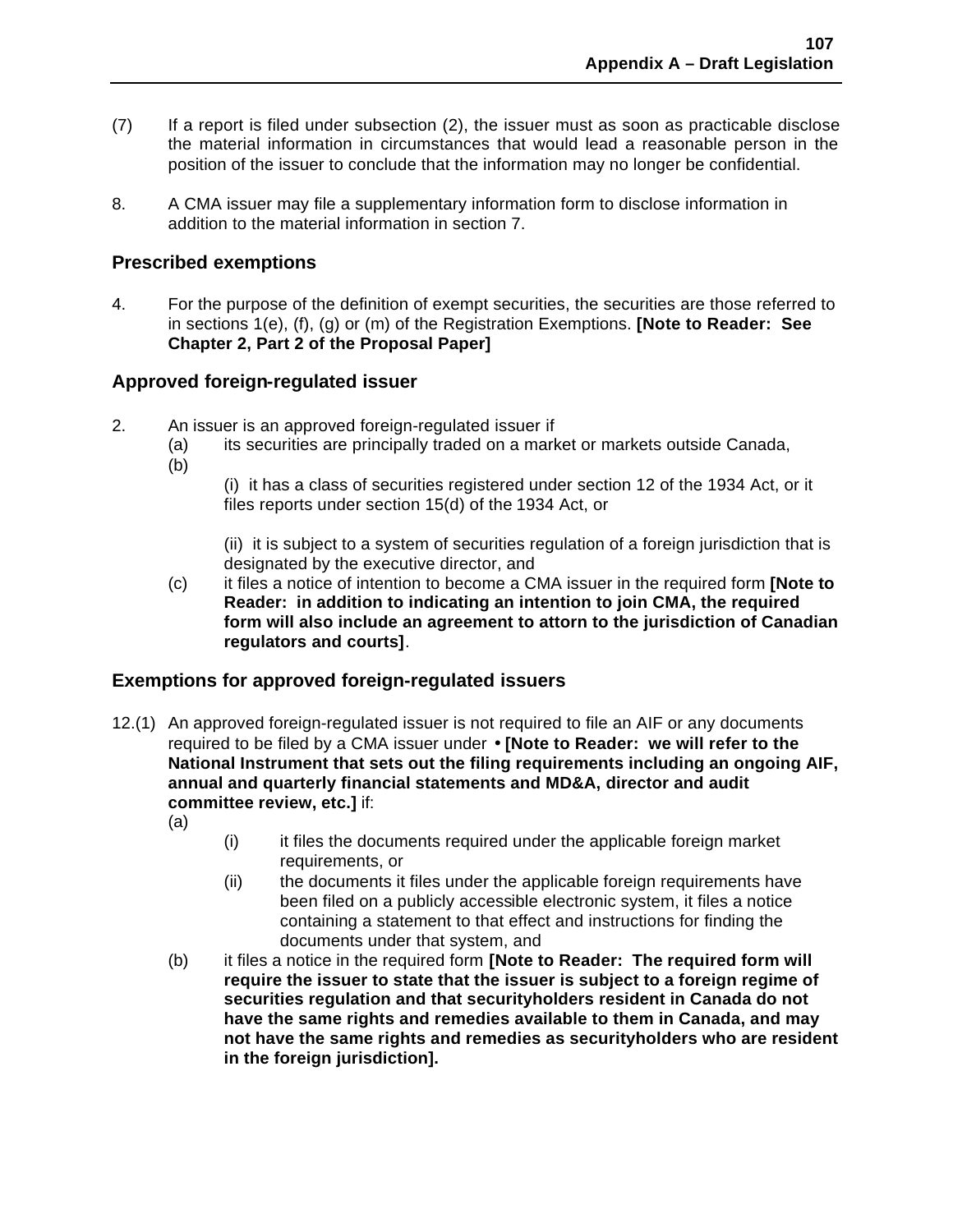(7) If a report is filed under subsection (2), the issuer must as soon as practicable disclose the material information in circumstances that would lead a reasonable person in the position of the issuer to conclude that the information may no longer be confidential.

8. A CMA issuer may file a supplementary information form to disclose information in addition to the material information in section 7.

### Prescribed exemptions

4. For the purpose of the definition of exempt securities, the securities are those referred to in sections 1(e), (f), (g) or (m) of the Registration Exemptions. **[Note to Reader: See Chapter 2, Part 2 of the Proposal Paper]**

### Approved foreign-regulated issuer

2. An issuer is an approved foreign-regulated issuer if
   (a) its securities are principally traded on a market or markets outside Canada,
   (b)
      (i) it has a class of securities registered under section 12 of the 1934 Act, or it files reports under section 15(d) of the 1934 Act, or

      (ii) it is subject to a system of securities regulation of a foreign jurisdiction that is designated by the executive director, and
   (c) it files a notice of intention to become a CMA issuer in the required form **[Note to Reader: in addition to indicating an intention to join CMA, the required form will also include an agreement to attorn to the jurisdiction of Canadian regulators and courts]**.

### Exemptions for approved foreign-regulated issuers

12.(1) An approved foreign-regulated issuer is not required to file an AIF or any documents required to be filed by a CMA issuer under • **[Note to Reader: we will refer to the National Instrument that sets out the filing requirements including an ongoing AIF, annual and quarterly financial statements and MD&A, director and audit committee review, etc.]** if:
   (a)
      (i) it files the documents required under the applicable foreign market requirements, or
      (ii) the documents it files under the applicable foreign requirements have been filed on a publicly accessible electronic system, it files a notice containing a statement to that effect and instructions for finding the documents under that system, and
   (b) it files a notice in the required form **[Note to Reader: The required form will require the issuer to state that the issuer is subject to a foreign regime of securities regulation and that securityholders resident in Canada do not have the same rights and remedies available to them in Canada, and may not have the same rights and remedies as securityholders who are resident in the foreign jurisdiction].**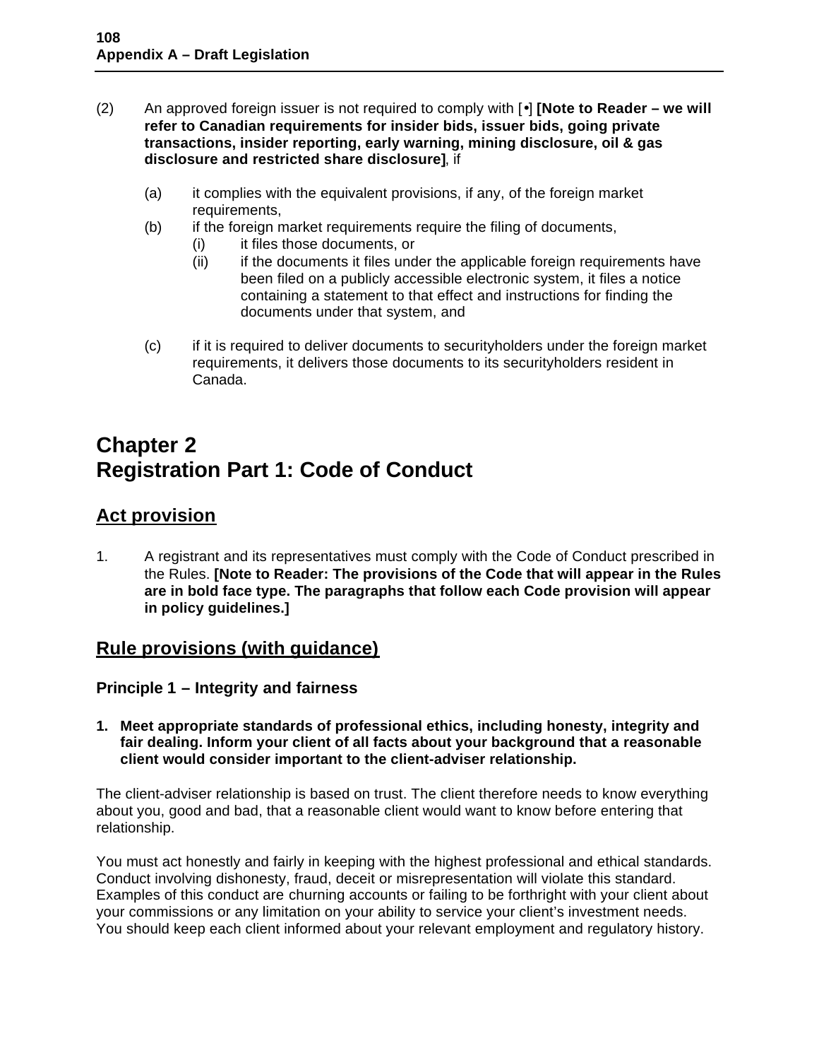(2) An approved foreign issuer is not required to comply with [•] **[Note to Reader – we will refer to Canadian requirements for insider bids, issuer bids, going private transactions, insider reporting, early warning, mining disclosure, oil & gas disclosure and restricted share disclosure]**, if

- (a) it complies with the equivalent provisions, if any, of the foreign market requirements,
- (b) if the foreign market requirements require the filing of documents,
  - (i) it files those documents, or
  - (ii) if the documents it files under the applicable foreign requirements have been filed on a publicly accessible electronic system, it files a notice containing a statement to that effect and instructions for finding the documents under that system, and
- (c) if it is required to deliver documents to securityholders under the foreign market requirements, it delivers those documents to its securityholders resident in Canada.

# Chapter 2
# Registration Part 1: Code of Conduct

## Act provision

1. A registrant and its representatives must comply with the Code of Conduct prescribed in the Rules. **[Note to Reader: The provisions of the Code that will appear in the Rules are in bold face type. The paragraphs that follow each Code provision will appear in policy guidelines.]**

## Rule provisions (with guidance)

### Principle 1 – Integrity and fairness

**1. Meet appropriate standards of professional ethics, including honesty, integrity and fair dealing. Inform your client of all facts about your background that a reasonable client would consider important to the client-adviser relationship.**

The client-adviser relationship is based on trust. The client therefore needs to know everything about you, good and bad, that a reasonable client would want to know before entering that relationship.

You must act honestly and fairly in keeping with the highest professional and ethical standards. Conduct involving dishonesty, fraud, deceit or misrepresentation will violate this standard. Examples of this conduct are churning accounts or failing to be forthright with your client about your commissions or any limitation on your ability to service your client's investment needs. You should keep each client informed about your relevant employment and regulatory history.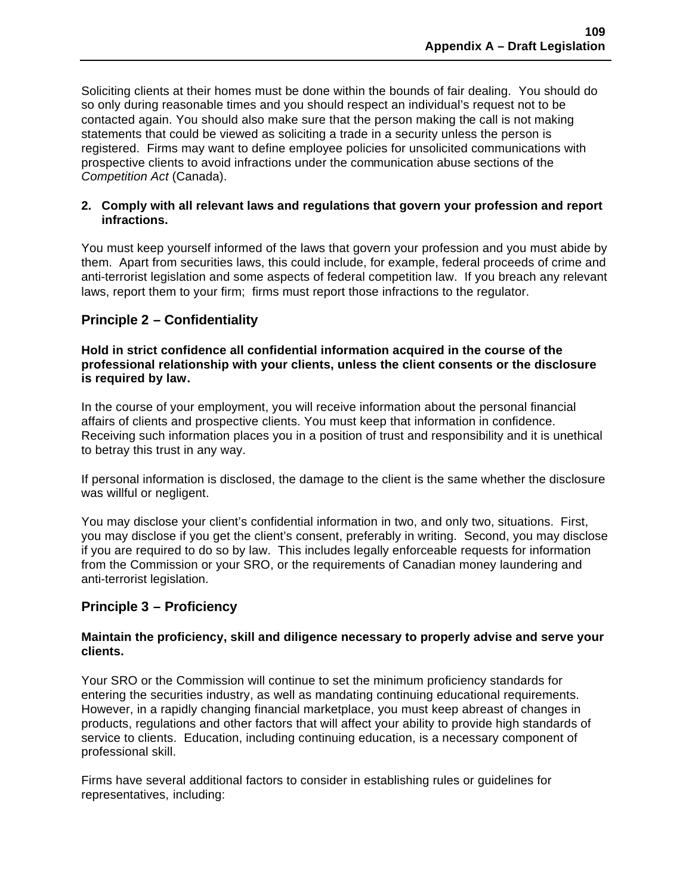Soliciting clients at their homes must be done within the bounds of fair dealing. You should do so only during reasonable times and you should respect an individual's request not to be contacted again. You should also make sure that the person making the call is not making statements that could be viewed as soliciting a trade in a security unless the person is registered. Firms may want to define employee policies for unsolicited communications with prospective clients to avoid infractions under the communication abuse sections of the *Competition Act* (Canada).

**2. Comply with all relevant laws and regulations that govern your profession and report infractions.**

You must keep yourself informed of the laws that govern your profession and you must abide by them. Apart from securities laws, this could include, for example, federal proceeds of crime and anti-terrorist legislation and some aspects of federal competition law. If you breach any relevant laws, report them to your firm; firms must report those infractions to the regulator.

## Principle 2 – Confidentiality

**Hold in strict confidence all confidential information acquired in the course of the professional relationship with your clients, unless the client consents or the disclosure is required by law.**

In the course of your employment, you will receive information about the personal financial affairs of clients and prospective clients. You must keep that information in confidence. Receiving such information places you in a position of trust and responsibility and it is unethical to betray this trust in any way.

If personal information is disclosed, the damage to the client is the same whether the disclosure was willful or negligent.

You may disclose your client's confidential information in two, and only two, situations. First, you may disclose if you get the client's consent, preferably in writing. Second, you may disclose if you are required to do so by law. This includes legally enforceable requests for information from the Commission or your SRO, or the requirements of Canadian money laundering and anti-terrorist legislation.

## Principle 3 – Proficiency

**Maintain the proficiency, skill and diligence necessary to properly advise and serve your clients.**

Your SRO or the Commission will continue to set the minimum proficiency standards for entering the securities industry, as well as mandating continuing educational requirements. However, in a rapidly changing financial marketplace, you must keep abreast of changes in products, regulations and other factors that will affect your ability to provide high standards of service to clients. Education, including continuing education, is a necessary component of professional skill.

Firms have several additional factors to consider in establishing rules or guidelines for representatives, including: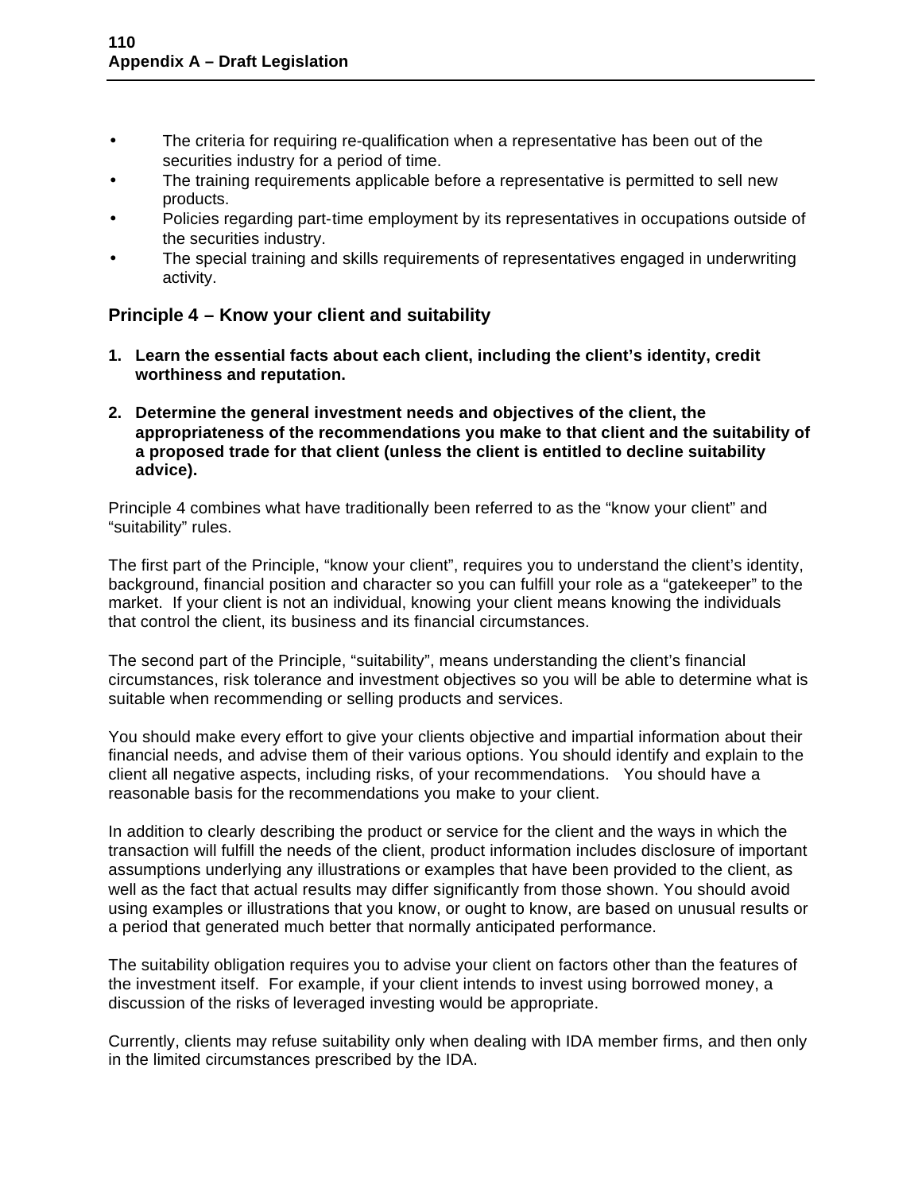- The criteria for requiring re-qualification when a representative has been out of the securities industry for a period of time.
- The training requirements applicable before a representative is permitted to sell new products.
- Policies regarding part-time employment by its representatives in occupations outside of the securities industry.
- The special training and skills requirements of representatives engaged in underwriting activity.

## Principle 4 – Know your client and suitability

1. **Learn the essential facts about each client, including the client's identity, credit worthiness and reputation.**

2. **Determine the general investment needs and objectives of the client, the appropriateness of the recommendations you make to that client and the suitability of a proposed trade for that client (unless the client is entitled to decline suitability advice).**

Principle 4 combines what have traditionally been referred to as the "know your client" and "suitability" rules.

The first part of the Principle, "know your client", requires you to understand the client's identity, background, financial position and character so you can fulfill your role as a "gatekeeper" to the market. If your client is not an individual, knowing your client means knowing the individuals that control the client, its business and its financial circumstances.

The second part of the Principle, "suitability", means understanding the client's financial circumstances, risk tolerance and investment objectives so you will be able to determine what is suitable when recommending or selling products and services.

You should make every effort to give your clients objective and impartial information about their financial needs, and advise them of their various options. You should identify and explain to the client all negative aspects, including risks, of your recommendations. You should have a reasonable basis for the recommendations you make to your client.

In addition to clearly describing the product or service for the client and the ways in which the transaction will fulfill the needs of the client, product information includes disclosure of important assumptions underlying any illustrations or examples that have been provided to the client, as well as the fact that actual results may differ significantly from those shown. You should avoid using examples or illustrations that you know, or ought to know, are based on unusual results or a period that generated much better that normally anticipated performance.

The suitability obligation requires you to advise your client on factors other than the features of the investment itself. For example, if your client intends to invest using borrowed money, a discussion of the risks of leveraged investing would be appropriate.

Currently, clients may refuse suitability only when dealing with IDA member firms, and then only in the limited circumstances prescribed by the IDA.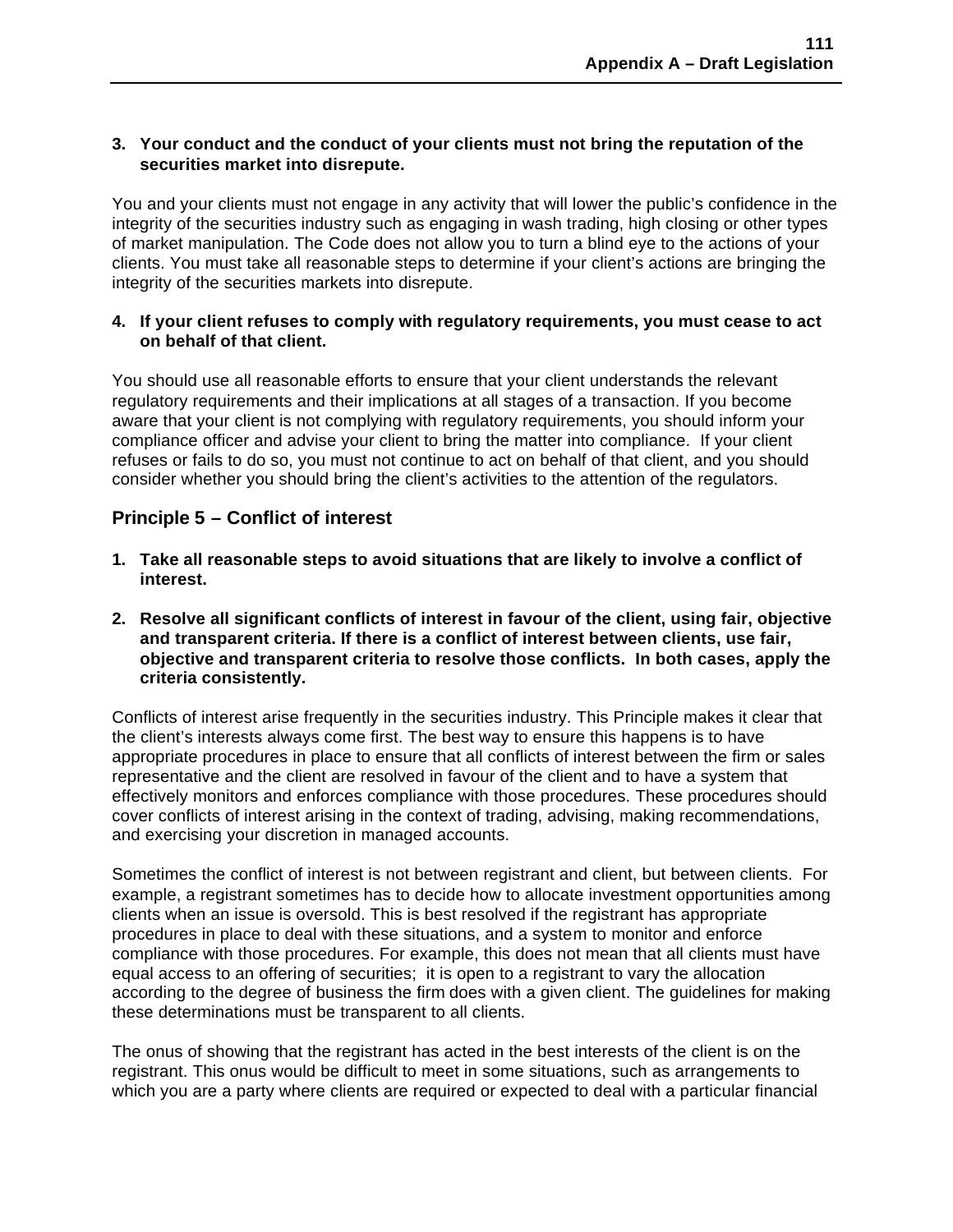**3. Your conduct and the conduct of your clients must not bring the reputation of the securities market into disrepute.**

You and your clients must not engage in any activity that will lower the public's confidence in the integrity of the securities industry such as engaging in wash trading, high closing or other types of market manipulation. The Code does not allow you to turn a blind eye to the actions of your clients. You must take all reasonable steps to determine if your client's actions are bringing the integrity of the securities markets into disrepute.

**4. If your client refuses to comply with regulatory requirements, you must cease to act on behalf of that client.**

You should use all reasonable efforts to ensure that your client understands the relevant regulatory requirements and their implications at all stages of a transaction. If you become aware that your client is not complying with regulatory requirements, you should inform your compliance officer and advise your client to bring the matter into compliance. If your client refuses or fails to do so, you must not continue to act on behalf of that client, and you should consider whether you should bring the client's activities to the attention of the regulators.

## Principle 5 – Conflict of interest

**1. Take all reasonable steps to avoid situations that are likely to involve a conflict of interest.**

**2. Resolve all significant conflicts of interest in favour of the client, using fair, objective and transparent criteria. If there is a conflict of interest between clients, use fair, objective and transparent criteria to resolve those conflicts. In both cases, apply the criteria consistently.**

Conflicts of interest arise frequently in the securities industry. This Principle makes it clear that the client's interests always come first. The best way to ensure this happens is to have appropriate procedures in place to ensure that all conflicts of interest between the firm or sales representative and the client are resolved in favour of the client and to have a system that effectively monitors and enforces compliance with those procedures. These procedures should cover conflicts of interest arising in the context of trading, advising, making recommendations, and exercising your discretion in managed accounts.

Sometimes the conflict of interest is not between registrant and client, but between clients. For example, a registrant sometimes has to decide how to allocate investment opportunities among clients when an issue is oversold. This is best resolved if the registrant has appropriate procedures in place to deal with these situations, and a system to monitor and enforce compliance with those procedures. For example, this does not mean that all clients must have equal access to an offering of securities; it is open to a registrant to vary the allocation according to the degree of business the firm does with a given client. The guidelines for making these determinations must be transparent to all clients.

The onus of showing that the registrant has acted in the best interests of the client is on the registrant. This onus would be difficult to meet in some situations, such as arrangements to which you are a party where clients are required or expected to deal with a particular financial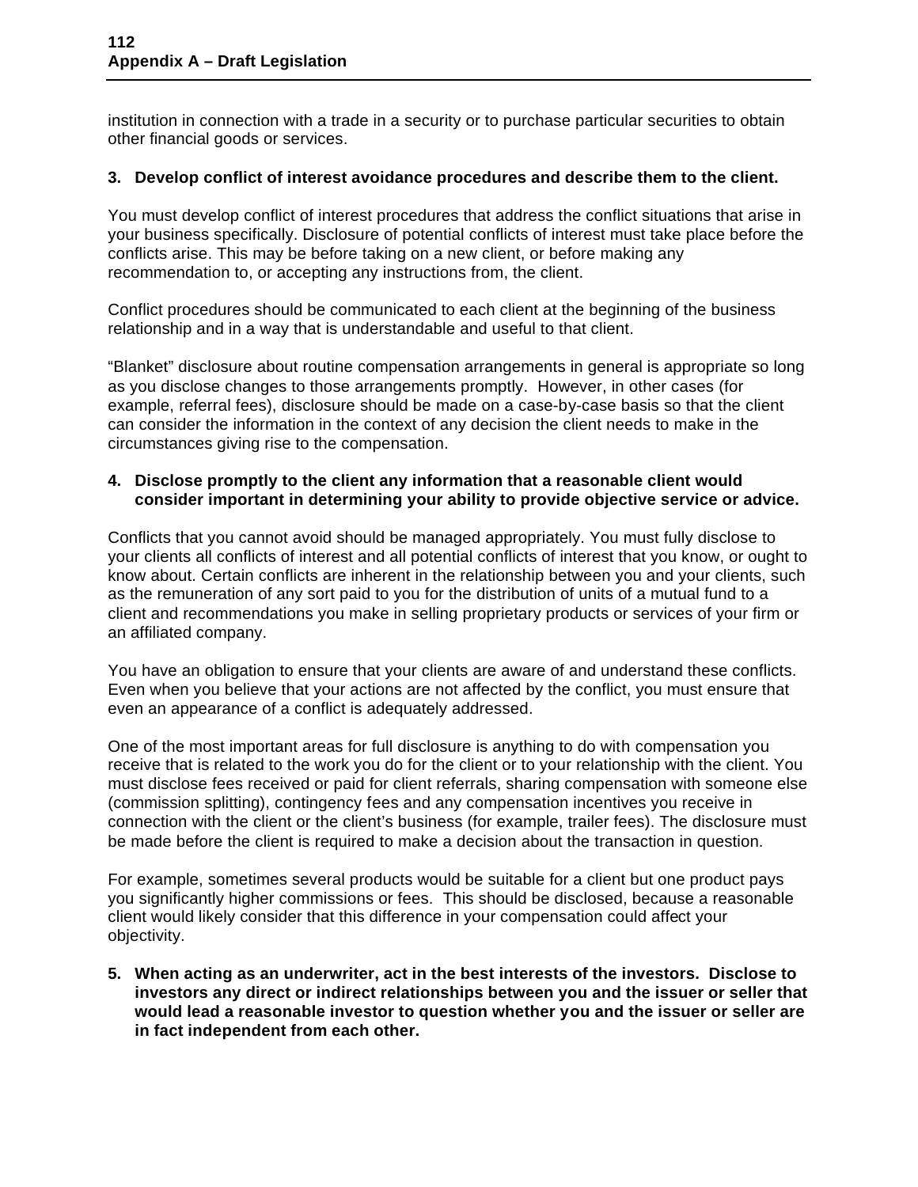institution in connection with a trade in a security or to purchase particular securities to obtain other financial goods or services.

**3. Develop conflict of interest avoidance procedures and describe them to the client.**

You must develop conflict of interest procedures that address the conflict situations that arise in your business specifically. Disclosure of potential conflicts of interest must take place before the conflicts arise. This may be before taking on a new client, or before making any recommendation to, or accepting any instructions from, the client.

Conflict procedures should be communicated to each client at the beginning of the business relationship and in a way that is understandable and useful to that client.

"Blanket" disclosure about routine compensation arrangements in general is appropriate so long as you disclose changes to those arrangements promptly. However, in other cases (for example, referral fees), disclosure should be made on a case-by-case basis so that the client can consider the information in the context of any decision the client needs to make in the circumstances giving rise to the compensation.

**4. Disclose promptly to the client any information that a reasonable client would consider important in determining your ability to provide objective service or advice.**

Conflicts that you cannot avoid should be managed appropriately. You must fully disclose to your clients all conflicts of interest and all potential conflicts of interest that you know, or ought to know about. Certain conflicts are inherent in the relationship between you and your clients, such as the remuneration of any sort paid to you for the distribution of units of a mutual fund to a client and recommendations you make in selling proprietary products or services of your firm or an affiliated company.

You have an obligation to ensure that your clients are aware of and understand these conflicts. Even when you believe that your actions are not affected by the conflict, you must ensure that even an appearance of a conflict is adequately addressed.

One of the most important areas for full disclosure is anything to do with compensation you receive that is related to the work you do for the client or to your relationship with the client. You must disclose fees received or paid for client referrals, sharing compensation with someone else (commission splitting), contingency fees and any compensation incentives you receive in connection with the client or the client's business (for example, trailer fees). The disclosure must be made before the client is required to make a decision about the transaction in question.

For example, sometimes several products would be suitable for a client but one product pays you significantly higher commissions or fees. This should be disclosed, because a reasonable client would likely consider that this difference in your compensation could affect your objectivity.

**5. When acting as an underwriter, act in the best interests of the investors. Disclose to investors any direct or indirect relationships between you and the issuer or seller that would lead a reasonable investor to question whether you and the issuer or seller are in fact independent from each other.**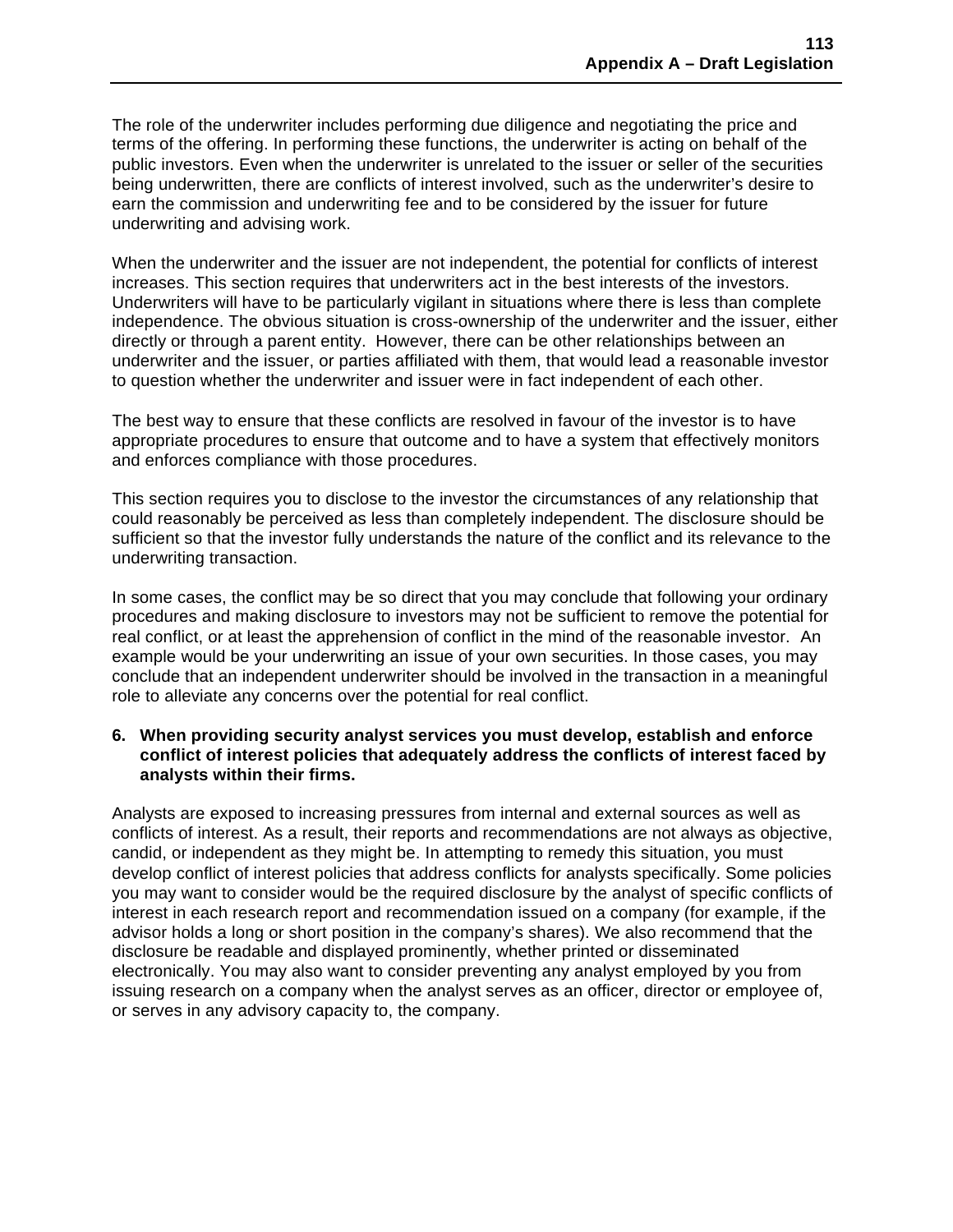The role of the underwriter includes performing due diligence and negotiating the price and terms of the offering. In performing these functions, the underwriter is acting on behalf of the public investors. Even when the underwriter is unrelated to the issuer or seller of the securities being underwritten, there are conflicts of interest involved, such as the underwriter's desire to earn the commission and underwriting fee and to be considered by the issuer for future underwriting and advising work.

When the underwriter and the issuer are not independent, the potential for conflicts of interest increases. This section requires that underwriters act in the best interests of the investors. Underwriters will have to be particularly vigilant in situations where there is less than complete independence. The obvious situation is cross-ownership of the underwriter and the issuer, either directly or through a parent entity. However, there can be other relationships between an underwriter and the issuer, or parties affiliated with them, that would lead a reasonable investor to question whether the underwriter and issuer were in fact independent of each other.

The best way to ensure that these conflicts are resolved in favour of the investor is to have appropriate procedures to ensure that outcome and to have a system that effectively monitors and enforces compliance with those procedures.

This section requires you to disclose to the investor the circumstances of any relationship that could reasonably be perceived as less than completely independent. The disclosure should be sufficient so that the investor fully understands the nature of the conflict and its relevance to the underwriting transaction.

In some cases, the conflict may be so direct that you may conclude that following your ordinary procedures and making disclosure to investors may not be sufficient to remove the potential for real conflict, or at least the apprehension of conflict in the mind of the reasonable investor. An example would be your underwriting an issue of your own securities. In those cases, you may conclude that an independent underwriter should be involved in the transaction in a meaningful role to alleviate any concerns over the potential for real conflict.

**6. When providing security analyst services you must develop, establish and enforce conflict of interest policies that adequately address the conflicts of interest faced by analysts within their firms.**

Analysts are exposed to increasing pressures from internal and external sources as well as conflicts of interest. As a result, their reports and recommendations are not always as objective, candid, or independent as they might be. In attempting to remedy this situation, you must develop conflict of interest policies that address conflicts for analysts specifically. Some policies you may want to consider would be the required disclosure by the analyst of specific conflicts of interest in each research report and recommendation issued on a company (for example, if the advisor holds a long or short position in the company's shares). We also recommend that the disclosure be readable and displayed prominently, whether printed or disseminated electronically. You may also want to consider preventing any analyst employed by you from issuing research on a company when the analyst serves as an officer, director or employee of, or serves in any advisory capacity to, the company.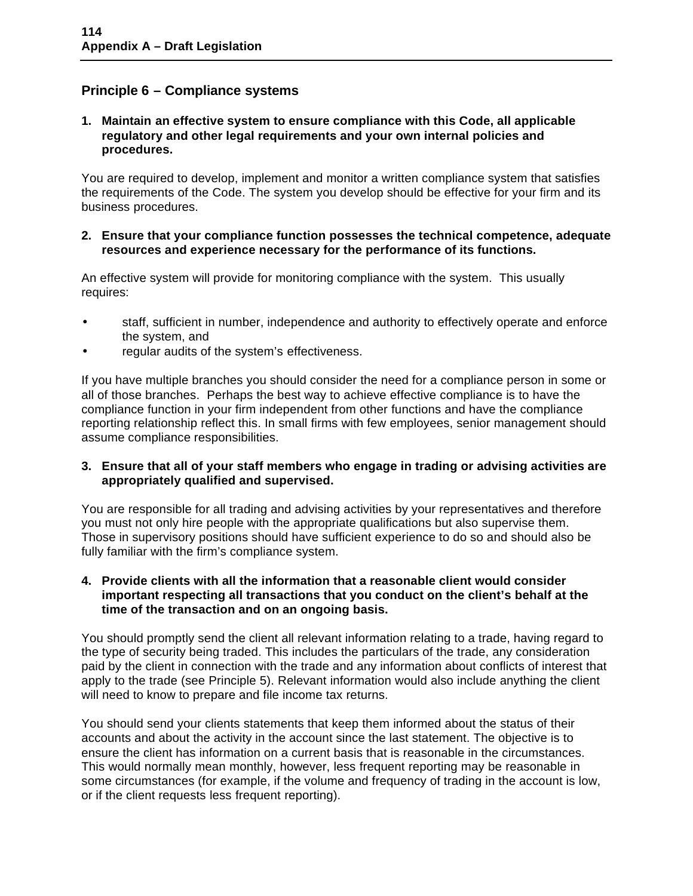## Principle 6 – Compliance systems

1. **Maintain an effective system to ensure compliance with this Code, all applicable regulatory and other legal requirements and your own internal policies and procedures.**

You are required to develop, implement and monitor a written compliance system that satisfies the requirements of the Code. The system you develop should be effective for your firm and its business procedures.

2. **Ensure that your compliance function possesses the technical competence, adequate resources and experience necessary for the performance of its functions.**

An effective system will provide for monitoring compliance with the system. This usually requires:

- staff, sufficient in number, independence and authority to effectively operate and enforce the system, and
- regular audits of the system's effectiveness.

If you have multiple branches you should consider the need for a compliance person in some or all of those branches. Perhaps the best way to achieve effective compliance is to have the compliance function in your firm independent from other functions and have the compliance reporting relationship reflect this. In small firms with few employees, senior management should assume compliance responsibilities.

3. **Ensure that all of your staff members who engage in trading or advising activities are appropriately qualified and supervised.**

You are responsible for all trading and advising activities by your representatives and therefore you must not only hire people with the appropriate qualifications but also supervise them. Those in supervisory positions should have sufficient experience to do so and should also be fully familiar with the firm's compliance system.

4. **Provide clients with all the information that a reasonable client would consider important respecting all transactions that you conduct on the client's behalf at the time of the transaction and on an ongoing basis.**

You should promptly send the client all relevant information relating to a trade, having regard to the type of security being traded. This includes the particulars of the trade, any consideration paid by the client in connection with the trade and any information about conflicts of interest that apply to the trade (see Principle 5). Relevant information would also include anything the client will need to know to prepare and file income tax returns.

You should send your clients statements that keep them informed about the status of their accounts and about the activity in the account since the last statement. The objective is to ensure the client has information on a current basis that is reasonable in the circumstances. This would normally mean monthly, however, less frequent reporting may be reasonable in some circumstances (for example, if the volume and frequency of trading in the account is low, or if the client requests less frequent reporting).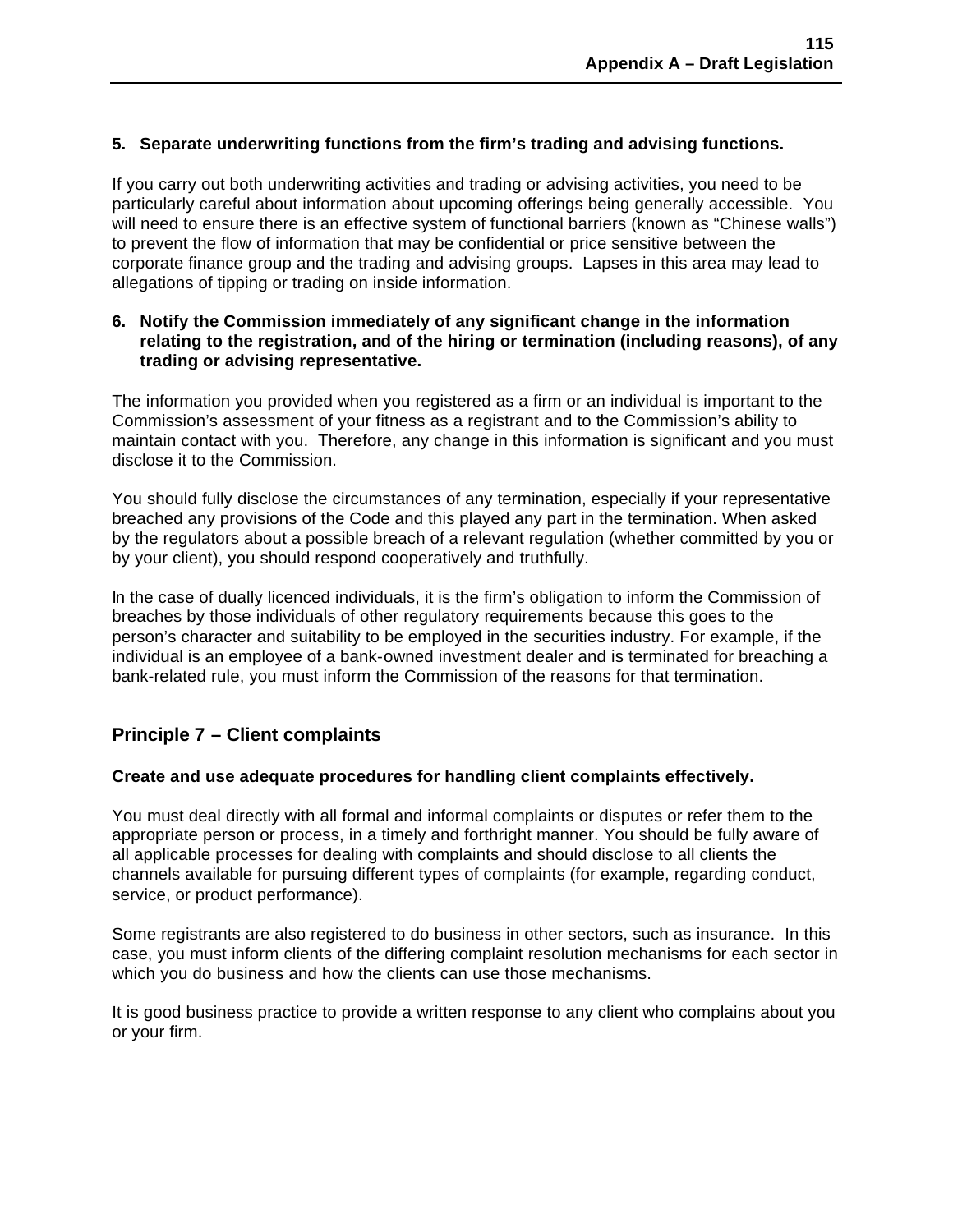**5. Separate underwriting functions from the firm's trading and advising functions.**

If you carry out both underwriting activities and trading or advising activities, you need to be particularly careful about information about upcoming offerings being generally accessible. You will need to ensure there is an effective system of functional barriers (known as "Chinese walls") to prevent the flow of information that may be confidential or price sensitive between the corporate finance group and the trading and advising groups. Lapses in this area may lead to allegations of tipping or trading on inside information.

**6. Notify the Commission immediately of any significant change in the information relating to the registration, and of the hiring or termination (including reasons), of any trading or advising representative.**

The information you provided when you registered as a firm or an individual is important to the Commission's assessment of your fitness as a registrant and to the Commission's ability to maintain contact with you. Therefore, any change in this information is significant and you must disclose it to the Commission.

You should fully disclose the circumstances of any termination, especially if your representative breached any provisions of the Code and this played any part in the termination. When asked by the regulators about a possible breach of a relevant regulation (whether committed by you or by your client), you should respond cooperatively and truthfully.

In the case of dually licenced individuals, it is the firm's obligation to inform the Commission of breaches by those individuals of other regulatory requirements because this goes to the person's character and suitability to be employed in the securities industry. For example, if the individual is an employee of a bank-owned investment dealer and is terminated for breaching a bank-related rule, you must inform the Commission of the reasons for that termination.

## Principle 7 – Client complaints

**Create and use adequate procedures for handling client complaints effectively.**

You must deal directly with all formal and informal complaints or disputes or refer them to the appropriate person or process, in a timely and forthright manner. You should be fully aware of all applicable processes for dealing with complaints and should disclose to all clients the channels available for pursuing different types of complaints (for example, regarding conduct, service, or product performance).

Some registrants are also registered to do business in other sectors, such as insurance. In this case, you must inform clients of the differing complaint resolution mechanisms for each sector in which you do business and how the clients can use those mechanisms.

It is good business practice to provide a written response to any client who complains about you or your firm.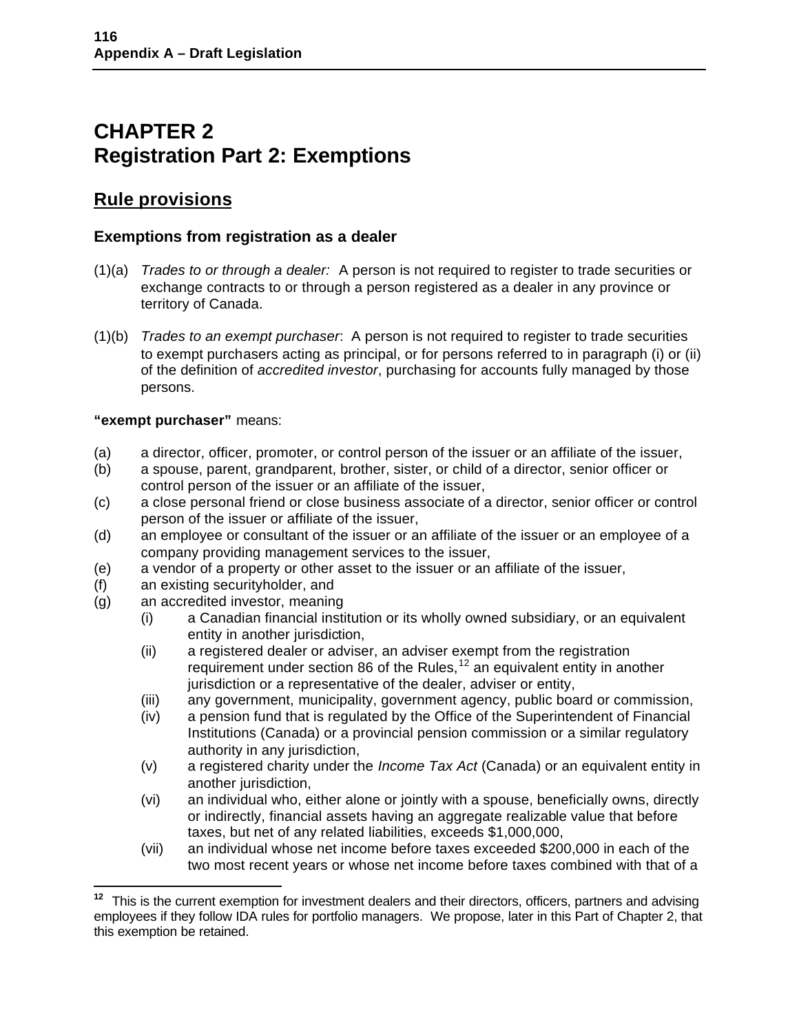## CHAPTER 2
## Registration Part 2: Exemptions

### Rule provisions

#### Exemptions from registration as a dealer

(1)(a) *Trades to or through a dealer:* A person is not required to register to trade securities or exchange contracts to or through a person registered as a dealer in any province or territory of Canada.

(1)(b) *Trades to an exempt purchaser*: A person is not required to register to trade securities to exempt purchasers acting as principal, or for persons referred to in paragraph (i) or (ii) of the definition of *accredited investor*, purchasing for accounts fully managed by those persons.

**"exempt purchaser"** means:

(a) a director, officer, promoter, or control person of the issuer or an affiliate of the issuer,
(b) a spouse, parent, grandparent, brother, sister, or child of a director, senior officer or control person of the issuer or an affiliate of the issuer,
(c) a close personal friend or close business associate of a director, senior officer or control person of the issuer or affiliate of the issuer,
(d) an employee or consultant of the issuer or an affiliate of the issuer or an employee of a company providing management services to the issuer,
(e) a vendor of a property or other asset to the issuer or an affiliate of the issuer,
(f) an existing securityholder, and
(g) an accredited investor, meaning
  (i) a Canadian financial institution or its wholly owned subsidiary, or an equivalent entity in another jurisdiction,
  (ii) a registered dealer or adviser, an adviser exempt from the registration requirement under section 86 of the Rules,[12] an equivalent entity in another jurisdiction or a representative of the dealer, adviser or entity,
  (iii) any government, municipality, government agency, public board or commission,
  (iv) a pension fund that is regulated by the Office of the Superintendent of Financial Institutions (Canada) or a provincial pension commission or a similar regulatory authority in any jurisdiction,
  (v) a registered charity under the *Income Tax Act* (Canada) or an equivalent entity in another jurisdiction,
  (vi) an individual who, either alone or jointly with a spouse, beneficially owns, directly or indirectly, financial assets having an aggregate realizable value that before taxes, but net of any related liabilities, exceeds $1,000,000,
  (vii) an individual whose net income before taxes exceeded $200,000 in each of the two most recent years or whose net income before taxes combined with that of a

[12] This is the current exemption for investment dealers and their directors, officers, partners and advising employees if they follow IDA rules for portfolio managers. We propose, later in this Part of Chapter 2, that this exemption be retained.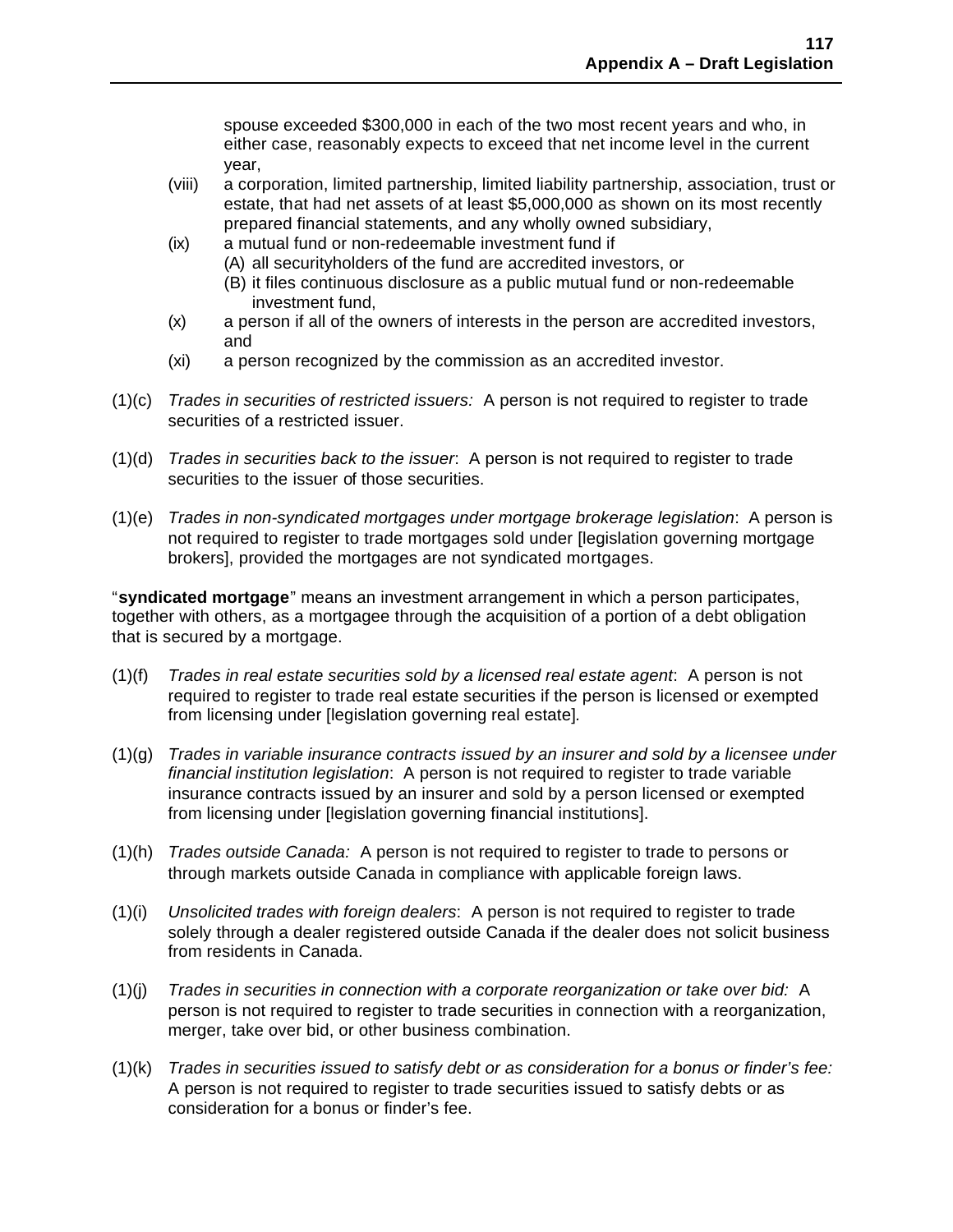spouse exceeded $300,000 in each of the two most recent years and who, in either case, reasonably expects to exceed that net income level in the current year,

(viii) a corporation, limited partnership, limited liability partnership, association, trust or estate, that had net assets of at least $5,000,000 as shown on its most recently prepared financial statements, and any wholly owned subsidiary,

(ix) a mutual fund or non-redeemable investment fund if
   (A) all securityholders of the fund are accredited investors, or
   (B) it files continuous disclosure as a public mutual fund or non-redeemable investment fund,

(x) a person if all of the owners of interests in the person are accredited investors, and

(xi) a person recognized by the commission as an accredited investor.

(1)(c) *Trades in securities of restricted issuers:* A person is not required to register to trade securities of a restricted issuer.

(1)(d) *Trades in securities back to the issuer*: A person is not required to register to trade securities to the issuer of those securities.

(1)(e) *Trades in non-syndicated mortgages under mortgage brokerage legislation*: A person is not required to register to trade mortgages sold under [legislation governing mortgage brokers], provided the mortgages are not syndicated mortgages.

"**syndicated mortgage**" means an investment arrangement in which a person participates, together with others, as a mortgagee through the acquisition of a portion of a debt obligation that is secured by a mortgage.

(1)(f) *Trades in real estate securities sold by a licensed real estate agent*: A person is not required to register to trade real estate securities if the person is licensed or exempted from licensing under [legislation governing real estate].

(1)(g) *Trades in variable insurance contracts issued by an insurer and sold by a licensee under financial institution legislation*: A person is not required to register to trade variable insurance contracts issued by an insurer and sold by a person licensed or exempted from licensing under [legislation governing financial institutions].

(1)(h) *Trades outside Canada:* A person is not required to register to trade to persons or through markets outside Canada in compliance with applicable foreign laws.

(1)(i) *Unsolicited trades with foreign dealers*: A person is not required to register to trade solely through a dealer registered outside Canada if the dealer does not solicit business from residents in Canada.

(1)(j) *Trades in securities in connection with a corporate reorganization or take over bid:* A person is not required to register to trade securities in connection with a reorganization, merger, take over bid, or other business combination.

(1)(k) *Trades in securities issued to satisfy debt or as consideration for a bonus or finder's fee:* A person is not required to register to trade securities issued to satisfy debts or as consideration for a bonus or finder's fee.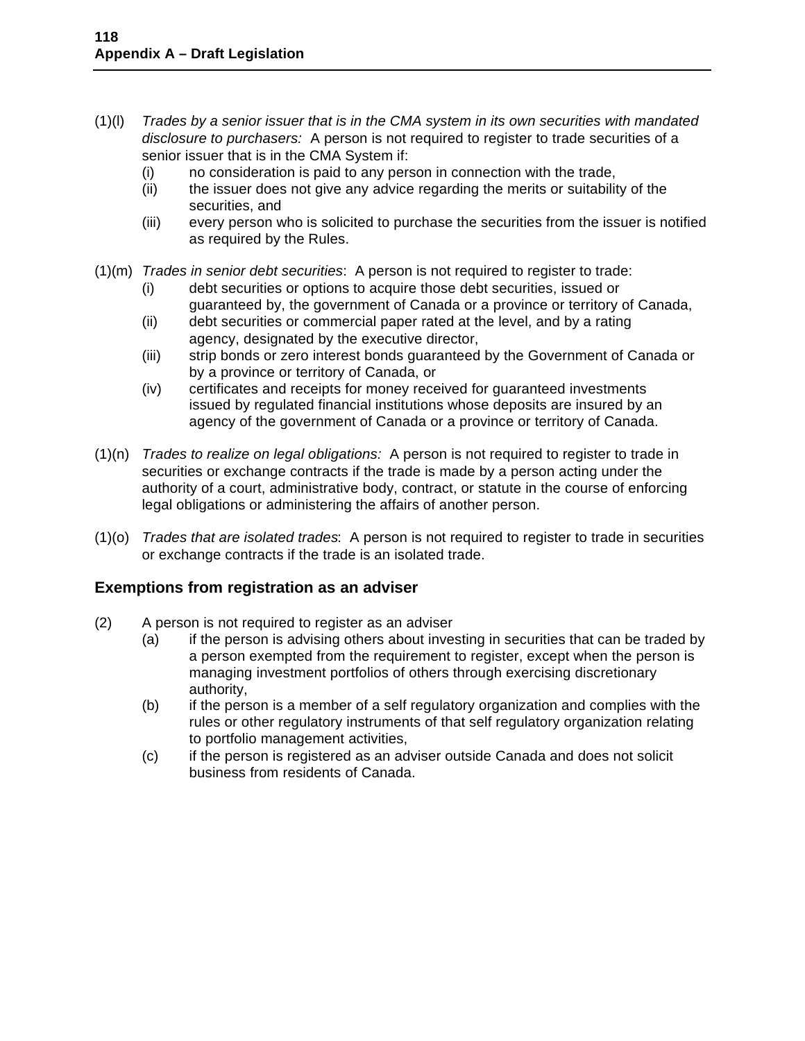(1)(l) *Trades by a senior issuer that is in the CMA system in its own securities with mandated disclosure to purchasers:* A person is not required to register to trade securities of a senior issuer that is in the CMA System if:

- (i) no consideration is paid to any person in connection with the trade,
- (ii) the issuer does not give any advice regarding the merits or suitability of the securities, and
- (iii) every person who is solicited to purchase the securities from the issuer is notified as required by the Rules.

(1)(m) *Trades in senior debt securities*: A person is not required to register to trade:

- (i) debt securities or options to acquire those debt securities, issued or guaranteed by, the government of Canada or a province or territory of Canada,
- (ii) debt securities or commercial paper rated at the level, and by a rating agency, designated by the executive director,
- (iii) strip bonds or zero interest bonds guaranteed by the Government of Canada or by a province or territory of Canada, or
- (iv) certificates and receipts for money received for guaranteed investments issued by regulated financial institutions whose deposits are insured by an agency of the government of Canada or a province or territory of Canada.

(1)(n) *Trades to realize on legal obligations:* A person is not required to register to trade in securities or exchange contracts if the trade is made by a person acting under the authority of a court, administrative body, contract, or statute in the course of enforcing legal obligations or administering the affairs of another person.

(1)(o) *Trades that are isolated trades*: A person is not required to register to trade in securities or exchange contracts if the trade is an isolated trade.

## Exemptions from registration as an adviser

(2) A person is not required to register as an adviser

- (a) if the person is advising others about investing in securities that can be traded by a person exempted from the requirement to register, except when the person is managing investment portfolios of others through exercising discretionary authority,
- (b) if the person is a member of a self regulatory organization and complies with the rules or other regulatory instruments of that self regulatory organization relating to portfolio management activities,
- (c) if the person is registered as an adviser outside Canada and does not solicit business from residents of Canada.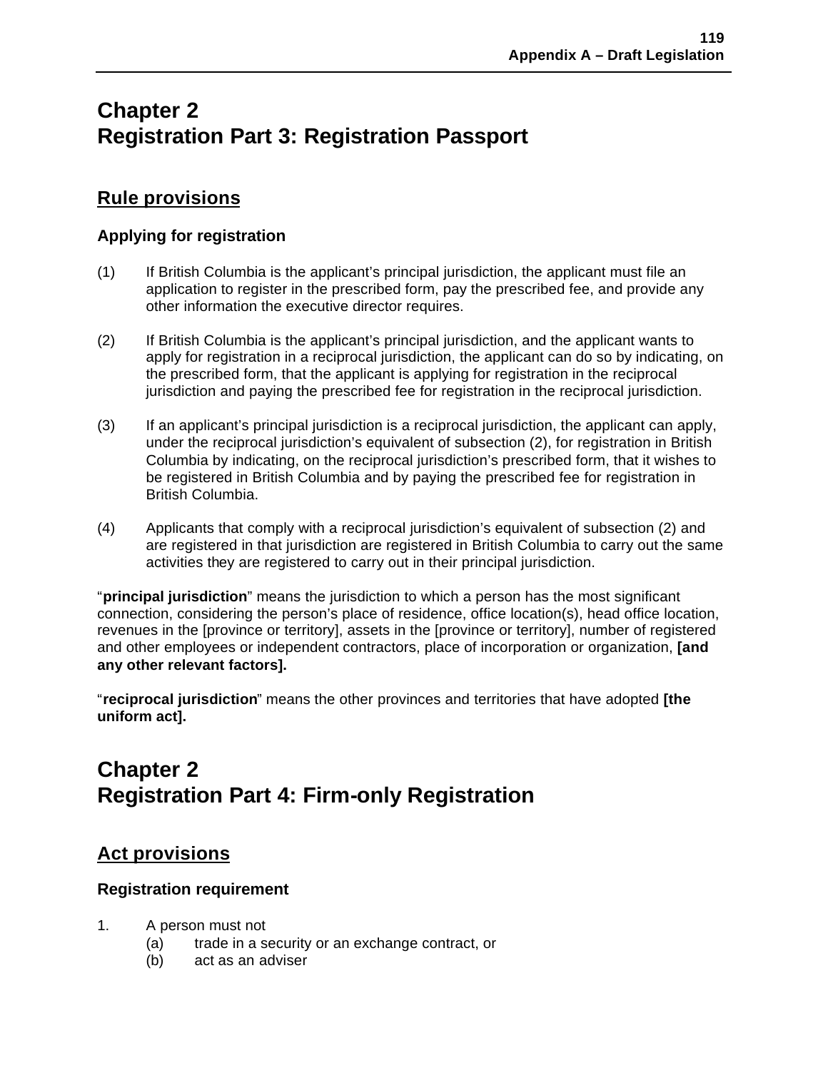# Chapter 2
# Registration Part 3: Registration Passport

## Rule provisions

### Applying for registration

(1) If British Columbia is the applicant's principal jurisdiction, the applicant must file an application to register in the prescribed form, pay the prescribed fee, and provide any other information the executive director requires.

(2) If British Columbia is the applicant's principal jurisdiction, and the applicant wants to apply for registration in a reciprocal jurisdiction, the applicant can do so by indicating, on the prescribed form, that the applicant is applying for registration in the reciprocal jurisdiction and paying the prescribed fee for registration in the reciprocal jurisdiction.

(3) If an applicant's principal jurisdiction is a reciprocal jurisdiction, the applicant can apply, under the reciprocal jurisdiction's equivalent of subsection (2), for registration in British Columbia by indicating, on the reciprocal jurisdiction's prescribed form, that it wishes to be registered in British Columbia and by paying the prescribed fee for registration in British Columbia.

(4) Applicants that comply with a reciprocal jurisdiction's equivalent of subsection (2) and are registered in that jurisdiction are registered in British Columbia to carry out the same activities they are registered to carry out in their principal jurisdiction.

"**principal jurisdiction**" means the jurisdiction to which a person has the most significant connection, considering the person's place of residence, office location(s), head office location, revenues in the [province or territory], assets in the [province or territory], number of registered and other employees or independent contractors, place of incorporation or organization, **[and any other relevant factors].**

"**reciprocal jurisdiction**" means the other provinces and territories that have adopted **[the uniform act].**

# Chapter 2
# Registration Part 4: Firm-only Registration

## Act provisions

### Registration requirement

1. A person must not
   (a) trade in a security or an exchange contract, or
   (b) act as an adviser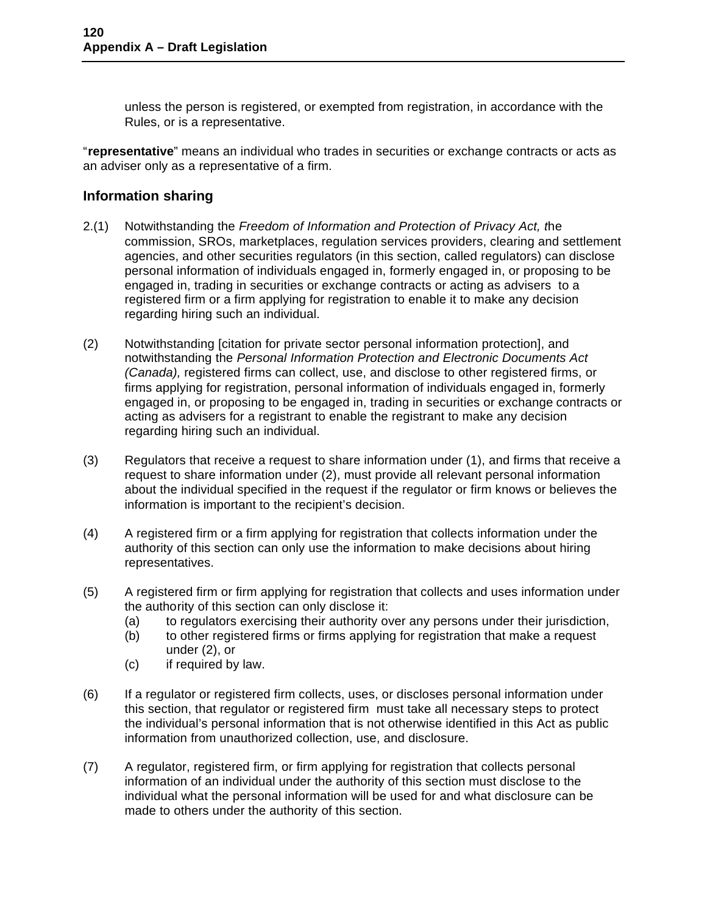unless the person is registered, or exempted from registration, in accordance with the Rules, or is a representative.

"**representative**" means an individual who trades in securities or exchange contracts or acts as an adviser only as a representative of a firm.

## Information sharing

2.(1) Notwithstanding the *Freedom of Information and Protection of Privacy Act, t*he commission, SROs, marketplaces, regulation services providers, clearing and settlement agencies, and other securities regulators (in this section, called regulators) can disclose personal information of individuals engaged in, formerly engaged in, or proposing to be engaged in, trading in securities or exchange contracts or acting as advisers to a registered firm or a firm applying for registration to enable it to make any decision regarding hiring such an individual.

(2) Notwithstanding [citation for private sector personal information protection], and notwithstanding the *Personal Information Protection and Electronic Documents Act (Canada),* registered firms can collect, use, and disclose to other registered firms, or firms applying for registration, personal information of individuals engaged in, formerly engaged in, or proposing to be engaged in, trading in securities or exchange contracts or acting as advisers for a registrant to enable the registrant to make any decision regarding hiring such an individual.

(3) Regulators that receive a request to share information under (1), and firms that receive a request to share information under (2), must provide all relevant personal information about the individual specified in the request if the regulator or firm knows or believes the information is important to the recipient's decision.

(4) A registered firm or a firm applying for registration that collects information under the authority of this section can only use the information to make decisions about hiring representatives.

(5) A registered firm or firm applying for registration that collects and uses information under the authority of this section can only disclose it:
   (a) to regulators exercising their authority over any persons under their jurisdiction,
   (b) to other registered firms or firms applying for registration that make a request under (2), or
   (c) if required by law.

(6) If a regulator or registered firm collects, uses, or discloses personal information under this section, that regulator or registered firm must take all necessary steps to protect the individual's personal information that is not otherwise identified in this Act as public information from unauthorized collection, use, and disclosure.

(7) A regulator, registered firm, or firm applying for registration that collects personal information of an individual under the authority of this section must disclose to the individual what the personal information will be used for and what disclosure can be made to others under the authority of this section.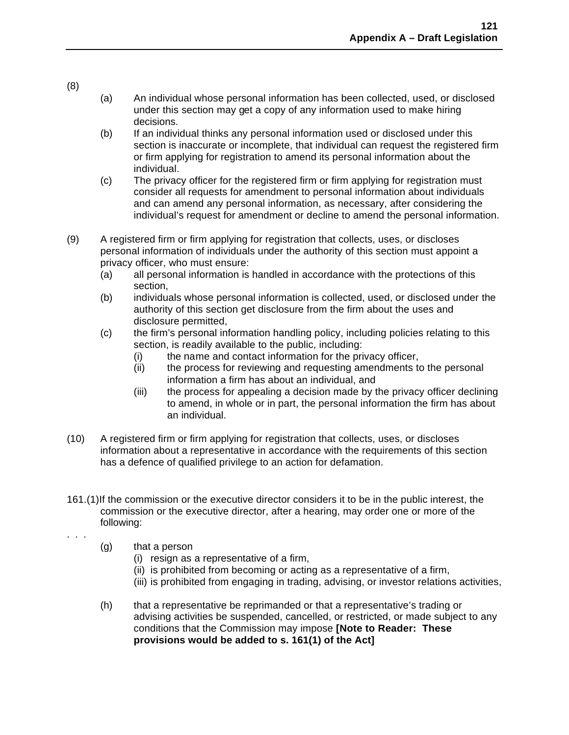(8)

(a) An individual whose personal information has been collected, used, or disclosed under this section may get a copy of any information used to make hiring decisions.

(b) If an individual thinks any personal information used or disclosed under this section is inaccurate or incomplete, that individual can request the registered firm or firm applying for registration to amend its personal information about the individual.

(c) The privacy officer for the registered firm or firm applying for registration must consider all requests for amendment to personal information about individuals and can amend any personal information, as necessary, after considering the individual's request for amendment or decline to amend the personal information.

(9) A registered firm or firm applying for registration that collects, uses, or discloses personal information of individuals under the authority of this section must appoint a privacy officer, who must ensure:

(a) all personal information is handled in accordance with the protections of this section,

(b) individuals whose personal information is collected, used, or disclosed under the authority of this section get disclosure from the firm about the uses and disclosure permitted,

(c) the firm's personal information handling policy, including policies relating to this section, is readily available to the public, including:

(i) the name and contact information for the privacy officer,

(ii) the process for reviewing and requesting amendments to the personal information a firm has about an individual, and

(iii) the process for appealing a decision made by the privacy officer declining to amend, in whole or in part, the personal information the firm has about an individual.

(10) A registered firm or firm applying for registration that collects, uses, or discloses information about a representative in accordance with the requirements of this section has a defence of qualified privilege to an action for defamation.

161.(1) If the commission or the executive director considers it to be in the public interest, the commission or the executive director, after a hearing, may order one or more of the following:

. . .

(g) that a person

(i) resign as a representative of a firm,

(ii) is prohibited from becoming or acting as a representative of a firm,

(iii) is prohibited from engaging in trading, advising, or investor relations activities,

(h) that a representative be reprimanded or that a representative's trading or advising activities be suspended, cancelled, or restricted, or made subject to any conditions that the Commission may impose **[Note to Reader: These provisions would be added to s. 161(1) of the Act]**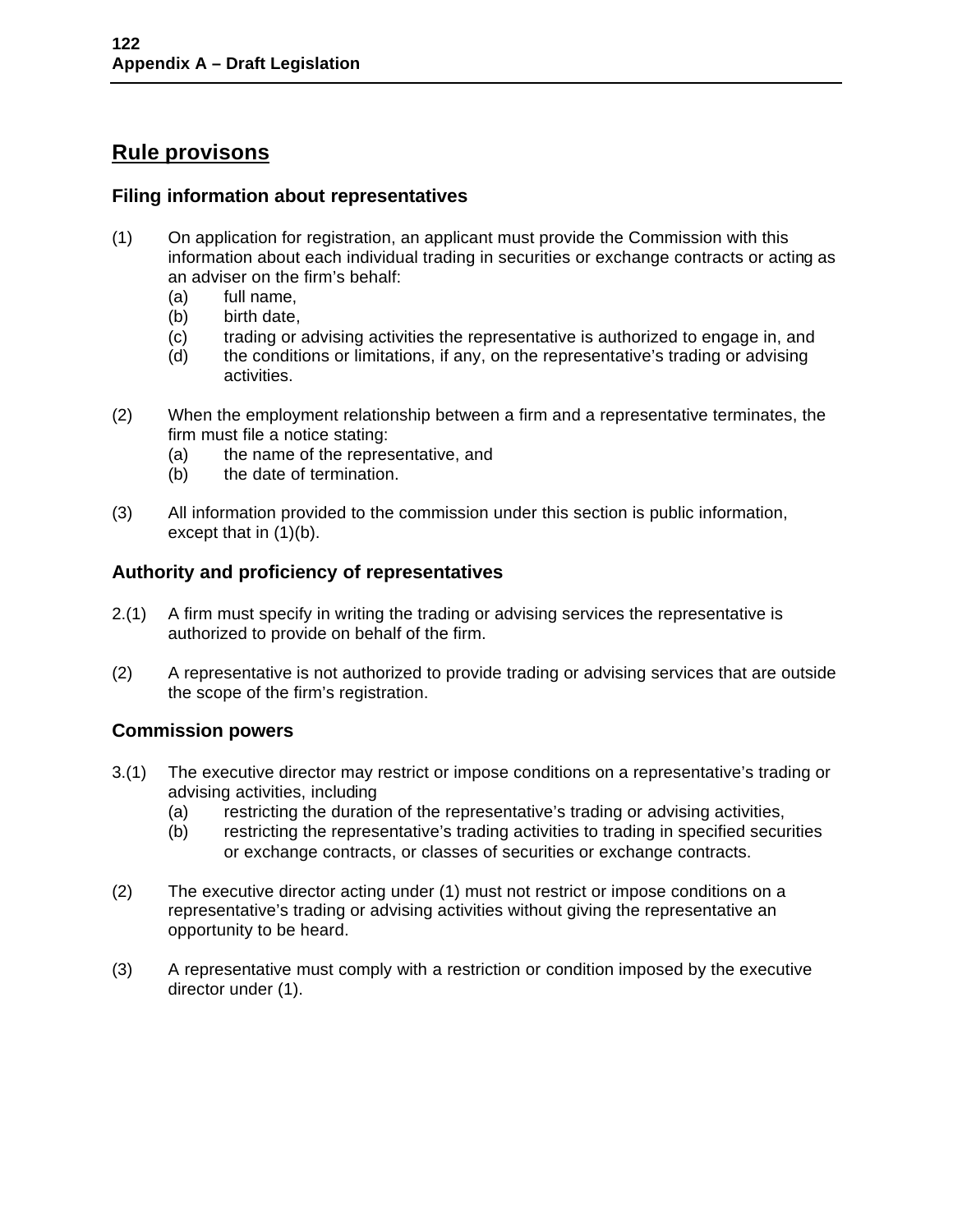## Rule provisons

### Filing information about representatives

(1) On application for registration, an applicant must provide the Commission with this information about each individual trading in securities or exchange contracts or acting as an adviser on the firm's behalf:
   (a) full name,
   (b) birth date,
   (c) trading or advising activities the representative is authorized to engage in, and
   (d) the conditions or limitations, if any, on the representative's trading or advising activities.

(2) When the employment relationship between a firm and a representative terminates, the firm must file a notice stating:
   (a) the name of the representative, and
   (b) the date of termination.

(3) All information provided to the commission under this section is public information, except that in (1)(b).

### Authority and proficiency of representatives

2.(1) A firm must specify in writing the trading or advising services the representative is authorized to provide on behalf of the firm.

(2) A representative is not authorized to provide trading or advising services that are outside the scope of the firm's registration.

### Commission powers

3.(1) The executive director may restrict or impose conditions on a representative's trading or advising activities, including
   (a) restricting the duration of the representative's trading or advising activities,
   (b) restricting the representative's trading activities to trading in specified securities or exchange contracts, or classes of securities or exchange contracts.

(2) The executive director acting under (1) must not restrict or impose conditions on a representative's trading or advising activities without giving the representative an opportunity to be heard.

(3) A representative must comply with a restriction or condition imposed by the executive director under (1).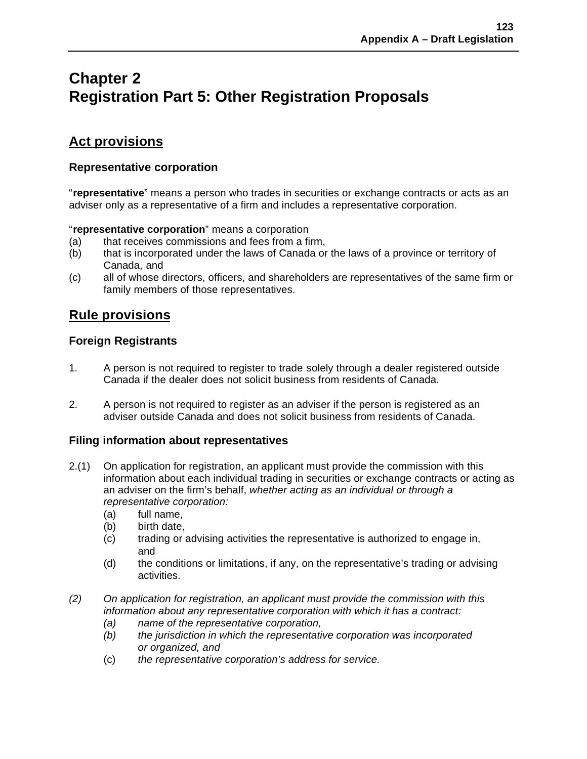# Chapter 2
# Registration Part 5: Other Registration Proposals

## Act provisions

### Representative corporation

"**representative**" means a person who trades in securities or exchange contracts or acts as an adviser only as a representative of a firm and includes a representative corporation.

"**representative corporation**" means a corporation
(a) that receives commissions and fees from a firm,
(b) that is incorporated under the laws of Canada or the laws of a province or territory of Canada, and
(c) all of whose directors, officers, and shareholders are representatives of the same firm or family members of those representatives.

## Rule provisions

### Foreign Registrants

1. A person is not required to register to trade solely through a dealer registered outside Canada if the dealer does not solicit business from residents of Canada.

2. A person is not required to register as an adviser if the person is registered as an adviser outside Canada and does not solicit business from residents of Canada.

### Filing information about representatives

2.(1) On application for registration, an applicant must provide the commission with this information about each individual trading in securities or exchange contracts or acting as an adviser on the firm's behalf, *whether acting as an individual or through a representative corporation:*
  (a) full name,
  (b) birth date,
  (c) trading or advising activities the representative is authorized to engage in, and
  (d) the conditions or limitations, if any, on the representative's trading or advising activities.

*(2) On application for registration, an applicant must provide the commission with this information about any representative corporation with which it has a contract:*
  *(a) name of the representative corporation,*
  *(b) the jurisdiction in which the representative corporation was incorporated or organized, and*
  (c) *the representative corporation's address for service.*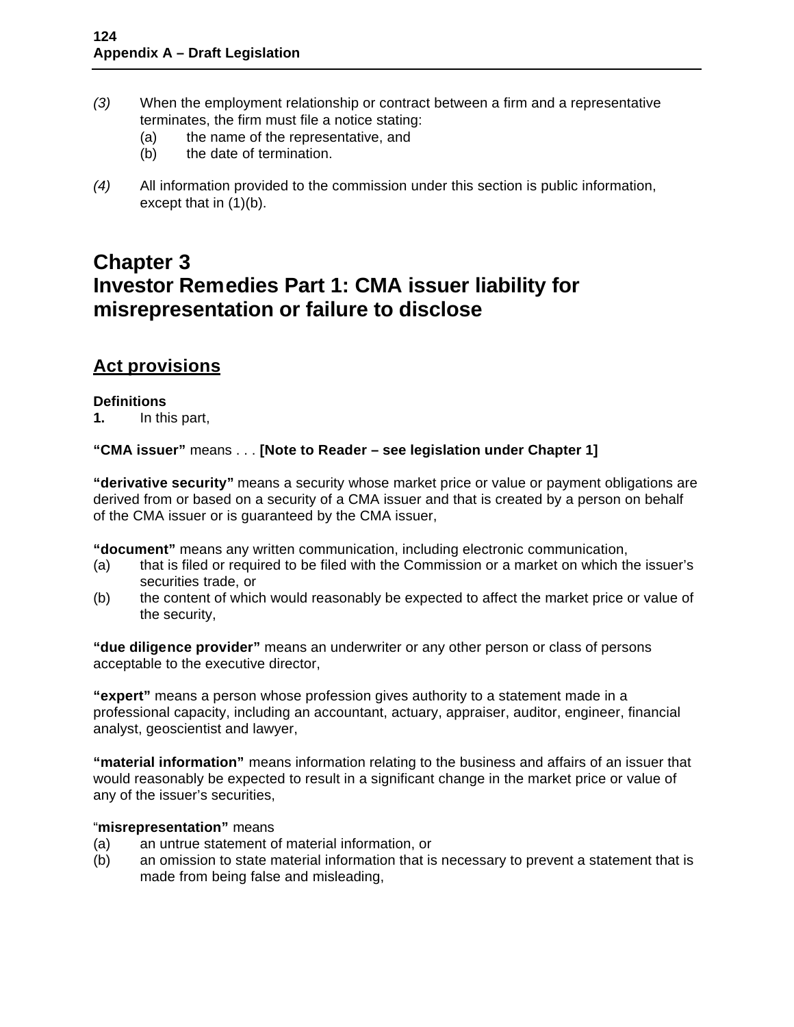*(3)* When the employment relationship or contract between a firm and a representative terminates, the firm must file a notice stating:

(a) the name of the representative, and

(b) the date of termination.

*(4)* All information provided to the commission under this section is public information, except that in (1)(b).

# Chapter 3
# Investor Remedies Part 1: CMA issuer liability for misrepresentation or failure to disclose

## <u>Act provisions</u>

**Definitions**

**1.** In this part,

**"CMA issuer"** means . . . **[Note to Reader – see legislation under Chapter 1]**

**"derivative security"** means a security whose market price or value or payment obligations are derived from or based on a security of a CMA issuer and that is created by a person on behalf of the CMA issuer or is guaranteed by the CMA issuer,

**"document"** means any written communication, including electronic communication,

(a) that is filed or required to be filed with the Commission or a market on which the issuer's securities trade, or

(b) the content of which would reasonably be expected to affect the market price or value of the security,

**"due diligence provider"** means an underwriter or any other person or class of persons acceptable to the executive director,

**"expert"** means a person whose profession gives authority to a statement made in a professional capacity, including an accountant, actuary, appraiser, auditor, engineer, financial analyst, geoscientist and lawyer,

**"material information"** means information relating to the business and affairs of an issuer that would reasonably be expected to result in a significant change in the market price or value of any of the issuer's securities,

"**misrepresentation"** means

(a) an untrue statement of material information, or

(b) an omission to state material information that is necessary to prevent a statement that is made from being false and misleading,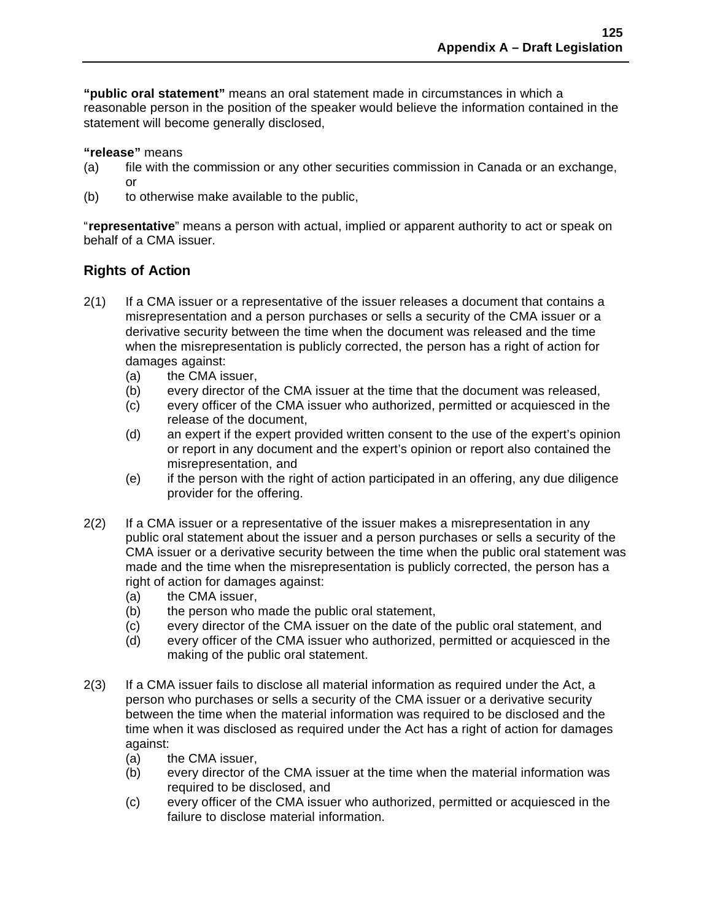**"public oral statement"** means an oral statement made in circumstances in which a reasonable person in the position of the speaker would believe the information contained in the statement will become generally disclosed,

**"release"** means

(a) file with the commission or any other securities commission in Canada or an exchange, or

(b) to otherwise make available to the public,

"**representative**" means a person with actual, implied or apparent authority to act or speak on behalf of a CMA issuer.

## Rights of Action

2(1) If a CMA issuer or a representative of the issuer releases a document that contains a misrepresentation and a person purchases or sells a security of the CMA issuer or a derivative security between the time when the document was released and the time when the misrepresentation is publicly corrected, the person has a right of action for damages against:

- (a) the CMA issuer,
- (b) every director of the CMA issuer at the time that the document was released,
- (c) every officer of the CMA issuer who authorized, permitted or acquiesced in the release of the document,
- (d) an expert if the expert provided written consent to the use of the expert's opinion or report in any document and the expert's opinion or report also contained the misrepresentation, and
- (e) if the person with the right of action participated in an offering, any due diligence provider for the offering.

2(2) If a CMA issuer or a representative of the issuer makes a misrepresentation in any public oral statement about the issuer and a person purchases or sells a security of the CMA issuer or a derivative security between the time when the public oral statement was made and the time when the misrepresentation is publicly corrected, the person has a right of action for damages against:

- (a) the CMA issuer,
- (b) the person who made the public oral statement,
- (c) every director of the CMA issuer on the date of the public oral statement, and
- (d) every officer of the CMA issuer who authorized, permitted or acquiesced in the making of the public oral statement.

2(3) If a CMA issuer fails to disclose all material information as required under the Act, a person who purchases or sells a security of the CMA issuer or a derivative security between the time when the material information was required to be disclosed and the time when it was disclosed as required under the Act has a right of action for damages against:

- (a) the CMA issuer,
- (b) every director of the CMA issuer at the time when the material information was required to be disclosed, and
- (c) every officer of the CMA issuer who authorized, permitted or acquiesced in the failure to disclose material information.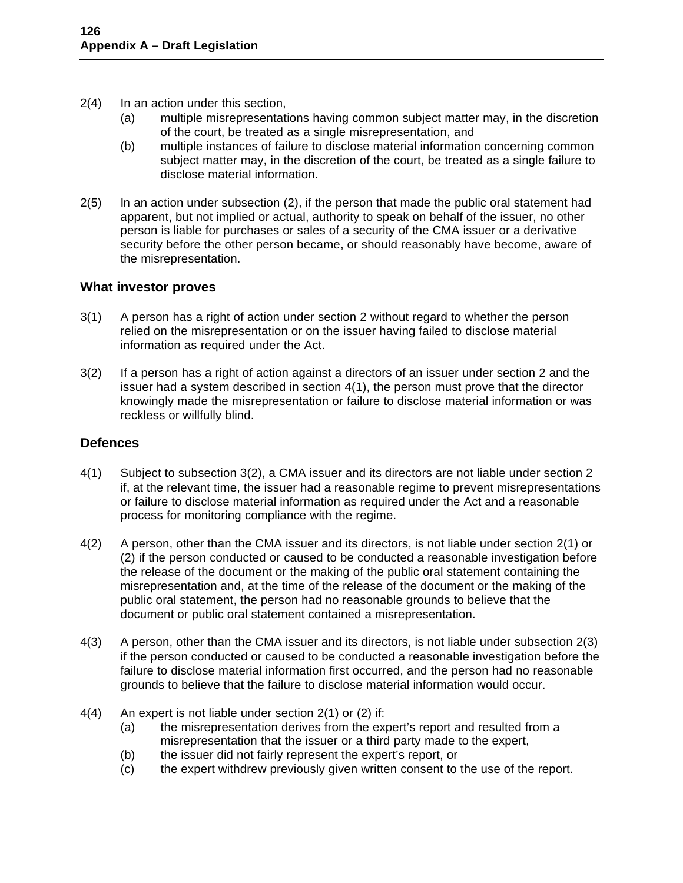2(4) In an action under this section,

   (a) multiple misrepresentations having common subject matter may, in the discretion of the court, be treated as a single misrepresentation, and

   (b) multiple instances of failure to disclose material information concerning common subject matter may, in the discretion of the court, be treated as a single failure to disclose material information.

2(5) In an action under subsection (2), if the person that made the public oral statement had apparent, but not implied or actual, authority to speak on behalf of the issuer, no other person is liable for purchases or sales of a security of the CMA issuer or a derivative security before the other person became, or should reasonably have become, aware of the misrepresentation.

## What investor proves

3(1) A person has a right of action under section 2 without regard to whether the person relied on the misrepresentation or on the issuer having failed to disclose material information as required under the Act.

3(2) If a person has a right of action against a directors of an issuer under section 2 and the issuer had a system described in section 4(1), the person must prove that the director knowingly made the misrepresentation or failure to disclose material information or was reckless or willfully blind.

## Defences

4(1) Subject to subsection 3(2), a CMA issuer and its directors are not liable under section 2 if, at the relevant time, the issuer had a reasonable regime to prevent misrepresentations or failure to disclose material information as required under the Act and a reasonable process for monitoring compliance with the regime.

4(2) A person, other than the CMA issuer and its directors, is not liable under section 2(1) or (2) if the person conducted or caused to be conducted a reasonable investigation before the release of the document or the making of the public oral statement containing the misrepresentation and, at the time of the release of the document or the making of the public oral statement, the person had no reasonable grounds to believe that the document or public oral statement contained a misrepresentation.

4(3) A person, other than the CMA issuer and its directors, is not liable under subsection 2(3) if the person conducted or caused to be conducted a reasonable investigation before the failure to disclose material information first occurred, and the person had no reasonable grounds to believe that the failure to disclose material information would occur.

4(4) An expert is not liable under section 2(1) or (2) if:

   (a) the misrepresentation derives from the expert's report and resulted from a misrepresentation that the issuer or a third party made to the expert,

   (b) the issuer did not fairly represent the expert's report, or

   (c) the expert withdrew previously given written consent to the use of the report.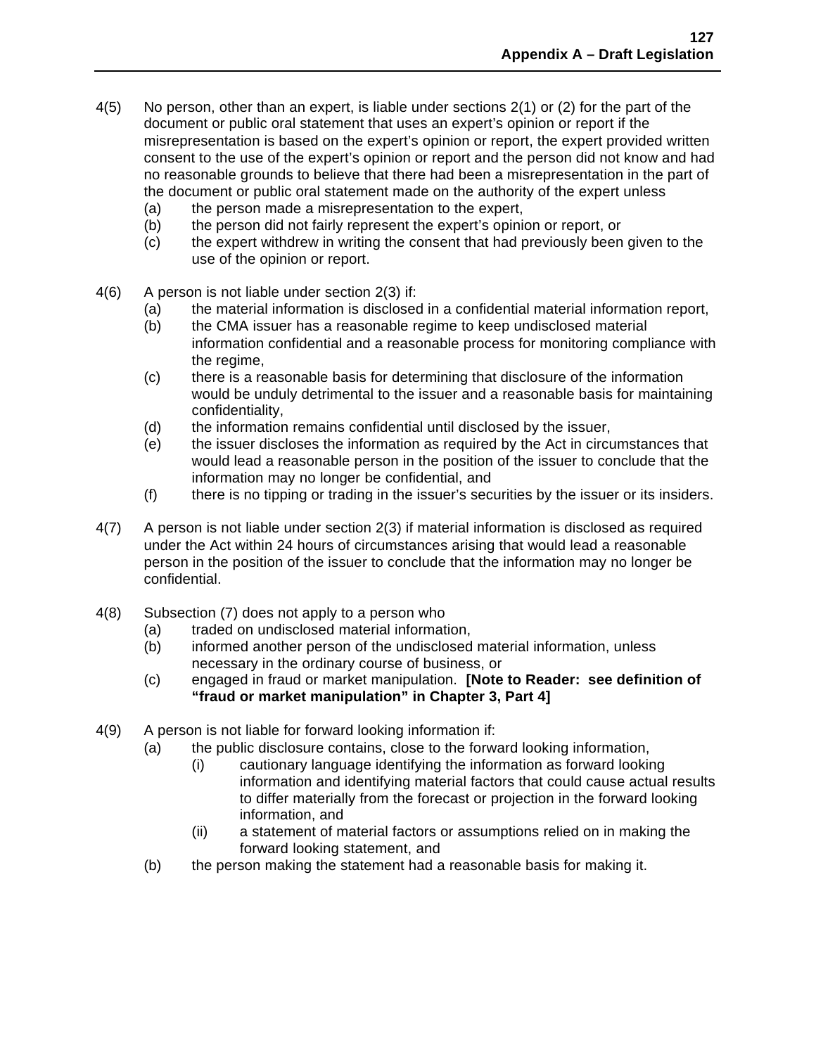4(5) No person, other than an expert, is liable under sections 2(1) or (2) for the part of the document or public oral statement that uses an expert's opinion or report if the misrepresentation is based on the expert's opinion or report, the expert provided written consent to the use of the expert's opinion or report and the person did not know and had no reasonable grounds to believe that there had been a misrepresentation in the part of the document or public oral statement made on the authority of the expert unless

- (a) the person made a misrepresentation to the expert,
- (b) the person did not fairly represent the expert's opinion or report, or
- (c) the expert withdrew in writing the consent that had previously been given to the use of the opinion or report.

4(6) A person is not liable under section 2(3) if:

- (a) the material information is disclosed in a confidential material information report,
- (b) the CMA issuer has a reasonable regime to keep undisclosed material information confidential and a reasonable process for monitoring compliance with the regime,
- (c) there is a reasonable basis for determining that disclosure of the information would be unduly detrimental to the issuer and a reasonable basis for maintaining confidentiality,
- (d) the information remains confidential until disclosed by the issuer,
- (e) the issuer discloses the information as required by the Act in circumstances that would lead a reasonable person in the position of the issuer to conclude that the information may no longer be confidential, and
- (f) there is no tipping or trading in the issuer's securities by the issuer or its insiders.

4(7) A person is not liable under section 2(3) if material information is disclosed as required under the Act within 24 hours of circumstances arising that would lead a reasonable person in the position of the issuer to conclude that the information may no longer be confidential.

4(8) Subsection (7) does not apply to a person who

- (a) traded on undisclosed material information,
- (b) informed another person of the undisclosed material information, unless necessary in the ordinary course of business, or
- (c) engaged in fraud or market manipulation. **[Note to Reader: see definition of "fraud or market manipulation" in Chapter 3, Part 4]**

4(9) A person is not liable for forward looking information if:

- (a) the public disclosure contains, close to the forward looking information,
  - (i) cautionary language identifying the information as forward looking information and identifying material factors that could cause actual results to differ materially from the forecast or projection in the forward looking information, and
  - (ii) a statement of material factors or assumptions relied on in making the forward looking statement, and
- (b) the person making the statement had a reasonable basis for making it.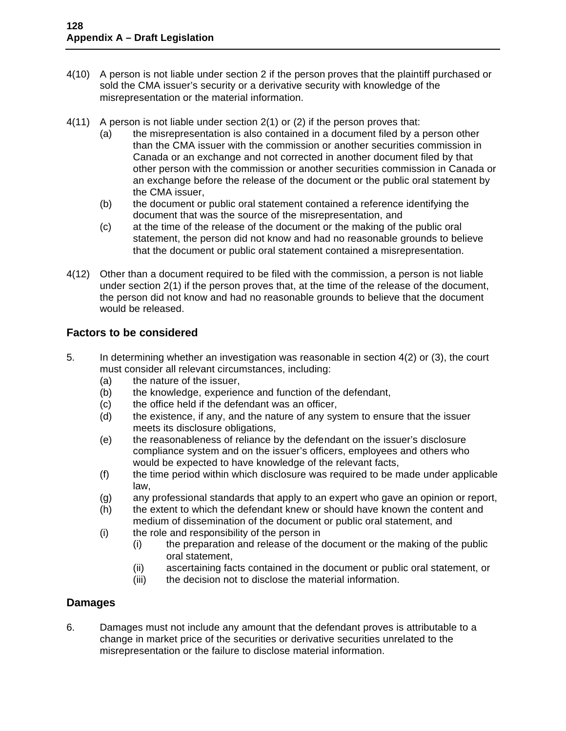4(10) A person is not liable under section 2 if the person proves that the plaintiff purchased or sold the CMA issuer's security or a derivative security with knowledge of the misrepresentation or the material information.

4(11) A person is not liable under section 2(1) or (2) if the person proves that:

- (a) the misrepresentation is also contained in a document filed by a person other than the CMA issuer with the commission or another securities commission in Canada or an exchange and not corrected in another document filed by that other person with the commission or another securities commission in Canada or an exchange before the release of the document or the public oral statement by the CMA issuer,
- (b) the document or public oral statement contained a reference identifying the document that was the source of the misrepresentation, and
- (c) at the time of the release of the document or the making of the public oral statement, the person did not know and had no reasonable grounds to believe that the document or public oral statement contained a misrepresentation.

4(12) Other than a document required to be filed with the commission, a person is not liable under section 2(1) if the person proves that, at the time of the release of the document, the person did not know and had no reasonable grounds to believe that the document would be released.

### Factors to be considered

5. In determining whether an investigation was reasonable in section 4(2) or (3), the court must consider all relevant circumstances, including:

- (a) the nature of the issuer,
- (b) the knowledge, experience and function of the defendant,
- (c) the office held if the defendant was an officer,
- (d) the existence, if any, and the nature of any system to ensure that the issuer meets its disclosure obligations,
- (e) the reasonableness of reliance by the defendant on the issuer's disclosure compliance system and on the issuer's officers, employees and others who would be expected to have knowledge of the relevant facts,
- (f) the time period within which disclosure was required to be made under applicable law,
- (g) any professional standards that apply to an expert who gave an opinion or report,
- (h) the extent to which the defendant knew or should have known the content and medium of dissemination of the document or public oral statement, and
- (i) the role and responsibility of the person in
  - (i) the preparation and release of the document or the making of the public oral statement,
  - (ii) ascertaining facts contained in the document or public oral statement, or
  - (iii) the decision not to disclose the material information.

### Damages

6. Damages must not include any amount that the defendant proves is attributable to a change in market price of the securities or derivative securities unrelated to the misrepresentation or the failure to disclose material information.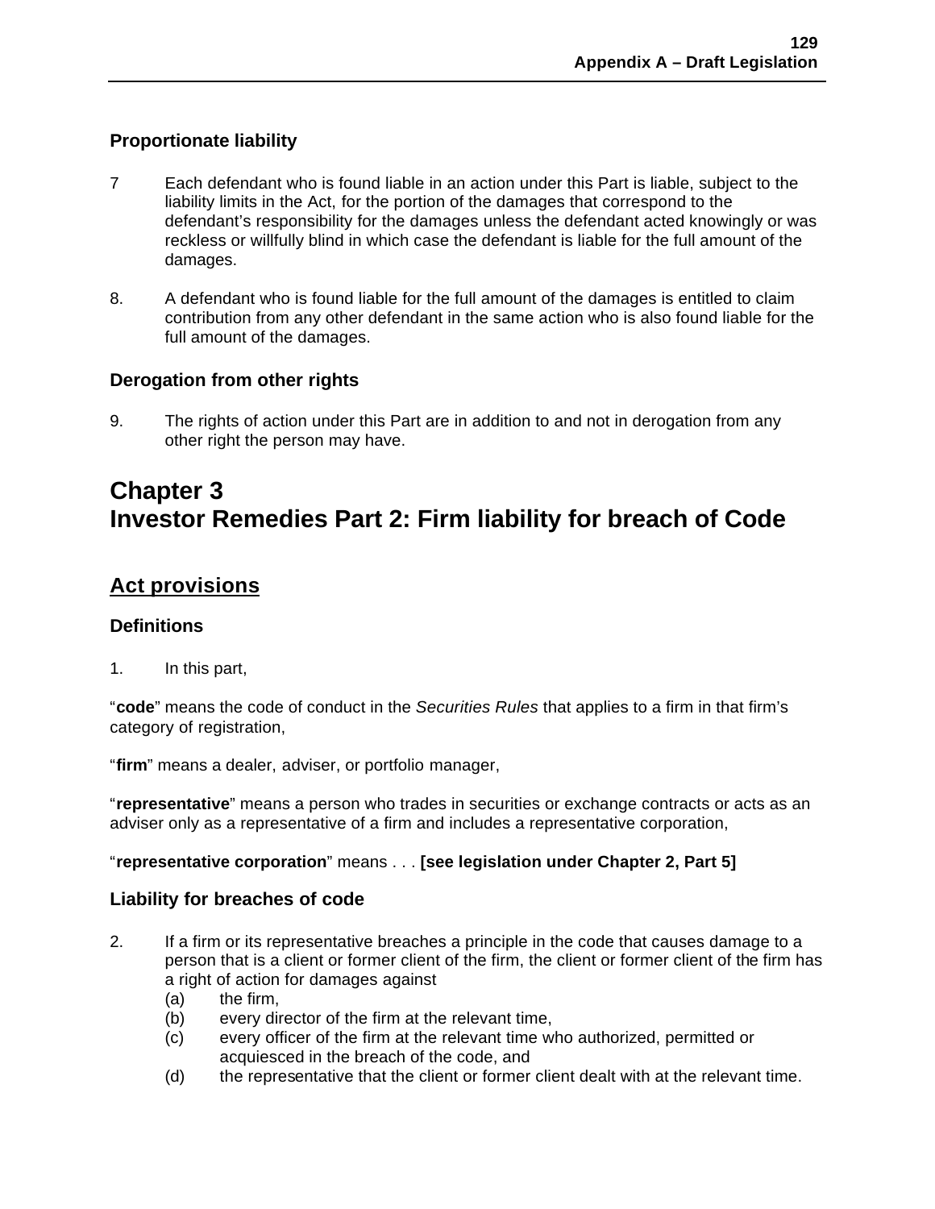### Proportionate liability

7 Each defendant who is found liable in an action under this Part is liable, subject to the liability limits in the Act, for the portion of the damages that correspond to the defendant's responsibility for the damages unless the defendant acted knowingly or was reckless or willfully blind in which case the defendant is liable for the full amount of the damages.

8. A defendant who is found liable for the full amount of the damages is entitled to claim contribution from any other defendant in the same action who is also found liable for the full amount of the damages.

### Derogation from other rights

9. The rights of action under this Part are in addition to and not in derogation from any other right the person may have.

# Chapter 3
# Investor Remedies Part 2: Firm liability for breach of Code

## <u>Act provisions</u>

### Definitions

1. In this part,

"**code**" means the code of conduct in the *Securities Rules* that applies to a firm in that firm's category of registration,

"**firm**" means a dealer, adviser, or portfolio manager,

"**representative**" means a person who trades in securities or exchange contracts or acts as an adviser only as a representative of a firm and includes a representative corporation,

"**representative corporation**" means . . . **[see legislation under Chapter 2, Part 5]**

### Liability for breaches of code

2. If a firm or its representative breaches a principle in the code that causes damage to a person that is a client or former client of the firm, the client or former client of the firm has a right of action for damages against
   (a) the firm,
   (b) every director of the firm at the relevant time,
   (c) every officer of the firm at the relevant time who authorized, permitted or acquiesced in the breach of the code, and
   (d) the representative that the client or former client dealt with at the relevant time.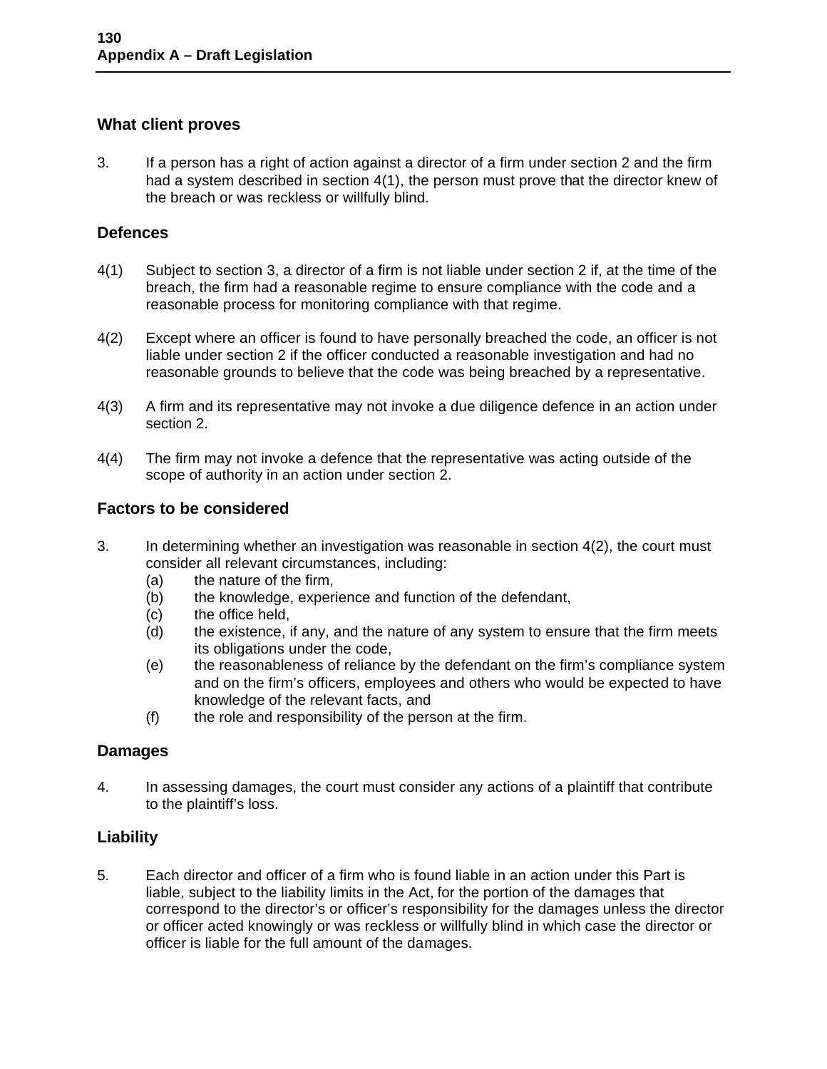### What client proves

3. If a person has a right of action against a director of a firm under section 2 and the firm had a system described in section 4(1), the person must prove that the director knew of the breach or was reckless or willfully blind.

### Defences

4(1) Subject to section 3, a director of a firm is not liable under section 2 if, at the time of the breach, the firm had a reasonable regime to ensure compliance with the code and a reasonable process for monitoring compliance with that regime.

4(2) Except where an officer is found to have personally breached the code, an officer is not liable under section 2 if the officer conducted a reasonable investigation and had no reasonable grounds to believe that the code was being breached by a representative.

4(3) A firm and its representative may not invoke a due diligence defence in an action under section 2.

4(4) The firm may not invoke a defence that the representative was acting outside of the scope of authority in an action under section 2.

### Factors to be considered

3. In determining whether an investigation was reasonable in section 4(2), the court must consider all relevant circumstances, including:
   (a) the nature of the firm,
   (b) the knowledge, experience and function of the defendant,
   (c) the office held,
   (d) the existence, if any, and the nature of any system to ensure that the firm meets its obligations under the code,
   (e) the reasonableness of reliance by the defendant on the firm's compliance system and on the firm's officers, employees and others who would be expected to have knowledge of the relevant facts, and
   (f) the role and responsibility of the person at the firm.

### Damages

4. In assessing damages, the court must consider any actions of a plaintiff that contribute to the plaintiff's loss.

### Liability

5. Each director and officer of a firm who is found liable in an action under this Part is liable, subject to the liability limits in the Act, for the portion of the damages that correspond to the director's or officer's responsibility for the damages unless the director or officer acted knowingly or was reckless or willfully blind in which case the director or officer is liable for the full amount of the damages.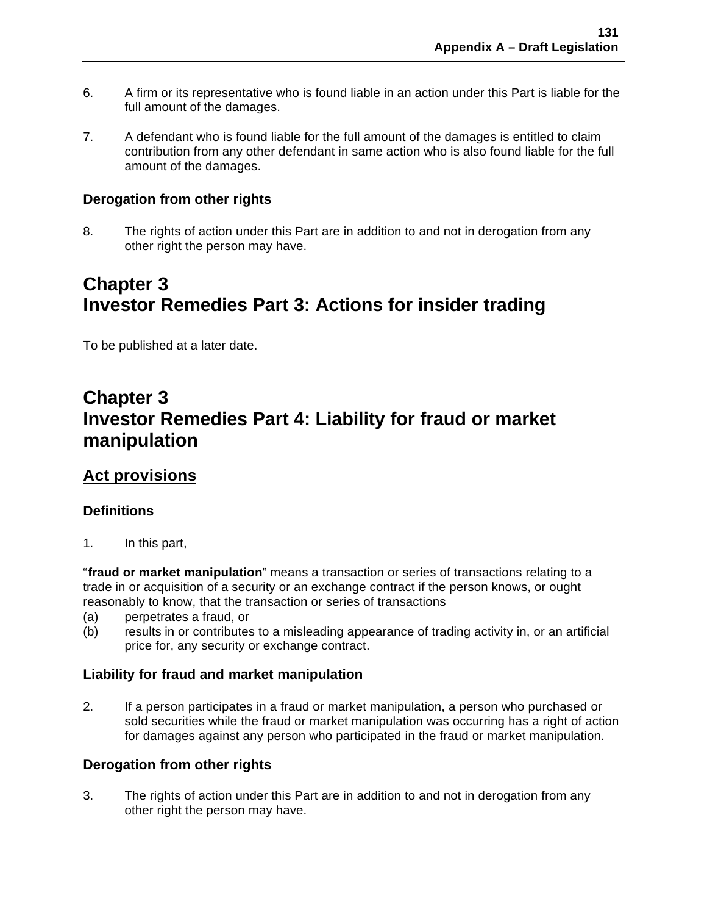6. A firm or its representative who is found liable in an action under this Part is liable for the full amount of the damages.

7. A defendant who is found liable for the full amount of the damages is entitled to claim contribution from any other defendant in same action who is also found liable for the full amount of the damages.

### Derogation from other rights

8. The rights of action under this Part are in addition to and not in derogation from any other right the person may have.

# Chapter 3
# Investor Remedies Part 3: Actions for insider trading

To be published at a later date.

# Chapter 3
# Investor Remedies Part 4: Liability for fraud or market manipulation

## Act provisions

### Definitions

1. In this part,

"**fraud or market manipulation**" means a transaction or series of transactions relating to a trade in or acquisition of a security or an exchange contract if the person knows, or ought reasonably to know, that the transaction or series of transactions

(a) perpetrates a fraud, or

(b) results in or contributes to a misleading appearance of trading activity in, or an artificial price for, any security or exchange contract.

### Liability for fraud and market manipulation

2. If a person participates in a fraud or market manipulation, a person who purchased or sold securities while the fraud or market manipulation was occurring has a right of action for damages against any person who participated in the fraud or market manipulation.

### Derogation from other rights

3. The rights of action under this Part are in addition to and not in derogation from any other right the person may have.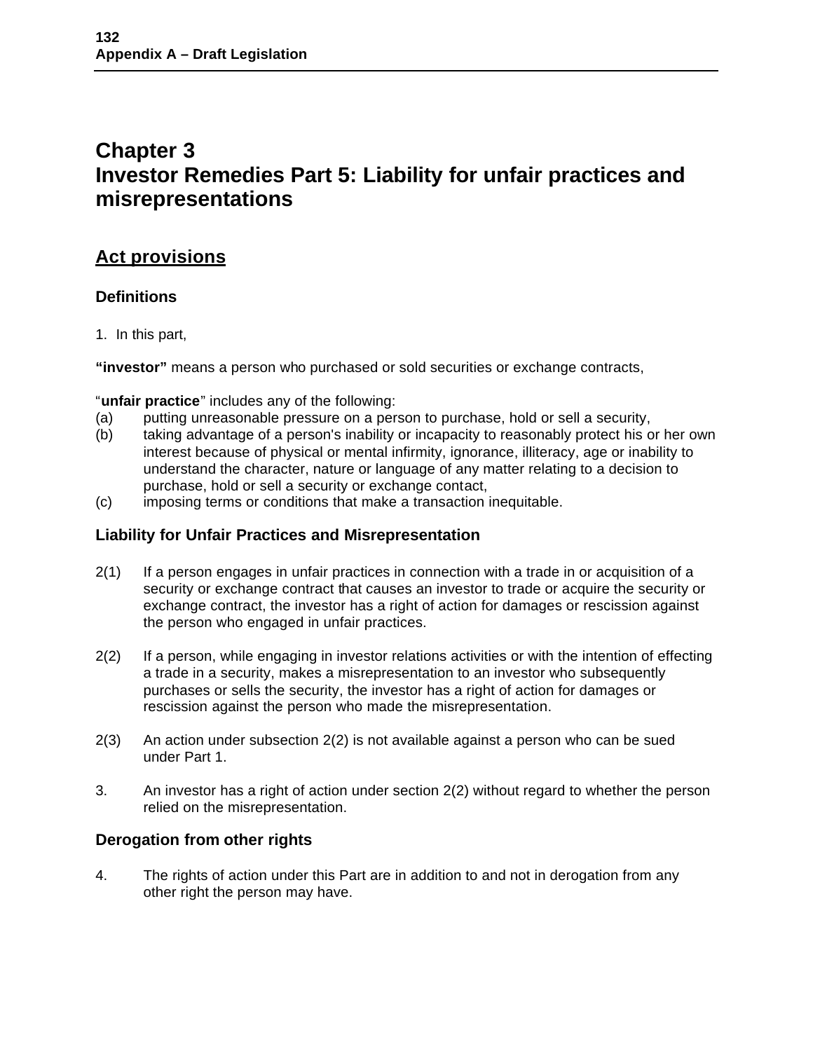# Chapter 3
# Investor Remedies Part 5: Liability for unfair practices and misrepresentations

## Act provisions

### Definitions

1. In this part,

**"investor"** means a person who purchased or sold securities or exchange contracts,

"**unfair practice**" includes any of the following:

(a) putting unreasonable pressure on a person to purchase, hold or sell a security,

(b) taking advantage of a person's inability or incapacity to reasonably protect his or her own interest because of physical or mental infirmity, ignorance, illiteracy, age or inability to understand the character, nature or language of any matter relating to a decision to purchase, hold or sell a security or exchange contact,

(c) imposing terms or conditions that make a transaction inequitable.

### Liability for Unfair Practices and Misrepresentation

2(1) If a person engages in unfair practices in connection with a trade in or acquisition of a security or exchange contract that causes an investor to trade or acquire the security or exchange contract, the investor has a right of action for damages or rescission against the person who engaged in unfair practices.

2(2) If a person, while engaging in investor relations activities or with the intention of effecting a trade in a security, makes a misrepresentation to an investor who subsequently purchases or sells the security, the investor has a right of action for damages or rescission against the person who made the misrepresentation.

2(3) An action under subsection 2(2) is not available against a person who can be sued under Part 1.

3. An investor has a right of action under section 2(2) without regard to whether the person relied on the misrepresentation.

### Derogation from other rights

4. The rights of action under this Part are in addition to and not in derogation from any other right the person may have.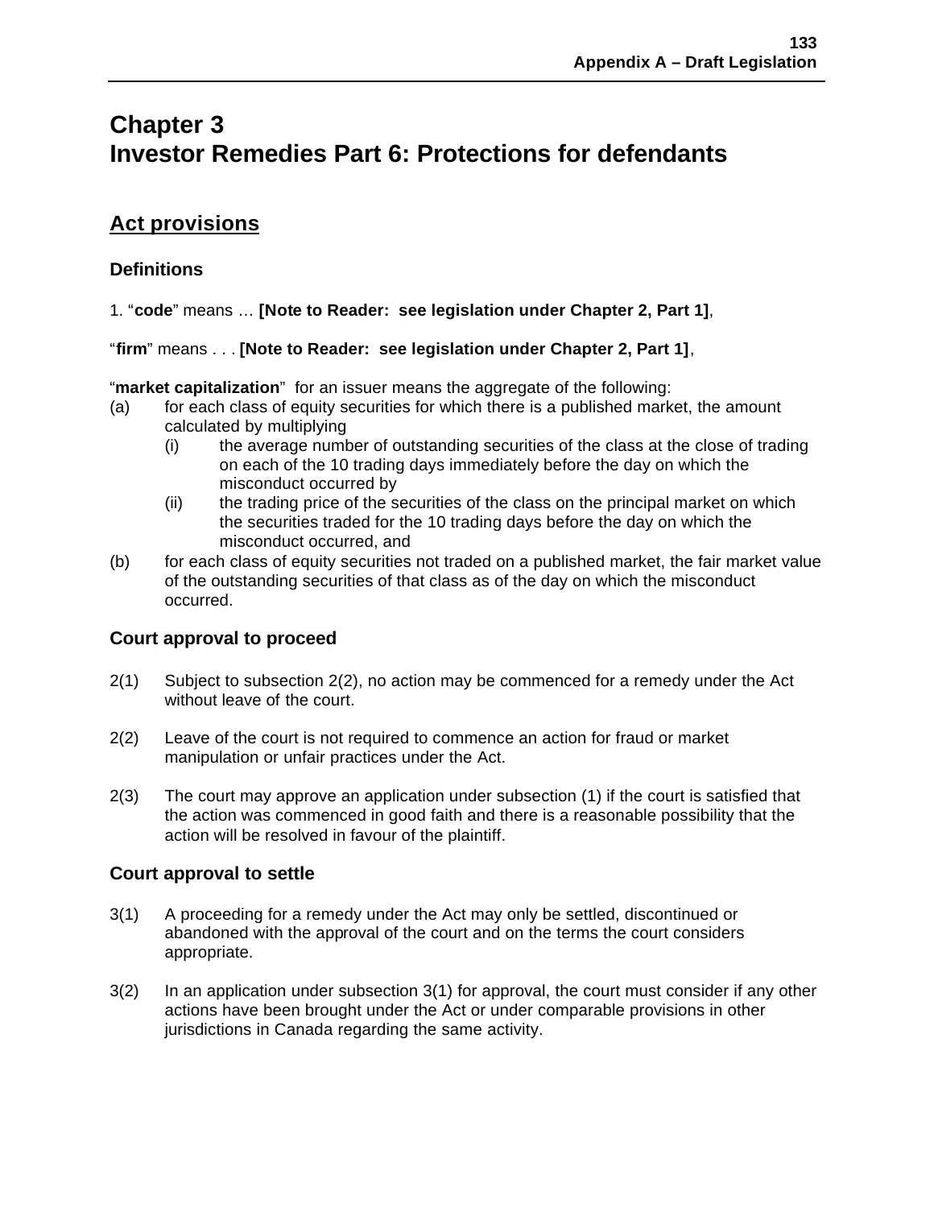# Chapter 3
# Investor Remedies Part 6: Protections for defendants

## Act provisions

### Definitions

1. "**code**" means … **[Note to Reader: see legislation under Chapter 2, Part 1]**,

"**firm**" means . . . **[Note to Reader: see legislation under Chapter 2, Part 1]**,

"**market capitalization**" for an issuer means the aggregate of the following:

(a) for each class of equity securities for which there is a published market, the amount calculated by multiplying
  - (i) the average number of outstanding securities of the class at the close of trading on each of the 10 trading days immediately before the day on which the misconduct occurred by
  - (ii) the trading price of the securities of the class on the principal market on which the securities traded for the 10 trading days before the day on which the misconduct occurred, and

(b) for each class of equity securities not traded on a published market, the fair market value of the outstanding securities of that class as of the day on which the misconduct occurred.

### Court approval to proceed

2(1) Subject to subsection 2(2), no action may be commenced for a remedy under the Act without leave of the court.

2(2) Leave of the court is not required to commence an action for fraud or market manipulation or unfair practices under the Act.

2(3) The court may approve an application under subsection (1) if the court is satisfied that the action was commenced in good faith and there is a reasonable possibility that the action will be resolved in favour of the plaintiff.

### Court approval to settle

3(1) A proceeding for a remedy under the Act may only be settled, discontinued or abandoned with the approval of the court and on the terms the court considers appropriate.

3(2) In an application under subsection 3(1) for approval, the court must consider if any other actions have been brought under the Act or under comparable provisions in other jurisdictions in Canada regarding the same activity.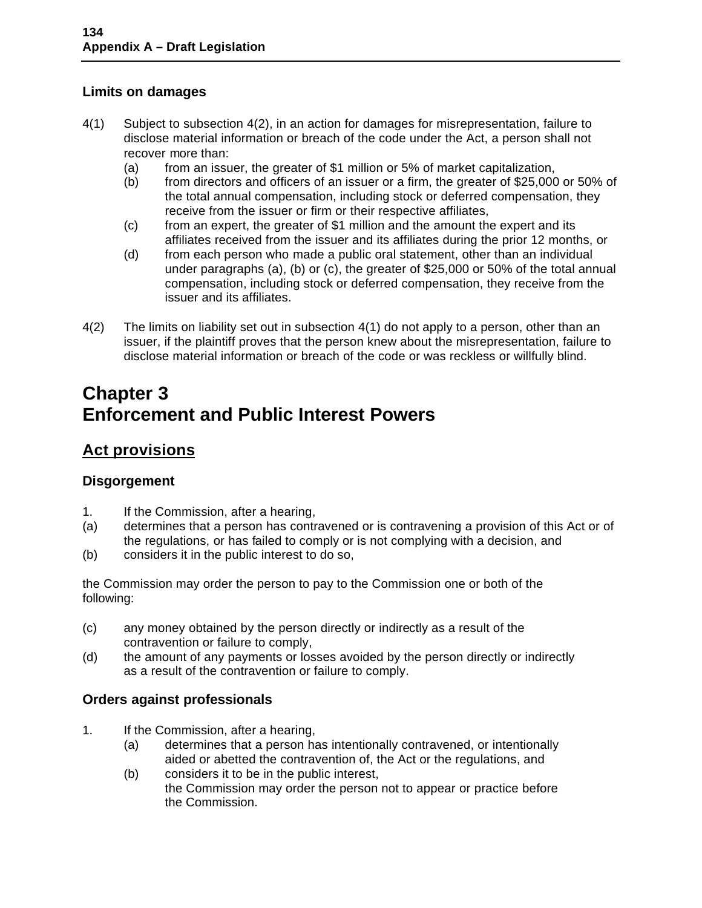### Limits on damages

4(1) Subject to subsection 4(2), in an action for damages for misrepresentation, failure to disclose material information or breach of the code under the Act, a person shall not recover more than:

(a) from an issuer, the greater of $1 million or 5% of market capitalization,

(b) from directors and officers of an issuer or a firm, the greater of $25,000 or 50% of the total annual compensation, including stock or deferred compensation, they receive from the issuer or firm or their respective affiliates,

(c) from an expert, the greater of $1 million and the amount the expert and its affiliates received from the issuer and its affiliates during the prior 12 months, or

(d) from each person who made a public oral statement, other than an individual under paragraphs (a), (b) or (c), the greater of $25,000 or 50% of the total annual compensation, including stock or deferred compensation, they receive from the issuer and its affiliates.

4(2) The limits on liability set out in subsection 4(1) do not apply to a person, other than an issuer, if the plaintiff proves that the person knew about the misrepresentation, failure to disclose material information or breach of the code or was reckless or willfully blind.

# Chapter 3
# Enforcement and Public Interest Powers

## Act provisions

### Disgorgement

1. If the Commission, after a hearing,

(a) determines that a person has contravened or is contravening a provision of this Act or of the regulations, or has failed to comply or is not complying with a decision, and

(b) considers it in the public interest to do so,

the Commission may order the person to pay to the Commission one or both of the following:

(c) any money obtained by the person directly or indirectly as a result of the contravention or failure to comply,

(d) the amount of any payments or losses avoided by the person directly or indirectly as a result of the contravention or failure to comply.

### Orders against professionals

1. If the Commission, after a hearing,

(a) determines that a person has intentionally contravened, or intentionally aided or abetted the contravention of, the Act or the regulations, and

(b) considers it to be in the public interest,
the Commission may order the person not to appear or practice before the Commission.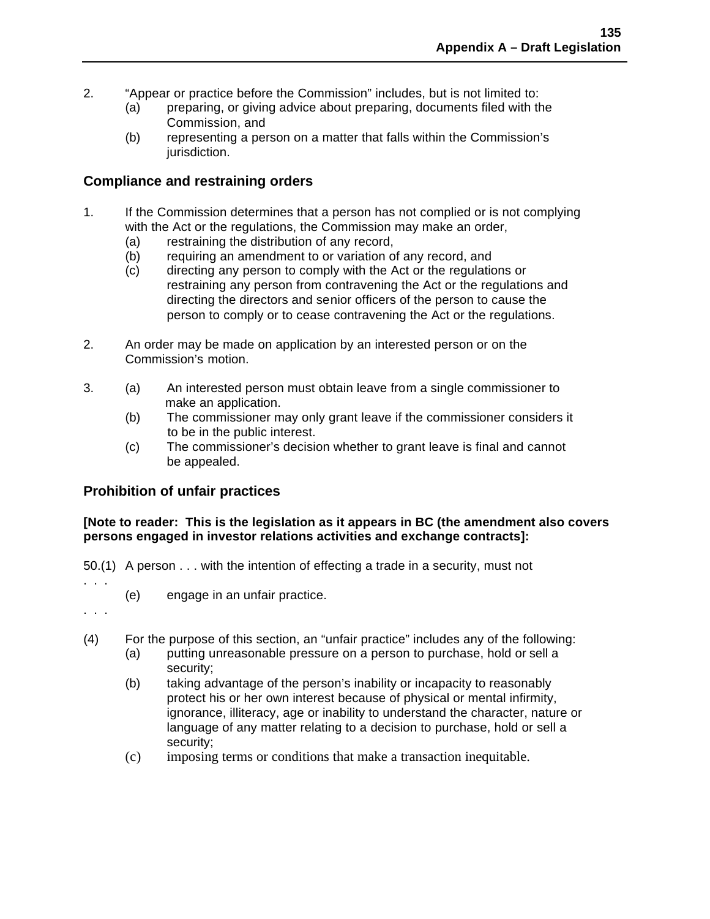2. "Appear or practice before the Commission" includes, but is not limited to:
   - (a) preparing, or giving advice about preparing, documents filed with the Commission, and
   - (b) representing a person on a matter that falls within the Commission's jurisdiction.

### Compliance and restraining orders

1. If the Commission determines that a person has not complied or is not complying with the Act or the regulations, the Commission may make an order,
   - (a) restraining the distribution of any record,
   - (b) requiring an amendment to or variation of any record, and
   - (c) directing any person to comply with the Act or the regulations or restraining any person from contravening the Act or the regulations and directing the directors and senior officers of the person to cause the person to comply or to cease contravening the Act or the regulations.

2. An order may be made on application by an interested person or on the Commission's motion.

3. (a) An interested person must obtain leave from a single commissioner to make an application.
   - (b) The commissioner may only grant leave if the commissioner considers it to be in the public interest.
   - (c) The commissioner's decision whether to grant leave is final and cannot be appealed.

### Prohibition of unfair practices

**[Note to reader: This is the legislation as it appears in BC (the amendment also covers persons engaged in investor relations activities and exchange contracts]:**

50.(1) A person . . . with the intention of effecting a trade in a security, must not

. . .

(e) engage in an unfair practice.

. . .

(4) For the purpose of this section, an "unfair practice" includes any of the following:
   - (a) putting unreasonable pressure on a person to purchase, hold or sell a security;
   - (b) taking advantage of the person's inability or incapacity to reasonably protect his or her own interest because of physical or mental infirmity, ignorance, illiteracy, age or inability to understand the character, nature or language of any matter relating to a decision to purchase, hold or sell a security;
   - (c) imposing terms or conditions that make a transaction inequitable.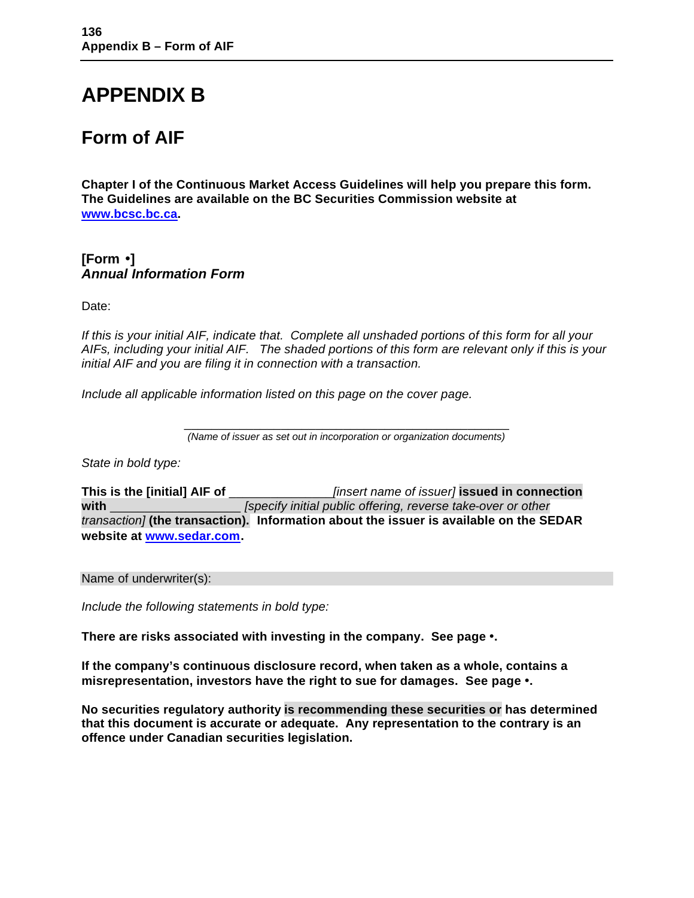# APPENDIX B

## Form of AIF

**Chapter I of the Continuous Market Access Guidelines will help you prepare this form. The Guidelines are available on the BC Securities Commission website at [www.bcsc.bc.ca](www.bcsc.bc.ca).**

**[Form •]**
***Annual Information Form***

Date:

*If this is your initial AIF, indicate that. Complete all unshaded portions of this form for all your AIFs, including your initial AIF. The shaded portions of this form are relevant only if this is your initial AIF and you are filing it in connection with a transaction.*

*Include all applicable information listed on this page on the cover page.*

_______________________________________________
*(Name of issuer as set out in incorporation or organization documents)*

*State in bold type:*

**This is the [initial] AIF of** _______________ *[insert name of issuer]* **issued in connection with** ___________________ *[specify initial public offering, reverse take-over or other transaction]* **(the transaction). Information about the issuer is available on the SEDAR website at [www.sedar.com](www.sedar.com).**

Name of underwriter(s):

*Include the following statements in bold type:*

**There are risks associated with investing in the company. See page •.**

**If the company's continuous disclosure record, when taken as a whole, contains a misrepresentation, investors have the right to sue for damages. See page •.**

**No securities regulatory authority is recommending these securities or has determined that this document is accurate or adequate. Any representation to the contrary is an offence under Canadian securities legislation.**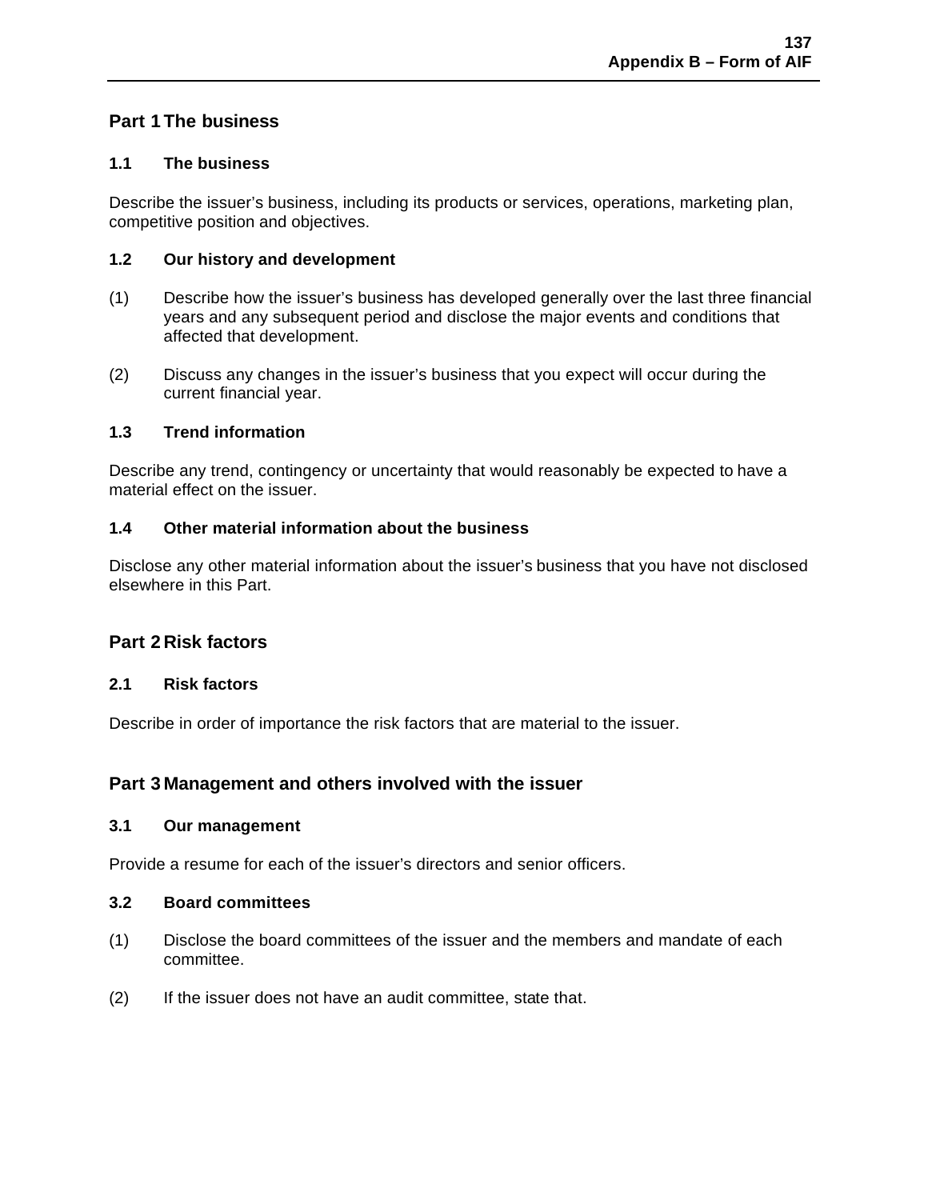## Part 1 The business

### 1.1 The business

Describe the issuer's business, including its products or services, operations, marketing plan, competitive position and objectives.

### 1.2 Our history and development

(1) Describe how the issuer's business has developed generally over the last three financial years and any subsequent period and disclose the major events and conditions that affected that development.

(2) Discuss any changes in the issuer's business that you expect will occur during the current financial year.

### 1.3 Trend information

Describe any trend, contingency or uncertainty that would reasonably be expected to have a material effect on the issuer.

### 1.4 Other material information about the business

Disclose any other material information about the issuer's business that you have not disclosed elsewhere in this Part.

## Part 2 Risk factors

### 2.1 Risk factors

Describe in order of importance the risk factors that are material to the issuer.

## Part 3 Management and others involved with the issuer

### 3.1 Our management

Provide a resume for each of the issuer's directors and senior officers.

### 3.2 Board committees

(1) Disclose the board committees of the issuer and the members and mandate of each committee.

(2) If the issuer does not have an audit committee, state that.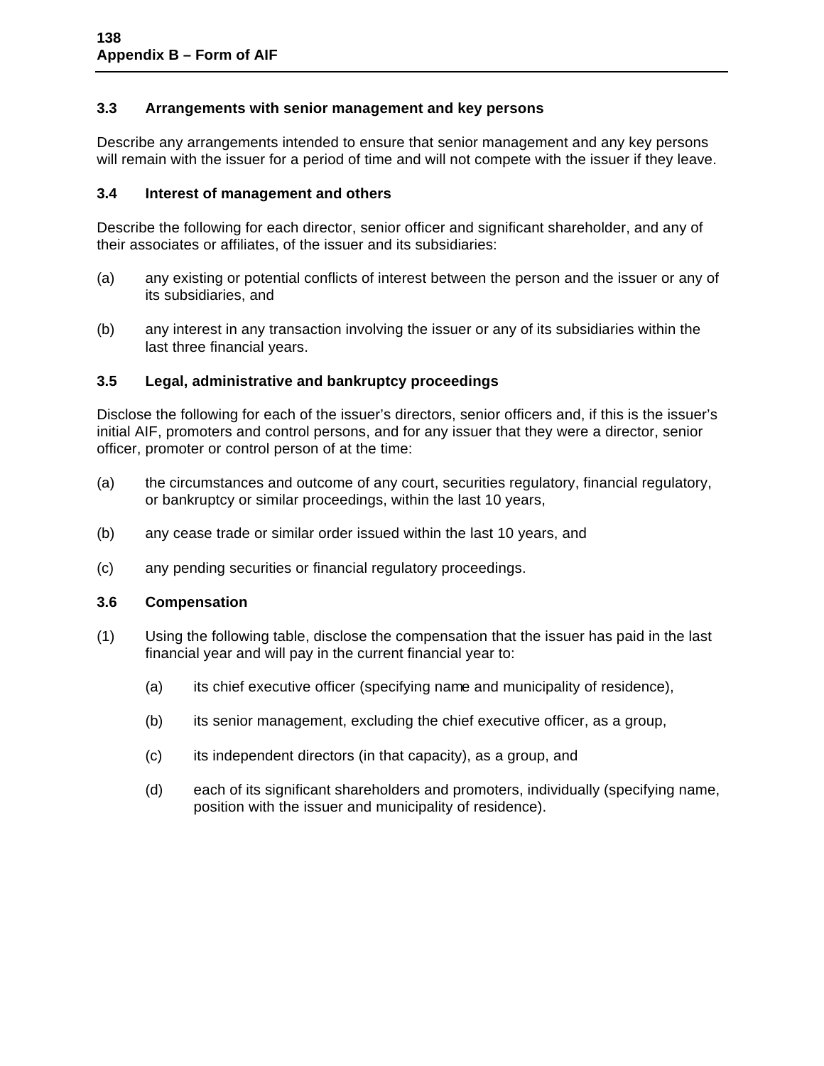### 3.3 Arrangements with senior management and key persons

Describe any arrangements intended to ensure that senior management and any key persons will remain with the issuer for a period of time and will not compete with the issuer if they leave.

### 3.4 Interest of management and others

Describe the following for each director, senior officer and significant shareholder, and any of their associates or affiliates, of the issuer and its subsidiaries:

(a) any existing or potential conflicts of interest between the person and the issuer or any of its subsidiaries, and

(b) any interest in any transaction involving the issuer or any of its subsidiaries within the last three financial years.

### 3.5 Legal, administrative and bankruptcy proceedings

Disclose the following for each of the issuer's directors, senior officers and, if this is the issuer's initial AIF, promoters and control persons, and for any issuer that they were a director, senior officer, promoter or control person of at the time:

(a) the circumstances and outcome of any court, securities regulatory, financial regulatory, or bankruptcy or similar proceedings, within the last 10 years,

(b) any cease trade or similar order issued within the last 10 years, and

(c) any pending securities or financial regulatory proceedings.

### 3.6 Compensation

(1) Using the following table, disclose the compensation that the issuer has paid in the last financial year and will pay in the current financial year to:

   (a) its chief executive officer (specifying name and municipality of residence),

   (b) its senior management, excluding the chief executive officer, as a group,

   (c) its independent directors (in that capacity), as a group, and

   (d) each of its significant shareholders and promoters, individually (specifying name, position with the issuer and municipality of residence).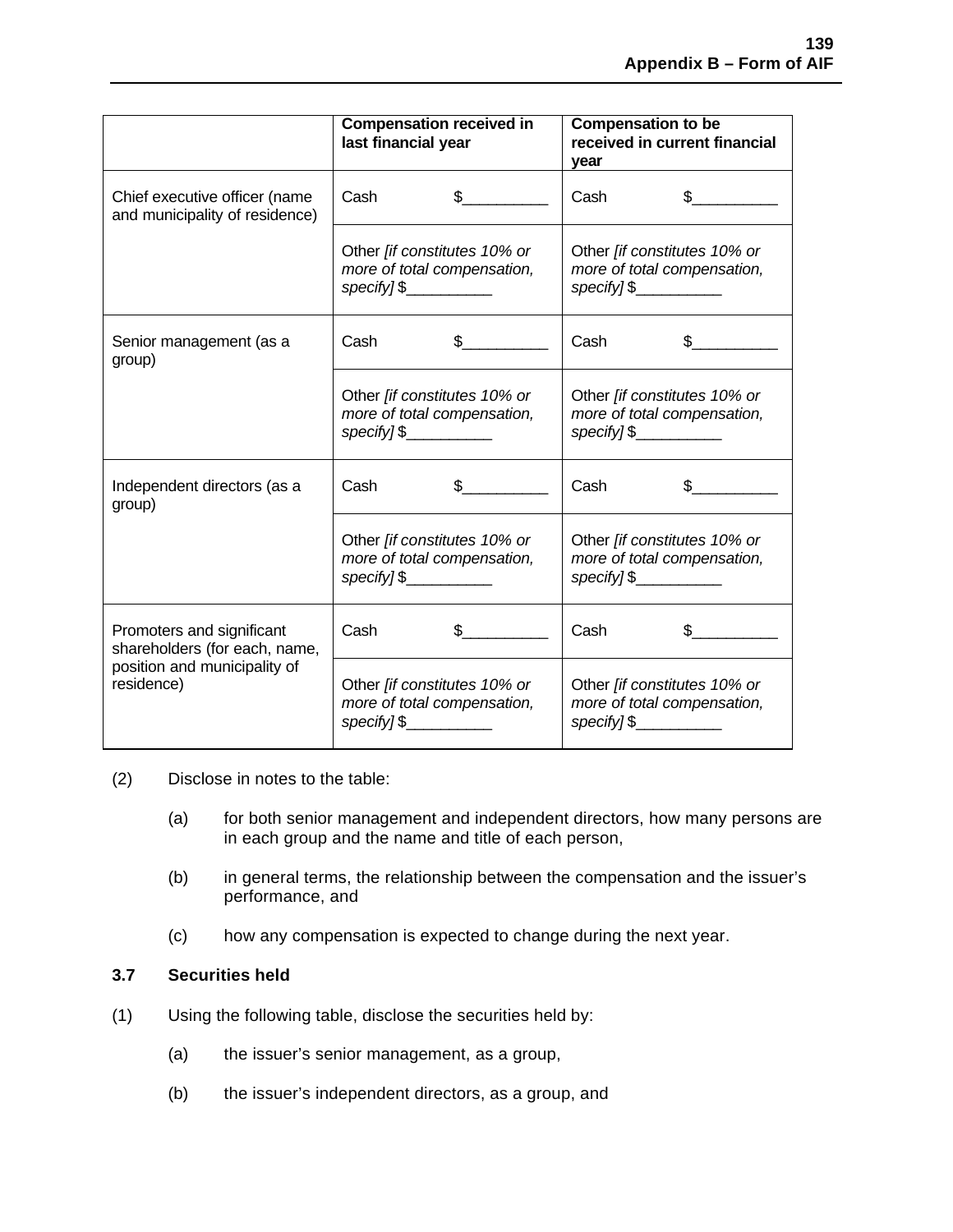| | Compensation received in last financial year | Compensation to be received in current financial year |
|---|---|---|
| Chief executive officer (name and municipality of residence) | Cash $__________ | Cash $__________ |
| | Other *[if constitutes 10% or more of total compensation, specify]* $__________ | Other *[if constitutes 10% or more of total compensation, specify]* $__________ |
| Senior management (as a group) | Cash $__________ | Cash $__________ |
| | Other *[if constitutes 10% or more of total compensation, specify]* $__________ | Other *[if constitutes 10% or more of total compensation, specify]* $__________ |
| Independent directors (as a group) | Cash $__________ | Cash $__________ |
| | Other *[if constitutes 10% or more of total compensation, specify]* $__________ | Other *[if constitutes 10% or more of total compensation, specify]* $__________ |
| Promoters and significant shareholders (for each, name, position and municipality of residence) | Cash $__________ | Cash $__________ |
| | Other *[if constitutes 10% or more of total compensation, specify]* $__________ | Other *[if constitutes 10% or more of total compensation, specify]* $__________ |

(2) Disclose in notes to the table:

(a) for both senior management and independent directors, how many persons are in each group and the name and title of each person,

(b) in general terms, the relationship between the compensation and the issuer's performance, and

(c) how any compensation is expected to change during the next year.

### 3.7 Securities held

(1) Using the following table, disclose the securities held by:

(a) the issuer's senior management, as a group,

(b) the issuer's independent directors, as a group, and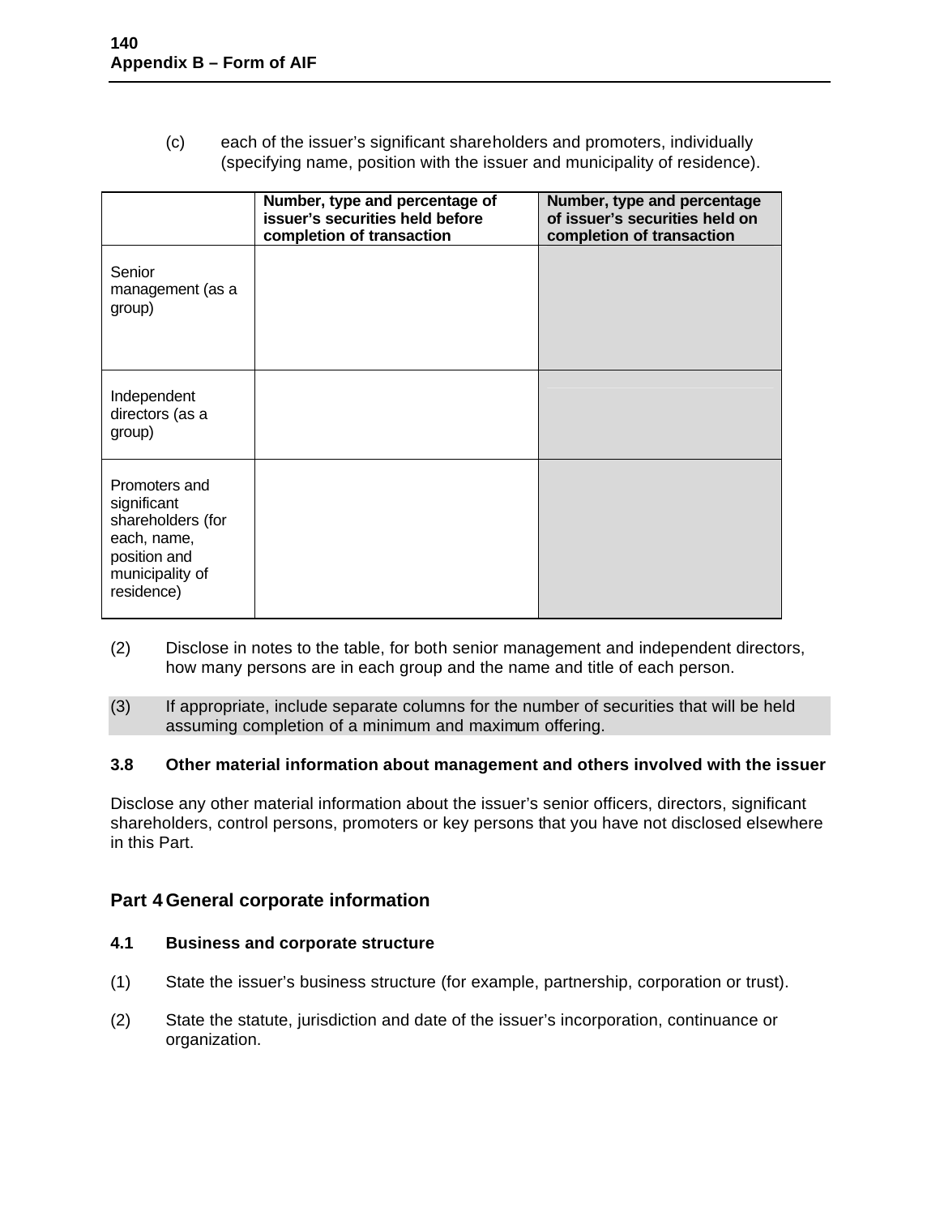(c) each of the issuer's significant shareholders and promoters, individually (specifying name, position with the issuer and municipality of residence).

| | Number, type and percentage of issuer's securities held before completion of transaction | Number, type and percentage of issuer's securities held on completion of transaction |
|---|---|---|
| Senior management (as a group) | | |
| Independent directors (as a group) | | |
| Promoters and significant shareholders (for each, name, position and municipality of residence) | | |

(2) Disclose in notes to the table, for both senior management and independent directors, how many persons are in each group and the name and title of each person.

(3) If appropriate, include separate columns for the number of securities that will be held assuming completion of a minimum and maximum offering.

### 3.8 Other material information about management and others involved with the issuer

Disclose any other material information about the issuer's senior officers, directors, significant shareholders, control persons, promoters or key persons that you have not disclosed elsewhere in this Part.

## Part 4 General corporate information

### 4.1 Business and corporate structure

(1) State the issuer's business structure (for example, partnership, corporation or trust).

(2) State the statute, jurisdiction and date of the issuer's incorporation, continuance or organization.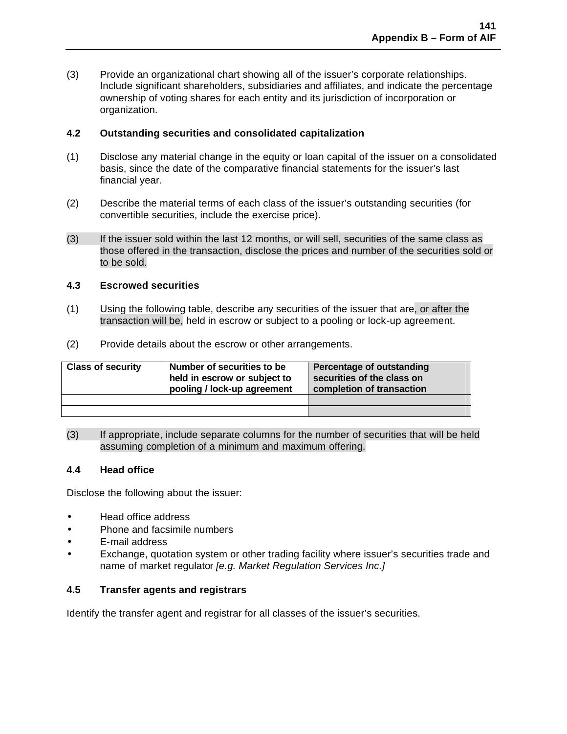(3) Provide an organizational chart showing all of the issuer's corporate relationships. Include significant shareholders, subsidiaries and affiliates, and indicate the percentage ownership of voting shares for each entity and its jurisdiction of incorporation or organization.

### 4.2 Outstanding securities and consolidated capitalization

(1) Disclose any material change in the equity or loan capital of the issuer on a consolidated basis, since the date of the comparative financial statements for the issuer's last financial year.

(2) Describe the material terms of each class of the issuer's outstanding securities (for convertible securities, include the exercise price).

(3) If the issuer sold within the last 12 months, or will sell, securities of the same class as those offered in the transaction, disclose the prices and number of the securities sold or to be sold.

### 4.3 Escrowed securities

(1) Using the following table, describe any securities of the issuer that are, or after the transaction will be, held in escrow or subject to a pooling or lock-up agreement.

(2) Provide details about the escrow or other arrangements.

| Class of security | Number of securities to be held in escrow or subject to pooling / lock-up agreement | Percentage of outstanding securities of the class on completion of transaction |
|---|---|---|
| | | |
| | | |

(3) If appropriate, include separate columns for the number of securities that will be held assuming completion of a minimum and maximum offering.

### 4.4 Head office

Disclose the following about the issuer:

- Head office address
- Phone and facsimile numbers
- E-mail address
- Exchange, quotation system or other trading facility where issuer's securities trade and name of market regulator *[e.g. Market Regulation Services Inc.]*

### 4.5 Transfer agents and registrars

Identify the transfer agent and registrar for all classes of the issuer's securities.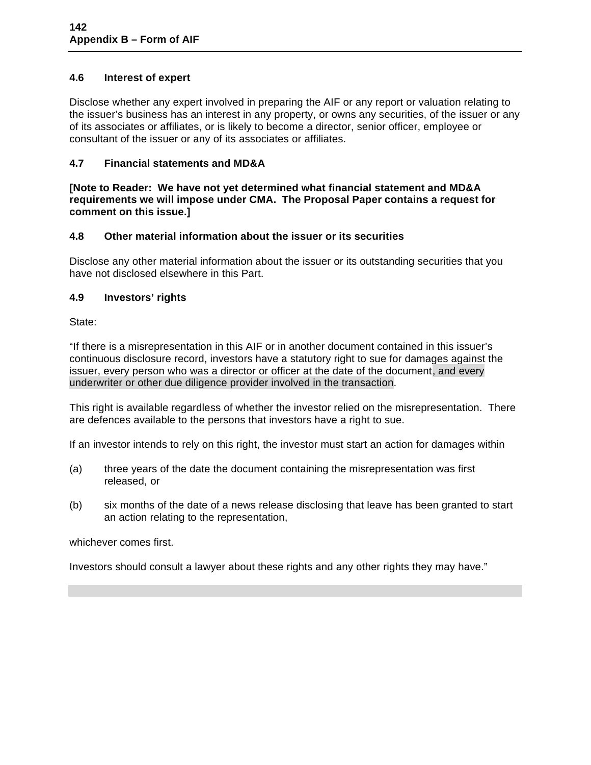### 4.6 Interest of expert

Disclose whether any expert involved in preparing the AIF or any report or valuation relating to the issuer's business has an interest in any property, or owns any securities, of the issuer or any of its associates or affiliates, or is likely to become a director, senior officer, employee or consultant of the issuer or any of its associates or affiliates.

### 4.7 Financial statements and MD&A

**[Note to Reader: We have not yet determined what financial statement and MD&A requirements we will impose under CMA. The Proposal Paper contains a request for comment on this issue.]**

### 4.8 Other material information about the issuer or its securities

Disclose any other material information about the issuer or its outstanding securities that you have not disclosed elsewhere in this Part.

### 4.9 Investors' rights

State:

"If there is a misrepresentation in this AIF or in another document contained in this issuer's continuous disclosure record, investors have a statutory right to sue for damages against the issuer, every person who was a director or officer at the date of the document, and every underwriter or other due diligence provider involved in the transaction.

This right is available regardless of whether the investor relied on the misrepresentation. There are defences available to the persons that investors have a right to sue.

If an investor intends to rely on this right, the investor must start an action for damages within

(a) three years of the date the document containing the misrepresentation was first released, or

(b) six months of the date of a news release disclosing that leave has been granted to start an action relating to the representation,

whichever comes first.

Investors should consult a lawyer about these rights and any other rights they may have."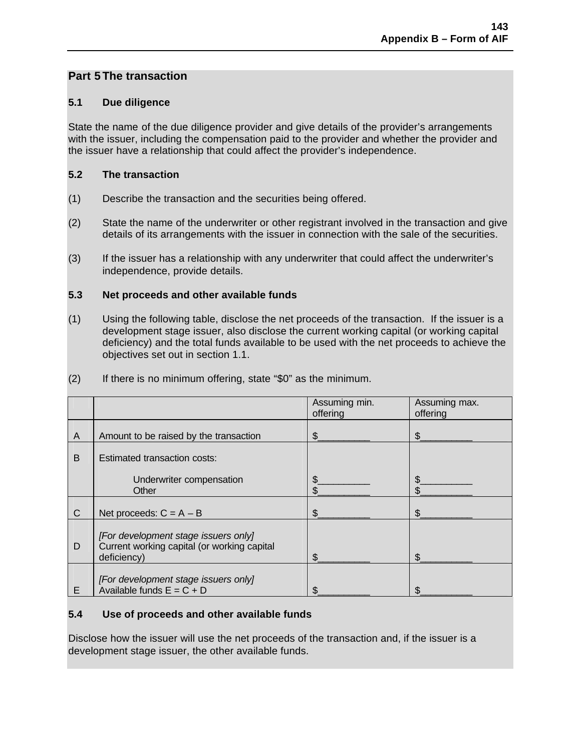## Part 5 The transaction

### 5.1 Due diligence

State the name of the due diligence provider and give details of the provider's arrangements with the issuer, including the compensation paid to the provider and whether the provider and the issuer have a relationship that could affect the provider's independence.

### 5.2 The transaction

(1) Describe the transaction and the securities being offered.

(2) State the name of the underwriter or other registrant involved in the transaction and give details of its arrangements with the issuer in connection with the sale of the securities.

(3) If the issuer has a relationship with any underwriter that could affect the underwriter's independence, provide details.

### 5.3 Net proceeds and other available funds

(1) Using the following table, disclose the net proceeds of the transaction. If the issuer is a development stage issuer, also disclose the current working capital (or working capital deficiency) and the total funds available to be used with the net proceeds to achieve the objectives set out in section 1.1.

(2) If there is no minimum offering, state "$0" as the minimum.

| | | Assuming min. offering | Assuming max. offering |
|---|---|---|---|
| A | Amount to be raised by the transaction | $__________ | $__________ |
| B | Estimated transaction costs:<br>Underwriter compensation<br>Other | <br>$__________<br>$__________ | <br>$__________<br>$__________ |
| C | Net proceeds: C = A – B | $__________ | $__________ |
| D | *[For development stage issuers only]*<br>Current working capital (or working capital deficiency) | $__________ | $__________ |
| E | *[For development stage issuers only]*<br>Available funds E = C + D | $__________ | $__________ |

### 5.4 Use of proceeds and other available funds

Disclose how the issuer will use the net proceeds of the transaction and, if the issuer is a development stage issuer, the other available funds.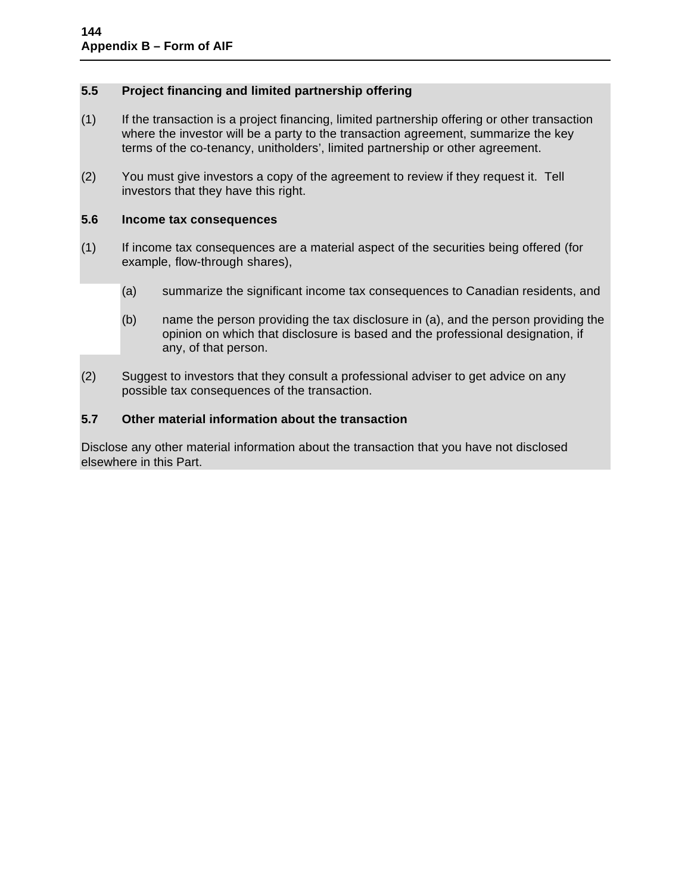### 5.5 Project financing and limited partnership offering

(1) If the transaction is a project financing, limited partnership offering or other transaction where the investor will be a party to the transaction agreement, summarize the key terms of the co-tenancy, unitholders', limited partnership or other agreement.

(2) You must give investors a copy of the agreement to review if they request it. Tell investors that they have this right.

### 5.6 Income tax consequences

(1) If income tax consequences are a material aspect of the securities being offered (for example, flow-through shares),

(a) summarize the significant income tax consequences to Canadian residents, and

(b) name the person providing the tax disclosure in (a), and the person providing the opinion on which that disclosure is based and the professional designation, if any, of that person.

(2) Suggest to investors that they consult a professional adviser to get advice on any possible tax consequences of the transaction.

### 5.7 Other material information about the transaction

Disclose any other material information about the transaction that you have not disclosed elsewhere in this Part.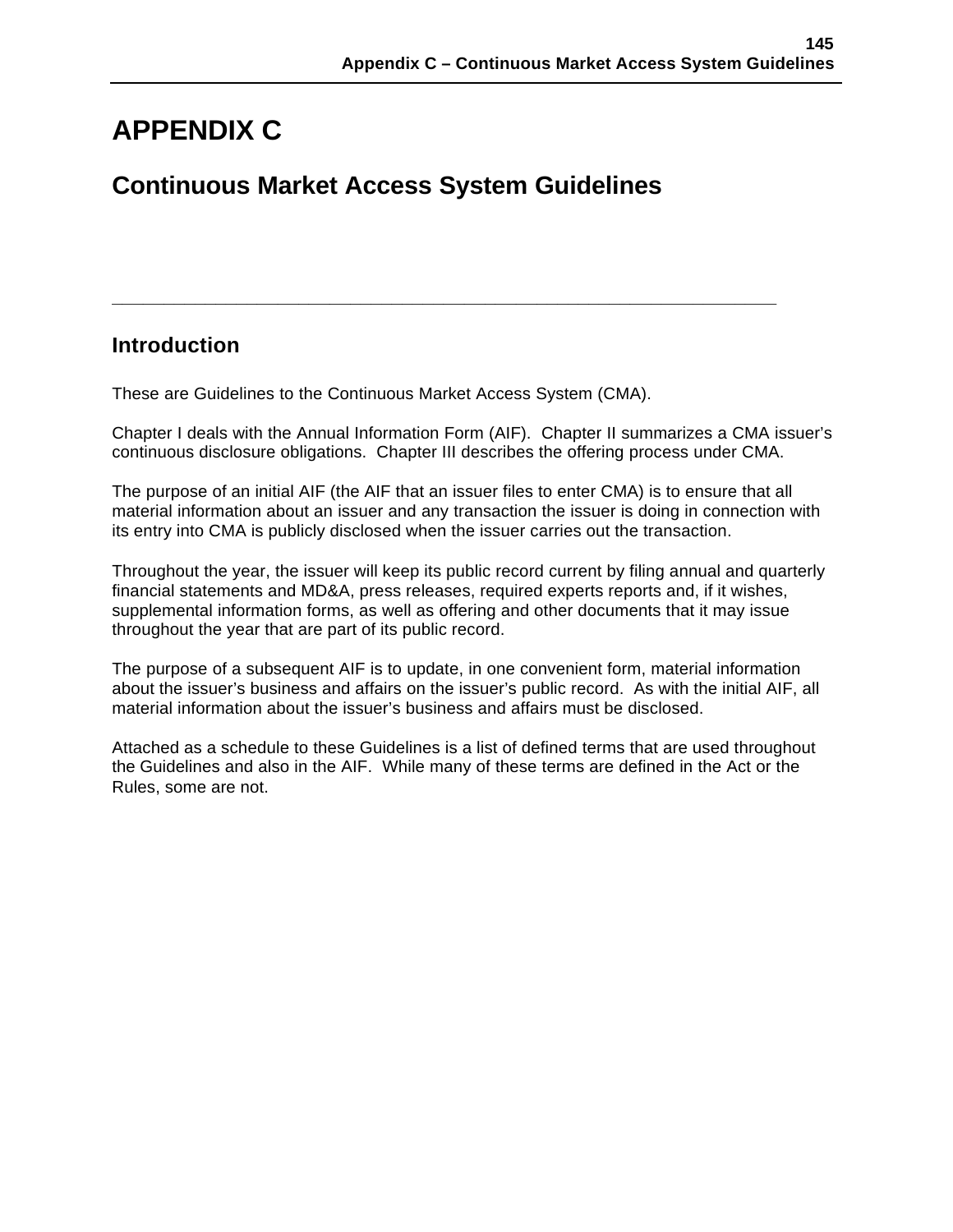# APPENDIX C

## Continuous Market Access System Guidelines

---

### Introduction

These are Guidelines to the Continuous Market Access System (CMA).

Chapter I deals with the Annual Information Form (AIF). Chapter II summarizes a CMA issuer's continuous disclosure obligations. Chapter III describes the offering process under CMA.

The purpose of an initial AIF (the AIF that an issuer files to enter CMA) is to ensure that all material information about an issuer and any transaction the issuer is doing in connection with its entry into CMA is publicly disclosed when the issuer carries out the transaction.

Throughout the year, the issuer will keep its public record current by filing annual and quarterly financial statements and MD&A, press releases, required experts reports and, if it wishes, supplemental information forms, as well as offering and other documents that it may issue throughout the year that are part of its public record.

The purpose of a subsequent AIF is to update, in one convenient form, material information about the issuer's business and affairs on the issuer's public record. As with the initial AIF, all material information about the issuer's business and affairs must be disclosed.

Attached as a schedule to these Guidelines is a list of defined terms that are used throughout the Guidelines and also in the AIF. While many of these terms are defined in the Act or the Rules, some are not.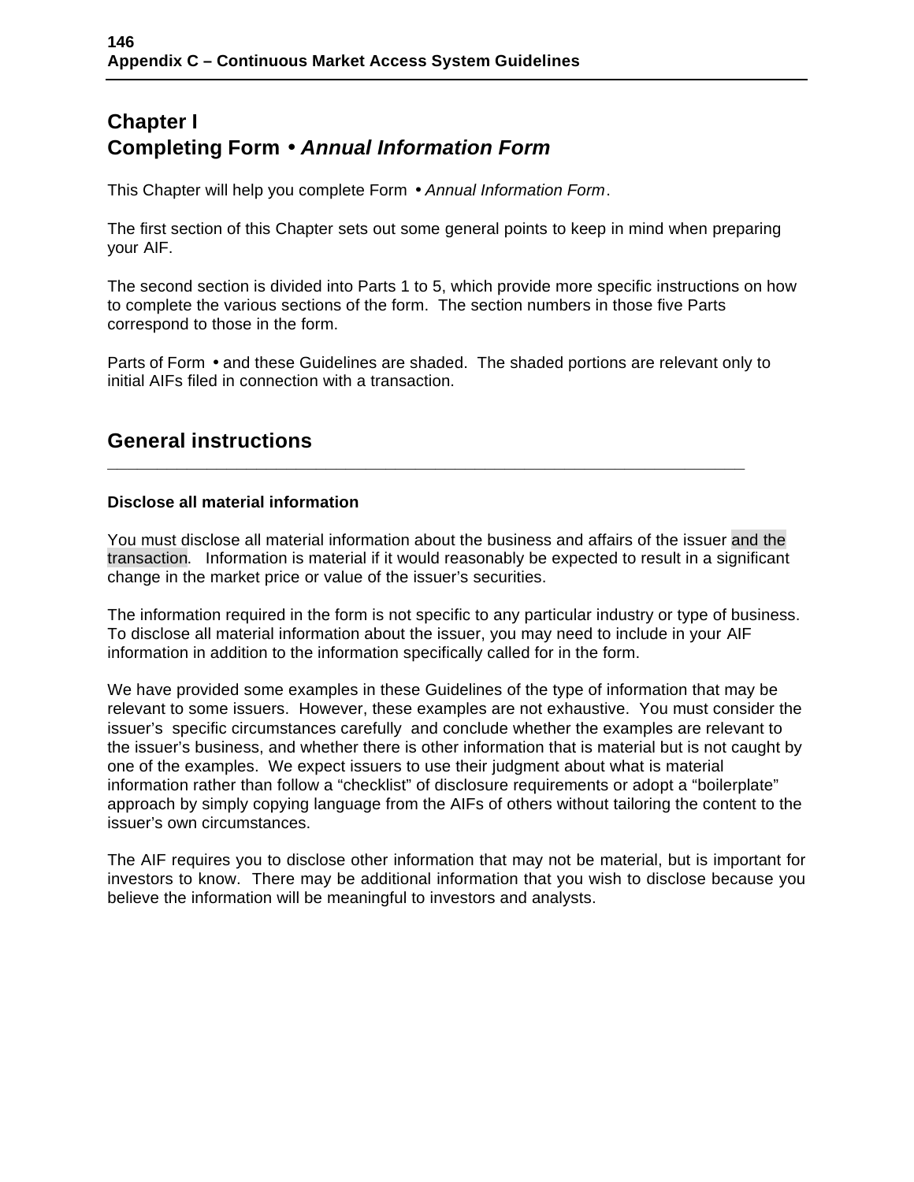# Chapter I
# Completing Form • *Annual Information Form*

This Chapter will help you complete Form • *Annual Information Form*.

The first section of this Chapter sets out some general points to keep in mind when preparing your AIF.

The second section is divided into Parts 1 to 5, which provide more specific instructions on how to complete the various sections of the form. The section numbers in those five Parts correspond to those in the form.

Parts of Form • and these Guidelines are shaded. The shaded portions are relevant only to initial AIFs filed in connection with a transaction.

## General instructions

### Disclose all material information

You must disclose all material information about the business and affairs of the issuer and the transaction. Information is material if it would reasonably be expected to result in a significant change in the market price or value of the issuer's securities.

The information required in the form is not specific to any particular industry or type of business. To disclose all material information about the issuer, you may need to include in your AIF information in addition to the information specifically called for in the form.

We have provided some examples in these Guidelines of the type of information that may be relevant to some issuers. However, these examples are not exhaustive. You must consider the issuer's specific circumstances carefully and conclude whether the examples are relevant to the issuer's business, and whether there is other information that is material but is not caught by one of the examples. We expect issuers to use their judgment about what is material information rather than follow a "checklist" of disclosure requirements or adopt a "boilerplate" approach by simply copying language from the AIFs of others without tailoring the content to the issuer's own circumstances.

The AIF requires you to disclose other information that may not be material, but is important for investors to know. There may be additional information that you wish to disclose because you believe the information will be meaningful to investors and analysts.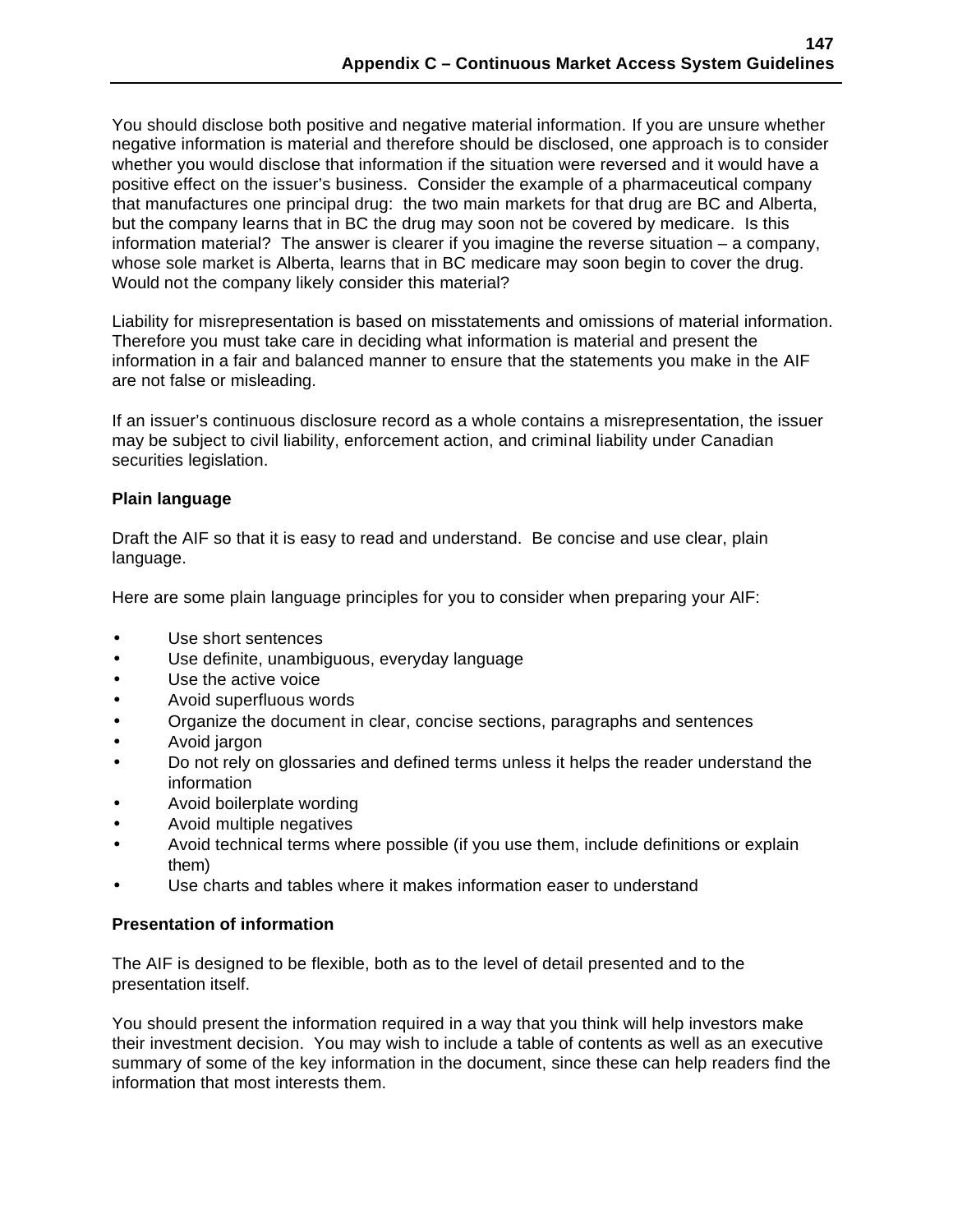You should disclose both positive and negative material information. If you are unsure whether negative information is material and therefore should be disclosed, one approach is to consider whether you would disclose that information if the situation were reversed and it would have a positive effect on the issuer's business. Consider the example of a pharmaceutical company that manufactures one principal drug: the two main markets for that drug are BC and Alberta, but the company learns that in BC the drug may soon not be covered by medicare. Is this information material? The answer is clearer if you imagine the reverse situation – a company, whose sole market is Alberta, learns that in BC medicare may soon begin to cover the drug. Would not the company likely consider this material?

Liability for misrepresentation is based on misstatements and omissions of material information. Therefore you must take care in deciding what information is material and present the information in a fair and balanced manner to ensure that the statements you make in the AIF are not false or misleading.

If an issuer's continuous disclosure record as a whole contains a misrepresentation, the issuer may be subject to civil liability, enforcement action, and criminal liability under Canadian securities legislation.

**Plain language**

Draft the AIF so that it is easy to read and understand. Be concise and use clear, plain language.

Here are some plain language principles for you to consider when preparing your AIF:

- Use short sentences
- Use definite, unambiguous, everyday language
- Use the active voice
- Avoid superfluous words
- Organize the document in clear, concise sections, paragraphs and sentences
- Avoid jargon
- Do not rely on glossaries and defined terms unless it helps the reader understand the information
- Avoid boilerplate wording
- Avoid multiple negatives
- Avoid technical terms where possible (if you use them, include definitions or explain them)
- Use charts and tables where it makes information easer to understand

**Presentation of information**

The AIF is designed to be flexible, both as to the level of detail presented and to the presentation itself.

You should present the information required in a way that you think will help investors make their investment decision. You may wish to include a table of contents as well as an executive summary of some of the key information in the document, since these can help readers find the information that most interests them.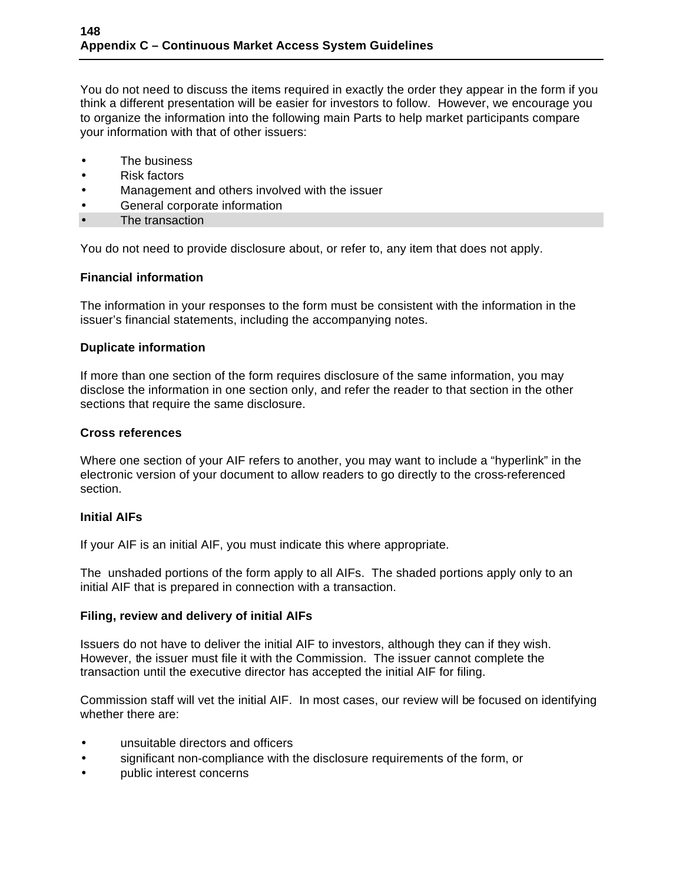You do not need to discuss the items required in exactly the order they appear in the form if you think a different presentation will be easier for investors to follow. However, we encourage you to organize the information into the following main Parts to help market participants compare your information with that of other issuers:

- The business
- Risk factors
- Management and others involved with the issuer
- General corporate information
- The transaction

You do not need to provide disclosure about, or refer to, any item that does not apply.

**Financial information**

The information in your responses to the form must be consistent with the information in the issuer's financial statements, including the accompanying notes.

**Duplicate information**

If more than one section of the form requires disclosure of the same information, you may disclose the information in one section only, and refer the reader to that section in the other sections that require the same disclosure.

**Cross references**

Where one section of your AIF refers to another, you may want to include a "hyperlink" in the electronic version of your document to allow readers to go directly to the cross-referenced section.

**Initial AIFs**

If your AIF is an initial AIF, you must indicate this where appropriate.

The unshaded portions of the form apply to all AIFs. The shaded portions apply only to an initial AIF that is prepared in connection with a transaction.

**Filing, review and delivery of initial AIFs**

Issuers do not have to deliver the initial AIF to investors, although they can if they wish. However, the issuer must file it with the Commission. The issuer cannot complete the transaction until the executive director has accepted the initial AIF for filing.

Commission staff will vet the initial AIF. In most cases, our review will be focused on identifying whether there are:

- unsuitable directors and officers
- significant non-compliance with the disclosure requirements of the form, or
- public interest concerns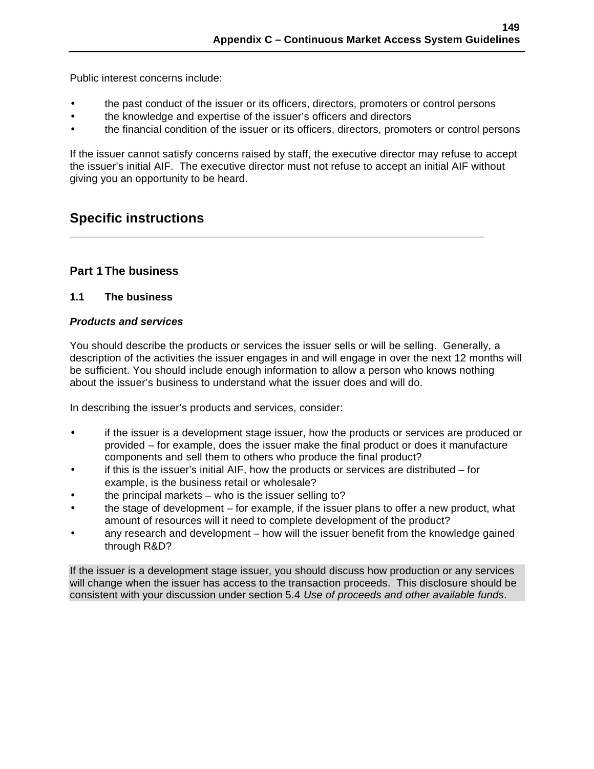Public interest concerns include:

- the past conduct of the issuer or its officers, directors, promoters or control persons
- the knowledge and expertise of the issuer's officers and directors
- the financial condition of the issuer or its officers, directors, promoters or control persons

If the issuer cannot satisfy concerns raised by staff, the executive director may refuse to accept the issuer's initial AIF. The executive director must not refuse to accept an initial AIF without giving you an opportunity to be heard.

## Specific instructions

### Part 1 The business

#### 1.1 The business

***Products and services***

You should describe the products or services the issuer sells or will be selling. Generally, a description of the activities the issuer engages in and will engage in over the next 12 months will be sufficient. You should include enough information to allow a person who knows nothing about the issuer's business to understand what the issuer does and will do.

In describing the issuer's products and services, consider:

- if the issuer is a development stage issuer, how the products or services are produced or provided – for example, does the issuer make the final product or does it manufacture components and sell them to others who produce the final product?
- if this is the issuer's initial AIF, how the products or services are distributed – for example, is the business retail or wholesale?
- the principal markets – who is the issuer selling to?
- the stage of development – for example, if the issuer plans to offer a new product, what amount of resources will it need to complete development of the product?
- any research and development – how will the issuer benefit from the knowledge gained through R&D?

If the issuer is a development stage issuer, you should discuss how production or any services will change when the issuer has access to the transaction proceeds. This disclosure should be consistent with your discussion under section 5.4 *Use of proceeds and other available funds*.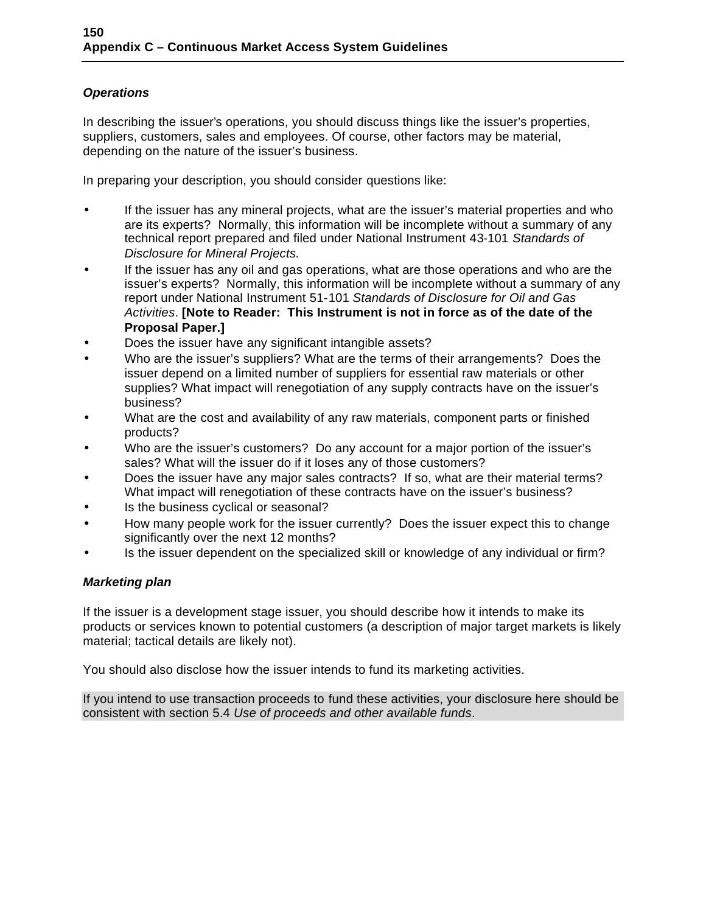### *Operations*

In describing the issuer's operations, you should discuss things like the issuer's properties, suppliers, customers, sales and employees. Of course, other factors may be material, depending on the nature of the issuer's business.

In preparing your description, you should consider questions like:

- If the issuer has any mineral projects, what are the issuer's material properties and who are its experts? Normally, this information will be incomplete without a summary of any technical report prepared and filed under National Instrument 43-101 *Standards of Disclosure for Mineral Projects.*
- If the issuer has any oil and gas operations, what are those operations and who are the issuer's experts? Normally, this information will be incomplete without a summary of any report under National Instrument 51-101 *Standards of Disclosure for Oil and Gas Activities*. **[Note to Reader: This Instrument is not in force as of the date of the Proposal Paper.]**
- Does the issuer have any significant intangible assets?
- Who are the issuer's suppliers? What are the terms of their arrangements? Does the issuer depend on a limited number of suppliers for essential raw materials or other supplies? What impact will renegotiation of any supply contracts have on the issuer's business?
- What are the cost and availability of any raw materials, component parts or finished products?
- Who are the issuer's customers? Do any account for a major portion of the issuer's sales? What will the issuer do if it loses any of those customers?
- Does the issuer have any major sales contracts? If so, what are their material terms? What impact will renegotiation of these contracts have on the issuer's business?
- Is the business cyclical or seasonal?
- How many people work for the issuer currently? Does the issuer expect this to change significantly over the next 12 months?
- Is the issuer dependent on the specialized skill or knowledge of any individual or firm?

### *Marketing plan*

If the issuer is a development stage issuer, you should describe how it intends to make its products or services known to potential customers (a description of major target markets is likely material; tactical details are likely not).

You should also disclose how the issuer intends to fund its marketing activities.

If you intend to use transaction proceeds to fund these activities, your disclosure here should be consistent with section 5.4 *Use of proceeds and other available funds*.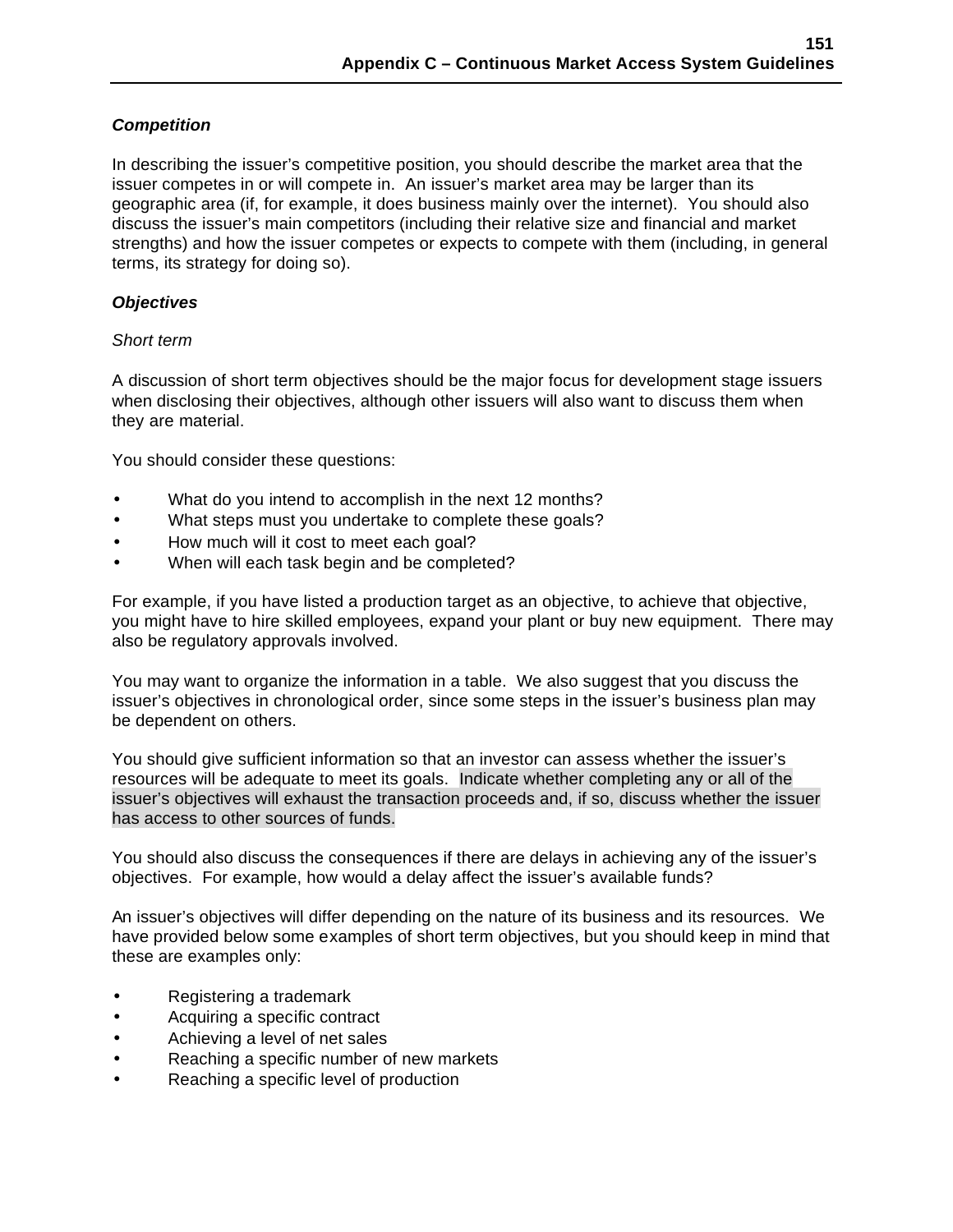### *Competition*

In describing the issuer's competitive position, you should describe the market area that the issuer competes in or will compete in. An issuer's market area may be larger than its geographic area (if, for example, it does business mainly over the internet). You should also discuss the issuer's main competitors (including their relative size and financial and market strengths) and how the issuer competes or expects to compete with them (including, in general terms, its strategy for doing so).

### *Objectives*

*Short term*

A discussion of short term objectives should be the major focus for development stage issuers when disclosing their objectives, although other issuers will also want to discuss them when they are material.

You should consider these questions:

- What do you intend to accomplish in the next 12 months?
- What steps must you undertake to complete these goals?
- How much will it cost to meet each goal?
- When will each task begin and be completed?

For example, if you have listed a production target as an objective, to achieve that objective, you might have to hire skilled employees, expand your plant or buy new equipment. There may also be regulatory approvals involved.

You may want to organize the information in a table. We also suggest that you discuss the issuer's objectives in chronological order, since some steps in the issuer's business plan may be dependent on others.

You should give sufficient information so that an investor can assess whether the issuer's resources will be adequate to meet its goals. Indicate whether completing any or all of the issuer's objectives will exhaust the transaction proceeds and, if so, discuss whether the issuer has access to other sources of funds.

You should also discuss the consequences if there are delays in achieving any of the issuer's objectives. For example, how would a delay affect the issuer's available funds?

An issuer's objectives will differ depending on the nature of its business and its resources. We have provided below some examples of short term objectives, but you should keep in mind that these are examples only:

- Registering a trademark
- Acquiring a specific contract
- Achieving a level of net sales
- Reaching a specific number of new markets
- Reaching a specific level of production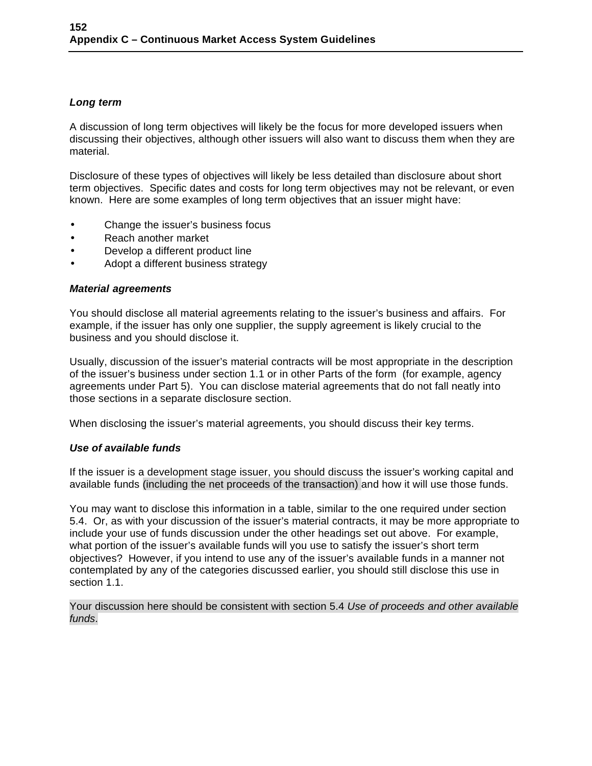***Long term***

A discussion of long term objectives will likely be the focus for more developed issuers when discussing their objectives, although other issuers will also want to discuss them when they are material.

Disclosure of these types of objectives will likely be less detailed than disclosure about short term objectives. Specific dates and costs for long term objectives may not be relevant, or even known. Here are some examples of long term objectives that an issuer might have:

- Change the issuer's business focus
- Reach another market
- Develop a different product line
- Adopt a different business strategy

***Material agreements***

You should disclose all material agreements relating to the issuer's business and affairs. For example, if the issuer has only one supplier, the supply agreement is likely crucial to the business and you should disclose it.

Usually, discussion of the issuer's material contracts will be most appropriate in the description of the issuer's business under section 1.1 or in other Parts of the form (for example, agency agreements under Part 5). You can disclose material agreements that do not fall neatly into those sections in a separate disclosure section.

When disclosing the issuer's material agreements, you should discuss their key terms.

***Use of available funds***

If the issuer is a development stage issuer, you should discuss the issuer's working capital and available funds (including the net proceeds of the transaction) and how it will use those funds.

You may want to disclose this information in a table, similar to the one required under section 5.4. Or, as with your discussion of the issuer's material contracts, it may be more appropriate to include your use of funds discussion under the other headings set out above. For example, what portion of the issuer's available funds will you use to satisfy the issuer's short term objectives? However, if you intend to use any of the issuer's available funds in a manner not contemplated by any of the categories discussed earlier, you should still disclose this use in section 1.1.

Your discussion here should be consistent with section 5.4 *Use of proceeds and other available funds*.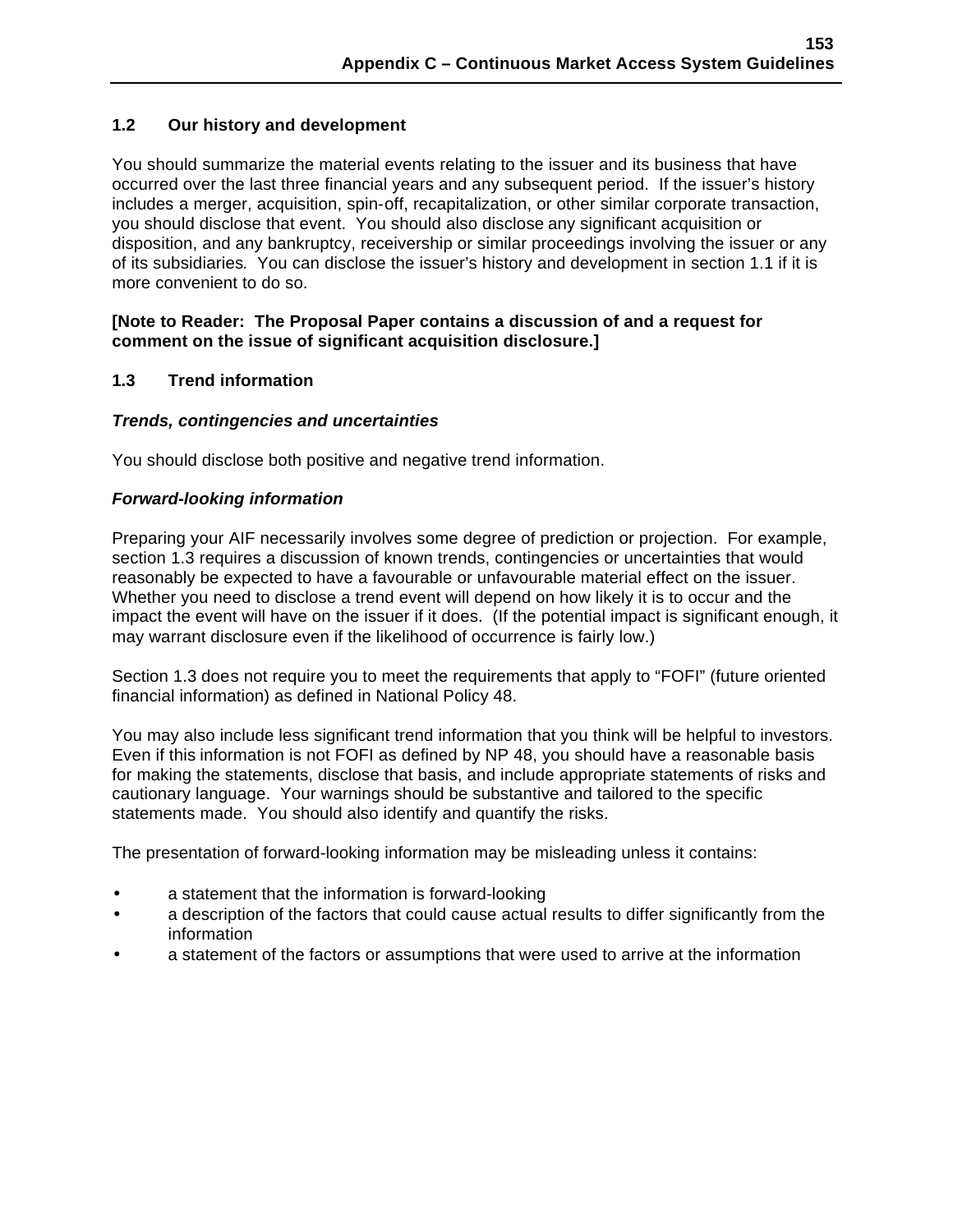### 1.2 Our history and development

You should summarize the material events relating to the issuer and its business that have occurred over the last three financial years and any subsequent period. If the issuer's history includes a merger, acquisition, spin-off, recapitalization, or other similar corporate transaction, you should disclose that event. You should also disclose any significant acquisition or disposition, and any bankruptcy, receivership or similar proceedings involving the issuer or any of its subsidiaries. You can disclose the issuer's history and development in section 1.1 if it is more convenient to do so.

**[Note to Reader: The Proposal Paper contains a discussion of and a request for comment on the issue of significant acquisition disclosure.]**

### 1.3 Trend information

***Trends, contingencies and uncertainties***

You should disclose both positive and negative trend information.

***Forward-looking information***

Preparing your AIF necessarily involves some degree of prediction or projection. For example, section 1.3 requires a discussion of known trends, contingencies or uncertainties that would reasonably be expected to have a favourable or unfavourable material effect on the issuer. Whether you need to disclose a trend event will depend on how likely it is to occur and the impact the event will have on the issuer if it does. (If the potential impact is significant enough, it may warrant disclosure even if the likelihood of occurrence is fairly low.)

Section 1.3 does not require you to meet the requirements that apply to "FOFI" (future oriented financial information) as defined in National Policy 48.

You may also include less significant trend information that you think will be helpful to investors. Even if this information is not FOFI as defined by NP 48, you should have a reasonable basis for making the statements, disclose that basis, and include appropriate statements of risks and cautionary language. Your warnings should be substantive and tailored to the specific statements made. You should also identify and quantify the risks.

The presentation of forward-looking information may be misleading unless it contains:

- a statement that the information is forward-looking
- a description of the factors that could cause actual results to differ significantly from the information
- a statement of the factors or assumptions that were used to arrive at the information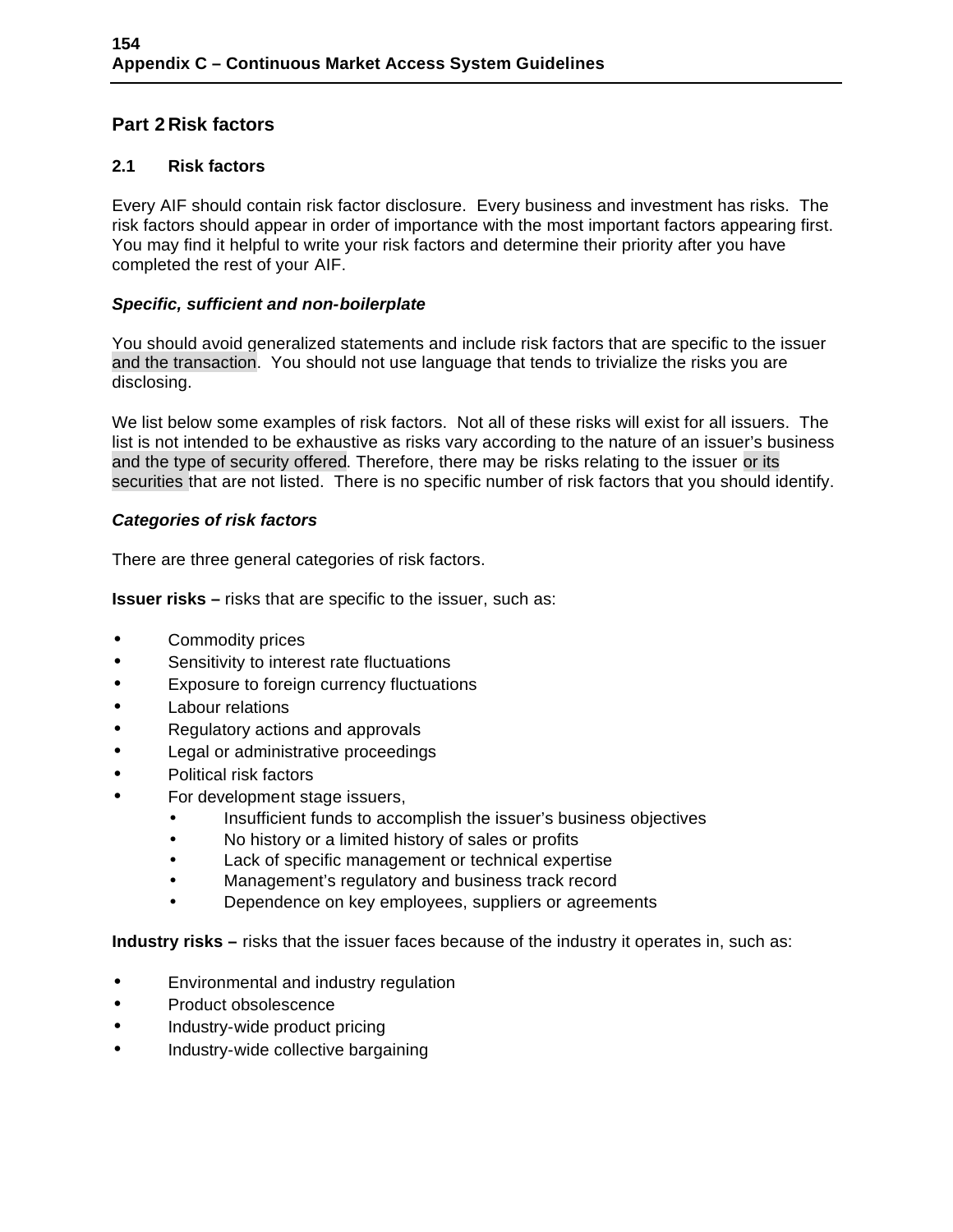## Part 2 Risk factors

### 2.1 Risk factors

Every AIF should contain risk factor disclosure. Every business and investment has risks. The risk factors should appear in order of importance with the most important factors appearing first. You may find it helpful to write your risk factors and determine their priority after you have completed the rest of your AIF.

***Specific, sufficient and non-boilerplate***

You should avoid generalized statements and include risk factors that are specific to the issuer and the transaction. You should not use language that tends to trivialize the risks you are disclosing.

We list below some examples of risk factors. Not all of these risks will exist for all issuers. The list is not intended to be exhaustive as risks vary according to the nature of an issuer's business and the type of security offered. Therefore, there may be risks relating to the issuer or its securities that are not listed. There is no specific number of risk factors that you should identify.

***Categories of risk factors***

There are three general categories of risk factors.

**Issuer risks –** risks that are specific to the issuer, such as:

- Commodity prices
- Sensitivity to interest rate fluctuations
- Exposure to foreign currency fluctuations
- Labour relations
- Regulatory actions and approvals
- Legal or administrative proceedings
- Political risk factors
- For development stage issuers,
  - Insufficient funds to accomplish the issuer's business objectives
  - No history or a limited history of sales or profits
  - Lack of specific management or technical expertise
  - Management's regulatory and business track record
  - Dependence on key employees, suppliers or agreements

**Industry risks –** risks that the issuer faces because of the industry it operates in, such as:

- Environmental and industry regulation
- Product obsolescence
- Industry-wide product pricing
- Industry-wide collective bargaining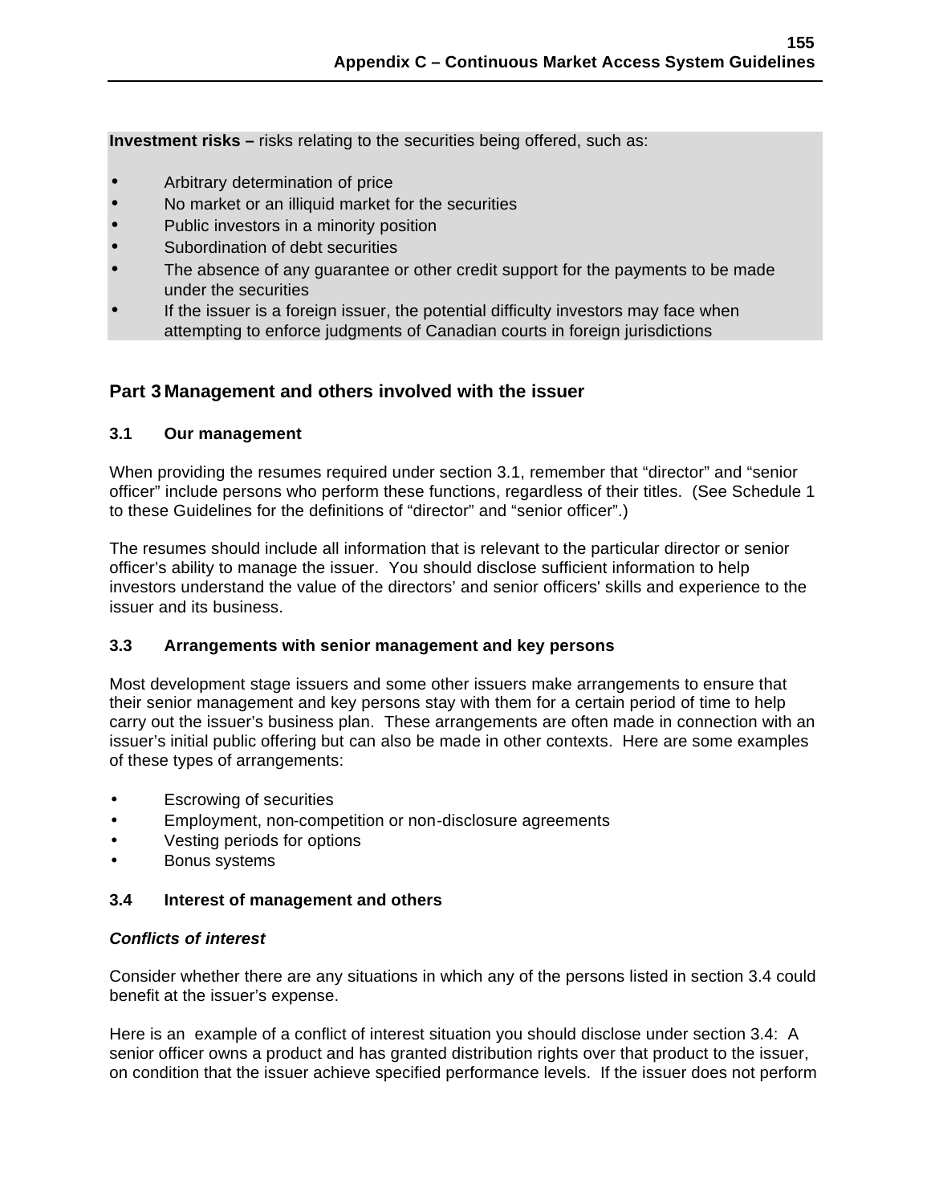**Investment risks –** risks relating to the securities being offered, such as:

- Arbitrary determination of price
- No market or an illiquid market for the securities
- Public investors in a minority position
- Subordination of debt securities
- The absence of any guarantee or other credit support for the payments to be made under the securities
- If the issuer is a foreign issuer, the potential difficulty investors may face when attempting to enforce judgments of Canadian courts in foreign jurisdictions

## Part 3 Management and others involved with the issuer

### 3.1 Our management

When providing the resumes required under section 3.1, remember that "director" and "senior officer" include persons who perform these functions, regardless of their titles. (See Schedule 1 to these Guidelines for the definitions of "director" and "senior officer".)

The resumes should include all information that is relevant to the particular director or senior officer's ability to manage the issuer. You should disclose sufficient information to help investors understand the value of the directors' and senior officers' skills and experience to the issuer and its business.

### 3.3 Arrangements with senior management and key persons

Most development stage issuers and some other issuers make arrangements to ensure that their senior management and key persons stay with them for a certain period of time to help carry out the issuer's business plan. These arrangements are often made in connection with an issuer's initial public offering but can also be made in other contexts. Here are some examples of these types of arrangements:

- Escrowing of securities
- Employment, non-competition or non-disclosure agreements
- Vesting periods for options
- Bonus systems

### 3.4 Interest of management and others

***Conflicts of interest***

Consider whether there are any situations in which any of the persons listed in section 3.4 could benefit at the issuer's expense.

Here is an example of a conflict of interest situation you should disclose under section 3.4: A senior officer owns a product and has granted distribution rights over that product to the issuer, on condition that the issuer achieve specified performance levels. If the issuer does not perform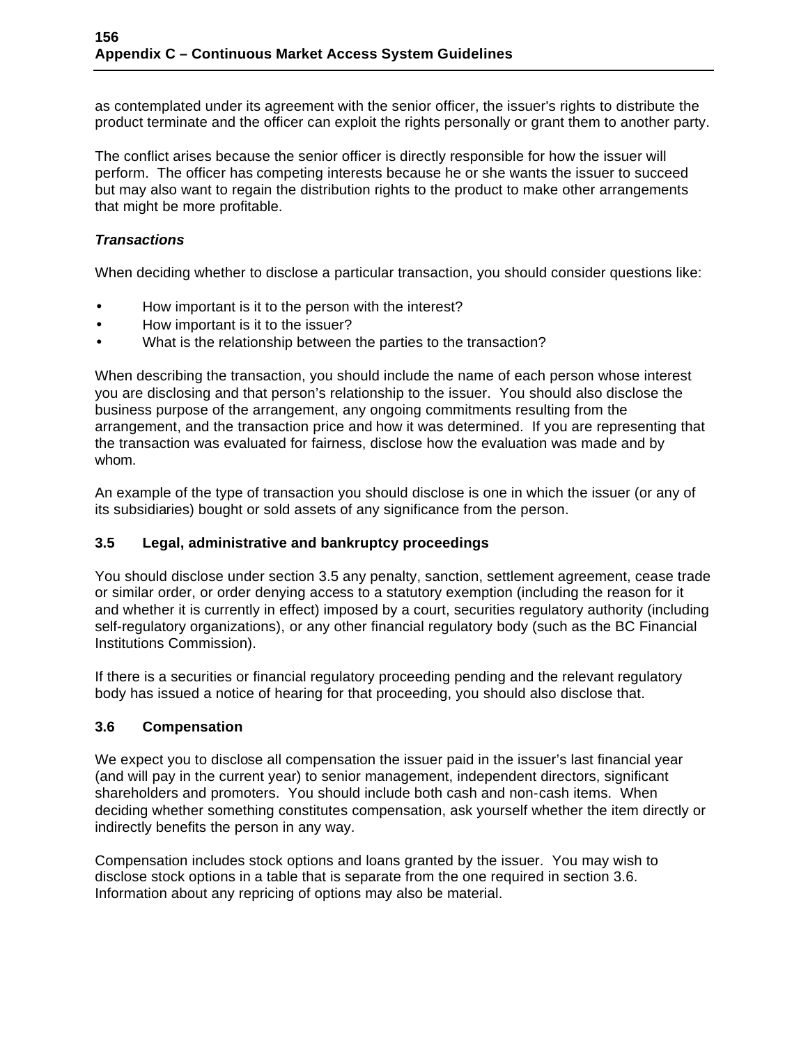as contemplated under its agreement with the senior officer, the issuer's rights to distribute the product terminate and the officer can exploit the rights personally or grant them to another party.

The conflict arises because the senior officer is directly responsible for how the issuer will perform. The officer has competing interests because he or she wants the issuer to succeed but may also want to regain the distribution rights to the product to make other arrangements that might be more profitable.

***Transactions***

When deciding whether to disclose a particular transaction, you should consider questions like:

- How important is it to the person with the interest?
- How important is it to the issuer?
- What is the relationship between the parties to the transaction?

When describing the transaction, you should include the name of each person whose interest you are disclosing and that person's relationship to the issuer. You should also disclose the business purpose of the arrangement, any ongoing commitments resulting from the arrangement, and the transaction price and how it was determined. If you are representing that the transaction was evaluated for fairness, disclose how the evaluation was made and by whom.

An example of the type of transaction you should disclose is one in which the issuer (or any of its subsidiaries) bought or sold assets of any significance from the person.

### 3.5 Legal, administrative and bankruptcy proceedings

You should disclose under section 3.5 any penalty, sanction, settlement agreement, cease trade or similar order, or order denying access to a statutory exemption (including the reason for it and whether it is currently in effect) imposed by a court, securities regulatory authority (including self-regulatory organizations), or any other financial regulatory body (such as the BC Financial Institutions Commission).

If there is a securities or financial regulatory proceeding pending and the relevant regulatory body has issued a notice of hearing for that proceeding, you should also disclose that.

### 3.6 Compensation

We expect you to disclose all compensation the issuer paid in the issuer's last financial year (and will pay in the current year) to senior management, independent directors, significant shareholders and promoters. You should include both cash and non-cash items. When deciding whether something constitutes compensation, ask yourself whether the item directly or indirectly benefits the person in any way.

Compensation includes stock options and loans granted by the issuer. You may wish to disclose stock options in a table that is separate from the one required in section 3.6. Information about any repricing of options may also be material.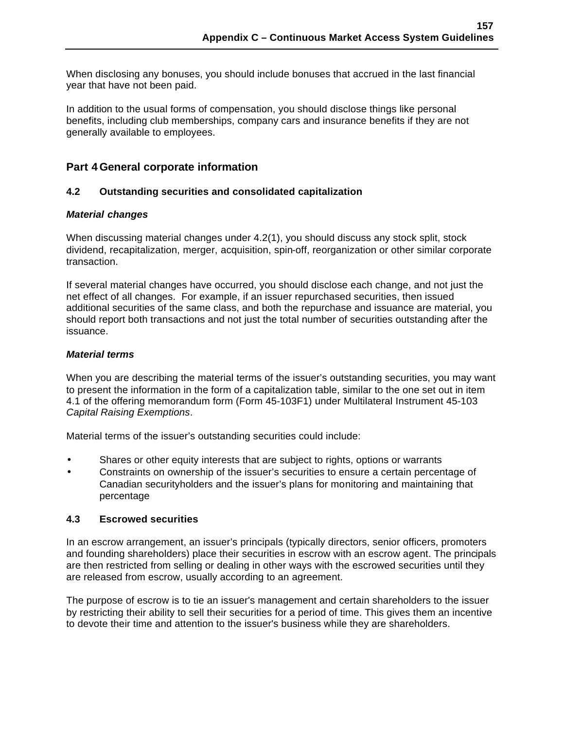When disclosing any bonuses, you should include bonuses that accrued in the last financial year that have not been paid.

In addition to the usual forms of compensation, you should disclose things like personal benefits, including club memberships, company cars and insurance benefits if they are not generally available to employees.

## Part 4 General corporate information

### 4.2 Outstanding securities and consolidated capitalization

***Material changes***

When discussing material changes under 4.2(1), you should discuss any stock split, stock dividend, recapitalization, merger, acquisition, spin-off, reorganization or other similar corporate transaction.

If several material changes have occurred, you should disclose each change, and not just the net effect of all changes. For example, if an issuer repurchased securities, then issued additional securities of the same class, and both the repurchase and issuance are material, you should report both transactions and not just the total number of securities outstanding after the issuance.

***Material terms***

When you are describing the material terms of the issuer's outstanding securities, you may want to present the information in the form of a capitalization table, similar to the one set out in item 4.1 of the offering memorandum form (Form 45-103F1) under Multilateral Instrument 45-103 *Capital Raising Exemptions*.

Material terms of the issuer's outstanding securities could include:

- Shares or other equity interests that are subject to rights, options or warrants
- Constraints on ownership of the issuer's securities to ensure a certain percentage of Canadian securityholders and the issuer's plans for monitoring and maintaining that percentage

### 4.3 Escrowed securities

In an escrow arrangement, an issuer's principals (typically directors, senior officers, promoters and founding shareholders) place their securities in escrow with an escrow agent. The principals are then restricted from selling or dealing in other ways with the escrowed securities until they are released from escrow, usually according to an agreement.

The purpose of escrow is to tie an issuer's management and certain shareholders to the issuer by restricting their ability to sell their securities for a period of time. This gives them an incentive to devote their time and attention to the issuer's business while they are shareholders.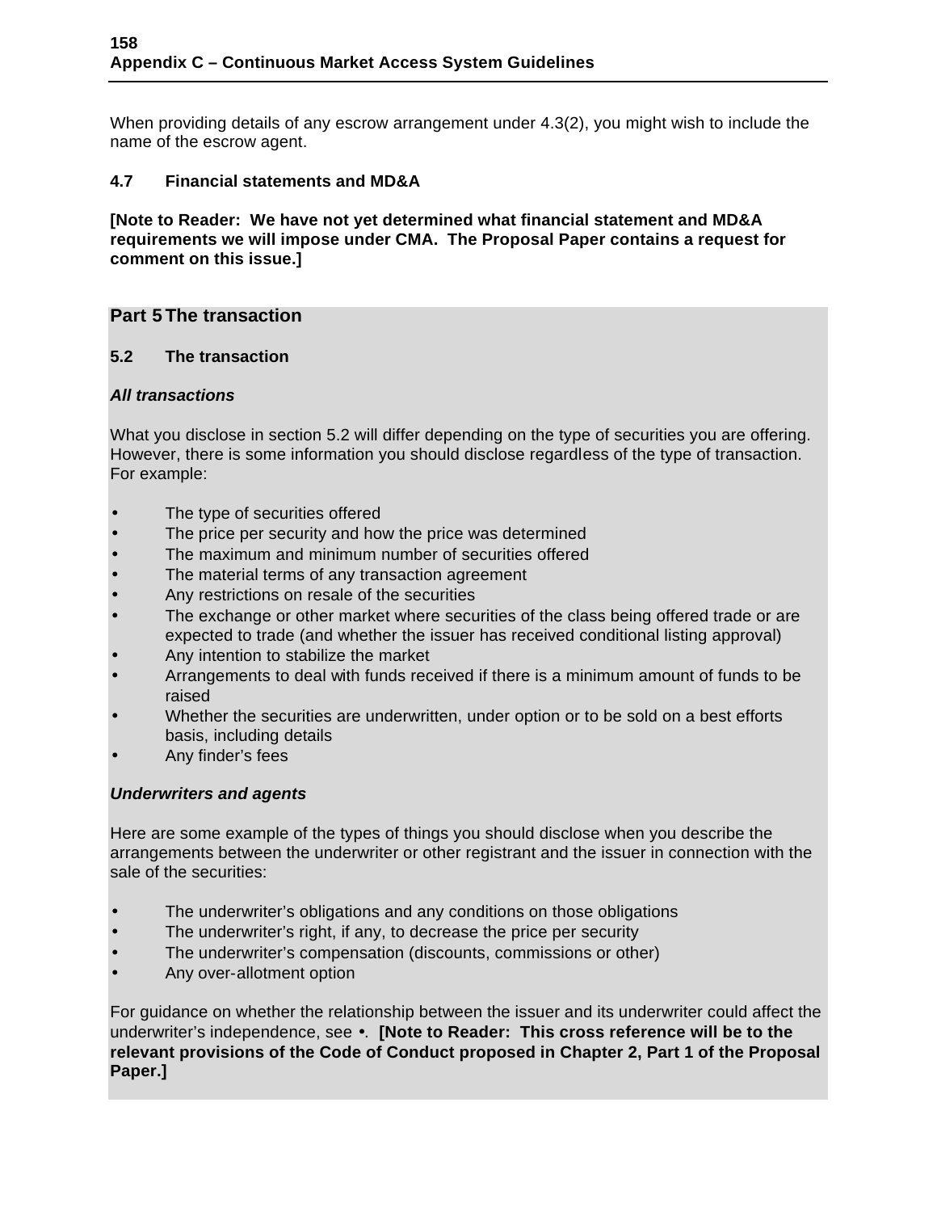When providing details of any escrow arrangement under 4.3(2), you might wish to include the name of the escrow agent.

### 4.7 Financial statements and MD&A

**[Note to Reader: We have not yet determined what financial statement and MD&A requirements we will impose under CMA. The Proposal Paper contains a request for comment on this issue.]**

## Part 5 The transaction

### 5.2 The transaction

***All transactions***

What you disclose in section 5.2 will differ depending on the type of securities you are offering. However, there is some information you should disclose regardless of the type of transaction. For example:

- The type of securities offered
- The price per security and how the price was determined
- The maximum and minimum number of securities offered
- The material terms of any transaction agreement
- Any restrictions on resale of the securities
- The exchange or other market where securities of the class being offered trade or are expected to trade (and whether the issuer has received conditional listing approval)
- Any intention to stabilize the market
- Arrangements to deal with funds received if there is a minimum amount of funds to be raised
- Whether the securities are underwritten, under option or to be sold on a best efforts basis, including details
- Any finder's fees

***Underwriters and agents***

Here are some example of the types of things you should disclose when you describe the arrangements between the underwriter or other registrant and the issuer in connection with the sale of the securities:

- The underwriter's obligations and any conditions on those obligations
- The underwriter's right, if any, to decrease the price per security
- The underwriter's compensation (discounts, commissions or other)
- Any over-allotment option

For guidance on whether the relationship between the issuer and its underwriter could affect the underwriter's independence, see •. **[Note to Reader: This cross reference will be to the relevant provisions of the Code of Conduct proposed in Chapter 2, Part 1 of the Proposal Paper.]**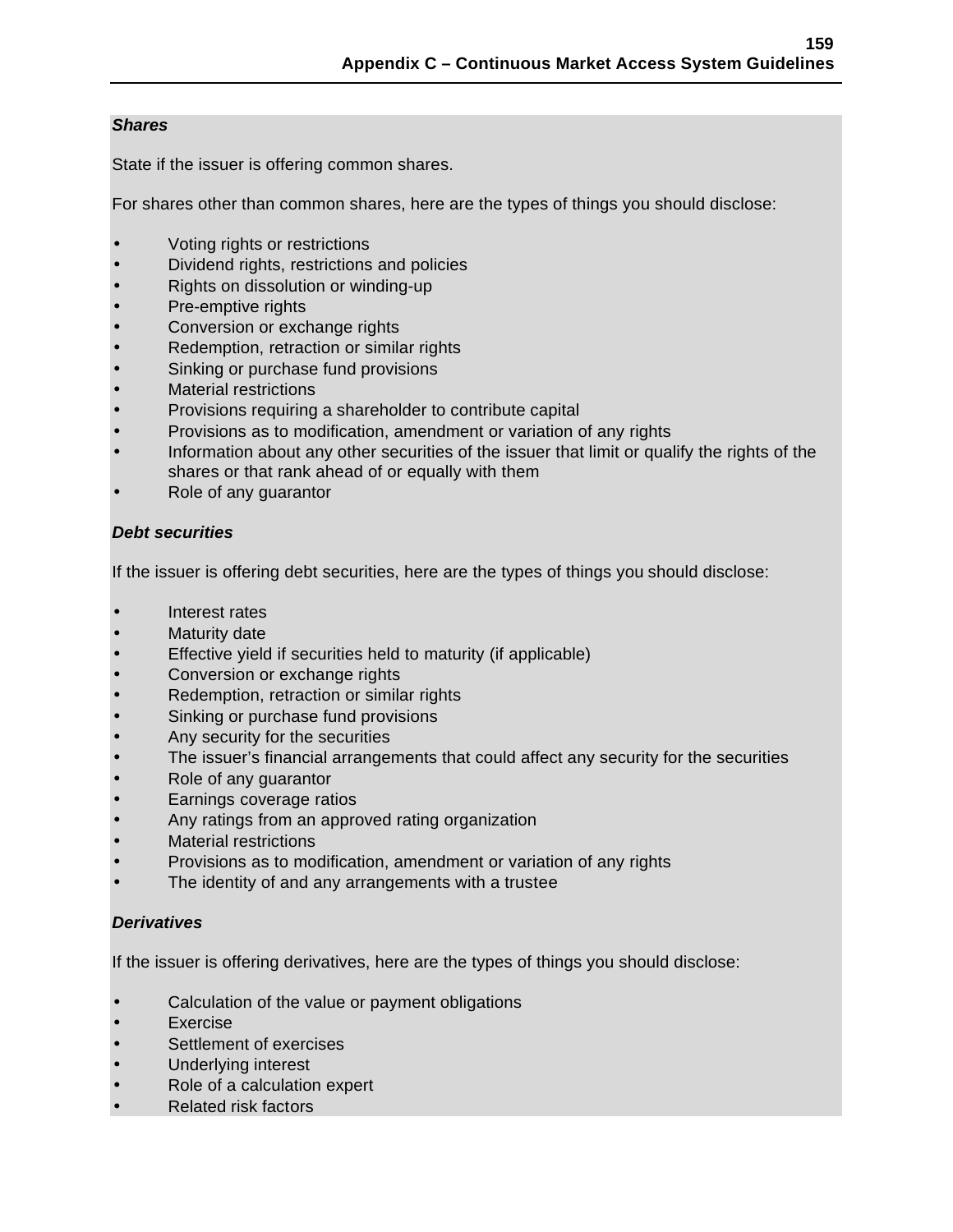***Shares***

State if the issuer is offering common shares.

For shares other than common shares, here are the types of things you should disclose:

- Voting rights or restrictions
- Dividend rights, restrictions and policies
- Rights on dissolution or winding-up
- Pre-emptive rights
- Conversion or exchange rights
- Redemption, retraction or similar rights
- Sinking or purchase fund provisions
- Material restrictions
- Provisions requiring a shareholder to contribute capital
- Provisions as to modification, amendment or variation of any rights
- Information about any other securities of the issuer that limit or qualify the rights of the shares or that rank ahead of or equally with them
- Role of any guarantor

***Debt securities***

If the issuer is offering debt securities, here are the types of things you should disclose:

- Interest rates
- Maturity date
- Effective yield if securities held to maturity (if applicable)
- Conversion or exchange rights
- Redemption, retraction or similar rights
- Sinking or purchase fund provisions
- Any security for the securities
- The issuer's financial arrangements that could affect any security for the securities
- Role of any guarantor
- Earnings coverage ratios
- Any ratings from an approved rating organization
- Material restrictions
- Provisions as to modification, amendment or variation of any rights
- The identity of and any arrangements with a trustee

***Derivatives***

If the issuer is offering derivatives, here are the types of things you should disclose:

- Calculation of the value or payment obligations
- Exercise
- Settlement of exercises
- Underlying interest
- Role of a calculation expert
- Related risk factors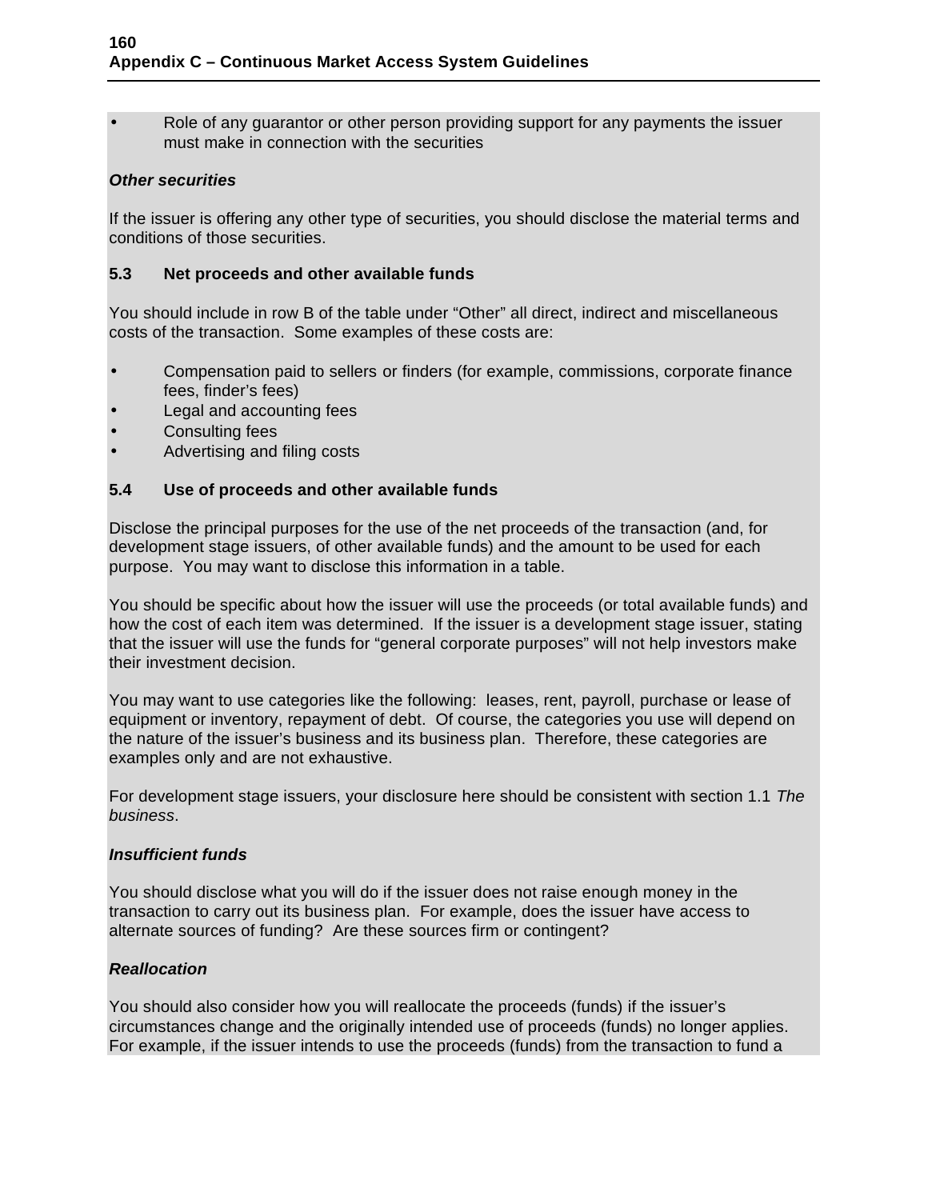- Role of any guarantor or other person providing support for any payments the issuer must make in connection with the securities

***Other securities***

If the issuer is offering any other type of securities, you should disclose the material terms and conditions of those securities.

### 5.3 Net proceeds and other available funds

You should include in row B of the table under "Other" all direct, indirect and miscellaneous costs of the transaction. Some examples of these costs are:

- Compensation paid to sellers or finders (for example, commissions, corporate finance fees, finder's fees)
- Legal and accounting fees
- Consulting fees
- Advertising and filing costs

### 5.4 Use of proceeds and other available funds

Disclose the principal purposes for the use of the net proceeds of the transaction (and, for development stage issuers, of other available funds) and the amount to be used for each purpose. You may want to disclose this information in a table.

You should be specific about how the issuer will use the proceeds (or total available funds) and how the cost of each item was determined. If the issuer is a development stage issuer, stating that the issuer will use the funds for "general corporate purposes" will not help investors make their investment decision.

You may want to use categories like the following: leases, rent, payroll, purchase or lease of equipment or inventory, repayment of debt. Of course, the categories you use will depend on the nature of the issuer's business and its business plan. Therefore, these categories are examples only and are not exhaustive.

For development stage issuers, your disclosure here should be consistent with section 1.1 *The business*.

***Insufficient funds***

You should disclose what you will do if the issuer does not raise enough money in the transaction to carry out its business plan. For example, does the issuer have access to alternate sources of funding? Are these sources firm or contingent?

***Reallocation***

You should also consider how you will reallocate the proceeds (funds) if the issuer's circumstances change and the originally intended use of proceeds (funds) no longer applies. For example, if the issuer intends to use the proceeds (funds) from the transaction to fund a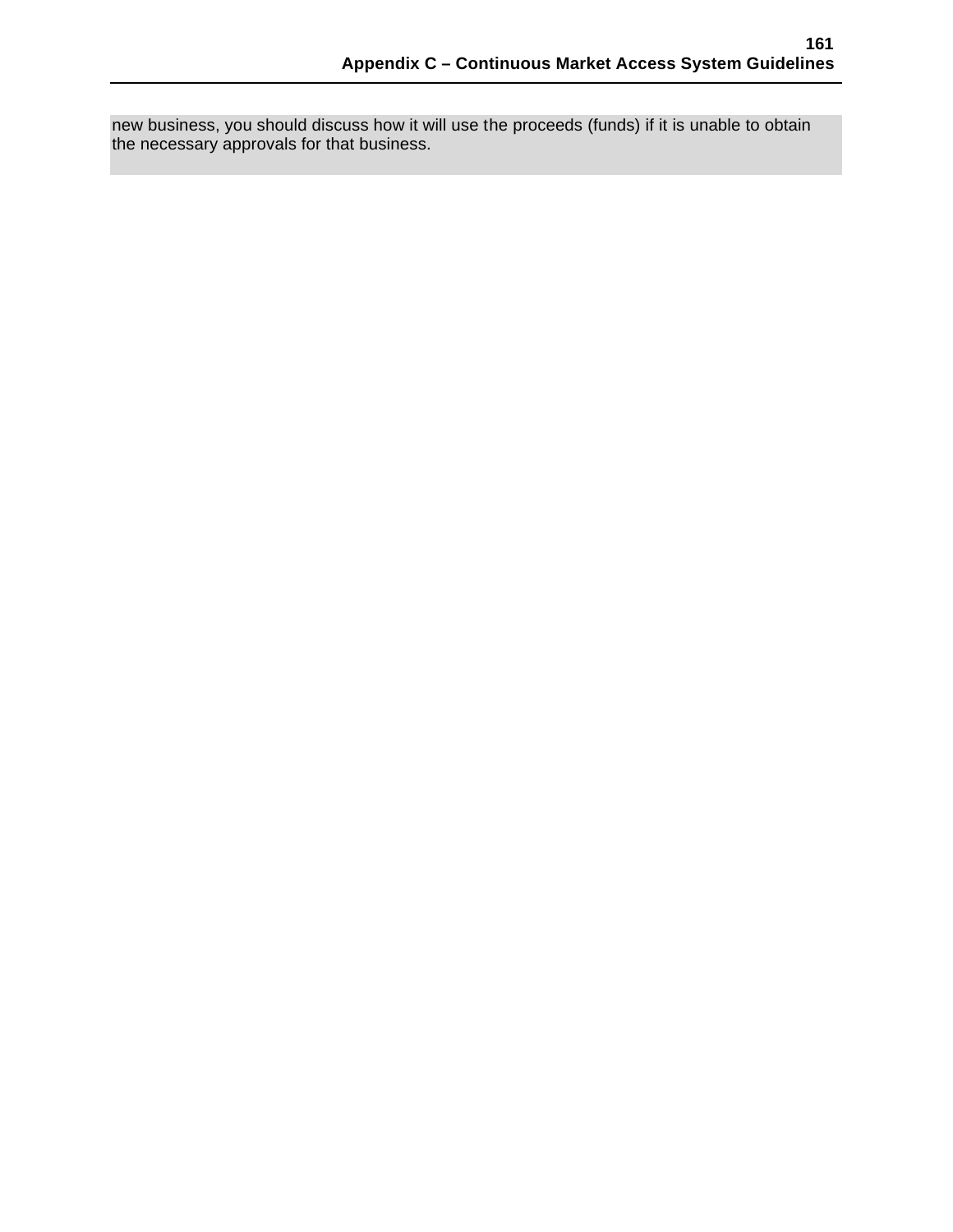new business, you should discuss how it will use the proceeds (funds) if it is unable to obtain the necessary approvals for that business.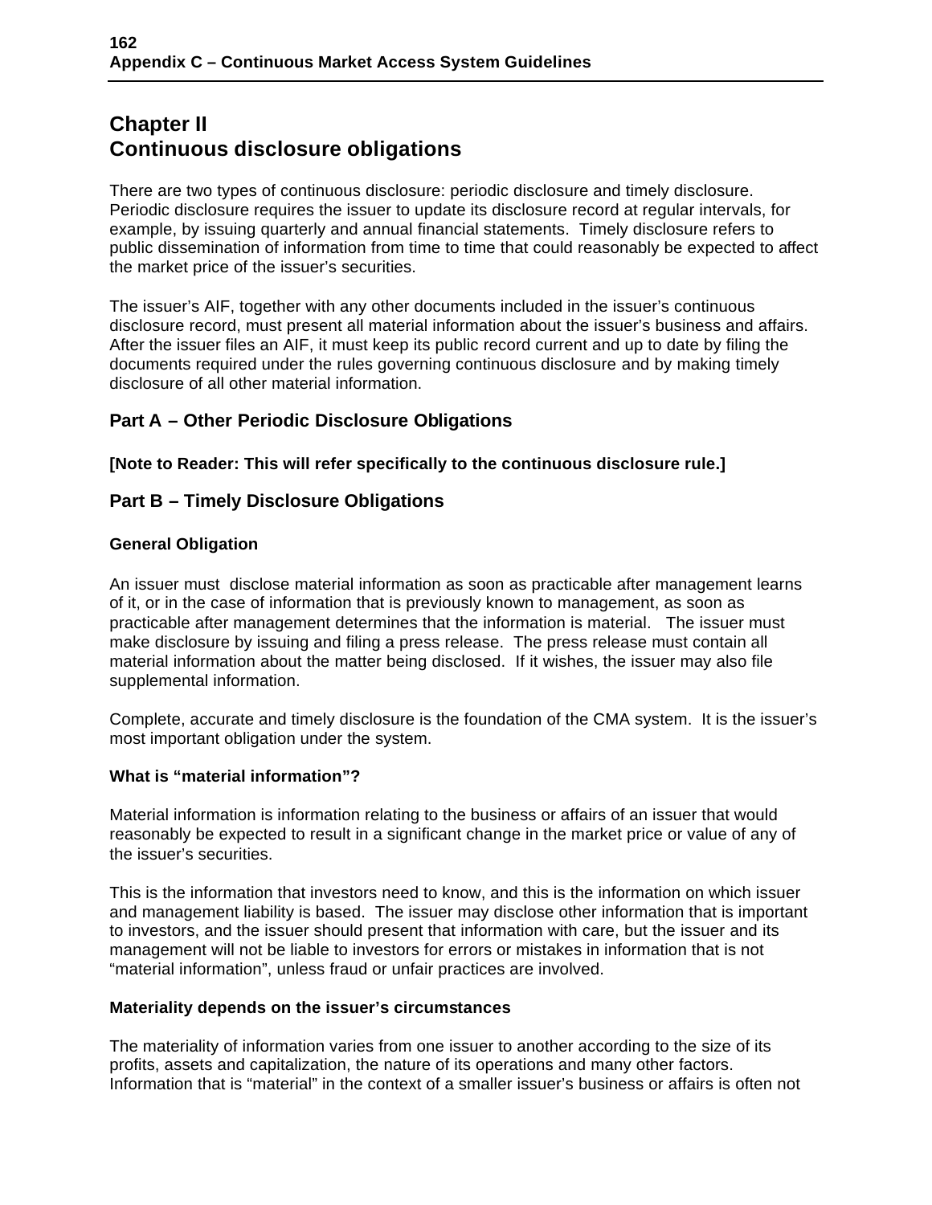## Chapter II
## Continuous disclosure obligations

There are two types of continuous disclosure: periodic disclosure and timely disclosure. Periodic disclosure requires the issuer to update its disclosure record at regular intervals, for example, by issuing quarterly and annual financial statements. Timely disclosure refers to public dissemination of information from time to time that could reasonably be expected to affect the market price of the issuer's securities.

The issuer's AIF, together with any other documents included in the issuer's continuous disclosure record, must present all material information about the issuer's business and affairs. After the issuer files an AIF, it must keep its public record current and up to date by filing the documents required under the rules governing continuous disclosure and by making timely disclosure of all other material information.

### Part A – Other Periodic Disclosure Obligations

**[Note to Reader: This will refer specifically to the continuous disclosure rule.]**

### Part B – Timely Disclosure Obligations

#### General Obligation

An issuer must disclose material information as soon as practicable after management learns of it, or in the case of information that is previously known to management, as soon as practicable after management determines that the information is material. The issuer must make disclosure by issuing and filing a press release. The press release must contain all material information about the matter being disclosed. If it wishes, the issuer may also file supplemental information.

Complete, accurate and timely disclosure is the foundation of the CMA system. It is the issuer's most important obligation under the system.

#### What is "material information"?

Material information is information relating to the business or affairs of an issuer that would reasonably be expected to result in a significant change in the market price or value of any of the issuer's securities.

This is the information that investors need to know, and this is the information on which issuer and management liability is based. The issuer may disclose other information that is important to investors, and the issuer should present that information with care, but the issuer and its management will not be liable to investors for errors or mistakes in information that is not "material information", unless fraud or unfair practices are involved.

#### Materiality depends on the issuer's circumstances

The materiality of information varies from one issuer to another according to the size of its profits, assets and capitalization, the nature of its operations and many other factors. Information that is "material" in the context of a smaller issuer's business or affairs is often not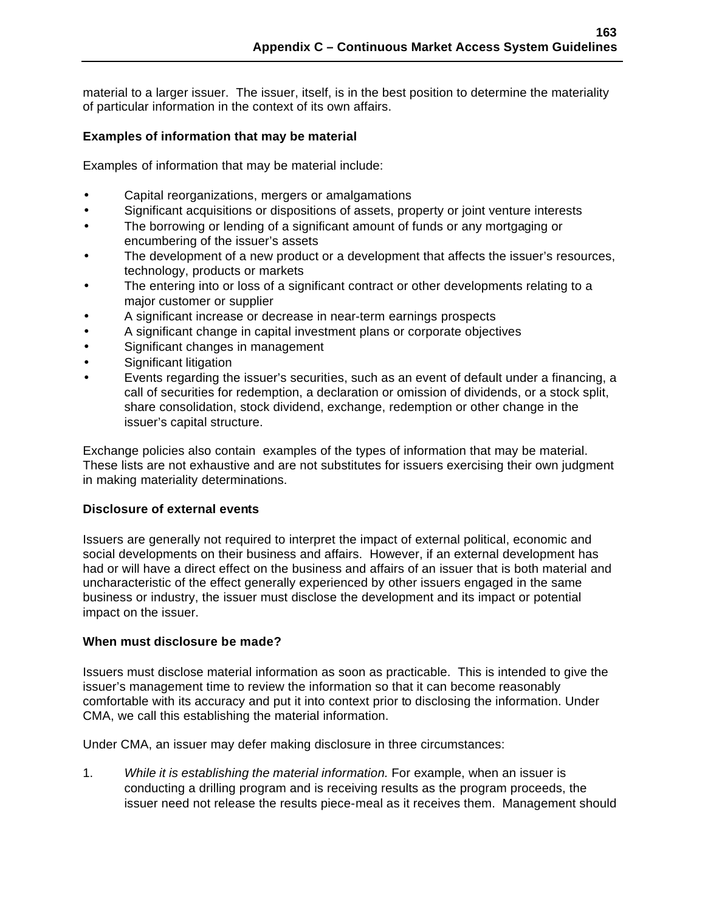material to a larger issuer. The issuer, itself, is in the best position to determine the materiality of particular information in the context of its own affairs.

**Examples of information that may be material**

Examples of information that may be material include:

- Capital reorganizations, mergers or amalgamations
- Significant acquisitions or dispositions of assets, property or joint venture interests
- The borrowing or lending of a significant amount of funds or any mortgaging or encumbering of the issuer's assets
- The development of a new product or a development that affects the issuer's resources, technology, products or markets
- The entering into or loss of a significant contract or other developments relating to a major customer or supplier
- A significant increase or decrease in near-term earnings prospects
- A significant change in capital investment plans or corporate objectives
- Significant changes in management
- Significant litigation
- Events regarding the issuer's securities, such as an event of default under a financing, a call of securities for redemption, a declaration or omission of dividends, or a stock split, share consolidation, stock dividend, exchange, redemption or other change in the issuer's capital structure.

Exchange policies also contain examples of the types of information that may be material. These lists are not exhaustive and are not substitutes for issuers exercising their own judgment in making materiality determinations.

**Disclosure of external events**

Issuers are generally not required to interpret the impact of external political, economic and social developments on their business and affairs. However, if an external development has had or will have a direct effect on the business and affairs of an issuer that is both material and uncharacteristic of the effect generally experienced by other issuers engaged in the same business or industry, the issuer must disclose the development and its impact or potential impact on the issuer.

**When must disclosure be made?**

Issuers must disclose material information as soon as practicable. This is intended to give the issuer's management time to review the information so that it can become reasonably comfortable with its accuracy and put it into context prior to disclosing the information. Under CMA, we call this establishing the material information.

Under CMA, an issuer may defer making disclosure in three circumstances:

1. *While it is establishing the material information.* For example, when an issuer is conducting a drilling program and is receiving results as the program proceeds, the issuer need not release the results piece-meal as it receives them. Management should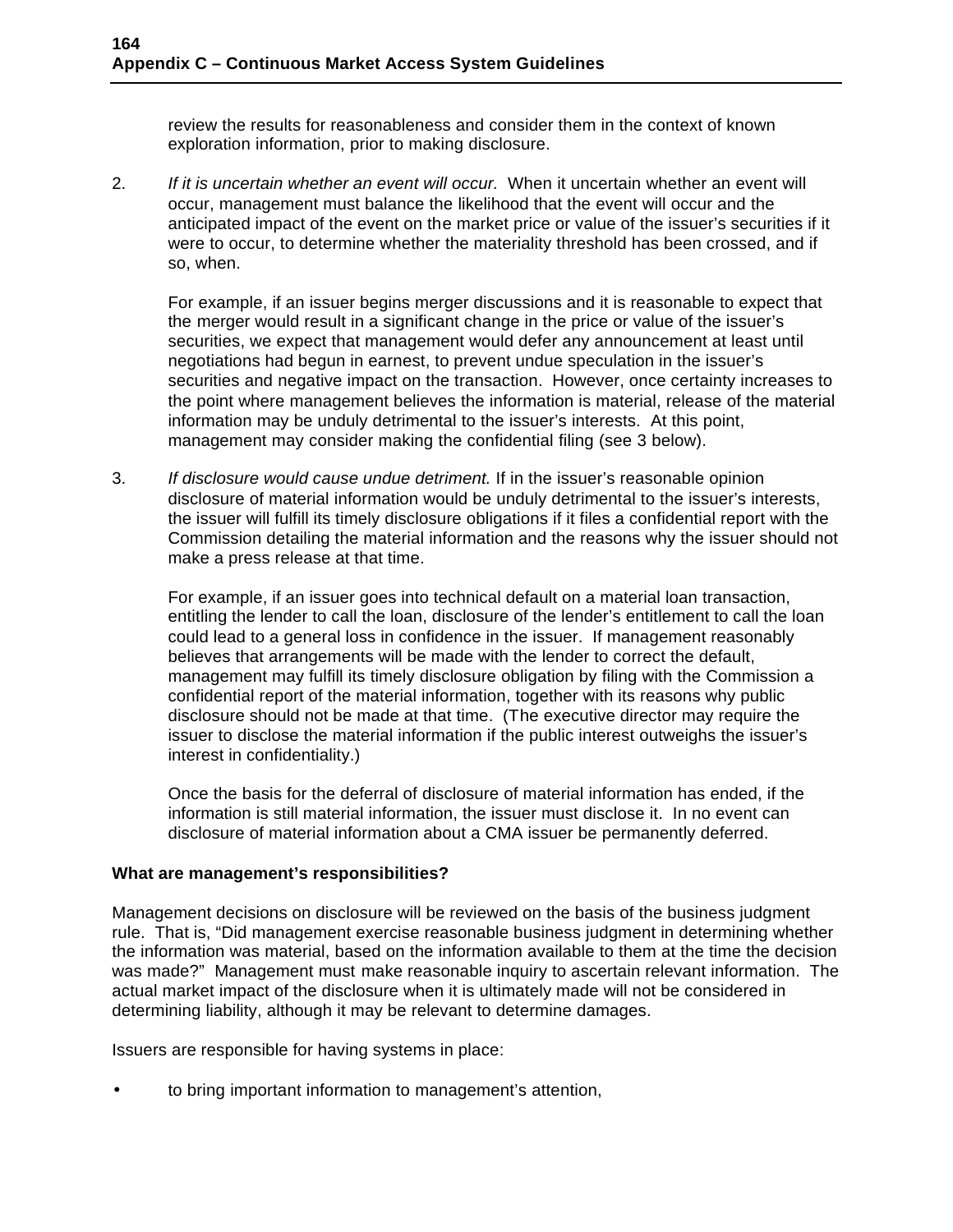review the results for reasonableness and consider them in the context of known exploration information, prior to making disclosure.

2. *If it is uncertain whether an event will occur.* When it uncertain whether an event will occur, management must balance the likelihood that the event will occur and the anticipated impact of the event on the market price or value of the issuer's securities if it were to occur, to determine whether the materiality threshold has been crossed, and if so, when.

   For example, if an issuer begins merger discussions and it is reasonable to expect that the merger would result in a significant change in the price or value of the issuer's securities, we expect that management would defer any announcement at least until negotiations had begun in earnest, to prevent undue speculation in the issuer's securities and negative impact on the transaction. However, once certainty increases to the point where management believes the information is material, release of the material information may be unduly detrimental to the issuer's interests. At this point, management may consider making the confidential filing (see 3 below).

3. *If disclosure would cause undue detriment.* If in the issuer's reasonable opinion disclosure of material information would be unduly detrimental to the issuer's interests, the issuer will fulfill its timely disclosure obligations if it files a confidential report with the Commission detailing the material information and the reasons why the issuer should not make a press release at that time.

   For example, if an issuer goes into technical default on a material loan transaction, entitling the lender to call the loan, disclosure of the lender's entitlement to call the loan could lead to a general loss in confidence in the issuer. If management reasonably believes that arrangements will be made with the lender to correct the default, management may fulfill its timely disclosure obligation by filing with the Commission a confidential report of the material information, together with its reasons why public disclosure should not be made at that time. (The executive director may require the issuer to disclose the material information if the public interest outweighs the issuer's interest in confidentiality.)

   Once the basis for the deferral of disclosure of material information has ended, if the information is still material information, the issuer must disclose it. In no event can disclosure of material information about a CMA issuer be permanently deferred.

**What are management's responsibilities?**

Management decisions on disclosure will be reviewed on the basis of the business judgment rule. That is, "Did management exercise reasonable business judgment in determining whether the information was material, based on the information available to them at the time the decision was made?" Management must make reasonable inquiry to ascertain relevant information. The actual market impact of the disclosure when it is ultimately made will not be considered in determining liability, although it may be relevant to determine damages.

Issuers are responsible for having systems in place:

- to bring important information to management's attention,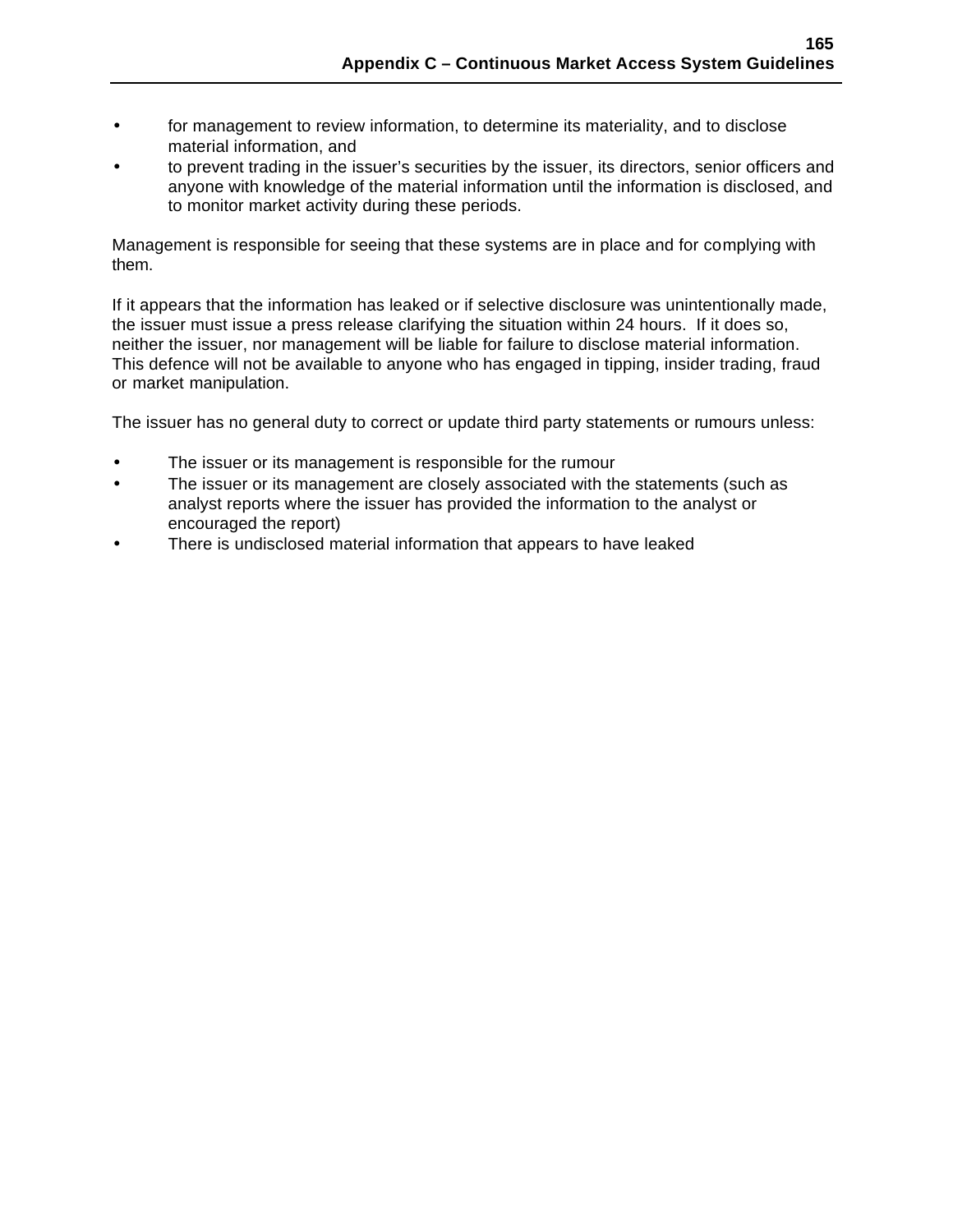- for management to review information, to determine its materiality, and to disclose material information, and
- to prevent trading in the issuer's securities by the issuer, its directors, senior officers and anyone with knowledge of the material information until the information is disclosed, and to monitor market activity during these periods.

Management is responsible for seeing that these systems are in place and for complying with them.

If it appears that the information has leaked or if selective disclosure was unintentionally made, the issuer must issue a press release clarifying the situation within 24 hours. If it does so, neither the issuer, nor management will be liable for failure to disclose material information. This defence will not be available to anyone who has engaged in tipping, insider trading, fraud or market manipulation.

The issuer has no general duty to correct or update third party statements or rumours unless:

- The issuer or its management is responsible for the rumour
- The issuer or its management are closely associated with the statements (such as analyst reports where the issuer has provided the information to the analyst or encouraged the report)
- There is undisclosed material information that appears to have leaked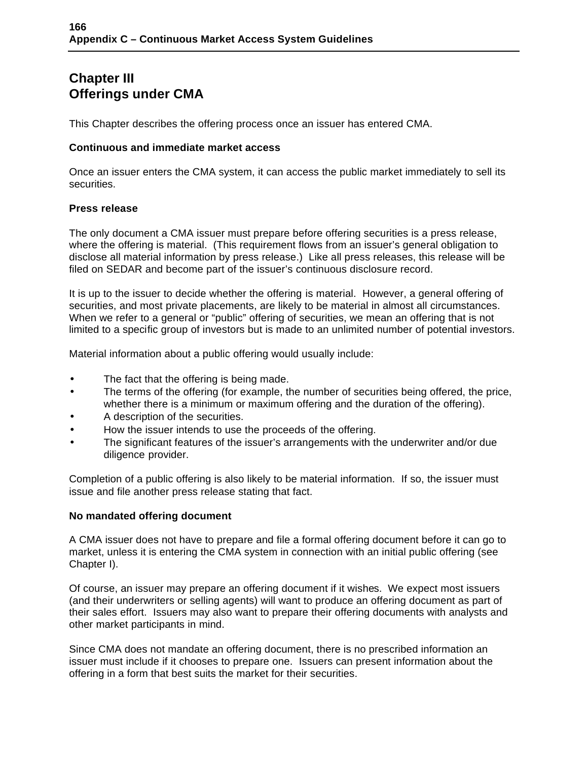# Chapter III
# Offerings under CMA

This Chapter describes the offering process once an issuer has entered CMA.

**Continuous and immediate market access**

Once an issuer enters the CMA system, it can access the public market immediately to sell its securities.

**Press release**

The only document a CMA issuer must prepare before offering securities is a press release, where the offering is material. (This requirement flows from an issuer's general obligation to disclose all material information by press release.) Like all press releases, this release will be filed on SEDAR and become part of the issuer's continuous disclosure record.

It is up to the issuer to decide whether the offering is material. However, a general offering of securities, and most private placements, are likely to be material in almost all circumstances. When we refer to a general or "public" offering of securities, we mean an offering that is not limited to a specific group of investors but is made to an unlimited number of potential investors.

Material information about a public offering would usually include:

- The fact that the offering is being made.
- The terms of the offering (for example, the number of securities being offered, the price, whether there is a minimum or maximum offering and the duration of the offering).
- A description of the securities.
- How the issuer intends to use the proceeds of the offering.
- The significant features of the issuer's arrangements with the underwriter and/or due diligence provider.

Completion of a public offering is also likely to be material information. If so, the issuer must issue and file another press release stating that fact.

**No mandated offering document**

A CMA issuer does not have to prepare and file a formal offering document before it can go to market, unless it is entering the CMA system in connection with an initial public offering (see Chapter I).

Of course, an issuer may prepare an offering document if it wishes. We expect most issuers (and their underwriters or selling agents) will want to produce an offering document as part of their sales effort. Issuers may also want to prepare their offering documents with analysts and other market participants in mind.

Since CMA does not mandate an offering document, there is no prescribed information an issuer must include if it chooses to prepare one. Issuers can present information about the offering in a form that best suits the market for their securities.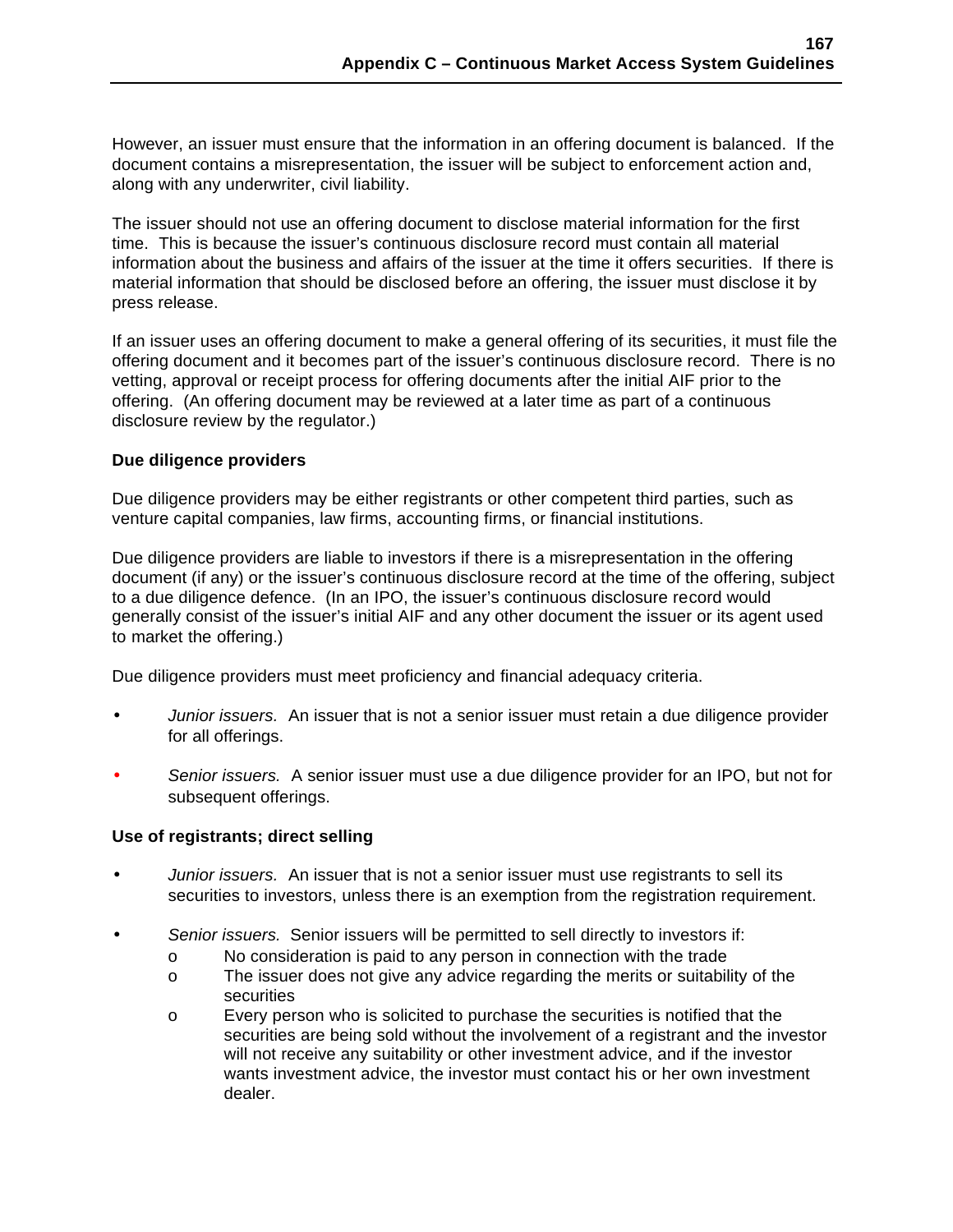However, an issuer must ensure that the information in an offering document is balanced. If the document contains a misrepresentation, the issuer will be subject to enforcement action and, along with any underwriter, civil liability.

The issuer should not use an offering document to disclose material information for the first time. This is because the issuer's continuous disclosure record must contain all material information about the business and affairs of the issuer at the time it offers securities. If there is material information that should be disclosed before an offering, the issuer must disclose it by press release.

If an issuer uses an offering document to make a general offering of its securities, it must file the offering document and it becomes part of the issuer's continuous disclosure record. There is no vetting, approval or receipt process for offering documents after the initial AIF prior to the offering. (An offering document may be reviewed at a later time as part of a continuous disclosure review by the regulator.)

**Due diligence providers**

Due diligence providers may be either registrants or other competent third parties, such as venture capital companies, law firms, accounting firms, or financial institutions.

Due diligence providers are liable to investors if there is a misrepresentation in the offering document (if any) or the issuer's continuous disclosure record at the time of the offering, subject to a due diligence defence. (In an IPO, the issuer's continuous disclosure record would generally consist of the issuer's initial AIF and any other document the issuer or its agent used to market the offering.)

Due diligence providers must meet proficiency and financial adequacy criteria.

- *Junior issuers.* An issuer that is not a senior issuer must retain a due diligence provider for all offerings.
- *Senior issuers.* A senior issuer must use a due diligence provider for an IPO, but not for subsequent offerings.

**Use of registrants; direct selling**

- *Junior issuers.* An issuer that is not a senior issuer must use registrants to sell its securities to investors, unless there is an exemption from the registration requirement.
- *Senior issuers.* Senior issuers will be permitted to sell directly to investors if:
  - No consideration is paid to any person in connection with the trade
  - The issuer does not give any advice regarding the merits or suitability of the securities
  - Every person who is solicited to purchase the securities is notified that the securities are being sold without the involvement of a registrant and the investor will not receive any suitability or other investment advice, and if the investor wants investment advice, the investor must contact his or her own investment dealer.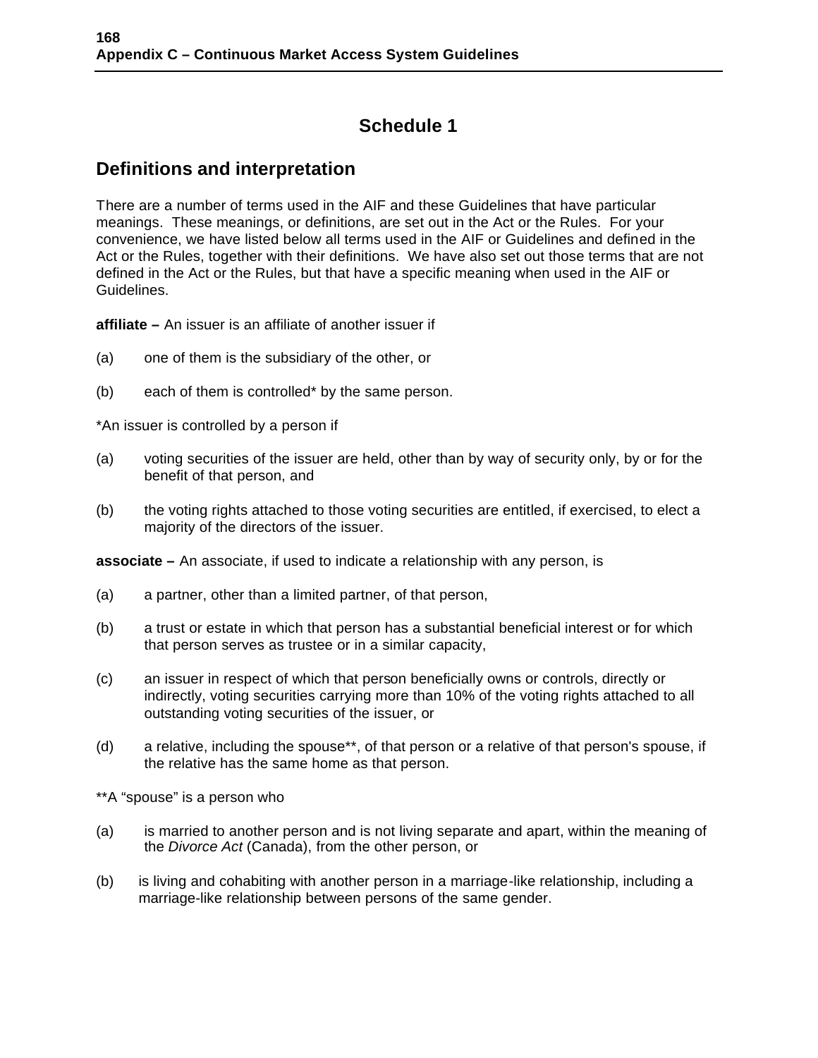# Schedule 1

## Definitions and interpretation

There are a number of terms used in the AIF and these Guidelines that have particular meanings. These meanings, or definitions, are set out in the Act or the Rules. For your convenience, we have listed below all terms used in the AIF or Guidelines and defined in the Act or the Rules, together with their definitions. We have also set out those terms that are not defined in the Act or the Rules, but that have a specific meaning when used in the AIF or Guidelines.

**affiliate –** An issuer is an affiliate of another issuer if

(a) one of them is the subsidiary of the other, or

(b) each of them is controlled* by the same person.

*An issuer is controlled by a person if

(a) voting securities of the issuer are held, other than by way of security only, by or for the benefit of that person, and

(b) the voting rights attached to those voting securities are entitled, if exercised, to elect a majority of the directors of the issuer.

**associate –** An associate, if used to indicate a relationship with any person, is

(a) a partner, other than a limited partner, of that person,

(b) a trust or estate in which that person has a substantial beneficial interest or for which that person serves as trustee or in a similar capacity,

(c) an issuer in respect of which that person beneficially owns or controls, directly or indirectly, voting securities carrying more than 10% of the voting rights attached to all outstanding voting securities of the issuer, or

(d) a relative, including the spouse**, of that person or a relative of that person's spouse, if the relative has the same home as that person.

**A "spouse" is a person who

(a) is married to another person and is not living separate and apart, within the meaning of the *Divorce Act* (Canada), from the other person, or

(b) is living and cohabiting with another person in a marriage-like relationship, including a marriage-like relationship between persons of the same gender.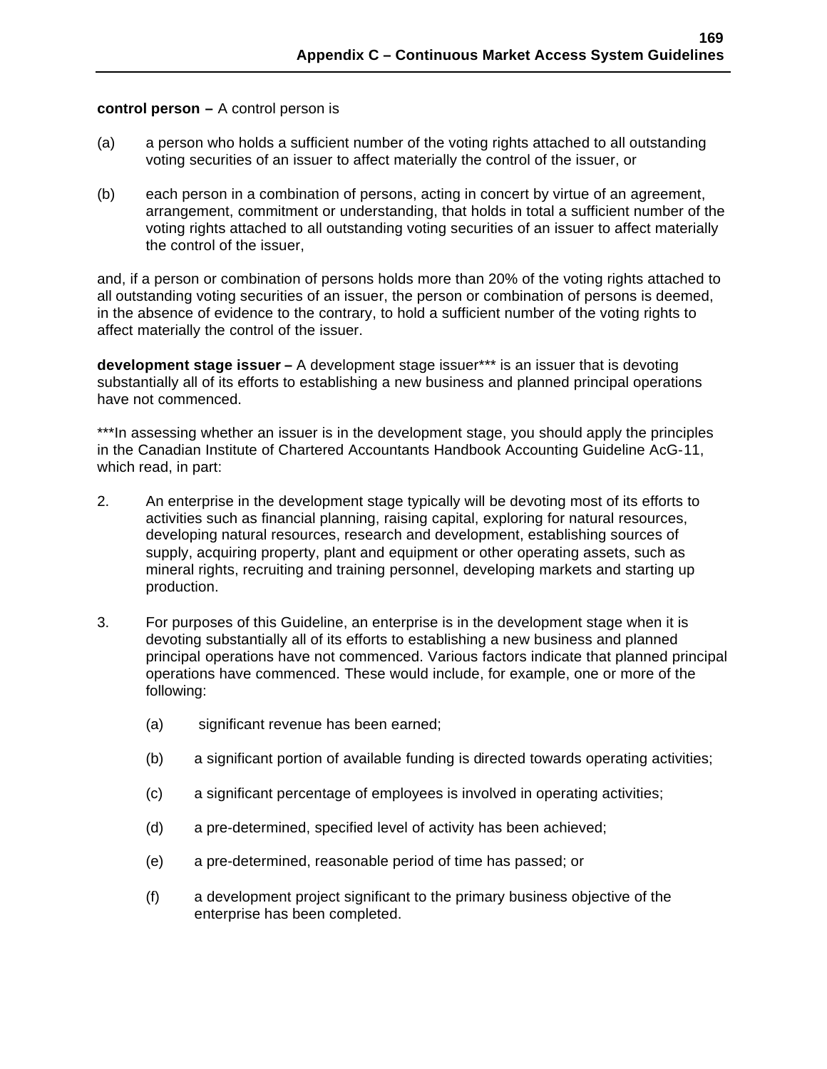**control person –** A control person is

(a) a person who holds a sufficient number of the voting rights attached to all outstanding voting securities of an issuer to affect materially the control of the issuer, or

(b) each person in a combination of persons, acting in concert by virtue of an agreement, arrangement, commitment or understanding, that holds in total a sufficient number of the voting rights attached to all outstanding voting securities of an issuer to affect materially the control of the issuer,

and, if a person or combination of persons holds more than 20% of the voting rights attached to all outstanding voting securities of an issuer, the person or combination of persons is deemed, in the absence of evidence to the contrary, to hold a sufficient number of the voting rights to affect materially the control of the issuer.

**development stage issuer –** A development stage issuer*** is an issuer that is devoting substantially all of its efforts to establishing a new business and planned principal operations have not commenced.

***In assessing whether an issuer is in the development stage, you should apply the principles in the Canadian Institute of Chartered Accountants Handbook Accounting Guideline AcG-11, which read, in part:

2. An enterprise in the development stage typically will be devoting most of its efforts to activities such as financial planning, raising capital, exploring for natural resources, developing natural resources, research and development, establishing sources of supply, acquiring property, plant and equipment or other operating assets, such as mineral rights, recruiting and training personnel, developing markets and starting up production.

3. For purposes of this Guideline, an enterprise is in the development stage when it is devoting substantially all of its efforts to establishing a new business and planned principal operations have not commenced. Various factors indicate that planned principal operations have commenced. These would include, for example, one or more of the following:

   (a) significant revenue has been earned;

   (b) a significant portion of available funding is directed towards operating activities;

   (c) a significant percentage of employees is involved in operating activities;

   (d) a pre-determined, specified level of activity has been achieved;

   (e) a pre-determined, reasonable period of time has passed; or

   (f) a development project significant to the primary business objective of the enterprise has been completed.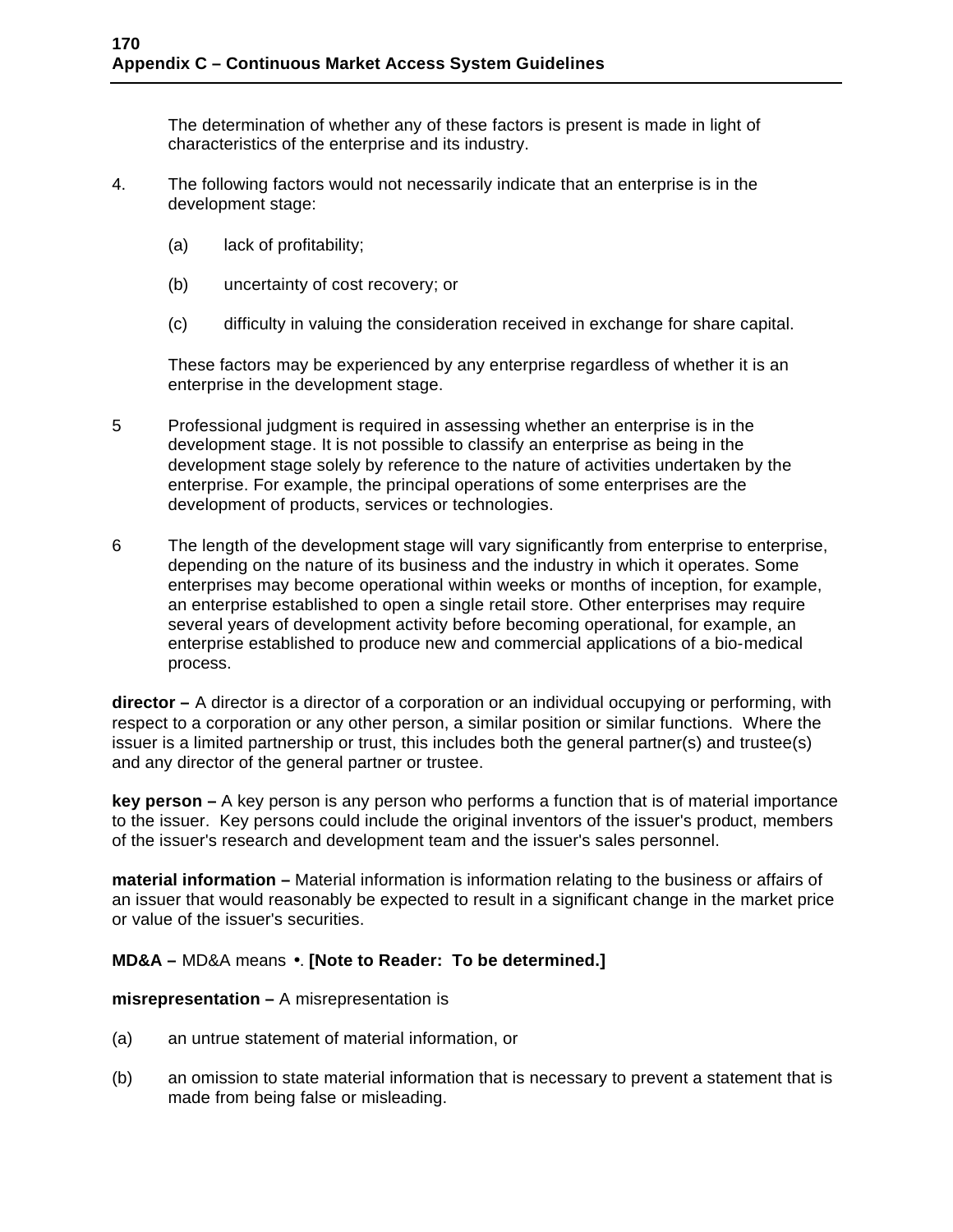The determination of whether any of these factors is present is made in light of characteristics of the enterprise and its industry.

4. The following factors would not necessarily indicate that an enterprise is in the development stage:

   (a) lack of profitability;

   (b) uncertainty of cost recovery; or

   (c) difficulty in valuing the consideration received in exchange for share capital.

   These factors may be experienced by any enterprise regardless of whether it is an enterprise in the development stage.

5 Professional judgment is required in assessing whether an enterprise is in the development stage. It is not possible to classify an enterprise as being in the development stage solely by reference to the nature of activities undertaken by the enterprise. For example, the principal operations of some enterprises are the development of products, services or technologies.

6 The length of the development stage will vary significantly from enterprise to enterprise, depending on the nature of its business and the industry in which it operates. Some enterprises may become operational within weeks or months of inception, for example, an enterprise established to open a single retail store. Other enterprises may require several years of development activity before becoming operational, for example, an enterprise established to produce new and commercial applications of a bio-medical process.

**director –** A director is a director of a corporation or an individual occupying or performing, with respect to a corporation or any other person, a similar position or similar functions. Where the issuer is a limited partnership or trust, this includes both the general partner(s) and trustee(s) and any director of the general partner or trustee.

**key person –** A key person is any person who performs a function that is of material importance to the issuer. Key persons could include the original inventors of the issuer's product, members of the issuer's research and development team and the issuer's sales personnel.

**material information –** Material information is information relating to the business or affairs of an issuer that would reasonably be expected to result in a significant change in the market price or value of the issuer's securities.

**MD&A –** MD&A means •. **[Note to Reader: To be determined.]**

**misrepresentation –** A misrepresentation is

(a) an untrue statement of material information, or

(b) an omission to state material information that is necessary to prevent a statement that is made from being false or misleading.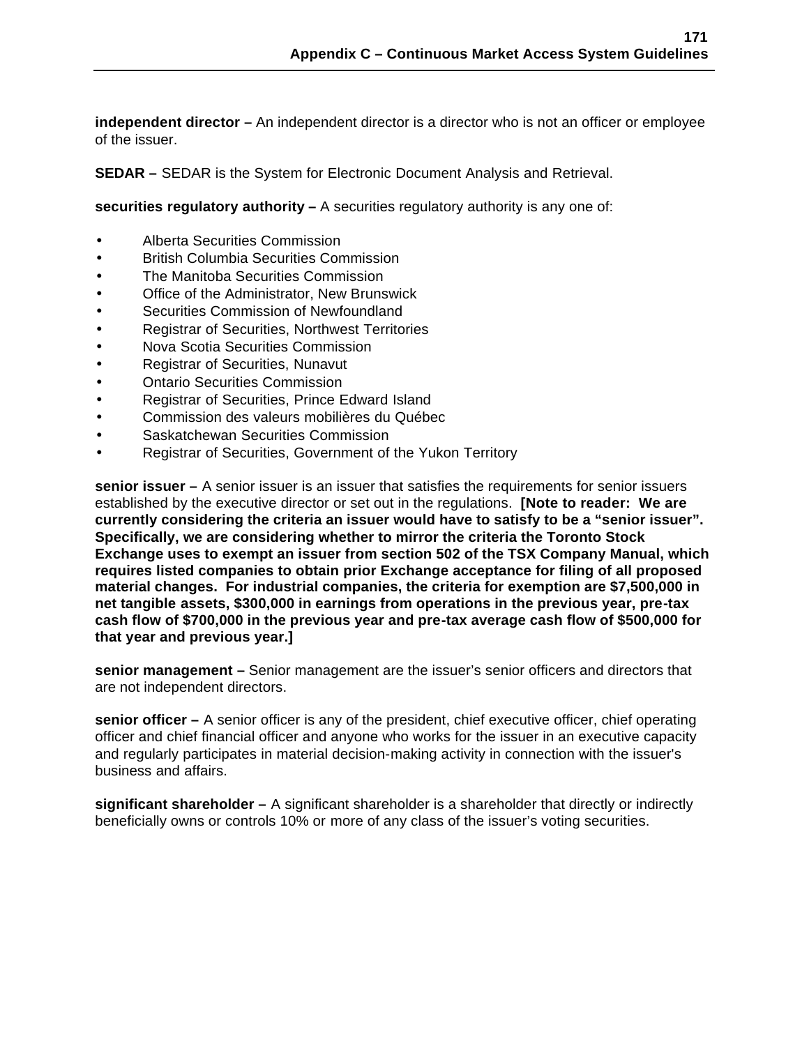**independent director –** An independent director is a director who is not an officer or employee of the issuer.

**SEDAR –** SEDAR is the System for Electronic Document Analysis and Retrieval.

**securities regulatory authority –** A securities regulatory authority is any one of:

- Alberta Securities Commission
- British Columbia Securities Commission
- The Manitoba Securities Commission
- Office of the Administrator, New Brunswick
- Securities Commission of Newfoundland
- Registrar of Securities, Northwest Territories
- Nova Scotia Securities Commission
- Registrar of Securities, Nunavut
- Ontario Securities Commission
- Registrar of Securities, Prince Edward Island
- Commission des valeurs mobilières du Québec
- Saskatchewan Securities Commission
- Registrar of Securities, Government of the Yukon Territory

**senior issuer –** A senior issuer is an issuer that satisfies the requirements for senior issuers established by the executive director or set out in the regulations. **[Note to reader: We are currently considering the criteria an issuer would have to satisfy to be a "senior issuer". Specifically, we are considering whether to mirror the criteria the Toronto Stock Exchange uses to exempt an issuer from section 502 of the TSX Company Manual, which requires listed companies to obtain prior Exchange acceptance for filing of all proposed material changes. For industrial companies, the criteria for exemption are $7,500,000 in net tangible assets, $300,000 in earnings from operations in the previous year, pre-tax cash flow of $700,000 in the previous year and pre-tax average cash flow of $500,000 for that year and previous year.]**

**senior management –** Senior management are the issuer's senior officers and directors that are not independent directors.

**senior officer –** A senior officer is any of the president, chief executive officer, chief operating officer and chief financial officer and anyone who works for the issuer in an executive capacity and regularly participates in material decision-making activity in connection with the issuer's business and affairs.

**significant shareholder –** A significant shareholder is a shareholder that directly or indirectly beneficially owns or controls 10% or more of any class of the issuer's voting securities.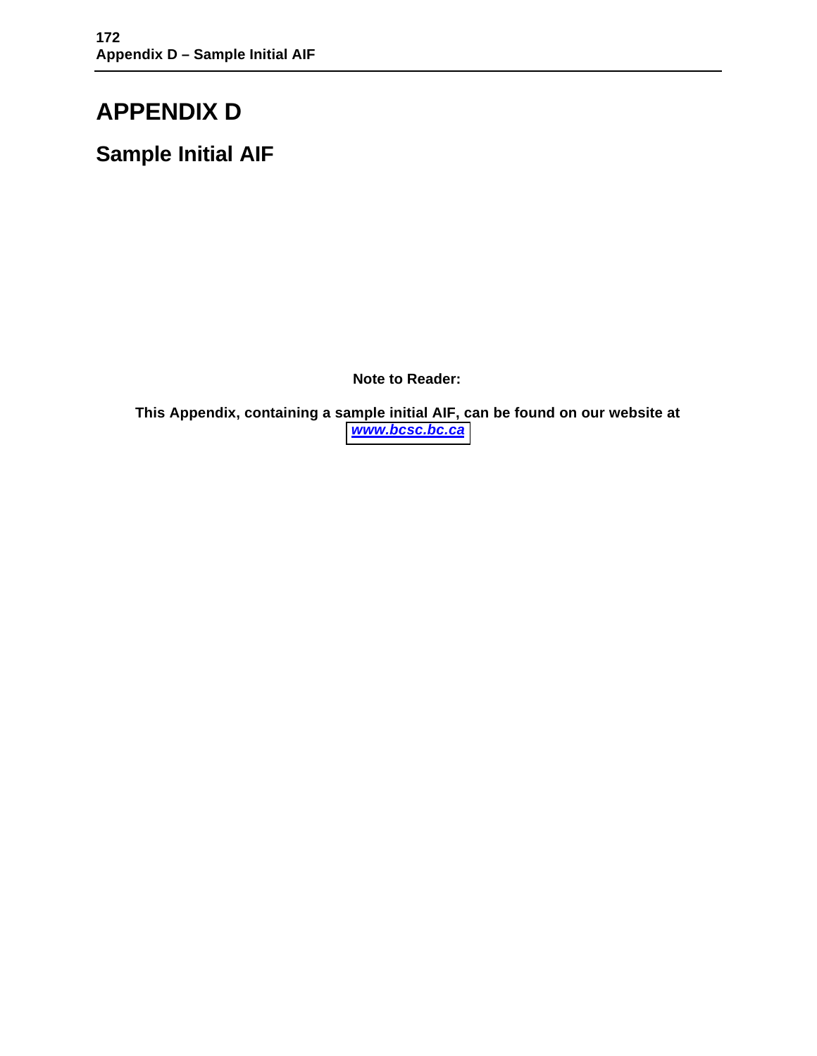# APPENDIX D

## Sample Initial AIF

**Note to Reader:**

**This Appendix, containing a sample initial AIF, can be found on our website at** ***www.bcsc.bc.ca***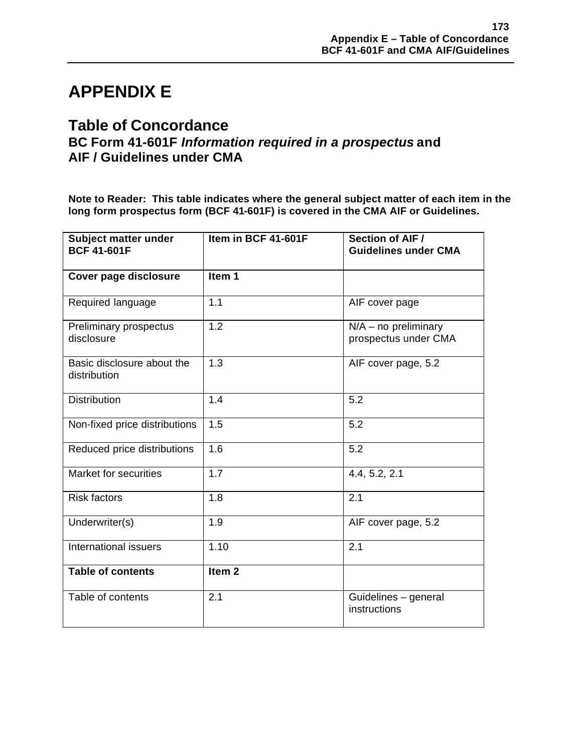# APPENDIX E

## Table of Concordance

### BC Form 41-601F *Information required in a prospectus* and AIF / Guidelines under CMA

**Note to Reader: This table indicates where the general subject matter of each item in the long form prospectus form (BCF 41-601F) is covered in the CMA AIF or Guidelines.**

| Subject matter under BCF 41-601F | Item in BCF 41-601F | Section of AIF / Guidelines under CMA |
|---|---|---|
| **Cover page disclosure** | **Item 1** | |
| Required language | 1.1 | AIF cover page |
| Preliminary prospectus disclosure | 1.2 | N/A – no preliminary prospectus under CMA |
| Basic disclosure about the distribution | 1.3 | AIF cover page, 5.2 |
| Distribution | 1.4 | 5.2 |
| Non-fixed price distributions | 1.5 | 5.2 |
| Reduced price distributions | 1.6 | 5.2 |
| Market for securities | 1.7 | 4.4, 5.2, 2.1 |
| Risk factors | 1.8 | 2.1 |
| Underwriter(s) | 1.9 | AIF cover page, 5.2 |
| International issuers | 1.10 | 2.1 |
| **Table of contents** | **Item 2** | |
| Table of contents | 2.1 | Guidelines – general instructions |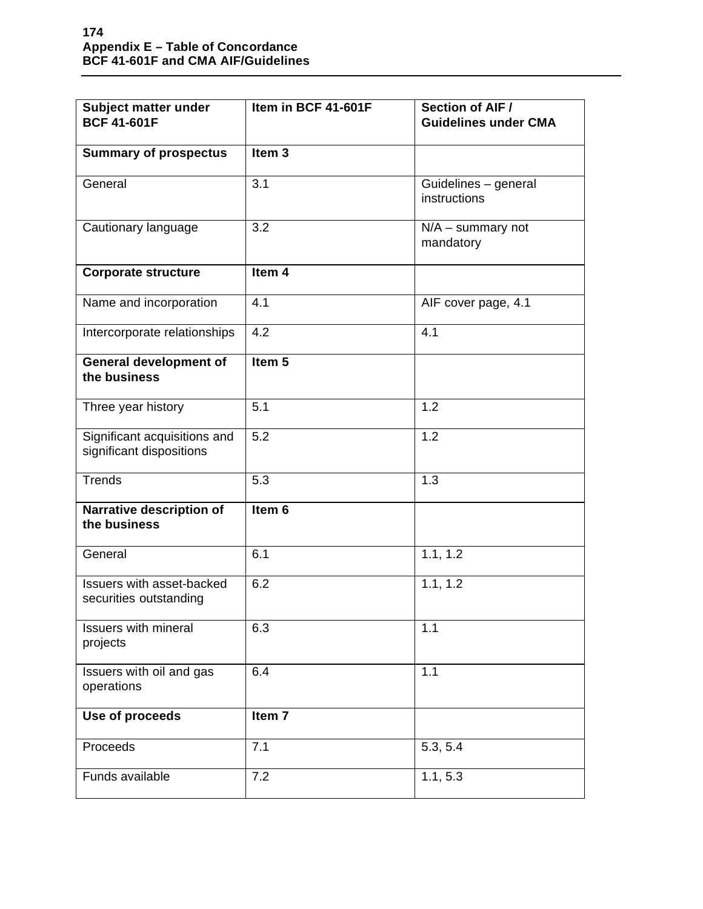## Appendix E – Table of Concordance BCF 41-601F and CMA AIF/Guidelines

| Subject matter under BCF 41-601F | Item in BCF 41-601F | Section of AIF / Guidelines under CMA |
|---|---|---|
| **Summary of prospectus** | **Item 3** | |
| General | 3.1 | Guidelines – general instructions |
| Cautionary language | 3.2 | N/A – summary not mandatory |
| **Corporate structure** | **Item 4** | |
| Name and incorporation | 4.1 | AIF cover page, 4.1 |
| Intercorporate relationships | 4.2 | 4.1 |
| **General development of the business** | **Item 5** | |
| Three year history | 5.1 | 1.2 |
| Significant acquisitions and significant dispositions | 5.2 | 1.2 |
| Trends | 5.3 | 1.3 |
| **Narrative description of the business** | **Item 6** | |
| General | 6.1 | 1.1, 1.2 |
| Issuers with asset-backed securities outstanding | 6.2 | 1.1, 1.2 |
| Issuers with mineral projects | 6.3 | 1.1 |
| Issuers with oil and gas operations | 6.4 | 1.1 |
| **Use of proceeds** | **Item 7** | |
| Proceeds | 7.1 | 5.3, 5.4 |
| Funds available | 7.2 | 1.1, 5.3 |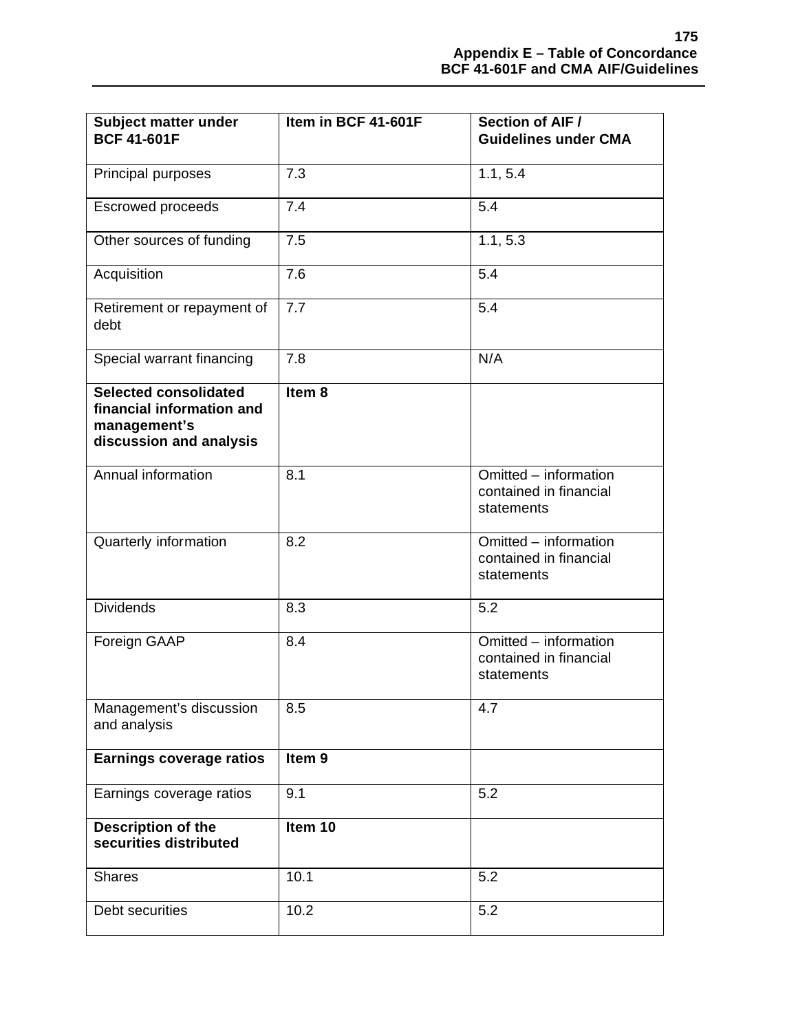| Subject matter under BCF 41-601F | Item in BCF 41-601F | Section of AIF / Guidelines under CMA |
|---|---|---|
| Principal purposes | 7.3 | 1.1, 5.4 |
| Escrowed proceeds | 7.4 | 5.4 |
| Other sources of funding | 7.5 | 1.1, 5.3 |
| Acquisition | 7.6 | 5.4 |
| Retirement or repayment of debt | 7.7 | 5.4 |
| Special warrant financing | 7.8 | N/A |
| **Selected consolidated financial information and management's discussion and analysis** | **Item 8** | |
| Annual information | 8.1 | Omitted – information contained in financial statements |
| Quarterly information | 8.2 | Omitted – information contained in financial statements |
| Dividends | 8.3 | 5.2 |
| Foreign GAAP | 8.4 | Omitted – information contained in financial statements |
| Management's discussion and analysis | 8.5 | 4.7 |
| **Earnings coverage ratios** | **Item 9** | |
| Earnings coverage ratios | 9.1 | 5.2 |
| **Description of the securities distributed** | **Item 10** | |
| Shares | 10.1 | 5.2 |
| Debt securities | 10.2 | 5.2 |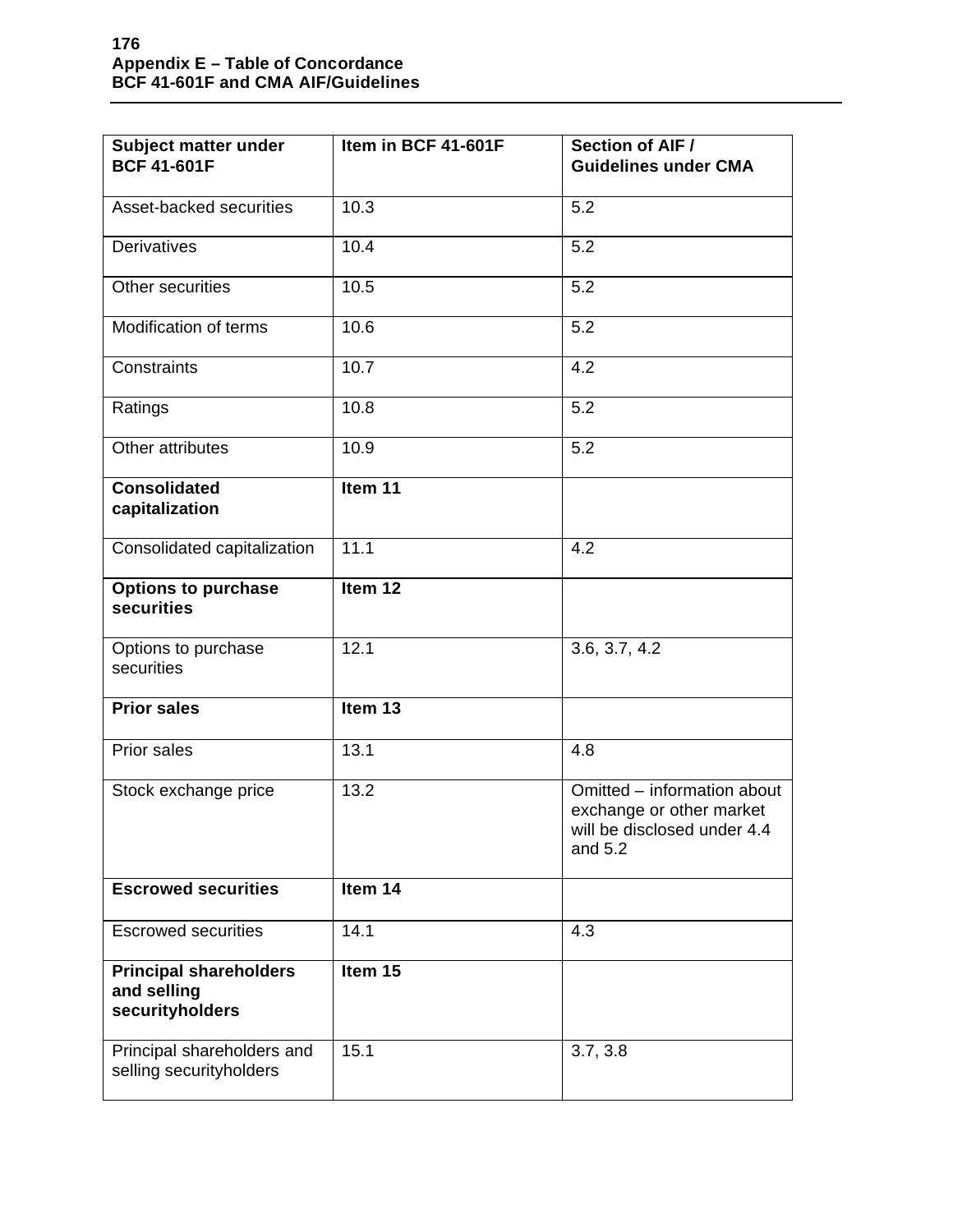## Appendix E – Table of Concordance
## BCF 41-601F and CMA AIF/Guidelines

| Subject matter under BCF 41-601F | Item in BCF 41-601F | Section of AIF / Guidelines under CMA |
|---|---|---|
| Asset-backed securities | 10.3 | 5.2 |
| Derivatives | 10.4 | 5.2 |
| Other securities | 10.5 | 5.2 |
| Modification of terms | 10.6 | 5.2 |
| Constraints | 10.7 | 4.2 |
| Ratings | 10.8 | 5.2 |
| Other attributes | 10.9 | 5.2 |
| **Consolidated capitalization** | **Item 11** | |
| Consolidated capitalization | 11.1 | 4.2 |
| **Options to purchase securities** | **Item 12** | |
| Options to purchase securities | 12.1 | 3.6, 3.7, 4.2 |
| **Prior sales** | **Item 13** | |
| Prior sales | 13.1 | 4.8 |
| Stock exchange price | 13.2 | Omitted – information about exchange or other market will be disclosed under 4.4 and 5.2 |
| **Escrowed securities** | **Item 14** | |
| Escrowed securities | 14.1 | 4.3 |
| **Principal shareholders and selling securityholders** | **Item 15** | |
| Principal shareholders and selling securityholders | 15.1 | 3.7, 3.8 |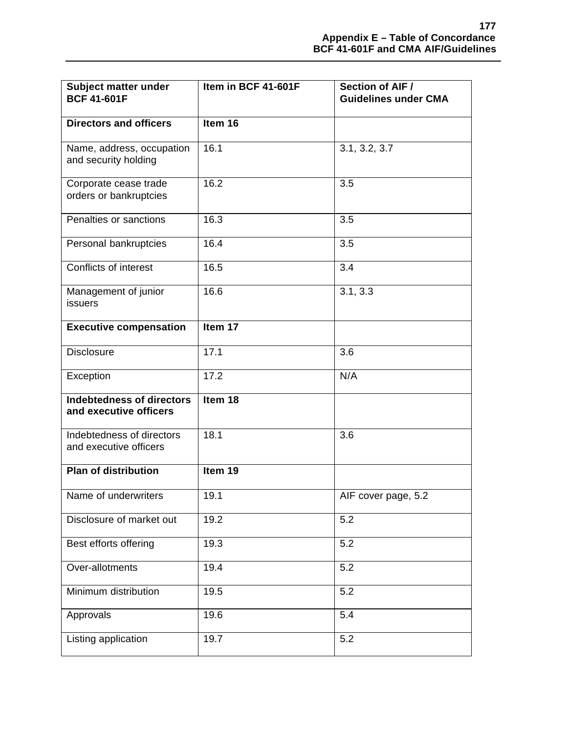| Subject matter under BCF 41-601F | Item in BCF 41-601F | Section of AIF / Guidelines under CMA |
|---|---|---|
| **Directors and officers** | **Item 16** | |
| Name, address, occupation and security holding | 16.1 | 3.1, 3.2, 3.7 |
| Corporate cease trade orders or bankruptcies | 16.2 | 3.5 |
| Penalties or sanctions | 16.3 | 3.5 |
| Personal bankruptcies | 16.4 | 3.5 |
| Conflicts of interest | 16.5 | 3.4 |
| Management of junior issuers | 16.6 | 3.1, 3.3 |
| **Executive compensation** | **Item 17** | |
| Disclosure | 17.1 | 3.6 |
| Exception | 17.2 | N/A |
| **Indebtedness of directors and executive officers** | **Item 18** | |
| Indebtedness of directors and executive officers | 18.1 | 3.6 |
| **Plan of distribution** | **Item 19** | |
| Name of underwriters | 19.1 | AIF cover page, 5.2 |
| Disclosure of market out | 19.2 | 5.2 |
| Best efforts offering | 19.3 | 5.2 |
| Over-allotments | 19.4 | 5.2 |
| Minimum distribution | 19.5 | 5.2 |
| Approvals | 19.6 | 5.4 |
| Listing application | 19.7 | 5.2 |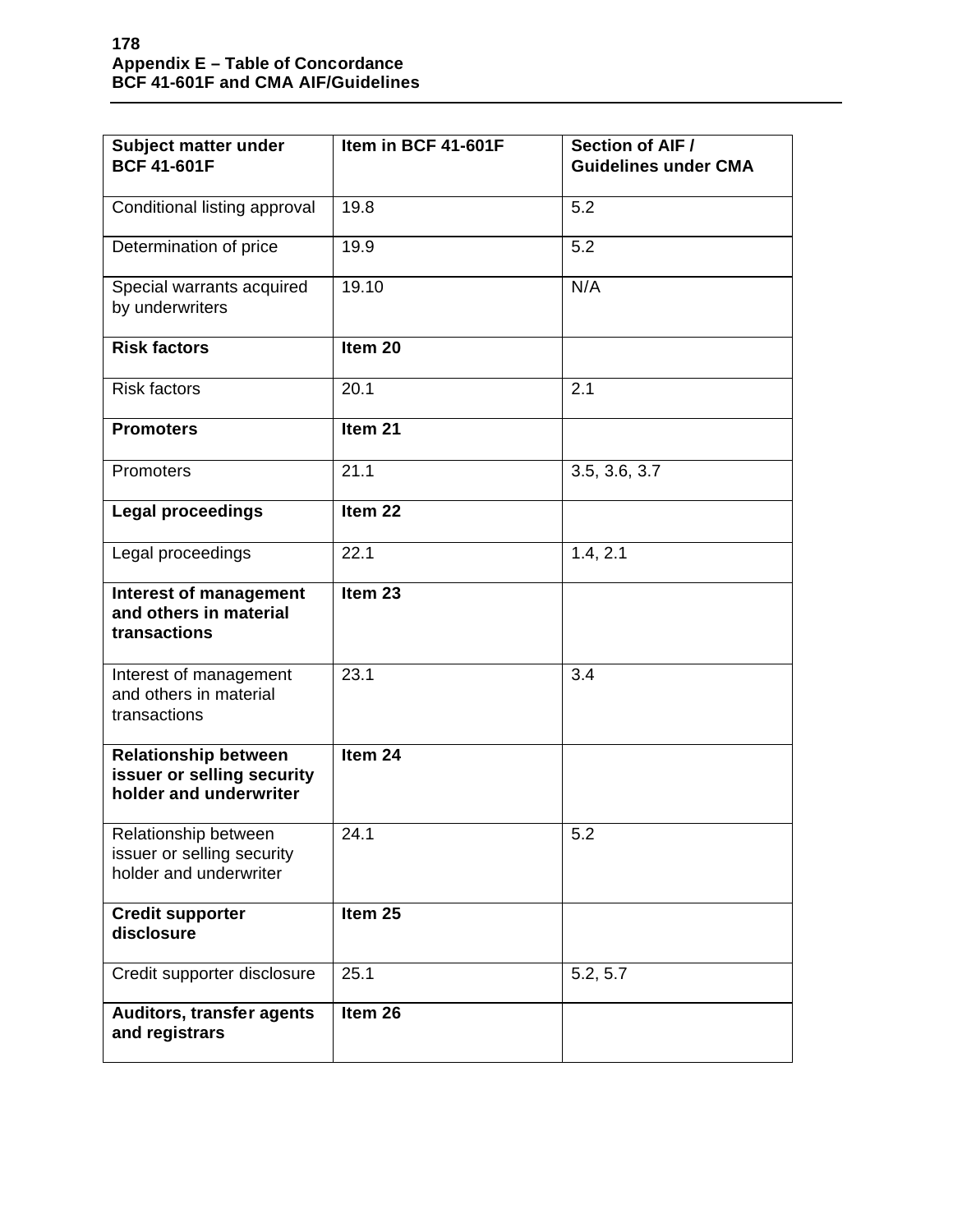**Appendix E – Table of Concordance**
**BCF 41-601F and CMA AIF/Guidelines**

| Subject matter under BCF 41-601F | Item in BCF 41-601F | Section of AIF / Guidelines under CMA |
|---|---|---|
| Conditional listing approval | 19.8 | 5.2 |
| Determination of price | 19.9 | 5.2 |
| Special warrants acquired by underwriters | 19.10 | N/A |
| **Risk factors** | **Item 20** | |
| Risk factors | 20.1 | 2.1 |
| **Promoters** | **Item 21** | |
| Promoters | 21.1 | 3.5, 3.6, 3.7 |
| **Legal proceedings** | **Item 22** | |
| Legal proceedings | 22.1 | 1.4, 2.1 |
| **Interest of management and others in material transactions** | **Item 23** | |
| Interest of management and others in material transactions | 23.1 | 3.4 |
| **Relationship between issuer or selling security holder and underwriter** | **Item 24** | |
| Relationship between issuer or selling security holder and underwriter | 24.1 | 5.2 |
| **Credit supporter disclosure** | **Item 25** | |
| Credit supporter disclosure | 25.1 | 5.2, 5.7 |
| **Auditors, transfer agents and registrars** | **Item 26** | |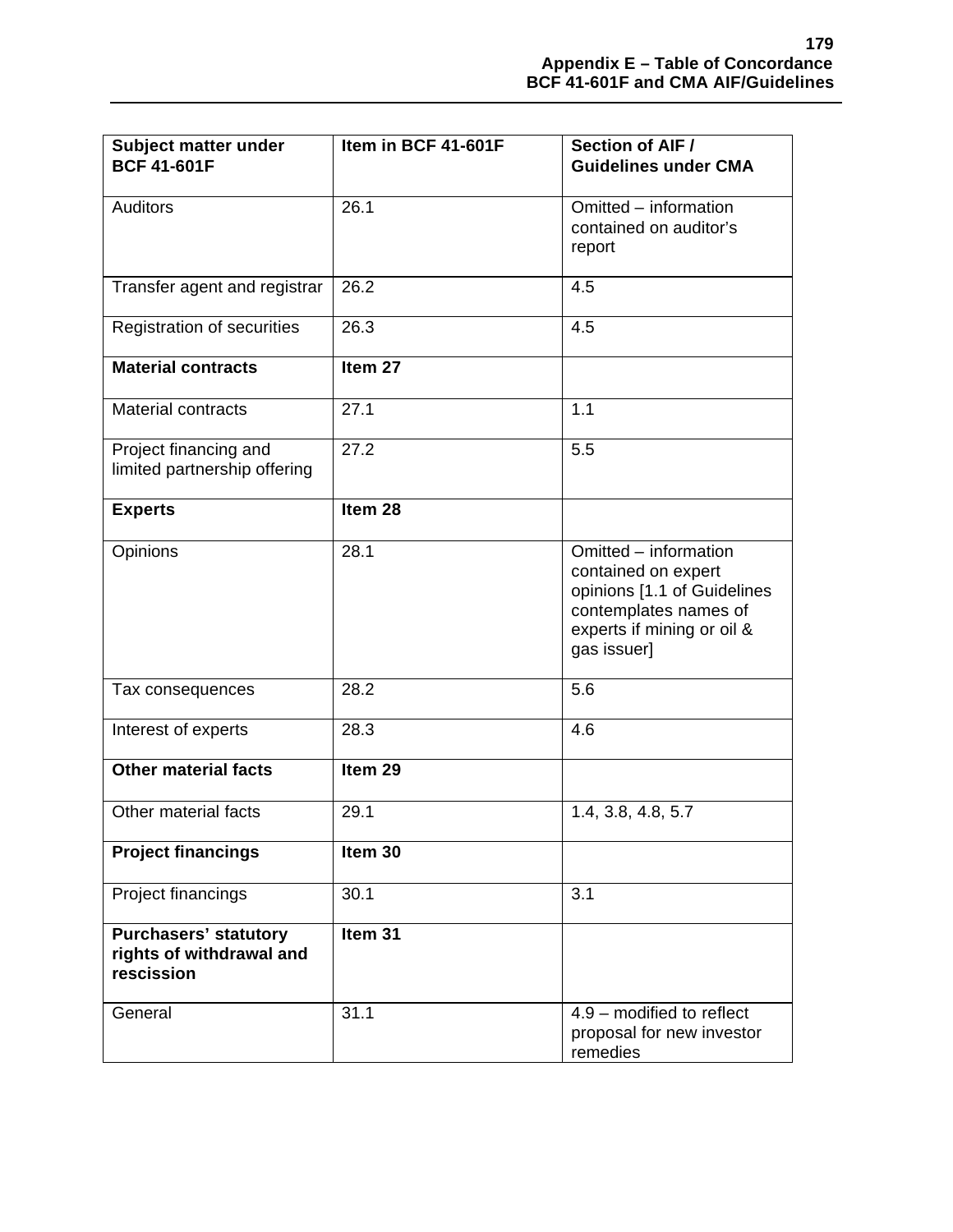| **Subject matter under BCF 41-601F** | **Item in BCF 41-601F** | **Section of AIF / Guidelines under CMA** |
|---|---|---|
| Auditors | 26.1 | Omitted – information contained on auditor's report |
| Transfer agent and registrar | 26.2 | 4.5 |
| Registration of securities | 26.3 | 4.5 |
| **Material contracts** | **Item 27** | |
| Material contracts | 27.1 | 1.1 |
| Project financing and limited partnership offering | 27.2 | 5.5 |
| **Experts** | **Item 28** | |
| Opinions | 28.1 | Omitted – information contained on expert opinions [1.1 of Guidelines contemplates names of experts if mining or oil & gas issuer] |
| Tax consequences | 28.2 | 5.6 |
| Interest of experts | 28.3 | 4.6 |
| **Other material facts** | **Item 29** | |
| Other material facts | 29.1 | 1.4, 3.8, 4.8, 5.7 |
| **Project financings** | **Item 30** | |
| Project financings | 30.1 | 3.1 |
| **Purchasers' statutory rights of withdrawal and rescission** | **Item 31** | |
| General | 31.1 | 4.9 – modified to reflect proposal for new investor remedies |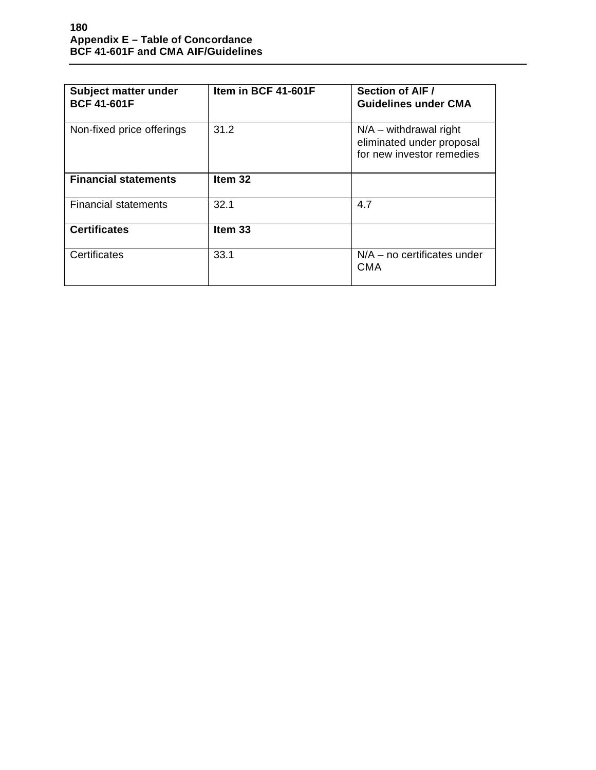| Subject matter under BCF 41-601F | Item in BCF 41-601F | Section of AIF / Guidelines under CMA |
| --- | --- | --- |
| Non-fixed price offerings | 31.2 | N/A – withdrawal right eliminated under proposal for new investor remedies |
| **Financial statements** | **Item 32** | |
| Financial statements | 32.1 | 4.7 |
| **Certificates** | **Item 33** | |
| Certificates | 33.1 | N/A – no certificates under CMA |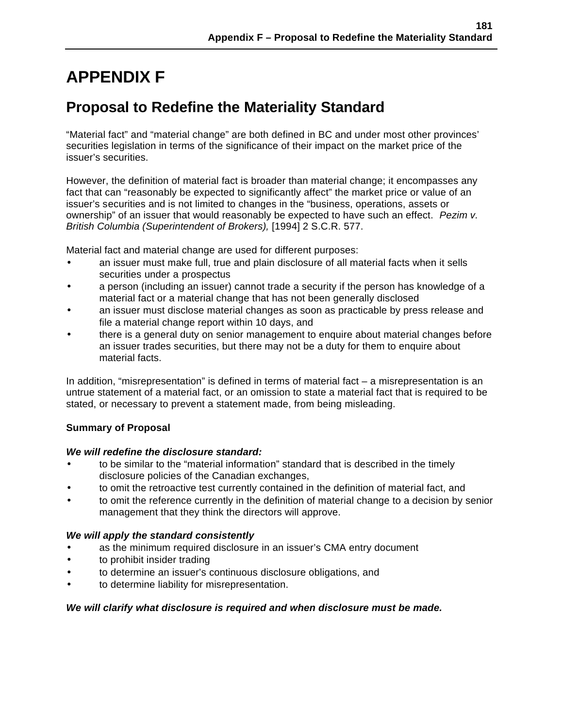# APPENDIX F

## Proposal to Redefine the Materiality Standard

"Material fact" and "material change" are both defined in BC and under most other provinces' securities legislation in terms of the significance of their impact on the market price of the issuer's securities.

However, the definition of material fact is broader than material change; it encompasses any fact that can "reasonably be expected to significantly affect" the market price or value of an issuer's securities and is not limited to changes in the "business, operations, assets or ownership" of an issuer that would reasonably be expected to have such an effect. *Pezim v. British Columbia (Superintendent of Brokers),* [1994] 2 S.C.R. 577.

Material fact and material change are used for different purposes:

- an issuer must make full, true and plain disclosure of all material facts when it sells securities under a prospectus
- a person (including an issuer) cannot trade a security if the person has knowledge of a material fact or a material change that has not been generally disclosed
- an issuer must disclose material changes as soon as practicable by press release and file a material change report within 10 days, and
- there is a general duty on senior management to enquire about material changes before an issuer trades securities, but there may not be a duty for them to enquire about material facts.

In addition, "misrepresentation" is defined in terms of material fact – a misrepresentation is an untrue statement of a material fact, or an omission to state a material fact that is required to be stated, or necessary to prevent a statement made, from being misleading.

**Summary of Proposal**

***We will redefine the disclosure standard:***

- to be similar to the "material information" standard that is described in the timely disclosure policies of the Canadian exchanges,
- to omit the retroactive test currently contained in the definition of material fact, and
- to omit the reference currently in the definition of material change to a decision by senior management that they think the directors will approve.

***We will apply the standard consistently***

- as the minimum required disclosure in an issuer's CMA entry document
- to prohibit insider trading
- to determine an issuer's continuous disclosure obligations, and
- to determine liability for misrepresentation.

***We will clarify what disclosure is required and when disclosure must be made.***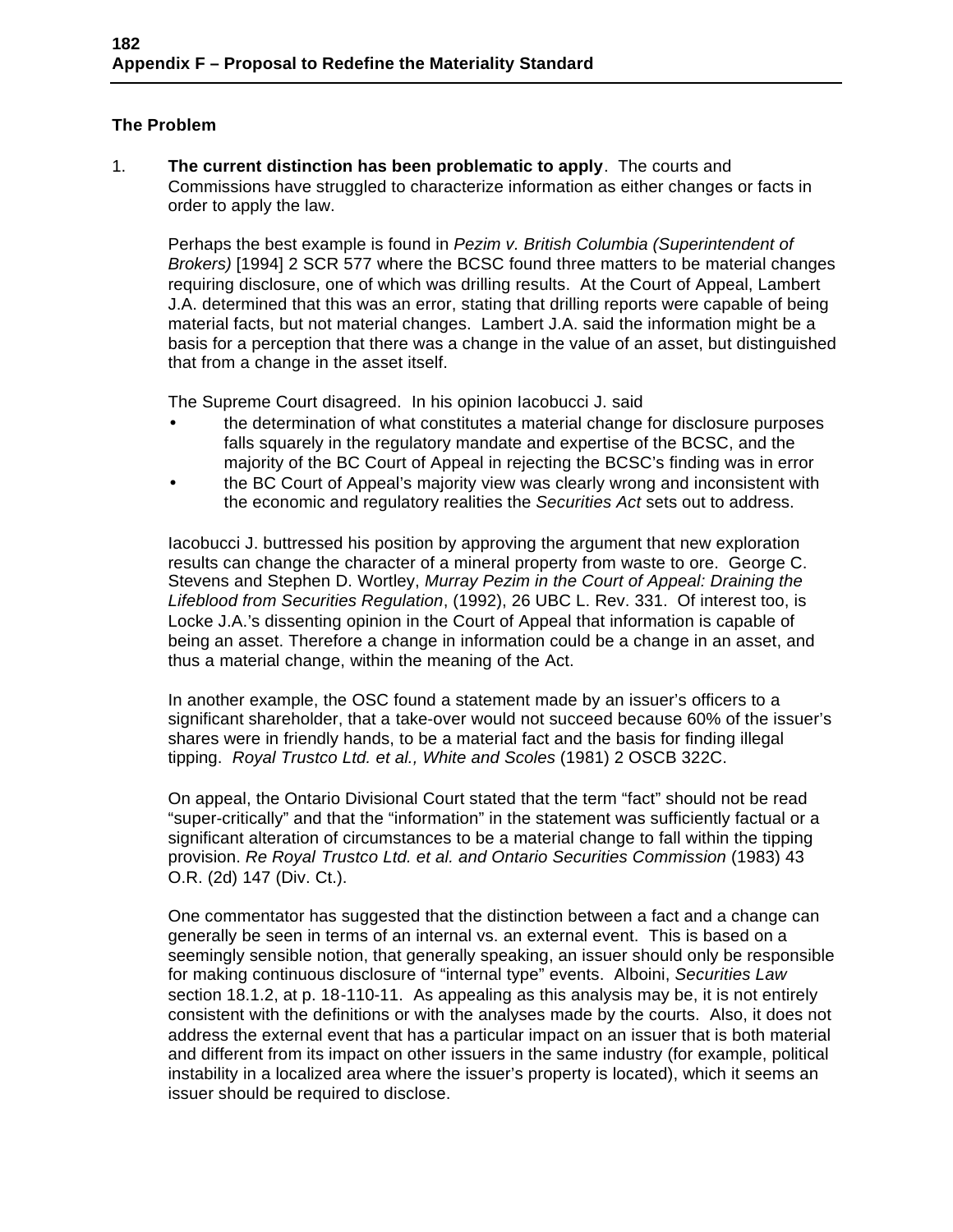## The Problem

1. **The current distinction has been problematic to apply**. The courts and Commissions have struggled to characterize information as either changes or facts in order to apply the law.

   Perhaps the best example is found in *Pezim v. British Columbia (Superintendent of Brokers)* [1994] 2 SCR 577 where the BCSC found three matters to be material changes requiring disclosure, one of which was drilling results. At the Court of Appeal, Lambert J.A. determined that this was an error, stating that drilling reports were capable of being material facts, but not material changes. Lambert J.A. said the information might be a basis for a perception that there was a change in the value of an asset, but distinguished that from a change in the asset itself.

   The Supreme Court disagreed. In his opinion Iacobucci J. said

   - the determination of what constitutes a material change for disclosure purposes falls squarely in the regulatory mandate and expertise of the BCSC, and the majority of the BC Court of Appeal in rejecting the BCSC's finding was in error
   - the BC Court of Appeal's majority view was clearly wrong and inconsistent with the economic and regulatory realities the *Securities Act* sets out to address.

   Iacobucci J. buttressed his position by approving the argument that new exploration results can change the character of a mineral property from waste to ore. George C. Stevens and Stephen D. Wortley, *Murray Pezim in the Court of Appeal: Draining the Lifeblood from Securities Regulation*, (1992), 26 UBC L. Rev. 331. Of interest too, is Locke J.A.'s dissenting opinion in the Court of Appeal that information is capable of being an asset. Therefore a change in information could be a change in an asset, and thus a material change, within the meaning of the Act.

   In another example, the OSC found a statement made by an issuer's officers to a significant shareholder, that a take-over would not succeed because 60% of the issuer's shares were in friendly hands, to be a material fact and the basis for finding illegal tipping. *Royal Trustco Ltd. et al., White and Scoles* (1981) 2 OSCB 322C.

   On appeal, the Ontario Divisional Court stated that the term "fact" should not be read "super-critically" and that the "information" in the statement was sufficiently factual or a significant alteration of circumstances to be a material change to fall within the tipping provision. *Re Royal Trustco Ltd. et al. and Ontario Securities Commission* (1983) 43 O.R. (2d) 147 (Div. Ct.).

   One commentator has suggested that the distinction between a fact and a change can generally be seen in terms of an internal vs. an external event. This is based on a seemingly sensible notion, that generally speaking, an issuer should only be responsible for making continuous disclosure of "internal type" events. Alboini, *Securities Law* section 18.1.2, at p. 18-110-11. As appealing as this analysis may be, it is not entirely consistent with the definitions or with the analyses made by the courts. Also, it does not address the external event that has a particular impact on an issuer that is both material and different from its impact on other issuers in the same industry (for example, political instability in a localized area where the issuer's property is located), which it seems an issuer should be required to disclose.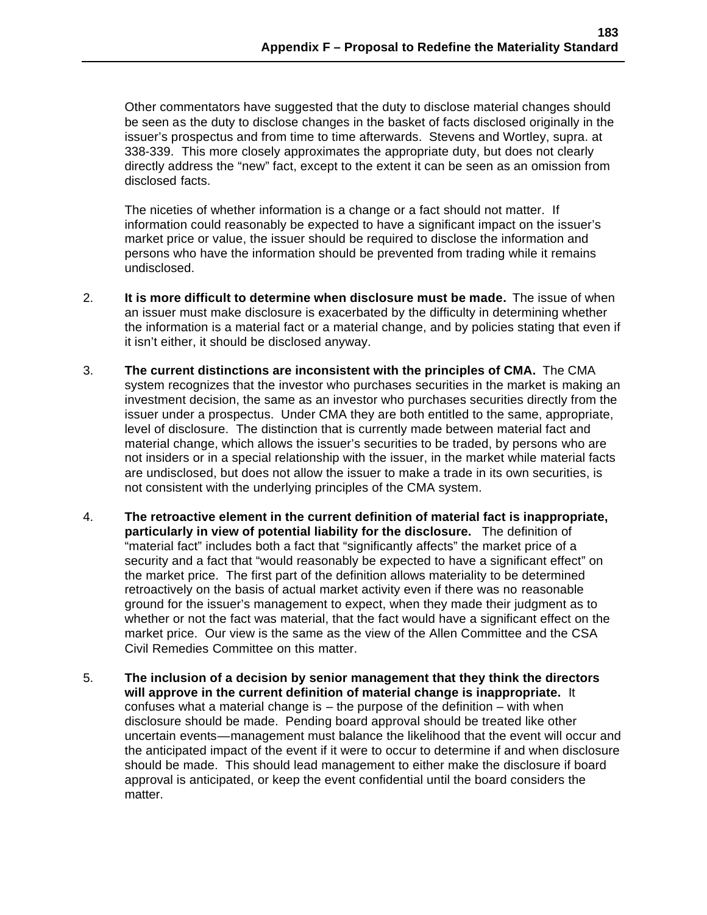Other commentators have suggested that the duty to disclose material changes should be seen as the duty to disclose changes in the basket of facts disclosed originally in the issuer's prospectus and from time to time afterwards. Stevens and Wortley, supra. at 338-339. This more closely approximates the appropriate duty, but does not clearly directly address the "new" fact, except to the extent it can be seen as an omission from disclosed facts.

The niceties of whether information is a change or a fact should not matter. If information could reasonably be expected to have a significant impact on the issuer's market price or value, the issuer should be required to disclose the information and persons who have the information should be prevented from trading while it remains undisclosed.

2. **It is more difficult to determine when disclosure must be made.** The issue of when an issuer must make disclosure is exacerbated by the difficulty in determining whether the information is a material fact or a material change, and by policies stating that even if it isn't either, it should be disclosed anyway.

3. **The current distinctions are inconsistent with the principles of CMA.** The CMA system recognizes that the investor who purchases securities in the market is making an investment decision, the same as an investor who purchases securities directly from the issuer under a prospectus. Under CMA they are both entitled to the same, appropriate, level of disclosure. The distinction that is currently made between material fact and material change, which allows the issuer's securities to be traded, by persons who are not insiders or in a special relationship with the issuer, in the market while material facts are undisclosed, but does not allow the issuer to make a trade in its own securities, is not consistent with the underlying principles of the CMA system.

4. **The retroactive element in the current definition of material fact is inappropriate, particularly in view of potential liability for the disclosure.** The definition of "material fact" includes both a fact that "significantly affects" the market price of a security and a fact that "would reasonably be expected to have a significant effect" on the market price. The first part of the definition allows materiality to be determined retroactively on the basis of actual market activity even if there was no reasonable ground for the issuer's management to expect, when they made their judgment as to whether or not the fact was material, that the fact would have a significant effect on the market price. Our view is the same as the view of the Allen Committee and the CSA Civil Remedies Committee on this matter.

5. **The inclusion of a decision by senior management that they think the directors will approve in the current definition of material change is inappropriate.** It confuses what a material change is – the purpose of the definition – with when disclosure should be made. Pending board approval should be treated like other uncertain events—management must balance the likelihood that the event will occur and the anticipated impact of the event if it were to occur to determine if and when disclosure should be made. This should lead management to either make the disclosure if board approval is anticipated, or keep the event confidential until the board considers the matter.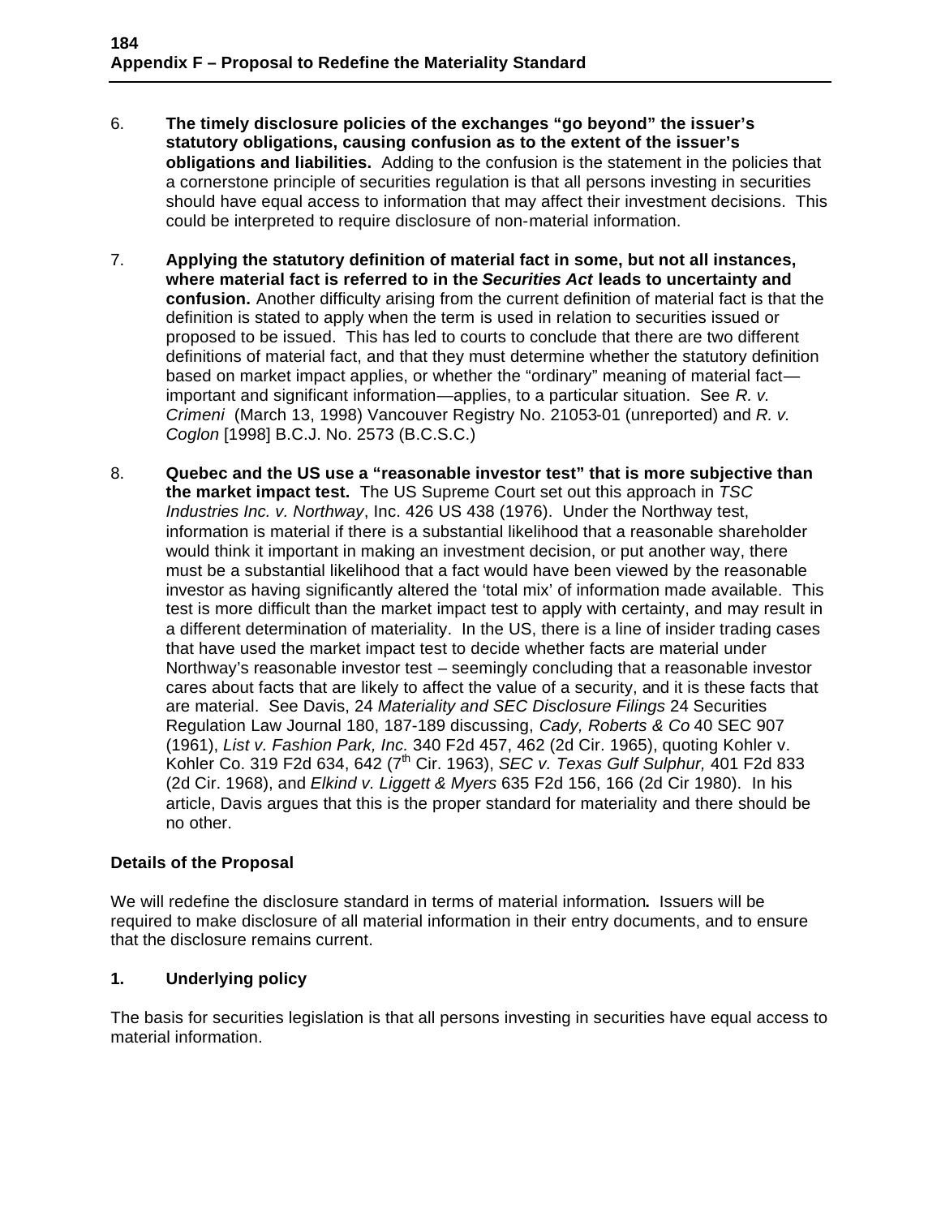6. **The timely disclosure policies of the exchanges "go beyond" the issuer's statutory obligations, causing confusion as to the extent of the issuer's obligations and liabilities.** Adding to the confusion is the statement in the policies that a cornerstone principle of securities regulation is that all persons investing in securities should have equal access to information that may affect their investment decisions. This could be interpreted to require disclosure of non-material information.

7. **Applying the statutory definition of material fact in some, but not all instances, where material fact is referred to in the *Securities Act* leads to uncertainty and confusion.** Another difficulty arising from the current definition of material fact is that the definition is stated to apply when the term is used in relation to securities issued or proposed to be issued. This has led to courts to conclude that there are two different definitions of material fact, and that they must determine whether the statutory definition based on market impact applies, or whether the "ordinary" meaning of material fact—important and significant information—applies, to a particular situation. See *R. v. Crimeni* (March 13, 1998) Vancouver Registry No. 21053-01 (unreported) and *R. v. Coglon* [1998] B.C.J. No. 2573 (B.C.S.C.)

8. **Quebec and the US use a "reasonable investor test" that is more subjective than the market impact test.** The US Supreme Court set out this approach in *TSC Industries Inc. v. Northway*, Inc. 426 US 438 (1976). Under the Northway test, information is material if there is a substantial likelihood that a reasonable shareholder would think it important in making an investment decision, or put another way, there must be a substantial likelihood that a fact would have been viewed by the reasonable investor as having significantly altered the 'total mix' of information made available. This test is more difficult than the market impact test to apply with certainty, and may result in a different determination of materiality. In the US, there is a line of insider trading cases that have used the market impact test to decide whether facts are material under Northway's reasonable investor test – seemingly concluding that a reasonable investor cares about facts that are likely to affect the value of a security, and it is these facts that are material. See Davis, 24 *Materiality and SEC Disclosure Filings* 24 Securities Regulation Law Journal 180, 187-189 discussing, *Cady, Roberts & Co* 40 SEC 907 (1961), *List v. Fashion Park, Inc.* 340 F2d 457, 462 (2d Cir. 1965), quoting Kohler v. Kohler Co. 319 F2d 634, 642 (7th Cir. 1963), *SEC v. Texas Gulf Sulphur,* 401 F2d 833 (2d Cir. 1968), and *Elkind v. Liggett & Myers* 635 F2d 156, 166 (2d Cir 1980). In his article, Davis argues that this is the proper standard for materiality and there should be no other.

### Details of the Proposal

We will redefine the disclosure standard in terms of material information**.** Issuers will be required to make disclosure of all material information in their entry documents, and to ensure that the disclosure remains current.

### 1. Underlying policy

The basis for securities legislation is that all persons investing in securities have equal access to material information.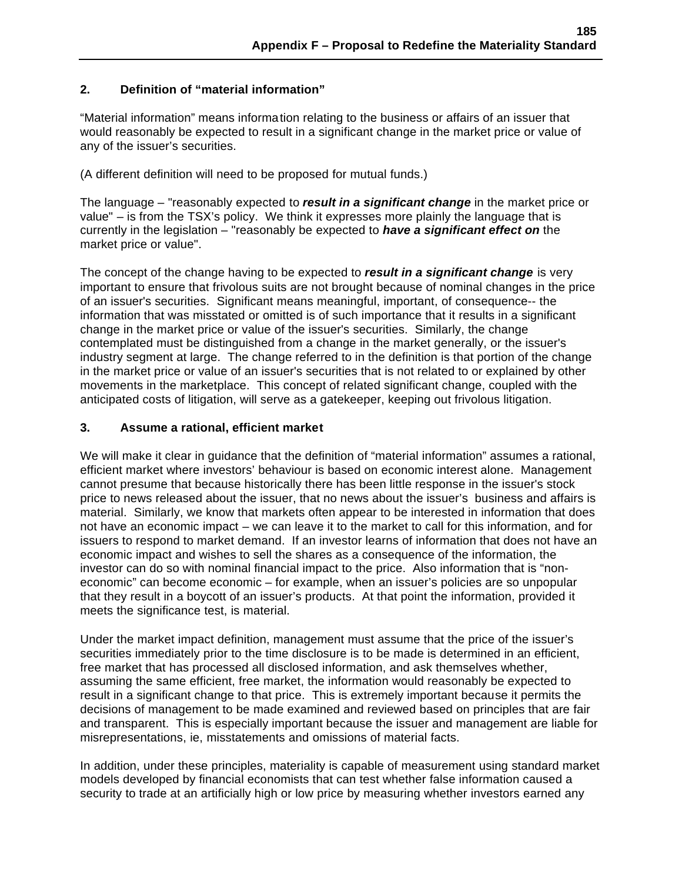## 2. Definition of "material information"

"Material information" means information relating to the business or affairs of an issuer that would reasonably be expected to result in a significant change in the market price or value of any of the issuer's securities.

(A different definition will need to be proposed for mutual funds.)

The language – "reasonably expected to ***result in a significant change*** in the market price or value" – is from the TSX's policy. We think it expresses more plainly the language that is currently in the legislation – "reasonably be expected to ***have a significant effect on*** the market price or value".

The concept of the change having to be expected to ***result in a significant change*** is very important to ensure that frivolous suits are not brought because of nominal changes in the price of an issuer's securities. Significant means meaningful, important, of consequence-- the information that was misstated or omitted is of such importance that it results in a significant change in the market price or value of the issuer's securities. Similarly, the change contemplated must be distinguished from a change in the market generally, or the issuer's industry segment at large. The change referred to in the definition is that portion of the change in the market price or value of an issuer's securities that is not related to or explained by other movements in the marketplace. This concept of related significant change, coupled with the anticipated costs of litigation, will serve as a gatekeeper, keeping out frivolous litigation.

## 3. Assume a rational, efficient market

We will make it clear in guidance that the definition of "material information" assumes a rational, efficient market where investors' behaviour is based on economic interest alone. Management cannot presume that because historically there has been little response in the issuer's stock price to news released about the issuer, that no news about the issuer's business and affairs is material. Similarly, we know that markets often appear to be interested in information that does not have an economic impact – we can leave it to the market to call for this information, and for issuers to respond to market demand. If an investor learns of information that does not have an economic impact and wishes to sell the shares as a consequence of the information, the investor can do so with nominal financial impact to the price. Also information that is "non-economic" can become economic – for example, when an issuer's policies are so unpopular that they result in a boycott of an issuer's products. At that point the information, provided it meets the significance test, is material.

Under the market impact definition, management must assume that the price of the issuer's securities immediately prior to the time disclosure is to be made is determined in an efficient, free market that has processed all disclosed information, and ask themselves whether, assuming the same efficient, free market, the information would reasonably be expected to result in a significant change to that price. This is extremely important because it permits the decisions of management to be made examined and reviewed based on principles that are fair and transparent. This is especially important because the issuer and management are liable for misrepresentations, ie, misstatements and omissions of material facts.

In addition, under these principles, materiality is capable of measurement using standard market models developed by financial economists that can test whether false information caused a security to trade at an artificially high or low price by measuring whether investors earned any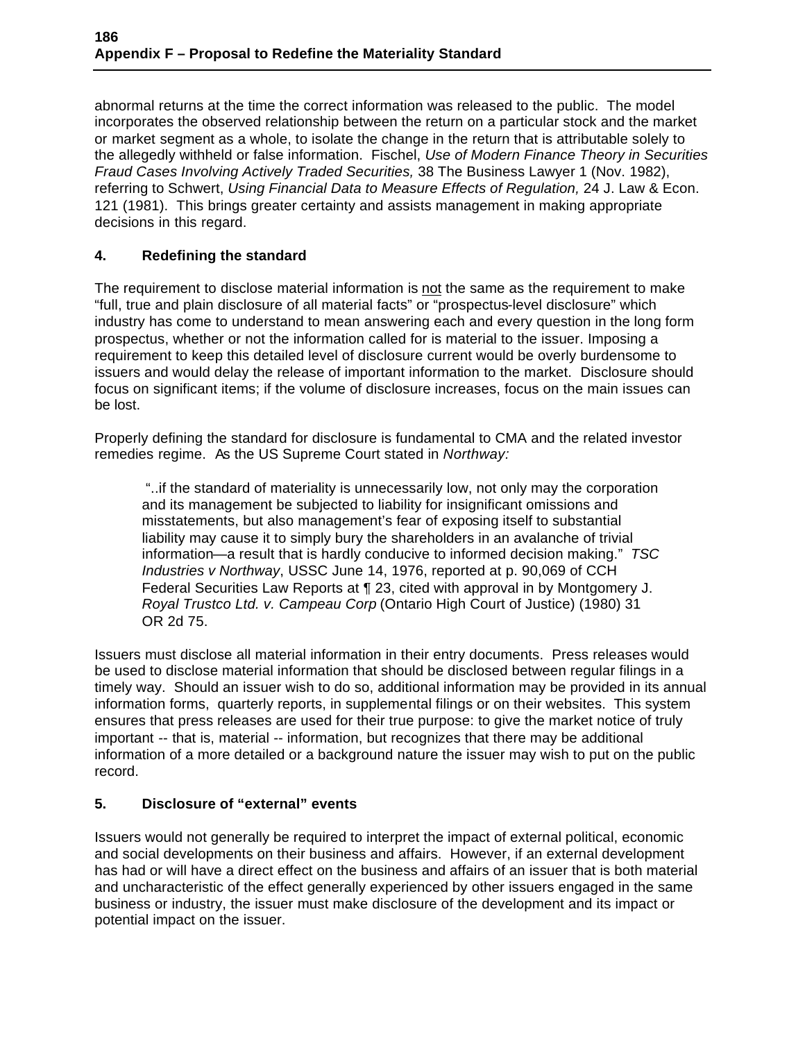abnormal returns at the time the correct information was released to the public. The model incorporates the observed relationship between the return on a particular stock and the market or market segment as a whole, to isolate the change in the return that is attributable solely to the allegedly withheld or false information. Fischel, *Use of Modern Finance Theory in Securities Fraud Cases Involving Actively Traded Securities,* 38 The Business Lawyer 1 (Nov. 1982), referring to Schwert, *Using Financial Data to Measure Effects of Regulation,* 24 J. Law & Econ. 121 (1981). This brings greater certainty and assists management in making appropriate decisions in this regard.

### 4. Redefining the standard

The requirement to disclose material information is not the same as the requirement to make "full, true and plain disclosure of all material facts" or "prospectus-level disclosure" which industry has come to understand to mean answering each and every question in the long form prospectus, whether or not the information called for is material to the issuer. Imposing a requirement to keep this detailed level of disclosure current would be overly burdensome to issuers and would delay the release of important information to the market. Disclosure should focus on significant items; if the volume of disclosure increases, focus on the main issues can be lost.

Properly defining the standard for disclosure is fundamental to CMA and the related investor remedies regime. As the US Supreme Court stated in *Northway:*

> "..if the standard of materiality is unnecessarily low, not only may the corporation and its management be subjected to liability for insignificant omissions and misstatements, but also management's fear of exposing itself to substantial liability may cause it to simply bury the shareholders in an avalanche of trivial information—a result that is hardly conducive to informed decision making." *TSC Industries v Northway*, USSC June 14, 1976, reported at p. 90,069 of CCH Federal Securities Law Reports at ¶ 23, cited with approval in by Montgomery J. *Royal Trustco Ltd. v. Campeau Corp* (Ontario High Court of Justice) (1980) 31 OR 2d 75.

Issuers must disclose all material information in their entry documents. Press releases would be used to disclose material information that should be disclosed between regular filings in a timely way. Should an issuer wish to do so, additional information may be provided in its annual information forms, quarterly reports, in supplemental filings or on their websites. This system ensures that press releases are used for their true purpose: to give the market notice of truly important -- that is, material -- information, but recognizes that there may be additional information of a more detailed or a background nature the issuer may wish to put on the public record.

### 5. Disclosure of "external" events

Issuers would not generally be required to interpret the impact of external political, economic and social developments on their business and affairs. However, if an external development has had or will have a direct effect on the business and affairs of an issuer that is both material and uncharacteristic of the effect generally experienced by other issuers engaged in the same business or industry, the issuer must make disclosure of the development and its impact or potential impact on the issuer.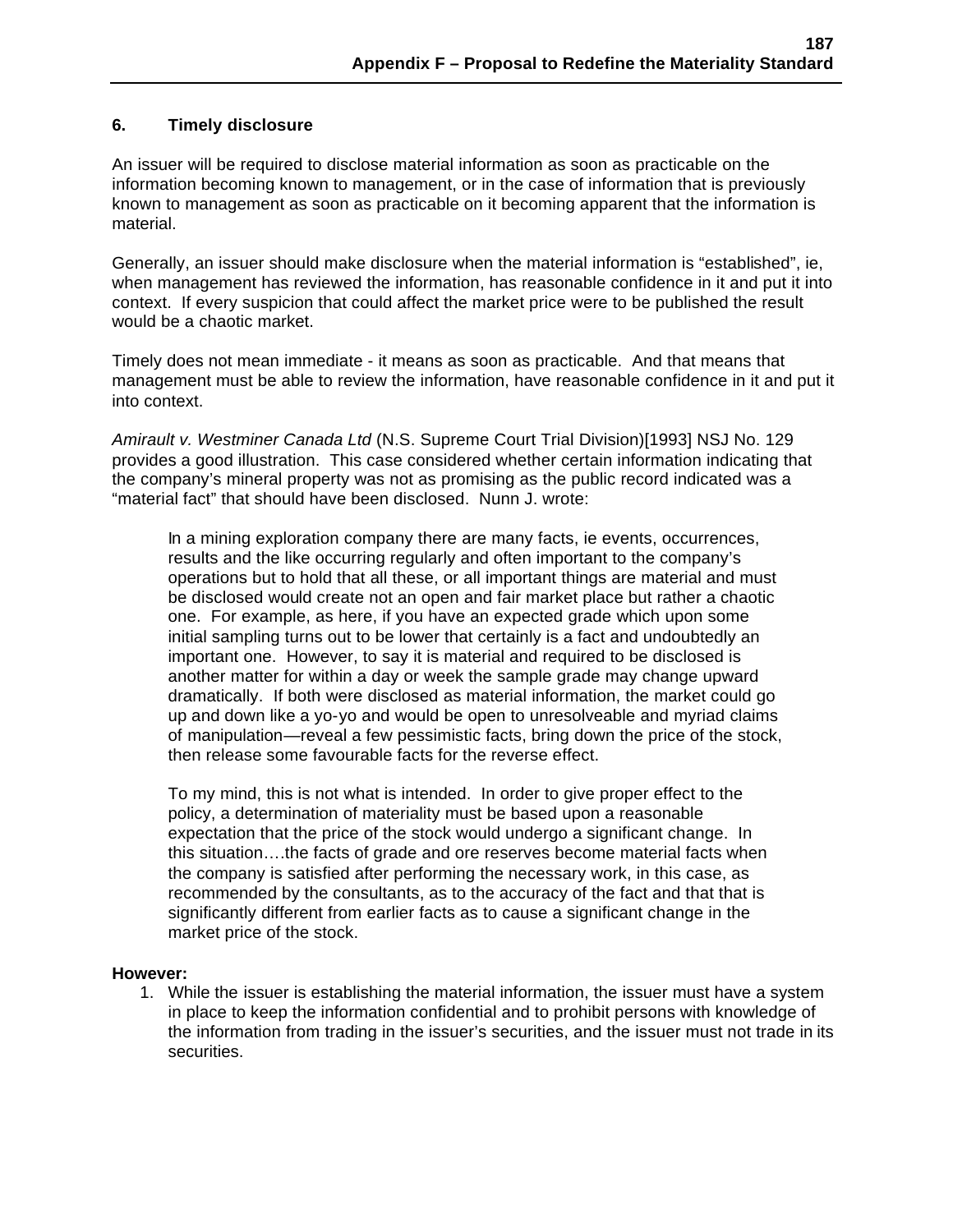### 6. Timely disclosure

An issuer will be required to disclose material information as soon as practicable on the information becoming known to management, or in the case of information that is previously known to management as soon as practicable on it becoming apparent that the information is material.

Generally, an issuer should make disclosure when the material information is "established", ie, when management has reviewed the information, has reasonable confidence in it and put it into context. If every suspicion that could affect the market price were to be published the result would be a chaotic market.

Timely does not mean immediate - it means as soon as practicable. And that means that management must be able to review the information, have reasonable confidence in it and put it into context.

*Amirault v. Westminer Canada Ltd* (N.S. Supreme Court Trial Division)[1993] NSJ No. 129 provides a good illustration. This case considered whether certain information indicating that the company's mineral property was not as promising as the public record indicated was a "material fact" that should have been disclosed. Nunn J. wrote:

> In a mining exploration company there are many facts, ie events, occurrences, results and the like occurring regularly and often important to the company's operations but to hold that all these, or all important things are material and must be disclosed would create not an open and fair market place but rather a chaotic one. For example, as here, if you have an expected grade which upon some initial sampling turns out to be lower that certainly is a fact and undoubtedly an important one. However, to say it is material and required to be disclosed is another matter for within a day or week the sample grade may change upward dramatically. If both were disclosed as material information, the market could go up and down like a yo-yo and would be open to unresolveable and myriad claims of manipulation—reveal a few pessimistic facts, bring down the price of the stock, then release some favourable facts for the reverse effect.
>
> To my mind, this is not what is intended. In order to give proper effect to the policy, a determination of materiality must be based upon a reasonable expectation that the price of the stock would undergo a significant change. In this situation….the facts of grade and ore reserves become material facts when the company is satisfied after performing the necessary work, in this case, as recommended by the consultants, as to the accuracy of the fact and that that is significantly different from earlier facts as to cause a significant change in the market price of the stock.

**However:**

1. While the issuer is establishing the material information, the issuer must have a system in place to keep the information confidential and to prohibit persons with knowledge of the information from trading in the issuer's securities, and the issuer must not trade in its securities.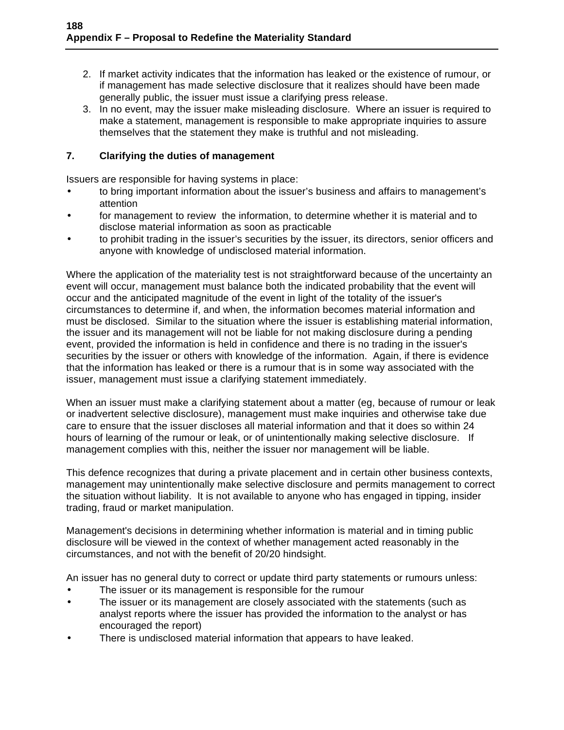2. If market activity indicates that the information has leaked or the existence of rumour, or if management has made selective disclosure that it realizes should have been made generally public, the issuer must issue a clarifying press release.
3. In no event, may the issuer make misleading disclosure. Where an issuer is required to make a statement, management is responsible to make appropriate inquiries to assure themselves that the statement they make is truthful and not misleading.

## 7. Clarifying the duties of management

Issuers are responsible for having systems in place:

- to bring important information about the issuer's business and affairs to management's attention
- for management to review the information, to determine whether it is material and to disclose material information as soon as practicable
- to prohibit trading in the issuer's securities by the issuer, its directors, senior officers and anyone with knowledge of undisclosed material information.

Where the application of the materiality test is not straightforward because of the uncertainty an event will occur, management must balance both the indicated probability that the event will occur and the anticipated magnitude of the event in light of the totality of the issuer's circumstances to determine if, and when, the information becomes material information and must be disclosed. Similar to the situation where the issuer is establishing material information, the issuer and its management will not be liable for not making disclosure during a pending event, provided the information is held in confidence and there is no trading in the issuer's securities by the issuer or others with knowledge of the information. Again, if there is evidence that the information has leaked or there is a rumour that is in some way associated with the issuer, management must issue a clarifying statement immediately.

When an issuer must make a clarifying statement about a matter (eg, because of rumour or leak or inadvertent selective disclosure), management must make inquiries and otherwise take due care to ensure that the issuer discloses all material information and that it does so within 24 hours of learning of the rumour or leak, or of unintentionally making selective disclosure. If management complies with this, neither the issuer nor management will be liable.

This defence recognizes that during a private placement and in certain other business contexts, management may unintentionally make selective disclosure and permits management to correct the situation without liability. It is not available to anyone who has engaged in tipping, insider trading, fraud or market manipulation.

Management's decisions in determining whether information is material and in timing public disclosure will be viewed in the context of whether management acted reasonably in the circumstances, and not with the benefit of 20/20 hindsight.

An issuer has no general duty to correct or update third party statements or rumours unless:

- The issuer or its management is responsible for the rumour
- The issuer or its management are closely associated with the statements (such as analyst reports where the issuer has provided the information to the analyst or has encouraged the report)
- There is undisclosed material information that appears to have leaked.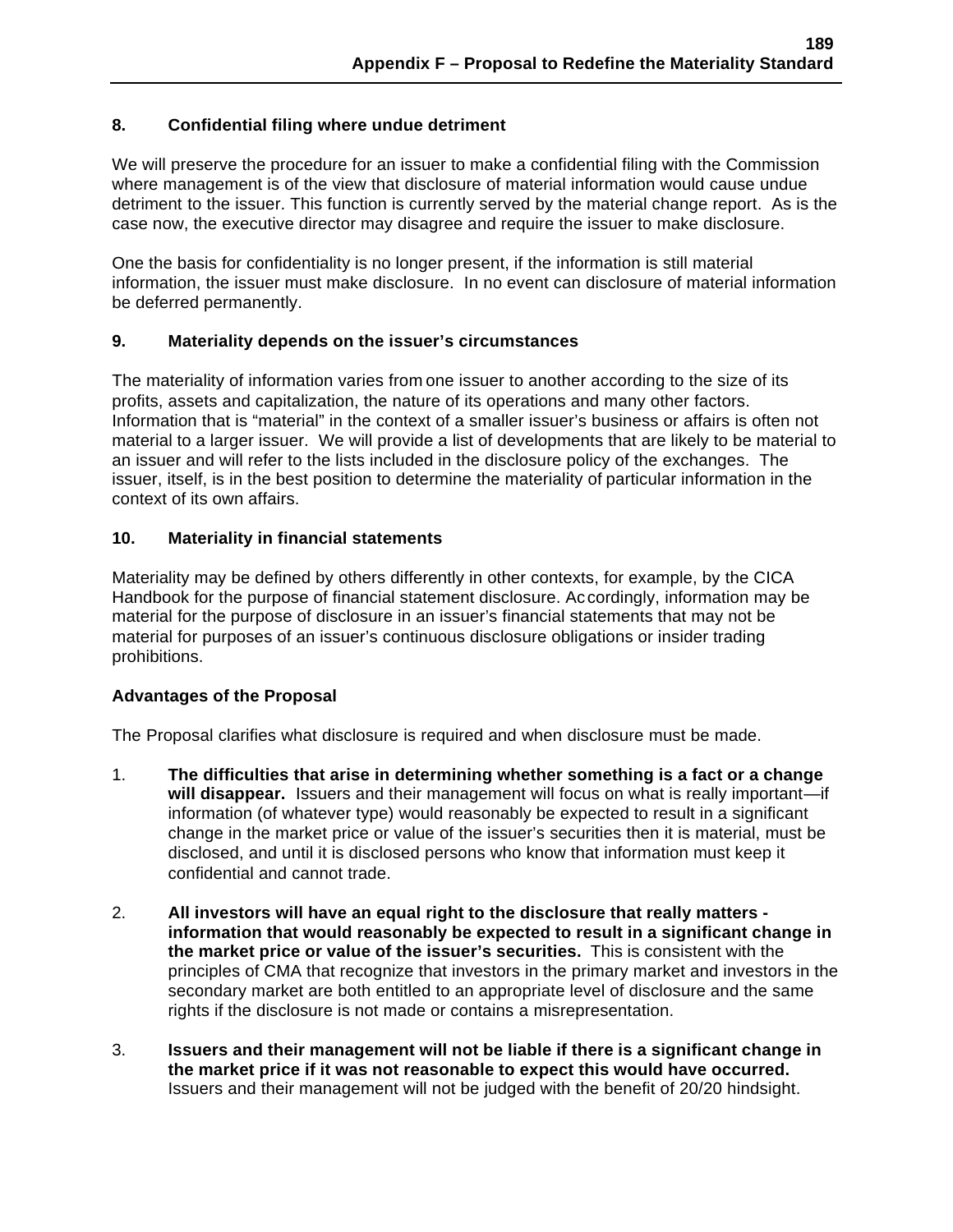### 8. Confidential filing where undue detriment

We will preserve the procedure for an issuer to make a confidential filing with the Commission where management is of the view that disclosure of material information would cause undue detriment to the issuer. This function is currently served by the material change report. As is the case now, the executive director may disagree and require the issuer to make disclosure.

One the basis for confidentiality is no longer present, if the information is still material information, the issuer must make disclosure. In no event can disclosure of material information be deferred permanently.

### 9. Materiality depends on the issuer's circumstances

The materiality of information varies from one issuer to another according to the size of its profits, assets and capitalization, the nature of its operations and many other factors. Information that is "material" in the context of a smaller issuer's business or affairs is often not material to a larger issuer. We will provide a list of developments that are likely to be material to an issuer and will refer to the lists included in the disclosure policy of the exchanges. The issuer, itself, is in the best position to determine the materiality of particular information in the context of its own affairs.

### 10. Materiality in financial statements

Materiality may be defined by others differently in other contexts, for example, by the CICA Handbook for the purpose of financial statement disclosure. Accordingly, information may be material for the purpose of disclosure in an issuer's financial statements that may not be material for purposes of an issuer's continuous disclosure obligations or insider trading prohibitions.

### Advantages of the Proposal

The Proposal clarifies what disclosure is required and when disclosure must be made.

1. **The difficulties that arise in determining whether something is a fact or a change will disappear.** Issuers and their management will focus on what is really important—if information (of whatever type) would reasonably be expected to result in a significant change in the market price or value of the issuer's securities then it is material, must be disclosed, and until it is disclosed persons who know that information must keep it confidential and cannot trade.

2. **All investors will have an equal right to the disclosure that really matters - information that would reasonably be expected to result in a significant change in the market price or value of the issuer's securities.** This is consistent with the principles of CMA that recognize that investors in the primary market and investors in the secondary market are both entitled to an appropriate level of disclosure and the same rights if the disclosure is not made or contains a misrepresentation.

3. **Issuers and their management will not be liable if there is a significant change in the market price if it was not reasonable to expect this would have occurred.** Issuers and their management will not be judged with the benefit of 20/20 hindsight.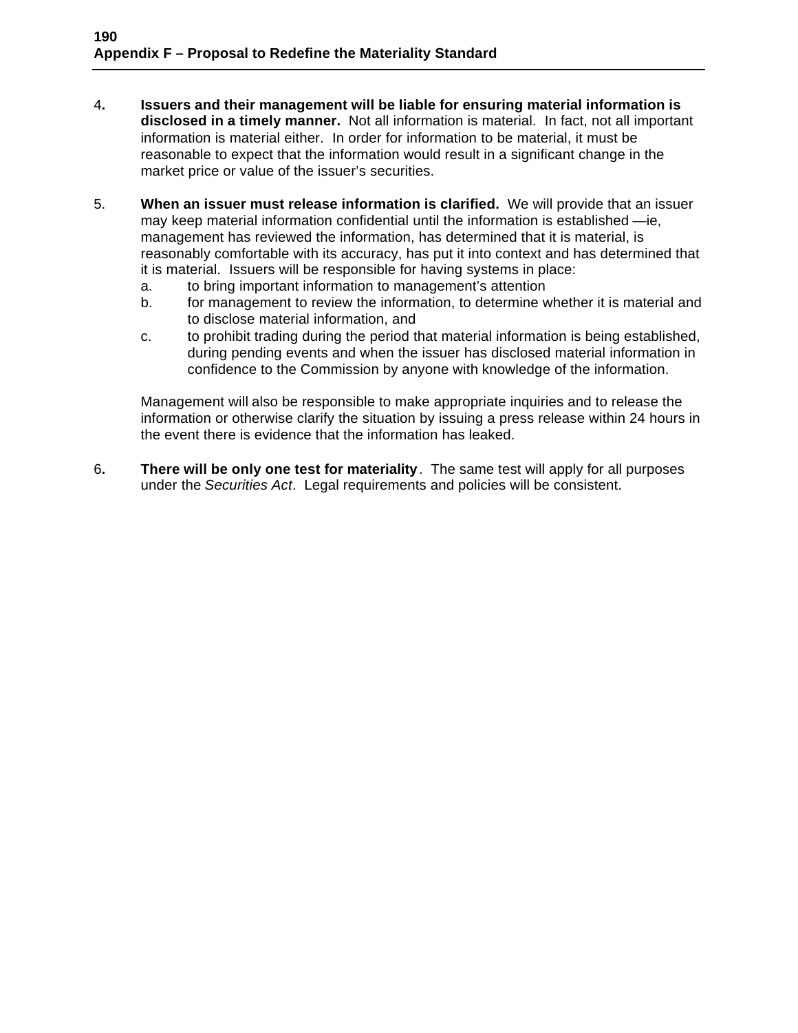4. **Issuers and their management will be liable for ensuring material information is disclosed in a timely manner.** Not all information is material. In fact, not all important information is material either. In order for information to be material, it must be reasonable to expect that the information would result in a significant change in the market price or value of the issuer's securities.

5. **When an issuer must release information is clarified.** We will provide that an issuer may keep material information confidential until the information is established —ie, management has reviewed the information, has determined that it is material, is reasonably comfortable with its accuracy, has put it into context and has determined that it is material. Issuers will be responsible for having systems in place:
   a. to bring important information to management's attention
   b. for management to review the information, to determine whether it is material and to disclose material information, and
   c. to prohibit trading during the period that material information is being established, during pending events and when the issuer has disclosed material information in confidence to the Commission by anyone with knowledge of the information.

   Management will also be responsible to make appropriate inquiries and to release the information or otherwise clarify the situation by issuing a press release within 24 hours in the event there is evidence that the information has leaked.

6. **There will be only one test for materiality**. The same test will apply for all purposes under the *Securities Act*. Legal requirements and policies will be consistent.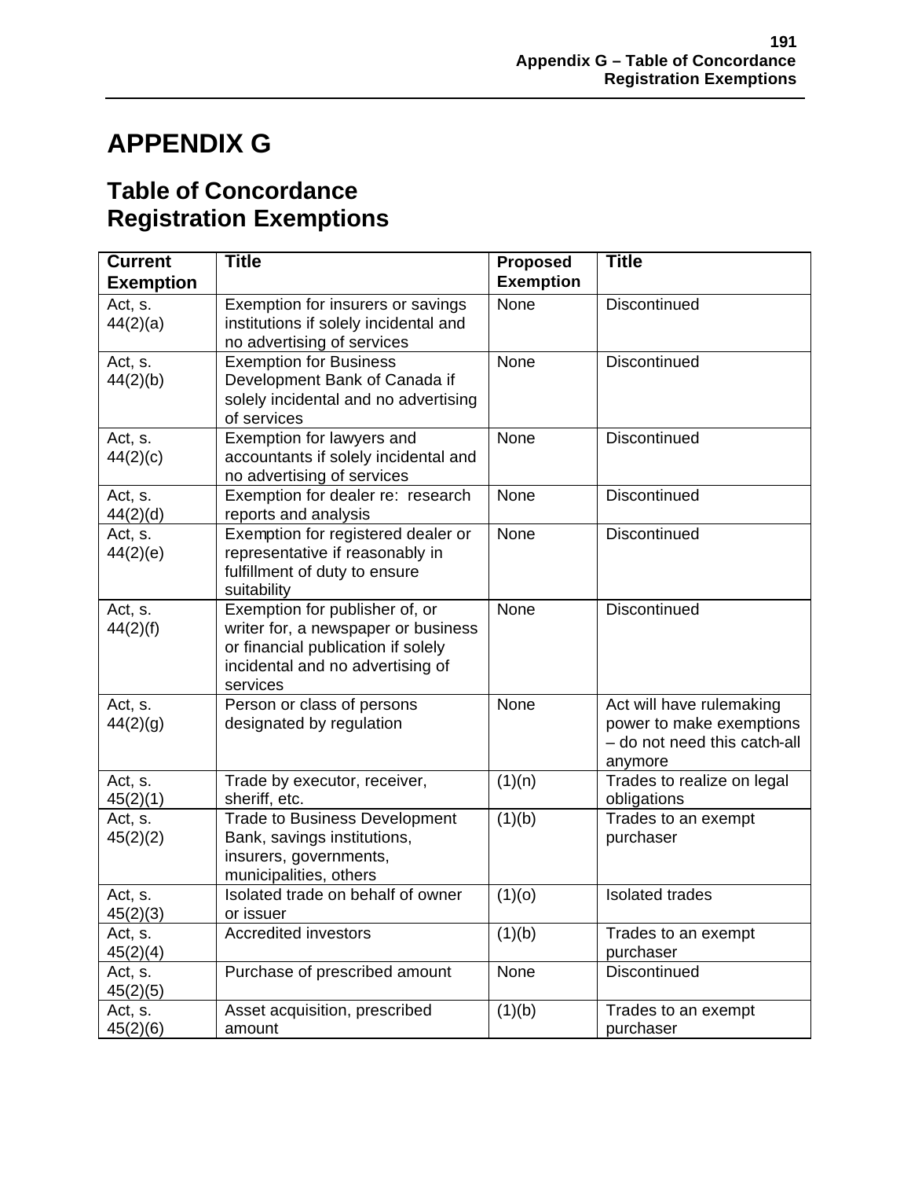# APPENDIX G

## Table of Concordance Registration Exemptions

| Current Exemption | Title | Proposed Exemption | Title |
|---|---|---|---|
| Act, s. 44(2)(a) | Exemption for insurers or savings institutions if solely incidental and no advertising of services | None | Discontinued |
| Act, s. 44(2)(b) | Exemption for Business Development Bank of Canada if solely incidental and no advertising of services | None | Discontinued |
| Act, s. 44(2)(c) | Exemption for lawyers and accountants if solely incidental and no advertising of services | None | Discontinued |
| Act, s. 44(2)(d) | Exemption for dealer re: research reports and analysis | None | Discontinued |
| Act, s. 44(2)(e) | Exemption for registered dealer or representative if reasonably in fulfillment of duty to ensure suitability | None | Discontinued |
| Act, s. 44(2)(f) | Exemption for publisher of, or writer for, a newspaper or business or financial publication if solely incidental and no advertising of services | None | Discontinued |
| Act, s. 44(2)(g) | Person or class of persons designated by regulation | None | Act will have rulemaking power to make exemptions – do not need this catch-all anymore |
| Act, s. 45(2)(1) | Trade by executor, receiver, sheriff, etc. | (1)(n) | Trades to realize on legal obligations |
| Act, s. 45(2)(2) | Trade to Business Development Bank, savings institutions, insurers, governments, municipalities, others | (1)(b) | Trades to an exempt purchaser |
| Act, s. 45(2)(3) | Isolated trade on behalf of owner or issuer | (1)(o) | Isolated trades |
| Act, s. 45(2)(4) | Accredited investors | (1)(b) | Trades to an exempt purchaser |
| Act, s. 45(2)(5) | Purchase of prescribed amount | None | Discontinued |
| Act, s. 45(2)(6) | Asset acquisition, prescribed amount | (1)(b) | Trades to an exempt purchaser |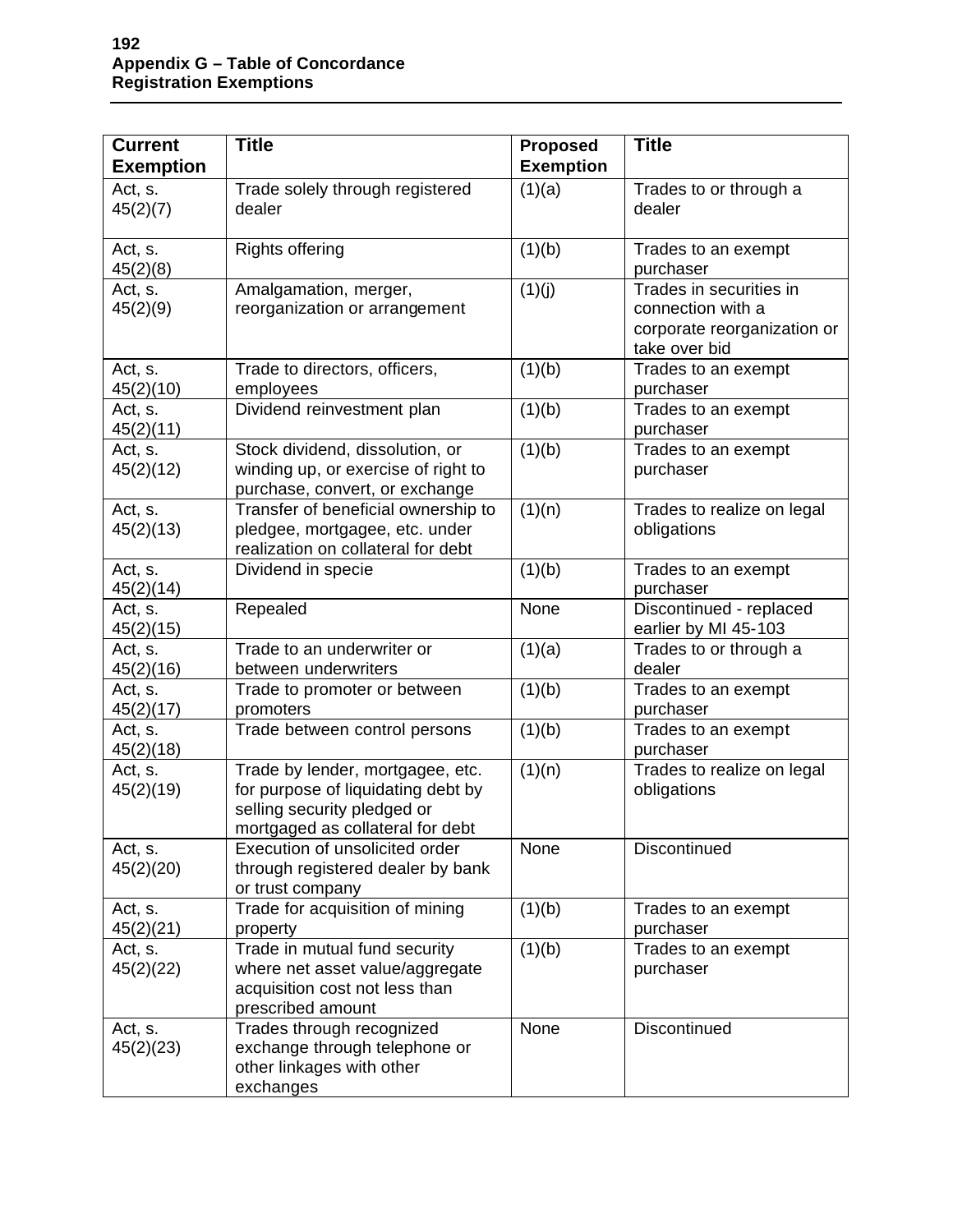**Appendix G – Table of Concordance**
**Registration Exemptions**

| Current Exemption | Title | Proposed Exemption | Title |
|---|---|---|---|
| Act, s. 45(2)(7) | Trade solely through registered dealer | (1)(a) | Trades to or through a dealer |
| Act, s. 45(2)(8) | Rights offering | (1)(b) | Trades to an exempt purchaser |
| Act, s. 45(2)(9) | Amalgamation, merger, reorganization or arrangement | (1)(j) | Trades in securities in connection with a corporate reorganization or take over bid |
| Act, s. 45(2)(10) | Trade to directors, officers, employees | (1)(b) | Trades to an exempt purchaser |
| Act, s. 45(2)(11) | Dividend reinvestment plan | (1)(b) | Trades to an exempt purchaser |
| Act, s. 45(2)(12) | Stock dividend, dissolution, or winding up, or exercise of right to purchase, convert, or exchange | (1)(b) | Trades to an exempt purchaser |
| Act, s. 45(2)(13) | Transfer of beneficial ownership to pledgee, mortgagee, etc. under realization on collateral for debt | (1)(n) | Trades to realize on legal obligations |
| Act, s. 45(2)(14) | Dividend in specie | (1)(b) | Trades to an exempt purchaser |
| Act, s. 45(2)(15) | Repealed | None | Discontinued - replaced earlier by MI 45-103 |
| Act, s. 45(2)(16) | Trade to an underwriter or between underwriters | (1)(a) | Trades to or through a dealer |
| Act, s. 45(2)(17) | Trade to promoter or between promoters | (1)(b) | Trades to an exempt purchaser |
| Act, s. 45(2)(18) | Trade between control persons | (1)(b) | Trades to an exempt purchaser |
| Act, s. 45(2)(19) | Trade by lender, mortgagee, etc. for purpose of liquidating debt by selling security pledged or mortgaged as collateral for debt | (1)(n) | Trades to realize on legal obligations |
| Act, s. 45(2)(20) | Execution of unsolicited order through registered dealer by bank or trust company | None | Discontinued |
| Act, s. 45(2)(21) | Trade for acquisition of mining property | (1)(b) | Trades to an exempt purchaser |
| Act, s. 45(2)(22) | Trade in mutual fund security where net asset value/aggregate acquisition cost not less than prescribed amount | (1)(b) | Trades to an exempt purchaser |
| Act, s. 45(2)(23) | Trades through recognized exchange through telephone or other linkages with other exchanges | None | Discontinued |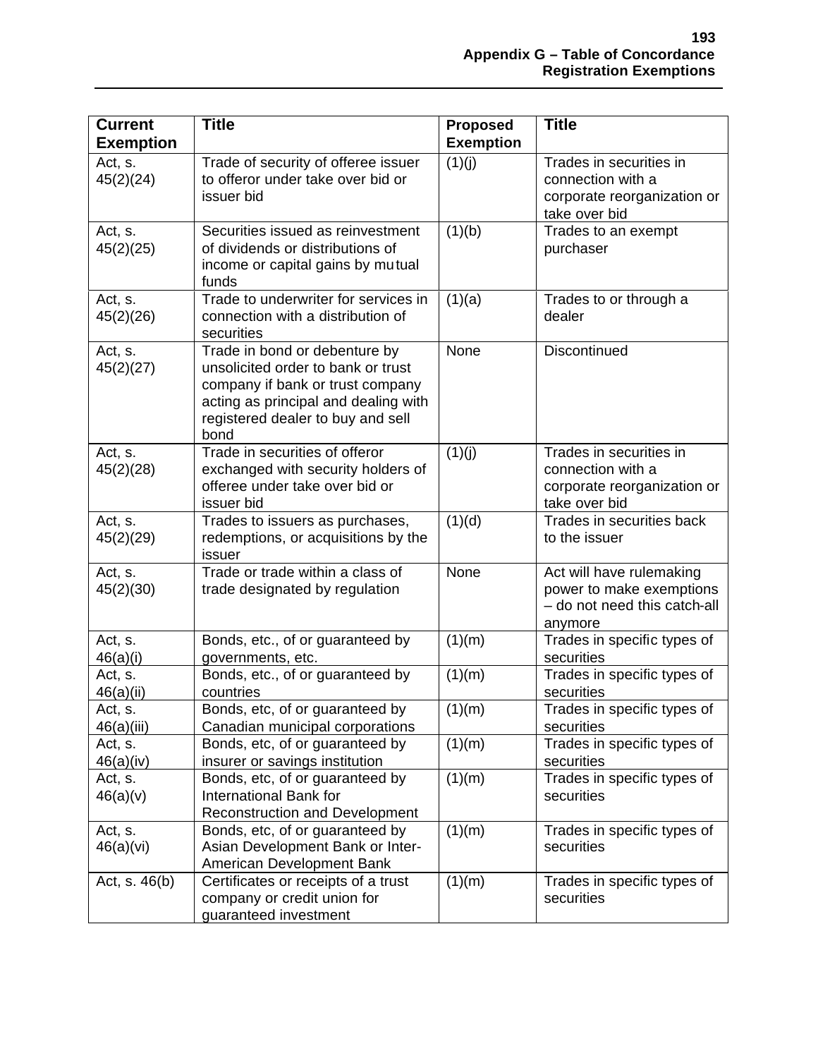| Current Exemption | Title | Proposed Exemption | Title |
|---|---|---|---|
| Act, s. 45(2)(24) | Trade of security of offeree issuer to offeror under take over bid or issuer bid | (1)(j) | Trades in securities in connection with a corporate reorganization or take over bid |
| Act, s. 45(2)(25) | Securities issued as reinvestment of dividends or distributions of income or capital gains by mutual funds | (1)(b) | Trades to an exempt purchaser |
| Act, s. 45(2)(26) | Trade to underwriter for services in connection with a distribution of securities | (1)(a) | Trades to or through a dealer |
| Act, s. 45(2)(27) | Trade in bond or debenture by unsolicited order to bank or trust company if bank or trust company acting as principal and dealing with registered dealer to buy and sell bond | None | Discontinued |
| Act, s. 45(2)(28) | Trade in securities of offeror exchanged with security holders of offeree under take over bid or issuer bid | (1)(j) | Trades in securities in connection with a corporate reorganization or take over bid |
| Act, s. 45(2)(29) | Trades to issuers as purchases, redemptions, or acquisitions by the issuer | (1)(d) | Trades in securities back to the issuer |
| Act, s. 45(2)(30) | Trade or trade within a class of trade designated by regulation | None | Act will have rulemaking power to make exemptions – do not need this catch-all anymore |
| Act, s. 46(a)(i) | Bonds, etc., of or guaranteed by governments, etc. | (1)(m) | Trades in specific types of securities |
| Act, s. 46(a)(ii) | Bonds, etc., of or guaranteed by countries | (1)(m) | Trades in specific types of securities |
| Act, s. 46(a)(iii) | Bonds, etc, of or guaranteed by Canadian municipal corporations | (1)(m) | Trades in specific types of securities |
| Act, s. 46(a)(iv) | Bonds, etc, of or guaranteed by insurer or savings institution | (1)(m) | Trades in specific types of securities |
| Act, s. 46(a)(v) | Bonds, etc, of or guaranteed by International Bank for Reconstruction and Development | (1)(m) | Trades in specific types of securities |
| Act, s. 46(a)(vi) | Bonds, etc, of or guaranteed by Asian Development Bank or Inter-American Development Bank | (1)(m) | Trades in specific types of securities |
| Act, s. 46(b) | Certificates or receipts of a trust company or credit union for guaranteed investment | (1)(m) | Trades in specific types of securities |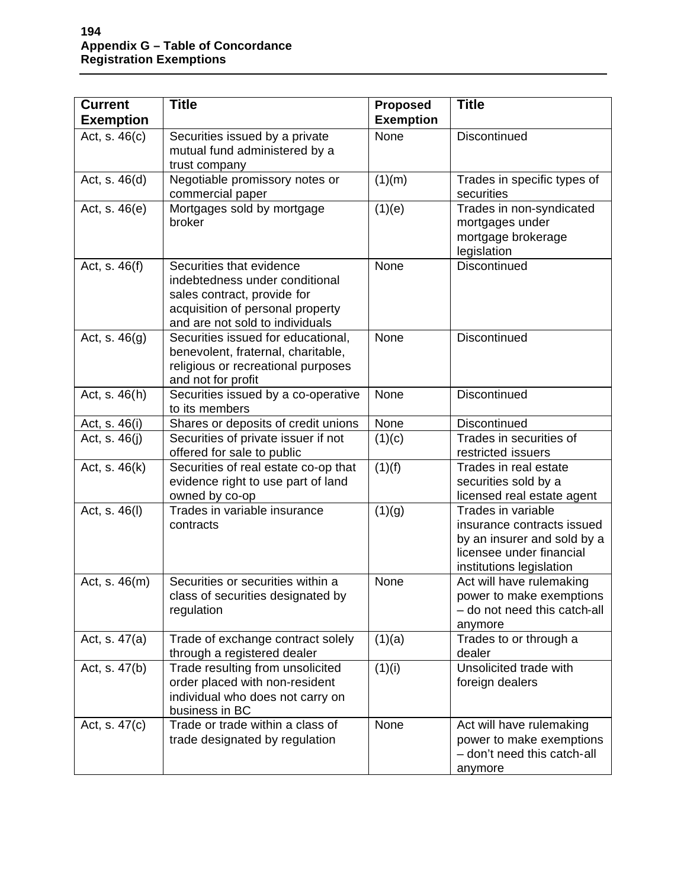## Appendix G – Table of Concordance
### Registration Exemptions

| Current Exemption | Title | Proposed Exemption | Title |
|---|---|---|---|
| Act, s. 46(c) | Securities issued by a private mutual fund administered by a trust company | None | Discontinued |
| Act, s. 46(d) | Negotiable promissory notes or commercial paper | (1)(m) | Trades in specific types of securities |
| Act, s. 46(e) | Mortgages sold by mortgage broker | (1)(e) | Trades in non-syndicated mortgages under mortgage brokerage legislation |
| Act, s. 46(f) | Securities that evidence indebtedness under conditional sales contract, provide for acquisition of personal property and are not sold to individuals | None | Discontinued |
| Act, s. 46(g) | Securities issued for educational, benevolent, fraternal, charitable, religious or recreational purposes and not for profit | None | Discontinued |
| Act, s. 46(h) | Securities issued by a co-operative to its members | None | Discontinued |
| Act, s. 46(i) | Shares or deposits of credit unions | None | Discontinued |
| Act, s. 46(j) | Securities of private issuer if not offered for sale to public | (1)(c) | Trades in securities of restricted issuers |
| Act, s. 46(k) | Securities of real estate co-op that evidence right to use part of land owned by co-op | (1)(f) | Trades in real estate securities sold by a licensed real estate agent |
| Act, s. 46(l) | Trades in variable insurance contracts | (1)(g) | Trades in variable insurance contracts issued by an insurer and sold by a licensee under financial institutions legislation |
| Act, s. 46(m) | Securities or securities within a class of securities designated by regulation | None | Act will have rulemaking power to make exemptions – do not need this catch-all anymore |
| Act, s. 47(a) | Trade of exchange contract solely through a registered dealer | (1)(a) | Trades to or through a dealer |
| Act, s. 47(b) | Trade resulting from unsolicited order placed with non-resident individual who does not carry on business in BC | (1)(i) | Unsolicited trade with foreign dealers |
| Act, s. 47(c) | Trade or trade within a class of trade designated by regulation | None | Act will have rulemaking power to make exemptions – don't need this catch-all anymore |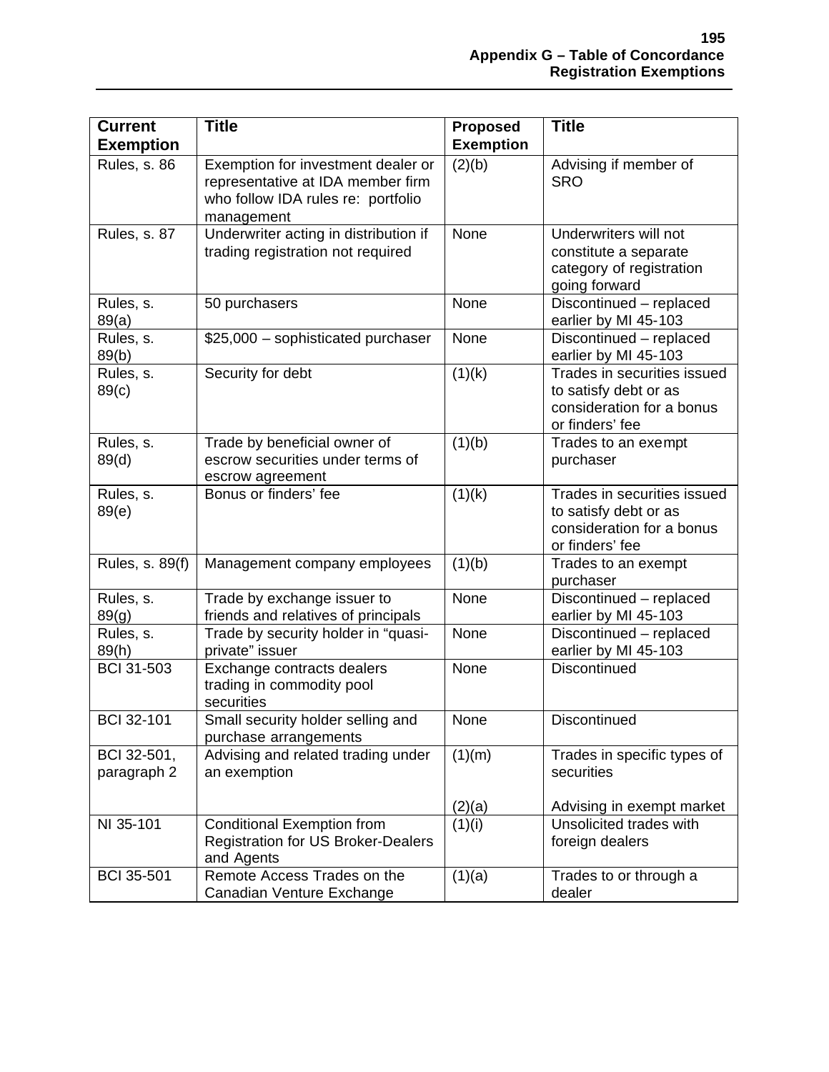| Current Exemption | Title | Proposed Exemption | Title |
| --- | --- | --- | --- |
| Rules, s. 86 | Exemption for investment dealer or representative at IDA member firm who follow IDA rules re: portfolio management | (2)(b) | Advising if member of SRO |
| Rules, s. 87 | Underwriter acting in distribution if trading registration not required | None | Underwriters will not constitute a separate category of registration going forward |
| Rules, s. 89(a) | 50 purchasers | None | Discontinued – replaced earlier by MI 45-103 |
| Rules, s. 89(b) | $25,000 – sophisticated purchaser | None | Discontinued – replaced earlier by MI 45-103 |
| Rules, s. 89(c) | Security for debt | (1)(k) | Trades in securities issued to satisfy debt or as consideration for a bonus or finders' fee |
| Rules, s. 89(d) | Trade by beneficial owner of escrow securities under terms of escrow agreement | (1)(b) | Trades to an exempt purchaser |
| Rules, s. 89(e) | Bonus or finders' fee | (1)(k) | Trades in securities issued to satisfy debt or as consideration for a bonus or finders' fee |
| Rules, s. 89(f) | Management company employees | (1)(b) | Trades to an exempt purchaser |
| Rules, s. 89(g) | Trade by exchange issuer to friends and relatives of principals | None | Discontinued – replaced earlier by MI 45-103 |
| Rules, s. 89(h) | Trade by security holder in "quasi-private" issuer | None | Discontinued – replaced earlier by MI 45-103 |
| BCI 31-503 | Exchange contracts dealers trading in commodity pool securities | None | Discontinued |
| BCI 32-101 | Small security holder selling and purchase arrangements | None | Discontinued |
| BCI 32-501, paragraph 2 | Advising and related trading under an exemption | (1)(m)<br><br>(2)(a) | Trades in specific types of securities<br><br>Advising in exempt market |
| NI 35-101 | Conditional Exemption from Registration for US Broker-Dealers and Agents | (1)(i) | Unsolicited trades with foreign dealers |
| BCI 35-501 | Remote Access Trades on the Canadian Venture Exchange | (1)(a) | Trades to or through a dealer |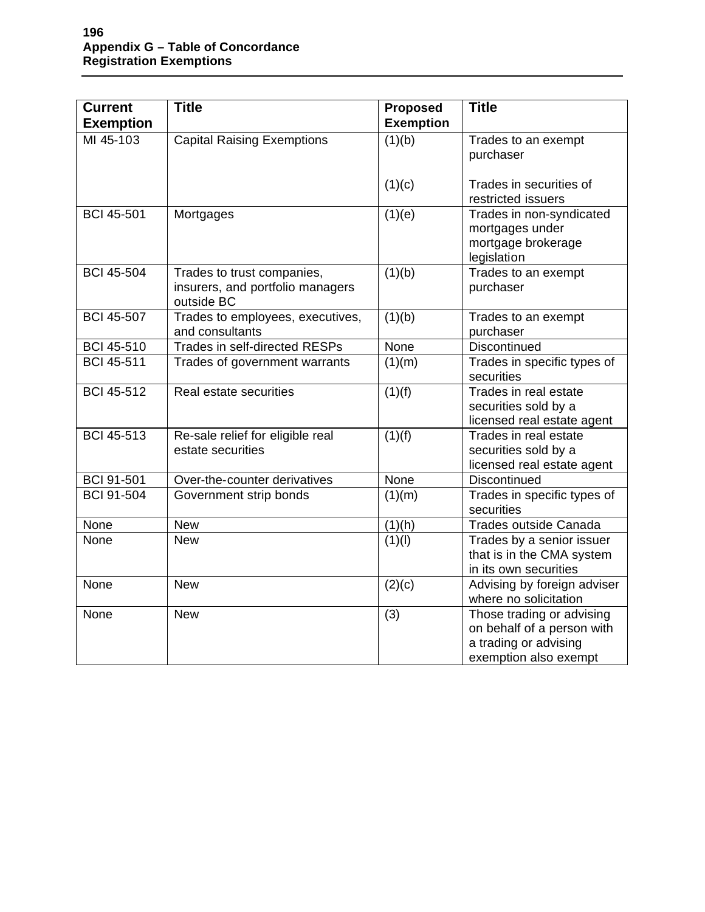## Appendix G – Table of Concordance
### Registration Exemptions

| Current Exemption | Title | Proposed Exemption | Title |
|---|---|---|---|
| MI 45-103 | Capital Raising Exemptions | (1)(b)<br><br>(1)(c) | Trades to an exempt purchaser<br><br>Trades in securities of restricted issuers |
| BCI 45-501 | Mortgages | (1)(e) | Trades in non-syndicated mortgages under mortgage brokerage legislation |
| BCI 45-504 | Trades to trust companies, insurers, and portfolio managers outside BC | (1)(b) | Trades to an exempt purchaser |
| BCI 45-507 | Trades to employees, executives, and consultants | (1)(b) | Trades to an exempt purchaser |
| BCI 45-510 | Trades in self-directed RESPs | None | Discontinued |
| BCI 45-511 | Trades of government warrants | (1)(m) | Trades in specific types of securities |
| BCI 45-512 | Real estate securities | (1)(f) | Trades in real estate securities sold by a licensed real estate agent |
| BCI 45-513 | Re-sale relief for eligible real estate securities | (1)(f) | Trades in real estate securities sold by a licensed real estate agent |
| BCI 91-501 | Over-the-counter derivatives | None | Discontinued |
| BCI 91-504 | Government strip bonds | (1)(m) | Trades in specific types of securities |
| None | New | (1)(h) | Trades outside Canada |
| None | New | (1)(l) | Trades by a senior issuer that is in the CMA system in its own securities |
| None | New | (2)(c) | Advising by foreign adviser where no solicitation |
| None | New | (3) | Those trading or advising on behalf of a person with a trading or advising exemption also exempt |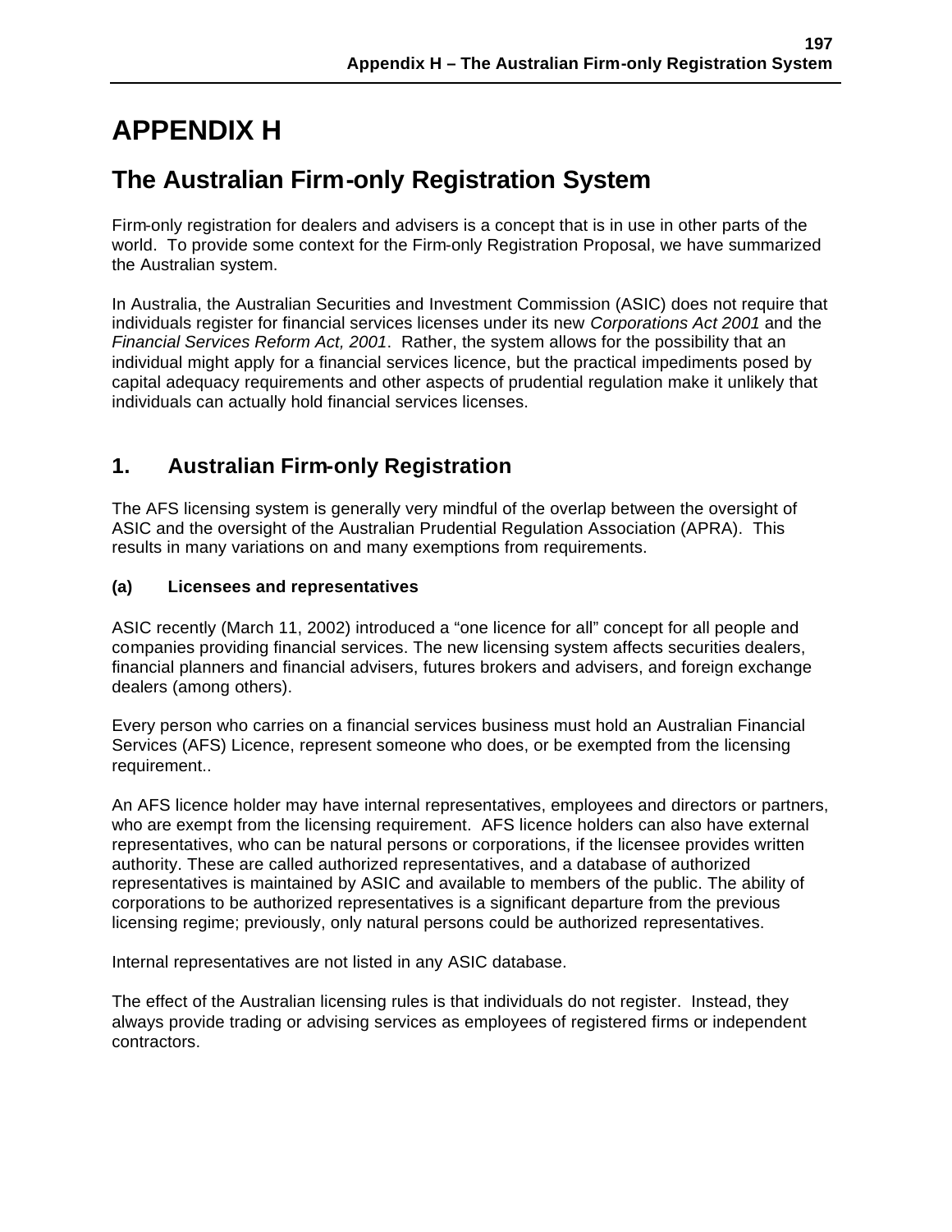# APPENDIX H

## The Australian Firm-only Registration System

Firm-only registration for dealers and advisers is a concept that is in use in other parts of the world. To provide some context for the Firm-only Registration Proposal, we have summarized the Australian system.

In Australia, the Australian Securities and Investment Commission (ASIC) does not require that individuals register for financial services licenses under its new *Corporations Act 2001* and the *Financial Services Reform Act, 2001*. Rather, the system allows for the possibility that an individual might apply for a financial services licence, but the practical impediments posed by capital adequacy requirements and other aspects of prudential regulation make it unlikely that individuals can actually hold financial services licenses.

## 1. Australian Firm-only Registration

The AFS licensing system is generally very mindful of the overlap between the oversight of ASIC and the oversight of the Australian Prudential Regulation Association (APRA). This results in many variations on and many exemptions from requirements.

### (a) Licensees and representatives

ASIC recently (March 11, 2002) introduced a "one licence for all" concept for all people and companies providing financial services. The new licensing system affects securities dealers, financial planners and financial advisers, futures brokers and advisers, and foreign exchange dealers (among others).

Every person who carries on a financial services business must hold an Australian Financial Services (AFS) Licence, represent someone who does, or be exempted from the licensing requirement..

An AFS licence holder may have internal representatives, employees and directors or partners, who are exempt from the licensing requirement. AFS licence holders can also have external representatives, who can be natural persons or corporations, if the licensee provides written authority. These are called authorized representatives, and a database of authorized representatives is maintained by ASIC and available to members of the public. The ability of corporations to be authorized representatives is a significant departure from the previous licensing regime; previously, only natural persons could be authorized representatives.

Internal representatives are not listed in any ASIC database.

The effect of the Australian licensing rules is that individuals do not register. Instead, they always provide trading or advising services as employees of registered firms or independent contractors.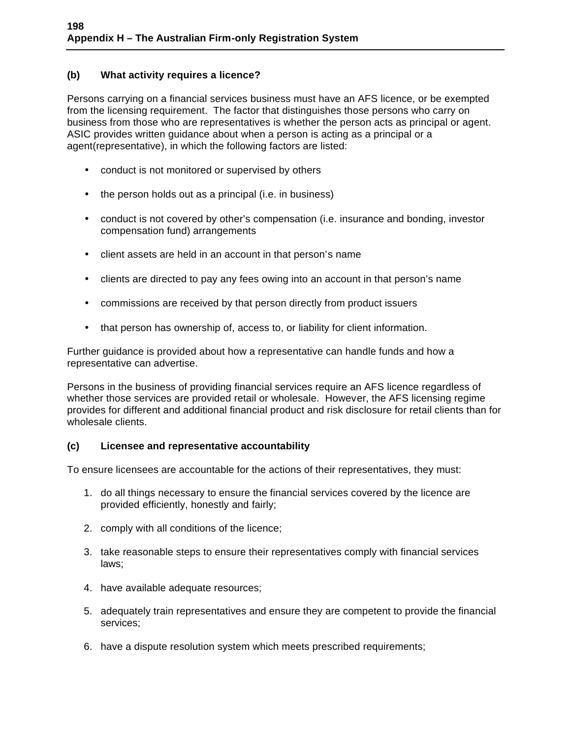### (b) What activity requires a licence?

Persons carrying on a financial services business must have an AFS licence, or be exempted from the licensing requirement. The factor that distinguishes those persons who carry on business from those who are representatives is whether the person acts as principal or agent. ASIC provides written guidance about when a person is acting as a principal or a agent(representative), in which the following factors are listed:

- conduct is not monitored or supervised by others
- the person holds out as a principal (i.e. in business)
- conduct is not covered by other's compensation (i.e. insurance and bonding, investor compensation fund) arrangements
- client assets are held in an account in that person's name
- clients are directed to pay any fees owing into an account in that person's name
- commissions are received by that person directly from product issuers
- that person has ownership of, access to, or liability for client information.

Further guidance is provided about how a representative can handle funds and how a representative can advertise.

Persons in the business of providing financial services require an AFS licence regardless of whether those services are provided retail or wholesale. However, the AFS licensing regime provides for different and additional financial product and risk disclosure for retail clients than for wholesale clients.

### (c) Licensee and representative accountability

To ensure licensees are accountable for the actions of their representatives, they must:

1. do all things necessary to ensure the financial services covered by the licence are provided efficiently, honestly and fairly;
2. comply with all conditions of the licence;
3. take reasonable steps to ensure their representatives comply with financial services laws;
4. have available adequate resources;
5. adequately train representatives and ensure they are competent to provide the financial services;
6. have a dispute resolution system which meets prescribed requirements;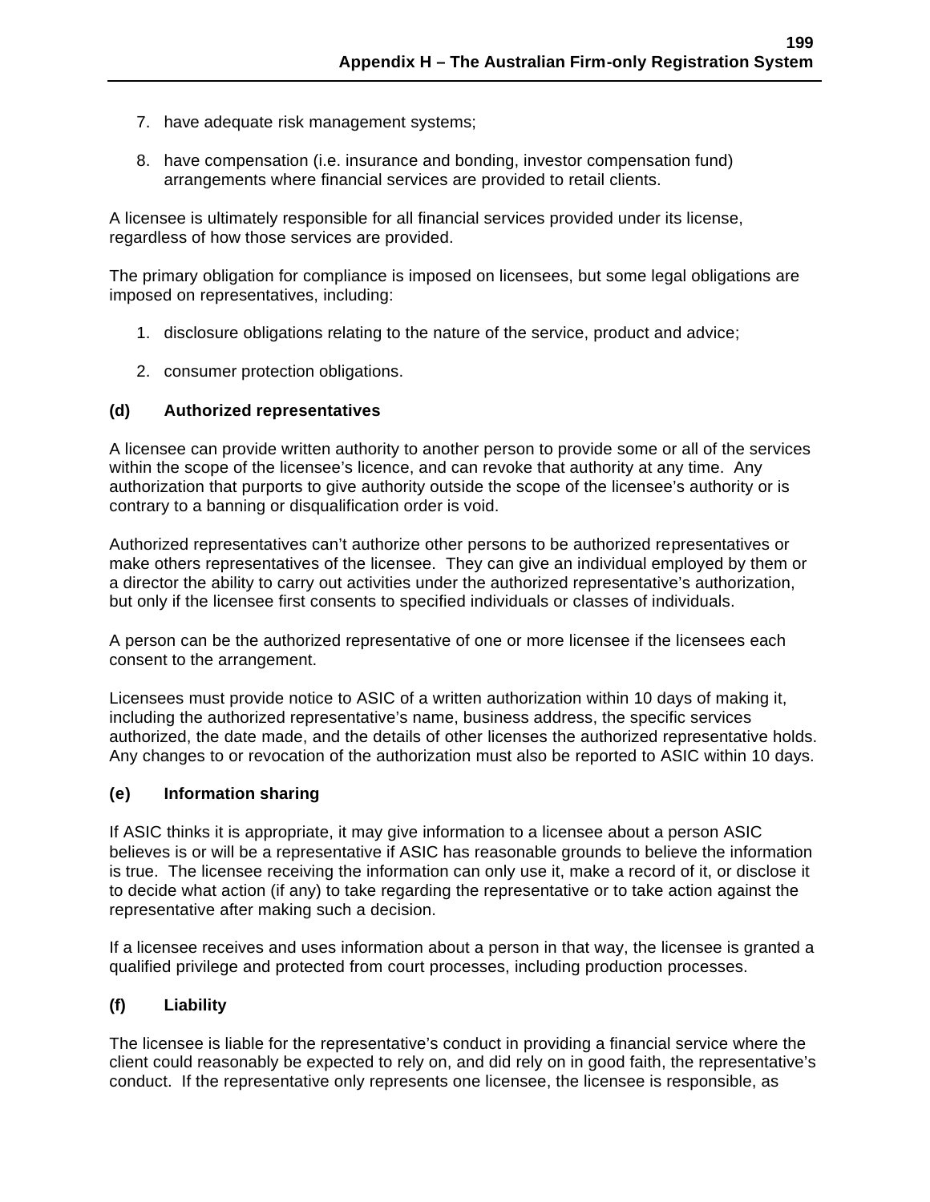7. have adequate risk management systems;

8. have compensation (i.e. insurance and bonding, investor compensation fund) arrangements where financial services are provided to retail clients.

A licensee is ultimately responsible for all financial services provided under its license, regardless of how those services are provided.

The primary obligation for compliance is imposed on licensees, but some legal obligations are imposed on representatives, including:

1. disclosure obligations relating to the nature of the service, product and advice;

2. consumer protection obligations.

### (d) Authorized representatives

A licensee can provide written authority to another person to provide some or all of the services within the scope of the licensee's licence, and can revoke that authority at any time. Any authorization that purports to give authority outside the scope of the licensee's authority or is contrary to a banning or disqualification order is void.

Authorized representatives can't authorize other persons to be authorized representatives or make others representatives of the licensee. They can give an individual employed by them or a director the ability to carry out activities under the authorized representative's authorization, but only if the licensee first consents to specified individuals or classes of individuals.

A person can be the authorized representative of one or more licensee if the licensees each consent to the arrangement.

Licensees must provide notice to ASIC of a written authorization within 10 days of making it, including the authorized representative's name, business address, the specific services authorized, the date made, and the details of other licenses the authorized representative holds. Any changes to or revocation of the authorization must also be reported to ASIC within 10 days.

### (e) Information sharing

If ASIC thinks it is appropriate, it may give information to a licensee about a person ASIC believes is or will be a representative if ASIC has reasonable grounds to believe the information is true. The licensee receiving the information can only use it, make a record of it, or disclose it to decide what action (if any) to take regarding the representative or to take action against the representative after making such a decision.

If a licensee receives and uses information about a person in that way, the licensee is granted a qualified privilege and protected from court processes, including production processes.

### (f) Liability

The licensee is liable for the representative's conduct in providing a financial service where the client could reasonably be expected to rely on, and did rely on in good faith, the representative's conduct. If the representative only represents one licensee, the licensee is responsible, as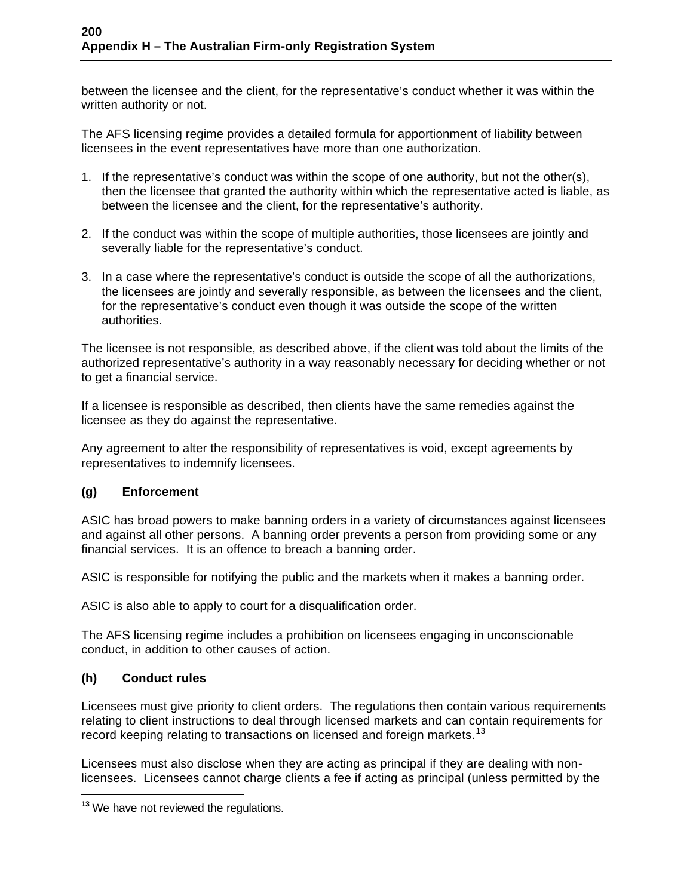between the licensee and the client, for the representative's conduct whether it was within the written authority or not.

The AFS licensing regime provides a detailed formula for apportionment of liability between licensees in the event representatives have more than one authorization.

1. If the representative's conduct was within the scope of one authority, but not the other(s), then the licensee that granted the authority within which the representative acted is liable, as between the licensee and the client, for the representative's authority.

2. If the conduct was within the scope of multiple authorities, those licensees are jointly and severally liable for the representative's conduct.

3. In a case where the representative's conduct is outside the scope of all the authorizations, the licensees are jointly and severally responsible, as between the licensees and the client, for the representative's conduct even though it was outside the scope of the written authorities.

The licensee is not responsible, as described above, if the client was told about the limits of the authorized representative's authority in a way reasonably necessary for deciding whether or not to get a financial service.

If a licensee is responsible as described, then clients have the same remedies against the licensee as they do against the representative.

Any agreement to alter the responsibility of representatives is void, except agreements by representatives to indemnify licensees.

### (g) Enforcement

ASIC has broad powers to make banning orders in a variety of circumstances against licensees and against all other persons. A banning order prevents a person from providing some or any financial services. It is an offence to breach a banning order.

ASIC is responsible for notifying the public and the markets when it makes a banning order.

ASIC is also able to apply to court for a disqualification order.

The AFS licensing regime includes a prohibition on licensees engaging in unconscionable conduct, in addition to other causes of action.

### (h) Conduct rules

Licensees must give priority to client orders. The regulations then contain various requirements relating to client instructions to deal through licensed markets and can contain requirements for record keeping relating to transactions on licensed and foreign markets.[13]

Licensees must also disclose when they are acting as principal if they are dealing with non-licensees. Licensees cannot charge clients a fee if acting as principal (unless permitted by the

[13] We have not reviewed the regulations.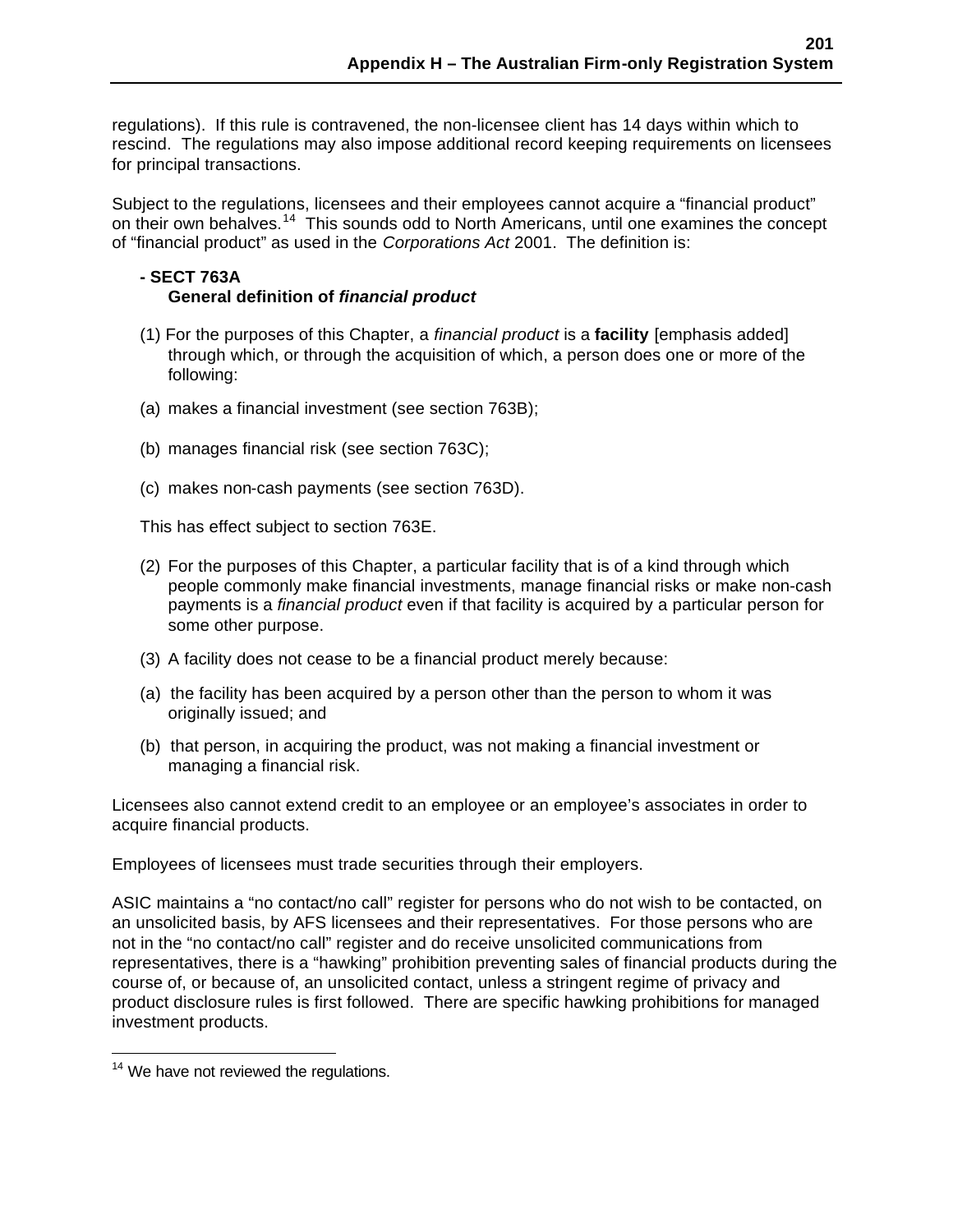regulations). If this rule is contravened, the non-licensee client has 14 days within which to rescind. The regulations may also impose additional record keeping requirements on licensees for principal transactions.

Subject to the regulations, licensees and their employees cannot acquire a "financial product" on their own behalves.[14] This sounds odd to North Americans, until one examines the concept of "financial product" as used in the *Corporations Act* 2001. The definition is:

**- SECT 763A**
**General definition of *financial product***

(1) For the purposes of this Chapter, a *financial product* is a **facility** [emphasis added] through which, or through the acquisition of which, a person does one or more of the following:

(a) makes a financial investment (see section 763B);

(b) manages financial risk (see section 763C);

(c) makes non-cash payments (see section 763D).

This has effect subject to section 763E.

(2) For the purposes of this Chapter, a particular facility that is of a kind through which people commonly make financial investments, manage financial risks or make non-cash payments is a *financial product* even if that facility is acquired by a particular person for some other purpose.

(3) A facility does not cease to be a financial product merely because:

(a) the facility has been acquired by a person other than the person to whom it was originally issued; and

(b) that person, in acquiring the product, was not making a financial investment or managing a financial risk.

Licensees also cannot extend credit to an employee or an employee's associates in order to acquire financial products.

Employees of licensees must trade securities through their employers.

ASIC maintains a "no contact/no call" register for persons who do not wish to be contacted, on an unsolicited basis, by AFS licensees and their representatives. For those persons who are not in the "no contact/no call" register and do receive unsolicited communications from representatives, there is a "hawking" prohibition preventing sales of financial products during the course of, or because of, an unsolicited contact, unless a stringent regime of privacy and product disclosure rules is first followed. There are specific hawking prohibitions for managed investment products.

[14] We have not reviewed the regulations.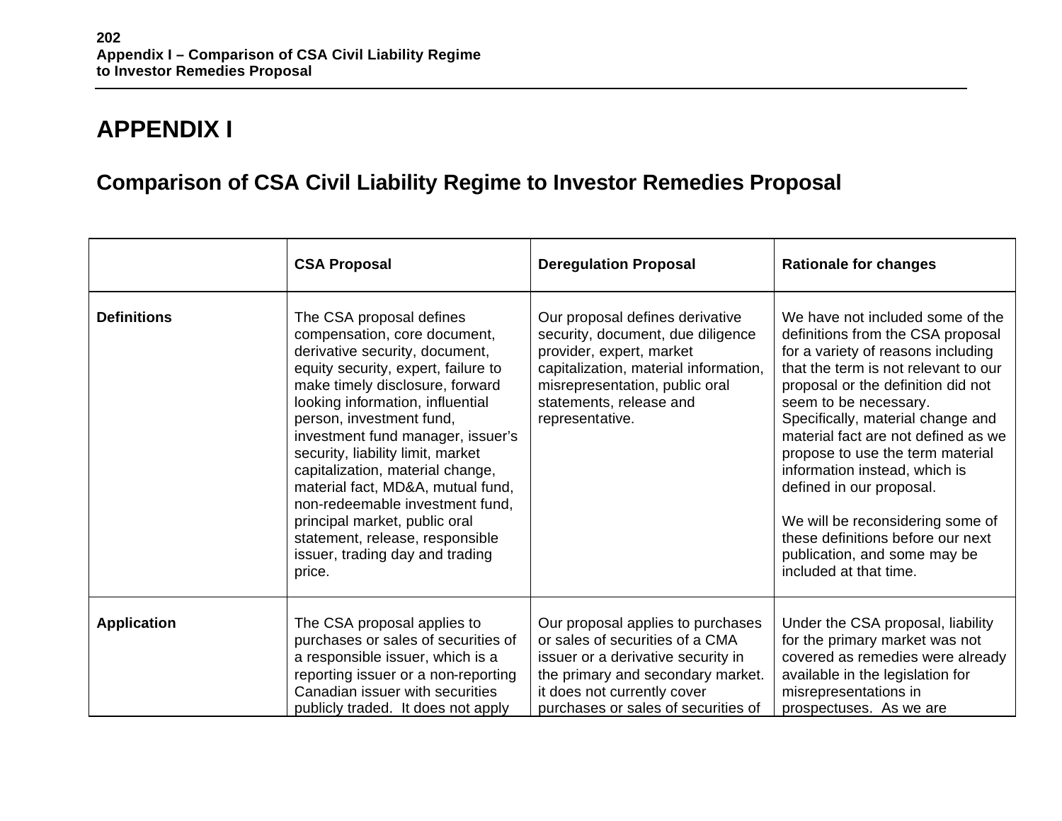# APPENDIX I

## Comparison of CSA Civil Liability Regime to Investor Remedies Proposal

| | CSA Proposal | Deregulation Proposal | Rationale for changes |
|---|---|---|---|
| **Definitions** | The CSA proposal defines compensation, core document, derivative security, document, equity security, expert, failure to make timely disclosure, forward looking information, influential person, investment fund, investment fund manager, issuer's security, liability limit, market capitalization, material change, material fact, MD&A, mutual fund, non-redeemable investment fund, principal market, public oral statement, release, responsible issuer, trading day and trading price. | Our proposal defines derivative security, document, due diligence provider, expert, market capitalization, material information, misrepresentation, public oral statements, release and representative. | We have not included some of the definitions from the CSA proposal for a variety of reasons including that the term is not relevant to our proposal or the definition did not seem to be necessary. Specifically, material change and material fact are not defined as we propose to use the term material information instead, which is defined in our proposal.<br><br>We will be reconsidering some of these definitions before our next publication, and some may be included at that time. |
| **Application** | The CSA proposal applies to purchases or sales of securities of a responsible issuer, which is a reporting issuer or a non-reporting Canadian issuer with securities publicly traded. It does not apply | Our proposal applies to purchases or sales of securities of a CMA issuer or a derivative security in the primary and secondary market. it does not currently cover purchases or sales of securities of | Under the CSA proposal, liability for the primary market was not covered as remedies were already available in the legislation for misrepresentations in prospectuses. As we are |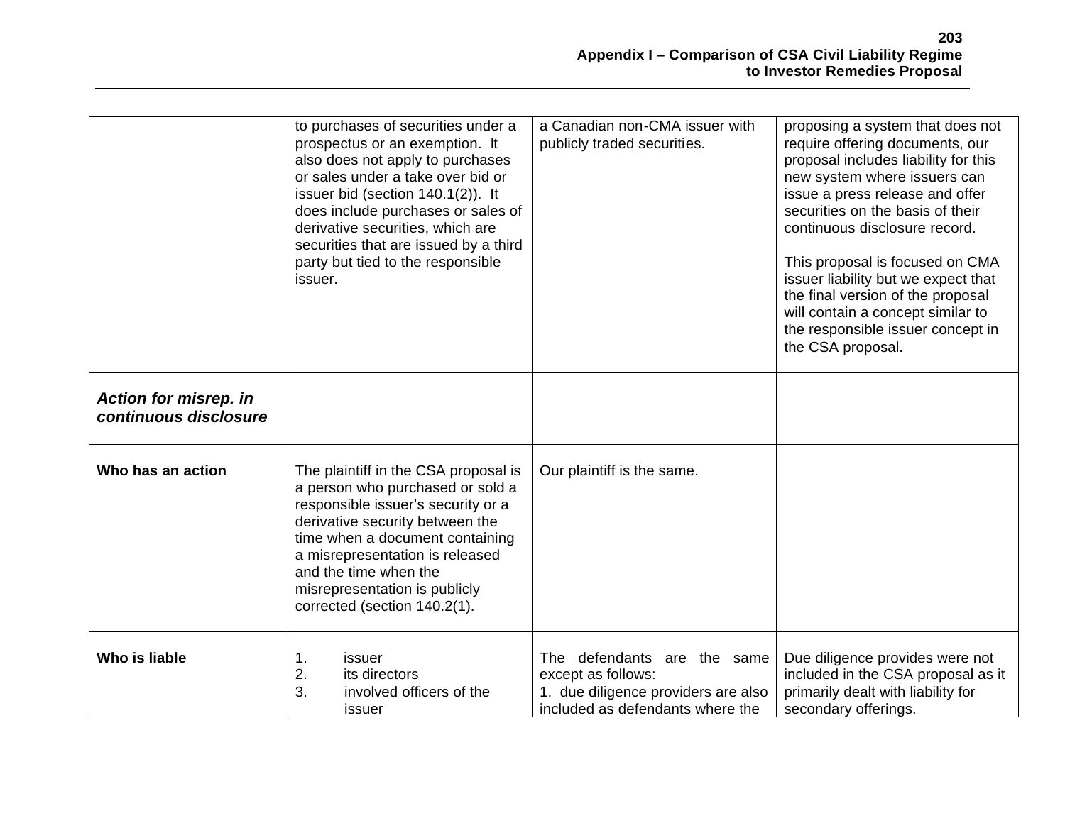| | | | |
|---|---|---|---|
| | to purchases of securities under a prospectus or an exemption. It also does not apply to purchases or sales under a take over bid or issuer bid (section 140.1(2)). It does include purchases or sales of derivative securities, which are securities that are issued by a third party but tied to the responsible issuer. | a Canadian non-CMA issuer with publicly traded securities. | proposing a system that does not require offering documents, our proposal includes liability for this new system where issuers can issue a press release and offer securities on the basis of their continuous disclosure record.<br><br>This proposal is focused on CMA issuer liability but we expect that the final version of the proposal will contain a concept similar to the responsible issuer concept in the CSA proposal. |
| ***Action for misrep. in continuous disclosure*** | | | |
| **Who has an action** | The plaintiff in the CSA proposal is a person who purchased or sold a responsible issuer's security or a derivative security between the time when a document containing a misrepresentation is released and the time when the misrepresentation is publicly corrected (section 140.2(1). | Our plaintiff is the same. | |
| **Who is liable** | 1. issuer<br>2. its directors<br>3. involved officers of the issuer | The defendants are the same except as follows:<br>1. due diligence providers are also included as defendants where the | Due diligence provides were not included in the CSA proposal as it primarily dealt with liability for secondary offerings. |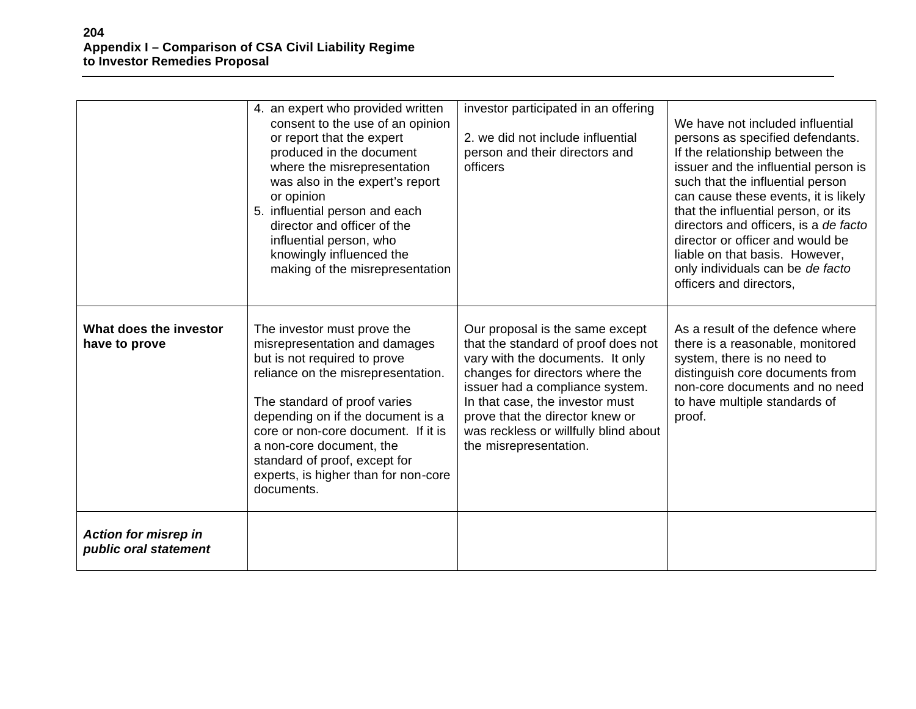| | | | |
|---|---|---|---|
| | 4. an expert who provided written consent to the use of an opinion or report that the expert produced in the document where the misrepresentation was also in the expert's report or opinion<br>5. influential person and each director and officer of the influential person, who knowingly influenced the making of the misrepresentation | investor participated in an offering<br><br>2. we did not include influential person and their directors and officers | We have not included influential persons as specified defendants. If the relationship between the issuer and the influential person is such that the influential person can cause these events, it is likely that the influential person, or its directors and officers, is a *de facto* director or officer and would be liable on that basis. However, only individuals can be *de facto* officers and directors, |
| **What does the investor have to prove** | The investor must prove the misrepresentation and damages but is not required to prove reliance on the misrepresentation.<br><br>The standard of proof varies depending on if the document is a core or non-core document. If it is a non-core document, the standard of proof, except for experts, is higher than for non-core documents. | Our proposal is the same except that the standard of proof does not vary with the documents. It only changes for directors where the issuer had a compliance system. In that case, the investor must prove that the director knew or was reckless or willfully blind about the misrepresentation. | As a result of the defence where there is a reasonable, monitored system, there is no need to distinguish core documents from non-core documents and no need to have multiple standards of proof. |
| ***Action for misrep in public oral statement*** | | | |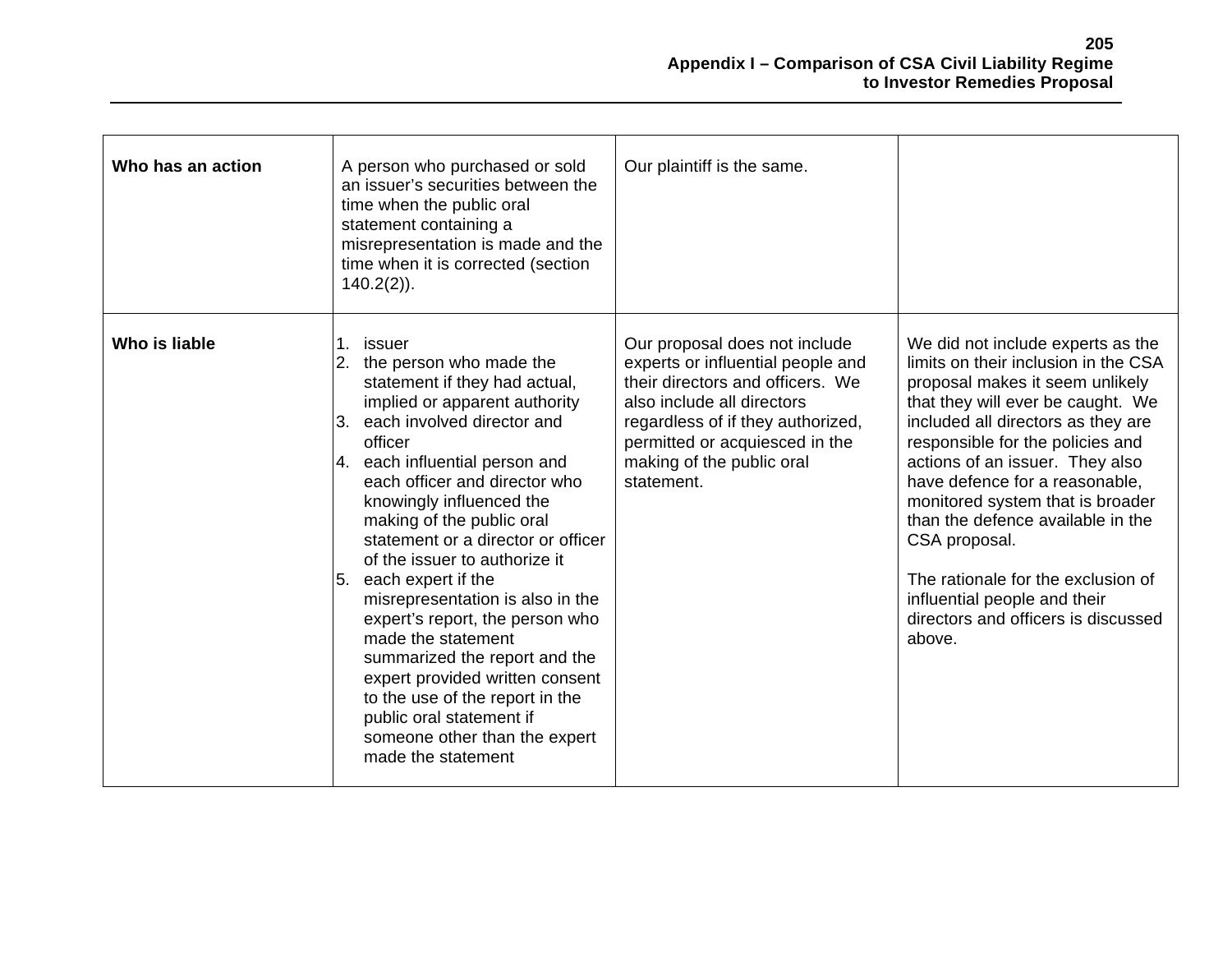| | | | |
|---|---|---|---|
| **Who has an action** | A person who purchased or sold an issuer's securities between the time when the public oral statement containing a misrepresentation is made and the time when it is corrected (section 140.2(2)). | Our plaintiff is the same. | |
| **Who is liable** | 1. issuer<br>2. the person who made the statement if they had actual, implied or apparent authority<br>3. each involved director and officer<br>4. each influential person and each officer and director who knowingly influenced the making of the public oral statement or a director or officer of the issuer to authorize it<br>5. each expert if the misrepresentation is also in the expert's report, the person who made the statement summarized the report and the expert provided written consent to the use of the report in the public oral statement if someone other than the expert made the statement | Our proposal does not include experts or influential people and their directors and officers. We also include all directors regardless of if they authorized, permitted or acquiesced in the making of the public oral statement. | We did not include experts as the limits on their inclusion in the CSA proposal makes it seem unlikely that they will ever be caught. We included all directors as they are responsible for the policies and actions of an issuer. They also have defence for a reasonable, monitored system that is broader than the defence available in the CSA proposal.<br><br>The rationale for the exclusion of influential people and their directors and officers is discussed above. |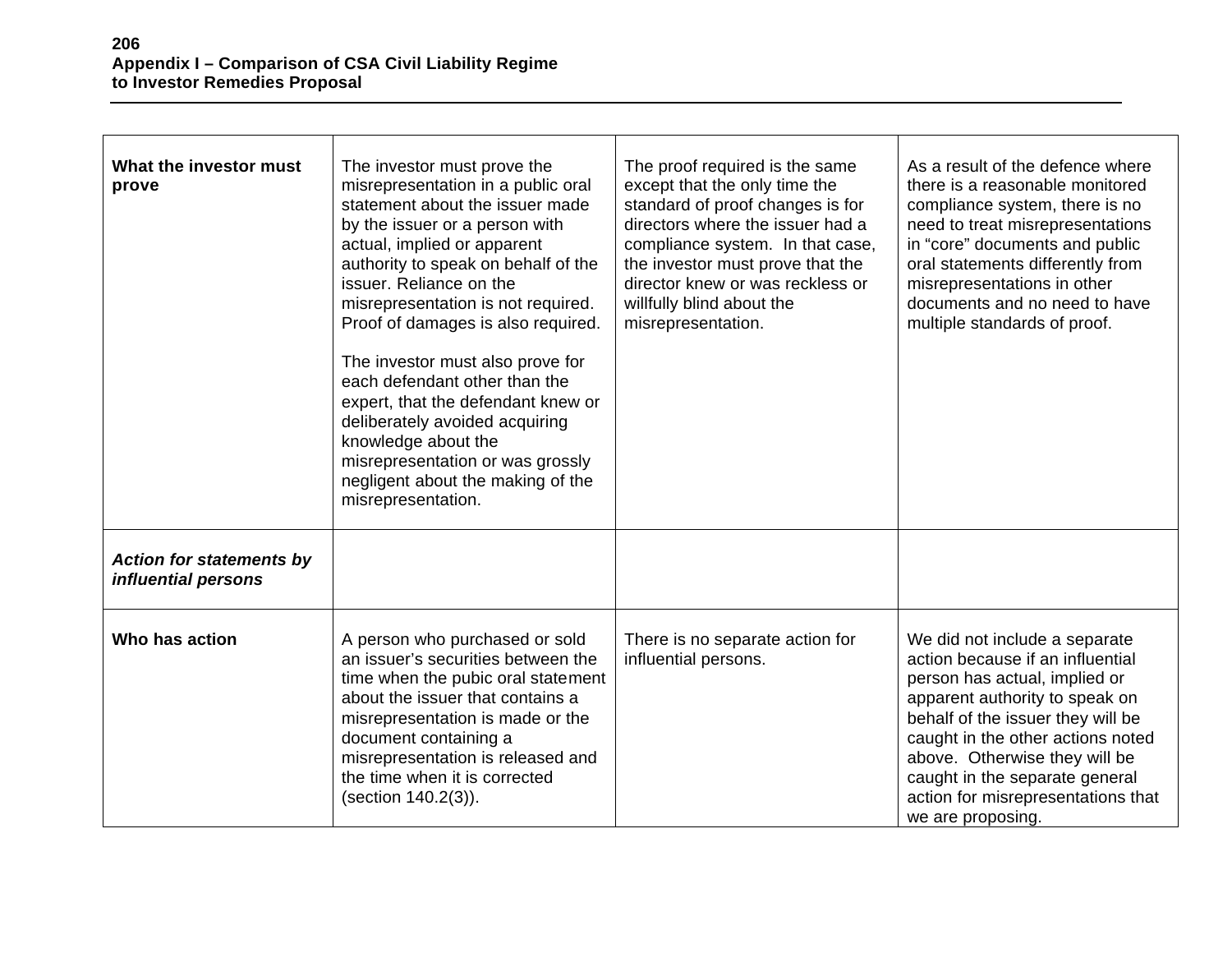| | | | |
|---|---|---|---|
| **What the investor must prove** | The investor must prove the misrepresentation in a public oral statement about the issuer made by the issuer or a person with actual, implied or apparent authority to speak on behalf of the issuer. Reliance on the misrepresentation is not required. Proof of damages is also required.<br><br>The investor must also prove for each defendant other than the expert, that the defendant knew or deliberately avoided acquiring knowledge about the misrepresentation or was grossly negligent about the making of the misrepresentation. | The proof required is the same except that the only time the standard of proof changes is for directors where the issuer had a compliance system. In that case, the investor must prove that the director knew or was reckless or willfully blind about the misrepresentation. | As a result of the defence where there is a reasonable monitored compliance system, there is no need to treat misrepresentations in "core" documents and public oral statements differently from misrepresentations in other documents and no need to have multiple standards of proof. |
| ***Action for statements by influential persons*** | | | |
| **Who has action** | A person who purchased or sold an issuer's securities between the time when the pubic oral statement about the issuer that contains a misrepresentation is made or the document containing a misrepresentation is released and the time when it is corrected (section 140.2(3)). | There is no separate action for influential persons. | We did not include a separate action because if an influential person has actual, implied or apparent authority to speak on behalf of the issuer they will be caught in the other actions noted above. Otherwise they will be caught in the separate general action for misrepresentations that we are proposing. |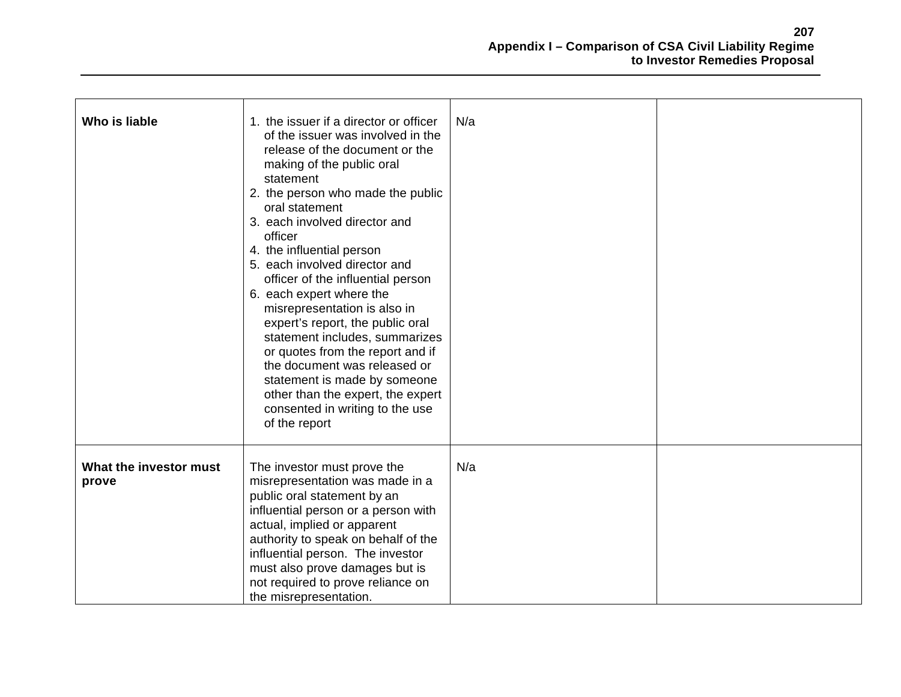| | | | |
|---|---|---|---|
| **Who is liable** | 1. the issuer if a director or officer of the issuer was involved in the release of the document or the making of the public oral statement<br>2. the person who made the public oral statement<br>3. each involved director and officer<br>4. the influential person<br>5. each involved director and officer of the influential person<br>6. each expert where the misrepresentation is also in expert's report, the public oral statement includes, summarizes or quotes from the report and if the document was released or statement is made by someone other than the expert, the expert consented in writing to the use of the report | N/a | |
| **What the investor must prove** | The investor must prove the misrepresentation was made in a public oral statement by an influential person or a person with actual, implied or apparent authority to speak on behalf of the influential person. The investor must also prove damages but is not required to prove reliance on the misrepresentation. | N/a | |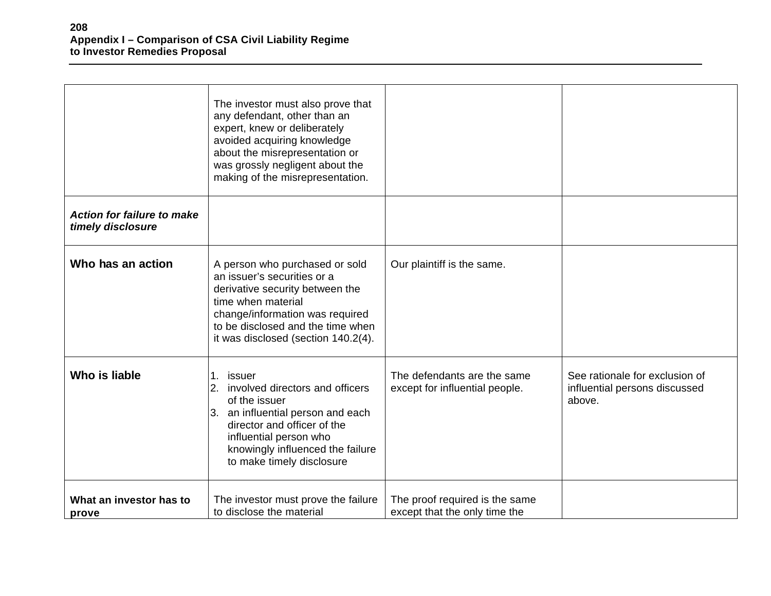| | | | |
|---|---|---|---|
| | The investor must also prove that any defendant, other than an expert, knew or deliberately avoided acquiring knowledge about the misrepresentation or was grossly negligent about the making of the misrepresentation. | | |
| ***Action for failure to make timely disclosure*** | | | |
| **Who has an action** | A person who purchased or sold an issuer's securities or a derivative security between the time when material change/information was required to be disclosed and the time when it was disclosed (section 140.2(4). | Our plaintiff is the same. | |
| **Who is liable** | 1. issuer<br>2. involved directors and officers of the issuer<br>3. an influential person and each director and officer of the influential person who knowingly influenced the failure to make timely disclosure | The defendants are the same except for influential people. | See rationale for exclusion of influential persons discussed above. |
| **What an investor has to prove** | The investor must prove the failure to disclose the material | The proof required is the same except that the only time the | |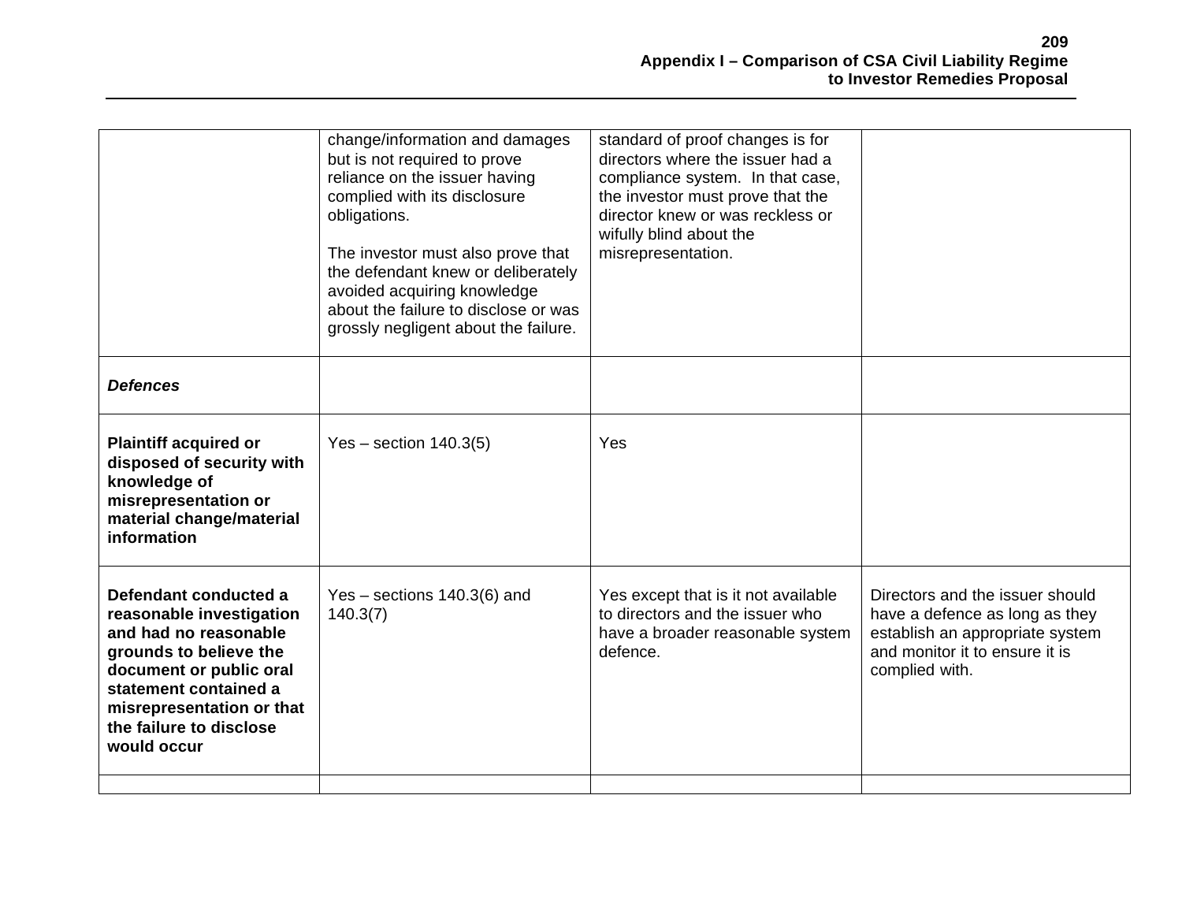| | | | |
|---|---|---|---|
| | change/information and damages but is not required to prove reliance on the issuer having complied with its disclosure obligations.<br><br>The investor must also prove that the defendant knew or deliberately avoided acquiring knowledge about the failure to disclose or was grossly negligent about the failure. | standard of proof changes is for directors where the issuer had a compliance system. In that case, the investor must prove that the director knew or was reckless or wifully blind about the misrepresentation. | |
| ***Defences*** | | | |
| **Plaintiff acquired or disposed of security with knowledge of misrepresentation or material change/material information** | Yes – section 140.3(5) | Yes | |
| **Defendant conducted a reasonable investigation and had no reasonable grounds to believe the document or public oral statement contained a misrepresentation or that the failure to disclose would occur** | Yes – sections 140.3(6) and 140.3(7) | Yes except that is it not available to directors and the issuer who have a broader reasonable system defence. | Directors and the issuer should have a defence as long as they establish an appropriate system and monitor it to ensure it is complied with. |
| | | | |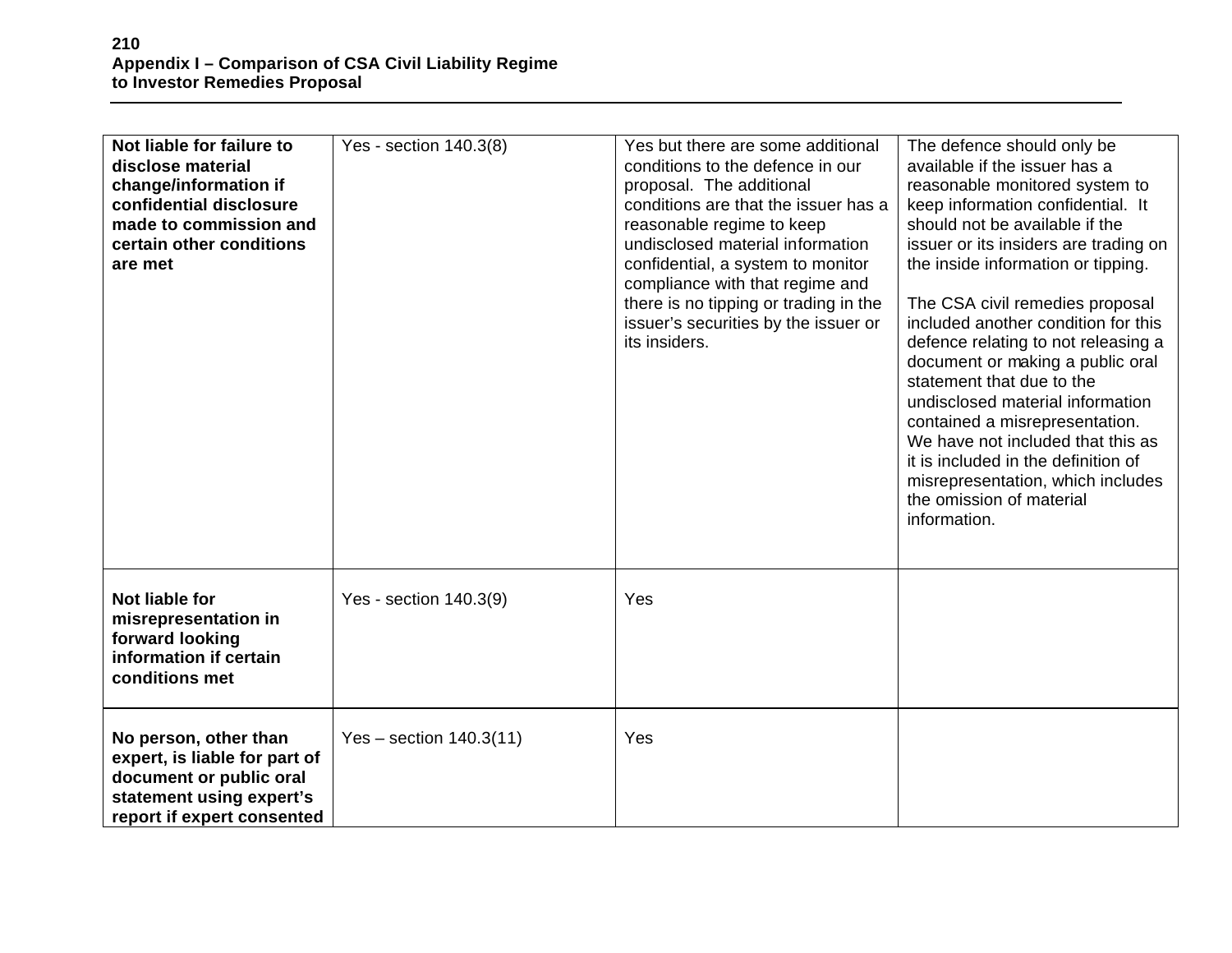| | | | |
|---|---|---|---|
| **Not liable for failure to disclose material change/information if confidential disclosure made to commission and certain other conditions are met** | Yes - section 140.3(8) | Yes but there are some additional conditions to the defence in our proposal. The additional conditions are that the issuer has a reasonable regime to keep undisclosed material information confidential, a system to monitor compliance with that regime and there is no tipping or trading in the issuer's securities by the issuer or its insiders. | The defence should only be available if the issuer has a reasonable monitored system to keep information confidential. It should not be available if the issuer or its insiders are trading on the inside information or tipping.<br><br>The CSA civil remedies proposal included another condition for this defence relating to not releasing a document or making a public oral statement that due to the undisclosed material information contained a misrepresentation. We have not included that this as it is included in the definition of misrepresentation, which includes the omission of material information. |
| **Not liable for misrepresentation in forward looking information if certain conditions met** | Yes - section 140.3(9) | Yes | |
| **No person, other than expert, is liable for part of document or public oral statement using expert's report if expert consented** | Yes – section 140.3(11) | Yes | |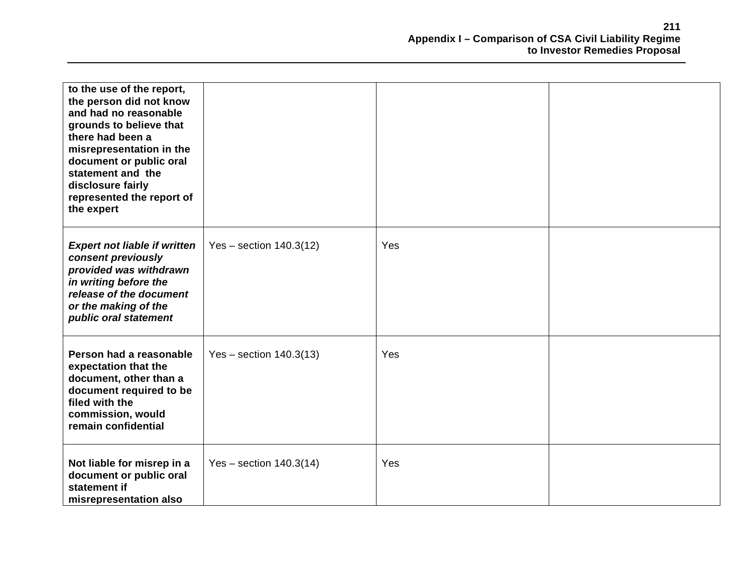| | | | |
|---|---|---|---|
| **to the use of the report, the person did not know and had no reasonable grounds to believe that there had been a misrepresentation in the document or public oral statement and the disclosure fairly represented the report of the expert** | | | |
| ***Expert not liable if written consent previously provided was withdrawn in writing before the release of the document or the making of the public oral statement*** | Yes – section 140.3(12) | Yes | |
| **Person had a reasonable expectation that the document, other than a document required to be filed with the commission, would remain confidential** | Yes – section 140.3(13) | Yes | |
| **Not liable for misrep in a document or public oral statement if misrepresentation also** | Yes – section 140.3(14) | Yes | |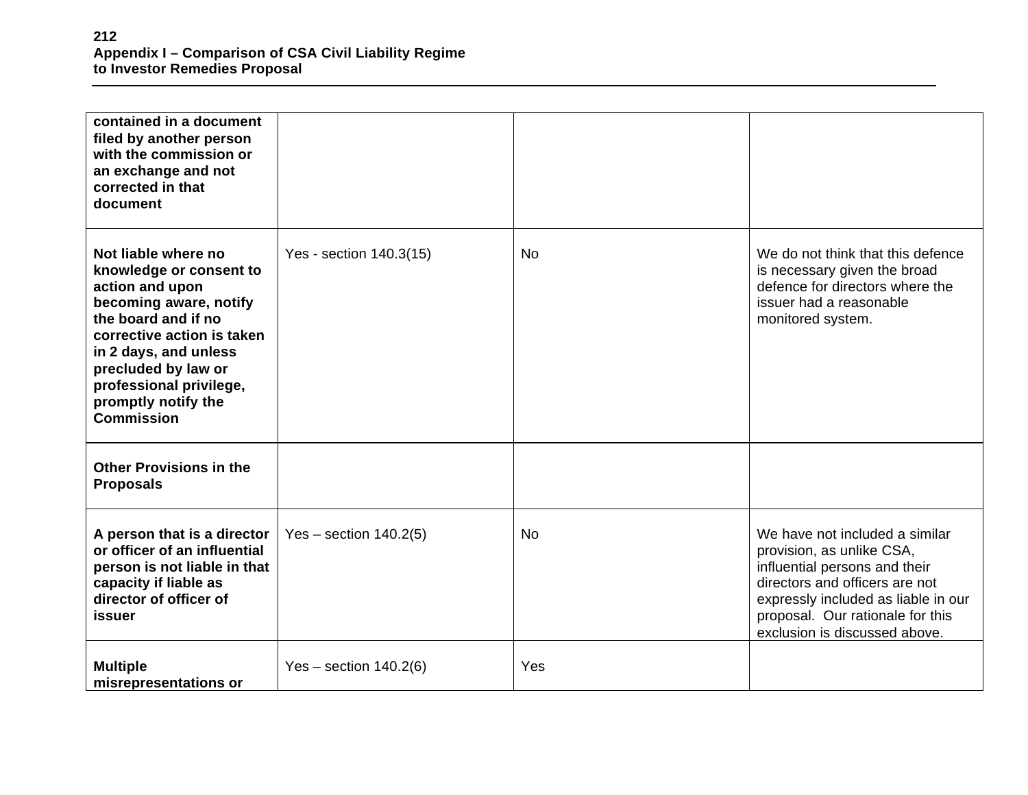| | | | |
|---|---|---|---|
| **contained in a document filed by another person with the commission or an exchange and not corrected in that document** | | | |
| **Not liable where no knowledge or consent to action and upon becoming aware, notify the board and if no corrective action is taken in 2 days, and unless precluded by law or professional privilege, promptly notify the Commission** | Yes - section 140.3(15) | No | We do not think that this defence is necessary given the broad defence for directors where the issuer had a reasonable monitored system. |
| **Other Provisions in the Proposals** | | | |
| **A person that is a director or officer of an influential person is not liable in that capacity if liable as director of officer of issuer** | Yes – section 140.2(5) | No | We have not included a similar provision, as unlike CSA, influential persons and their directors and officers are not expressly included as liable in our proposal. Our rationale for this exclusion is discussed above. |
| **Multiple misrepresentations or** | Yes – section 140.2(6) | Yes | |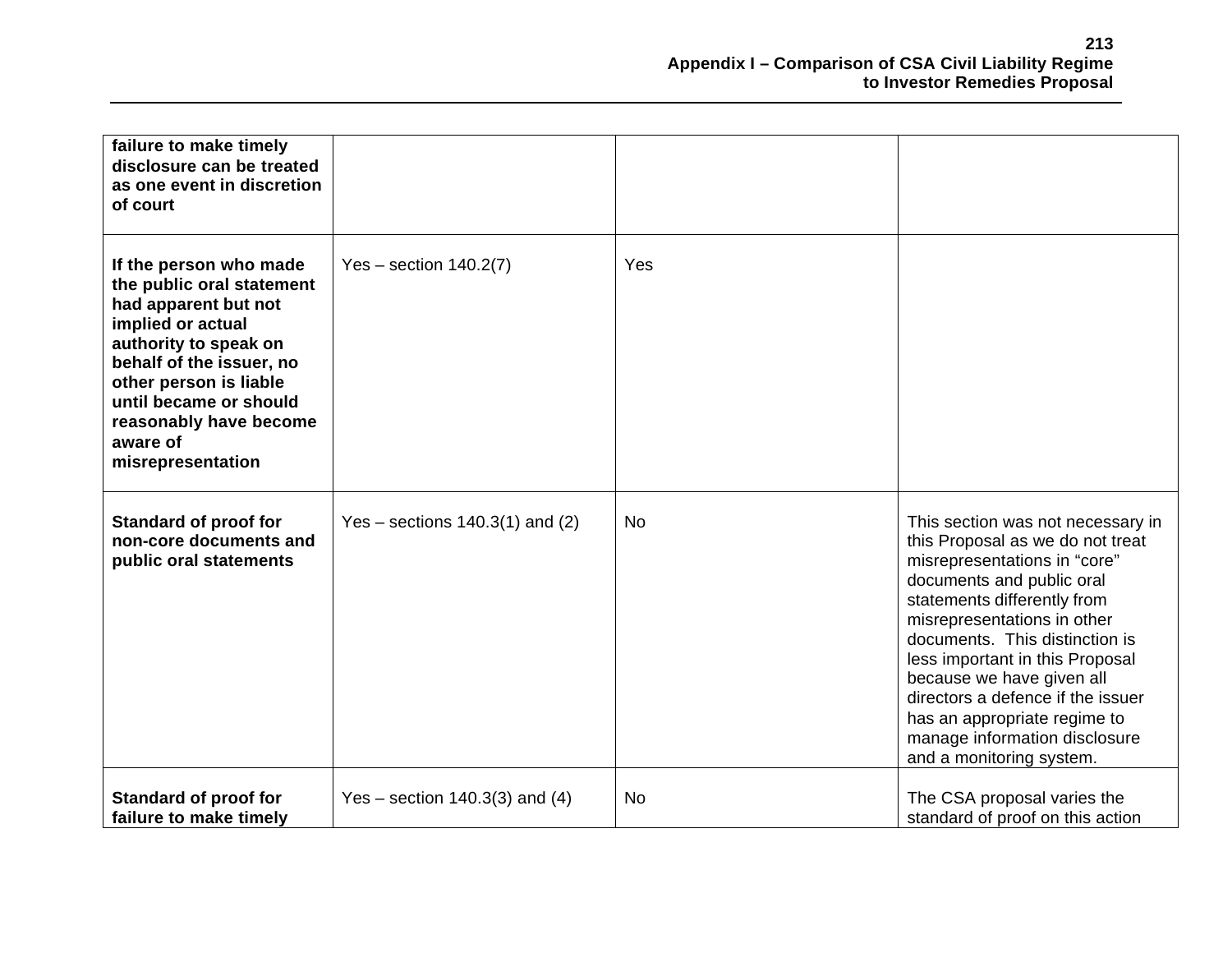| | | | |
|---|---|---|---|
| **failure to make timely disclosure can be treated as one event in discretion of court** | | | |
| **If the person who made the public oral statement had apparent but not implied or actual authority to speak on behalf of the issuer, no other person is liable until became or should reasonably have become aware of misrepresentation** | Yes – section 140.2(7) | Yes | |
| **Standard of proof for non-core documents and public oral statements** | Yes – sections 140.3(1) and (2) | No | This section was not necessary in this Proposal as we do not treat misrepresentations in "core" documents and public oral statements differently from misrepresentations in other documents. This distinction is less important in this Proposal because we have given all directors a defence if the issuer has an appropriate regime to manage information disclosure and a monitoring system. |
| **Standard of proof for failure to make timely** | Yes – section 140.3(3) and (4) | No | The CSA proposal varies the standard of proof on this action |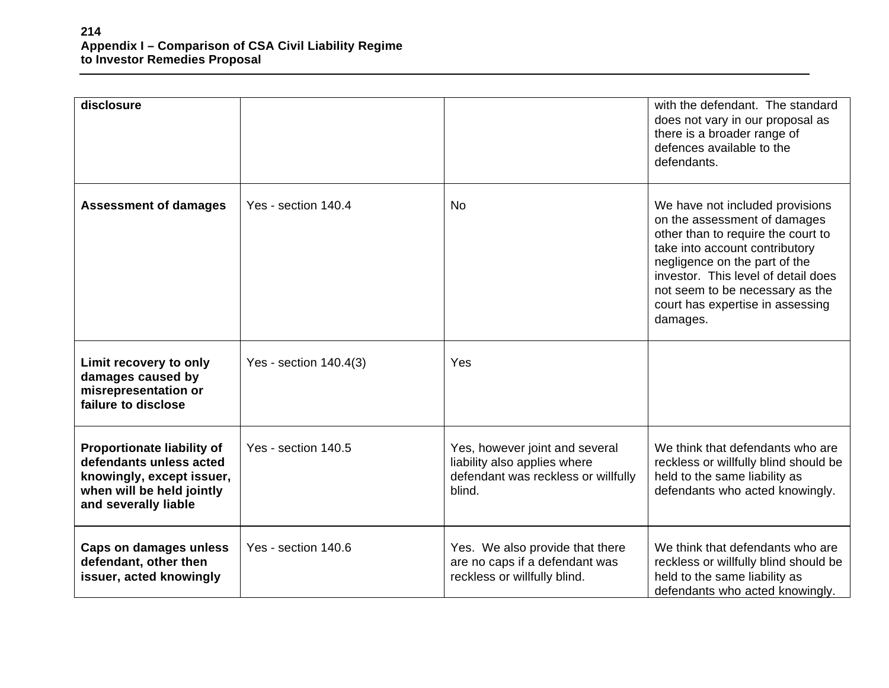| disclosure | | | with the defendant. The standard does not vary in our proposal as there is a broader range of defences available to the defendants. |
|---|---|---|---|
| **Assessment of damages** | Yes - section 140.4 | No | We have not included provisions on the assessment of damages other than to require the court to take into account contributory negligence on the part of the investor. This level of detail does not seem to be necessary as the court has expertise in assessing damages. |
| **Limit recovery to only damages caused by misrepresentation or failure to disclose** | Yes - section 140.4(3) | Yes | |
| **Proportionate liability of defendants unless acted knowingly, except issuer, when will be held jointly and severally liable** | Yes - section 140.5 | Yes, however joint and several liability also applies where defendant was reckless or willfully blind. | We think that defendants who are reckless or willfully blind should be held to the same liability as defendants who acted knowingly. |
| **Caps on damages unless defendant, other then issuer, acted knowingly** | Yes - section 140.6 | Yes. We also provide that there are no caps if a defendant was reckless or willfully blind. | We think that defendants who are reckless or willfully blind should be held to the same liability as defendants who acted knowingly. |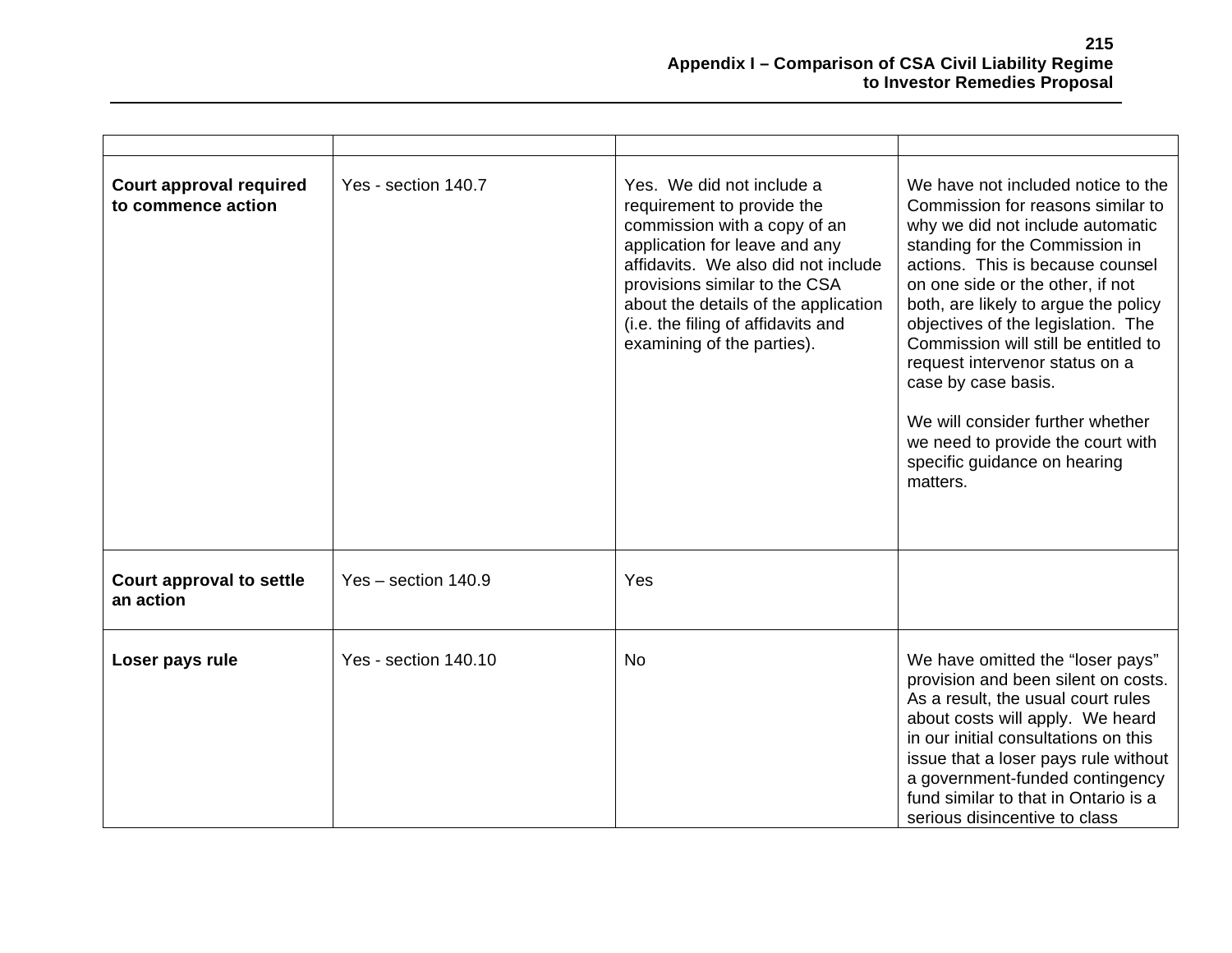| | | | |
|---|---|---|---|
| **Court approval required to commence action** | Yes - section 140.7 | Yes. We did not include a requirement to provide the commission with a copy of an application for leave and any affidavits. We also did not include provisions similar to the CSA about the details of the application (i.e. the filing of affidavits and examining of the parties). | We have not included notice to the Commission for reasons similar to why we did not include automatic standing for the Commission in actions. This is because counsel on one side or the other, if not both, are likely to argue the policy objectives of the legislation. The Commission will still be entitled to request intervenor status on a case by case basis.<br><br>We will consider further whether we need to provide the court with specific guidance on hearing matters. |
| **Court approval to settle an action** | Yes – section 140.9 | Yes | |
| **Loser pays rule** | Yes - section 140.10 | No | We have omitted the “loser pays” provision and been silent on costs. As a result, the usual court rules about costs will apply. We heard in our initial consultations on this issue that a loser pays rule without a government-funded contingency fund similar to that in Ontario is a serious disincentive to class |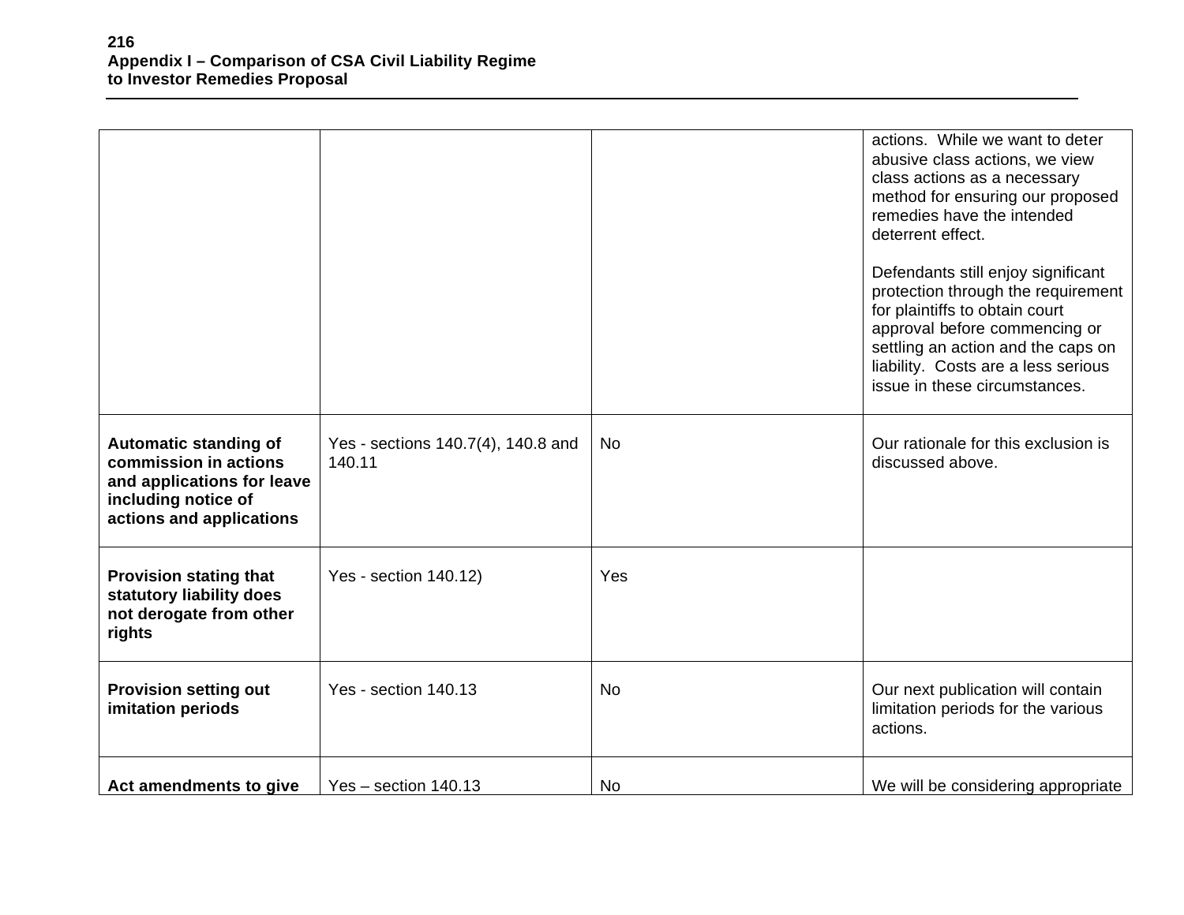| | | | |
|---|---|---|---|
| | | | actions. While we want to deter abusive class actions, we view class actions as a necessary method for ensuring our proposed remedies have the intended deterrent effect.<br><br>Defendants still enjoy significant protection through the requirement for plaintiffs to obtain court approval before commencing or settling an action and the caps on liability. Costs are a less serious issue in these circumstances. |
| **Automatic standing of commission in actions and applications for leave including notice of actions and applications** | Yes - sections 140.7(4), 140.8 and 140.11 | No | Our rationale for this exclusion is discussed above. |
| **Provision stating that statutory liability does not derogate from other rights** | Yes - section 140.12) | Yes | |
| **Provision setting out imitation periods** | Yes - section 140.13 | No | Our next publication will contain limitation periods for the various actions. |
| **Act amendments to give** | Yes – section 140.13 | No | We will be considering appropriate |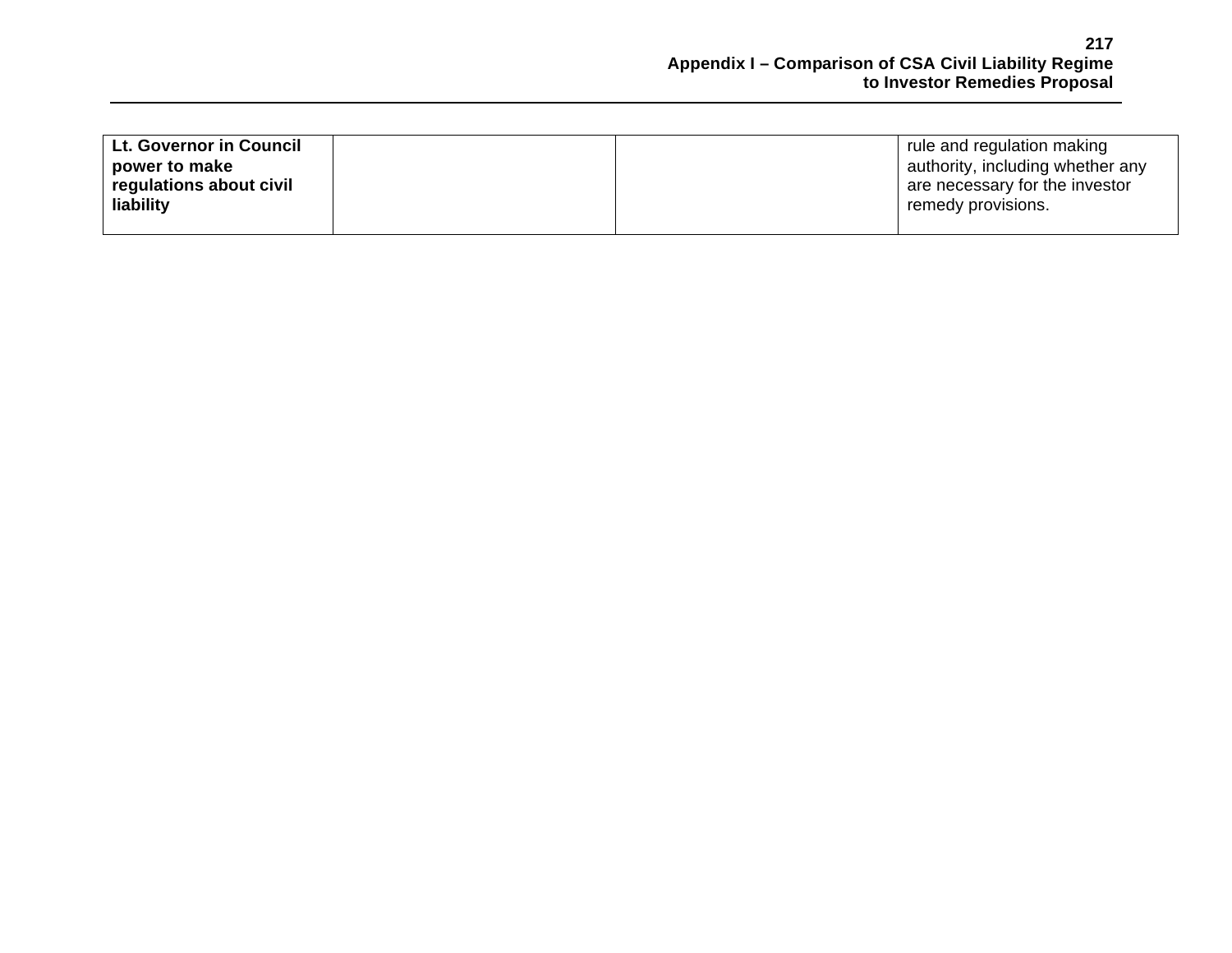| | | | |
|---|---|---|---|
| **Lt. Governor in Council power to make regulations about civil liability** | | | rule and regulation making authority, including whether any are necessary for the investor remedy provisions. |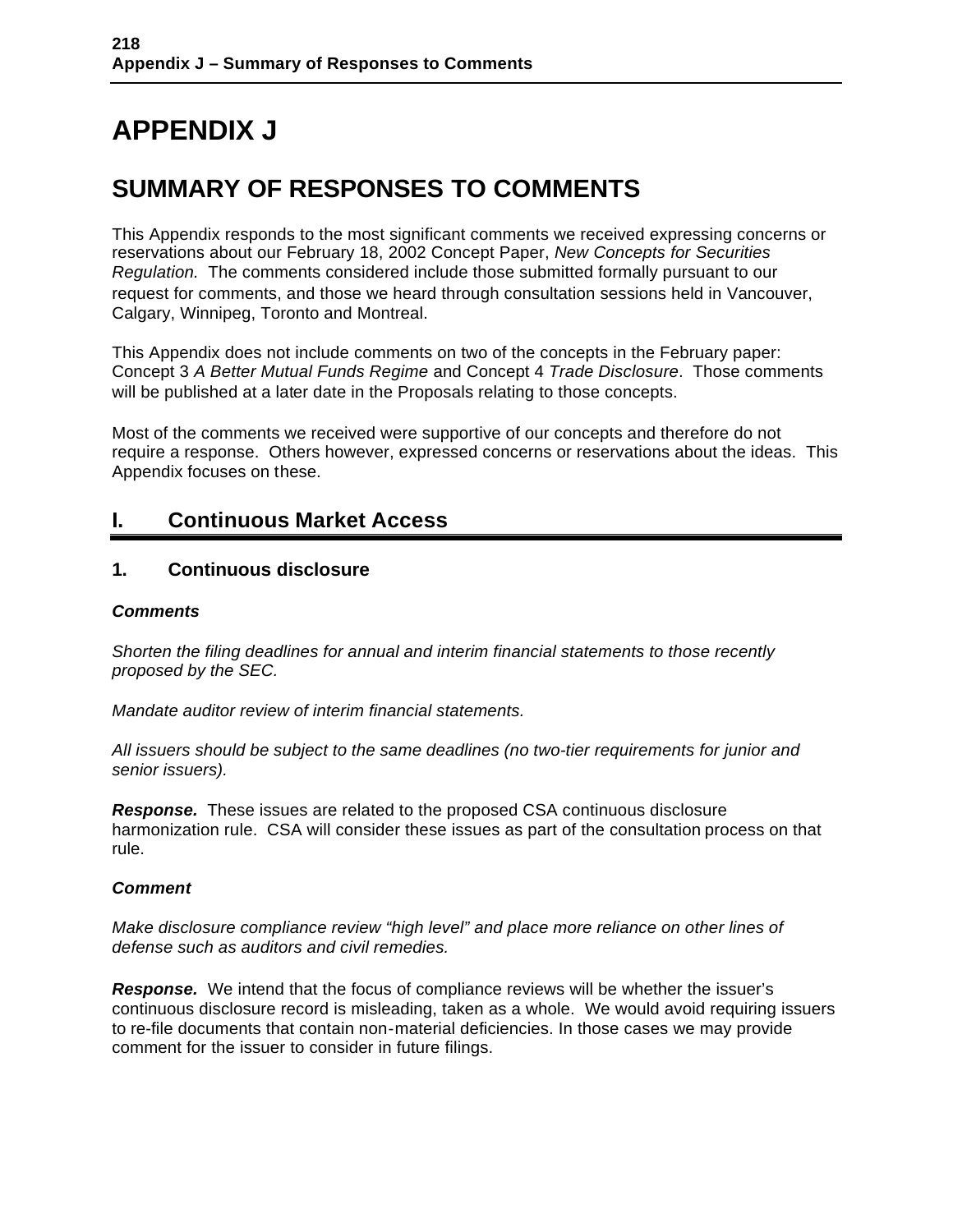# APPENDIX J

# SUMMARY OF RESPONSES TO COMMENTS

This Appendix responds to the most significant comments we received expressing concerns or reservations about our February 18, 2002 Concept Paper, *New Concepts for Securities Regulation.* The comments considered include those submitted formally pursuant to our request for comments, and those we heard through consultation sessions held in Vancouver, Calgary, Winnipeg, Toronto and Montreal.

This Appendix does not include comments on two of the concepts in the February paper: Concept 3 *A Better Mutual Funds Regime* and Concept 4 *Trade Disclosure*. Those comments will be published at a later date in the Proposals relating to those concepts.

Most of the comments we received were supportive of our concepts and therefore do not require a response. Others however, expressed concerns or reservations about the ideas. This Appendix focuses on these.

## I. Continuous Market Access

### 1. Continuous disclosure

***Comments***

*Shorten the filing deadlines for annual and interim financial statements to those recently proposed by the SEC.*

*Mandate auditor review of interim financial statements.*

*All issuers should be subject to the same deadlines (no two-tier requirements for junior and senior issuers).*

***Response.*** These issues are related to the proposed CSA continuous disclosure harmonization rule. CSA will consider these issues as part of the consultation process on that rule.

***Comment***

*Make disclosure compliance review "high level" and place more reliance on other lines of defense such as auditors and civil remedies.*

***Response.*** We intend that the focus of compliance reviews will be whether the issuer's continuous disclosure record is misleading, taken as a whole. We would avoid requiring issuers to re-file documents that contain non-material deficiencies. In those cases we may provide comment for the issuer to consider in future filings.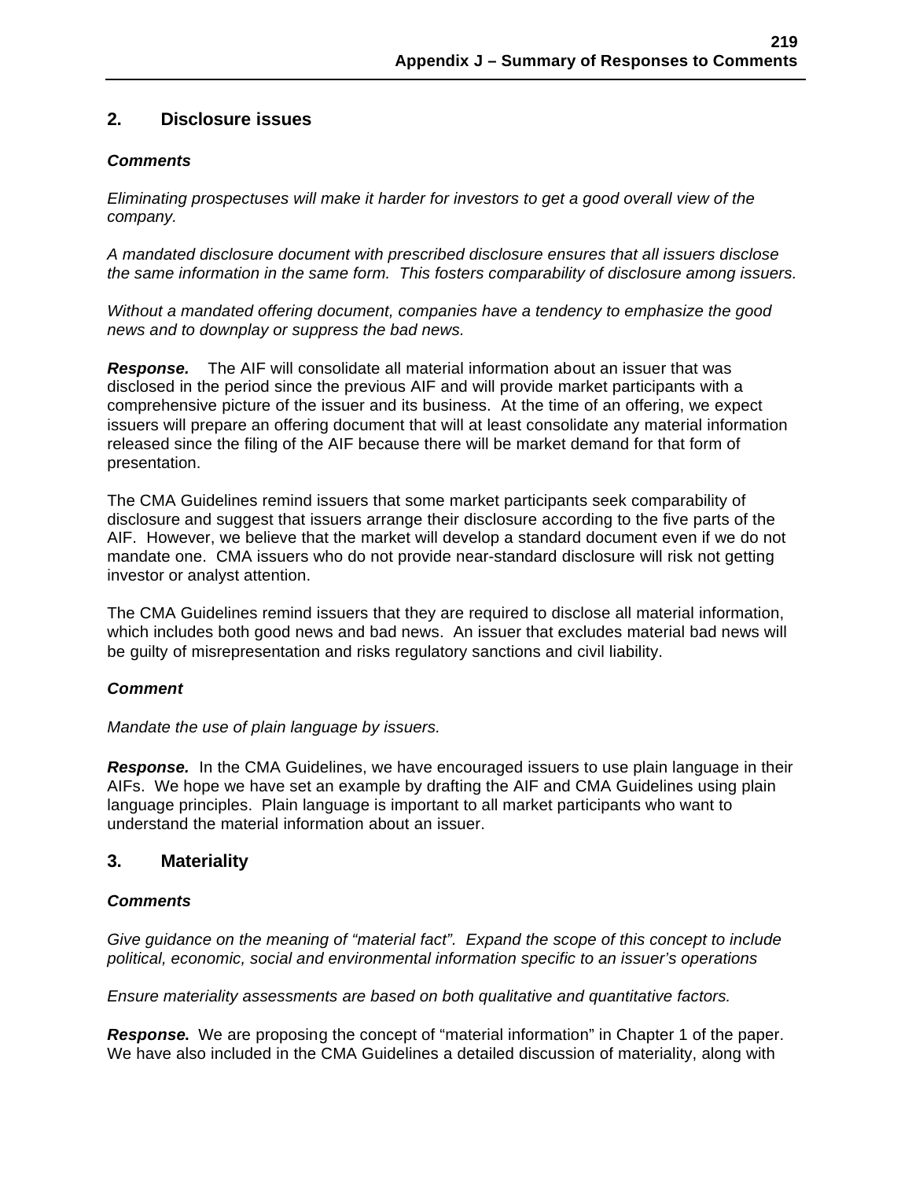## 2. Disclosure issues

***Comments***

*Eliminating prospectuses will make it harder for investors to get a good overall view of the company.*

*A mandated disclosure document with prescribed disclosure ensures that all issuers disclose the same information in the same form. This fosters comparability of disclosure among issuers.*

*Without a mandated offering document, companies have a tendency to emphasize the good news and to downplay or suppress the bad news.*

***Response.*** The AIF will consolidate all material information about an issuer that was disclosed in the period since the previous AIF and will provide market participants with a comprehensive picture of the issuer and its business. At the time of an offering, we expect issuers will prepare an offering document that will at least consolidate any material information released since the filing of the AIF because there will be market demand for that form of presentation.

The CMA Guidelines remind issuers that some market participants seek comparability of disclosure and suggest that issuers arrange their disclosure according to the five parts of the AIF. However, we believe that the market will develop a standard document even if we do not mandate one. CMA issuers who do not provide near-standard disclosure will risk not getting investor or analyst attention.

The CMA Guidelines remind issuers that they are required to disclose all material information, which includes both good news and bad news. An issuer that excludes material bad news will be guilty of misrepresentation and risks regulatory sanctions and civil liability.

***Comment***

*Mandate the use of plain language by issuers.*

***Response.*** In the CMA Guidelines, we have encouraged issuers to use plain language in their AIFs. We hope we have set an example by drafting the AIF and CMA Guidelines using plain language principles. Plain language is important to all market participants who want to understand the material information about an issuer.

## 3. Materiality

***Comments***

*Give guidance on the meaning of "material fact". Expand the scope of this concept to include political, economic, social and environmental information specific to an issuer's operations*

*Ensure materiality assessments are based on both qualitative and quantitative factors.*

***Response.*** We are proposing the concept of "material information" in Chapter 1 of the paper. We have also included in the CMA Guidelines a detailed discussion of materiality, along with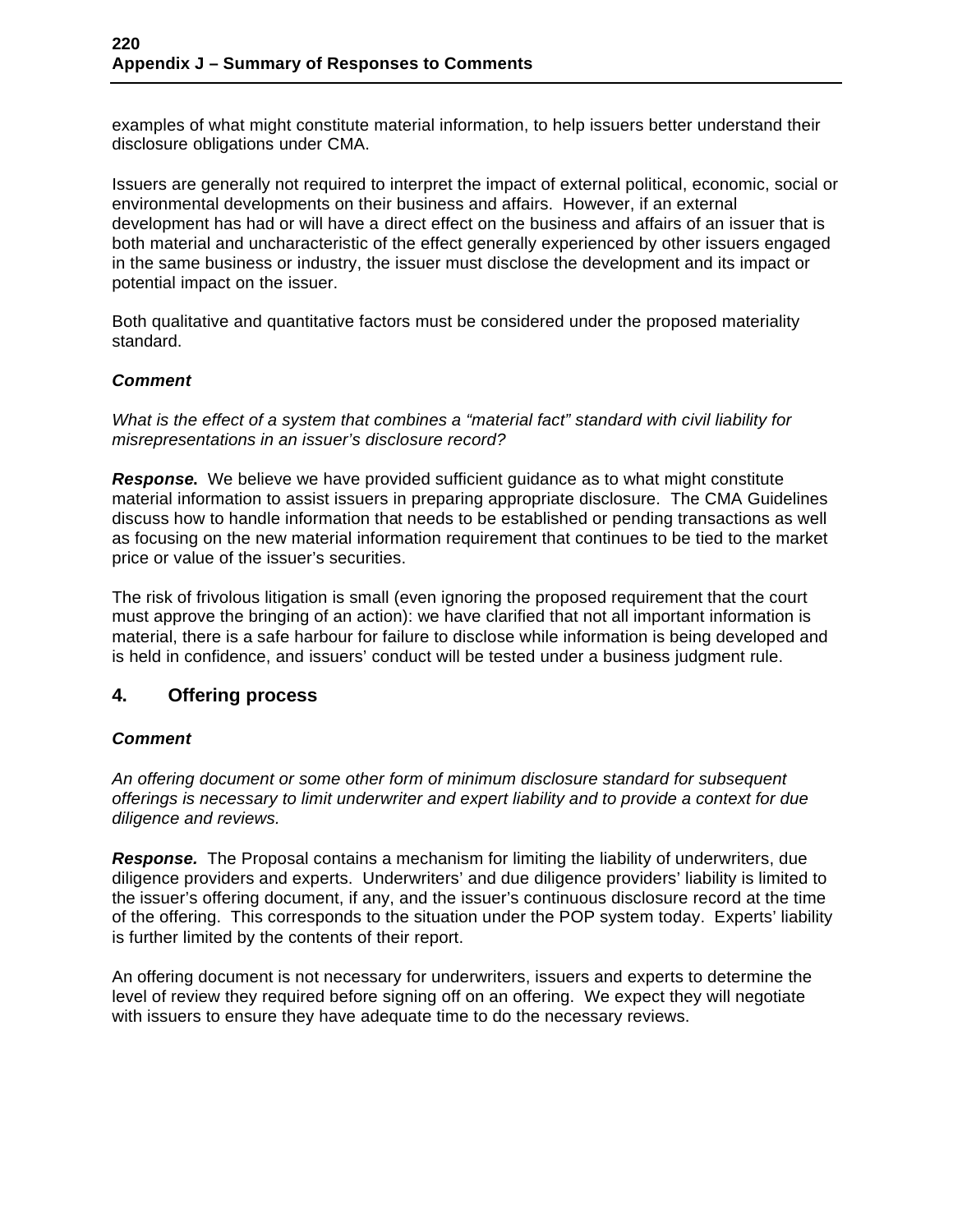examples of what might constitute material information, to help issuers better understand their disclosure obligations under CMA.

Issuers are generally not required to interpret the impact of external political, economic, social or environmental developments on their business and affairs. However, if an external development has had or will have a direct effect on the business and affairs of an issuer that is both material and uncharacteristic of the effect generally experienced by other issuers engaged in the same business or industry, the issuer must disclose the development and its impact or potential impact on the issuer.

Both qualitative and quantitative factors must be considered under the proposed materiality standard.

***Comment***

*What is the effect of a system that combines a "material fact" standard with civil liability for misrepresentations in an issuer's disclosure record?*

***Response.*** We believe we have provided sufficient guidance as to what might constitute material information to assist issuers in preparing appropriate disclosure. The CMA Guidelines discuss how to handle information that needs to be established or pending transactions as well as focusing on the new material information requirement that continues to be tied to the market price or value of the issuer's securities.

The risk of frivolous litigation is small (even ignoring the proposed requirement that the court must approve the bringing of an action): we have clarified that not all important information is material, there is a safe harbour for failure to disclose while information is being developed and is held in confidence, and issuers' conduct will be tested under a business judgment rule.

## 4. Offering process

***Comment***

*An offering document or some other form of minimum disclosure standard for subsequent offerings is necessary to limit underwriter and expert liability and to provide a context for due diligence and reviews.*

***Response.*** The Proposal contains a mechanism for limiting the liability of underwriters, due diligence providers and experts. Underwriters' and due diligence providers' liability is limited to the issuer's offering document, if any, and the issuer's continuous disclosure record at the time of the offering. This corresponds to the situation under the POP system today. Experts' liability is further limited by the contents of their report.

An offering document is not necessary for underwriters, issuers and experts to determine the level of review they required before signing off on an offering. We expect they will negotiate with issuers to ensure they have adequate time to do the necessary reviews.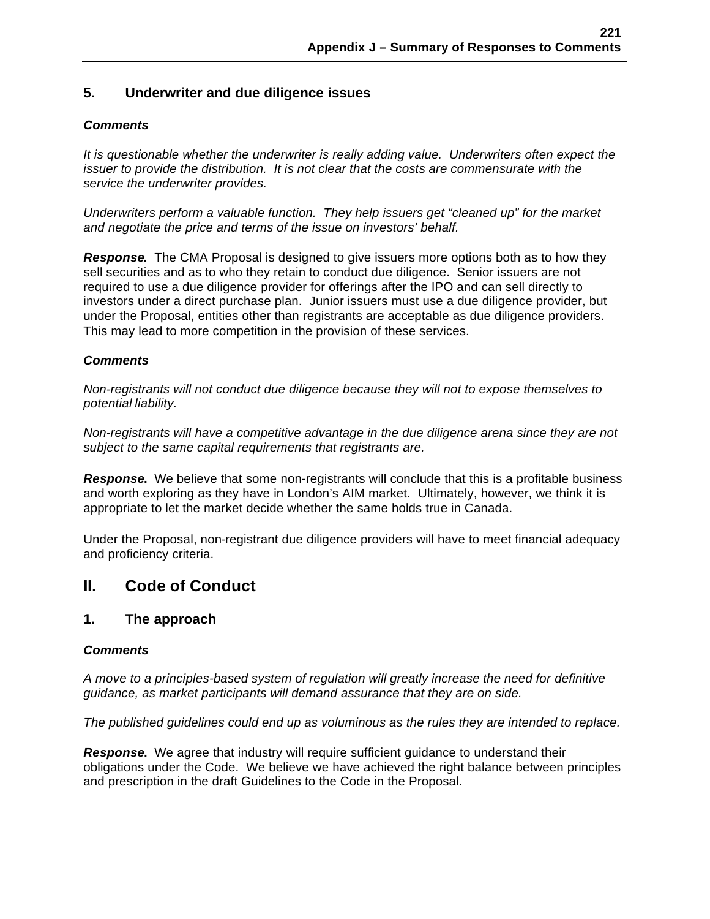### 5. Underwriter and due diligence issues

***Comments***

*It is questionable whether the underwriter is really adding value. Underwriters often expect the issuer to provide the distribution. It is not clear that the costs are commensurate with the service the underwriter provides.*

*Underwriters perform a valuable function. They help issuers get "cleaned up" for the market and negotiate the price and terms of the issue on investors' behalf.*

***Response.*** The CMA Proposal is designed to give issuers more options both as to how they sell securities and as to who they retain to conduct due diligence. Senior issuers are not required to use a due diligence provider for offerings after the IPO and can sell directly to investors under a direct purchase plan. Junior issuers must use a due diligence provider, but under the Proposal, entities other than registrants are acceptable as due diligence providers. This may lead to more competition in the provision of these services.

***Comments***

*Non-registrants will not conduct due diligence because they will not to expose themselves to potential liability.*

*Non-registrants will have a competitive advantage in the due diligence arena since they are not subject to the same capital requirements that registrants are.*

***Response.*** We believe that some non-registrants will conclude that this is a profitable business and worth exploring as they have in London's AIM market. Ultimately, however, we think it is appropriate to let the market decide whether the same holds true in Canada.

Under the Proposal, non-registrant due diligence providers will have to meet financial adequacy and proficiency criteria.

## II. Code of Conduct

### 1. The approach

***Comments***

*A move to a principles-based system of regulation will greatly increase the need for definitive guidance, as market participants will demand assurance that they are on side.*

*The published guidelines could end up as voluminous as the rules they are intended to replace.*

***Response.*** We agree that industry will require sufficient guidance to understand their obligations under the Code. We believe we have achieved the right balance between principles and prescription in the draft Guidelines to the Code in the Proposal.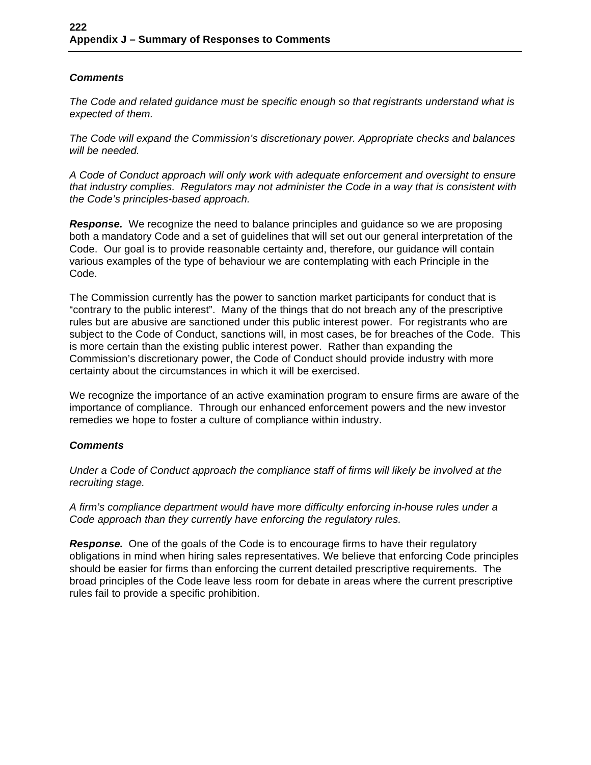### *Comments*

*The Code and related guidance must be specific enough so that registrants understand what is expected of them.*

*The Code will expand the Commission's discretionary power. Appropriate checks and balances will be needed.*

*A Code of Conduct approach will only work with adequate enforcement and oversight to ensure that industry complies. Regulators may not administer the Code in a way that is consistent with the Code's principles-based approach.*

***Response.*** We recognize the need to balance principles and guidance so we are proposing both a mandatory Code and a set of guidelines that will set out our general interpretation of the Code. Our goal is to provide reasonable certainty and, therefore, our guidance will contain various examples of the type of behaviour we are contemplating with each Principle in the Code.

The Commission currently has the power to sanction market participants for conduct that is "contrary to the public interest". Many of the things that do not breach any of the prescriptive rules but are abusive are sanctioned under this public interest power. For registrants who are subject to the Code of Conduct, sanctions will, in most cases, be for breaches of the Code. This is more certain than the existing public interest power. Rather than expanding the Commission's discretionary power, the Code of Conduct should provide industry with more certainty about the circumstances in which it will be exercised.

We recognize the importance of an active examination program to ensure firms are aware of the importance of compliance. Through our enhanced enforcement powers and the new investor remedies we hope to foster a culture of compliance within industry.

### *Comments*

*Under a Code of Conduct approach the compliance staff of firms will likely be involved at the recruiting stage.*

*A firm's compliance department would have more difficulty enforcing in-house rules under a Code approach than they currently have enforcing the regulatory rules.*

***Response.*** One of the goals of the Code is to encourage firms to have their regulatory obligations in mind when hiring sales representatives. We believe that enforcing Code principles should be easier for firms than enforcing the current detailed prescriptive requirements. The broad principles of the Code leave less room for debate in areas where the current prescriptive rules fail to provide a specific prohibition.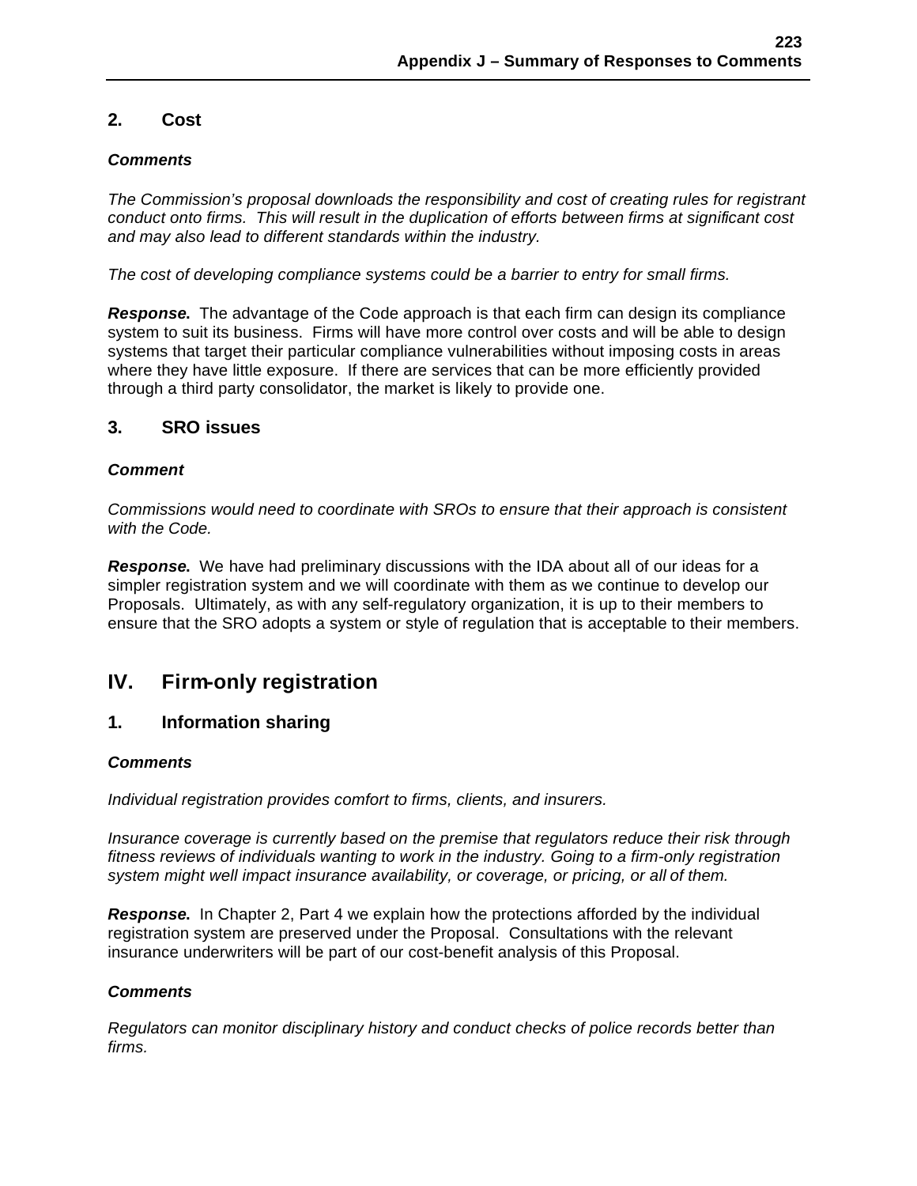### 2. Cost

***Comments***

*The Commission's proposal downloads the responsibility and cost of creating rules for registrant conduct onto firms. This will result in the duplication of efforts between firms at significant cost and may also lead to different standards within the industry.*

*The cost of developing compliance systems could be a barrier to entry for small firms.*

***Response.*** The advantage of the Code approach is that each firm can design its compliance system to suit its business. Firms will have more control over costs and will be able to design systems that target their particular compliance vulnerabilities without imposing costs in areas where they have little exposure. If there are services that can be more efficiently provided through a third party consolidator, the market is likely to provide one.

### 3. SRO issues

***Comment***

*Commissions would need to coordinate with SROs to ensure that their approach is consistent with the Code.*

***Response.*** We have had preliminary discussions with the IDA about all of our ideas for a simpler registration system and we will coordinate with them as we continue to develop our Proposals. Ultimately, as with any self-regulatory organization, it is up to their members to ensure that the SRO adopts a system or style of regulation that is acceptable to their members.

## IV. Firm-only registration

### 1. Information sharing

***Comments***

*Individual registration provides comfort to firms, clients, and insurers.*

*Insurance coverage is currently based on the premise that regulators reduce their risk through fitness reviews of individuals wanting to work in the industry. Going to a firm-only registration system might well impact insurance availability, or coverage, or pricing, or all of them.*

***Response.*** In Chapter 2, Part 4 we explain how the protections afforded by the individual registration system are preserved under the Proposal. Consultations with the relevant insurance underwriters will be part of our cost-benefit analysis of this Proposal.

***Comments***

*Regulators can monitor disciplinary history and conduct checks of police records better than firms.*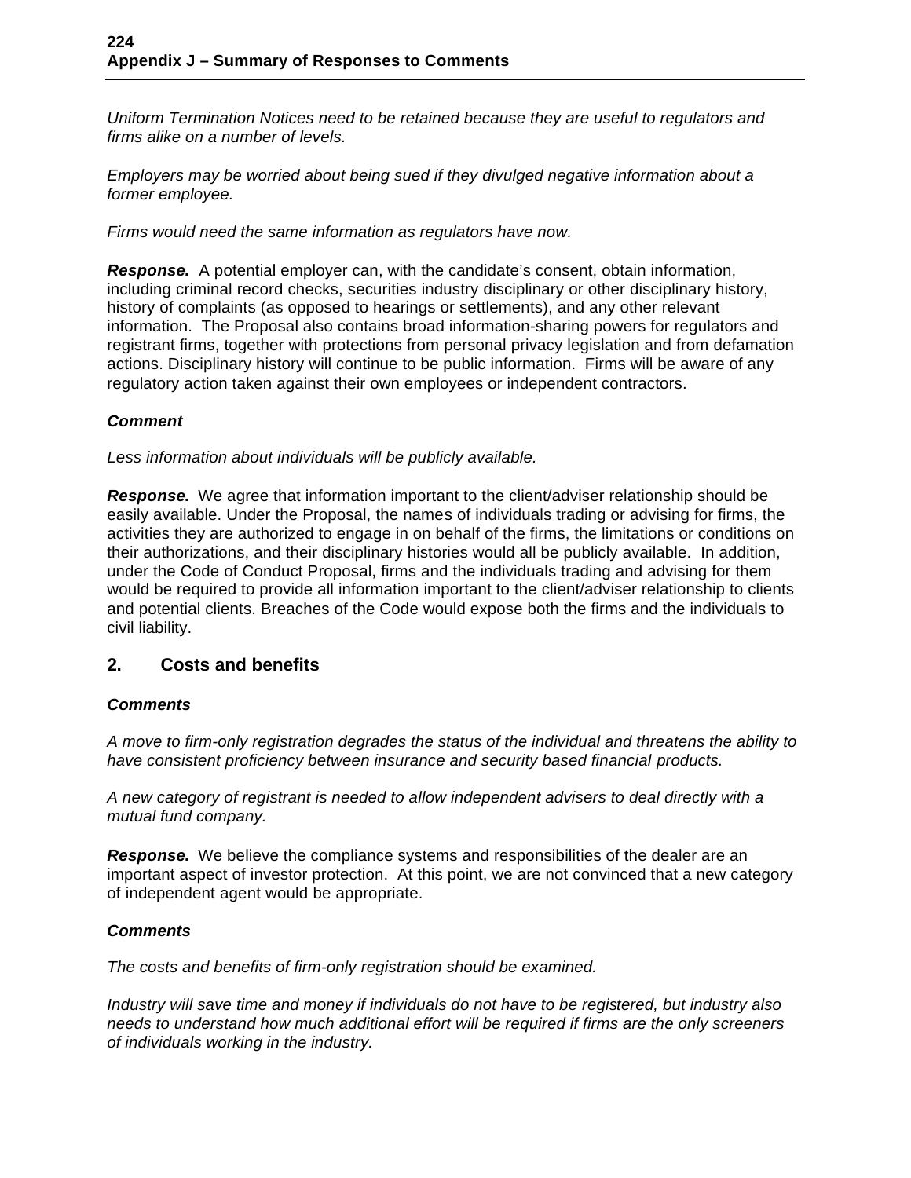*Uniform Termination Notices need to be retained because they are useful to regulators and firms alike on a number of levels.*

*Employers may be worried about being sued if they divulged negative information about a former employee.*

*Firms would need the same information as regulators have now.*

***Response.*** A potential employer can, with the candidate's consent, obtain information, including criminal record checks, securities industry disciplinary or other disciplinary history, history of complaints (as opposed to hearings or settlements), and any other relevant information. The Proposal also contains broad information-sharing powers for regulators and registrant firms, together with protections from personal privacy legislation and from defamation actions. Disciplinary history will continue to be public information. Firms will be aware of any regulatory action taken against their own employees or independent contractors.

***Comment***

*Less information about individuals will be publicly available.*

***Response.*** We agree that information important to the client/adviser relationship should be easily available. Under the Proposal, the names of individuals trading or advising for firms, the activities they are authorized to engage in on behalf of the firms, the limitations or conditions on their authorizations, and their disciplinary histories would all be publicly available. In addition, under the Code of Conduct Proposal, firms and the individuals trading and advising for them would be required to provide all information important to the client/adviser relationship to clients and potential clients. Breaches of the Code would expose both the firms and the individuals to civil liability.

## 2. Costs and benefits

***Comments***

*A move to firm-only registration degrades the status of the individual and threatens the ability to have consistent proficiency between insurance and security based financial products.*

*A new category of registrant is needed to allow independent advisers to deal directly with a mutual fund company.*

***Response.*** We believe the compliance systems and responsibilities of the dealer are an important aspect of investor protection. At this point, we are not convinced that a new category of independent agent would be appropriate.

***Comments***

*The costs and benefits of firm-only registration should be examined.*

*Industry will save time and money if individuals do not have to be registered, but industry also needs to understand how much additional effort will be required if firms are the only screeners of individuals working in the industry.*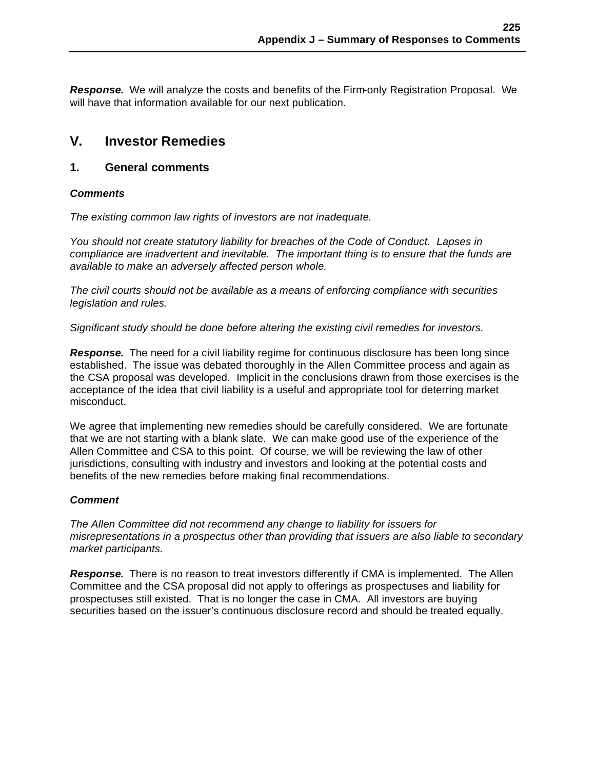***Response.*** We will analyze the costs and benefits of the Firm-only Registration Proposal. We will have that information available for our next publication.

## V. Investor Remedies

### 1. General comments

***Comments***

*The existing common law rights of investors are not inadequate.*

*You should not create statutory liability for breaches of the Code of Conduct. Lapses in compliance are inadvertent and inevitable. The important thing is to ensure that the funds are available to make an adversely affected person whole.*

*The civil courts should not be available as a means of enforcing compliance with securities legislation and rules.*

*Significant study should be done before altering the existing civil remedies for investors.*

***Response.*** The need for a civil liability regime for continuous disclosure has been long since established. The issue was debated thoroughly in the Allen Committee process and again as the CSA proposal was developed. Implicit in the conclusions drawn from those exercises is the acceptance of the idea that civil liability is a useful and appropriate tool for deterring market misconduct.

We agree that implementing new remedies should be carefully considered. We are fortunate that we are not starting with a blank slate. We can make good use of the experience of the Allen Committee and CSA to this point. Of course, we will be reviewing the law of other jurisdictions, consulting with industry and investors and looking at the potential costs and benefits of the new remedies before making final recommendations.

***Comment***

*The Allen Committee did not recommend any change to liability for issuers for misrepresentations in a prospectus other than providing that issuers are also liable to secondary market participants.*

***Response.*** There is no reason to treat investors differently if CMA is implemented. The Allen Committee and the CSA proposal did not apply to offerings as prospectuses and liability for prospectuses still existed. That is no longer the case in CMA. All investors are buying securities based on the issuer's continuous disclosure record and should be treated equally.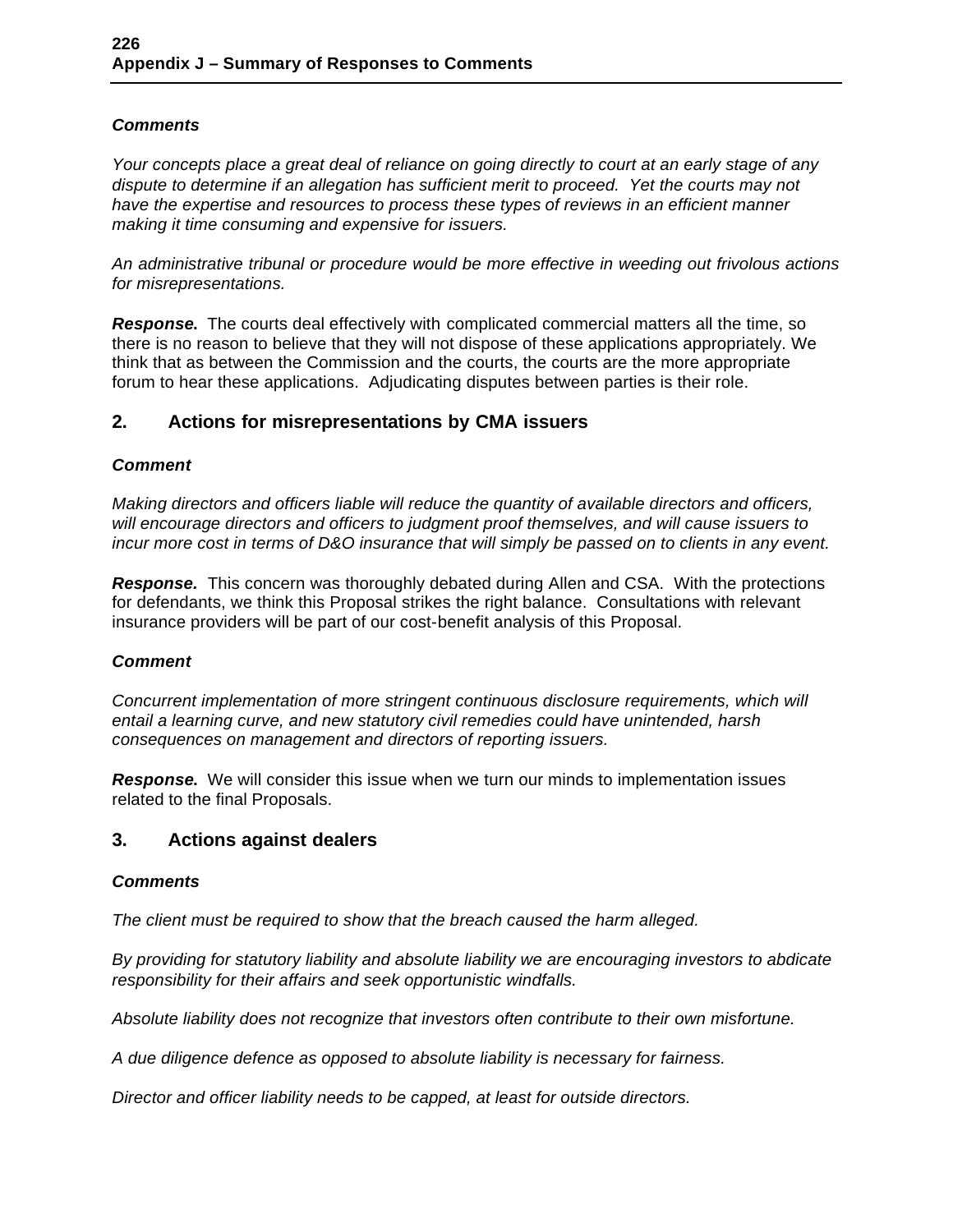***Comments***

*Your concepts place a great deal of reliance on going directly to court at an early stage of any dispute to determine if an allegation has sufficient merit to proceed. Yet the courts may not have the expertise and resources to process these types of reviews in an efficient manner making it time consuming and expensive for issuers.*

*An administrative tribunal or procedure would be more effective in weeding out frivolous actions for misrepresentations.*

***Response.*** The courts deal effectively with complicated commercial matters all the time, so there is no reason to believe that they will not dispose of these applications appropriately. We think that as between the Commission and the courts, the courts are the more appropriate forum to hear these applications. Adjudicating disputes between parties is their role.

## 2. Actions for misrepresentations by CMA issuers

***Comment***

*Making directors and officers liable will reduce the quantity of available directors and officers, will encourage directors and officers to judgment proof themselves, and will cause issuers to incur more cost in terms of D&O insurance that will simply be passed on to clients in any event.*

***Response.*** This concern was thoroughly debated during Allen and CSA. With the protections for defendants, we think this Proposal strikes the right balance. Consultations with relevant insurance providers will be part of our cost-benefit analysis of this Proposal.

***Comment***

*Concurrent implementation of more stringent continuous disclosure requirements, which will entail a learning curve, and new statutory civil remedies could have unintended, harsh consequences on management and directors of reporting issuers.*

***Response.*** We will consider this issue when we turn our minds to implementation issues related to the final Proposals.

## 3. Actions against dealers

***Comments***

*The client must be required to show that the breach caused the harm alleged.*

*By providing for statutory liability and absolute liability we are encouraging investors to abdicate responsibility for their affairs and seek opportunistic windfalls.*

*Absolute liability does not recognize that investors often contribute to their own misfortune.*

*A due diligence defence as opposed to absolute liability is necessary for fairness.*

*Director and officer liability needs to be capped, at least for outside directors.*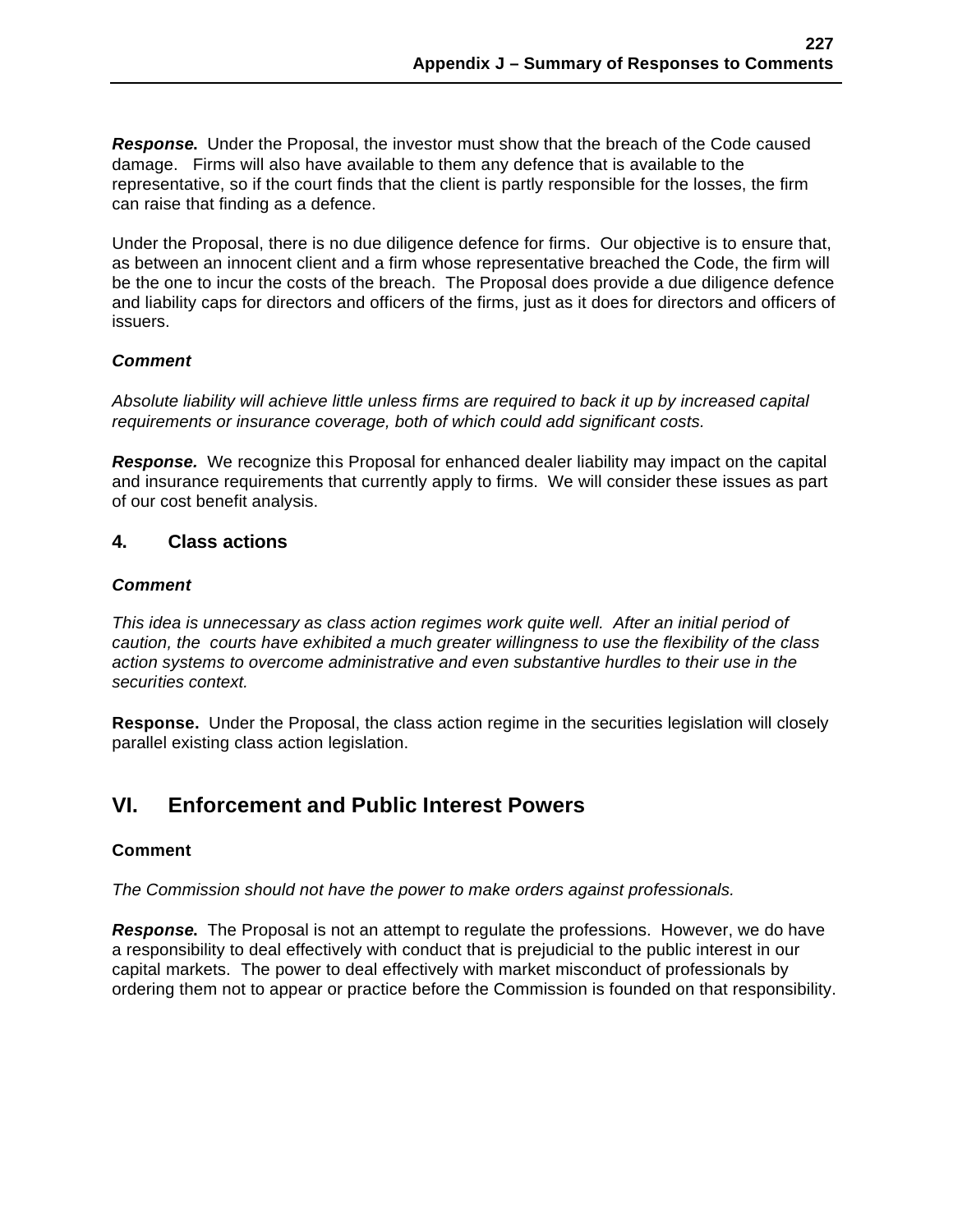***Response.*** Under the Proposal, the investor must show that the breach of the Code caused damage. Firms will also have available to them any defence that is available to the representative, so if the court finds that the client is partly responsible for the losses, the firm can raise that finding as a defence.

Under the Proposal, there is no due diligence defence for firms. Our objective is to ensure that, as between an innocent client and a firm whose representative breached the Code, the firm will be the one to incur the costs of the breach. The Proposal does provide a due diligence defence and liability caps for directors and officers of the firms, just as it does for directors and officers of issuers.

***Comment***

*Absolute liability will achieve little unless firms are required to back it up by increased capital requirements or insurance coverage, both of which could add significant costs.*

***Response.*** We recognize this Proposal for enhanced dealer liability may impact on the capital and insurance requirements that currently apply to firms. We will consider these issues as part of our cost benefit analysis.

### 4. Class actions

***Comment***

*This idea is unnecessary as class action regimes work quite well. After an initial period of caution, the courts have exhibited a much greater willingness to use the flexibility of the class action systems to overcome administrative and even substantive hurdles to their use in the securities context.*

**Response.** Under the Proposal, the class action regime in the securities legislation will closely parallel existing class action legislation.

## VI. Enforcement and Public Interest Powers

**Comment**

*The Commission should not have the power to make orders against professionals.*

***Response.*** The Proposal is not an attempt to regulate the professions. However, we do have a responsibility to deal effectively with conduct that is prejudicial to the public interest in our capital markets. The power to deal effectively with market misconduct of professionals by ordering them not to appear or practice before the Commission is founded on that responsibility.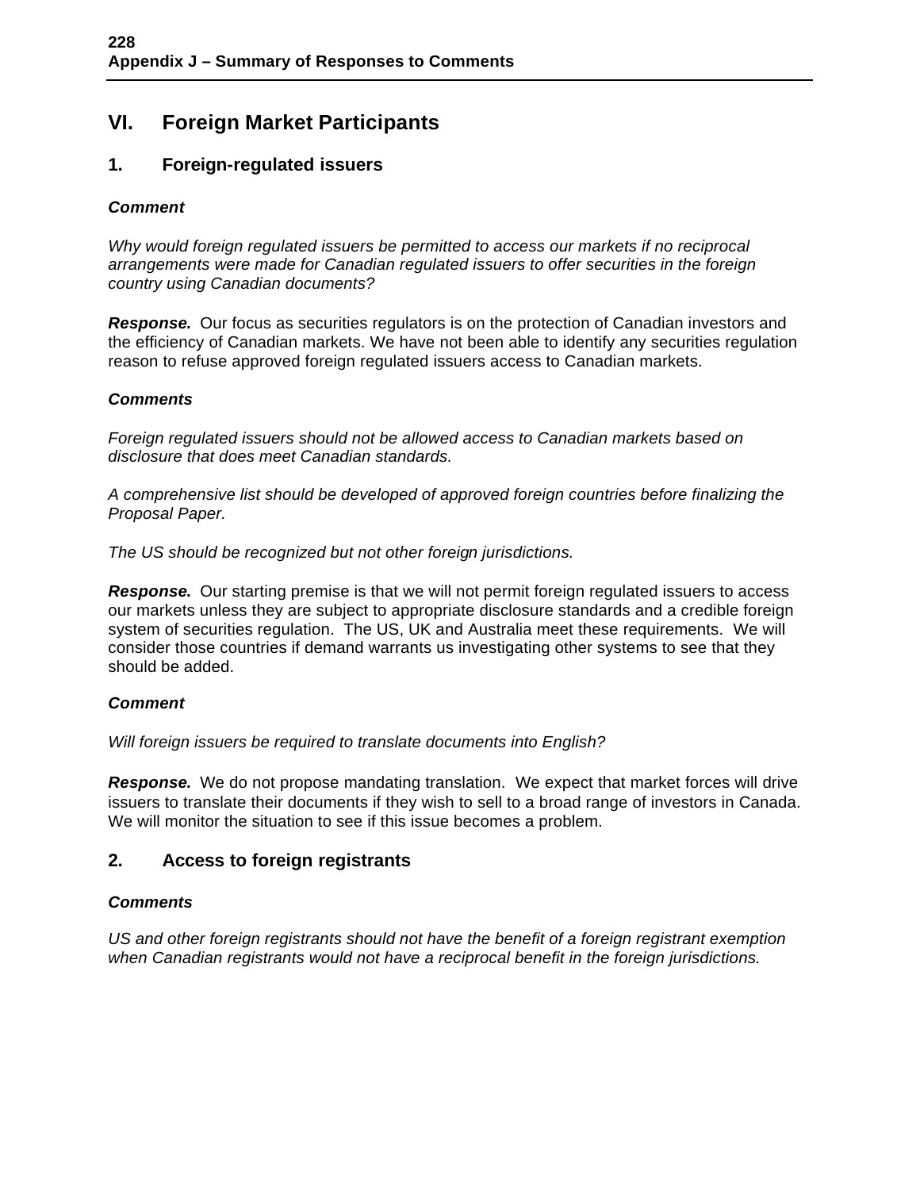## VI. Foreign Market Participants

### 1. Foreign-regulated issuers

***Comment***

*Why would foreign regulated issuers be permitted to access our markets if no reciprocal arrangements were made for Canadian regulated issuers to offer securities in the foreign country using Canadian documents?*

***Response.*** Our focus as securities regulators is on the protection of Canadian investors and the efficiency of Canadian markets. We have not been able to identify any securities regulation reason to refuse approved foreign regulated issuers access to Canadian markets.

***Comments***

*Foreign regulated issuers should not be allowed access to Canadian markets based on disclosure that does meet Canadian standards.*

*A comprehensive list should be developed of approved foreign countries before finalizing the Proposal Paper.*

*The US should be recognized but not other foreign jurisdictions.*

***Response.*** Our starting premise is that we will not permit foreign regulated issuers to access our markets unless they are subject to appropriate disclosure standards and a credible foreign system of securities regulation. The US, UK and Australia meet these requirements. We will consider those countries if demand warrants us investigating other systems to see that they should be added.

***Comment***

*Will foreign issuers be required to translate documents into English?*

***Response.*** We do not propose mandating translation. We expect that market forces will drive issuers to translate their documents if they wish to sell to a broad range of investors in Canada. We will monitor the situation to see if this issue becomes a problem.

### 2. Access to foreign registrants

***Comments***

*US and other foreign registrants should not have the benefit of a foreign registrant exemption when Canadian registrants would not have a reciprocal benefit in the foreign jurisdictions.*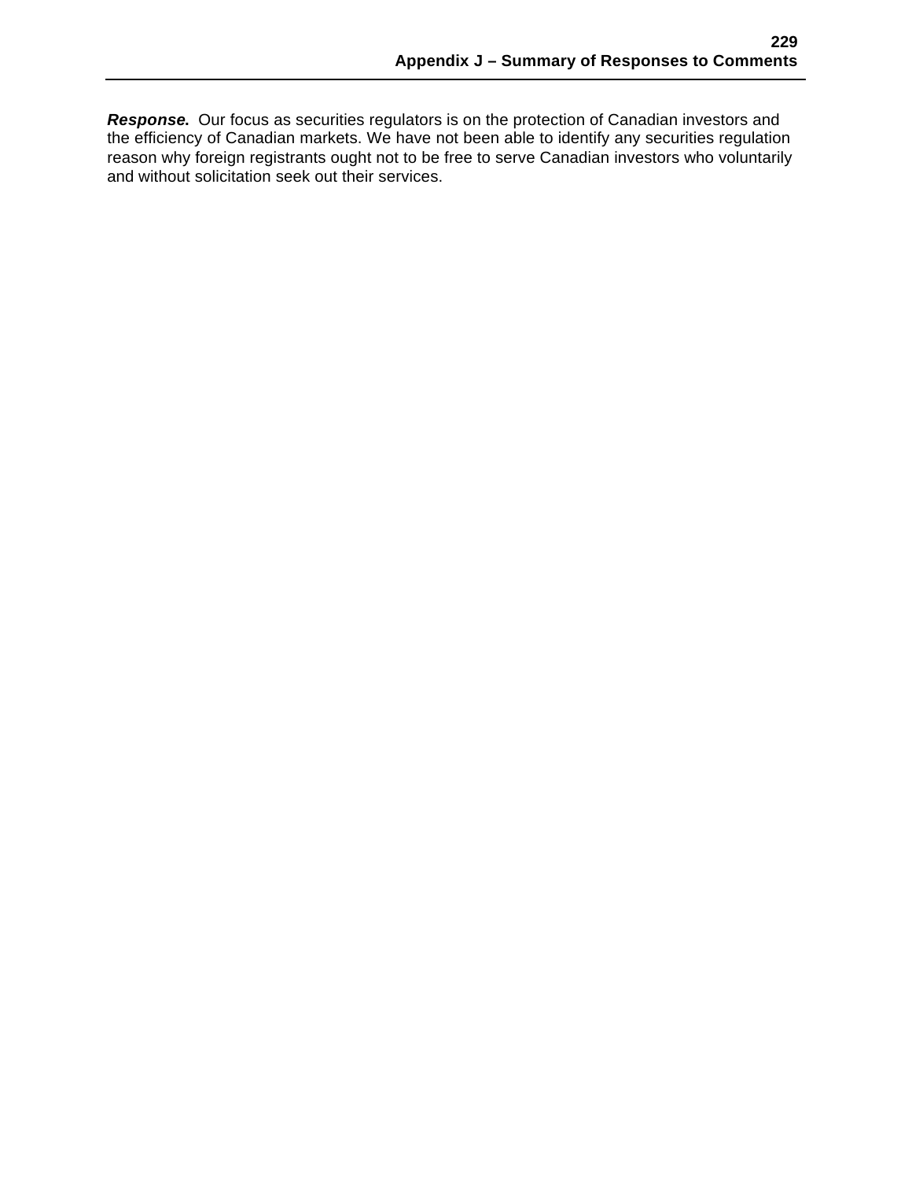***Response.*** Our focus as securities regulators is on the protection of Canadian investors and the efficiency of Canadian markets. We have not been able to identify any securities regulation reason why foreign registrants ought not to be free to serve Canadian investors who voluntarily and without solicitation seek out their services.